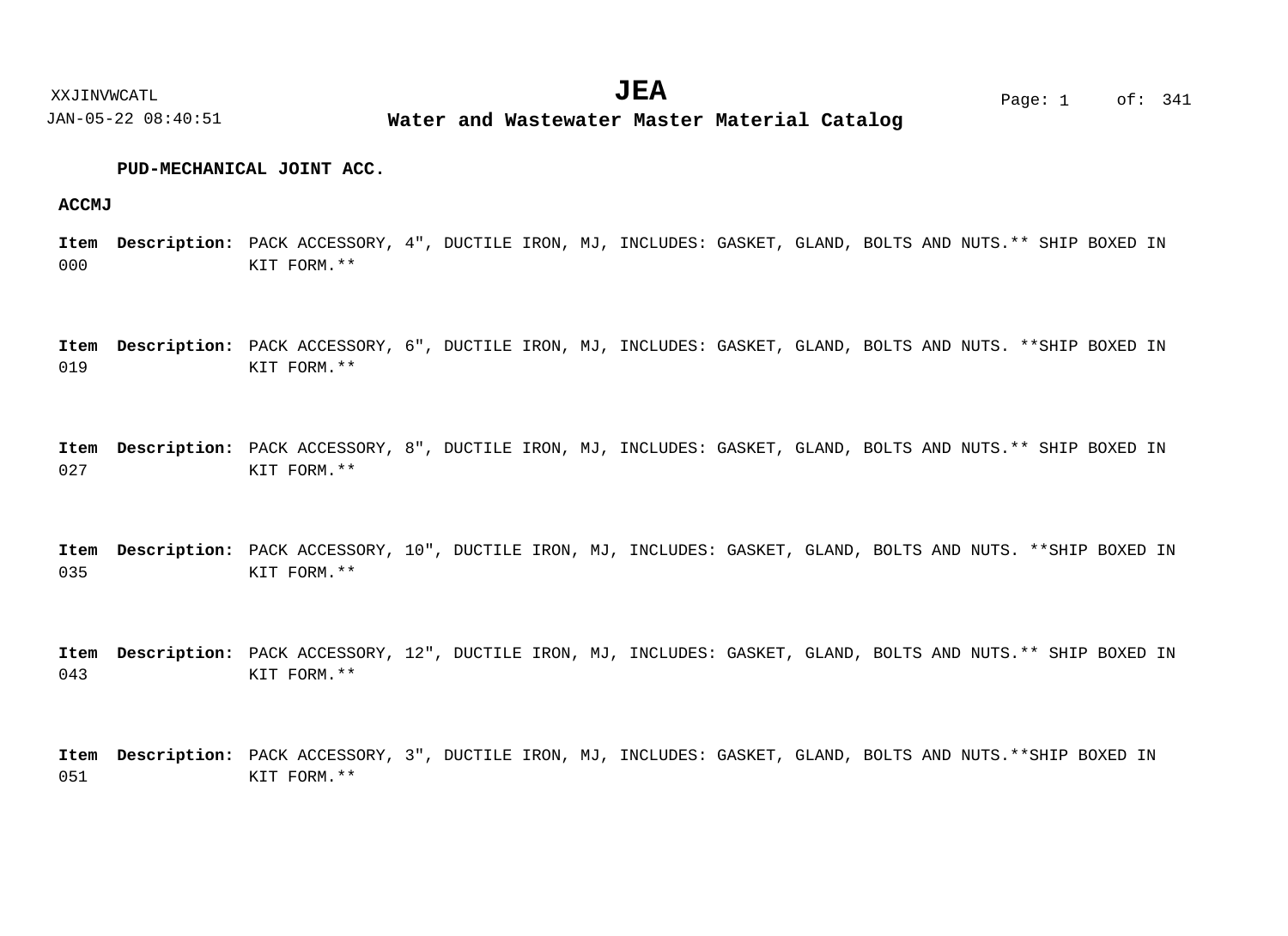**JEA**

**Water and Wastewater Master Material Catalog**

### PUD-MECHANICAL JOINT ACC.

**ACCMJ**

**Item** 000 **Description:** PACK ACCESSORY, 4", DUCTILE IRON, MJ, INCLUDES: GASKET, GLAND, BOLTS AND NUTS.** SHIP BOXED IN KIT FORM.**

**Item** 019 **Description:** PACK ACCESSORY, 6", DUCTILE IRON, MJ, INCLUDES: GASKET, GLAND, BOLTS AND NUTS. **SHIP BOXED IN KIT FORM.**

**Item** 027 **Description:** PACK ACCESSORY, 8", DUCTILE IRON, MJ, INCLUDES: GASKET, GLAND, BOLTS AND NUTS.** SHIP BOXED IN KIT FORM.**

**Item** 035 **Description:** PACK ACCESSORY, 10", DUCTILE IRON, MJ, INCLUDES: GASKET, GLAND, BOLTS AND NUTS. **SHIP BOXED IN KIT FORM.**

**Item** 043 **Description:** PACK ACCESSORY, 12", DUCTILE IRON, MJ, INCLUDES: GASKET, GLAND, BOLTS AND NUTS.** SHIP BOXED IN KIT FORM.**

**Item** 051 **Description:** PACK ACCESSORY, 3", DUCTILE IRON, MJ, INCLUDES: GASKET, GLAND, BOLTS AND NUTS.**SHIP BOXED IN KIT FORM.**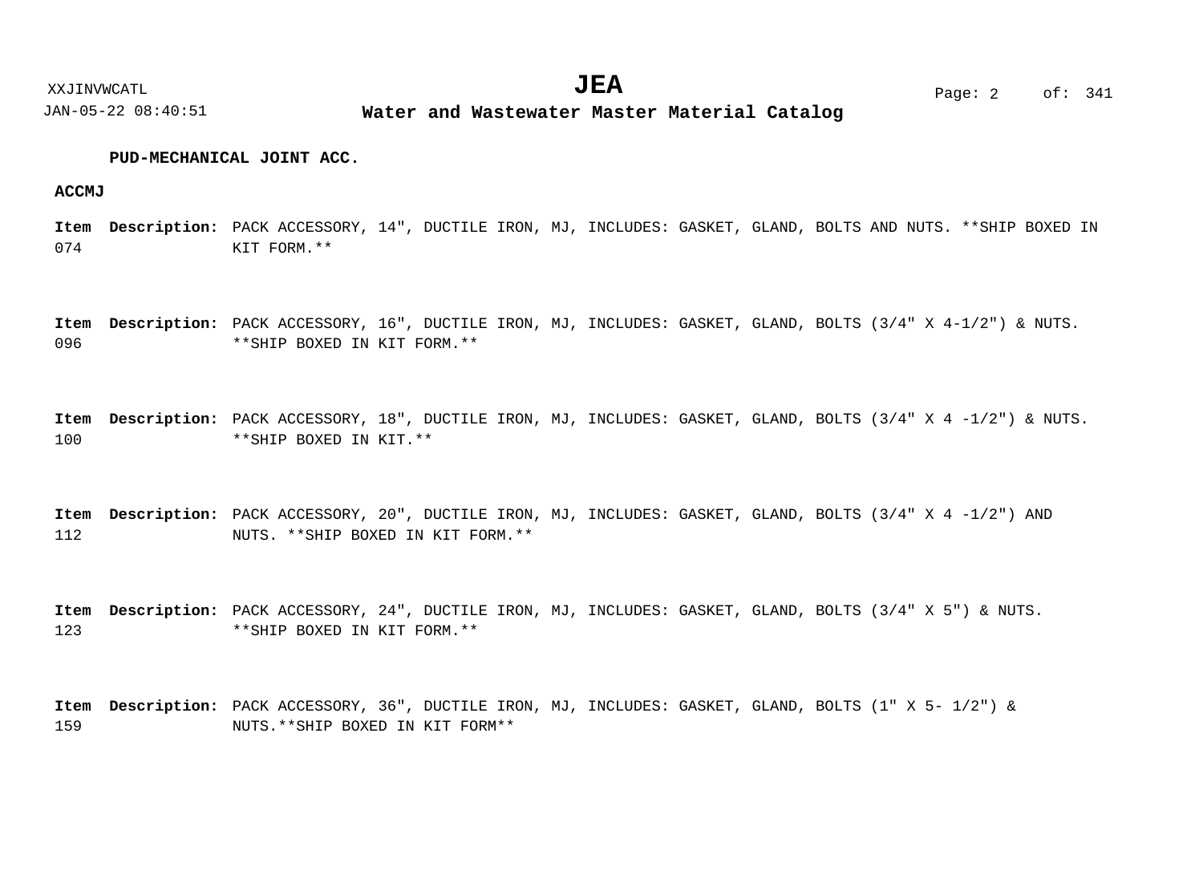**PUD-MECHANICAL JOINT ACC.**

**ACCMJ**

| Item | Description |
| --- | --- |
| 074 | PACK ACCESSORY, 14", DUCTILE IRON, MJ, INCLUDES: GASKET, GLAND, BOLTS AND NUTS. **SHIP BOXED IN KIT FORM.** |
| 096 | PACK ACCESSORY, 16", DUCTILE IRON, MJ, INCLUDES: GASKET, GLAND, BOLTS (3/4" X 4-1/2") & NUTS. **SHIP BOXED IN KIT FORM.** |
| 100 | PACK ACCESSORY, 18", DUCTILE IRON, MJ, INCLUDES: GASKET, GLAND, BOLTS (3/4" X 4 -1/2") & NUTS. **SHIP BOXED IN KIT.** |
| 112 | PACK ACCESSORY, 20", DUCTILE IRON, MJ, INCLUDES: GASKET, GLAND, BOLTS (3/4" X 4 -1/2") AND NUTS. **SHIP BOXED IN KIT FORM.** |
| 123 | PACK ACCESSORY, 24", DUCTILE IRON, MJ, INCLUDES: GASKET, GLAND, BOLTS (3/4" X 5") & NUTS. **SHIP BOXED IN KIT FORM.** |
| 159 | PACK ACCESSORY, 36", DUCTILE IRON, MJ, INCLUDES: GASKET, GLAND, BOLTS (1" X 5- 1/2") & NUTS.**SHIP BOXED IN KIT FORM** |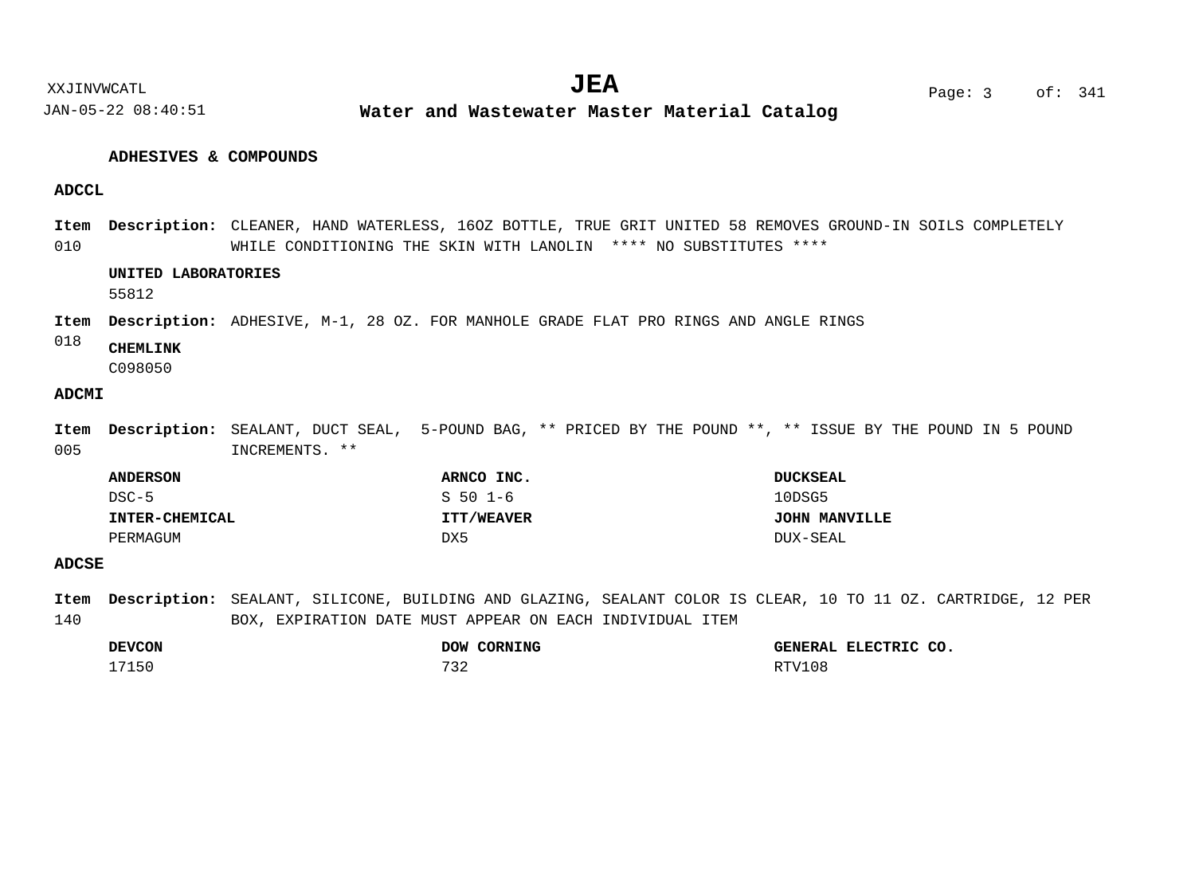## ADHESIVES & COMPOUNDS

### ADCCL

**Item** 010 **Description:** CLEANER, HAND WATERLESS, 16OZ BOTTLE, TRUE GRIT UNITED 58 REMOVES GROUND-IN SOILS COMPLETELY WHILE CONDITIONING THE SKIN WITH LANOLIN **** NO SUBSTITUTES ****

**UNITED LABORATORIES**
55812

**Item** 018 **Description:** ADHESIVE, M-1, 28 OZ. FOR MANHOLE GRADE FLAT PRO RINGS AND ANGLE RINGS

**CHEMLINK**
C098050

### ADCMI

**Item** 005 **Description:** SEALANT, DUCT SEAL, 5-POUND BAG, ** PRICED BY THE POUND **, ** ISSUE BY THE POUND IN 5 POUND INCREMENTS. **

| | | |
|---|---|---|
| **ANDERSON** | **ARNCO INC.** | **DUCKSEAL** |
| DSC-5 | S 50 1-6 | 10DSG5 |
| **INTER-CHEMICAL** | **ITT/WEAVER** | **JOHN MANVILLE** |
| PERMAGUM | DX5 | DUX-SEAL |

### ADCSE

**Item** 140 **Description:** SEALANT, SILICONE, BUILDING AND GLAZING, SEALANT COLOR IS CLEAR, 10 TO 11 OZ. CARTRIDGE, 12 PER BOX, EXPIRATION DATE MUST APPEAR ON EACH INDIVIDUAL ITEM

| | | |
|---|---|---|
| **DEVCON** | **DOW CORNING** | **GENERAL ELECTRIC CO.** |
| 17150 | 732 | RTV108 |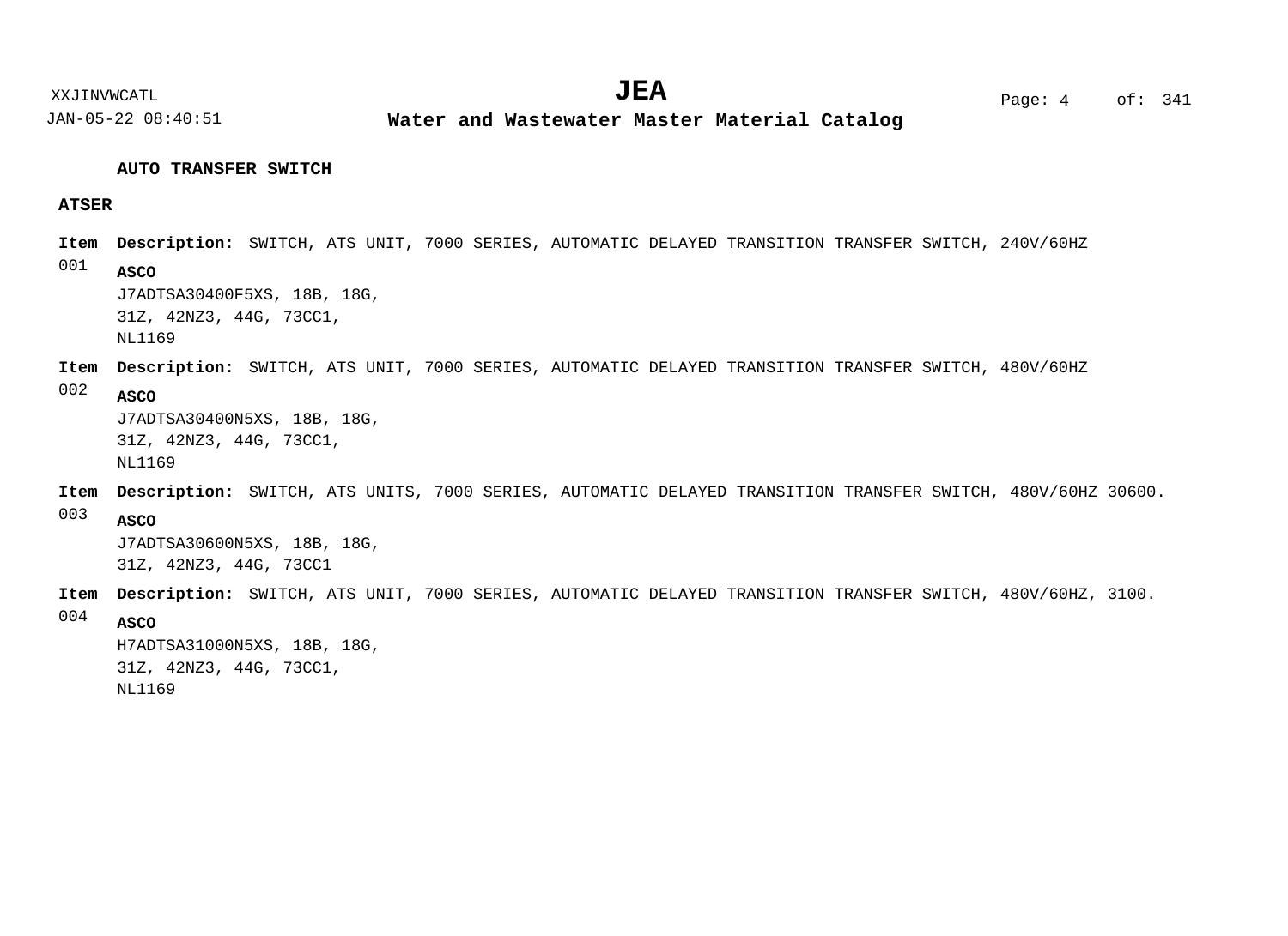## AUTO TRANSFER SWITCH

### ATSER

**Item** 001 **Description:** SWITCH, ATS UNIT, 7000 SERIES, AUTOMATIC DELAYED TRANSITION TRANSFER SWITCH, 240V/60HZ

**ASCO**
J7ADTSA30400F5XS, 18B, 18G,
31Z, 42NZ3, 44G, 73CC1,
NL1169

**Item** 002 **Description:** SWITCH, ATS UNIT, 7000 SERIES, AUTOMATIC DELAYED TRANSITION TRANSFER SWITCH, 480V/60HZ

**ASCO**
J7ADTSA30400N5XS, 18B, 18G,
31Z, 42NZ3, 44G, 73CC1,
NL1169

**Item** 003 **Description:** SWITCH, ATS UNITS, 7000 SERIES, AUTOMATIC DELAYED TRANSITION TRANSFER SWITCH, 480V/60HZ 30600.

**ASCO**
J7ADTSA30600N5XS, 18B, 18G,
31Z, 42NZ3, 44G, 73CC1

**Item** 004 **Description:** SWITCH, ATS UNIT, 7000 SERIES, AUTOMATIC DELAYED TRANSITION TRANSFER SWITCH, 480V/60HZ, 3100.

**ASCO**
H7ADTSA31000N5XS, 18B, 18G,
31Z, 42NZ3, 44G, 73CC1,
NL1169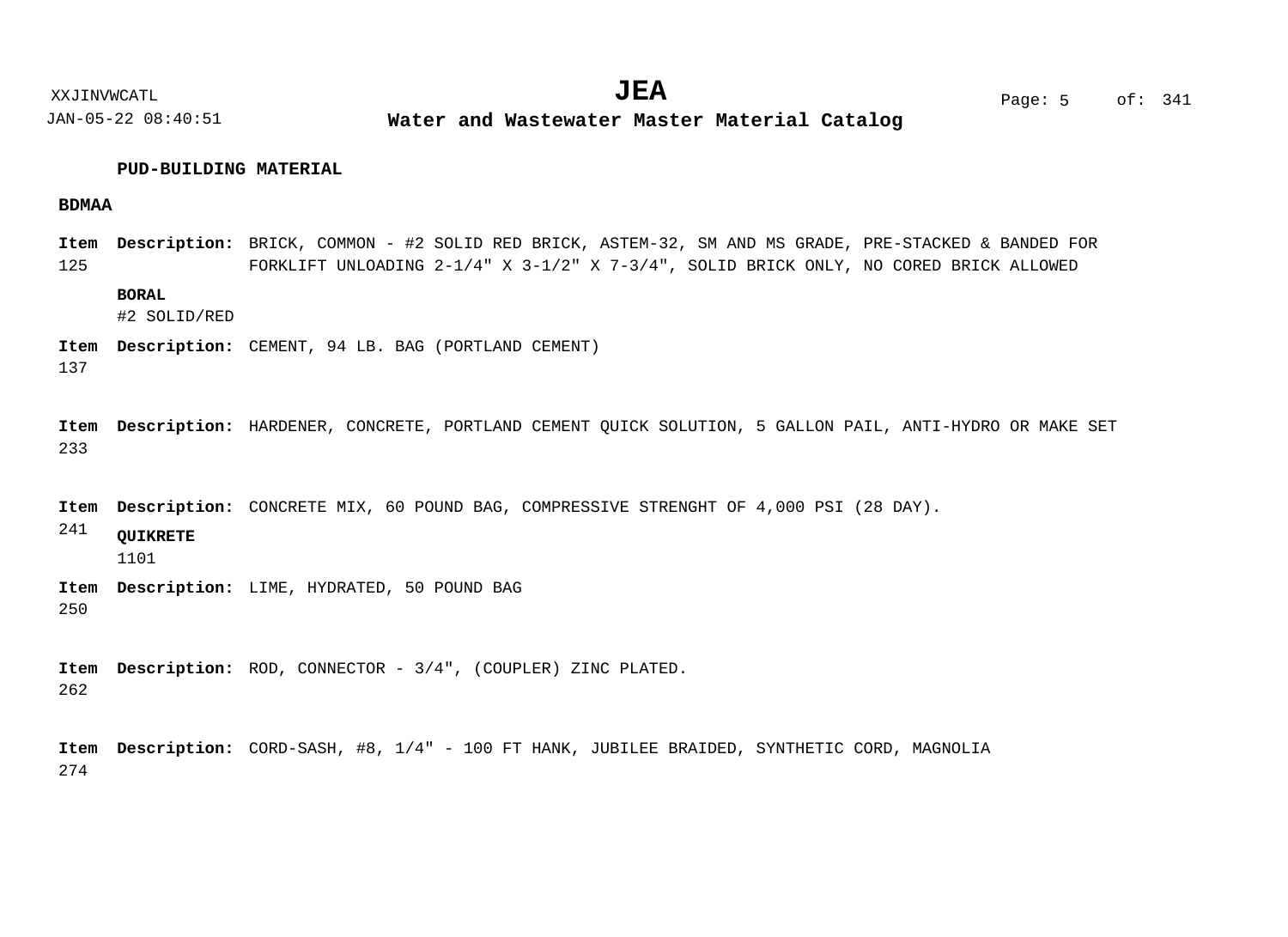## PUD-BUILDING MATERIAL

### BDMAA

**Item** 125 **Description:** BRICK, COMMON - #2 SOLID RED BRICK, ASTEM-32, SM AND MS GRADE, PRE-STACKED & BANDED FOR FORKLIFT UNLOADING 2-1/4" X 3-1/2" X 7-3/4", SOLID BRICK ONLY, NO CORED BRICK ALLOWED

**BORAL**
#2 SOLID/RED

**Item** 137 **Description:** CEMENT, 94 LB. BAG (PORTLAND CEMENT)

**Item** 233 **Description:** HARDENER, CONCRETE, PORTLAND CEMENT QUICK SOLUTION, 5 GALLON PAIL, ANTI-HYDRO OR MAKE SET

**Item** 241 **Description:** CONCRETE MIX, 60 POUND BAG, COMPRESSIVE STRENGHT OF 4,000 PSI (28 DAY).

**QUIKRETE**
1101

**Item** 250 **Description:** LIME, HYDRATED, 50 POUND BAG

**Item** 262 **Description:** ROD, CONNECTOR - 3/4", (COUPLER) ZINC PLATED.

**Item** 274 **Description:** CORD-SASH, #8, 1/4" - 100 FT HANK, JUBILEE BRAIDED, SYNTHETIC CORD, MAGNOLIA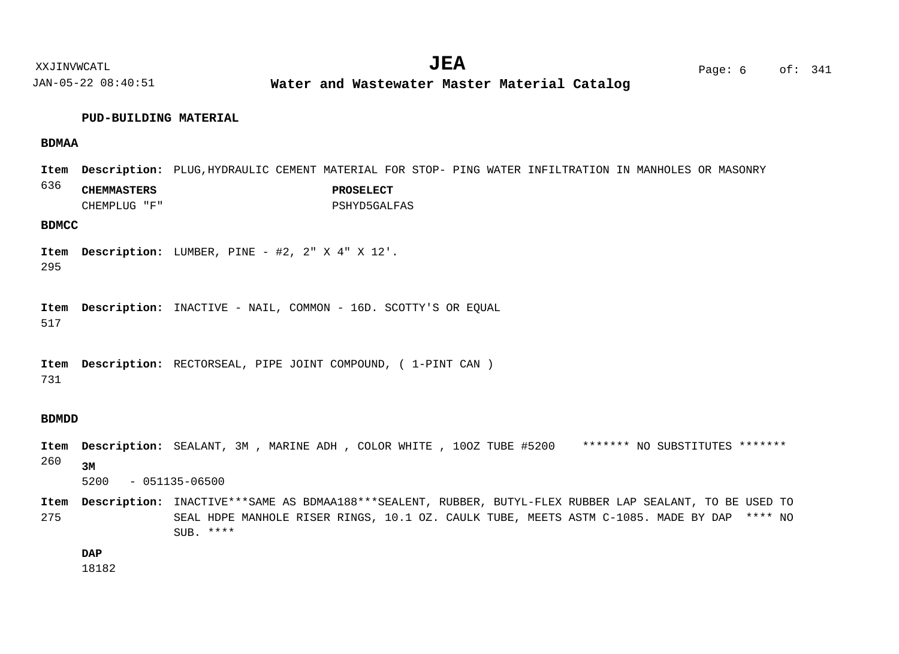## PUD-BUILDING MATERIAL

### BDMAA

**Item** 636 **Description:** PLUG,HYDRAULIC CEMENT MATERIAL FOR STOP- PING WATER INFILTRATION IN MANHOLES OR MASONRY

| CHEMMASTERS | PROSELECT |
|---|---|
| CHEMPLUG "F" | PSHYD5GALFAS |

### BDMCC

**Item** 295 **Description:** LUMBER, PINE - #2, 2" X 4" X 12'.

**Item** 517 **Description:** INACTIVE - NAIL, COMMON - 16D. SCOTTY'S OR EQUAL

**Item** 731 **Description:** RECTORSEAL, PIPE JOINT COMPOUND, ( 1-PINT CAN )

### BDMDD

**Item** 260 **Description:** SEALANT, 3M , MARINE ADH , COLOR WHITE , 10OZ TUBE #5200 ******* NO SUBSTITUTES *******

**3M**
5200 - 051135-06500

**Item** 275 **Description:** INACTIVE***SAME AS BDMAA188***SEALENT, RUBBER, BUTYL-FLEX RUBBER LAP SEALANT, TO BE USED TO SEAL HDPE MANHOLE RISER RINGS, 10.1 OZ. CAULK TUBE, MEETS ASTM C-1085. MADE BY DAP **** NO SUB. ****

**DAP**
18182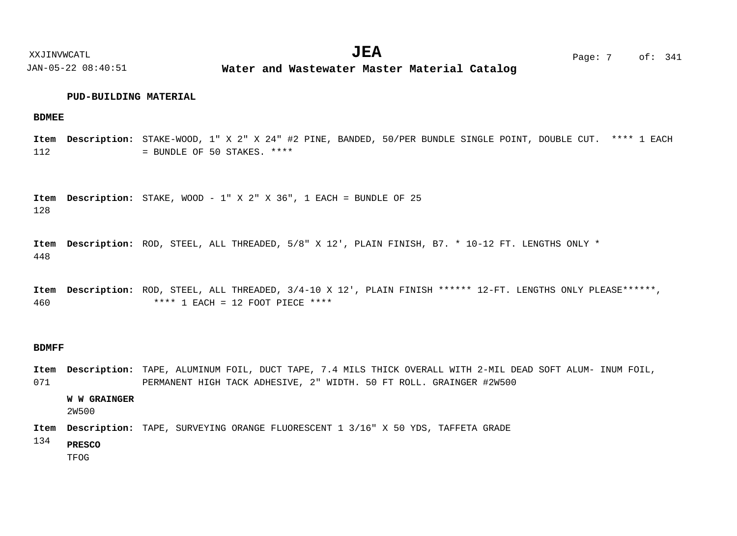**PUD-BUILDING MATERIAL**

**BDMEE**

**Item 112** **Description:** STAKE-WOOD, 1" X 2" X 24" #2 PINE, BANDED, 50/PER BUNDLE SINGLE POINT, DOUBLE CUT. **** 1 EACH = BUNDLE OF 50 STAKES. ****

**Item 128** **Description:** STAKE, WOOD - 1" X 2" X 36", 1 EACH = BUNDLE OF 25

**Item 448** **Description:** ROD, STEEL, ALL THREADED, 5/8" X 12', PLAIN FINISH, B7. * 10-12 FT. LENGTHS ONLY *

**Item 460** **Description:** ROD, STEEL, ALL THREADED, 3/4-10 X 12', PLAIN FINISH ****** 12-FT. LENGTHS ONLY PLEASE******, **** 1 EACH = 12 FOOT PIECE ****

**BDMFF**

**Item 071** **Description:** TAPE, ALUMINUM FOIL, DUCT TAPE, 7.4 MILS THICK OVERALL WITH 2-MIL DEAD SOFT ALUM- INUM FOIL, PERMANENT HIGH TACK ADHESIVE, 2" WIDTH. 50 FT ROLL. GRAINGER #2W500

**W W GRAINGER**
2W500

**Item 134** **Description:** TAPE, SURVEYING ORANGE FLUORESCENT 1 3/16" X 50 YDS, TAFFETA GRADE

**PRESCO**
TFOG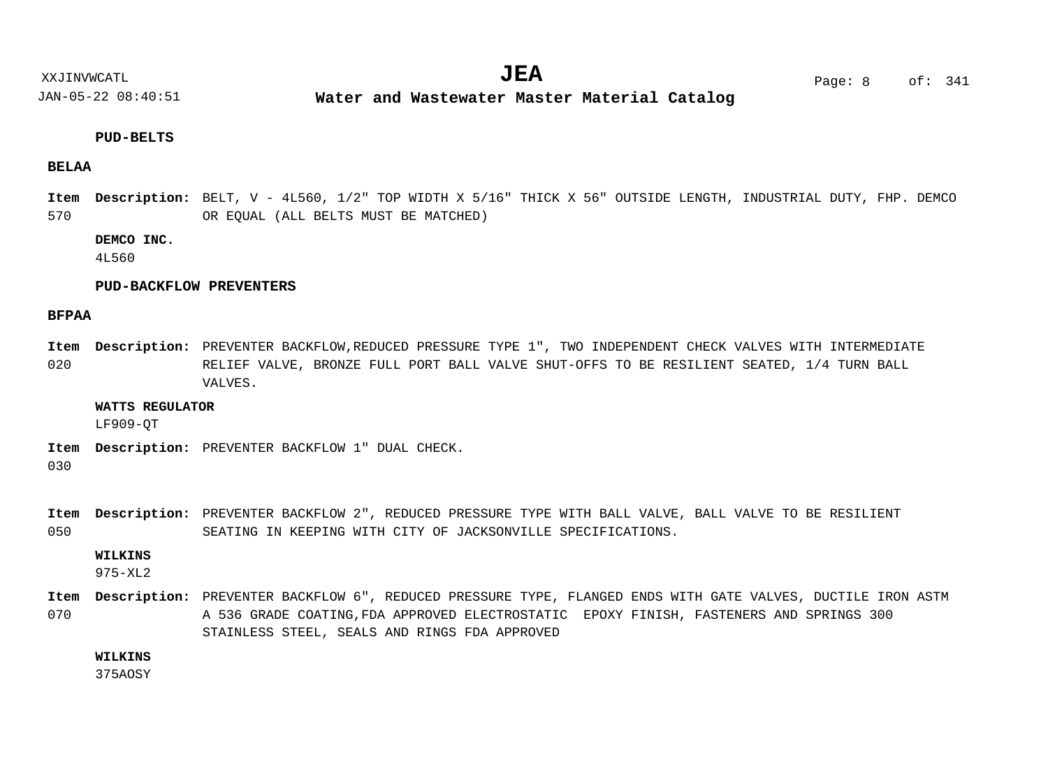### PUD-BELTS

#### BELAA

**Item** 570 **Description:** BELT, V - 4L560, 1/2" TOP WIDTH X 5/16" THICK X 56" OUTSIDE LENGTH, INDUSTRIAL DUTY, FHP. DEMCO OR EQUAL (ALL BELTS MUST BE MATCHED)

**DEMCO INC.**
4L560

### PUD-BACKFLOW PREVENTERS

#### BFPAA

**Item** 020 **Description:** PREVENTER BACKFLOW,REDUCED PRESSURE TYPE 1", TWO INDEPENDENT CHECK VALVES WITH INTERMEDIATE RELIEF VALVE, BRONZE FULL PORT BALL VALVE SHUT-OFFS TO BE RESILIENT SEATED, 1/4 TURN BALL VALVES.

**WATTS REGULATOR**
LF909-QT

**Item** 030 **Description:** PREVENTER BACKFLOW 1" DUAL CHECK.

**Item** 050 **Description:** PREVENTER BACKFLOW 2", REDUCED PRESSURE TYPE WITH BALL VALVE, BALL VALVE TO BE RESILIENT SEATING IN KEEPING WITH CITY OF JACKSONVILLE SPECIFICATIONS.

**WILKINS**
975-XL2

**Item** 070 **Description:** PREVENTER BACKFLOW 6", REDUCED PRESSURE TYPE, FLANGED ENDS WITH GATE VALVES, DUCTILE IRON ASTM A 536 GRADE COATING,FDA APPROVED ELECTROSTATIC EPOXY FINISH, FASTENERS AND SPRINGS 300 STAINLESS STEEL, SEALS AND RINGS FDA APPROVED

**WILKINS**
375AOSY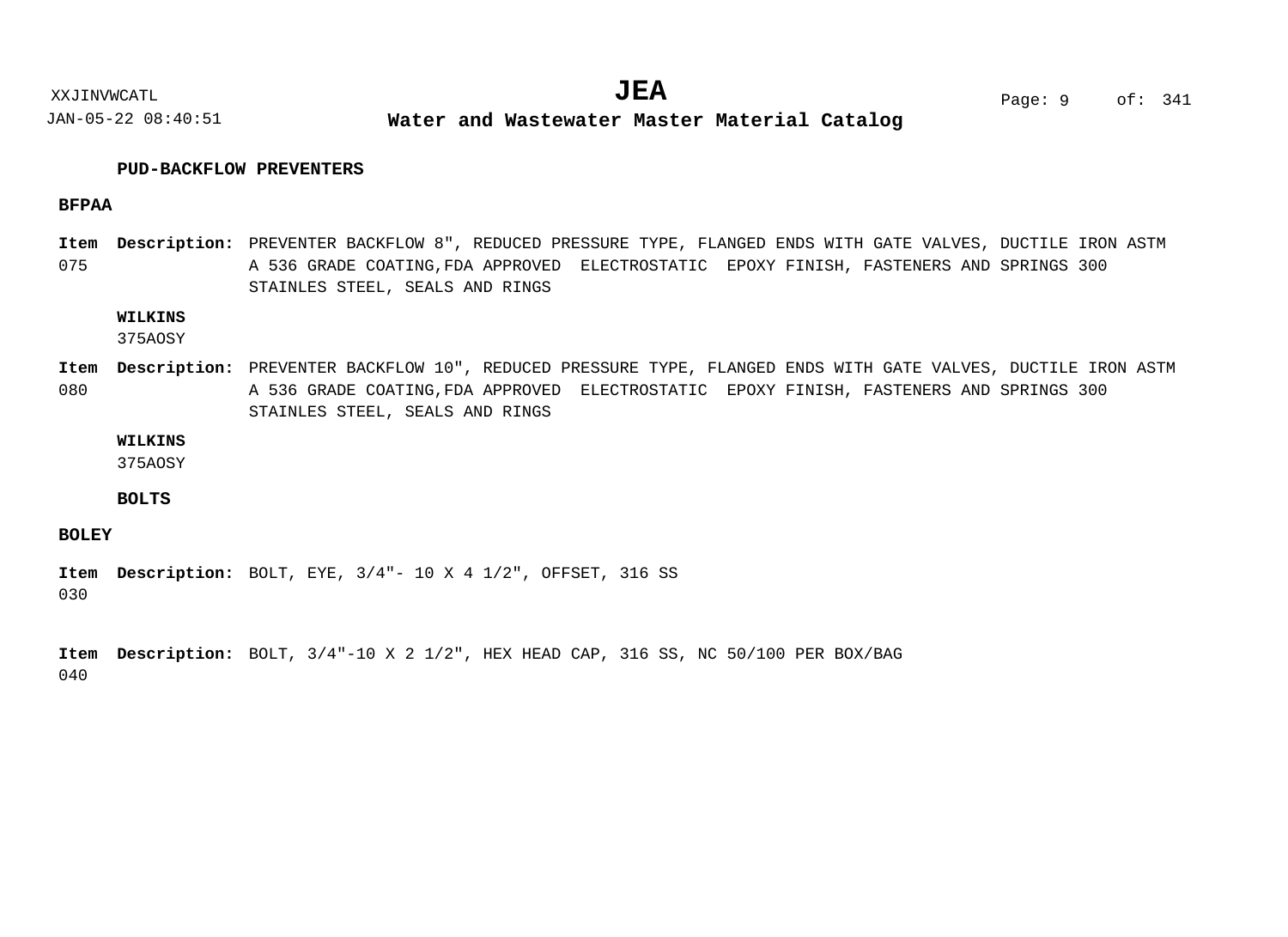## PUD-BACKFLOW PREVENTERS

### BFPAA

**Item** 075 **Description:** PREVENTER BACKFLOW 8", REDUCED PRESSURE TYPE, FLANGED ENDS WITH GATE VALVES, DUCTILE IRON ASTM A 536 GRADE COATING,FDA APPROVED ELECTROSTATIC EPOXY FINISH, FASTENERS AND SPRINGS 300 STAINLES STEEL, SEALS AND RINGS

**WILKINS**
375AOSY

**Item** 080 **Description:** PREVENTER BACKFLOW 10", REDUCED PRESSURE TYPE, FLANGED ENDS WITH GATE VALVES, DUCTILE IRON ASTM A 536 GRADE COATING,FDA APPROVED ELECTROSTATIC EPOXY FINISH, FASTENERS AND SPRINGS 300 STAINLES STEEL, SEALS AND RINGS

**WILKINS**
375AOSY

## BOLTS

### BOLEY

**Item** 030 **Description:** BOLT, EYE, 3/4"- 10 X 4 1/2", OFFSET, 316 SS

**Item** 040 **Description:** BOLT, 3/4"-10 X 2 1/2", HEX HEAD CAP, 316 SS, NC 50/100 PER BOX/BAG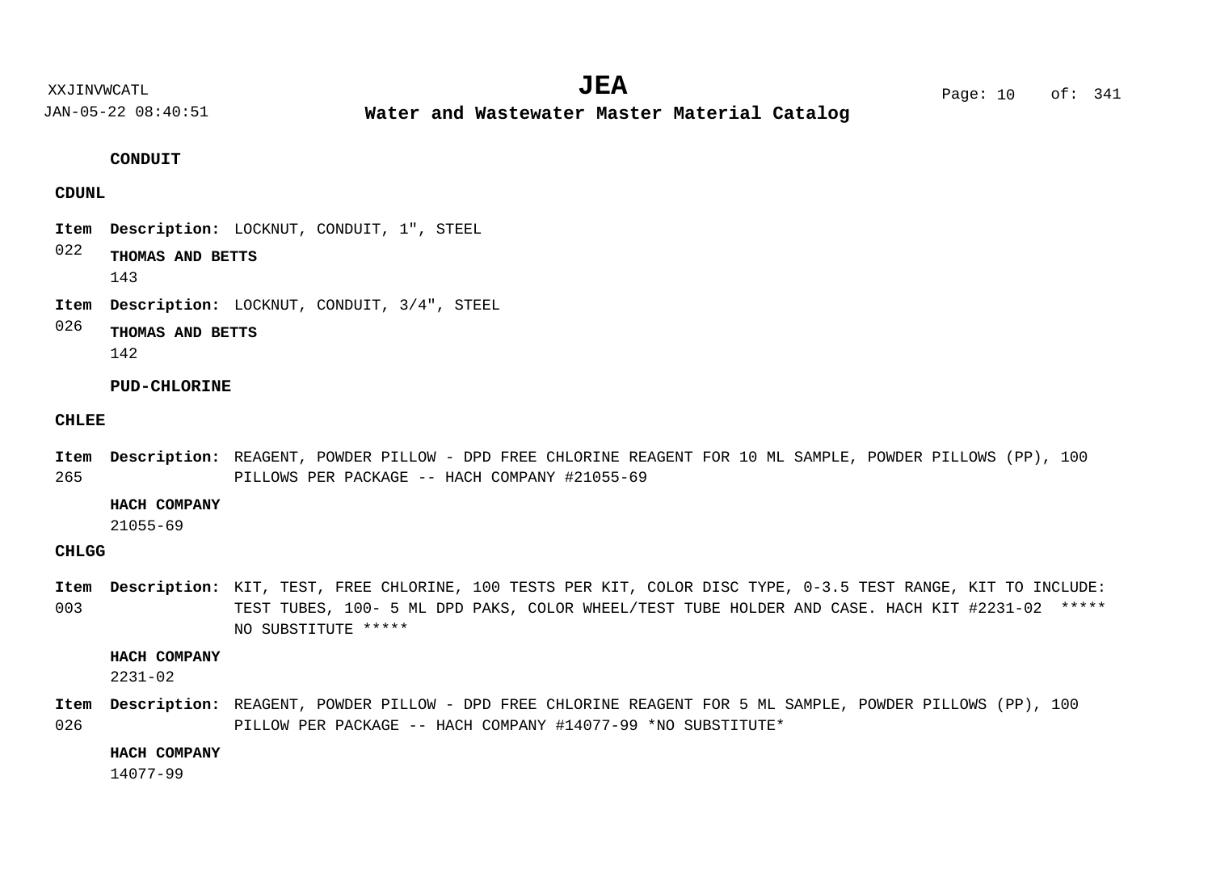**CONDUIT**

**CDUNL**

**Item** **Description:** LOCKNUT, CONDUIT, 1", STEEL
022

**THOMAS AND BETTS**
143

**Item** **Description:** LOCKNUT, CONDUIT, 3/4", STEEL
026

**THOMAS AND BETTS**
142

**PUD-CHLORINE**

**CHLEE**

**Item** **Description:** REAGENT, POWDER PILLOW - DPD FREE CHLORINE REAGENT FOR 10 ML SAMPLE, POWDER PILLOWS (PP), 100 PILLOWS PER PACKAGE -- HACH COMPANY #21055-69
265

**HACH COMPANY**
21055-69

**CHLGG**

**Item** **Description:** KIT, TEST, FREE CHLORINE, 100 TESTS PER KIT, COLOR DISC TYPE, 0-3.5 TEST RANGE, KIT TO INCLUDE: TEST TUBES, 100- 5 ML DPD PAKS, COLOR WHEEL/TEST TUBE HOLDER AND CASE. HACH KIT #2231-02 ***** NO SUBSTITUTE *****
003

**HACH COMPANY**
2231-02

**Item** **Description:** REAGENT, POWDER PILLOW - DPD FREE CHLORINE REAGENT FOR 5 ML SAMPLE, POWDER PILLOWS (PP), 100 PILLOW PER PACKAGE -- HACH COMPANY #14077-99 *NO SUBSTITUTE*
026

**HACH COMPANY**
14077-99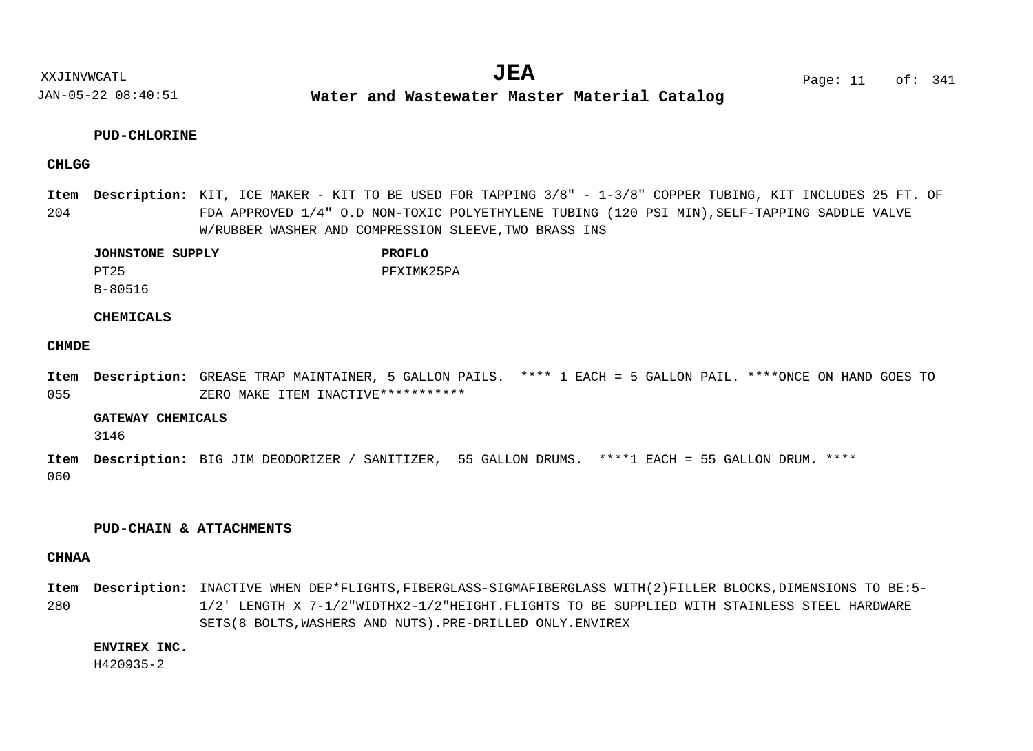## PUD-CHLORINE

### CHLGG

**Item 204** **Description:** KIT, ICE MAKER - KIT TO BE USED FOR TAPPING 3/8" - 1-3/8" COPPER TUBING, KIT INCLUDES 25 FT. OF FDA APPROVED 1/4" O.D NON-TOXIC POLYETHYLENE TUBING (120 PSI MIN),SELF-TAPPING SADDLE VALVE W/RUBBER WASHER AND COMPRESSION SLEEVE,TWO BRASS INS

| JOHNSTONE SUPPLY | PROFLO |
|---|---|
| PT25 | PFXIMK25PA |
| B-80516 | |

## CHEMICALS

### CHMDE

**Item 055** **Description:** GREASE TRAP MAINTAINER, 5 GALLON PAILS. **** 1 EACH = 5 GALLON PAIL. ****ONCE ON HAND GOES TO ZERO MAKE ITEM INACTIVE***********

**GATEWAY CHEMICALS**

3146

**Item 060** **Description:** BIG JIM DEODORIZER / SANITIZER, 55 GALLON DRUMS. ****1 EACH = 55 GALLON DRUM. ****

## PUD-CHAIN & ATTACHMENTS

### CHNAA

**Item 280** **Description:** INACTIVE WHEN DEP*FLIGHTS,FIBERGLASS-SIGMAFIBERGLASS WITH(2)FILLER BLOCKS,DIMENSIONS TO BE:5-1/2' LENGTH X 7-1/2"WIDTHX2-1/2"HEIGHT.FLIGHTS TO BE SUPPLIED WITH STAINLESS STEEL HARDWARE SETS(8 BOLTS,WASHERS AND NUTS).PRE-DRILLED ONLY.ENVIREX

**ENVIREX INC.**

H420935-2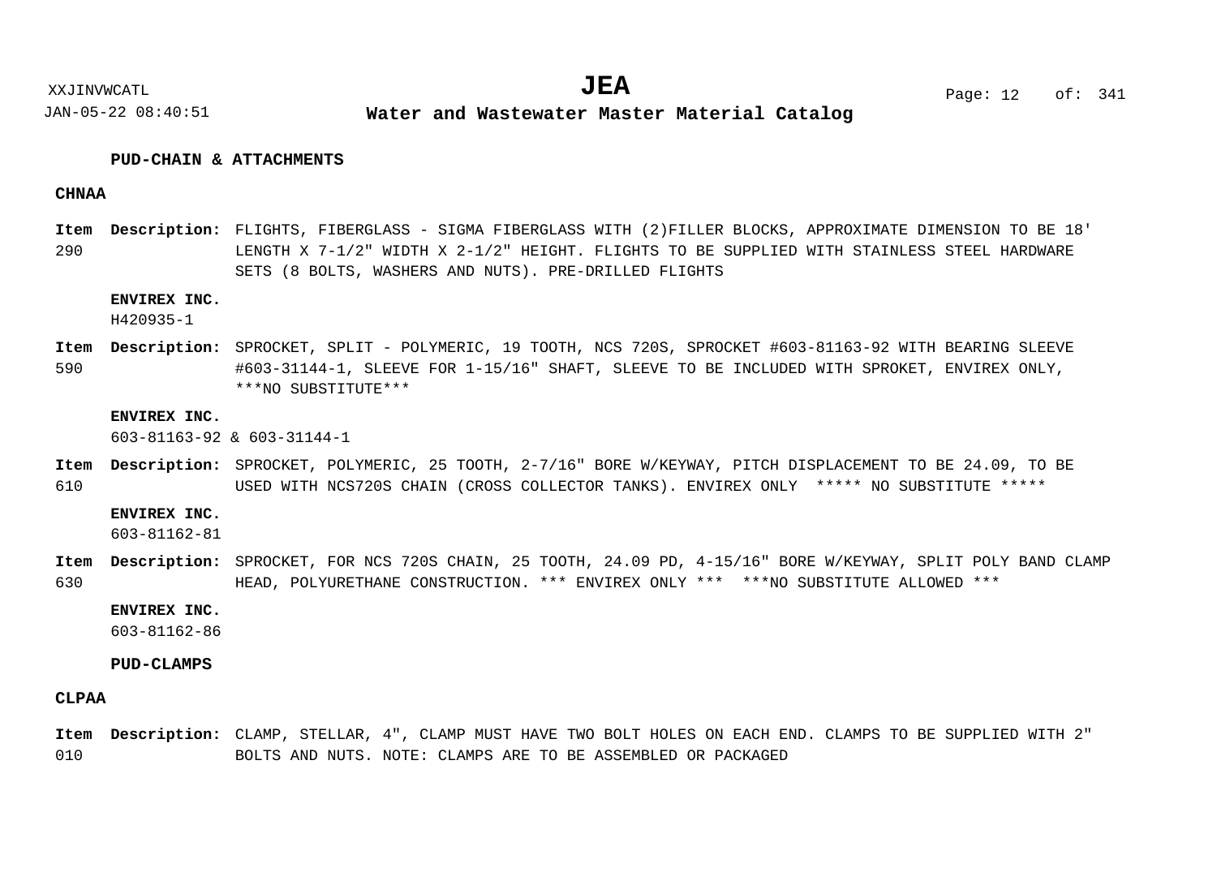## PUD-CHAIN & ATTACHMENTS

### CHNAA

**Item** 290 **Description:** FLIGHTS, FIBERGLASS - SIGMA FIBERGLASS WITH (2)FILLER BLOCKS, APPROXIMATE DIMENSION TO BE 18' LENGTH X 7-1/2" WIDTH X 2-1/2" HEIGHT. FLIGHTS TO BE SUPPLIED WITH STAINLESS STEEL HARDWARE SETS (8 BOLTS, WASHERS AND NUTS). PRE-DRILLED FLIGHTS

**ENVIREX INC.**
H420935-1

**Item** 590 **Description:** SPROCKET, SPLIT - POLYMERIC, 19 TOOTH, NCS 720S, SPROCKET #603-81163-92 WITH BEARING SLEEVE #603-31144-1, SLEEVE FOR 1-15/16" SHAFT, SLEEVE TO BE INCLUDED WITH SPROKET, ENVIREX ONLY, ***NO SUBSTITUTE***

**ENVIREX INC.**
603-81163-92 & 603-31144-1

**Item** 610 **Description:** SPROCKET, POLYMERIC, 25 TOOTH, 2-7/16" BORE W/KEYWAY, PITCH DISPLACEMENT TO BE 24.09, TO BE USED WITH NCS720S CHAIN (CROSS COLLECTOR TANKS). ENVIREX ONLY ***** NO SUBSTITUTE *****

**ENVIREX INC.**
603-81162-81

**Item** 630 **Description:** SPROCKET, FOR NCS 720S CHAIN, 25 TOOTH, 24.09 PD, 4-15/16" BORE W/KEYWAY, SPLIT POLY BAND CLAMP HEAD, POLYURETHANE CONSTRUCTION. *** ENVIREX ONLY *** ***NO SUBSTITUTE ALLOWED ***

**ENVIREX INC.**
603-81162-86

## PUD-CLAMPS

### CLPAA

**Item** 010 **Description:** CLAMP, STELLAR, 4", CLAMP MUST HAVE TWO BOLT HOLES ON EACH END. CLAMPS TO BE SUPPLIED WITH 2" BOLTS AND NUTS. NOTE: CLAMPS ARE TO BE ASSEMBLED OR PACKAGED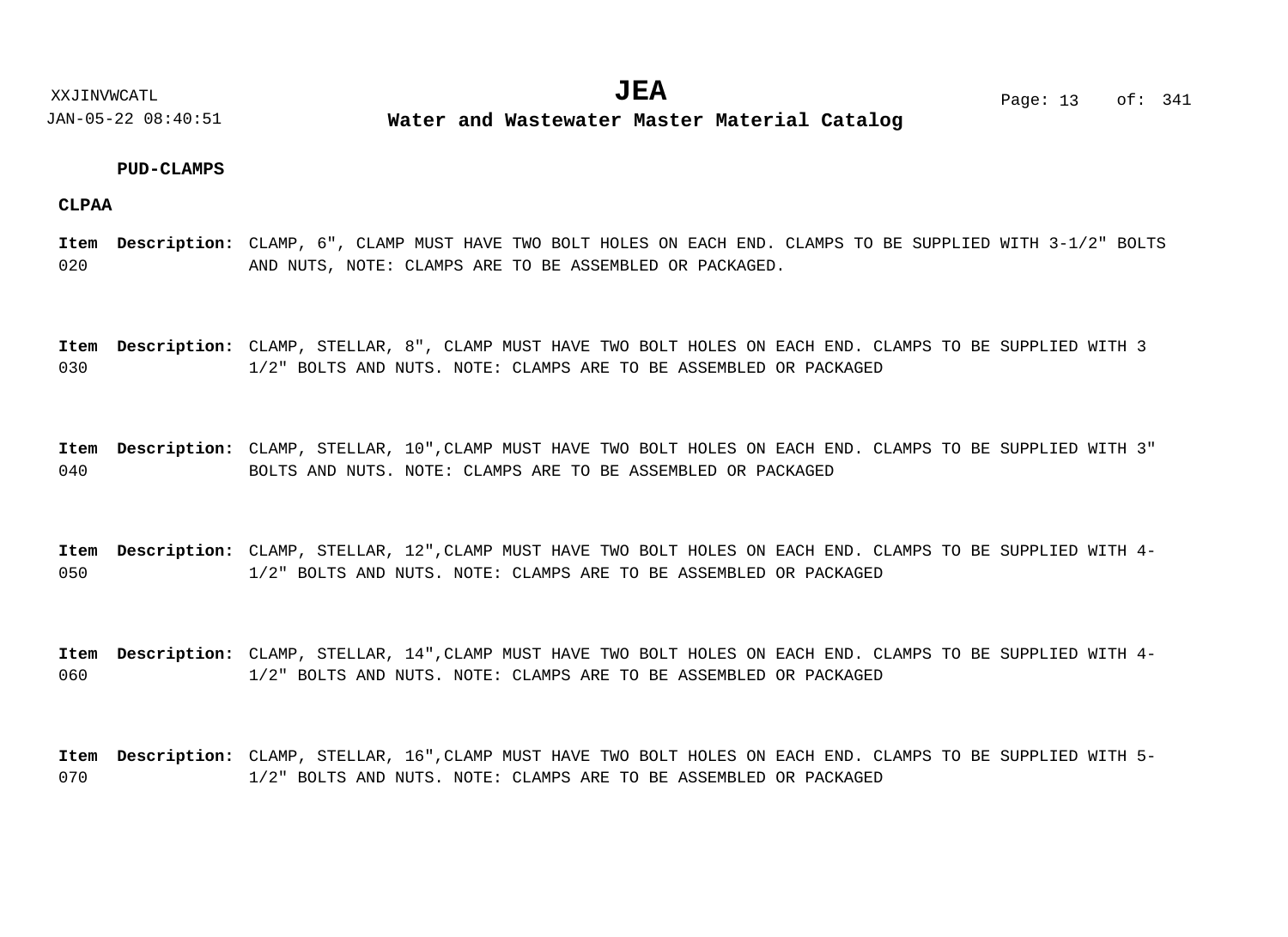**PUD-CLAMPS**

**CLPAA**

**Item** 020 **Description:** CLAMP, 6", CLAMP MUST HAVE TWO BOLT HOLES ON EACH END. CLAMPS TO BE SUPPLIED WITH 3-1/2" BOLTS AND NUTS, NOTE: CLAMPS ARE TO BE ASSEMBLED OR PACKAGED.

**Item** 030 **Description:** CLAMP, STELLAR, 8", CLAMP MUST HAVE TWO BOLT HOLES ON EACH END. CLAMPS TO BE SUPPLIED WITH 3 1/2" BOLTS AND NUTS. NOTE: CLAMPS ARE TO BE ASSEMBLED OR PACKAGED

**Item** 040 **Description:** CLAMP, STELLAR, 10",CLAMP MUST HAVE TWO BOLT HOLES ON EACH END. CLAMPS TO BE SUPPLIED WITH 3" BOLTS AND NUTS. NOTE: CLAMPS ARE TO BE ASSEMBLED OR PACKAGED

**Item** 050 **Description:** CLAMP, STELLAR, 12",CLAMP MUST HAVE TWO BOLT HOLES ON EACH END. CLAMPS TO BE SUPPLIED WITH 4-1/2" BOLTS AND NUTS. NOTE: CLAMPS ARE TO BE ASSEMBLED OR PACKAGED

**Item** 060 **Description:** CLAMP, STELLAR, 14",CLAMP MUST HAVE TWO BOLT HOLES ON EACH END. CLAMPS TO BE SUPPLIED WITH 4-1/2" BOLTS AND NUTS. NOTE: CLAMPS ARE TO BE ASSEMBLED OR PACKAGED

**Item** 070 **Description:** CLAMP, STELLAR, 16",CLAMP MUST HAVE TWO BOLT HOLES ON EACH END. CLAMPS TO BE SUPPLIED WITH 5-1/2" BOLTS AND NUTS. NOTE: CLAMPS ARE TO BE ASSEMBLED OR PACKAGED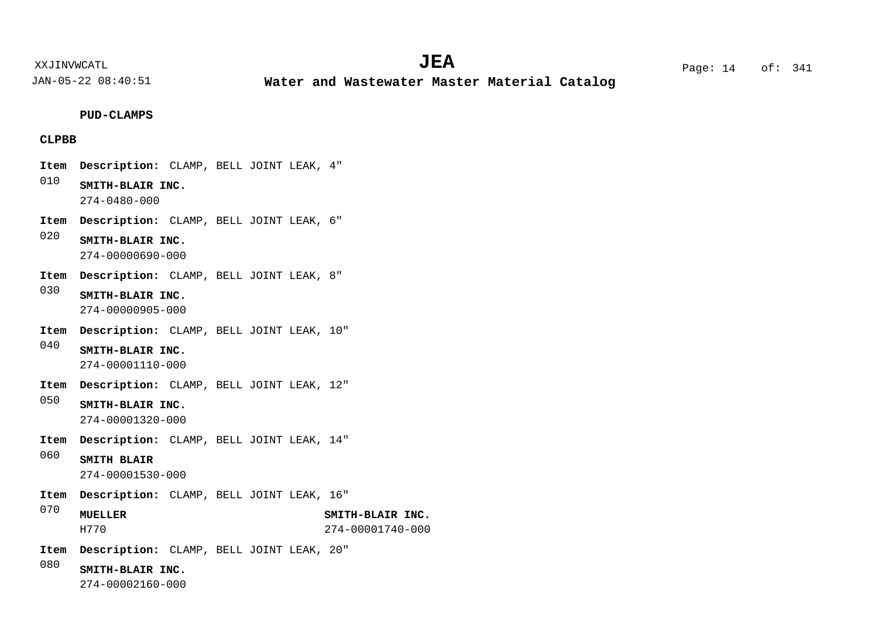**PUD-CLAMPS**

**CLPBB**

**Item** 010 **Description:** CLAMP, BELL JOINT LEAK, 4"

**SMITH-BLAIR INC.**
274-0480-000

**Item** 020 **Description:** CLAMP, BELL JOINT LEAK, 6"

**SMITH-BLAIR INC.**
274-00000690-000

**Item** 030 **Description:** CLAMP, BELL JOINT LEAK, 8"

**SMITH-BLAIR INC.**
274-00000905-000

**Item** 040 **Description:** CLAMP, BELL JOINT LEAK, 10"

**SMITH-BLAIR INC.**
274-00001110-000

**Item** 050 **Description:** CLAMP, BELL JOINT LEAK, 12"

**SMITH-BLAIR INC.**
274-00001320-000

**Item** 060 **Description:** CLAMP, BELL JOINT LEAK, 14"

**SMITH BLAIR**
274-00001530-000

**Item** 070 **Description:** CLAMP, BELL JOINT LEAK, 16"

| **MUELLER** | **SMITH-BLAIR INC.** |
|---|---|
| H770 | 274-00001740-000 |

**Item** 080 **Description:** CLAMP, BELL JOINT LEAK, 20"

**SMITH-BLAIR INC.**
274-00002160-000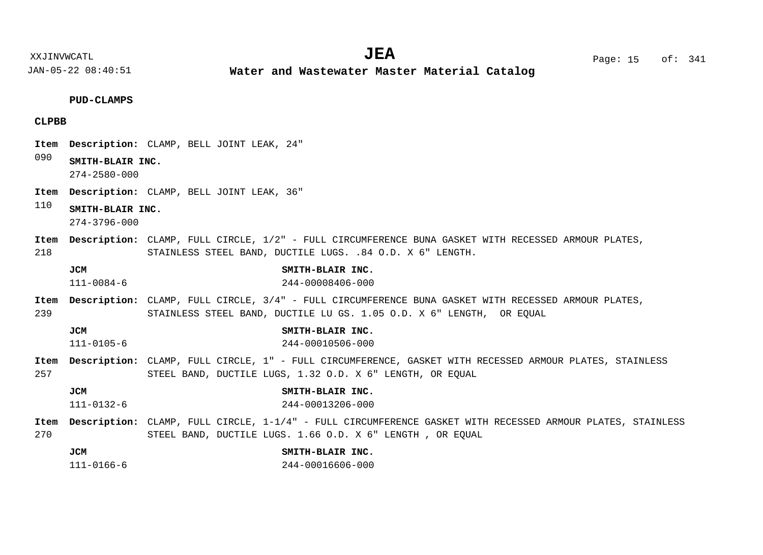**PUD-CLAMPS**

**CLPBB**

**Item 090** **Description:** CLAMP, BELL JOINT LEAK, 24"

**SMITH-BLAIR INC.**
274-2580-000

**Item 110** **Description:** CLAMP, BELL JOINT LEAK, 36"

**SMITH-BLAIR INC.**
274-3796-000

**Item 218** **Description:** CLAMP, FULL CIRCLE, 1/2" - FULL CIRCUMFERENCE BUNA GASKET WITH RECESSED ARMOUR PLATES, STAINLESS STEEL BAND, DUCTILE LUGS. .84 O.D. X 6" LENGTH.

| **JCM** | **SMITH-BLAIR INC.** |
| --- | --- |
| 111-0084-6 | 244-00008406-000 |

**Item 239** **Description:** CLAMP, FULL CIRCLE, 3/4" - FULL CIRCUMFERENCE BUNA GASKET WITH RECESSED ARMOUR PLATES, STAINLESS STEEL BAND, DUCTILE LU GS. 1.05 O.D. X 6" LENGTH, OR EQUAL

| **JCM** | **SMITH-BLAIR INC.** |
| --- | --- |
| 111-0105-6 | 244-00010506-000 |

**Item 257** **Description:** CLAMP, FULL CIRCLE, 1" - FULL CIRCUMFERENCE, GASKET WITH RECESSED ARMOUR PLATES, STAINLESS STEEL BAND, DUCTILE LUGS, 1.32 O.D. X 6" LENGTH, OR EQUAL

| **JCM** | **SMITH-BLAIR INC.** |
| --- | --- |
| 111-0132-6 | 244-00013206-000 |

**Item 270** **Description:** CLAMP, FULL CIRCLE, 1-1/4" - FULL CIRCUMFERENCE GASKET WITH RECESSED ARMOUR PLATES, STAINLESS STEEL BAND, DUCTILE LUGS. 1.66 O.D. X 6" LENGTH , OR EQUAL

| **JCM** | **SMITH-BLAIR INC.** |
| --- | --- |
| 111-0166-6 | 244-00016606-000 |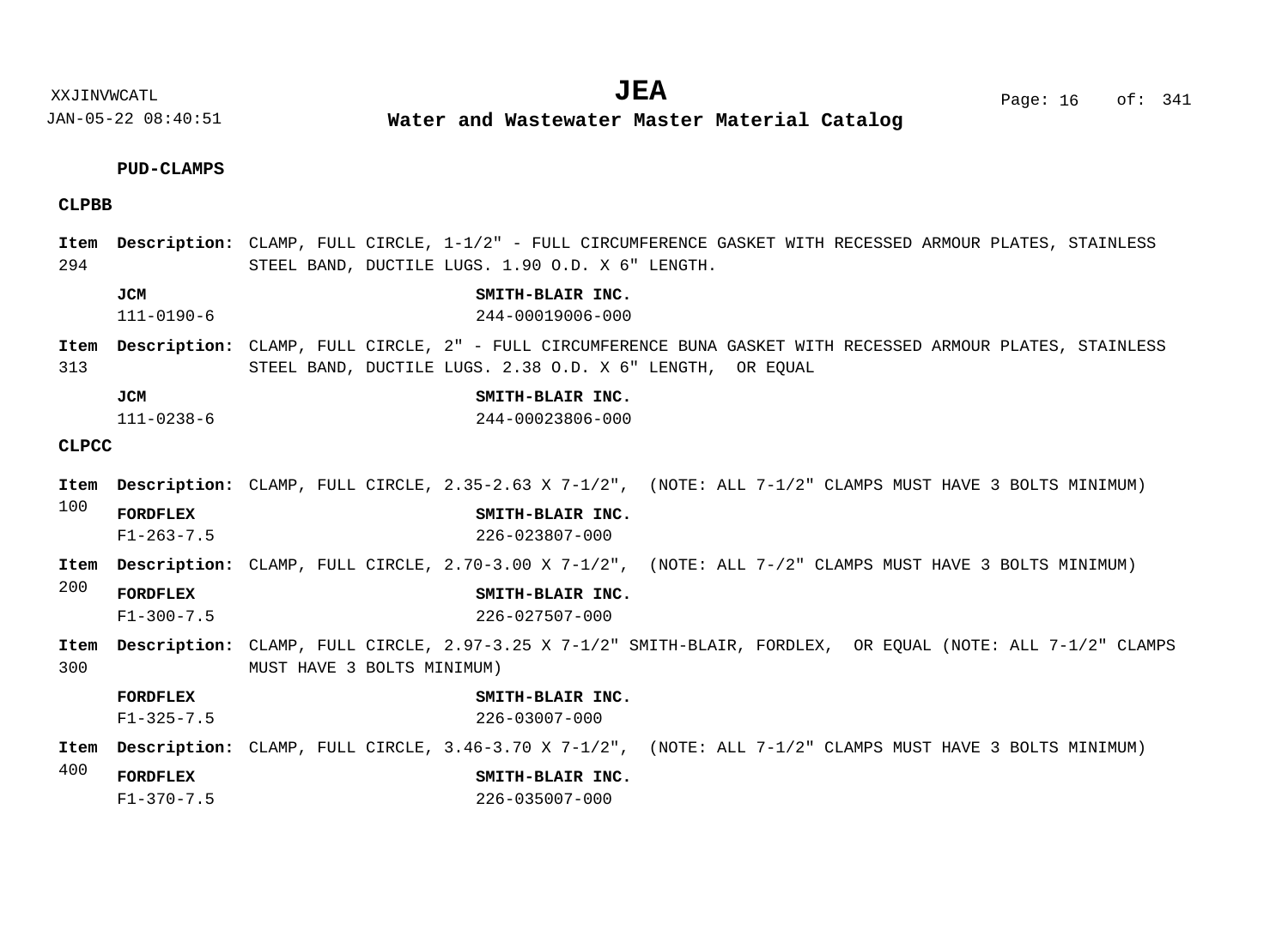**PUD-CLAMPS**

**CLPBB**

**Item 294** **Description:** CLAMP, FULL CIRCLE, 1-1/2" - FULL CIRCUMFERENCE GASKET WITH RECESSED ARMOUR PLATES, STAINLESS STEEL BAND, DUCTILE LUGS. 1.90 O.D. X 6" LENGTH.

| JCM | SMITH-BLAIR INC. |
|---|---|
| 111-0190-6 | 244-00019006-000 |

**Item 313** **Description:** CLAMP, FULL CIRCLE, 2" - FULL CIRCUMFERENCE BUNA GASKET WITH RECESSED ARMOUR PLATES, STAINLESS STEEL BAND, DUCTILE LUGS. 2.38 O.D. X 6" LENGTH, OR EQUAL

| JCM | SMITH-BLAIR INC. |
|---|---|
| 111-0238-6 | 244-00023806-000 |

**CLPCC**

**Item 100** **Description:** CLAMP, FULL CIRCLE, 2.35-2.63 X 7-1/2", (NOTE: ALL 7-1/2" CLAMPS MUST HAVE 3 BOLTS MINIMUM)

| FORDFLEX | SMITH-BLAIR INC. |
|---|---|
| F1-263-7.5 | 226-023807-000 |

**Item 200** **Description:** CLAMP, FULL CIRCLE, 2.70-3.00 X 7-1/2", (NOTE: ALL 7-/2" CLAMPS MUST HAVE 3 BOLTS MINIMUM)

| FORDFLEX | SMITH-BLAIR INC. |
|---|---|
| F1-300-7.5 | 226-027507-000 |

**Item 300** **Description:** CLAMP, FULL CIRCLE, 2.97-3.25 X 7-1/2" SMITH-BLAIR, FORDLEX, OR EQUAL (NOTE: ALL 7-1/2" CLAMPS MUST HAVE 3 BOLTS MINIMUM)

| FORDFLEX | SMITH-BLAIR INC. |
|---|---|
| F1-325-7.5 | 226-03007-000 |

**Item 400** **Description:** CLAMP, FULL CIRCLE, 3.46-3.70 X 7-1/2", (NOTE: ALL 7-1/2" CLAMPS MUST HAVE 3 BOLTS MINIMUM)

| FORDFLEX | SMITH-BLAIR INC. |
|---|---|
| F1-370-7.5 | 226-035007-000 |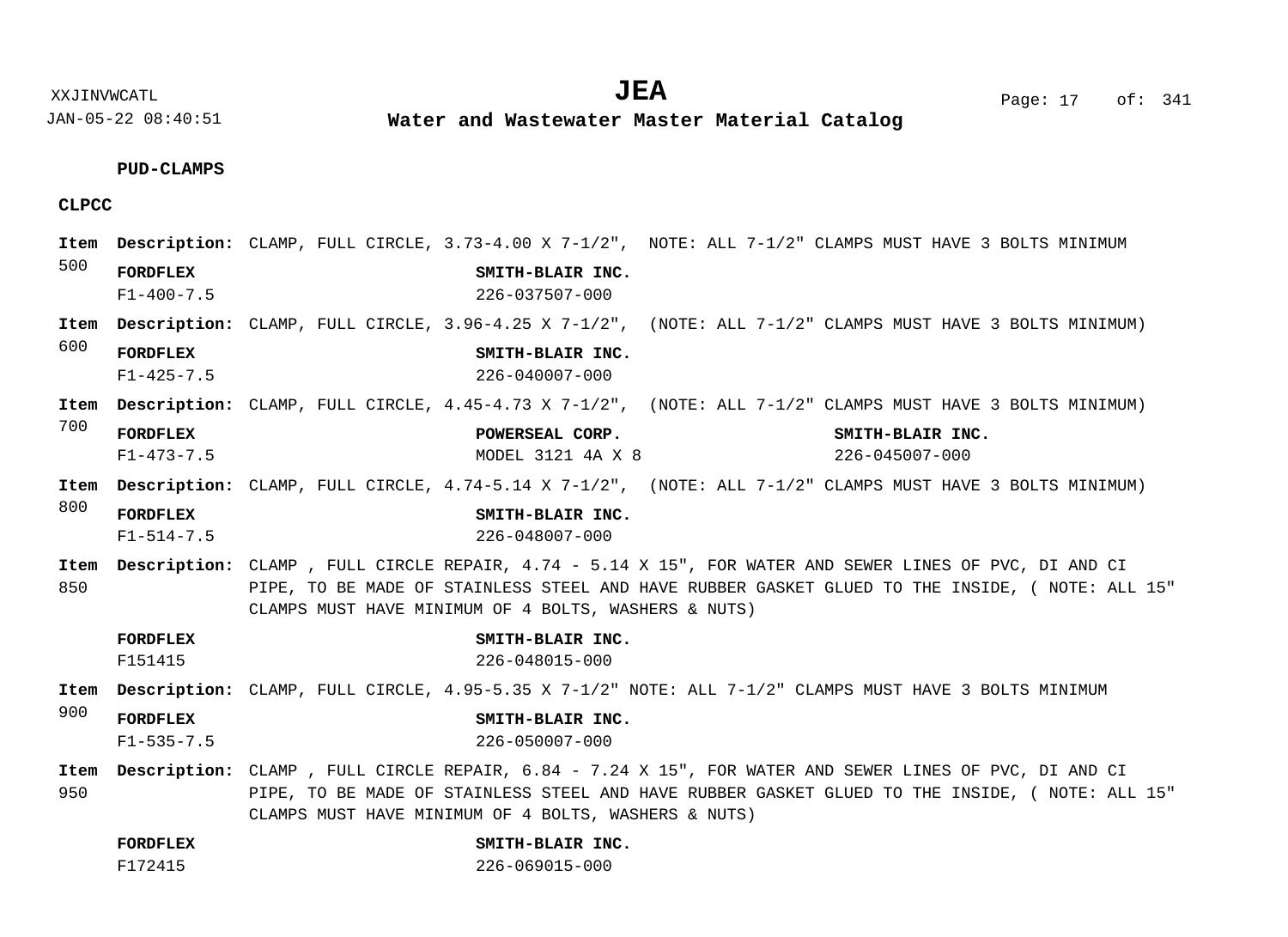**PUD-CLAMPS**

**CLPCC**

**Item 500** **Description:** CLAMP, FULL CIRCLE, 3.73-4.00 X 7-1/2", NOTE: ALL 7-1/2" CLAMPS MUST HAVE 3 BOLTS MINIMUM

| FORDFLEX | SMITH-BLAIR INC. |
|---|---|
| F1-400-7.5 | 226-037507-000 |

**Item 600** **Description:** CLAMP, FULL CIRCLE, 3.96-4.25 X 7-1/2", (NOTE: ALL 7-1/2" CLAMPS MUST HAVE 3 BOLTS MINIMUM)

| FORDFLEX | SMITH-BLAIR INC. |
|---|---|
| F1-425-7.5 | 226-040007-000 |

**Item 700** **Description:** CLAMP, FULL CIRCLE, 4.45-4.73 X 7-1/2", (NOTE: ALL 7-1/2" CLAMPS MUST HAVE 3 BOLTS MINIMUM)

| FORDFLEX | POWERSEAL CORP. | SMITH-BLAIR INC. |
|---|---|---|
| F1-473-7.5 | MODEL 3121 4A X 8 | 226-045007-000 |

**Item 800** **Description:** CLAMP, FULL CIRCLE, 4.74-5.14 X 7-1/2", (NOTE: ALL 7-1/2" CLAMPS MUST HAVE 3 BOLTS MINIMUM)

| FORDFLEX | SMITH-BLAIR INC. |
|---|---|
| F1-514-7.5 | 226-048007-000 |

**Item 850** **Description:** CLAMP , FULL CIRCLE REPAIR, 4.74 - 5.14 X 15", FOR WATER AND SEWER LINES OF PVC, DI AND CI PIPE, TO BE MADE OF STAINLESS STEEL AND HAVE RUBBER GASKET GLUED TO THE INSIDE, ( NOTE: ALL 15" CLAMPS MUST HAVE MINIMUM OF 4 BOLTS, WASHERS & NUTS)

| FORDFLEX | SMITH-BLAIR INC. |
|---|---|
| F151415 | 226-048015-000 |

**Item 900** **Description:** CLAMP, FULL CIRCLE, 4.95-5.35 X 7-1/2" NOTE: ALL 7-1/2" CLAMPS MUST HAVE 3 BOLTS MINIMUM

| FORDFLEX | SMITH-BLAIR INC. |
|---|---|
| F1-535-7.5 | 226-050007-000 |

**Item 950** **Description:** CLAMP , FULL CIRCLE REPAIR, 6.84 - 7.24 X 15", FOR WATER AND SEWER LINES OF PVC, DI AND CI PIPE, TO BE MADE OF STAINLESS STEEL AND HAVE RUBBER GASKET GLUED TO THE INSIDE, ( NOTE: ALL 15" CLAMPS MUST HAVE MINIMUM OF 4 BOLTS, WASHERS & NUTS)

| FORDFLEX | SMITH-BLAIR INC. |
|---|---|
| F172415 | 226-069015-000 |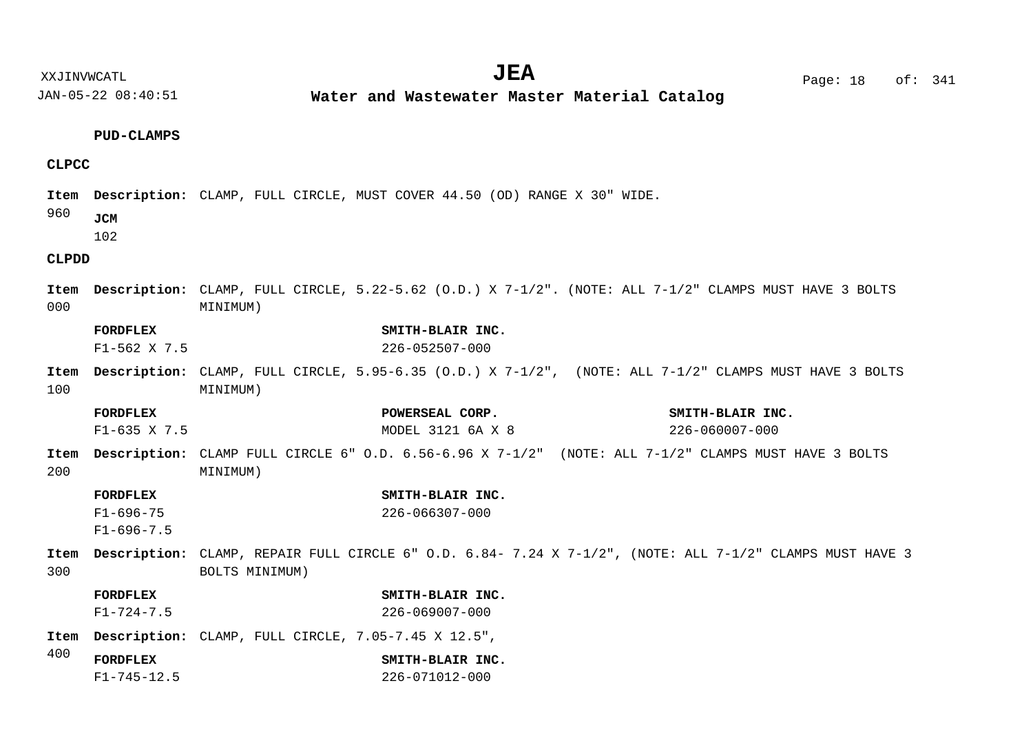**PUD-CLAMPS**

**CLPCC**

**Item 960** **Description:** CLAMP, FULL CIRCLE, MUST COVER 44.50 (OD) RANGE X 30" WIDE.

| JCM |
|---|
| 102 |

**CLPDD**

**Item 000** **Description:** CLAMP, FULL CIRCLE, 5.22-5.62 (O.D.) X 7-1/2". (NOTE: ALL 7-1/2" CLAMPS MUST HAVE 3 BOLTS MINIMUM)

| FORDFLEX | SMITH-BLAIR INC. |
|---|---|
| F1-562 X 7.5 | 226-052507-000 |

**Item 100** **Description:** CLAMP, FULL CIRCLE, 5.95-6.35 (O.D.) X 7-1/2", (NOTE: ALL 7-1/2" CLAMPS MUST HAVE 3 BOLTS MINIMUM)

| FORDFLEX | POWERSEAL CORP. | SMITH-BLAIR INC. |
|---|---|---|
| F1-635 X 7.5 | MODEL 3121 6A X 8 | 226-060007-000 |

**Item 200** **Description:** CLAMP FULL CIRCLE 6" O.D. 6.56-6.96 X 7-1/2" (NOTE: ALL 7-1/2" CLAMPS MUST HAVE 3 BOLTS MINIMUM)

| FORDFLEX | SMITH-BLAIR INC. |
|---|---|
| F1-696-75 | 226-066307-000 |
| F1-696-7.5 | |

**Item 300** **Description:** CLAMP, REPAIR FULL CIRCLE 6" O.D. 6.84- 7.24 X 7-1/2", (NOTE: ALL 7-1/2" CLAMPS MUST HAVE 3 BOLTS MINIMUM)

| FORDFLEX | SMITH-BLAIR INC. |
|---|---|
| F1-724-7.5 | 226-069007-000 |

**Item 400** **Description:** CLAMP, FULL CIRCLE, 7.05-7.45 X 12.5",

| FORDFLEX | SMITH-BLAIR INC. |
|---|---|
| F1-745-12.5 | 226-071012-000 |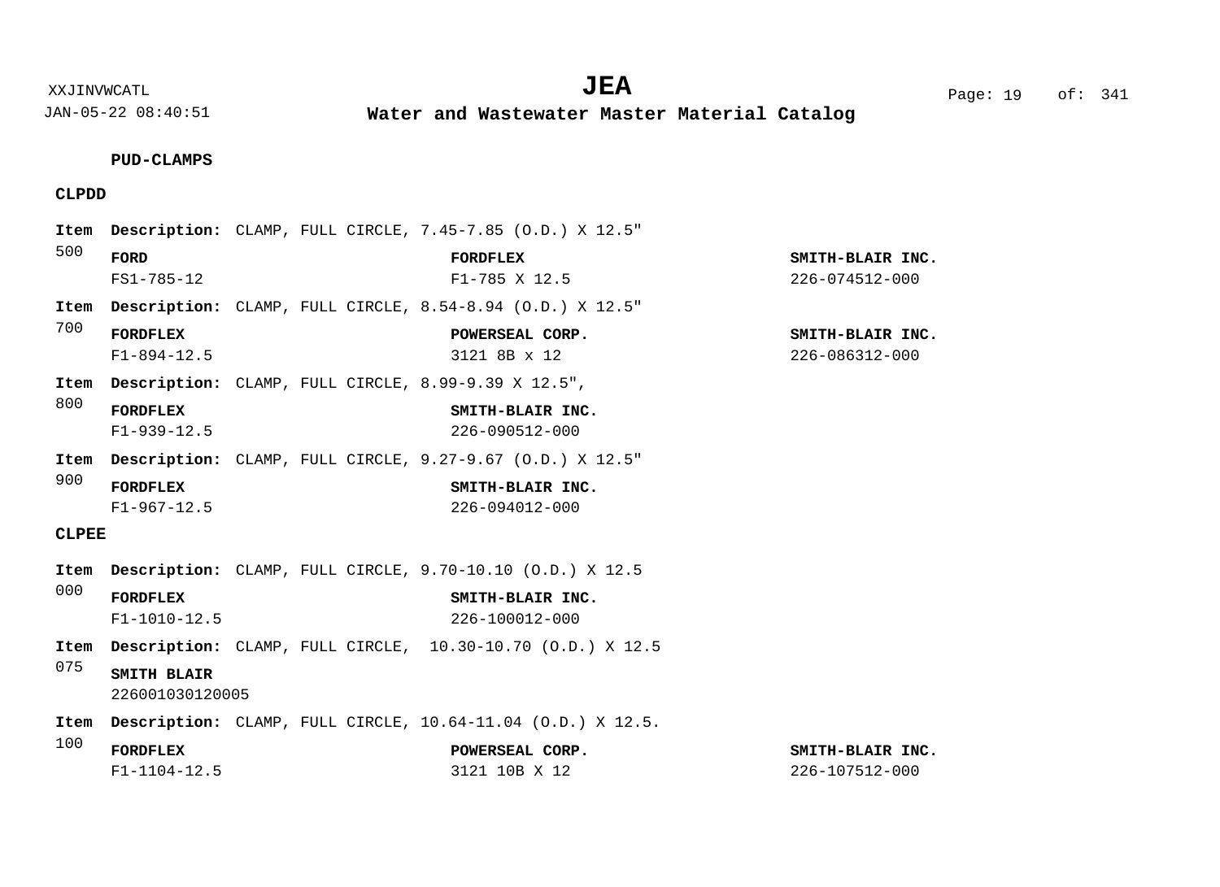**PUD-CLAMPS**

**CLPDD**

**Item 500** **Description:** CLAMP, FULL CIRCLE, 7.45-7.85 (O.D.) X 12.5"

| **FORD** | **FORDFLEX** | **SMITH-BLAIR INC.** |
|---|---|---|
| FS1-785-12 | F1-785 X 12.5 | 226-074512-000 |

**Item 700** **Description:** CLAMP, FULL CIRCLE, 8.54-8.94 (O.D.) X 12.5"

| **FORDFLEX** | **POWERSEAL CORP.** | **SMITH-BLAIR INC.** |
|---|---|---|
| F1-894-12.5 | 3121 8B x 12 | 226-086312-000 |

**Item 800** **Description:** CLAMP, FULL CIRCLE, 8.99-9.39 X 12.5",

| **FORDFLEX** | **SMITH-BLAIR INC.** |
|---|---|
| F1-939-12.5 | 226-090512-000 |

**Item 900** **Description:** CLAMP, FULL CIRCLE, 9.27-9.67 (O.D.) X 12.5"

| **FORDFLEX** | **SMITH-BLAIR INC.** |
|---|---|
| F1-967-12.5 | 226-094012-000 |

**CLPEE**

**Item 000** **Description:** CLAMP, FULL CIRCLE, 9.70-10.10 (O.D.) X 12.5

| **FORDFLEX** | **SMITH-BLAIR INC.** |
|---|---|
| F1-1010-12.5 | 226-100012-000 |

**Item 075** **Description:** CLAMP, FULL CIRCLE, 10.30-10.70 (O.D.) X 12.5

| **SMITH BLAIR** |
|---|
| 226001030120005 |

**Item 100** **Description:** CLAMP, FULL CIRCLE, 10.64-11.04 (O.D.) X 12.5.

| **FORDFLEX** | **POWERSEAL CORP.** | **SMITH-BLAIR INC.** |
|---|---|---|
| F1-1104-12.5 | 3121 10B X 12 | 226-107512-000 |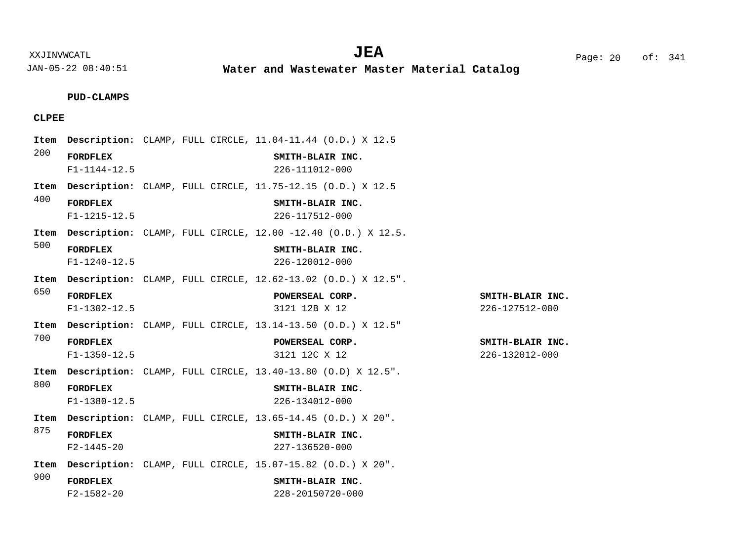**PUD-CLAMPS**

**CLPEE**

**Item** 200 **Description:** CLAMP, FULL CIRCLE, 11.04-11.44 (O.D.) X 12.5

| **FORDFLEX** | **SMITH-BLAIR INC.** |
|---|---|
| F1-1144-12.5 | 226-111012-000 |

**Item** 400 **Description:** CLAMP, FULL CIRCLE, 11.75-12.15 (O.D.) X 12.5

| **FORDFLEX** | **SMITH-BLAIR INC.** |
|---|---|
| F1-1215-12.5 | 226-117512-000 |

**Item** 500 **Description:** CLAMP, FULL CIRCLE, 12.00 -12.40 (O.D.) X 12.5.

| **FORDFLEX** | **SMITH-BLAIR INC.** |
|---|---|
| F1-1240-12.5 | 226-120012-000 |

**Item** 650 **Description:** CLAMP, FULL CIRCLE, 12.62-13.02 (O.D.) X 12.5".

| **FORDFLEX** | **POWERSEAL CORP.** | **SMITH-BLAIR INC.** |
|---|---|---|
| F1-1302-12.5 | 3121 12B X 12 | 226-127512-000 |

**Item** 700 **Description:** CLAMP, FULL CIRCLE, 13.14-13.50 (O.D.) X 12.5"

| **FORDFLEX** | **POWERSEAL CORP.** | **SMITH-BLAIR INC.** |
|---|---|---|
| F1-1350-12.5 | 3121 12C X 12 | 226-132012-000 |

**Item** 800 **Description:** CLAMP, FULL CIRCLE, 13.40-13.80 (O.D) X 12.5".

| **FORDFLEX** | **SMITH-BLAIR INC.** |
|---|---|
| F1-1380-12.5 | 226-134012-000 |

**Item** 875 **Description:** CLAMP, FULL CIRCLE, 13.65-14.45 (O.D.) X 20".

| **FORDFLEX** | **SMITH-BLAIR INC.** |
|---|---|
| F2-1445-20 | 227-136520-000 |

**Item** 900 **Description:** CLAMP, FULL CIRCLE, 15.07-15.82 (O.D.) X 20".

| **FORDFLEX** | **SMITH-BLAIR INC.** |
|---|---|
| F2-1582-20 | 228-20150720-000 |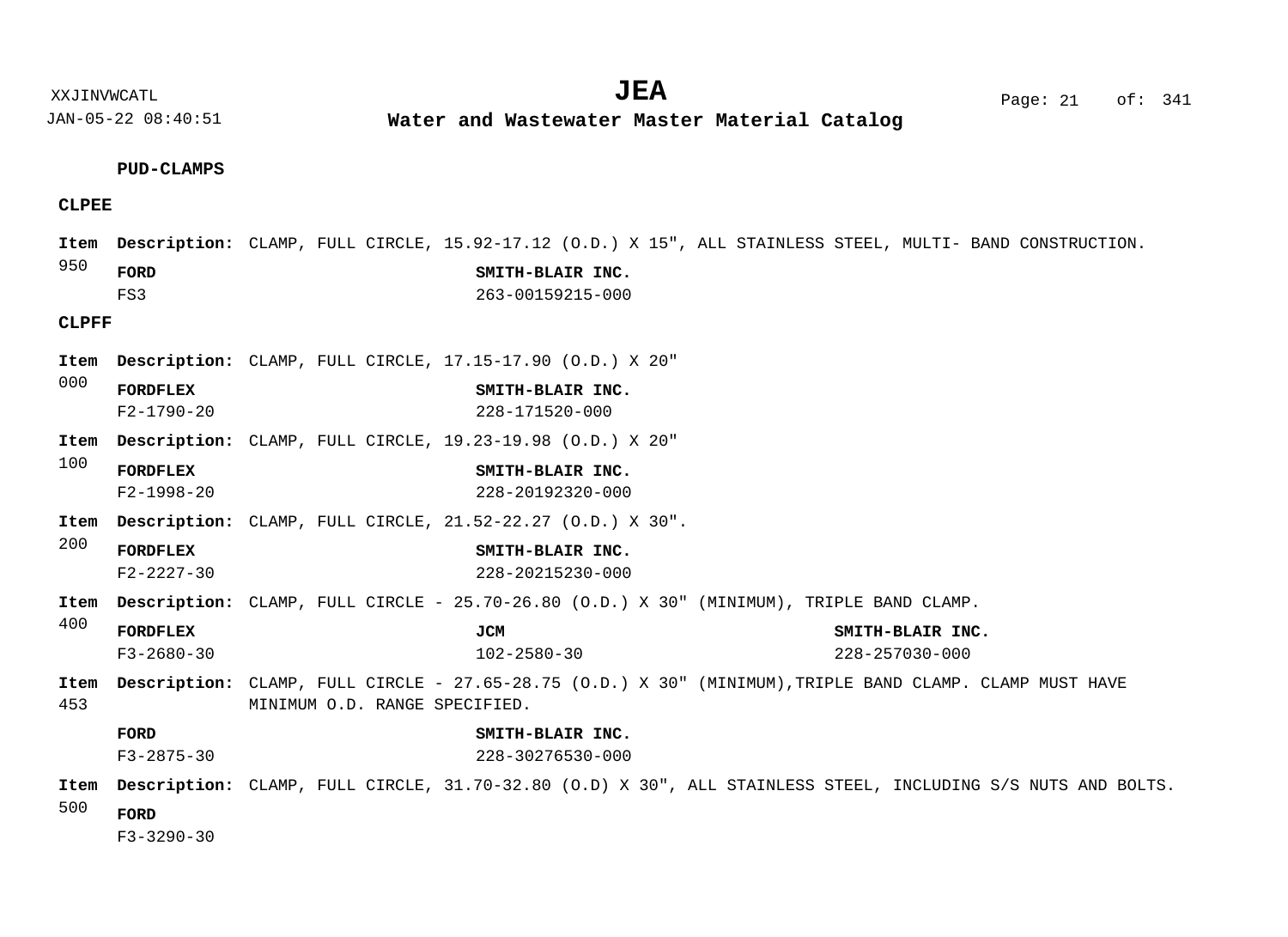**PUD-CLAMPS**

**CLPEE**

**Item 950** **Description:** CLAMP, FULL CIRCLE, 15.92-17.12 (O.D.) X 15", ALL STAINLESS STEEL, MULTI- BAND CONSTRUCTION.

| FORD | SMITH-BLAIR INC. |
|---|---|
| FS3 | 263-00159215-000 |

**CLPFF**

**Item 000** **Description:** CLAMP, FULL CIRCLE, 17.15-17.90 (O.D.) X 20"

| FORDFLEX | SMITH-BLAIR INC. |
|---|---|
| F2-1790-20 | 228-171520-000 |

**Item 100** **Description:** CLAMP, FULL CIRCLE, 19.23-19.98 (O.D.) X 20"

| FORDFLEX | SMITH-BLAIR INC. |
|---|---|
| F2-1998-20 | 228-20192320-000 |

**Item 200** **Description:** CLAMP, FULL CIRCLE, 21.52-22.27 (O.D.) X 30".

| FORDFLEX | SMITH-BLAIR INC. |
|---|---|
| F2-2227-30 | 228-20215230-000 |

**Item 400** **Description:** CLAMP, FULL CIRCLE - 25.70-26.80 (O.D.) X 30" (MINIMUM), TRIPLE BAND CLAMP.

| FORDFLEX | JCM | SMITH-BLAIR INC. |
|---|---|---|
| F3-2680-30 | 102-2580-30 | 228-257030-000 |

**Item 453** **Description:** CLAMP, FULL CIRCLE - 27.65-28.75 (O.D.) X 30" (MINIMUM),TRIPLE BAND CLAMP. CLAMP MUST HAVE MINIMUM O.D. RANGE SPECIFIED.

| FORD | SMITH-BLAIR INC. |
|---|---|
| F3-2875-30 | 228-30276530-000 |

**Item 500** **Description:** CLAMP, FULL CIRCLE, 31.70-32.80 (O.D) X 30", ALL STAINLESS STEEL, INCLUDING S/S NUTS AND BOLTS.

| FORD |
|---|
| F3-3290-30 |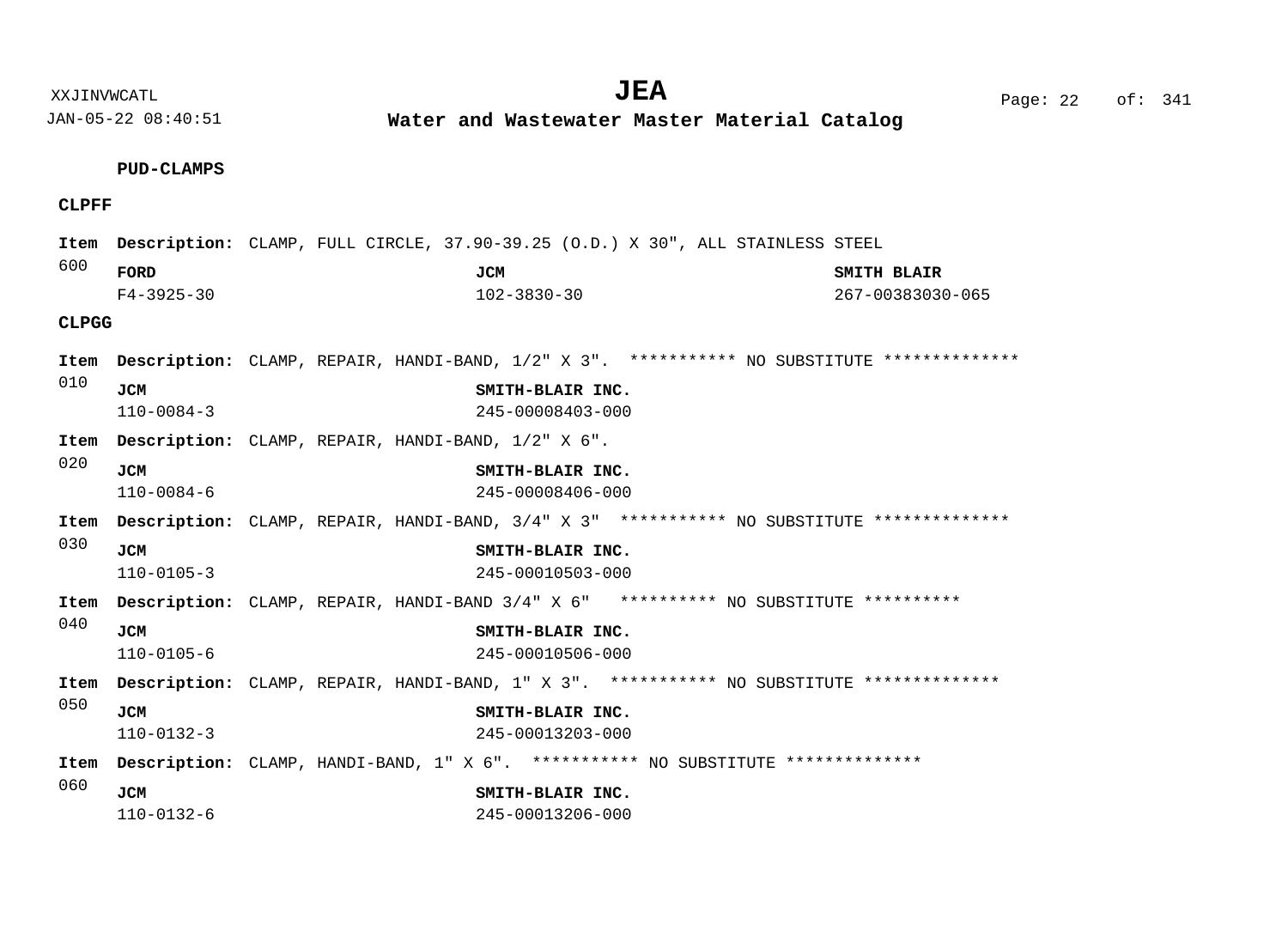**PUD-CLAMPS**

**CLPFF**

**Item 600** **Description:** CLAMP, FULL CIRCLE, 37.90-39.25 (O.D.) X 30", ALL STAINLESS STEEL

| FORD | JCM | SMITH BLAIR |
|---|---|---|
| F4-3925-30 | 102-3830-30 | 267-00383030-065 |

**CLPGG**

**Item 010** **Description:** CLAMP, REPAIR, HANDI-BAND, 1/2" X 3". *********** NO SUBSTITUTE **************

| JCM | SMITH-BLAIR INC. |
|---|---|
| 110-0084-3 | 245-00008403-000 |

**Item 020** **Description:** CLAMP, REPAIR, HANDI-BAND, 1/2" X 6".

| JCM | SMITH-BLAIR INC. |
|---|---|
| 110-0084-6 | 245-00008406-000 |

**Item 030** **Description:** CLAMP, REPAIR, HANDI-BAND, 3/4" X 3" *********** NO SUBSTITUTE **************

| JCM | SMITH-BLAIR INC. |
|---|---|
| 110-0105-3 | 245-00010503-000 |

**Item 040** **Description:** CLAMP, REPAIR, HANDI-BAND 3/4" X 6" ********** NO SUBSTITUTE **********

| JCM | SMITH-BLAIR INC. |
|---|---|
| 110-0105-6 | 245-00010506-000 |

**Item 050** **Description:** CLAMP, REPAIR, HANDI-BAND, 1" X 3". *********** NO SUBSTITUTE **************

| JCM | SMITH-BLAIR INC. |
|---|---|
| 110-0132-3 | 245-00013203-000 |

**Item 060** **Description:** CLAMP, HANDI-BAND, 1" X 6". *********** NO SUBSTITUTE **************

| JCM | SMITH-BLAIR INC. |
|---|---|
| 110-0132-6 | 245-00013206-000 |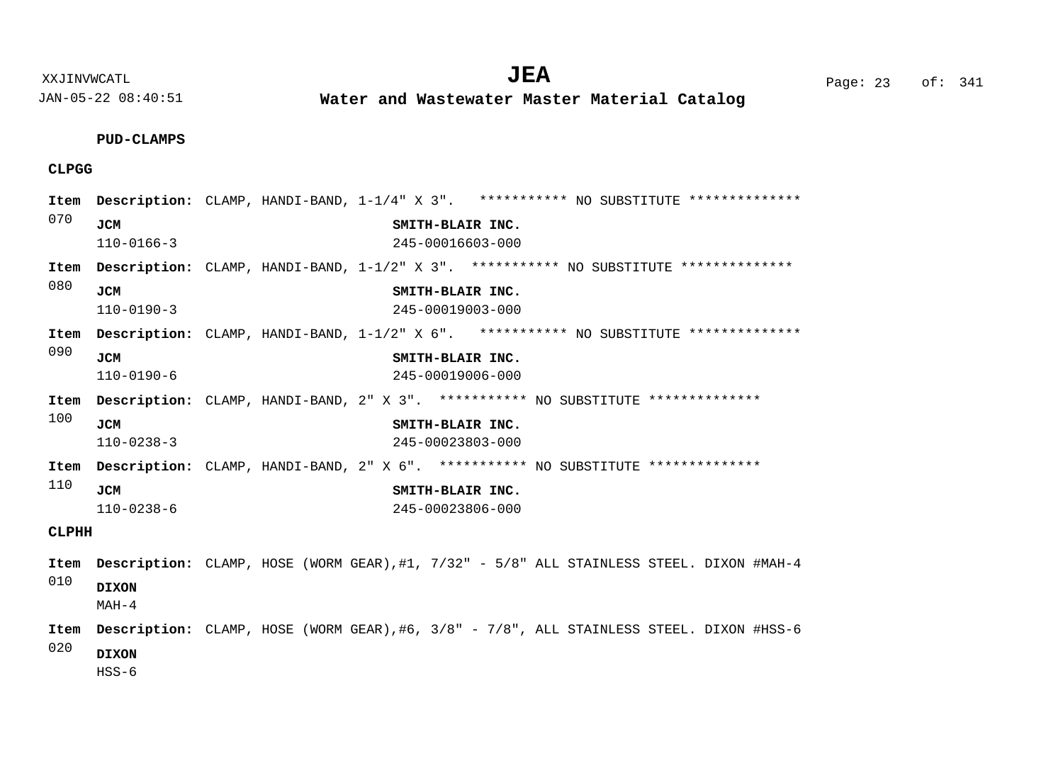**PUD-CLAMPS**

**CLPGG**

**Item 070** **Description:** CLAMP, HANDI-BAND, 1-1/4" X 3". *********** NO SUBSTITUTE **************

| **JCM** | **SMITH-BLAIR INC.** |
|---|---|
| 110-0166-3 | 245-00016603-000 |

**Item 080** **Description:** CLAMP, HANDI-BAND, 1-1/2" X 3". *********** NO SUBSTITUTE **************

| **JCM** | **SMITH-BLAIR INC.** |
|---|---|
| 110-0190-3 | 245-00019003-000 |

**Item 090** **Description:** CLAMP, HANDI-BAND, 1-1/2" X 6". *********** NO SUBSTITUTE **************

| **JCM** | **SMITH-BLAIR INC.** |
|---|---|
| 110-0190-6 | 245-00019006-000 |

**Item 100** **Description:** CLAMP, HANDI-BAND, 2" X 3". *********** NO SUBSTITUTE **************

| **JCM** | **SMITH-BLAIR INC.** |
|---|---|
| 110-0238-3 | 245-00023803-000 |

**Item 110** **Description:** CLAMP, HANDI-BAND, 2" X 6". *********** NO SUBSTITUTE **************

| **JCM** | **SMITH-BLAIR INC.** |
|---|---|
| 110-0238-6 | 245-00023806-000 |

**CLPHH**

**Item 010** **Description:** CLAMP, HOSE (WORM GEAR),#1, 7/32" - 5/8" ALL STAINLESS STEEL. DIXON #MAH-4

**DIXON**
MAH-4

**Item 020** **Description:** CLAMP, HOSE (WORM GEAR),#6, 3/8" - 7/8", ALL STAINLESS STEEL. DIXON #HSS-6

**DIXON**
HSS-6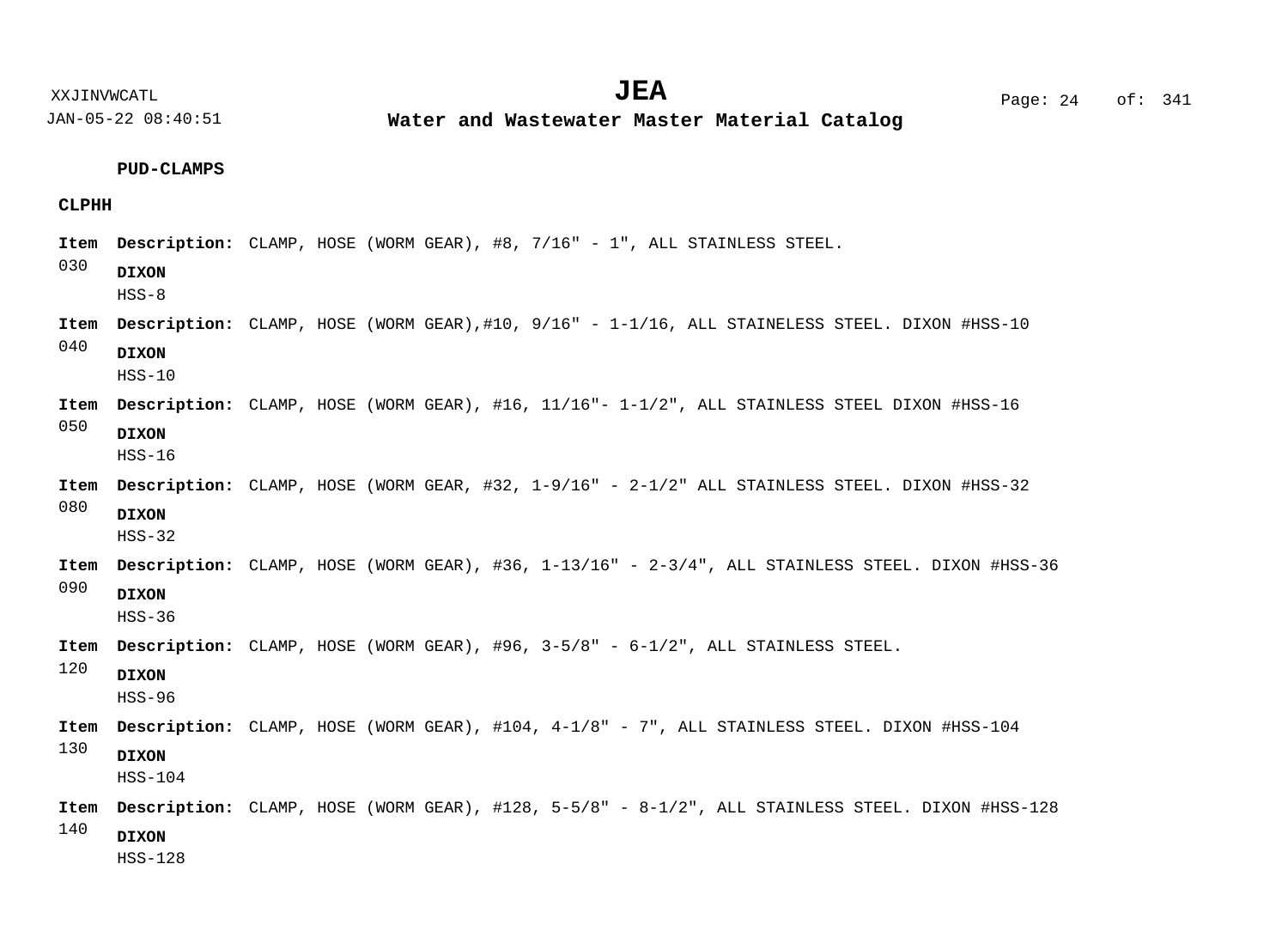**PUD-CLAMPS**

**CLPHH**

**Item** 030
**Description:** CLAMP, HOSE (WORM GEAR), #8, 7/16" - 1", ALL STAINLESS STEEL.
**DIXON**
HSS-8

**Item** 040
**Description:** CLAMP, HOSE (WORM GEAR),#10, 9/16" - 1-1/16, ALL STAINELESS STEEL. DIXON #HSS-10
**DIXON**
HSS-10

**Item** 050
**Description:** CLAMP, HOSE (WORM GEAR), #16, 11/16"- 1-1/2", ALL STAINLESS STEEL DIXON #HSS-16
**DIXON**
HSS-16

**Item** 080
**Description:** CLAMP, HOSE (WORM GEAR, #32, 1-9/16" - 2-1/2" ALL STAINLESS STEEL. DIXON #HSS-32
**DIXON**
HSS-32

**Item** 090
**Description:** CLAMP, HOSE (WORM GEAR), #36, 1-13/16" - 2-3/4", ALL STAINLESS STEEL. DIXON #HSS-36
**DIXON**
HSS-36

**Item** 120
**Description:** CLAMP, HOSE (WORM GEAR), #96, 3-5/8" - 6-1/2", ALL STAINLESS STEEL.
**DIXON**
HSS-96

**Item** 130
**Description:** CLAMP, HOSE (WORM GEAR), #104, 4-1/8" - 7", ALL STAINLESS STEEL. DIXON #HSS-104
**DIXON**
HSS-104

**Item** 140
**Description:** CLAMP, HOSE (WORM GEAR), #128, 5-5/8" - 8-1/2", ALL STAINLESS STEEL. DIXON #HSS-128
**DIXON**
HSS-128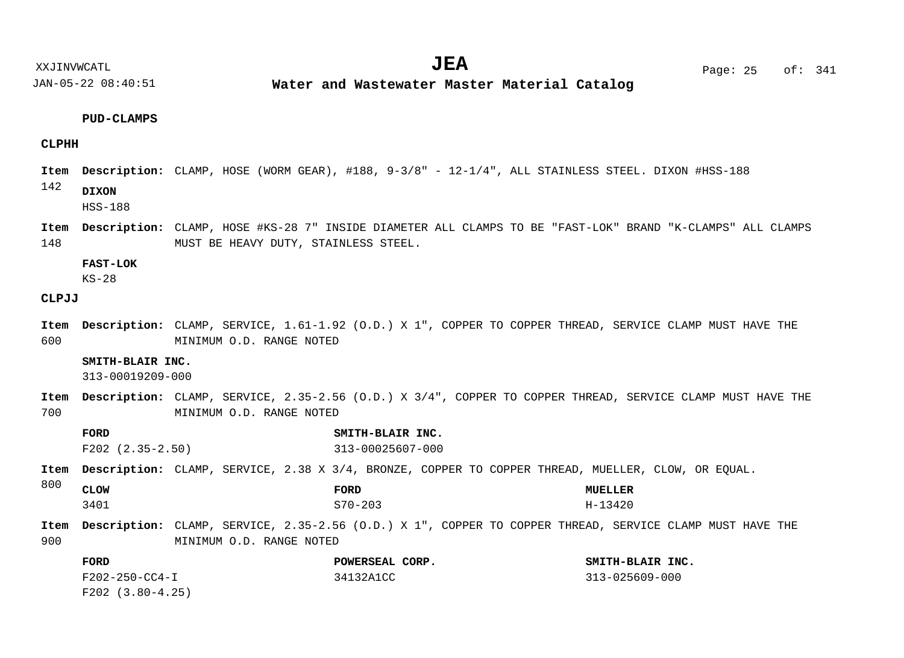## PUD-CLAMPS

### CLPHH

**Item 142** **Description:** CLAMP, HOSE (WORM GEAR), #188, 9-3/8" - 12-1/4", ALL STAINLESS STEEL. DIXON #HSS-188

| DIXON |
|---|
| HSS-188 |

**Item 148** **Description:** CLAMP, HOSE #KS-28 7" INSIDE DIAMETER ALL CLAMPS TO BE "FAST-LOK" BRAND "K-CLAMPS" ALL CLAMPS MUST BE HEAVY DUTY, STAINLESS STEEL.

| FAST-LOK |
|---|
| KS-28 |

### CLPJJ

**Item 600** **Description:** CLAMP, SERVICE, 1.61-1.92 (O.D.) X 1", COPPER TO COPPER THREAD, SERVICE CLAMP MUST HAVE THE MINIMUM O.D. RANGE NOTED

| SMITH-BLAIR INC. |
|---|
| 313-00019209-000 |

**Item 700** **Description:** CLAMP, SERVICE, 2.35-2.56 (O.D.) X 3/4", COPPER TO COPPER THREAD, SERVICE CLAMP MUST HAVE THE MINIMUM O.D. RANGE NOTED

| FORD | SMITH-BLAIR INC. |
|---|---|
| F202 (2.35-2.50) | 313-00025607-000 |

**Item 800** **Description:** CLAMP, SERVICE, 2.38 X 3/4, BRONZE, COPPER TO COPPER THREAD, MUELLER, CLOW, OR EQUAL.

| CLOW | FORD | MUELLER |
|---|---|---|
| 3401 | S70-203 | H-13420 |

**Item 900** **Description:** CLAMP, SERVICE, 2.35-2.56 (O.D.) X 1", COPPER TO COPPER THREAD, SERVICE CLAMP MUST HAVE THE MINIMUM O.D. RANGE NOTED

| FORD | POWERSEAL CORP. | SMITH-BLAIR INC. |
|---|---|---|
| F202-250-CC4-I | 34132A1CC | 313-025609-000 |
| F202 (3.80-4.25) | | |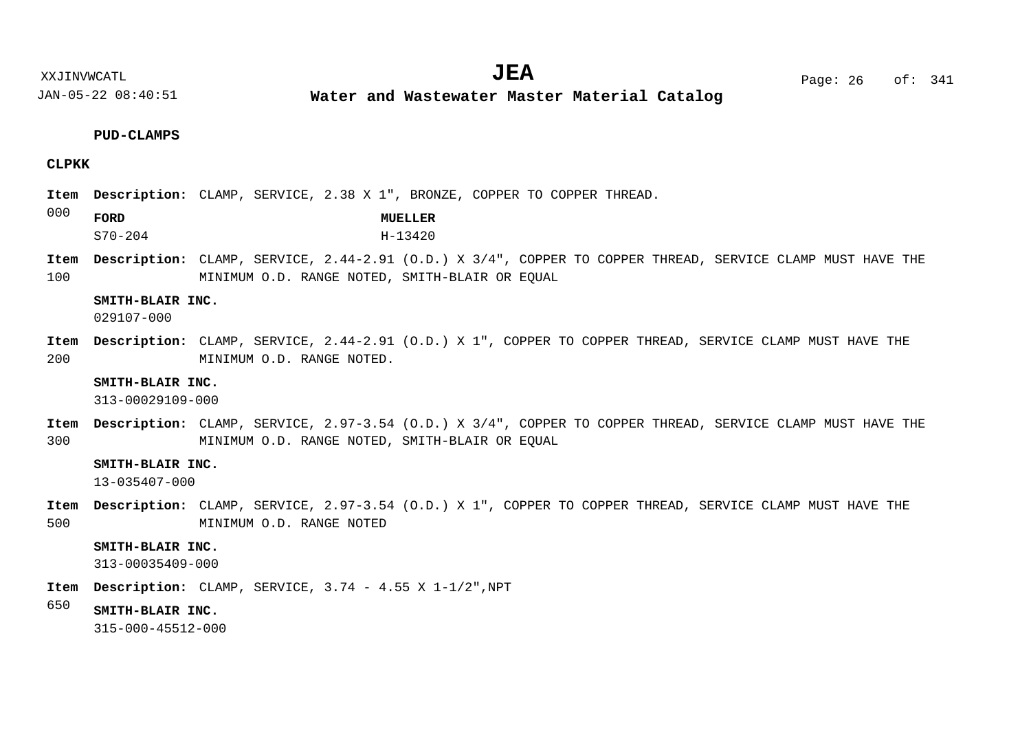**PUD-CLAMPS**

**CLPKK**

**Item 000** **Description:** CLAMP, SERVICE, 2.38 X 1", BRONZE, COPPER TO COPPER THREAD.

| FORD | MUELLER |
|---|---|
| S70-204 | H-13420 |

**Item 100** **Description:** CLAMP, SERVICE, 2.44-2.91 (O.D.) X 3/4", COPPER TO COPPER THREAD, SERVICE CLAMP MUST HAVE THE MINIMUM O.D. RANGE NOTED, SMITH-BLAIR OR EQUAL

**SMITH-BLAIR INC.**
029107-000

**Item 200** **Description:** CLAMP, SERVICE, 2.44-2.91 (O.D.) X 1", COPPER TO COPPER THREAD, SERVICE CLAMP MUST HAVE THE MINIMUM O.D. RANGE NOTED.

**SMITH-BLAIR INC.**
313-00029109-000

**Item 300** **Description:** CLAMP, SERVICE, 2.97-3.54 (O.D.) X 3/4", COPPER TO COPPER THREAD, SERVICE CLAMP MUST HAVE THE MINIMUM O.D. RANGE NOTED, SMITH-BLAIR OR EQUAL

**SMITH-BLAIR INC.**
13-035407-000

**Item 500** **Description:** CLAMP, SERVICE, 2.97-3.54 (O.D.) X 1", COPPER TO COPPER THREAD, SERVICE CLAMP MUST HAVE THE MINIMUM O.D. RANGE NOTED

**SMITH-BLAIR INC.**
313-00035409-000

**Item 650** **Description:** CLAMP, SERVICE, 3.74 - 4.55 X 1-1/2",NPT

**SMITH-BLAIR INC.**
315-000-45512-000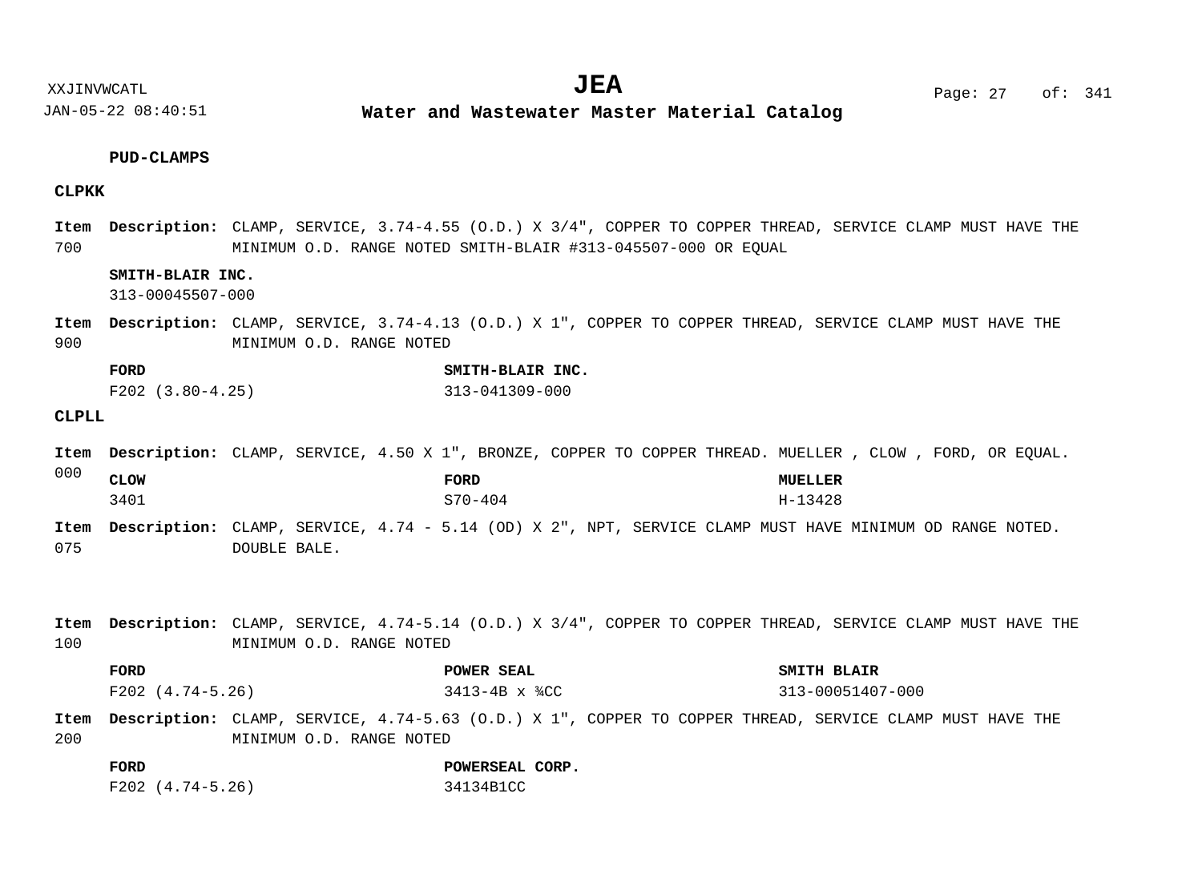**PUD-CLAMPS**

**CLPKK**

**Item 700** **Description:** CLAMP, SERVICE, 3.74-4.55 (O.D.) X 3/4", COPPER TO COPPER THREAD, SERVICE CLAMP MUST HAVE THE MINIMUM O.D. RANGE NOTED SMITH-BLAIR #313-045507-000 OR EQUAL

| SMITH-BLAIR INC. |
| --- |
| 313-00045507-000 |

**Item 900** **Description:** CLAMP, SERVICE, 3.74-4.13 (O.D.) X 1", COPPER TO COPPER THREAD, SERVICE CLAMP MUST HAVE THE MINIMUM O.D. RANGE NOTED

| FORD | SMITH-BLAIR INC. |
| --- | --- |
| F202 (3.80-4.25) | 313-041309-000 |

**CLPLL**

**Item 000** **Description:** CLAMP, SERVICE, 4.50 X 1", BRONZE, COPPER TO COPPER THREAD. MUELLER , CLOW , FORD, OR EQUAL.

| CLOW | FORD | MUELLER |
| --- | --- | --- |
| 3401 | S70-404 | H-13428 |

**Item 075** **Description:** CLAMP, SERVICE, 4.74 - 5.14 (OD) X 2", NPT, SERVICE CLAMP MUST HAVE MINIMUM OD RANGE NOTED. DOUBLE BALE.

**Item 100** **Description:** CLAMP, SERVICE, 4.74-5.14 (O.D.) X 3/4", COPPER TO COPPER THREAD, SERVICE CLAMP MUST HAVE THE MINIMUM O.D. RANGE NOTED

| FORD | POWER SEAL | SMITH BLAIR |
| --- | --- | --- |
| F202 (4.74-5.26) | 3413-4B x ¾CC | 313-00051407-000 |

**Item 200** **Description:** CLAMP, SERVICE, 4.74-5.63 (O.D.) X 1", COPPER TO COPPER THREAD, SERVICE CLAMP MUST HAVE THE MINIMUM O.D. RANGE NOTED

| FORD | POWERSEAL CORP. |
| --- | --- |
| F202 (4.74-5.26) | 34134B1CC |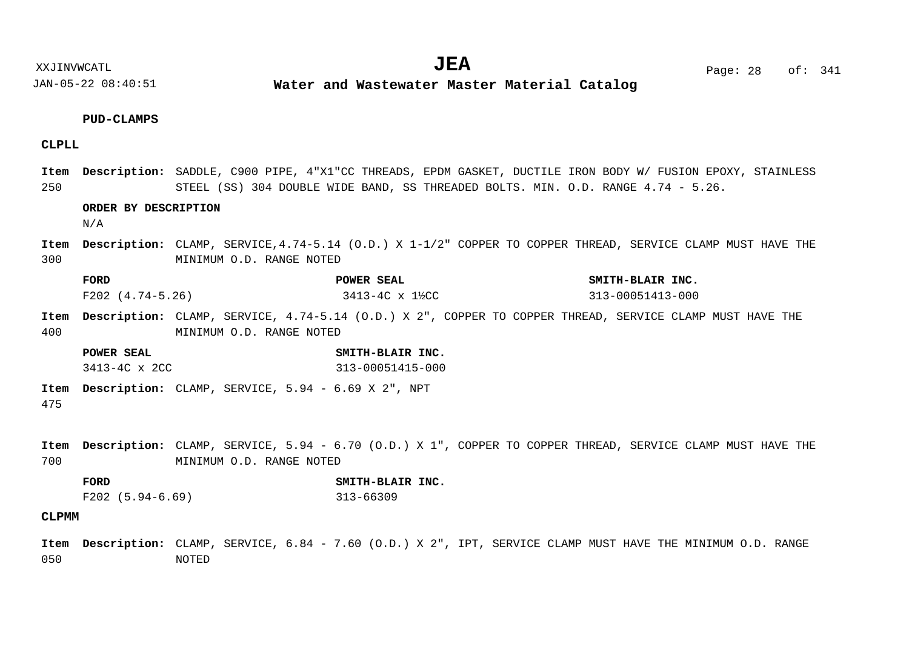**PUD-CLAMPS**

**CLPLL**

**Item 250** **Description:** SADDLE, C900 PIPE, 4"X1"CC THREADS, EPDM GASKET, DUCTILE IRON BODY W/ FUSION EPOXY, STAINLESS STEEL (SS) 304 DOUBLE WIDE BAND, SS THREADED BOLTS. MIN. O.D. RANGE 4.74 - 5.26.

**ORDER BY DESCRIPTION**

N/A

**Item 300** **Description:** CLAMP, SERVICE,4.74-5.14 (O.D.) X 1-1/2" COPPER TO COPPER THREAD, SERVICE CLAMP MUST HAVE THE MINIMUM O.D. RANGE NOTED

| FORD | POWER SEAL | SMITH-BLAIR INC. |
|---|---|---|
| F202 (4.74-5.26) | 3413-4C x 1½CC | 313-00051413-000 |

**Item 400** **Description:** CLAMP, SERVICE, 4.74-5.14 (O.D.) X 2", COPPER TO COPPER THREAD, SERVICE CLAMP MUST HAVE THE MINIMUM O.D. RANGE NOTED

| POWER SEAL | SMITH-BLAIR INC. |
|---|---|
| 3413-4C x 2CC | 313-00051415-000 |

**Item 475** **Description:** CLAMP, SERVICE, 5.94 - 6.69 X 2", NPT

**Item 700** **Description:** CLAMP, SERVICE, 5.94 - 6.70 (O.D.) X 1", COPPER TO COPPER THREAD, SERVICE CLAMP MUST HAVE THE MINIMUM O.D. RANGE NOTED

| FORD | SMITH-BLAIR INC. |
|---|---|
| F202 (5.94-6.69) | 313-66309 |

**CLPMM**

**Item 050** **Description:** CLAMP, SERVICE, 6.84 - 7.60 (O.D.) X 2", IPT, SERVICE CLAMP MUST HAVE THE MINIMUM O.D. RANGE NOTED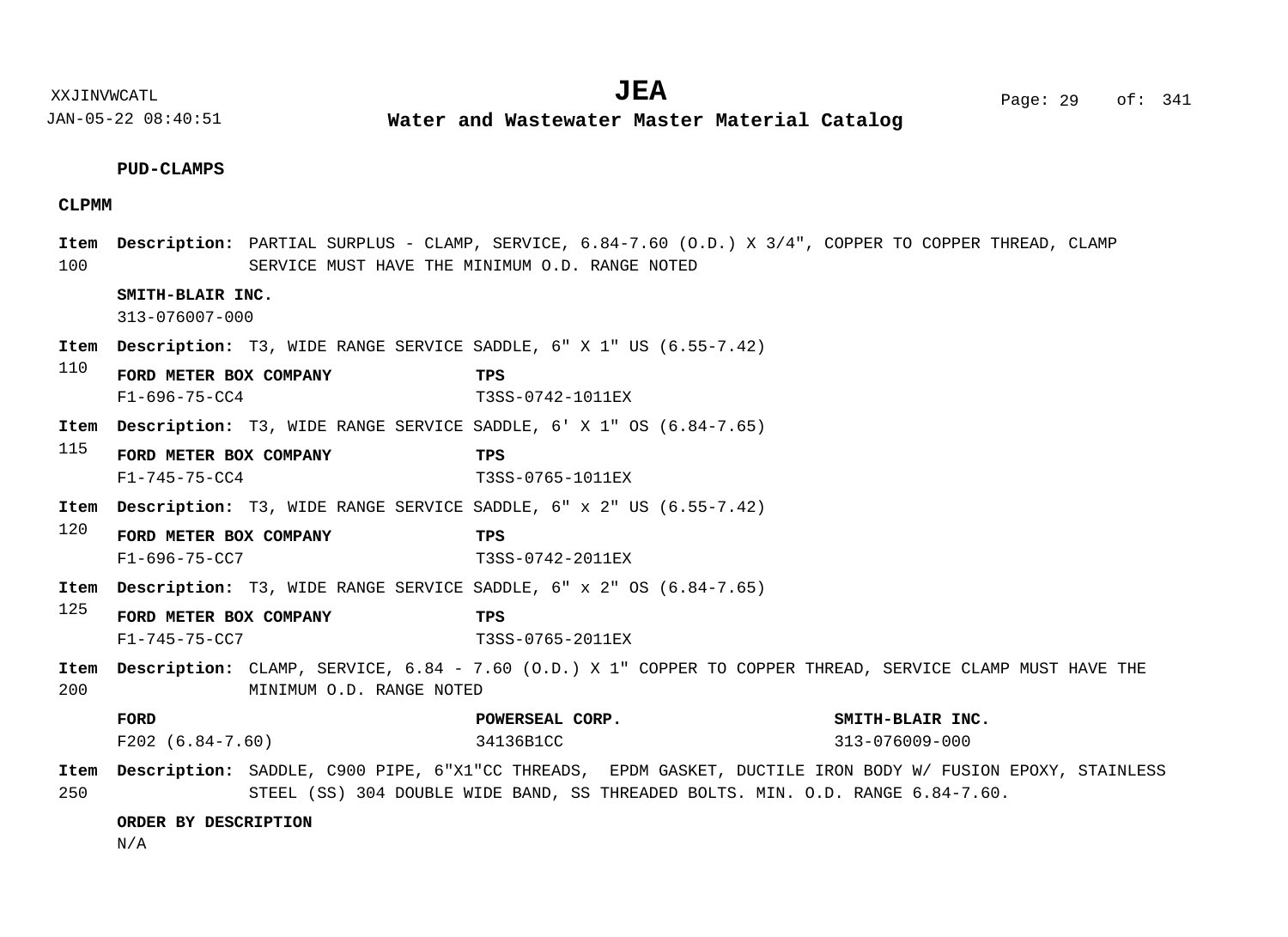### PUD-CLAMPS

#### CLPMM

**Item 100** **Description:** PARTIAL SURPLUS - CLAMP, SERVICE, 6.84-7.60 (O.D.) X 3/4", COPPER TO COPPER THREAD, CLAMP SERVICE MUST HAVE THE MINIMUM O.D. RANGE NOTED

| SMITH-BLAIR INC. |
| --- |
| 313-076007-000 |

**Item 110** **Description:** T3, WIDE RANGE SERVICE SADDLE, 6" X 1" US (6.55-7.42)

| FORD METER BOX COMPANY | TPS |
| --- | --- |
| F1-696-75-CC4 | T3SS-0742-1011EX |

**Item 115** **Description:** T3, WIDE RANGE SERVICE SADDLE, 6' X 1" OS (6.84-7.65)

| FORD METER BOX COMPANY | TPS |
| --- | --- |
| F1-745-75-CC4 | T3SS-0765-1011EX |

**Item 120** **Description:** T3, WIDE RANGE SERVICE SADDLE, 6" x 2" US (6.55-7.42)

| FORD METER BOX COMPANY | TPS |
| --- | --- |
| F1-696-75-CC7 | T3SS-0742-2011EX |

**Item 125** **Description:** T3, WIDE RANGE SERVICE SADDLE, 6" x 2" OS (6.84-7.65)

| FORD METER BOX COMPANY | TPS |
| --- | --- |
| F1-745-75-CC7 | T3SS-0765-2011EX |

**Item 200** **Description:** CLAMP, SERVICE, 6.84 - 7.60 (O.D.) X 1" COPPER TO COPPER THREAD, SERVICE CLAMP MUST HAVE THE MINIMUM O.D. RANGE NOTED

| FORD | POWERSEAL CORP. | SMITH-BLAIR INC. |
| --- | --- | --- |
| F202 (6.84-7.60) | 34136B1CC | 313-076009-000 |

**Item 250** **Description:** SADDLE, C900 PIPE, 6"X1"CC THREADS, EPDM GASKET, DUCTILE IRON BODY W/ FUSION EPOXY, STAINLESS STEEL (SS) 304 DOUBLE WIDE BAND, SS THREADED BOLTS. MIN. O.D. RANGE 6.84-7.60.

| ORDER BY DESCRIPTION |
| --- |
| N/A |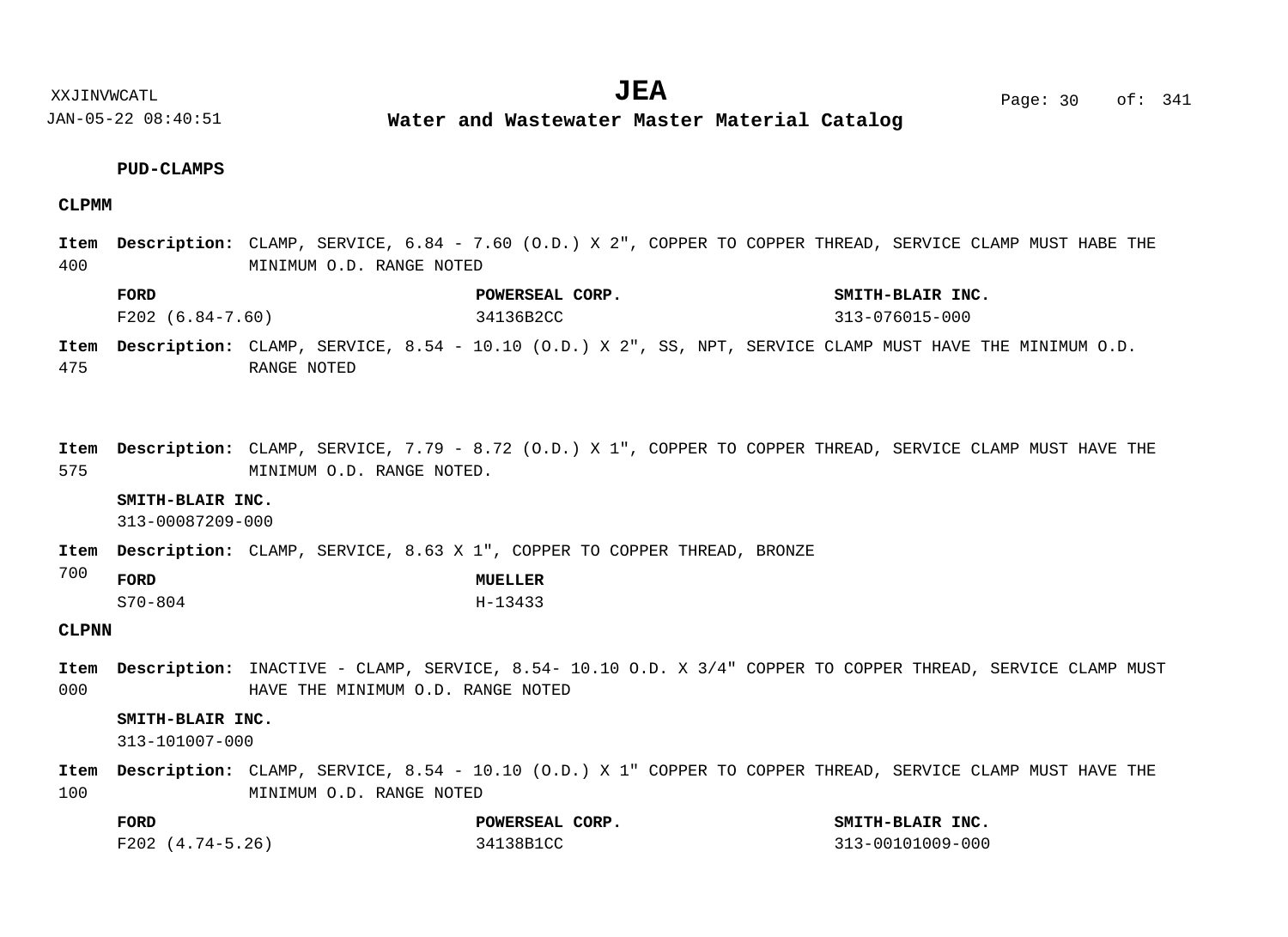**PUD-CLAMPS**

**CLPMM**

**Item 400** **Description:** CLAMP, SERVICE, 6.84 - 7.60 (O.D.) X 2", COPPER TO COPPER THREAD, SERVICE CLAMP MUST HABE THE MINIMUM O.D. RANGE NOTED

| FORD | POWERSEAL CORP. | SMITH-BLAIR INC. |
|---|---|---|
| F202 (6.84-7.60) | 34136B2CC | 313-076015-000 |

**Item 475** **Description:** CLAMP, SERVICE, 8.54 - 10.10 (O.D.) X 2", SS, NPT, SERVICE CLAMP MUST HAVE THE MINIMUM O.D. RANGE NOTED

**Item 575** **Description:** CLAMP, SERVICE, 7.79 - 8.72 (O.D.) X 1", COPPER TO COPPER THREAD, SERVICE CLAMP MUST HAVE THE MINIMUM O.D. RANGE NOTED.

| SMITH-BLAIR INC. |
|---|
| 313-00087209-000 |

**Item 700** **Description:** CLAMP, SERVICE, 8.63 X 1", COPPER TO COPPER THREAD, BRONZE

| FORD | MUELLER |
|---|---|
| S70-804 | H-13433 |

**CLPNN**

**Item 000** **Description:** INACTIVE - CLAMP, SERVICE, 8.54- 10.10 O.D. X 3/4" COPPER TO COPPER THREAD, SERVICE CLAMP MUST HAVE THE MINIMUM O.D. RANGE NOTED

| SMITH-BLAIR INC. |
|---|
| 313-101007-000 |

**Item 100** **Description:** CLAMP, SERVICE, 8.54 - 10.10 (O.D.) X 1" COPPER TO COPPER THREAD, SERVICE CLAMP MUST HAVE THE MINIMUM O.D. RANGE NOTED

| FORD | POWERSEAL CORP. | SMITH-BLAIR INC. |
|---|---|---|
| F202 (4.74-5.26) | 34138B1CC | 313-00101009-000 |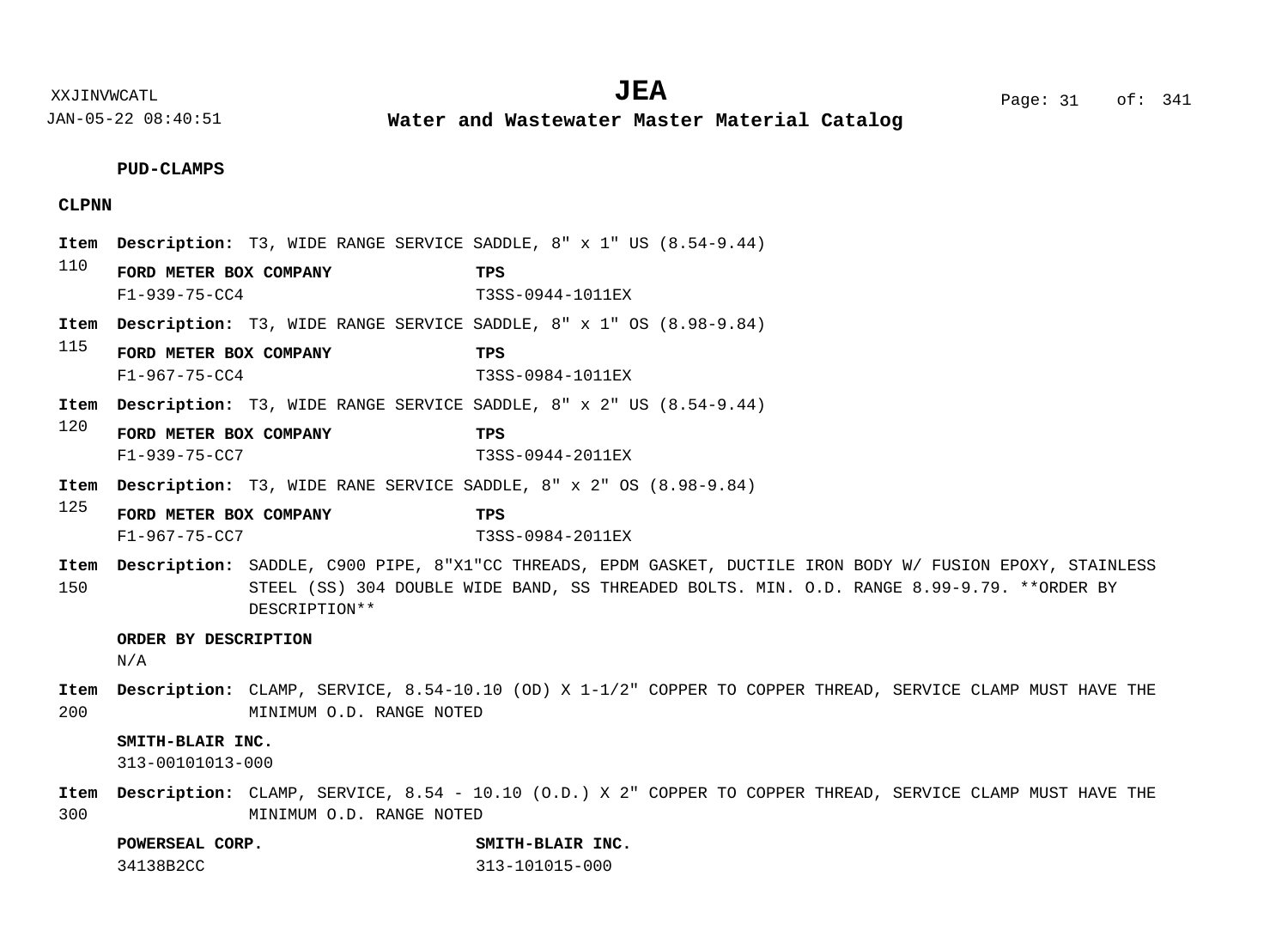**PUD-CLAMPS**

**CLPNN**

**Item 110** **Description:** T3, WIDE RANGE SERVICE SADDLE, 8" x 1" US (8.54-9.44)

| FORD METER BOX COMPANY | TPS |
|---|---|
| F1-939-75-CC4 | T3SS-0944-1011EX |

**Item 115** **Description:** T3, WIDE RANGE SERVICE SADDLE, 8" x 1" OS (8.98-9.84)

| FORD METER BOX COMPANY | TPS |
|---|---|
| F1-967-75-CC4 | T3SS-0984-1011EX |

**Item 120** **Description:** T3, WIDE RANGE SERVICE SADDLE, 8" x 2" US (8.54-9.44)

| FORD METER BOX COMPANY | TPS |
|---|---|
| F1-939-75-CC7 | T3SS-0944-2011EX |

**Item 125** **Description:** T3, WIDE RANE SERVICE SADDLE, 8" x 2" OS (8.98-9.84)

| FORD METER BOX COMPANY | TPS |
|---|---|
| F1-967-75-CC7 | T3SS-0984-2011EX |

**Item 150** **Description:** SADDLE, C900 PIPE, 8"X1"CC THREADS, EPDM GASKET, DUCTILE IRON BODY W/ FUSION EPOXY, STAINLESS STEEL (SS) 304 DOUBLE WIDE BAND, SS THREADED BOLTS. MIN. O.D. RANGE 8.99-9.79. **ORDER BY DESCRIPTION**

| ORDER BY DESCRIPTION |
|---|
| N/A |

**Item 200** **Description:** CLAMP, SERVICE, 8.54-10.10 (OD) X 1-1/2" COPPER TO COPPER THREAD, SERVICE CLAMP MUST HAVE THE MINIMUM O.D. RANGE NOTED

| SMITH-BLAIR INC. |
|---|
| 313-00101013-000 |

**Item 300** **Description:** CLAMP, SERVICE, 8.54 - 10.10 (O.D.) X 2" COPPER TO COPPER THREAD, SERVICE CLAMP MUST HAVE THE MINIMUM O.D. RANGE NOTED

| POWERSEAL CORP. | SMITH-BLAIR INC. |
|---|---|
| 34138B2CC | 313-101015-000 |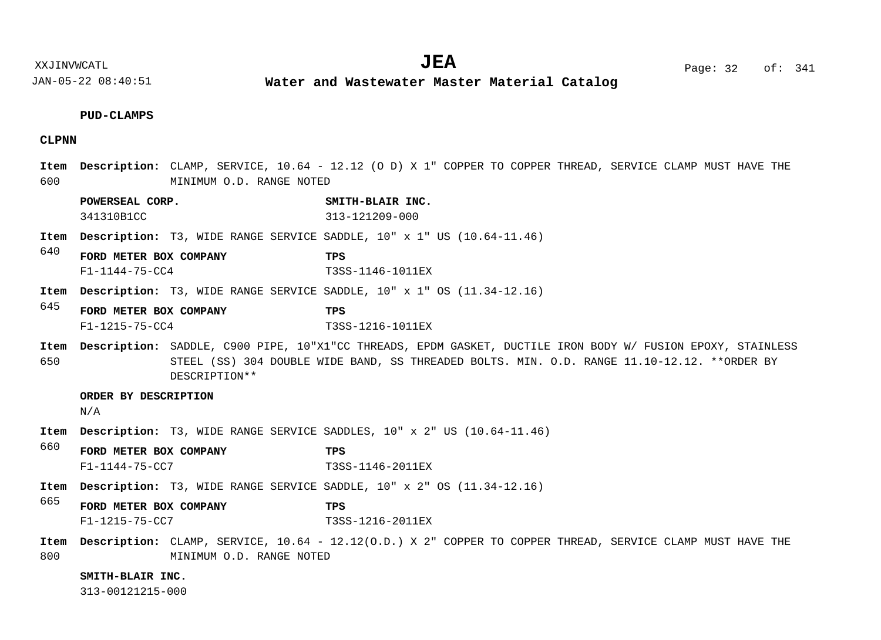**PUD-CLAMPS**

**CLPNN**

**Item 600** **Description:** CLAMP, SERVICE, 10.64 - 12.12 (O D) X 1" COPPER TO COPPER THREAD, SERVICE CLAMP MUST HAVE THE MINIMUM O.D. RANGE NOTED

| POWERSEAL CORP. | SMITH-BLAIR INC. |
| --- | --- |
| 341310B1CC | 313-121209-000 |

**Item 640** **Description:** T3, WIDE RANGE SERVICE SADDLE, 10" x 1" US (10.64-11.46)

| FORD METER BOX COMPANY | TPS |
| --- | --- |
| F1-1144-75-CC4 | T3SS-1146-1011EX |

**Item 645** **Description:** T3, WIDE RANGE SERVICE SADDLE, 10" x 1" OS (11.34-12.16)

| FORD METER BOX COMPANY | TPS |
| --- | --- |
| F1-1215-75-CC4 | T3SS-1216-1011EX |

**Item 650** **Description:** SADDLE, C900 PIPE, 10"X1"CC THREADS, EPDM GASKET, DUCTILE IRON BODY W/ FUSION EPOXY, STAINLESS STEEL (SS) 304 DOUBLE WIDE BAND, SS THREADED BOLTS. MIN. O.D. RANGE 11.10-12.12. **ORDER BY DESCRIPTION**

| ORDER BY DESCRIPTION |
| --- |
| N/A |

**Item 660** **Description:** T3, WIDE RANGE SERVICE SADDLES, 10" x 2" US (10.64-11.46)

| FORD METER BOX COMPANY | TPS |
| --- | --- |
| F1-1144-75-CC7 | T3SS-1146-2011EX |

**Item 665** **Description:** T3, WIDE RANGE SERVICE SADDLE, 10" x 2" OS (11.34-12.16)

| FORD METER BOX COMPANY | TPS |
| --- | --- |
| F1-1215-75-CC7 | T3SS-1216-2011EX |

**Item 800** **Description:** CLAMP, SERVICE, 10.64 - 12.12(O.D.) X 2" COPPER TO COPPER THREAD, SERVICE CLAMP MUST HAVE THE MINIMUM O.D. RANGE NOTED

| SMITH-BLAIR INC. |
| --- |
| 313-00121215-000 |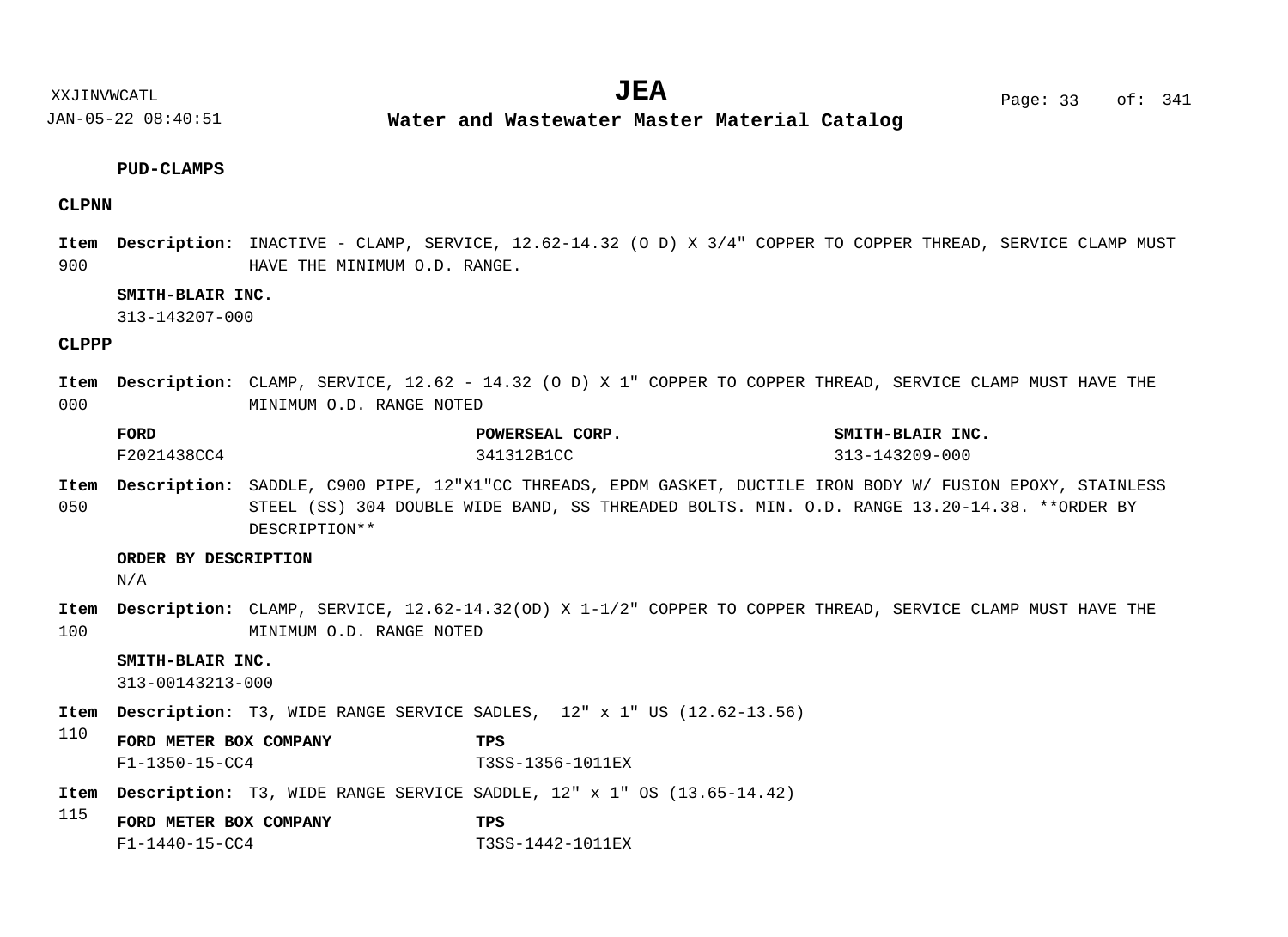**PUD-CLAMPS**

**CLPNN**

**Item 900** **Description:** INACTIVE - CLAMP, SERVICE, 12.62-14.32 (O D) X 3/4" COPPER TO COPPER THREAD, SERVICE CLAMP MUST HAVE THE MINIMUM O.D. RANGE.

**SMITH-BLAIR INC.**
313-143207-000

**CLPPP**

**Item 000** **Description:** CLAMP, SERVICE, 12.62 - 14.32 (O D) X 1" COPPER TO COPPER THREAD, SERVICE CLAMP MUST HAVE THE MINIMUM O.D. RANGE NOTED

| FORD | POWERSEAL CORP. | SMITH-BLAIR INC. |
|---|---|---|
| F2021438CC4 | 341312B1CC | 313-143209-000 |

**Item 050** **Description:** SADDLE, C900 PIPE, 12"X1"CC THREADS, EPDM GASKET, DUCTILE IRON BODY W/ FUSION EPOXY, STAINLESS STEEL (SS) 304 DOUBLE WIDE BAND, SS THREADED BOLTS. MIN. O.D. RANGE 13.20-14.38. **ORDER BY DESCRIPTION**

**ORDER BY DESCRIPTION**
N/A

**Item 100** **Description:** CLAMP, SERVICE, 12.62-14.32(OD) X 1-1/2" COPPER TO COPPER THREAD, SERVICE CLAMP MUST HAVE THE MINIMUM O.D. RANGE NOTED

**SMITH-BLAIR INC.**
313-00143213-000

**Item 110** **Description:** T3, WIDE RANGE SERVICE SADLES, 12" x 1" US (12.62-13.56)

| FORD METER BOX COMPANY | TPS |
|---|---|
| F1-1350-15-CC4 | T3SS-1356-1011EX |

**Item 115** **Description:** T3, WIDE RANGE SERVICE SADDLE, 12" x 1" OS (13.65-14.42)

| FORD METER BOX COMPANY | TPS |
|---|---|
| F1-1440-15-CC4 | T3SS-1442-1011EX |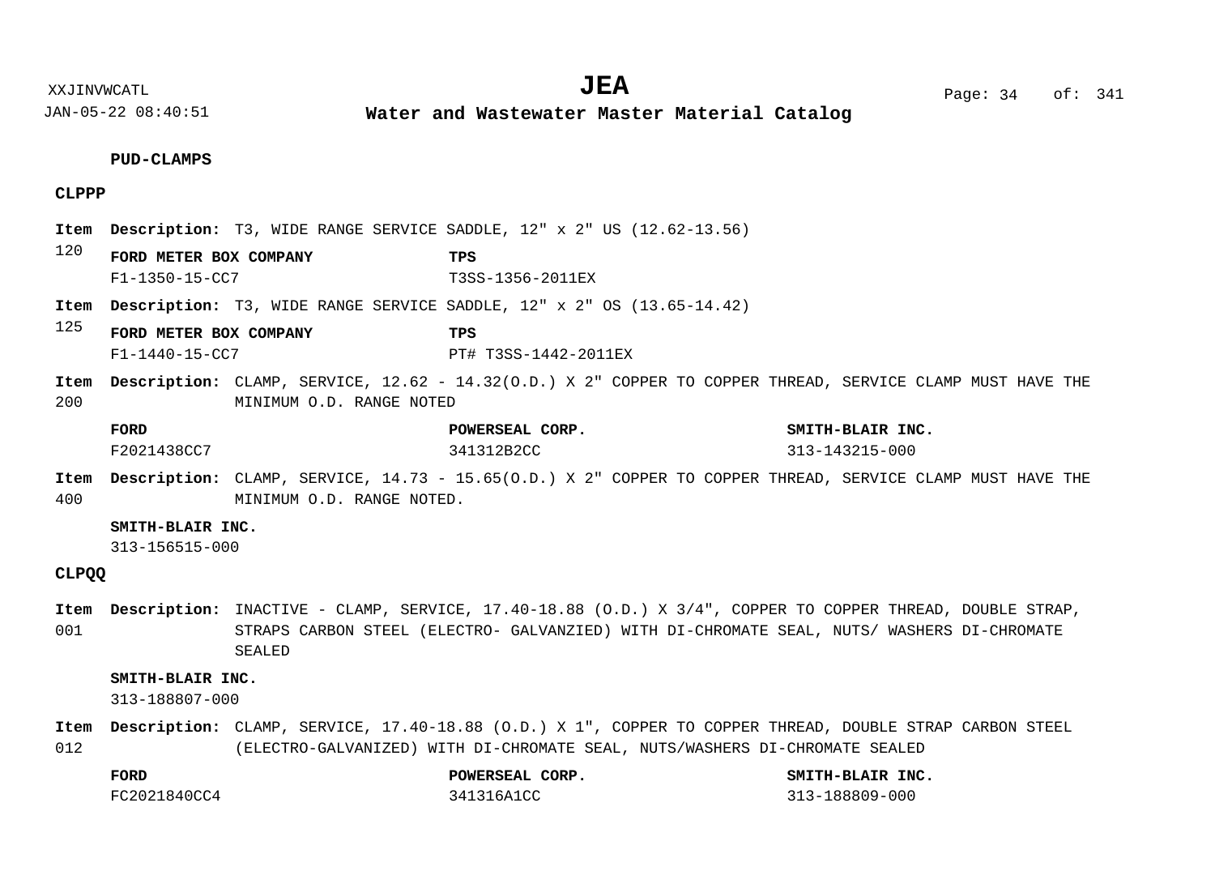## PUD-CLAMPS

### CLPPP

**Item 120** **Description:** T3, WIDE RANGE SERVICE SADDLE, 12" x 2" US (12.62-13.56)

| FORD METER BOX COMPANY | TPS |
|---|---|
| F1-1350-15-CC7 | T3SS-1356-2011EX |

**Item 125** **Description:** T3, WIDE RANGE SERVICE SADDLE, 12" x 2" OS (13.65-14.42)

| FORD METER BOX COMPANY | TPS |
|---|---|
| F1-1440-15-CC7 | PT# T3SS-1442-2011EX |

**Item 200** **Description:** CLAMP, SERVICE, 12.62 - 14.32(O.D.) X 2" COPPER TO COPPER THREAD, SERVICE CLAMP MUST HAVE THE MINIMUM O.D. RANGE NOTED

| FORD | POWERSEAL CORP. | SMITH-BLAIR INC. |
|---|---|---|
| F2021438CC7 | 341312B2CC | 313-143215-000 |

**Item 400** **Description:** CLAMP, SERVICE, 14.73 - 15.65(O.D.) X 2" COPPER TO COPPER THREAD, SERVICE CLAMP MUST HAVE THE MINIMUM O.D. RANGE NOTED.

| SMITH-BLAIR INC. |
|---|
| 313-156515-000 |

### CLPQQ

**Item 001** **Description:** INACTIVE - CLAMP, SERVICE, 17.40-18.88 (O.D.) X 3/4", COPPER TO COPPER THREAD, DOUBLE STRAP, STRAPS CARBON STEEL (ELECTRO- GALVANZIED) WITH DI-CHROMATE SEAL, NUTS/ WASHERS DI-CHROMATE SEALED

| SMITH-BLAIR INC. |
|---|
| 313-188807-000 |

**Item 012** **Description:** CLAMP, SERVICE, 17.40-18.88 (O.D.) X 1", COPPER TO COPPER THREAD, DOUBLE STRAP CARBON STEEL (ELECTRO-GALVANIZED) WITH DI-CHROMATE SEAL, NUTS/WASHERS DI-CHROMATE SEALED

| FORD | POWERSEAL CORP. | SMITH-BLAIR INC. |
|---|---|---|
| FC2021840CC4 | 341316A1CC | 313-188809-000 |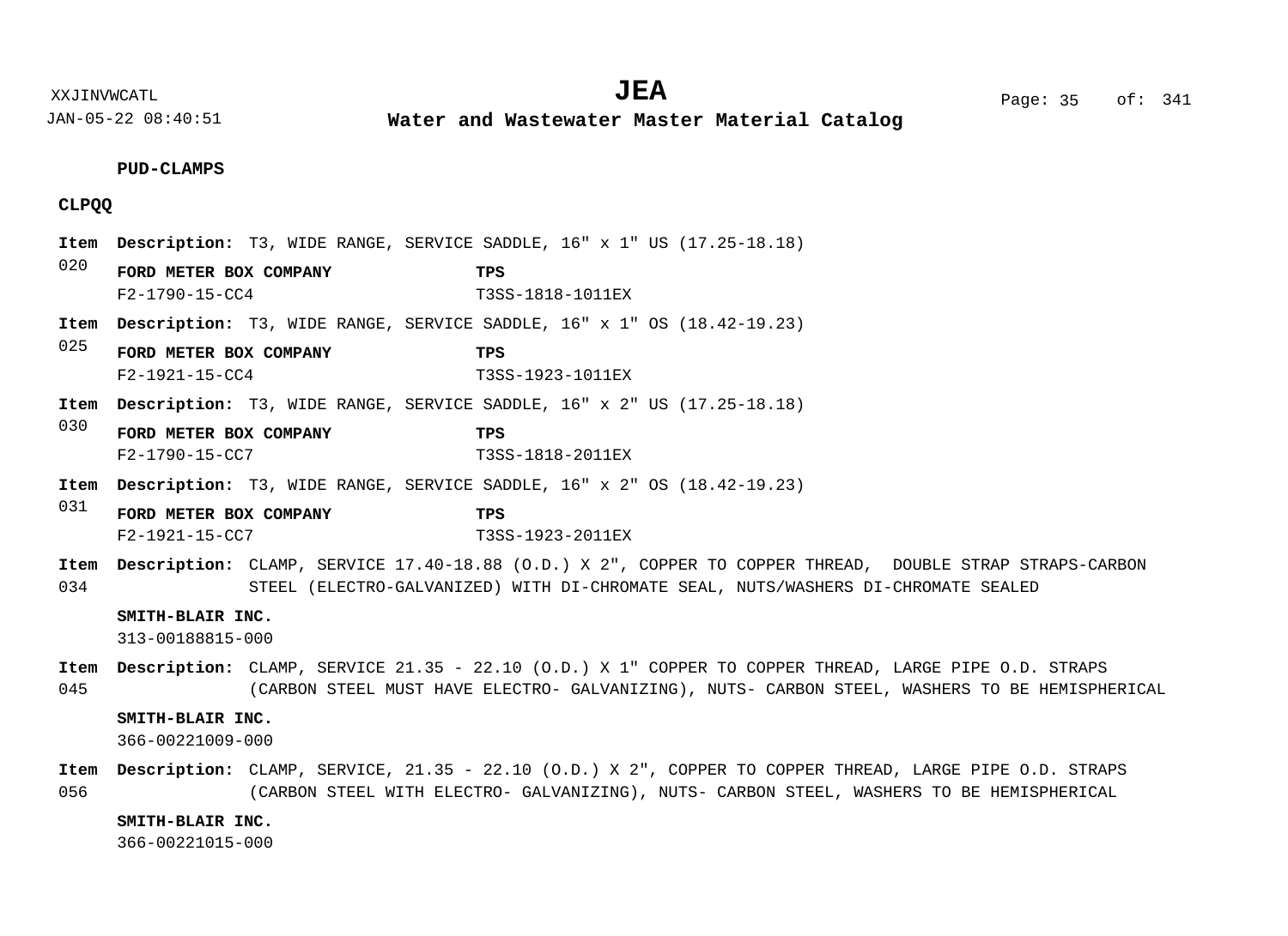**PUD-CLAMPS**

**CLPQQ**

**Item** 020
**Description:** T3, WIDE RANGE, SERVICE SADDLE, 16" x 1" US (17.25-18.18)

| FORD METER BOX COMPANY | TPS |
|---|---|
| F2-1790-15-CC4 | T3SS-1818-1011EX |

**Item** 025
**Description:** T3, WIDE RANGE, SERVICE SADDLE, 16" x 1" OS (18.42-19.23)

| FORD METER BOX COMPANY | TPS |
|---|---|
| F2-1921-15-CC4 | T3SS-1923-1011EX |

**Item** 030
**Description:** T3, WIDE RANGE, SERVICE SADDLE, 16" x 2" US (17.25-18.18)

| FORD METER BOX COMPANY | TPS |
|---|---|
| F2-1790-15-CC7 | T3SS-1818-2011EX |

**Item** 031
**Description:** T3, WIDE RANGE, SERVICE SADDLE, 16" x 2" OS (18.42-19.23)

| FORD METER BOX COMPANY | TPS |
|---|---|
| F2-1921-15-CC7 | T3SS-1923-2011EX |

**Item** 034
**Description:** CLAMP, SERVICE 17.40-18.88 (O.D.) X 2", COPPER TO COPPER THREAD, DOUBLE STRAP STRAPS-CARBON STEEL (ELECTRO-GALVANIZED) WITH DI-CHROMATE SEAL, NUTS/WASHERS DI-CHROMATE SEALED

**SMITH-BLAIR INC.**
313-00188815-000

**Item** 045
**Description:** CLAMP, SERVICE 21.35 - 22.10 (O.D.) X 1" COPPER TO COPPER THREAD, LARGE PIPE O.D. STRAPS (CARBON STEEL MUST HAVE ELECTRO- GALVANIZING), NUTS- CARBON STEEL, WASHERS TO BE HEMISPHERICAL

**SMITH-BLAIR INC.**
366-00221009-000

**Item** 056
**Description:** CLAMP, SERVICE, 21.35 - 22.10 (O.D.) X 2", COPPER TO COPPER THREAD, LARGE PIPE O.D. STRAPS (CARBON STEEL WITH ELECTRO- GALVANIZING), NUTS- CARBON STEEL, WASHERS TO BE HEMISPHERICAL

**SMITH-BLAIR INC.**
366-00221015-000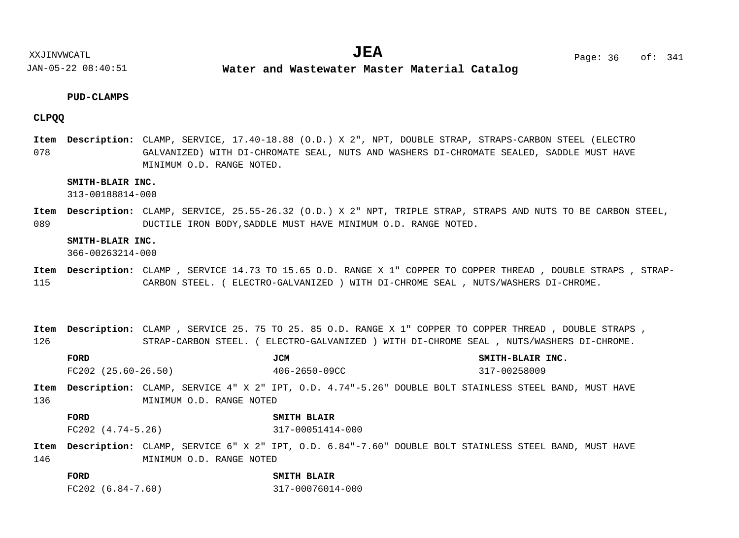**PUD-CLAMPS**

**CLPQQ**

**Item** 078 **Description:** CLAMP, SERVICE, 17.40-18.88 (O.D.) X 2", NPT, DOUBLE STRAP, STRAPS-CARBON STEEL (ELECTRO GALVANIZED) WITH DI-CHROMATE SEAL, NUTS AND WASHERS DI-CHROMATE SEALED, SADDLE MUST HAVE MINIMUM O.D. RANGE NOTED.

**SMITH-BLAIR INC.**
313-00188814-000

**Item** 089 **Description:** CLAMP, SERVICE, 25.55-26.32 (O.D.) X 2" NPT, TRIPLE STRAP, STRAPS AND NUTS TO BE CARBON STEEL, DUCTILE IRON BODY,SADDLE MUST HAVE MINIMUM O.D. RANGE NOTED.

**SMITH-BLAIR INC.**
366-00263214-000

**Item** 115 **Description:** CLAMP , SERVICE 14.73 TO 15.65 O.D. RANGE X 1" COPPER TO COPPER THREAD , DOUBLE STRAPS , STRAP-CARBON STEEL. ( ELECTRO-GALVANIZED ) WITH DI-CHROME SEAL , NUTS/WASHERS DI-CHROME.

**Item** 126 **Description:** CLAMP , SERVICE 25. 75 TO 25. 85 O.D. RANGE X 1" COPPER TO COPPER THREAD , DOUBLE STRAPS , STRAP-CARBON STEEL. ( ELECTRO-GALVANIZED ) WITH DI-CHROME SEAL , NUTS/WASHERS DI-CHROME.

| FORD | JCM | SMITH-BLAIR INC. |
|---|---|---|
| FC202 (25.60-26.50) | 406-2650-09CC | 317-00258009 |

**Item** 136 **Description:** CLAMP, SERVICE 4" X 2" IPT, O.D. 4.74"-5.26" DOUBLE BOLT STAINLESS STEEL BAND, MUST HAVE MINIMUM O.D. RANGE NOTED

| FORD | SMITH BLAIR |
|---|---|
| FC202 (4.74-5.26) | 317-00051414-000 |

**Item** 146 **Description:** CLAMP, SERVICE 6" X 2" IPT, O.D. 6.84"-7.60" DOUBLE BOLT STAINLESS STEEL BAND, MUST HAVE MINIMUM O.D. RANGE NOTED

| FORD | SMITH BLAIR |
|---|---|
| FC202 (6.84-7.60) | 317-00076014-000 |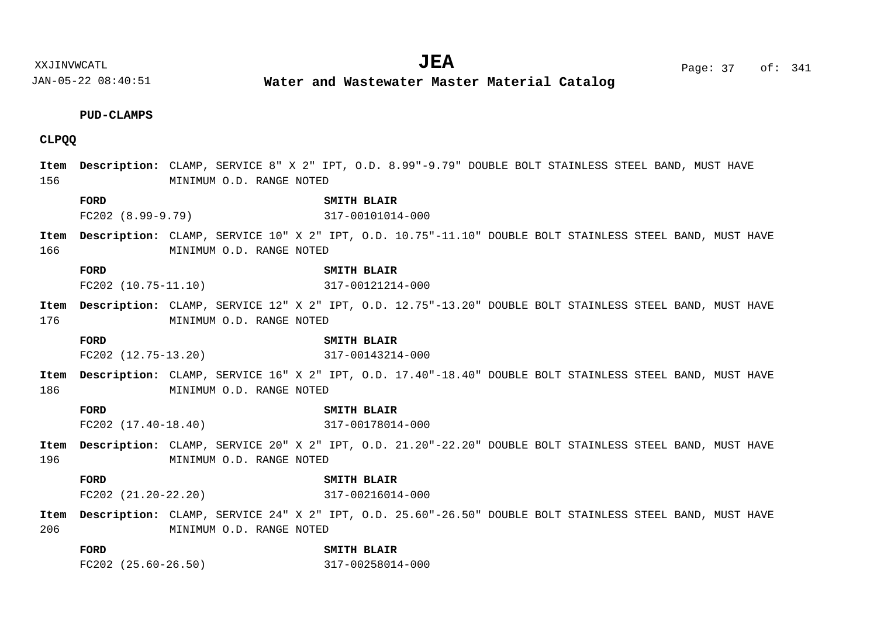## PUD-CLAMPS

### CLPQQ

**Item 156** **Description:** CLAMP, SERVICE 8" X 2" IPT, O.D. 8.99"-9.79" DOUBLE BOLT STAINLESS STEEL BAND, MUST HAVE MINIMUM O.D. RANGE NOTED

| FORD | SMITH BLAIR |
|---|---|
| FC202 (8.99-9.79) | 317-00101014-000 |

**Item 166** **Description:** CLAMP, SERVICE 10" X 2" IPT, O.D. 10.75"-11.10" DOUBLE BOLT STAINLESS STEEL BAND, MUST HAVE MINIMUM O.D. RANGE NOTED

| FORD | SMITH BLAIR |
|---|---|
| FC202 (10.75-11.10) | 317-00121214-000 |

**Item 176** **Description:** CLAMP, SERVICE 12" X 2" IPT, O.D. 12.75"-13.20" DOUBLE BOLT STAINLESS STEEL BAND, MUST HAVE MINIMUM O.D. RANGE NOTED

| FORD | SMITH BLAIR |
|---|---|
| FC202 (12.75-13.20) | 317-00143214-000 |

**Item 186** **Description:** CLAMP, SERVICE 16" X 2" IPT, O.D. 17.40"-18.40" DOUBLE BOLT STAINLESS STEEL BAND, MUST HAVE MINIMUM O.D. RANGE NOTED

| FORD | SMITH BLAIR |
|---|---|
| FC202 (17.40-18.40) | 317-00178014-000 |

**Item 196** **Description:** CLAMP, SERVICE 20" X 2" IPT, O.D. 21.20"-22.20" DOUBLE BOLT STAINLESS STEEL BAND, MUST HAVE MINIMUM O.D. RANGE NOTED

| FORD | SMITH BLAIR |
|---|---|
| FC202 (21.20-22.20) | 317-00216014-000 |

**Item 206** **Description:** CLAMP, SERVICE 24" X 2" IPT, O.D. 25.60"-26.50" DOUBLE BOLT STAINLESS STEEL BAND, MUST HAVE MINIMUM O.D. RANGE NOTED

| FORD | SMITH BLAIR |
|---|---|
| FC202 (25.60-26.50) | 317-00258014-000 |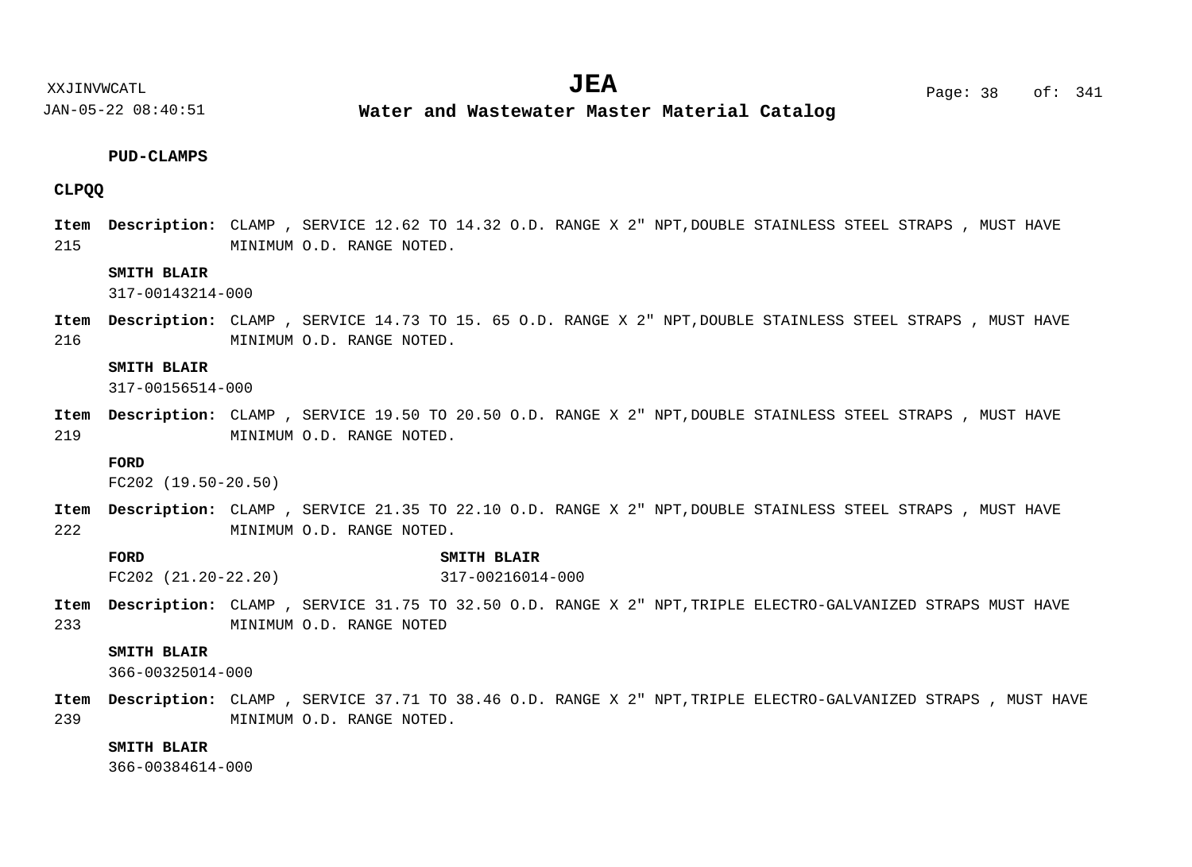**PUD-CLAMPS**

**CLPQQ**

**Item 215** **Description:** CLAMP , SERVICE 12.62 TO 14.32 O.D. RANGE X 2" NPT,DOUBLE STAINLESS STEEL STRAPS , MUST HAVE MINIMUM O.D. RANGE NOTED.

**SMITH BLAIR**
317-00143214-000

**Item 216** **Description:** CLAMP , SERVICE 14.73 TO 15. 65 O.D. RANGE X 2" NPT,DOUBLE STAINLESS STEEL STRAPS , MUST HAVE MINIMUM O.D. RANGE NOTED.

**SMITH BLAIR**
317-00156514-000

**Item 219** **Description:** CLAMP , SERVICE 19.50 TO 20.50 O.D. RANGE X 2" NPT,DOUBLE STAINLESS STEEL STRAPS , MUST HAVE MINIMUM O.D. RANGE NOTED.

**FORD**
FC202 (19.50-20.50)

**Item 222** **Description:** CLAMP , SERVICE 21.35 TO 22.10 O.D. RANGE X 2" NPT,DOUBLE STAINLESS STEEL STRAPS , MUST HAVE MINIMUM O.D. RANGE NOTED.

**FORD**
FC202 (21.20-22.20)

**SMITH BLAIR**
317-00216014-000

**Item 233** **Description:** CLAMP , SERVICE 31.75 TO 32.50 O.D. RANGE X 2" NPT,TRIPLE ELECTRO-GALVANIZED STRAPS MUST HAVE MINIMUM O.D. RANGE NOTED

**SMITH BLAIR**
366-00325014-000

**Item 239** **Description:** CLAMP , SERVICE 37.71 TO 38.46 O.D. RANGE X 2" NPT,TRIPLE ELECTRO-GALVANIZED STRAPS , MUST HAVE MINIMUM O.D. RANGE NOTED.

**SMITH BLAIR**
366-00384614-000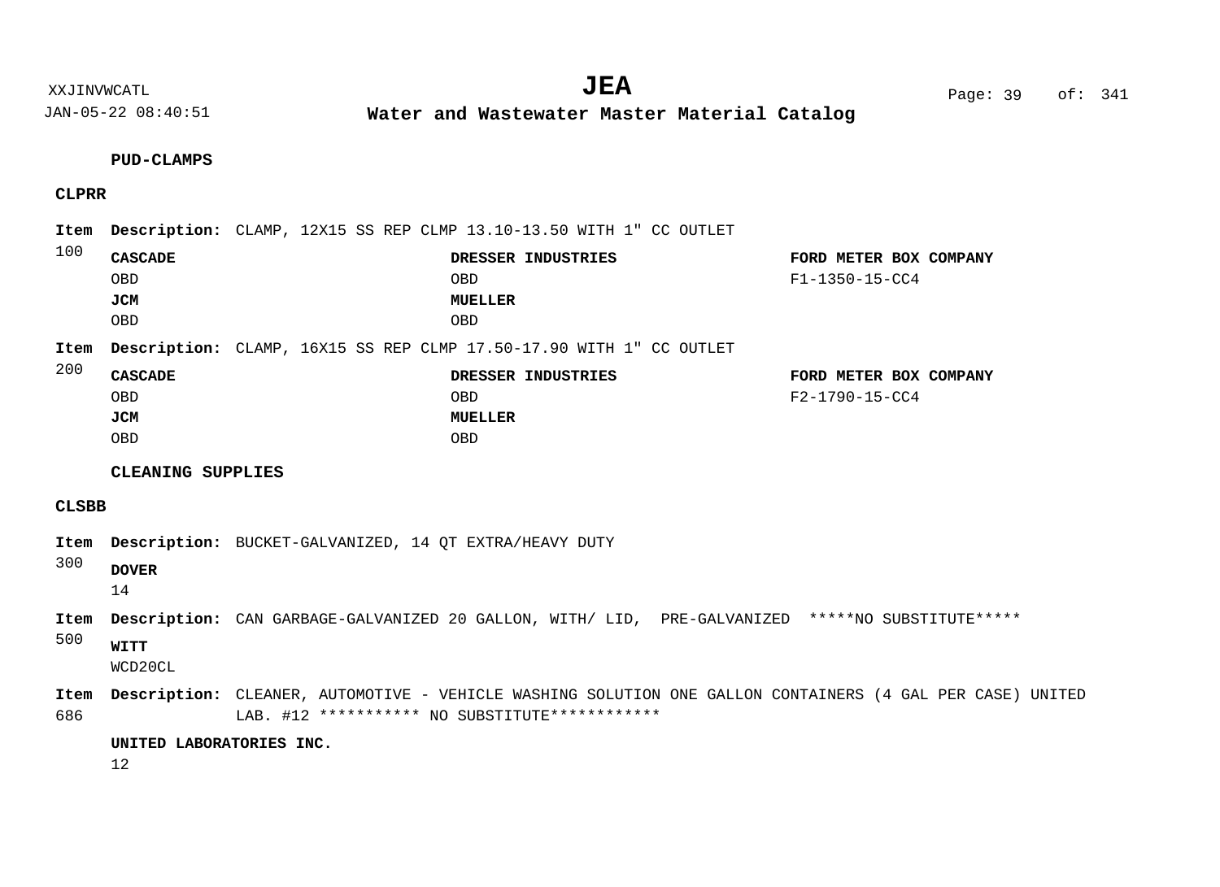## PUD-CLAMPS

### CLPRR

**Item 100** **Description:** CLAMP, 12X15 SS REP CLMP 13.10-13.50 WITH 1" CC OUTLET

| CASCADE | DRESSER INDUSTRIES | FORD METER BOX COMPANY |
|---|---|---|
| OBD | OBD | F1-1350-15-CC4 |
| **JCM** | **MUELLER** | |
| OBD | OBD | |

**Item 200** **Description:** CLAMP, 16X15 SS REP CLMP 17.50-17.90 WITH 1" CC OUTLET

| CASCADE | DRESSER INDUSTRIES | FORD METER BOX COMPANY |
|---|---|---|
| OBD | OBD | F2-1790-15-CC4 |
| **JCM** | **MUELLER** | |
| OBD | OBD | |

## CLEANING SUPPLIES

### CLSBB

**Item 300** **Description:** BUCKET-GALVANIZED, 14 QT EXTRA/HEAVY DUTY

**DOVER**
14

**Item 500** **Description:** CAN GARBAGE-GALVANIZED 20 GALLON, WITH/ LID, PRE-GALVANIZED *****NO SUBSTITUTE*****

**WITT**
WCD20CL

**Item 686** **Description:** CLEANER, AUTOMOTIVE - VEHICLE WASHING SOLUTION ONE GALLON CONTAINERS (4 GAL PER CASE) UNITED LAB. #12 *********** NO SUBSTITUTE************

**UNITED LABORATORIES INC.**
12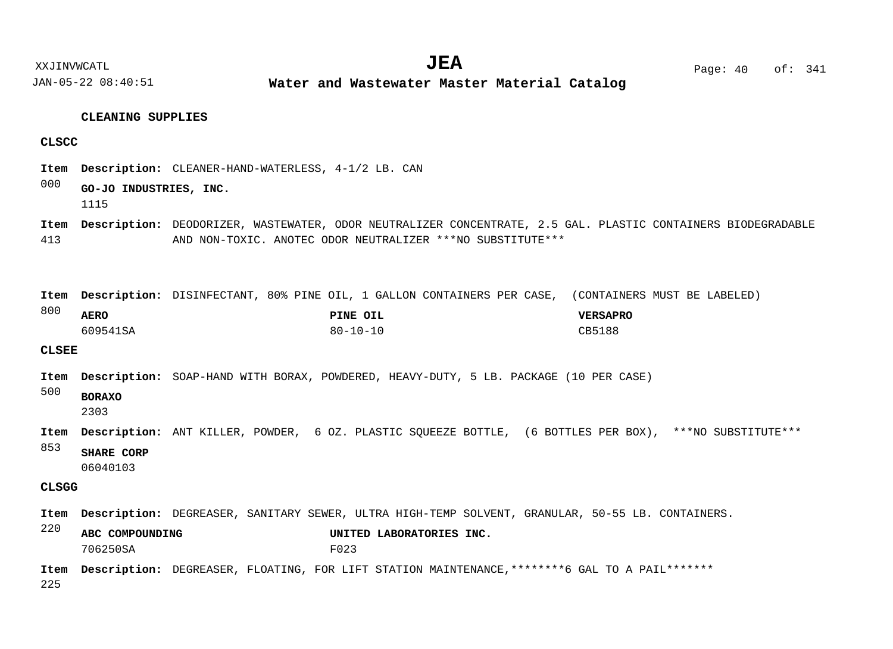## CLEANING SUPPLIES

### CLSCC

**Item** 000 **Description:** CLEANER-HAND-WATERLESS, 4-1/2 LB. CAN

**GO-JO INDUSTRIES, INC.**
1115

**Item** 413 **Description:** DEODORIZER, WASTEWATER, ODOR NEUTRALIZER CONCENTRATE, 2.5 GAL. PLASTIC CONTAINERS BIODEGRADABLE AND NON-TOXIC. ANOTEC ODOR NEUTRALIZER ***NO SUBSTITUTE***

**Item** 800 **Description:** DISINFECTANT, 80% PINE OIL, 1 GALLON CONTAINERS PER CASE, (CONTAINERS MUST BE LABELED)

| AERO | PINE OIL | VERSAPRO |
|---|---|---|
| 609541SA | 80-10-10 | CB5188 |

### CLSEE

**Item** 500 **Description:** SOAP-HAND WITH BORAX, POWDERED, HEAVY-DUTY, 5 LB. PACKAGE (10 PER CASE)

**BORAXO**
2303

**Item** 853 **Description:** ANT KILLER, POWDER, 6 OZ. PLASTIC SQUEEZE BOTTLE, (6 BOTTLES PER BOX), ***NO SUBSTITUTE***

**SHARE CORP**
06040103

### CLSGG

**Item** 220 **Description:** DEGREASER, SANITARY SEWER, ULTRA HIGH-TEMP SOLVENT, GRANULAR, 50-55 LB. CONTAINERS.

| ABC COMPOUNDING | UNITED LABORATORIES INC. |
|---|---|
| 706250SA | F023 |

**Item** 225 **Description:** DEGREASER, FLOATING, FOR LIFT STATION MAINTENANCE,********6 GAL TO A PAIL*******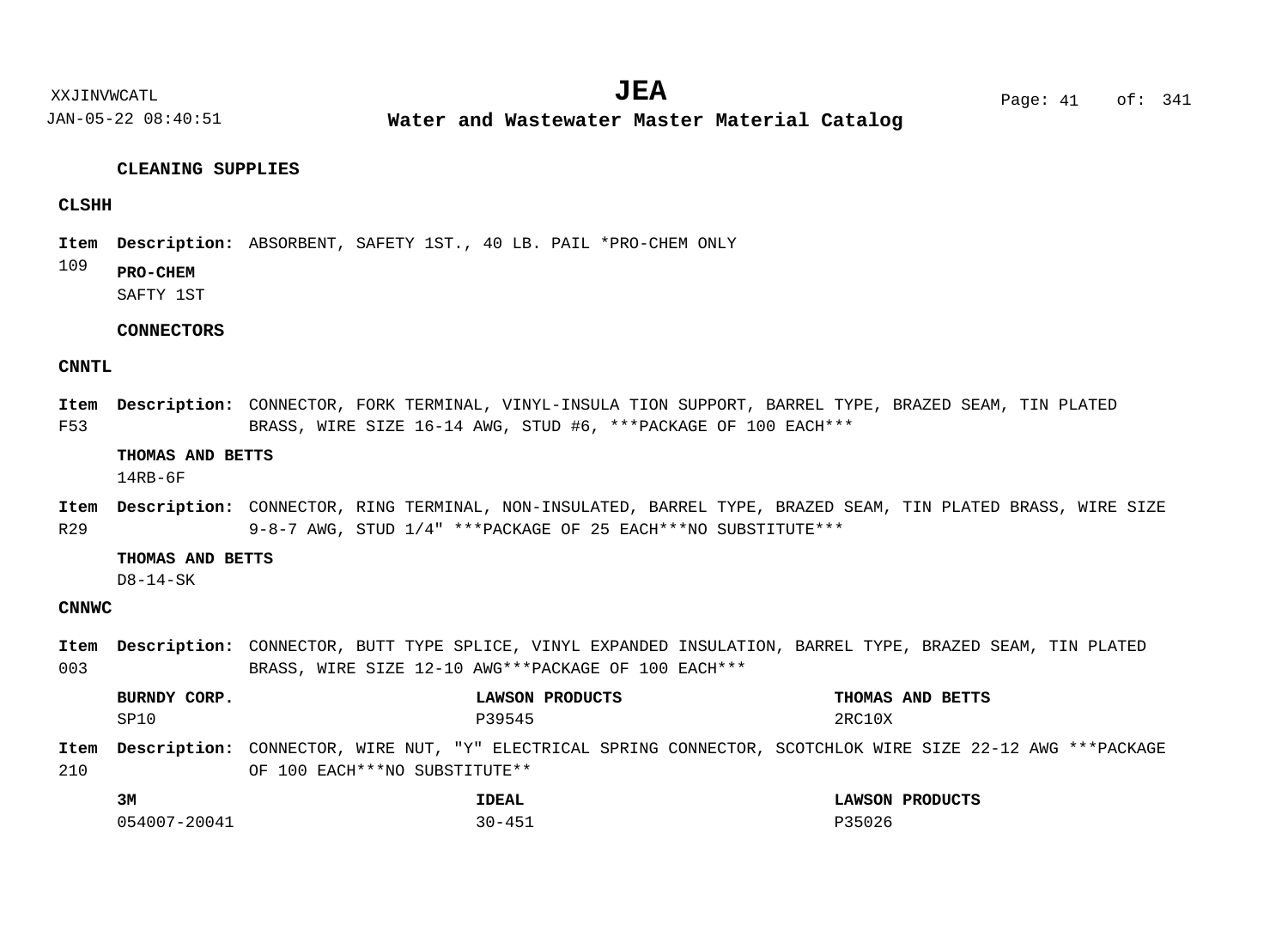## CLEANING SUPPLIES

### CLSHH

**Item** 109 **Description:** ABSORBENT, SAFETY 1ST., 40 LB. PAIL *PRO-CHEM ONLY

**PRO-CHEM**
SAFTY 1ST

## CONNECTORS

### CNNTL

**Item** F53 **Description:** CONNECTOR, FORK TERMINAL, VINYL-INSULA TION SUPPORT, BARREL TYPE, BRAZED SEAM, TIN PLATED BRASS, WIRE SIZE 16-14 AWG, STUD #6, ***PACKAGE OF 100 EACH***

**THOMAS AND BETTS**
14RB-6F

**Item** R29 **Description:** CONNECTOR, RING TERMINAL, NON-INSULATED, BARREL TYPE, BRAZED SEAM, TIN PLATED BRASS, WIRE SIZE 9-8-7 AWG, STUD 1/4" ***PACKAGE OF 25 EACH***NO SUBSTITUTE***

**THOMAS AND BETTS**
D8-14-SK

### CNNWC

**Item** 003 **Description:** CONNECTOR, BUTT TYPE SPLICE, VINYL EXPANDED INSULATION, BARREL TYPE, BRAZED SEAM, TIN PLATED BRASS, WIRE SIZE 12-10 AWG***PACKAGE OF 100 EACH***

| BURNDY CORP. | LAWSON PRODUCTS | THOMAS AND BETTS |
|---|---|---|
| SP10 | P39545 | 2RC10X |

**Item** 210 **Description:** CONNECTOR, WIRE NUT, "Y" ELECTRICAL SPRING CONNECTOR, SCOTCHLOK WIRE SIZE 22-12 AWG ***PACKAGE OF 100 EACH***NO SUBSTITUTE**

| 3M | IDEAL | LAWSON PRODUCTS |
|---|---|---|
| 054007-20041 | 30-451 | P35026 |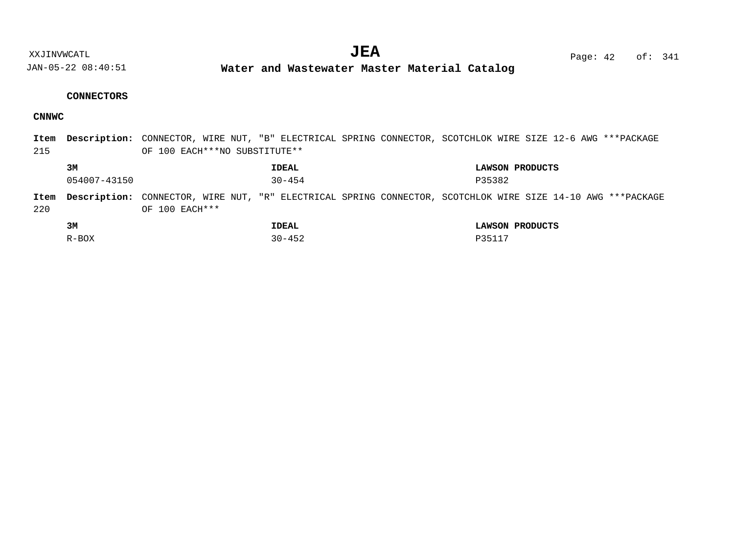## CONNECTORS

### CNNWC

**Item** 215 **Description:** CONNECTOR, WIRE NUT, "B" ELECTRICAL SPRING CONNECTOR, SCOTCHLOK WIRE SIZE 12-6 AWG ***PACKAGE OF 100 EACH***NO SUBSTITUTE**

| 3M | IDEAL | LAWSON PRODUCTS |
|---|---|---|
| 054007-43150 | 30-454 | P35382 |

**Item** 220 **Description:** CONNECTOR, WIRE NUT, "R" ELECTRICAL SPRING CONNECTOR, SCOTCHLOK WIRE SIZE 14-10 AWG ***PACKAGE OF 100 EACH***

| 3M | IDEAL | LAWSON PRODUCTS |
|---|---|---|
| R-BOX | 30-452 | P35117 |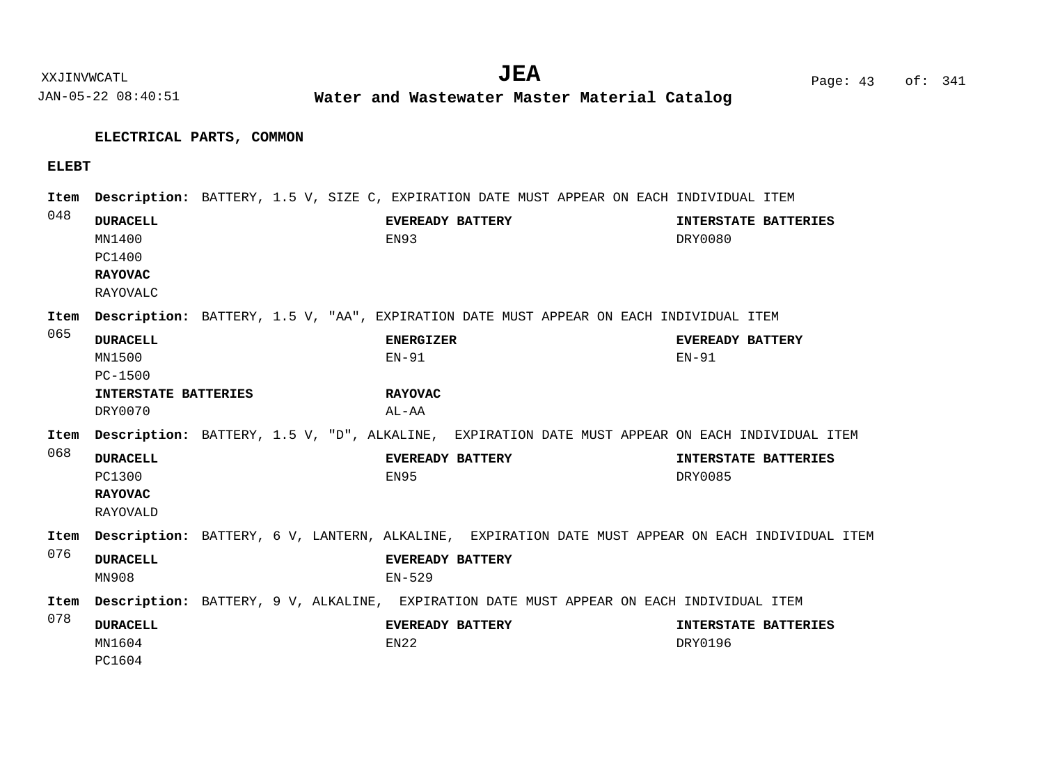## ELECTRICAL PARTS, COMMON

### ELEBT

**Item 048**

**Description:** BATTERY, 1.5 V, SIZE C, EXPIRATION DATE MUST APPEAR ON EACH INDIVIDUAL ITEM

| | | |
|---|---|---|
| **DURACELL** | **EVEREADY BATTERY** | **INTERSTATE BATTERIES** |
| MN1400 | EN93 | DRY0080 |
| PC1400 | | |
| **RAYOVAC** | | |
| RAYOVALC | | |

**Item 065**

**Description:** BATTERY, 1.5 V, "AA", EXPIRATION DATE MUST APPEAR ON EACH INDIVIDUAL ITEM

| | | |
|---|---|---|
| **DURACELL** | **ENERGIZER** | **EVEREADY BATTERY** |
| MN1500 | EN-91 | EN-91 |
| PC-1500 | | |
| **INTERSTATE BATTERIES** | **RAYOVAC** | |
| DRY0070 | AL-AA | |

**Item 068**

**Description:** BATTERY, 1.5 V, "D", ALKALINE, EXPIRATION DATE MUST APPEAR ON EACH INDIVIDUAL ITEM

| | | |
|---|---|---|
| **DURACELL** | **EVEREADY BATTERY** | **INTERSTATE BATTERIES** |
| PC1300 | EN95 | DRY0085 |
| **RAYOVAC** | | |
| RAYOVALD | | |

**Item 076**

**Description:** BATTERY, 6 V, LANTERN, ALKALINE, EXPIRATION DATE MUST APPEAR ON EACH INDIVIDUAL ITEM

| | |
|---|---|
| **DURACELL** | **EVEREADY BATTERY** |
| MN908 | EN-529 |

**Item 078**

**Description:** BATTERY, 9 V, ALKALINE, EXPIRATION DATE MUST APPEAR ON EACH INDIVIDUAL ITEM

| | | |
|---|---|---|
| **DURACELL** | **EVEREADY BATTERY** | **INTERSTATE BATTERIES** |
| MN1604 | EN22 | DRY0196 |
| PC1604 | | |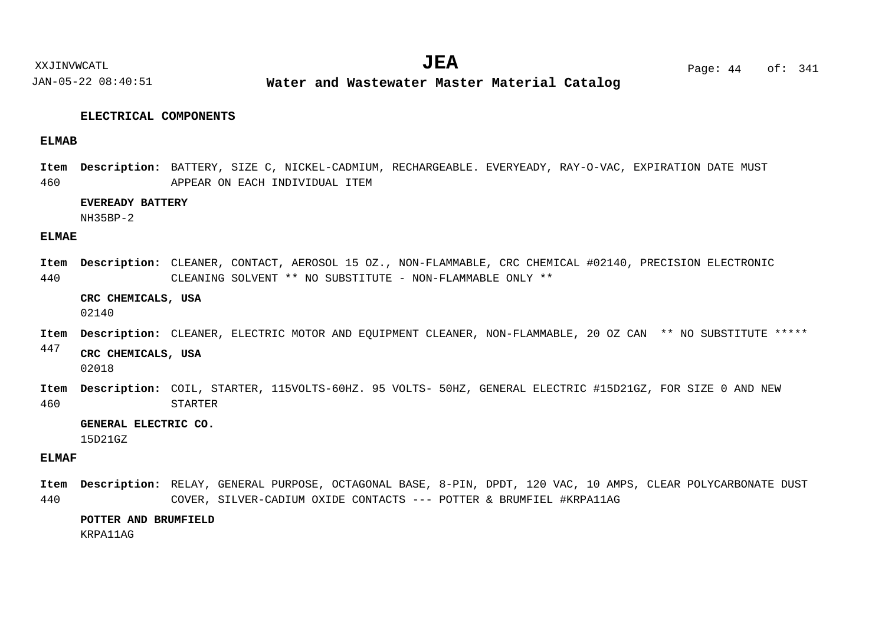## ELECTRICAL COMPONENTS

### ELMAB

**Item** 460 **Description:** BATTERY, SIZE C, NICKEL-CADMIUM, RECHARGEABLE. EVERYEADY, RAY-O-VAC, EXPIRATION DATE MUST APPEAR ON EACH INDIVIDUAL ITEM

**EVEREADY BATTERY**
NH35BP-2

### ELMAE

**Item** 440 **Description:** CLEANER, CONTACT, AEROSOL 15 OZ., NON-FLAMMABLE, CRC CHEMICAL #02140, PRECISION ELECTRONIC CLEANING SOLVENT ** NO SUBSTITUTE - NON-FLAMMABLE ONLY **

**CRC CHEMICALS, USA**
02140

**Item** 447 **Description:** CLEANER, ELECTRIC MOTOR AND EQUIPMENT CLEANER, NON-FLAMMABLE, 20 OZ CAN ** NO SUBSTITUTE *****

**CRC CHEMICALS, USA**
02018

**Item** 460 **Description:** COIL, STARTER, 115VOLTS-60HZ. 95 VOLTS- 50HZ, GENERAL ELECTRIC #15D21GZ, FOR SIZE 0 AND NEW STARTER

**GENERAL ELECTRIC CO.**
15D21GZ

### ELMAF

**Item** 440 **Description:** RELAY, GENERAL PURPOSE, OCTAGONAL BASE, 8-PIN, DPDT, 120 VAC, 10 AMPS, CLEAR POLYCARBONATE DUST COVER, SILVER-CADIUM OXIDE CONTACTS --- POTTER & BRUMFIEL #KRPA11AG

**POTTER AND BRUMFIELD**
KRPA11AG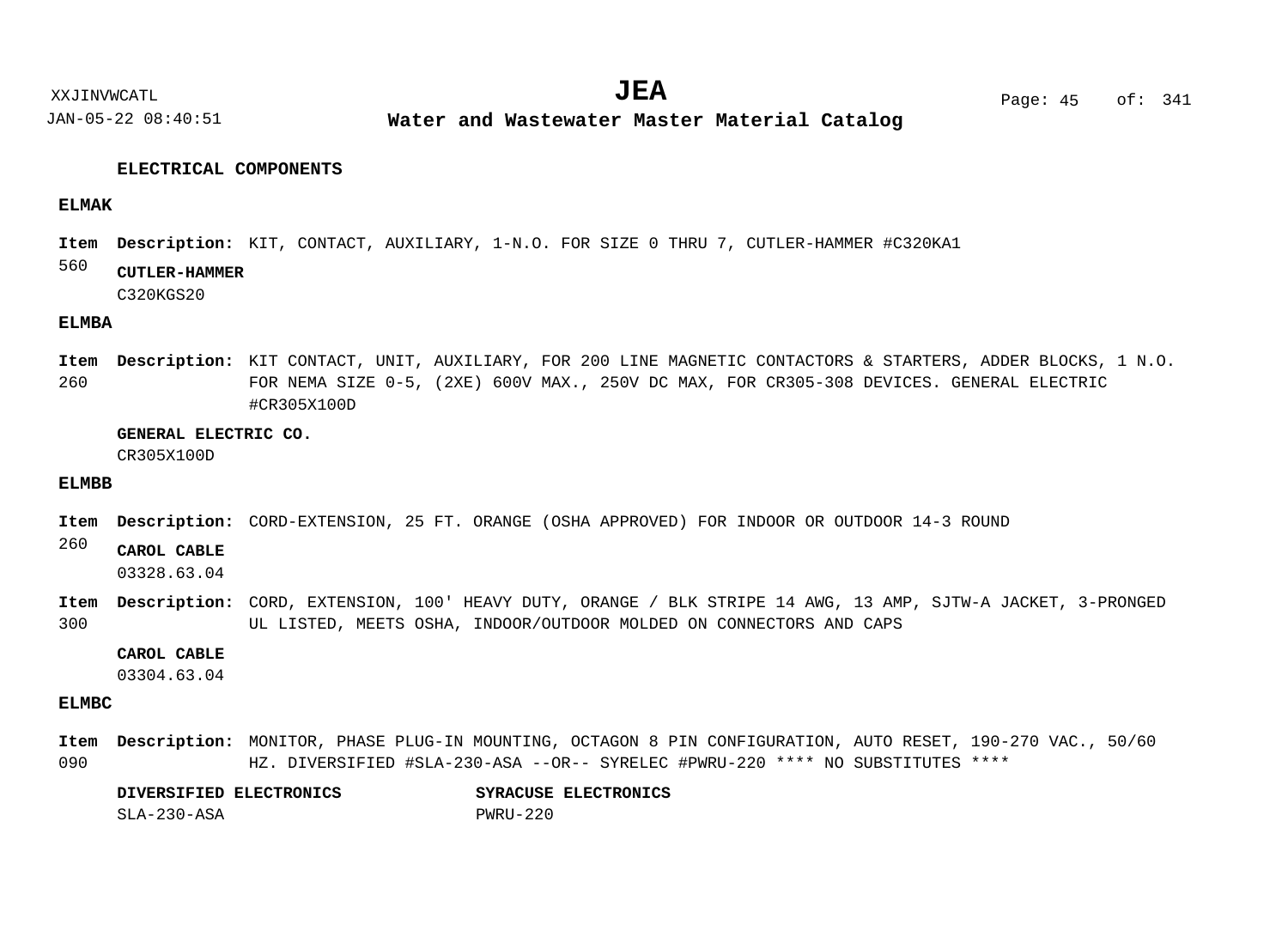## ELECTRICAL COMPONENTS

### ELMAK

**Item** 560 **Description:** KIT, CONTACT, AUXILIARY, 1-N.O. FOR SIZE 0 THRU 7, CUTLER-HAMMER #C320KA1

**CUTLER-HAMMER**
C320KGS20

### ELMBA

**Item** 260 **Description:** KIT CONTACT, UNIT, AUXILIARY, FOR 200 LINE MAGNETIC CONTACTORS & STARTERS, ADDER BLOCKS, 1 N.O. FOR NEMA SIZE 0-5, (2XE) 600V MAX., 250V DC MAX, FOR CR305-308 DEVICES. GENERAL ELECTRIC #CR305X100D

**GENERAL ELECTRIC CO.**
CR305X100D

### ELMBB

**Item** 260 **Description:** CORD-EXTENSION, 25 FT. ORANGE (OSHA APPROVED) FOR INDOOR OR OUTDOOR 14-3 ROUND

**CAROL CABLE**
03328.63.04

**Item** 300 **Description:** CORD, EXTENSION, 100' HEAVY DUTY, ORANGE / BLK STRIPE 14 AWG, 13 AMP, SJTW-A JACKET, 3-PRONGED UL LISTED, MEETS OSHA, INDOOR/OUTDOOR MOLDED ON CONNECTORS AND CAPS

**CAROL CABLE**
03304.63.04

### ELMBC

**Item** 090 **Description:** MONITOR, PHASE PLUG-IN MOUNTING, OCTAGON 8 PIN CONFIGURATION, AUTO RESET, 190-270 VAC., 50/60 HZ. DIVERSIFIED #SLA-230-ASA --OR-- SYRELEC #PWRU-220 **** NO SUBSTITUTES ****

| DIVERSIFIED ELECTRONICS | SYRACUSE ELECTRONICS |
| --- | --- |
| SLA-230-ASA | PWRU-220 |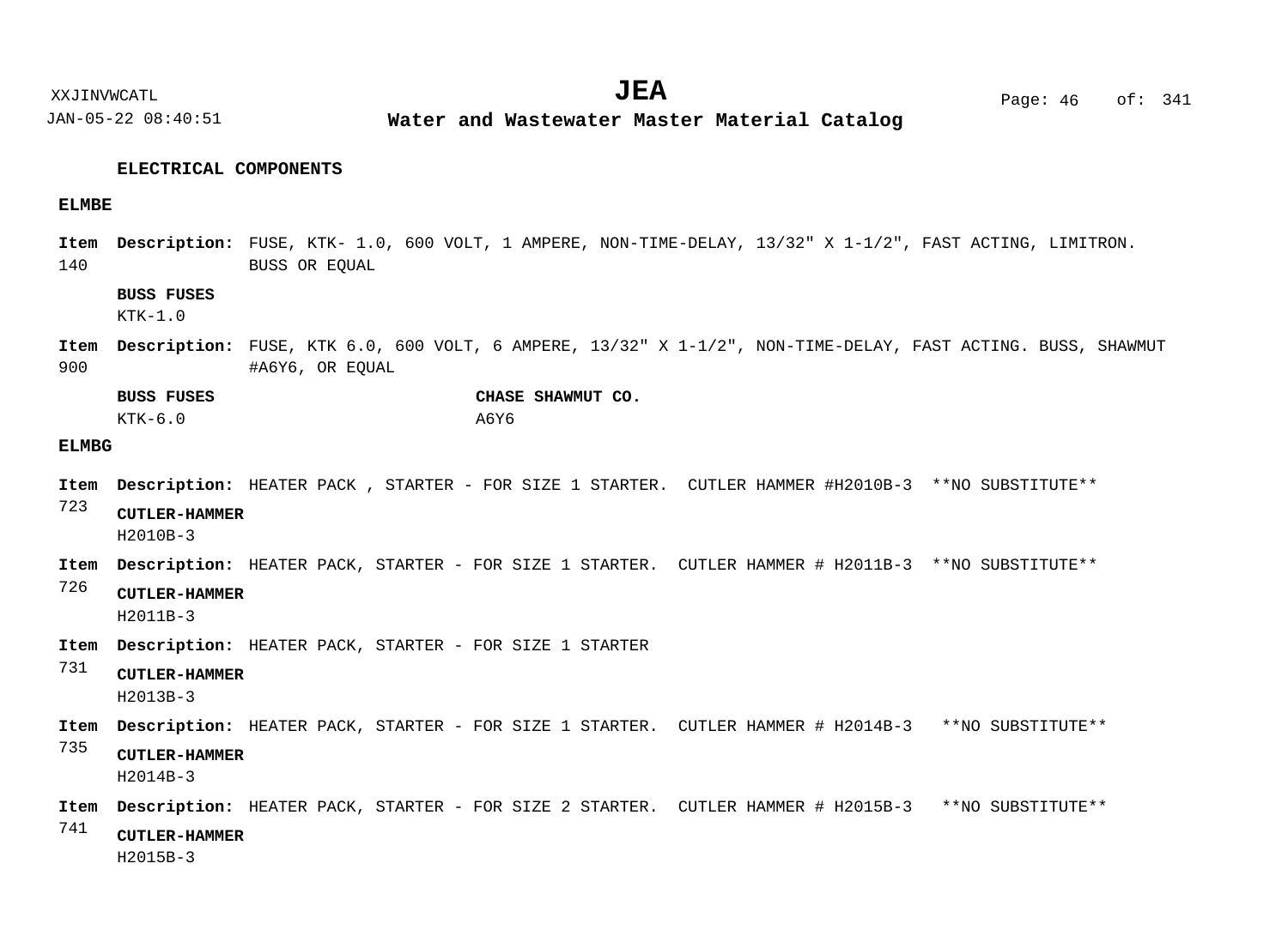**ELECTRICAL COMPONENTS**

**ELMBE**

**Item** 140 **Description:** FUSE, KTK- 1.0, 600 VOLT, 1 AMPERE, NON-TIME-DELAY, 13/32" X 1-1/2", FAST ACTING, LIMITRON. BUSS OR EQUAL

**BUSS FUSES**
KTK-1.0

**Item** 900 **Description:** FUSE, KTK 6.0, 600 VOLT, 6 AMPERE, 13/32" X 1-1/2", NON-TIME-DELAY, FAST ACTING. BUSS, SHAWMUT #A6Y6, OR EQUAL

| BUSS FUSES | CHASE SHAWMUT CO. |
|---|---|
| KTK-6.0 | A6Y6 |

**ELMBG**

**Item** 723 **Description:** HEATER PACK , STARTER - FOR SIZE 1 STARTER. CUTLER HAMMER #H2010B-3 **NO SUBSTITUTE**

**CUTLER-HAMMER**
H2010B-3

**Item** 726 **Description:** HEATER PACK, STARTER - FOR SIZE 1 STARTER. CUTLER HAMMER # H2011B-3 **NO SUBSTITUTE**

**CUTLER-HAMMER**
H2011B-3

**Item** 731 **Description:** HEATER PACK, STARTER - FOR SIZE 1 STARTER

**CUTLER-HAMMER**
H2013B-3

**Item** 735 **Description:** HEATER PACK, STARTER - FOR SIZE 1 STARTER. CUTLER HAMMER # H2014B-3 **NO SUBSTITUTE**

**CUTLER-HAMMER**
H2014B-3

**Item** 741 **Description:** HEATER PACK, STARTER - FOR SIZE 2 STARTER. CUTLER HAMMER # H2015B-3 **NO SUBSTITUTE**

**CUTLER-HAMMER**
H2015B-3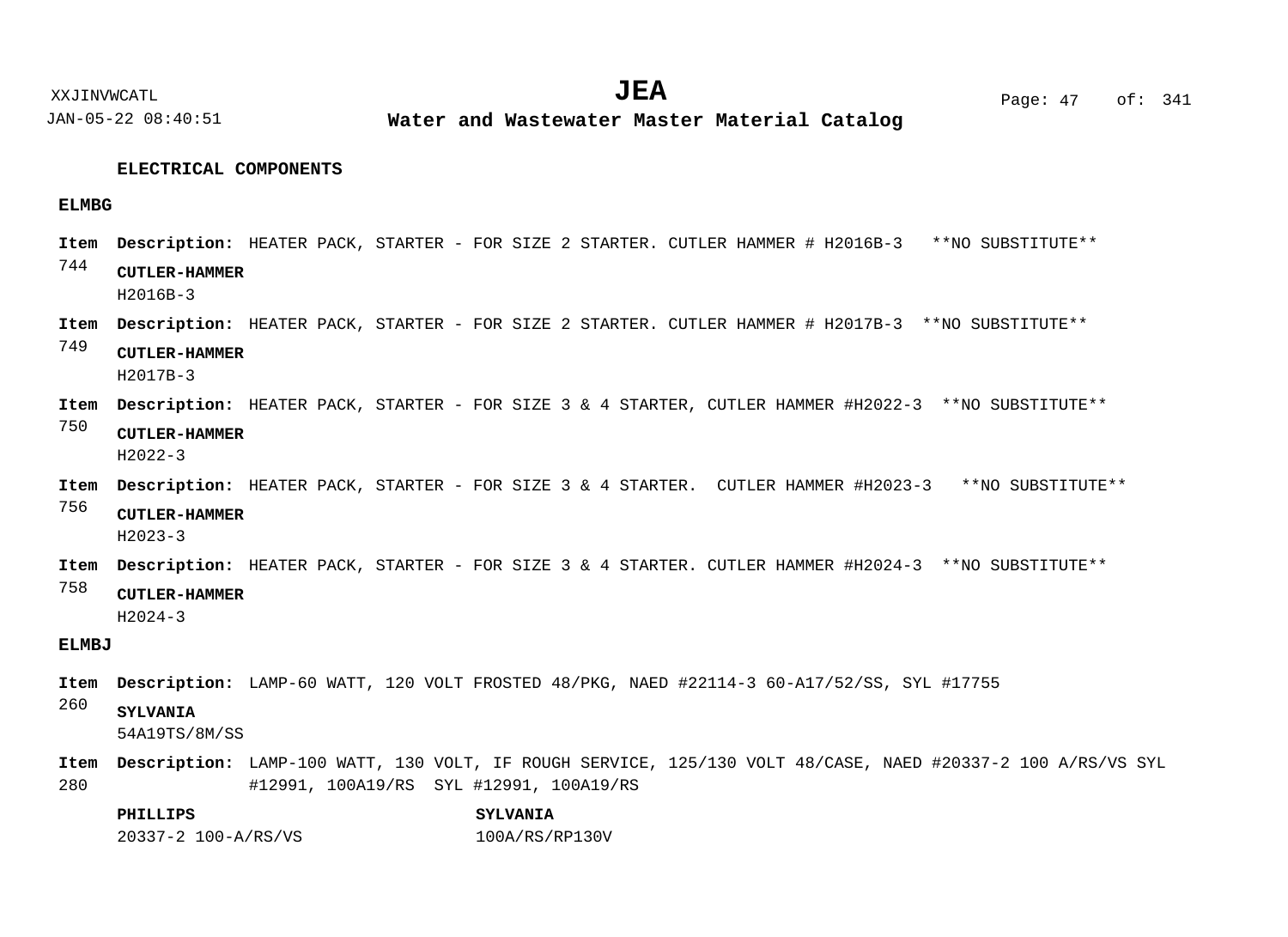## ELECTRICAL COMPONENTS

### ELMBG

**Item** 744 **Description:** HEATER PACK, STARTER - FOR SIZE 2 STARTER. CUTLER HAMMER # H2016B-3 **NO SUBSTITUTE**

**CUTLER-HAMMER**
H2016B-3

**Item** 749 **Description:** HEATER PACK, STARTER - FOR SIZE 2 STARTER. CUTLER HAMMER # H2017B-3 **NO SUBSTITUTE**

**CUTLER-HAMMER**
H2017B-3

**Item** 750 **Description:** HEATER PACK, STARTER - FOR SIZE 3 & 4 STARTER, CUTLER HAMMER #H2022-3 **NO SUBSTITUTE**

**CUTLER-HAMMER**
H2022-3

**Item** 756 **Description:** HEATER PACK, STARTER - FOR SIZE 3 & 4 STARTER. CUTLER HAMMER #H2023-3 **NO SUBSTITUTE**

**CUTLER-HAMMER**
H2023-3

**Item** 758 **Description:** HEATER PACK, STARTER - FOR SIZE 3 & 4 STARTER. CUTLER HAMMER #H2024-3 **NO SUBSTITUTE**

**CUTLER-HAMMER**
H2024-3

### ELMBJ

**Item** 260 **Description:** LAMP-60 WATT, 120 VOLT FROSTED 48/PKG, NAED #22114-3 60-A17/52/SS, SYL #17755

**SYLVANIA**
54A19TS/8M/SS

**Item** 280 **Description:** LAMP-100 WATT, 130 VOLT, IF ROUGH SERVICE, 125/130 VOLT 48/CASE, NAED #20337-2 100 A/RS/VS SYL #12991, 100A19/RS SYL #12991, 100A19/RS

| PHILLIPS | SYLVANIA |
|---|---|
| 20337-2 100-A/RS/VS | 100A/RS/RP130V |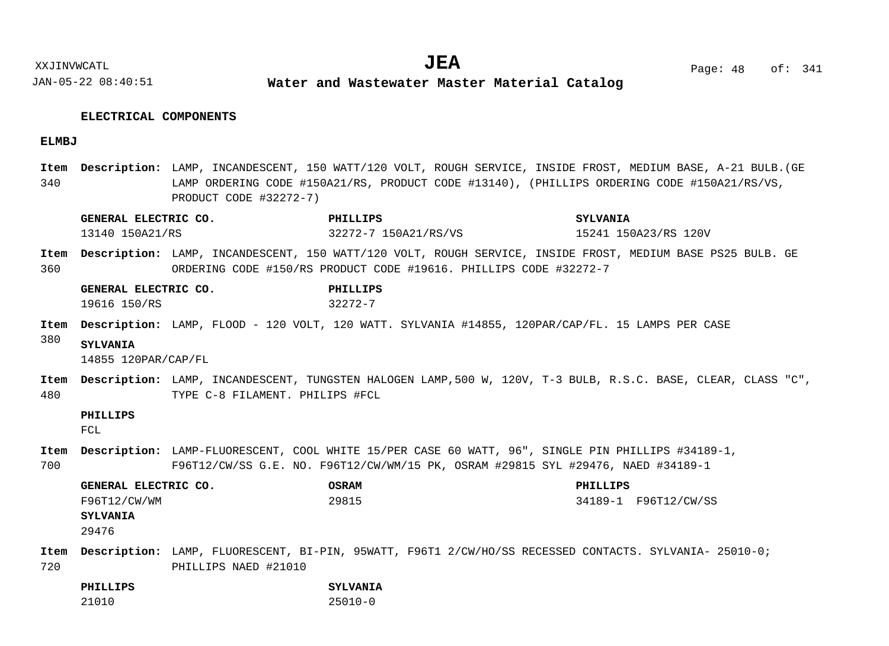## ELECTRICAL COMPONENTS

### ELMBJ

**Item 340** **Description:** LAMP, INCANDESCENT, 150 WATT/120 VOLT, ROUGH SERVICE, INSIDE FROST, MEDIUM BASE, A-21 BULB.(GE LAMP ORDERING CODE #150A21/RS, PRODUCT CODE #13140), (PHILLIPS ORDERING CODE #150A21/RS/VS, PRODUCT CODE #32272-7)

| GENERAL ELECTRIC CO. | PHILLIPS | SYLVANIA |
|---|---|---|
| 13140 150A21/RS | 32272-7 150A21/RS/VS | 15241 150A23/RS 120V |

**Item 360** **Description:** LAMP, INCANDESCENT, 150 WATT/120 VOLT, ROUGH SERVICE, INSIDE FROST, MEDIUM BASE PS25 BULB. GE ORDERING CODE #150/RS PRODUCT CODE #19616. PHILLIPS CODE #32272-7

| GENERAL ELECTRIC CO. | PHILLIPS |
|---|---|
| 19616 150/RS | 32272-7 |

**Item 380** **Description:** LAMP, FLOOD - 120 VOLT, 120 WATT. SYLVANIA #14855, 120PAR/CAP/FL. 15 LAMPS PER CASE

| SYLVANIA |
|---|
| 14855 120PAR/CAP/FL |

**Item 480** **Description:** LAMP, INCANDESCENT, TUNGSTEN HALOGEN LAMP,500 W, 120V, T-3 BULB, R.S.C. BASE, CLEAR, CLASS "C", TYPE C-8 FILAMENT. PHILIPS #FCL

| PHILLIPS |
|---|
| FCL |

**Item 700** **Description:** LAMP-FLUORESCENT, COOL WHITE 15/PER CASE 60 WATT, 96", SINGLE PIN PHILLIPS #34189-1, F96T12/CW/SS G.E. NO. F96T12/CW/WM/15 PK, OSRAM #29815 SYL #29476, NAED #34189-1

| GENERAL ELECTRIC CO. | OSRAM | PHILLIPS | SYLVANIA |
|---|---|---|---|
| F96T12/CW/WM | 29815 | 34189-1 F96T12/CW/SS | 29476 |

**Item 720** **Description:** LAMP, FLUORESCENT, BI-PIN, 95WATT, F96T1 2/CW/HO/SS RECESSED CONTACTS. SYLVANIA- 25010-0; PHILLIPS NAED #21010

| PHILLIPS | SYLVANIA |
|---|---|
| 21010 | 25010-0 |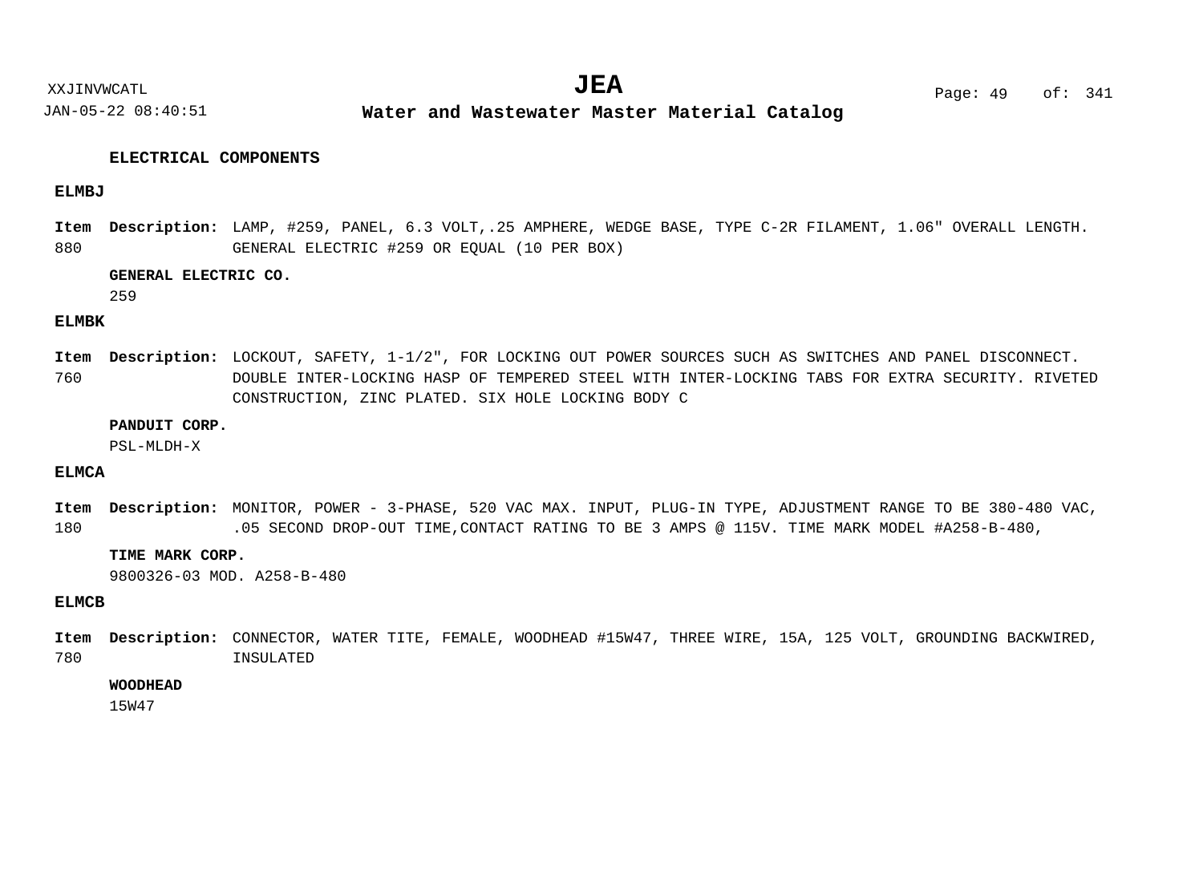## ELECTRICAL COMPONENTS

### ELMBJ

**Item** 880 **Description:** LAMP, #259, PANEL, 6.3 VOLT,.25 AMPHERE, WEDGE BASE, TYPE C-2R FILAMENT, 1.06" OVERALL LENGTH. GENERAL ELECTRIC #259 OR EQUAL (10 PER BOX)

**GENERAL ELECTRIC CO.**
259

### ELMBK

**Item** 760 **Description:** LOCKOUT, SAFETY, 1-1/2", FOR LOCKING OUT POWER SOURCES SUCH AS SWITCHES AND PANEL DISCONNECT. DOUBLE INTER-LOCKING HASP OF TEMPERED STEEL WITH INTER-LOCKING TABS FOR EXTRA SECURITY. RIVETED CONSTRUCTION, ZINC PLATED. SIX HOLE LOCKING BODY C

**PANDUIT CORP.**
PSL-MLDH-X

### ELMCA

**Item** 180 **Description:** MONITOR, POWER - 3-PHASE, 520 VAC MAX. INPUT, PLUG-IN TYPE, ADJUSTMENT RANGE TO BE 380-480 VAC, .05 SECOND DROP-OUT TIME,CONTACT RATING TO BE 3 AMPS @ 115V. TIME MARK MODEL #A258-B-480,

**TIME MARK CORP.**
9800326-03 MOD. A258-B-480

### ELMCB

**Item** 780 **Description:** CONNECTOR, WATER TITE, FEMALE, WOODHEAD #15W47, THREE WIRE, 15A, 125 VOLT, GROUNDING BACKWIRED, INSULATED

**WOODHEAD**
15W47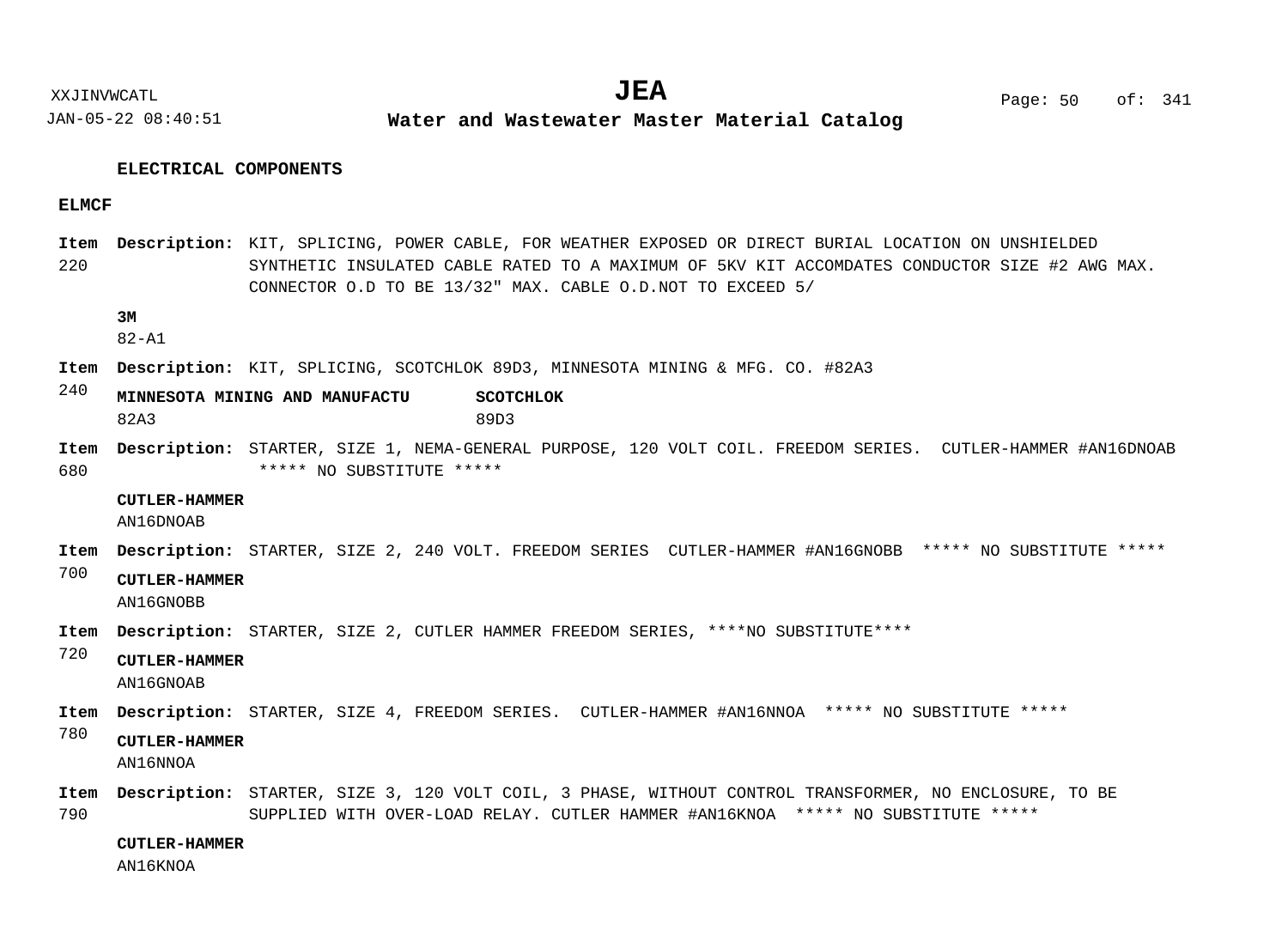## ELECTRICAL COMPONENTS

### ELMCF

**Item 220** **Description:** KIT, SPLICING, POWER CABLE, FOR WEATHER EXPOSED OR DIRECT BURIAL LOCATION ON UNSHIELDED SYNTHETIC INSULATED CABLE RATED TO A MAXIMUM OF 5KV KIT ACCOMDATES CONDUCTOR SIZE #2 AWG MAX. CONNECTOR O.D TO BE 13/32" MAX. CABLE O.D.NOT TO EXCEED 5/

**3M**
82-A1

**Item 240** **Description:** KIT, SPLICING, SCOTCHLOK 89D3, MINNESOTA MINING & MFG. CO. #82A3

| MINNESOTA MINING AND MANUFACTU | SCOTCHLOK |
|---|---|
| 82A3 | 89D3 |

**Item 680** **Description:** STARTER, SIZE 1, NEMA-GENERAL PURPOSE, 120 VOLT COIL. FREEDOM SERIES. CUTLER-HAMMER #AN16DNOAB ***** NO SUBSTITUTE *****

**CUTLER-HAMMER**
AN16DNOAB

**Item 700** **Description:** STARTER, SIZE 2, 240 VOLT. FREEDOM SERIES CUTLER-HAMMER #AN16GNOBB ***** NO SUBSTITUTE *****

**CUTLER-HAMMER**
AN16GNOBB

**Item 720** **Description:** STARTER, SIZE 2, CUTLER HAMMER FREEDOM SERIES, ****NO SUBSTITUTE****

**CUTLER-HAMMER**
AN16GNOAB

**Item 780** **Description:** STARTER, SIZE 4, FREEDOM SERIES. CUTLER-HAMMER #AN16NNOA ***** NO SUBSTITUTE *****

**CUTLER-HAMMER**
AN16NNOA

**Item 790** **Description:** STARTER, SIZE 3, 120 VOLT COIL, 3 PHASE, WITHOUT CONTROL TRANSFORMER, NO ENCLOSURE, TO BE SUPPLIED WITH OVER-LOAD RELAY. CUTLER HAMMER #AN16KNOA ***** NO SUBSTITUTE *****

**CUTLER-HAMMER**
AN16KNOA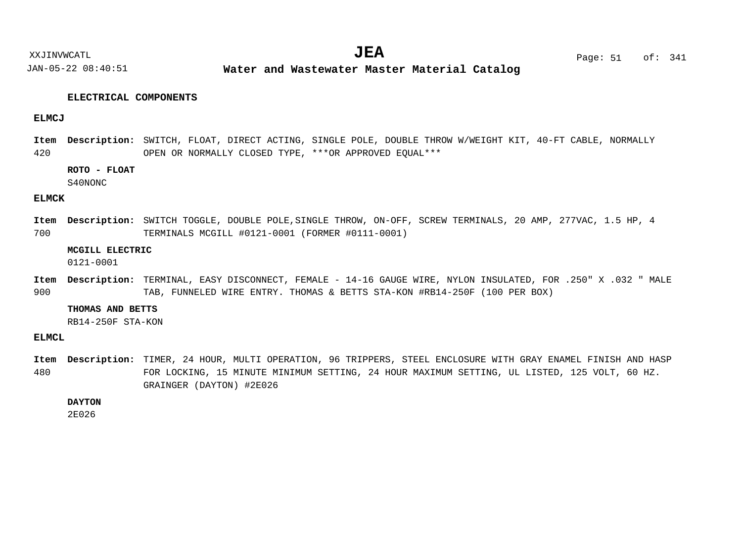## ELECTRICAL COMPONENTS

### ELMCJ

**Item** 420 **Description:** SWITCH, FLOAT, DIRECT ACTING, SINGLE POLE, DOUBLE THROW W/WEIGHT KIT, 40-FT CABLE, NORMALLY OPEN OR NORMALLY CLOSED TYPE, ***OR APPROVED EQUAL***

**ROTO - FLOAT**
S40NONC

### ELMCK

**Item** 700 **Description:** SWITCH TOGGLE, DOUBLE POLE,SINGLE THROW, ON-OFF, SCREW TERMINALS, 20 AMP, 277VAC, 1.5 HP, 4 TERMINALS MCGILL #0121-0001 (FORMER #0111-0001)

**MCGILL ELECTRIC**
0121-0001

**Item** 900 **Description:** TERMINAL, EASY DISCONNECT, FEMALE - 14-16 GAUGE WIRE, NYLON INSULATED, FOR .250" X .032 " MALE TAB, FUNNELED WIRE ENTRY. THOMAS & BETTS STA-KON #RB14-250F (100 PER BOX)

**THOMAS AND BETTS**
RB14-250F STA-KON

### ELMCL

**Item** 480 **Description:** TIMER, 24 HOUR, MULTI OPERATION, 96 TRIPPERS, STEEL ENCLOSURE WITH GRAY ENAMEL FINISH AND HASP FOR LOCKING, 15 MINUTE MINIMUM SETTING, 24 HOUR MAXIMUM SETTING, UL LISTED, 125 VOLT, 60 HZ. GRAINGER (DAYTON) #2E026

**DAYTON**
2E026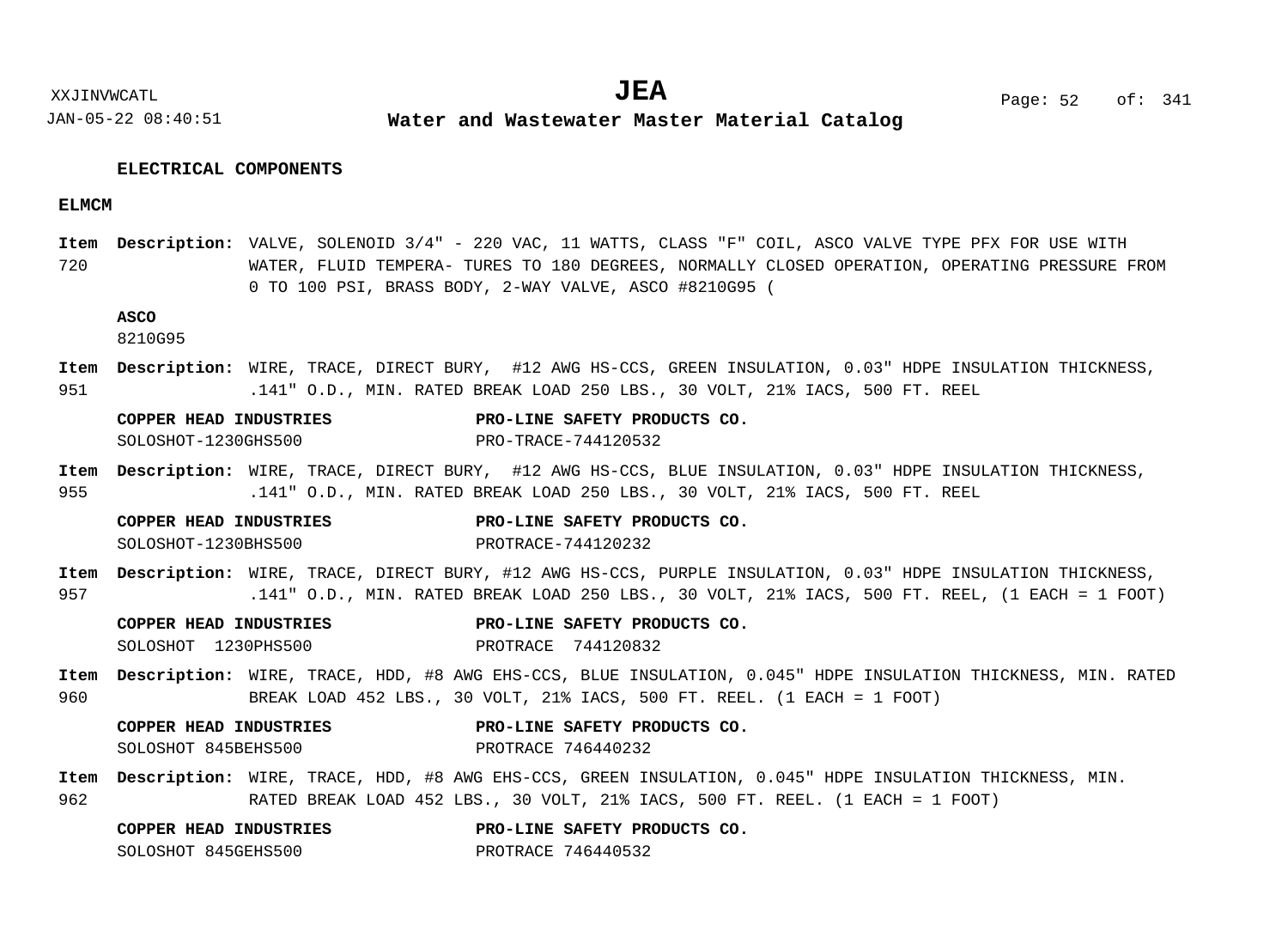## ELECTRICAL COMPONENTS

### ELMCM

**Item** 720 **Description:** VALVE, SOLENOID 3/4" - 220 VAC, 11 WATTS, CLASS "F" COIL, ASCO VALVE TYPE PFX FOR USE WITH WATER, FLUID TEMPERA- TURES TO 180 DEGREES, NORMALLY CLOSED OPERATION, OPERATING PRESSURE FROM 0 TO 100 PSI, BRASS BODY, 2-WAY VALVE, ASCO #8210G95 (

**ASCO**
8210G95

**Item** 951 **Description:** WIRE, TRACE, DIRECT BURY, #12 AWG HS-CCS, GREEN INSULATION, 0.03" HDPE INSULATION THICKNESS, .141" O.D., MIN. RATED BREAK LOAD 250 LBS., 30 VOLT, 21% IACS, 500 FT. REEL

| COPPER HEAD INDUSTRIES | PRO-LINE SAFETY PRODUCTS CO. |
|---|---|
| SOLOSHOT-1230GHS500 | PRO-TRACE-744120532 |

**Item** 955 **Description:** WIRE, TRACE, DIRECT BURY, #12 AWG HS-CCS, BLUE INSULATION, 0.03" HDPE INSULATION THICKNESS, .141" O.D., MIN. RATED BREAK LOAD 250 LBS., 30 VOLT, 21% IACS, 500 FT. REEL

| COPPER HEAD INDUSTRIES | PRO-LINE SAFETY PRODUCTS CO. |
|---|---|
| SOLOSHOT-1230BHS500 | PROTRACE-744120232 |

**Item** 957 **Description:** WIRE, TRACE, DIRECT BURY, #12 AWG HS-CCS, PURPLE INSULATION, 0.03" HDPE INSULATION THICKNESS, .141" O.D., MIN. RATED BREAK LOAD 250 LBS., 30 VOLT, 21% IACS, 500 FT. REEL, (1 EACH = 1 FOOT)

| COPPER HEAD INDUSTRIES | PRO-LINE SAFETY PRODUCTS CO. |
|---|---|
| SOLOSHOT 1230PHS500 | PROTRACE 744120832 |

**Item** 960 **Description:** WIRE, TRACE, HDD, #8 AWG EHS-CCS, BLUE INSULATION, 0.045" HDPE INSULATION THICKNESS, MIN. RATED BREAK LOAD 452 LBS., 30 VOLT, 21% IACS, 500 FT. REEL. (1 EACH = 1 FOOT)

| COPPER HEAD INDUSTRIES | PRO-LINE SAFETY PRODUCTS CO. |
|---|---|
| SOLOSHOT 845BEHS500 | PROTRACE 746440232 |

**Item** 962 **Description:** WIRE, TRACE, HDD, #8 AWG EHS-CCS, GREEN INSULATION, 0.045" HDPE INSULATION THICKNESS, MIN. RATED BREAK LOAD 452 LBS., 30 VOLT, 21% IACS, 500 FT. REEL. (1 EACH = 1 FOOT)

| COPPER HEAD INDUSTRIES | PRO-LINE SAFETY PRODUCTS CO. |
|---|---|
| SOLOSHOT 845GEHS500 | PROTRACE 746440532 |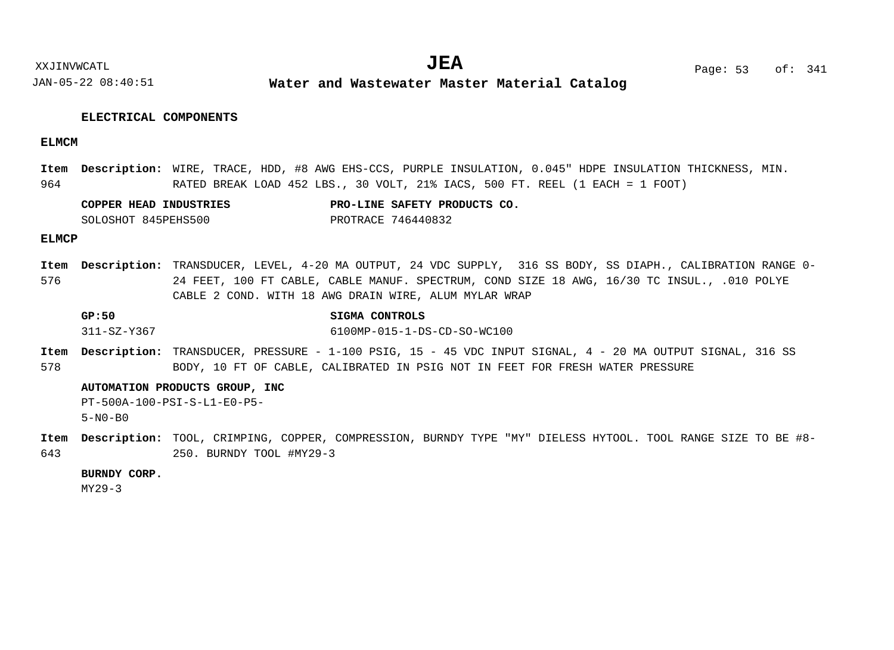## ELECTRICAL COMPONENTS

### ELMCM

**Item 964** **Description:** WIRE, TRACE, HDD, #8 AWG EHS-CCS, PURPLE INSULATION, 0.045" HDPE INSULATION THICKNESS, MIN. RATED BREAK LOAD 452 LBS., 30 VOLT, 21% IACS, 500 FT. REEL (1 EACH = 1 FOOT)

| COPPER HEAD INDUSTRIES | PRO-LINE SAFETY PRODUCTS CO. |
|---|---|
| SOLOSHOT 845PEHS500 | PROTRACE 746440832 |

### ELMCP

**Item 576** **Description:** TRANSDUCER, LEVEL, 4-20 MA OUTPUT, 24 VDC SUPPLY, 316 SS BODY, SS DIAPH., CALIBRATION RANGE 0-24 FEET, 100 FT CABLE, CABLE MANUF. SPECTRUM, COND SIZE 18 AWG, 16/30 TC INSUL., .010 POLYE CABLE 2 COND. WITH 18 AWG DRAIN WIRE, ALUM MYLAR WRAP

| GP:50 | SIGMA CONTROLS |
|---|---|
| 311-SZ-Y367 | 6100MP-015-1-DS-CD-SO-WC100 |

**Item 578** **Description:** TRANSDUCER, PRESSURE - 1-100 PSIG, 15 - 45 VDC INPUT SIGNAL, 4 - 20 MA OUTPUT SIGNAL, 316 SS BODY, 10 FT OF CABLE, CALIBRATED IN PSIG NOT IN FEET FOR FRESH WATER PRESSURE

**AUTOMATION PRODUCTS GROUP, INC**
PT-500A-100-PSI-S-L1-E0-P5-5-N0-B0

**Item 643** **Description:** TOOL, CRIMPING, COPPER, COMPRESSION, BURNDY TYPE "MY" DIELESS HYTOOL. TOOL RANGE SIZE TO BE #8-250. BURNDY TOOL #MY29-3

**BURNDY CORP.**
MY29-3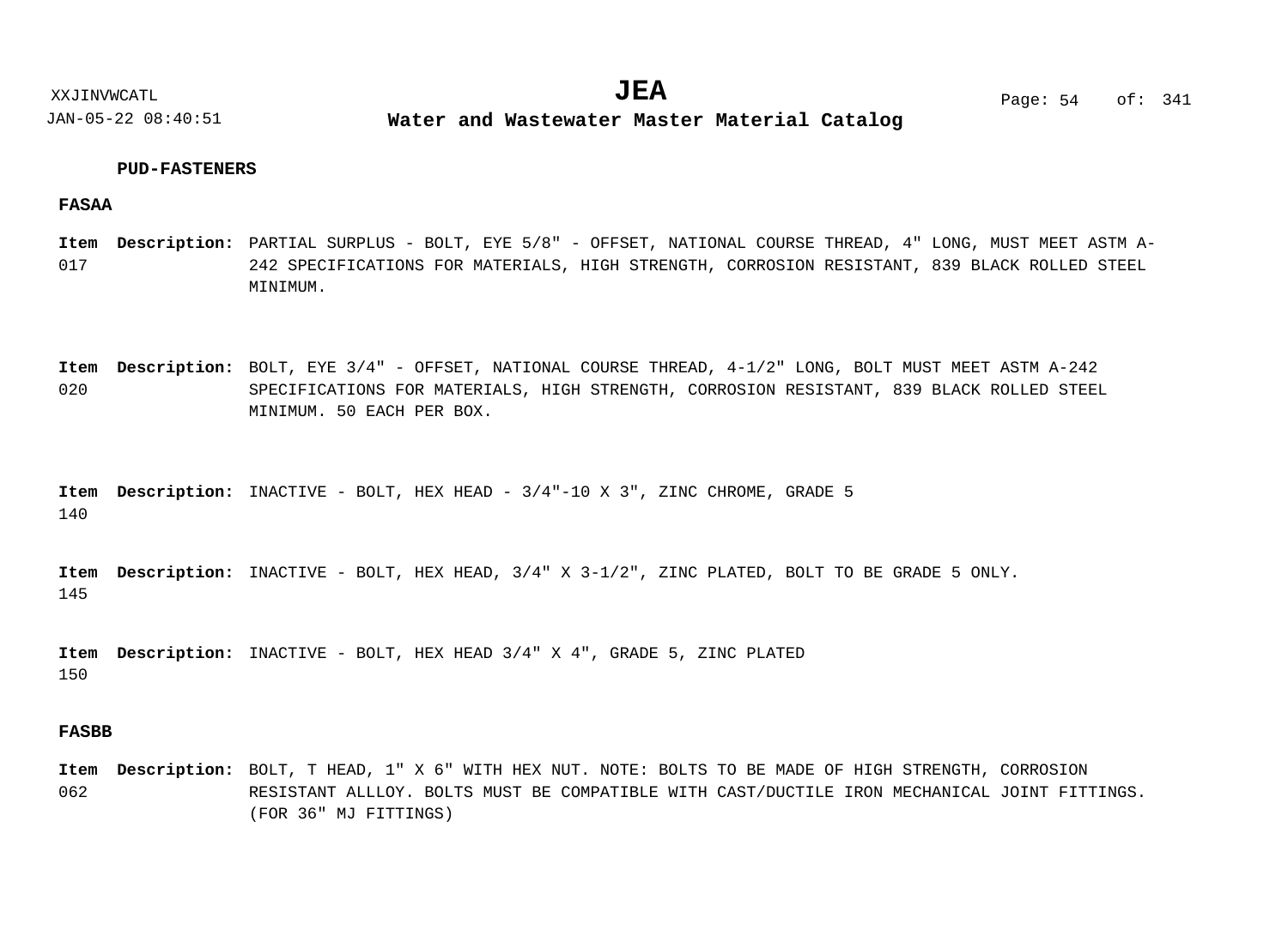## PUD-FASTENERS

### FASAA

**Item** 017 **Description:** PARTIAL SURPLUS - BOLT, EYE 5/8" - OFFSET, NATIONAL COURSE THREAD, 4" LONG, MUST MEET ASTM A-242 SPECIFICATIONS FOR MATERIALS, HIGH STRENGTH, CORROSION RESISTANT, 839 BLACK ROLLED STEEL MINIMUM.

**Item** 020 **Description:** BOLT, EYE 3/4" - OFFSET, NATIONAL COURSE THREAD, 4-1/2" LONG, BOLT MUST MEET ASTM A-242 SPECIFICATIONS FOR MATERIALS, HIGH STRENGTH, CORROSION RESISTANT, 839 BLACK ROLLED STEEL MINIMUM. 50 EACH PER BOX.

**Item** 140 **Description:** INACTIVE - BOLT, HEX HEAD - 3/4"-10 X 3", ZINC CHROME, GRADE 5

**Item** 145 **Description:** INACTIVE - BOLT, HEX HEAD, 3/4" X 3-1/2", ZINC PLATED, BOLT TO BE GRADE 5 ONLY.

**Item** 150 **Description:** INACTIVE - BOLT, HEX HEAD 3/4" X 4", GRADE 5, ZINC PLATED

### FASBB

**Item** 062 **Description:** BOLT, T HEAD, 1" X 6" WITH HEX NUT. NOTE: BOLTS TO BE MADE OF HIGH STRENGTH, CORROSION RESISTANT ALLLOY. BOLTS MUST BE COMPATIBLE WITH CAST/DUCTILE IRON MECHANICAL JOINT FITTINGS. (FOR 36" MJ FITTINGS)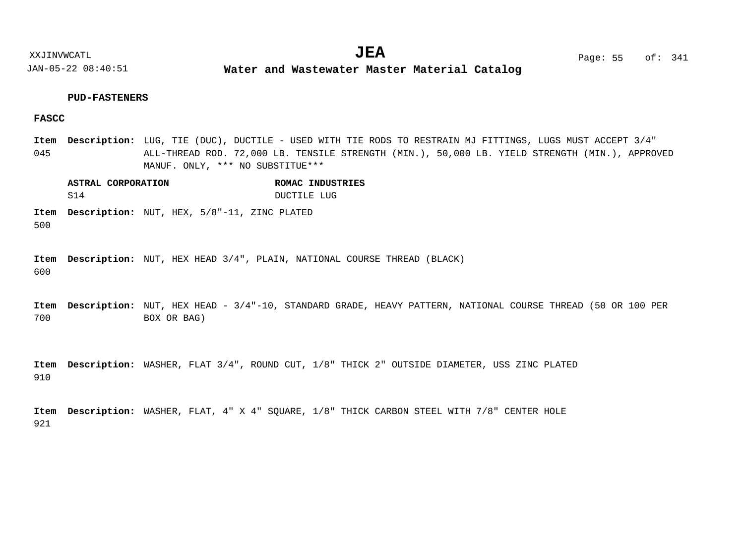### PUD-FASTENERS

#### FASCC

**Item** 045 **Description:** LUG, TIE (DUC), DUCTILE - USED WITH TIE RODS TO RESTRAIN MJ FITTINGS, LUGS MUST ACCEPT 3/4" ALL-THREAD ROD. 72,000 LB. TENSILE STRENGTH (MIN.), 50,000 LB. YIELD STRENGTH (MIN.), APPROVED MANUF. ONLY, *** NO SUBSTITUE***

| ASTRAL CORPORATION | ROMAC INDUSTRIES |
|---|---|
| S14 | DUCTILE LUG |

**Item** 500 **Description:** NUT, HEX, 5/8"-11, ZINC PLATED

**Item** 600 **Description:** NUT, HEX HEAD 3/4", PLAIN, NATIONAL COURSE THREAD (BLACK)

**Item** 700 **Description:** NUT, HEX HEAD - 3/4"-10, STANDARD GRADE, HEAVY PATTERN, NATIONAL COURSE THREAD (50 OR 100 PER BOX OR BAG)

**Item** 910 **Description:** WASHER, FLAT 3/4", ROUND CUT, 1/8" THICK 2" OUTSIDE DIAMETER, USS ZINC PLATED

**Item** 921 **Description:** WASHER, FLAT, 4" X 4" SQUARE, 1/8" THICK CARBON STEEL WITH 7/8" CENTER HOLE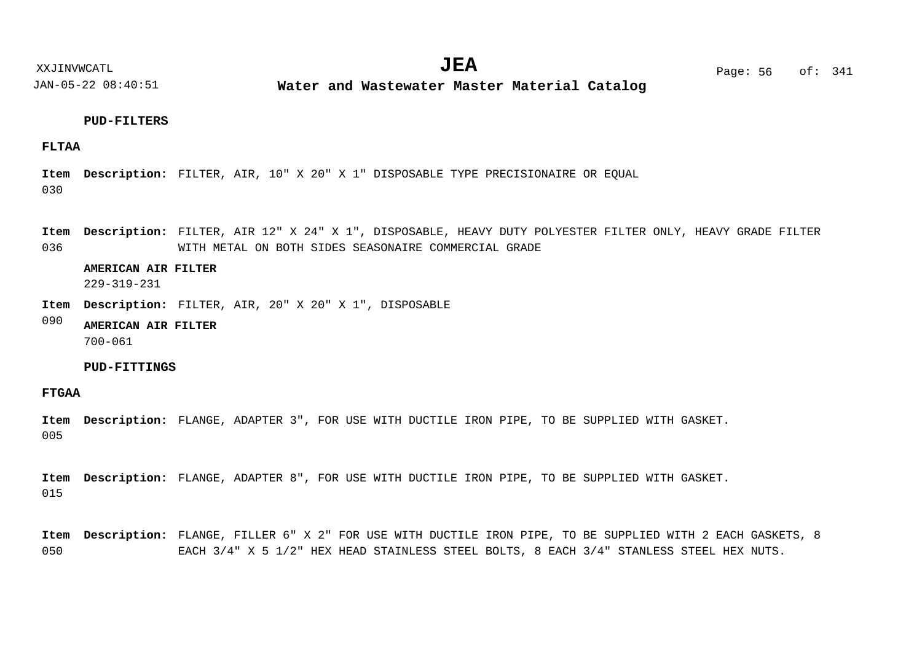### PUD-FILTERS

**FLTAA**

**Item** 030 **Description:** FILTER, AIR, 10" X 20" X 1" DISPOSABLE TYPE PRECISIONAIRE OR EQUAL

**Item** 036 **Description:** FILTER, AIR 12" X 24" X 1", DISPOSABLE, HEAVY DUTY POLYESTER FILTER ONLY, HEAVY GRADE FILTER WITH METAL ON BOTH SIDES SEASONAIRE COMMERCIAL GRADE

**AMERICAN AIR FILTER**
229-319-231

**Item** 090 **Description:** FILTER, AIR, 20" X 20" X 1", DISPOSABLE

**AMERICAN AIR FILTER**
700-061

### PUD-FITTINGS

**FTGAA**

**Item** 005 **Description:** FLANGE, ADAPTER 3", FOR USE WITH DUCTILE IRON PIPE, TO BE SUPPLIED WITH GASKET.

**Item** 015 **Description:** FLANGE, ADAPTER 8", FOR USE WITH DUCTILE IRON PIPE, TO BE SUPPLIED WITH GASKET.

**Item** 050 **Description:** FLANGE, FILLER 6" X 2" FOR USE WITH DUCTILE IRON PIPE, TO BE SUPPLIED WITH 2 EACH GASKETS, 8 EACH 3/4" X 5 1/2" HEX HEAD STAINLESS STEEL BOLTS, 8 EACH 3/4" STANLESS STEEL HEX NUTS.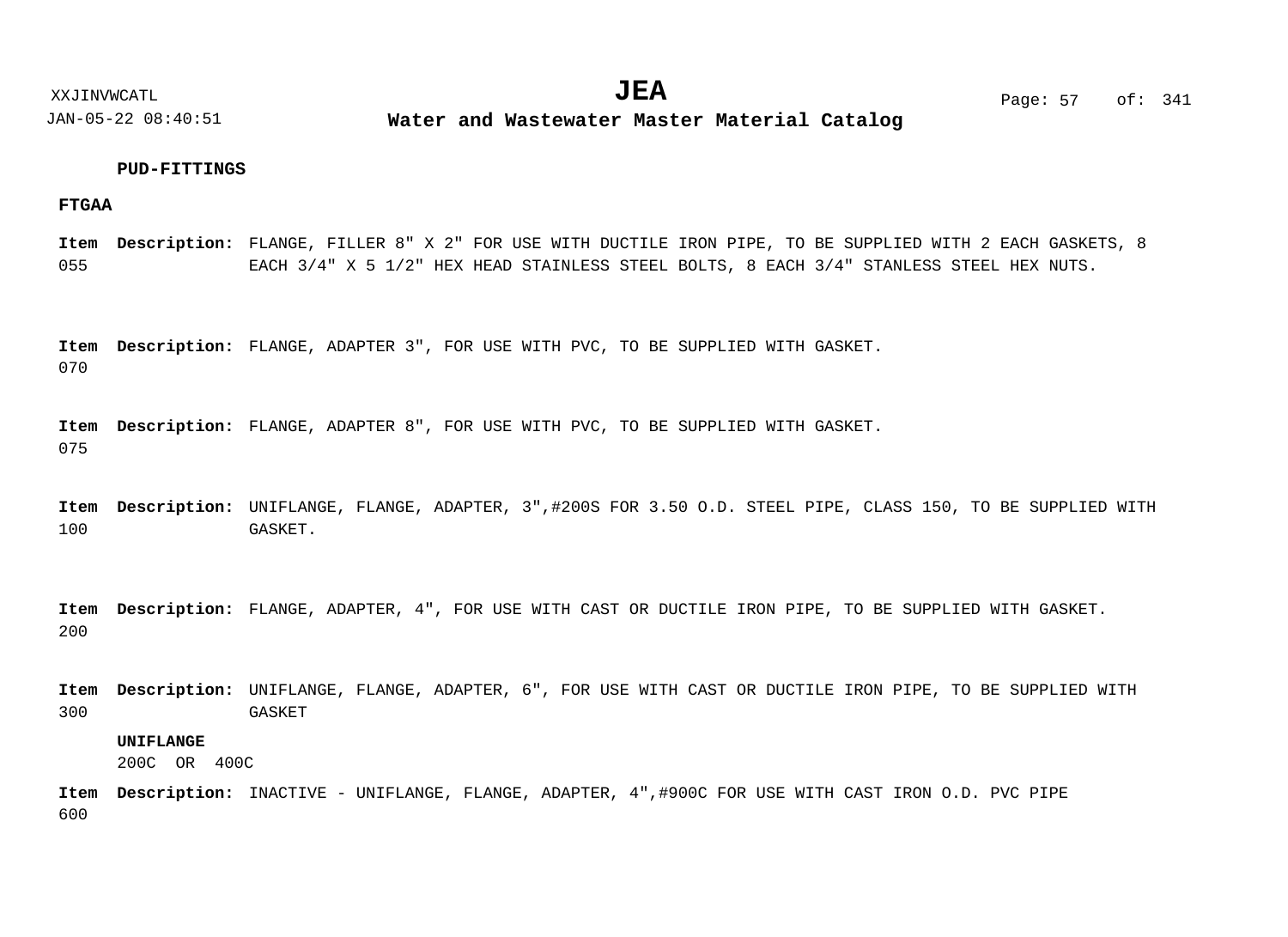**PUD-FITTINGS**

**FTGAA**

**Item** 055 **Description:** FLANGE, FILLER 8" X 2" FOR USE WITH DUCTILE IRON PIPE, TO BE SUPPLIED WITH 2 EACH GASKETS, 8 EACH 3/4" X 5 1/2" HEX HEAD STAINLESS STEEL BOLTS, 8 EACH 3/4" STANLESS STEEL HEX NUTS.

**Item** 070 **Description:** FLANGE, ADAPTER 3", FOR USE WITH PVC, TO BE SUPPLIED WITH GASKET.

**Item** 075 **Description:** FLANGE, ADAPTER 8", FOR USE WITH PVC, TO BE SUPPLIED WITH GASKET.

**Item** 100 **Description:** UNIFLANGE, FLANGE, ADAPTER, 3",#200S FOR 3.50 O.D. STEEL PIPE, CLASS 150, TO BE SUPPLIED WITH GASKET.

**Item** 200 **Description:** FLANGE, ADAPTER, 4", FOR USE WITH CAST OR DUCTILE IRON PIPE, TO BE SUPPLIED WITH GASKET.

**Item** 300 **Description:** UNIFLANGE, FLANGE, ADAPTER, 6", FOR USE WITH CAST OR DUCTILE IRON PIPE, TO BE SUPPLIED WITH GASKET

**UNIFLANGE**
200C OR 400C

**Item** 600 **Description:** INACTIVE - UNIFLANGE, FLANGE, ADAPTER, 4",#900C FOR USE WITH CAST IRON O.D. PVC PIPE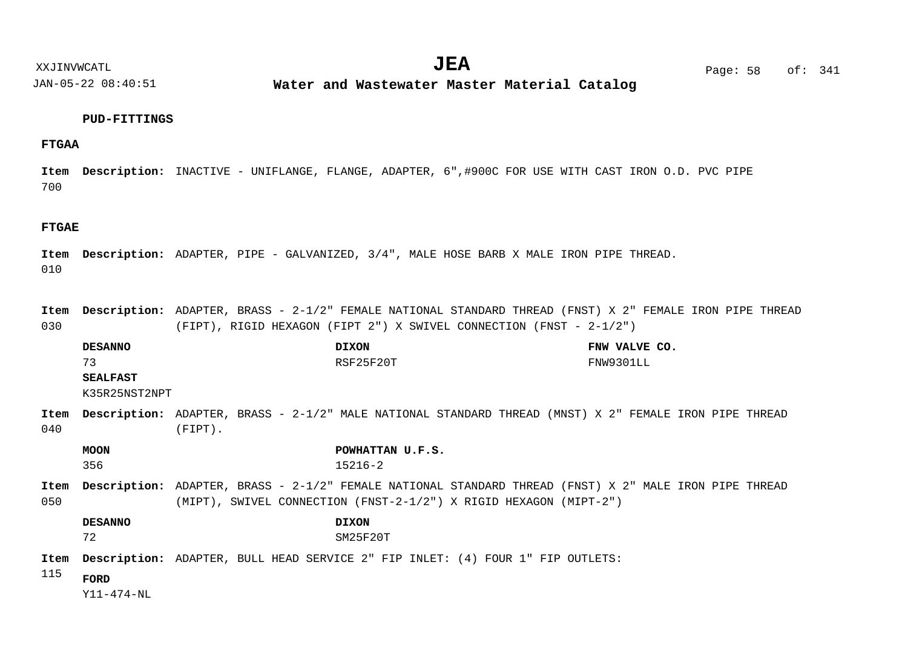## PUD-FITTINGS

### FTGAA

**Item** 700 **Description:** INACTIVE - UNIFLANGE, FLANGE, ADAPTER, 6",#900C FOR USE WITH CAST IRON O.D. PVC PIPE

### FTGAE

**Item** 010 **Description:** ADAPTER, PIPE - GALVANIZED, 3/4", MALE HOSE BARB X MALE IRON PIPE THREAD.

**Item** 030 **Description:** ADAPTER, BRASS - 2-1/2" FEMALE NATIONAL STANDARD THREAD (FNST) X 2" FEMALE IRON PIPE THREAD (FIPT), RIGID HEXAGON (FIPT 2") X SWIVEL CONNECTION (FNST - 2-1/2")

| **DESANNO** | **DIXON** | **FNW VALVE CO.** |
|---|---|---|
| 73 | RSF25F20T | FNW9301LL |
| **SEALFAST** | | |
| K35R25NST2NPT | | |

**Item** 040 **Description:** ADAPTER, BRASS - 2-1/2" MALE NATIONAL STANDARD THREAD (MNST) X 2" FEMALE IRON PIPE THREAD (FIPT).

| **MOON** | **POWHATTAN U.F.S.** |
|---|---|
| 356 | 15216-2 |

**Item** 050 **Description:** ADAPTER, BRASS - 2-1/2" FEMALE NATIONAL STANDARD THREAD (FNST) X 2" MALE IRON PIPE THREAD (MIPT), SWIVEL CONNECTION (FNST-2-1/2") X RIGID HEXAGON (MIPT-2")

| **DESANNO** | **DIXON** |
|---|---|
| 72 | SM25F20T |

**Item** 115 **Description:** ADAPTER, BULL HEAD SERVICE 2" FIP INLET: (4) FOUR 1" FIP OUTLETS:

| **FORD** |
|---|
| Y11-474-NL |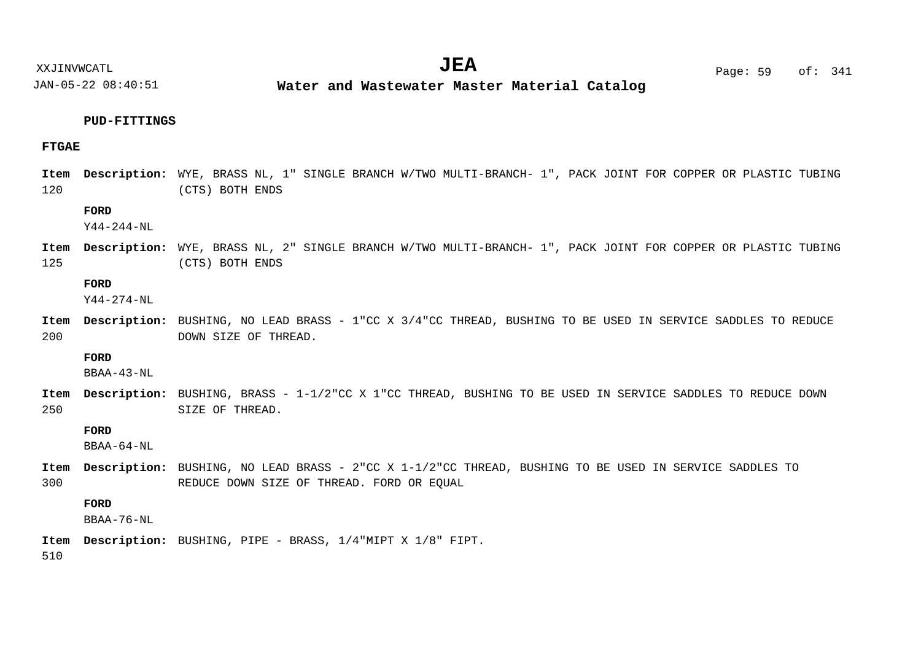**PUD-FITTINGS**

**FTGAE**

**Item 120** **Description:** WYE, BRASS NL, 1" SINGLE BRANCH W/TWO MULTI-BRANCH- 1", PACK JOINT FOR COPPER OR PLASTIC TUBING (CTS) BOTH ENDS

**FORD**
Y44-244-NL

**Item 125** **Description:** WYE, BRASS NL, 2" SINGLE BRANCH W/TWO MULTI-BRANCH- 1", PACK JOINT FOR COPPER OR PLASTIC TUBING (CTS) BOTH ENDS

**FORD**
Y44-274-NL

**Item 200** **Description:** BUSHING, NO LEAD BRASS - 1"CC X 3/4"CC THREAD, BUSHING TO BE USED IN SERVICE SADDLES TO REDUCE DOWN SIZE OF THREAD.

**FORD**
BBAA-43-NL

**Item 250** **Description:** BUSHING, BRASS - 1-1/2"CC X 1"CC THREAD, BUSHING TO BE USED IN SERVICE SADDLES TO REDUCE DOWN SIZE OF THREAD.

**FORD**
BBAA-64-NL

**Item 300** **Description:** BUSHING, NO LEAD BRASS - 2"CC X 1-1/2"CC THREAD, BUSHING TO BE USED IN SERVICE SADDLES TO REDUCE DOWN SIZE OF THREAD. FORD OR EQUAL

**FORD**
BBAA-76-NL

**Item 510** **Description:** BUSHING, PIPE - BRASS, 1/4"MIPT X 1/8" FIPT.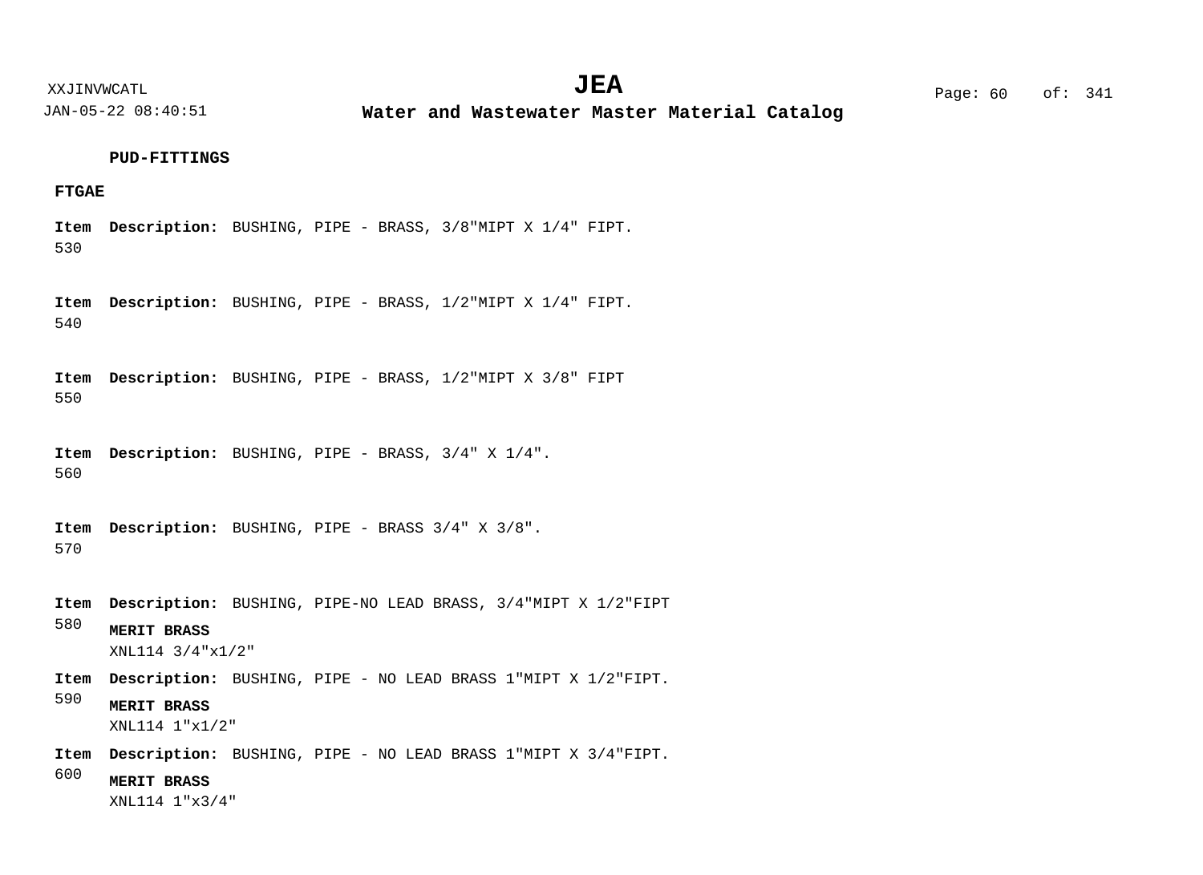**PUD-FITTINGS**

**FTGAE**

**Item** 530 **Description:** BUSHING, PIPE - BRASS, 3/8"MIPT X 1/4" FIPT.

**Item** 540 **Description:** BUSHING, PIPE - BRASS, 1/2"MIPT X 1/4" FIPT.

**Item** 550 **Description:** BUSHING, PIPE - BRASS, 1/2"MIPT X 3/8" FIPT

**Item** 560 **Description:** BUSHING, PIPE - BRASS, 3/4" X 1/4".

**Item** 570 **Description:** BUSHING, PIPE - BRASS 3/4" X 3/8".

**Item** 580 **Description:** BUSHING, PIPE-NO LEAD BRASS, 3/4"MIPT X 1/2"FIPT

**MERIT BRASS**
XNL114 3/4"x1/2"

**Item** 590 **Description:** BUSHING, PIPE - NO LEAD BRASS 1"MIPT X 1/2"FIPT.

**MERIT BRASS**
XNL114 1"x1/2"

**Item** 600 **Description:** BUSHING, PIPE - NO LEAD BRASS 1"MIPT X 3/4"FIPT.

**MERIT BRASS**
XNL114 1"x3/4"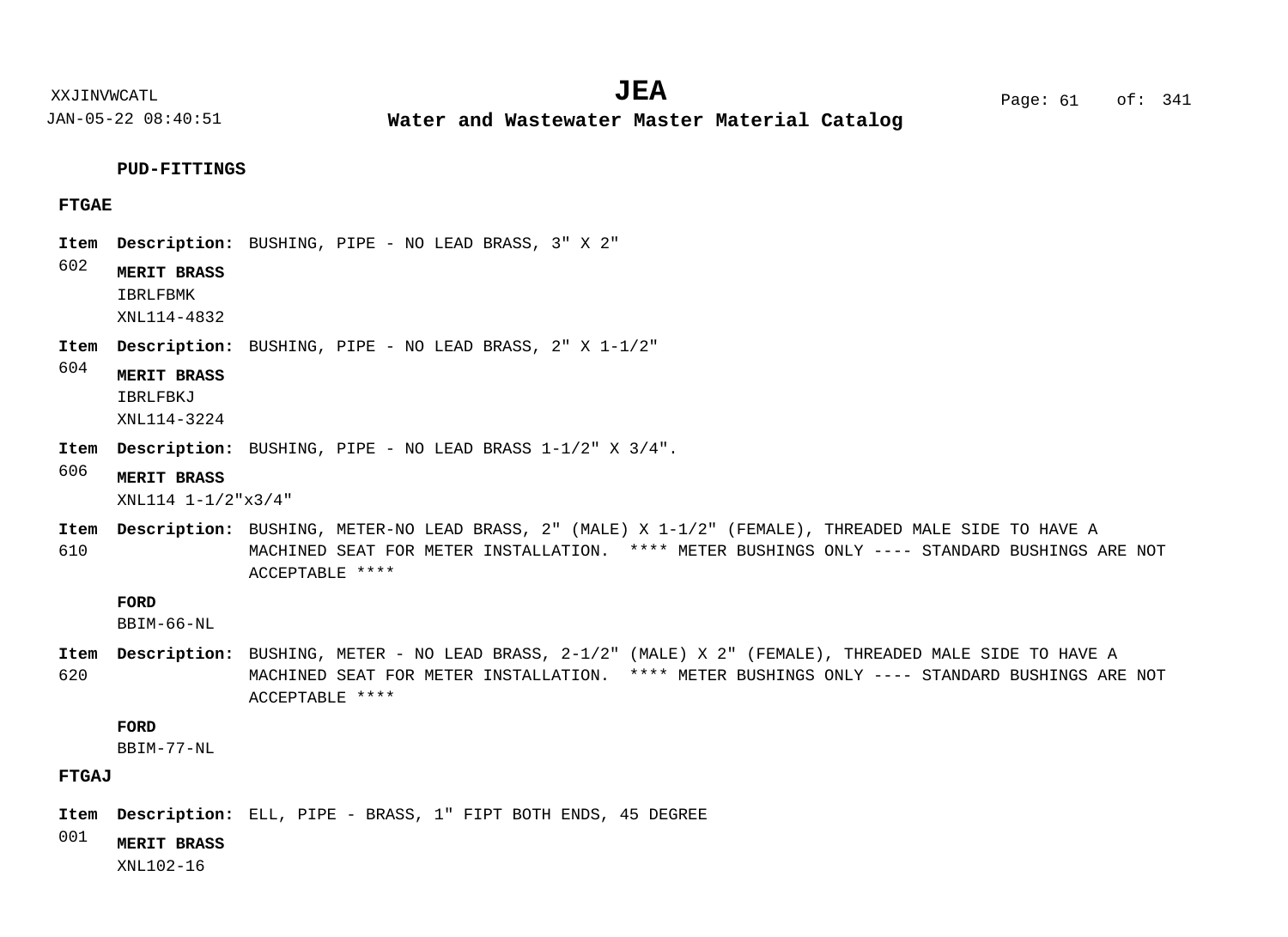**PUD-FITTINGS**

**FTGAE**

**Item 602** **Description:** BUSHING, PIPE - NO LEAD BRASS, 3" X 2"

**MERIT BRASS**
IBRLFBMK
XNL114-4832

**Item 604** **Description:** BUSHING, PIPE - NO LEAD BRASS, 2" X 1-1/2"

**MERIT BRASS**
IBRLFBKJ
XNL114-3224

**Item 606** **Description:** BUSHING, PIPE - NO LEAD BRASS 1-1/2" X 3/4".

**MERIT BRASS**
XNL114 1-1/2"x3/4"

**Item 610** **Description:** BUSHING, METER-NO LEAD BRASS, 2" (MALE) X 1-1/2" (FEMALE), THREADED MALE SIDE TO HAVE A MACHINED SEAT FOR METER INSTALLATION. **** METER BUSHINGS ONLY ---- STANDARD BUSHINGS ARE NOT ACCEPTABLE ****

**FORD**
BBIM-66-NL

**Item 620** **Description:** BUSHING, METER - NO LEAD BRASS, 2-1/2" (MALE) X 2" (FEMALE), THREADED MALE SIDE TO HAVE A MACHINED SEAT FOR METER INSTALLATION. **** METER BUSHINGS ONLY ---- STANDARD BUSHINGS ARE NOT ACCEPTABLE ****

**FORD**
BBIM-77-NL

**FTGAJ**

**Item 001** **Description:** ELL, PIPE - BRASS, 1" FIPT BOTH ENDS, 45 DEGREE

**MERIT BRASS**
XNL102-16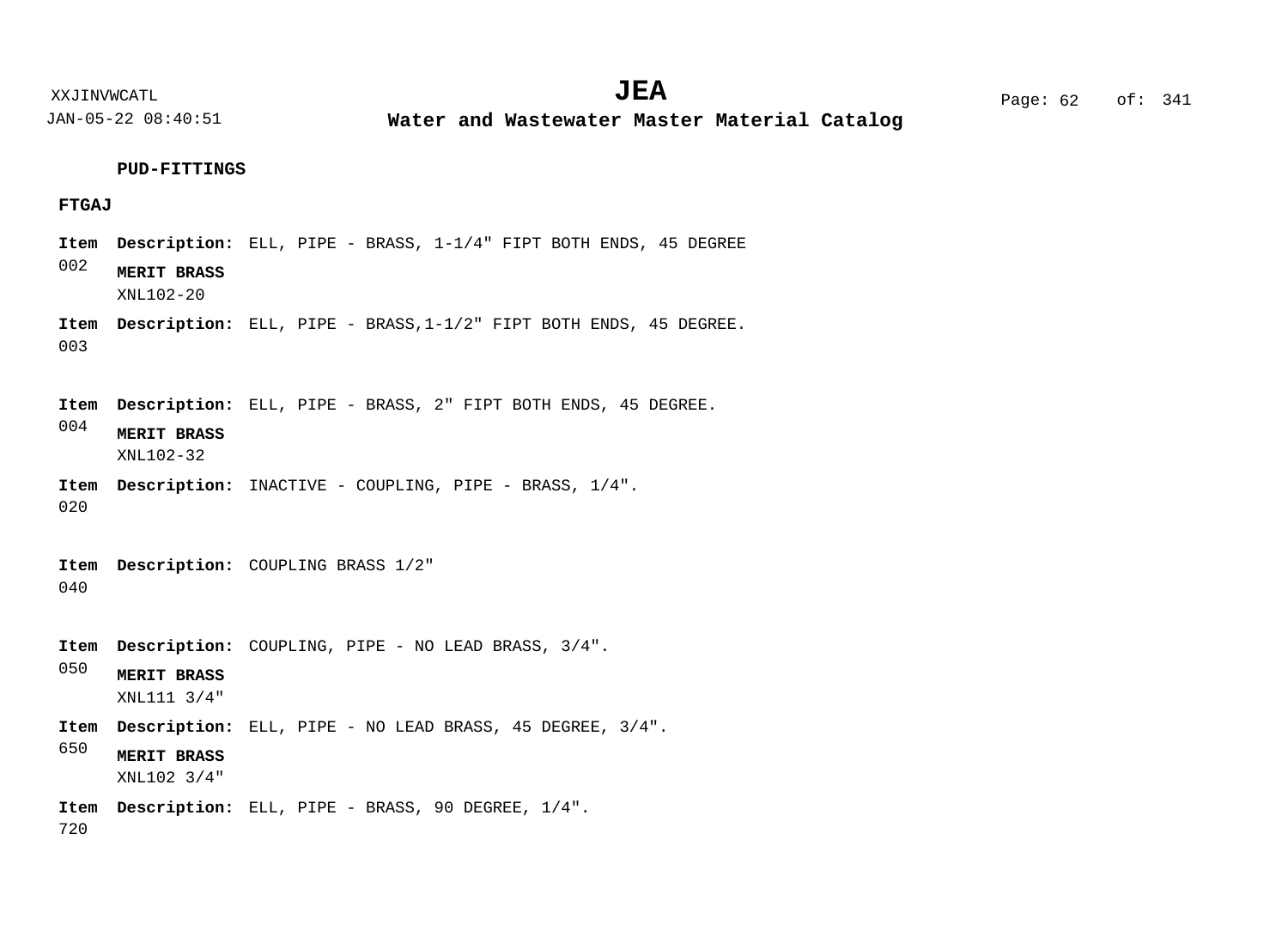**PUD-FITTINGS**

**FTGAJ**

**Item** 002 **Description:** ELL, PIPE - BRASS, 1-1/4" FIPT BOTH ENDS, 45 DEGREE

**MERIT BRASS**
XNL102-20

**Item** 003 **Description:** ELL, PIPE - BRASS,1-1/2" FIPT BOTH ENDS, 45 DEGREE.

**Item** 004 **Description:** ELL, PIPE - BRASS, 2" FIPT BOTH ENDS, 45 DEGREE.

**MERIT BRASS**
XNL102-32

**Item** 020 **Description:** INACTIVE - COUPLING, PIPE - BRASS, 1/4".

**Item** 040 **Description:** COUPLING BRASS 1/2"

**Item** 050 **Description:** COUPLING, PIPE - NO LEAD BRASS, 3/4".

**MERIT BRASS**
XNL111 3/4"

**Item** 650 **Description:** ELL, PIPE - NO LEAD BRASS, 45 DEGREE, 3/4".

**MERIT BRASS**
XNL102 3/4"

**Item** 720 **Description:** ELL, PIPE - BRASS, 90 DEGREE, 1/4".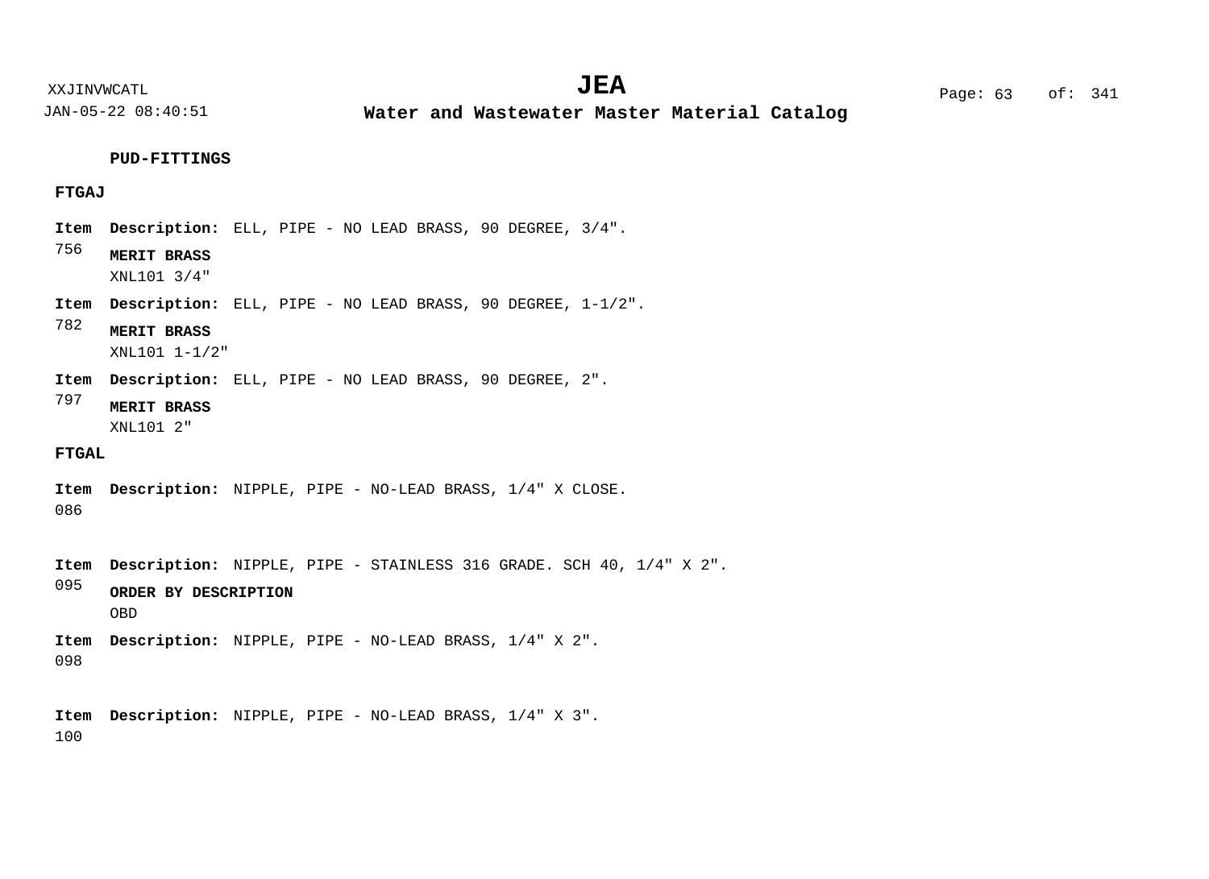## PUD-FITTINGS

### FTGAJ

**Item** 756 **Description:** ELL, PIPE - NO LEAD BRASS, 90 DEGREE, 3/4".

**MERIT BRASS**
XNL101 3/4"

**Item** 782 **Description:** ELL, PIPE - NO LEAD BRASS, 90 DEGREE, 1-1/2".

**MERIT BRASS**
XNL101 1-1/2"

**Item** 797 **Description:** ELL, PIPE - NO LEAD BRASS, 90 DEGREE, 2".

**MERIT BRASS**
XNL101 2"

### FTGAL

**Item** 086 **Description:** NIPPLE, PIPE - NO-LEAD BRASS, 1/4" X CLOSE.

**Item** 095 **Description:** NIPPLE, PIPE - STAINLESS 316 GRADE. SCH 40, 1/4" X 2".

**ORDER BY DESCRIPTION**
OBD

**Item** 098 **Description:** NIPPLE, PIPE - NO-LEAD BRASS, 1/4" X 2".

**Item** 100 **Description:** NIPPLE, PIPE - NO-LEAD BRASS, 1/4" X 3".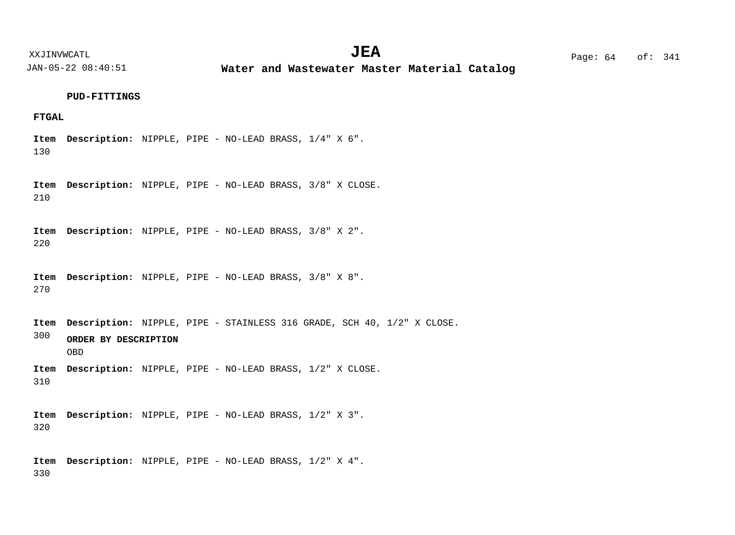**PUD-FITTINGS**

**FTGAL**

**Item** 130 **Description:** NIPPLE, PIPE - NO-LEAD BRASS, 1/4" X 6".

**Item** 210 **Description:** NIPPLE, PIPE - NO-LEAD BRASS, 3/8" X CLOSE.

**Item** 220 **Description:** NIPPLE, PIPE - NO-LEAD BRASS, 3/8" X 2".

**Item** 270 **Description:** NIPPLE, PIPE - NO-LEAD BRASS, 3/8" X 8".

**Item** 300 **Description:** NIPPLE, PIPE - STAINLESS 316 GRADE, SCH 40, 1/2" X CLOSE.

**ORDER BY DESCRIPTION**
OBD

**Item** 310 **Description:** NIPPLE, PIPE - NO-LEAD BRASS, 1/2" X CLOSE.

**Item** 320 **Description:** NIPPLE, PIPE - NO-LEAD BRASS, 1/2" X 3".

**Item** 330 **Description:** NIPPLE, PIPE - NO-LEAD BRASS, 1/2" X 4".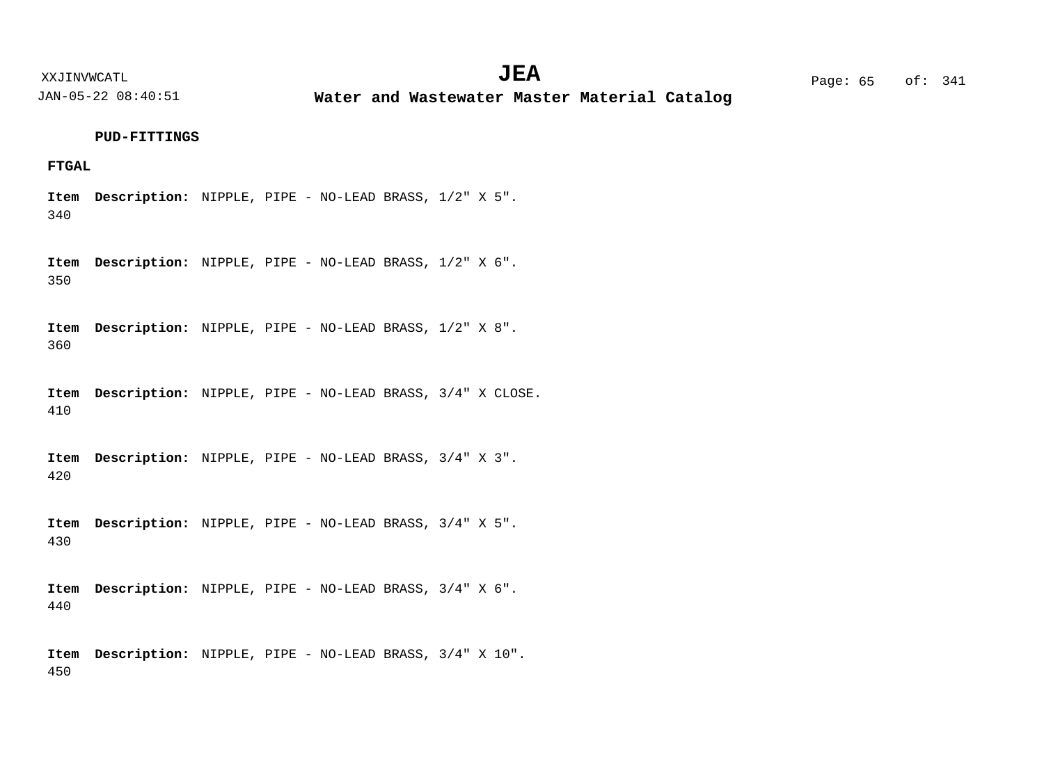**PUD-FITTINGS**

**FTGAL**

**Item** 340 **Description:** NIPPLE, PIPE - NO-LEAD BRASS, 1/2" X 5".

**Item** 350 **Description:** NIPPLE, PIPE - NO-LEAD BRASS, 1/2" X 6".

**Item** 360 **Description:** NIPPLE, PIPE - NO-LEAD BRASS, 1/2" X 8".

**Item** 410 **Description:** NIPPLE, PIPE - NO-LEAD BRASS, 3/4" X CLOSE.

**Item** 420 **Description:** NIPPLE, PIPE - NO-LEAD BRASS, 3/4" X 3".

**Item** 430 **Description:** NIPPLE, PIPE - NO-LEAD BRASS, 3/4" X 5".

**Item** 440 **Description:** NIPPLE, PIPE - NO-LEAD BRASS, 3/4" X 6".

**Item** 450 **Description:** NIPPLE, PIPE - NO-LEAD BRASS, 3/4" X 10".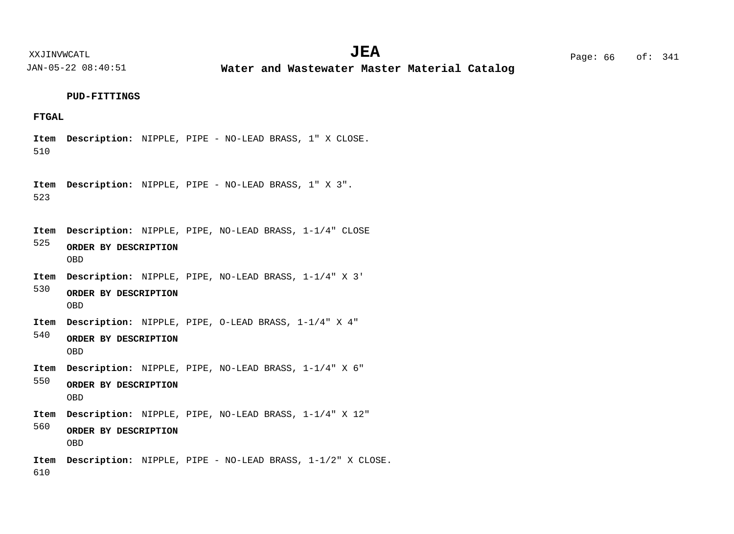**PUD-FITTINGS**

**FTGAL**

**Item** 510 **Description:** NIPPLE, PIPE - NO-LEAD BRASS, 1" X CLOSE.

**Item** 523 **Description:** NIPPLE, PIPE - NO-LEAD BRASS, 1" X 3".

**Item** 525 **Description:** NIPPLE, PIPE, NO-LEAD BRASS, 1-1/4" CLOSE

**ORDER BY DESCRIPTION**
OBD

**Item** 530 **Description:** NIPPLE, PIPE, NO-LEAD BRASS, 1-1/4" X 3'

**ORDER BY DESCRIPTION**
OBD

**Item** 540 **Description:** NIPPLE, PIPE, O-LEAD BRASS, 1-1/4" X 4"

**ORDER BY DESCRIPTION**
OBD

**Item** 550 **Description:** NIPPLE, PIPE, NO-LEAD BRASS, 1-1/4" X 6"

**ORDER BY DESCRIPTION**
OBD

**Item** 560 **Description:** NIPPLE, PIPE, NO-LEAD BRASS, 1-1/4" X 12"

**ORDER BY DESCRIPTION**
OBD

**Item** 610 **Description:** NIPPLE, PIPE - NO-LEAD BRASS, 1-1/2" X CLOSE.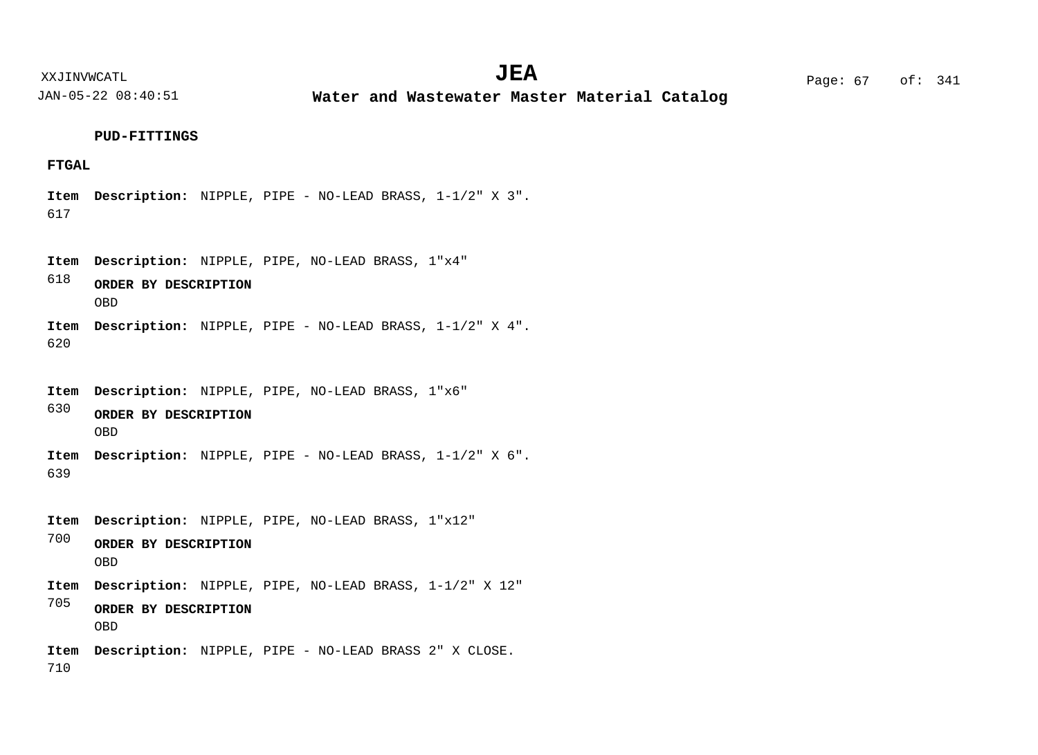**PUD-FITTINGS**

**FTGAL**

**Item** 617 **Description:** NIPPLE, PIPE - NO-LEAD BRASS, 1-1/2" X 3".

**Item** 618 **Description:** NIPPLE, PIPE, NO-LEAD BRASS, 1"x4"

**ORDER BY DESCRIPTION**
OBD

**Item** 620 **Description:** NIPPLE, PIPE - NO-LEAD BRASS, 1-1/2" X 4".

**Item** 630 **Description:** NIPPLE, PIPE, NO-LEAD BRASS, 1"x6"

**ORDER BY DESCRIPTION**
OBD

**Item** 639 **Description:** NIPPLE, PIPE - NO-LEAD BRASS, 1-1/2" X 6".

**Item** 700 **Description:** NIPPLE, PIPE, NO-LEAD BRASS, 1"x12"

**ORDER BY DESCRIPTION**
OBD

**Item** 705 **Description:** NIPPLE, PIPE, NO-LEAD BRASS, 1-1/2" X 12"

**ORDER BY DESCRIPTION**
OBD

**Item** 710 **Description:** NIPPLE, PIPE - NO-LEAD BRASS 2" X CLOSE.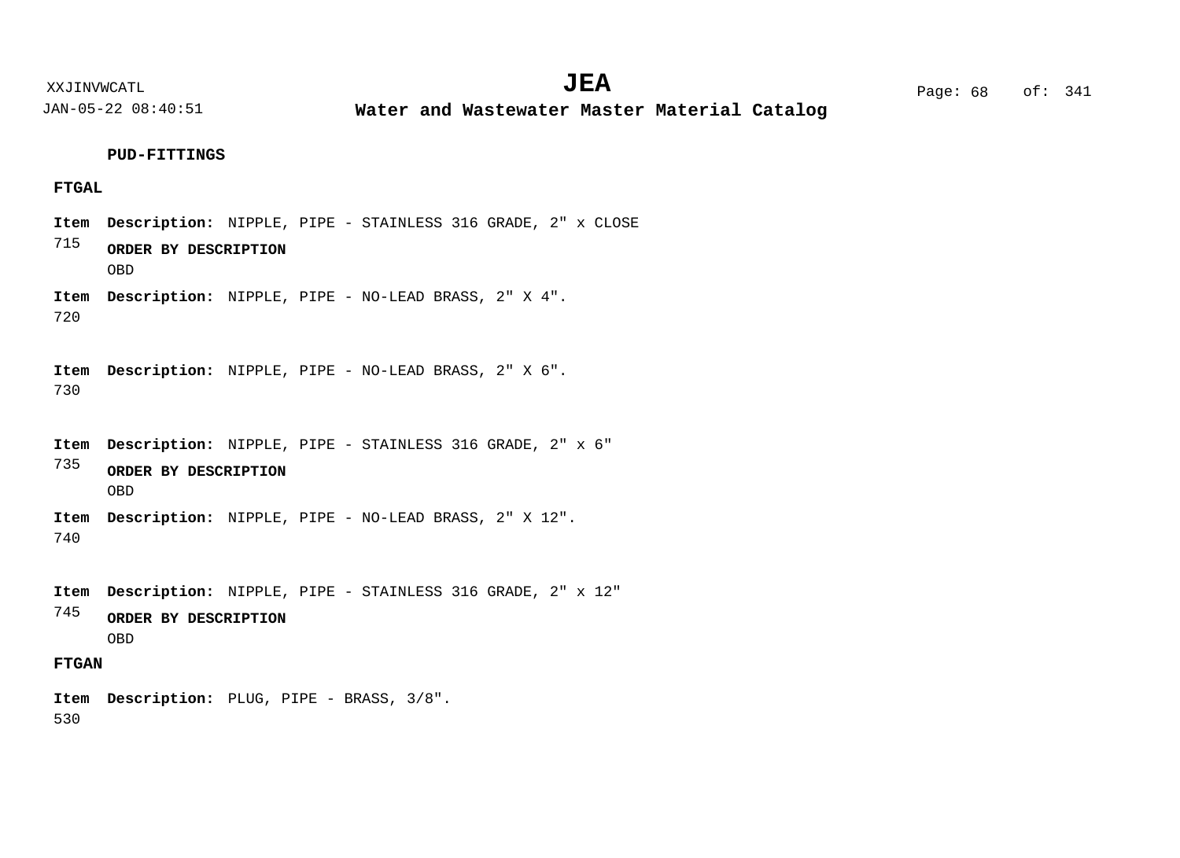**PUD-FITTINGS**

**FTGAL**

**Item** 715 **Description:** NIPPLE, PIPE - STAINLESS 316 GRADE, 2" x CLOSE

**ORDER BY DESCRIPTION**

OBD

**Item** 720 **Description:** NIPPLE, PIPE - NO-LEAD BRASS, 2" X 4".

**Item** 730 **Description:** NIPPLE, PIPE - NO-LEAD BRASS, 2" X 6".

**Item** 735 **Description:** NIPPLE, PIPE - STAINLESS 316 GRADE, 2" x 6"

**ORDER BY DESCRIPTION**

OBD

**Item** 740 **Description:** NIPPLE, PIPE - NO-LEAD BRASS, 2" X 12".

**Item** 745 **Description:** NIPPLE, PIPE - STAINLESS 316 GRADE, 2" x 12"

**ORDER BY DESCRIPTION**

OBD

**FTGAN**

**Item** 530 **Description:** PLUG, PIPE - BRASS, 3/8".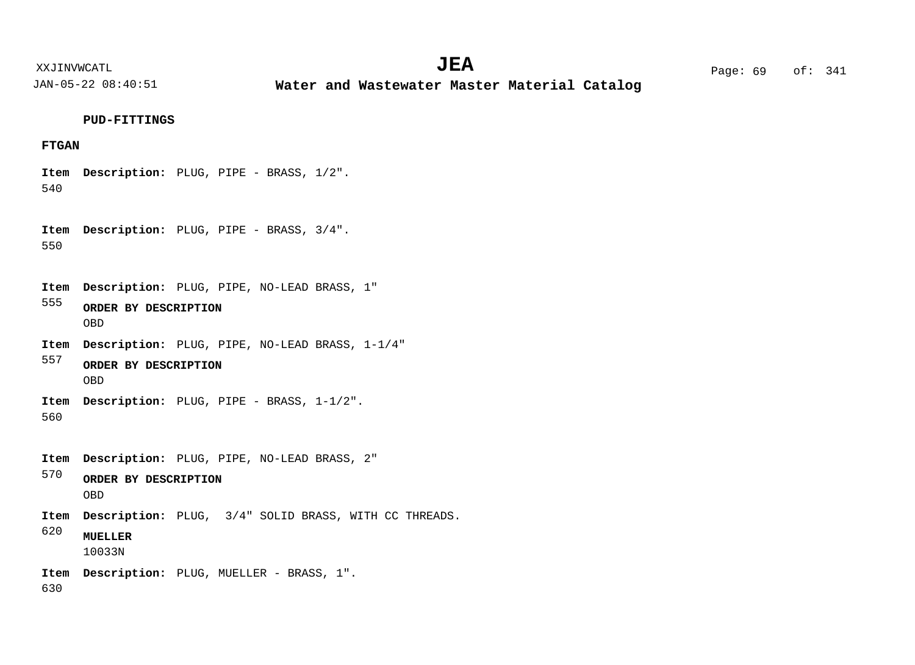**PUD-FITTINGS**

**FTGAN**

**Item** 540 **Description:** PLUG, PIPE - BRASS, 1/2".

**Item** 550 **Description:** PLUG, PIPE - BRASS, 3/4".

**Item** 555 **Description:** PLUG, PIPE, NO-LEAD BRASS, 1"

**ORDER BY DESCRIPTION**
OBD

**Item** 557 **Description:** PLUG, PIPE, NO-LEAD BRASS, 1-1/4"

**ORDER BY DESCRIPTION**
OBD

**Item** 560 **Description:** PLUG, PIPE - BRASS, 1-1/2".

**Item** 570 **Description:** PLUG, PIPE, NO-LEAD BRASS, 2"

**ORDER BY DESCRIPTION**
OBD

**Item** 620 **Description:** PLUG,  3/4" SOLID BRASS, WITH CC THREADS.

**MUELLER**
10033N

**Item** 630 **Description:** PLUG, MUELLER - BRASS, 1".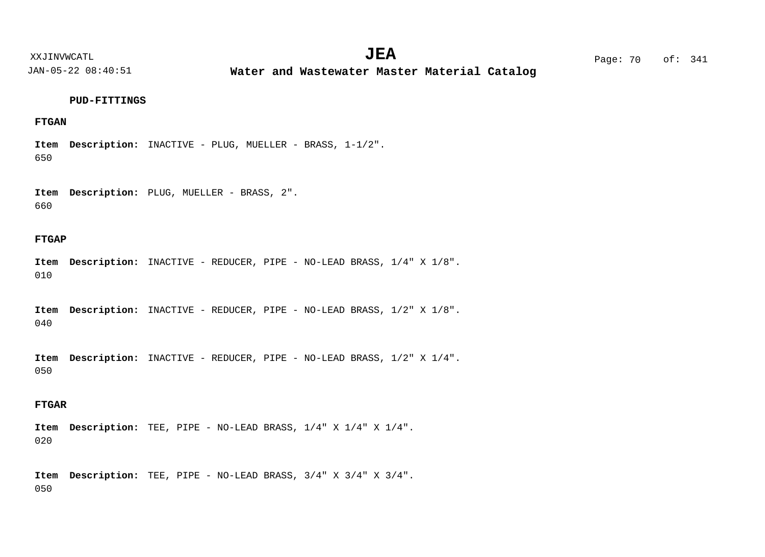**PUD-FITTINGS**

**FTGAN**

**Item** 650 **Description:** INACTIVE - PLUG, MUELLER - BRASS, 1-1/2".

**Item** 660 **Description:** PLUG, MUELLER - BRASS, 2".

**FTGAP**

**Item** 010 **Description:** INACTIVE - REDUCER, PIPE - NO-LEAD BRASS, 1/4" X 1/8".

**Item** 040 **Description:** INACTIVE - REDUCER, PIPE - NO-LEAD BRASS, 1/2" X 1/8".

**Item** 050 **Description:** INACTIVE - REDUCER, PIPE - NO-LEAD BRASS, 1/2" X 1/4".

**FTGAR**

**Item** 020 **Description:** TEE, PIPE - NO-LEAD BRASS, 1/4" X 1/4" X 1/4".

**Item** 050 **Description:** TEE, PIPE - NO-LEAD BRASS, 3/4" X 3/4" X 3/4".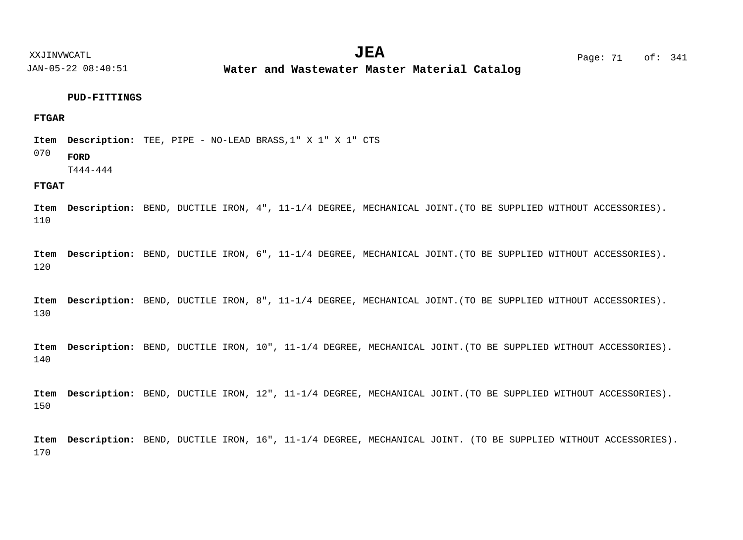**PUD-FITTINGS**

**FTGAR**

**Item** 070 **Description:** TEE, PIPE - NO-LEAD BRASS,1" X 1" X 1" CTS

**FORD**
T444-444

**FTGAT**

**Item** 110 **Description:** BEND, DUCTILE IRON, 4", 11-1/4 DEGREE, MECHANICAL JOINT.(TO BE SUPPLIED WITHOUT ACCESSORIES).

**Item** 120 **Description:** BEND, DUCTILE IRON, 6", 11-1/4 DEGREE, MECHANICAL JOINT.(TO BE SUPPLIED WITHOUT ACCESSORIES).

**Item** 130 **Description:** BEND, DUCTILE IRON, 8", 11-1/4 DEGREE, MECHANICAL JOINT.(TO BE SUPPLIED WITHOUT ACCESSORIES).

**Item** 140 **Description:** BEND, DUCTILE IRON, 10", 11-1/4 DEGREE, MECHANICAL JOINT.(TO BE SUPPLIED WITHOUT ACCESSORIES).

**Item** 150 **Description:** BEND, DUCTILE IRON, 12", 11-1/4 DEGREE, MECHANICAL JOINT.(TO BE SUPPLIED WITHOUT ACCESSORIES).

**Item** 170 **Description:** BEND, DUCTILE IRON, 16", 11-1/4 DEGREE, MECHANICAL JOINT. (TO BE SUPPLIED WITHOUT ACCESSORIES).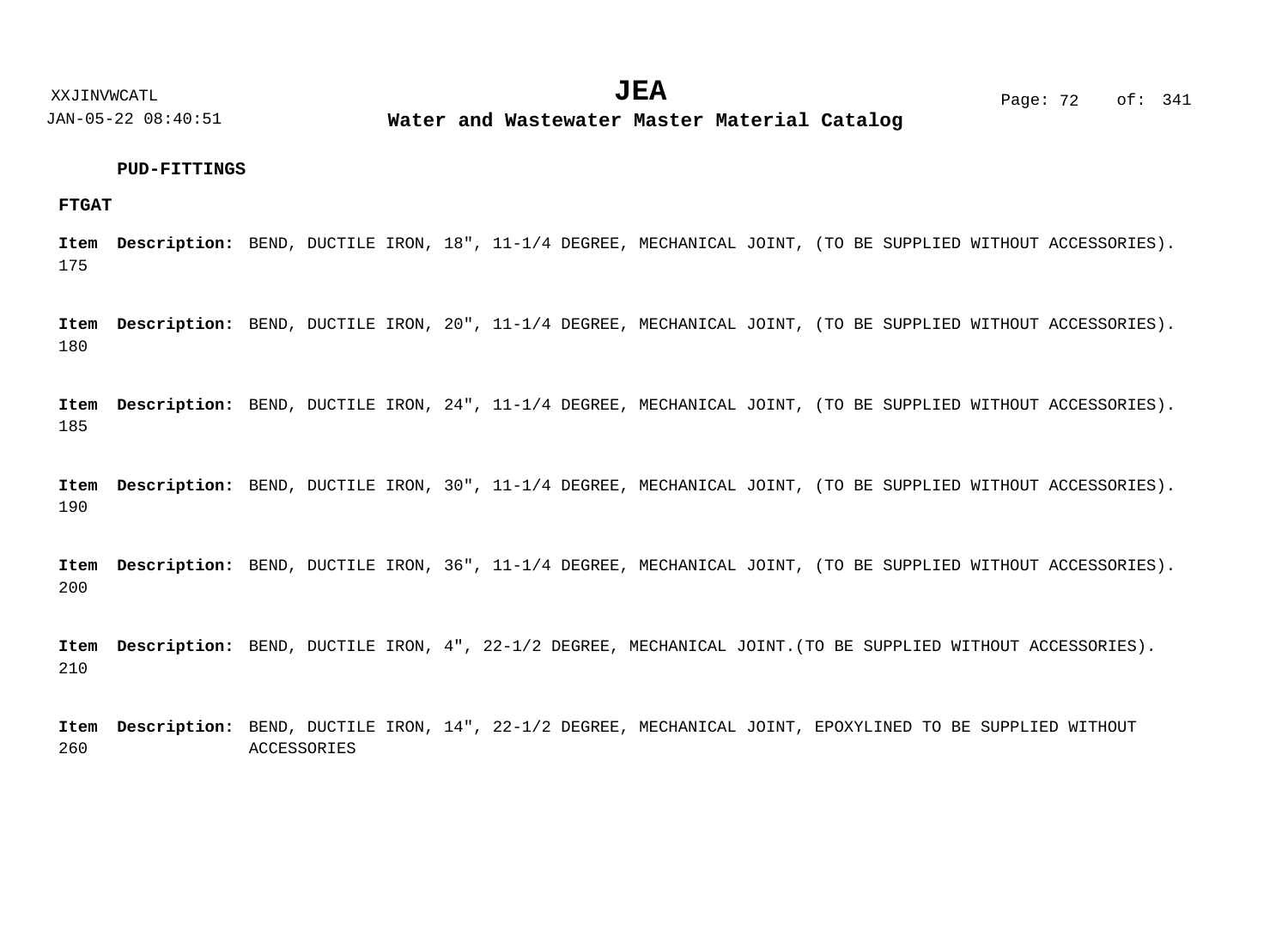**PUD-FITTINGS**

**FTGAT**

**Item 175** **Description:** BEND, DUCTILE IRON, 18", 11-1/4 DEGREE, MECHANICAL JOINT, (TO BE SUPPLIED WITHOUT ACCESSORIES).

**Item 180** **Description:** BEND, DUCTILE IRON, 20", 11-1/4 DEGREE, MECHANICAL JOINT, (TO BE SUPPLIED WITHOUT ACCESSORIES).

**Item 185** **Description:** BEND, DUCTILE IRON, 24", 11-1/4 DEGREE, MECHANICAL JOINT, (TO BE SUPPLIED WITHOUT ACCESSORIES).

**Item 190** **Description:** BEND, DUCTILE IRON, 30", 11-1/4 DEGREE, MECHANICAL JOINT, (TO BE SUPPLIED WITHOUT ACCESSORIES).

**Item 200** **Description:** BEND, DUCTILE IRON, 36", 11-1/4 DEGREE, MECHANICAL JOINT, (TO BE SUPPLIED WITHOUT ACCESSORIES).

**Item 210** **Description:** BEND, DUCTILE IRON, 4", 22-1/2 DEGREE, MECHANICAL JOINT.(TO BE SUPPLIED WITHOUT ACCESSORIES).

**Item 260** **Description:** BEND, DUCTILE IRON, 14", 22-1/2 DEGREE, MECHANICAL JOINT, EPOXYLINED TO BE SUPPLIED WITHOUT ACCESSORIES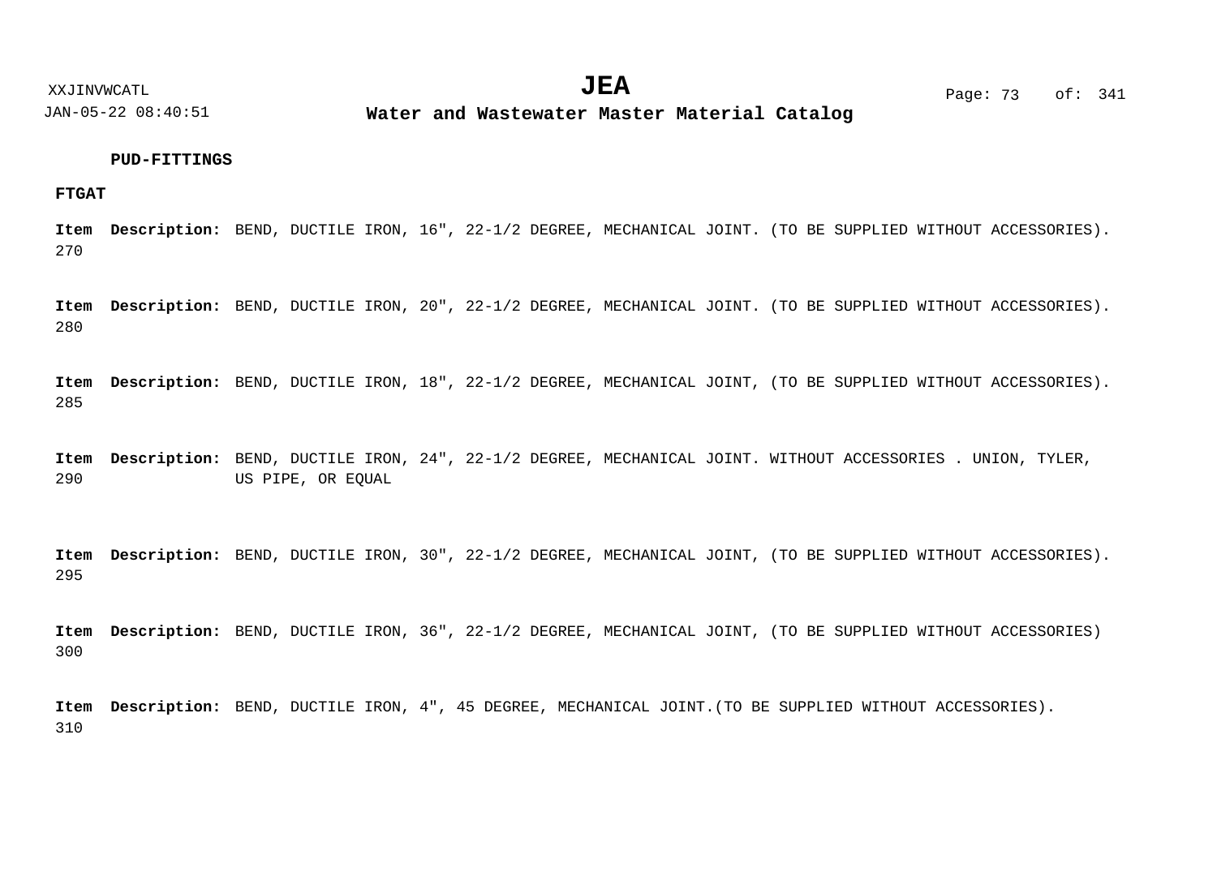**PUD-FITTINGS**

**FTGAT**

**Item** 270 **Description:** BEND, DUCTILE IRON, 16", 22-1/2 DEGREE, MECHANICAL JOINT. (TO BE SUPPLIED WITHOUT ACCESSORIES).

**Item** 280 **Description:** BEND, DUCTILE IRON, 20", 22-1/2 DEGREE, MECHANICAL JOINT. (TO BE SUPPLIED WITHOUT ACCESSORIES).

**Item** 285 **Description:** BEND, DUCTILE IRON, 18", 22-1/2 DEGREE, MECHANICAL JOINT, (TO BE SUPPLIED WITHOUT ACCESSORIES).

**Item** 290 **Description:** BEND, DUCTILE IRON, 24", 22-1/2 DEGREE, MECHANICAL JOINT. WITHOUT ACCESSORIES . UNION, TYLER, US PIPE, OR EQUAL

**Item** 295 **Description:** BEND, DUCTILE IRON, 30", 22-1/2 DEGREE, MECHANICAL JOINT, (TO BE SUPPLIED WITHOUT ACCESSORIES).

**Item** 300 **Description:** BEND, DUCTILE IRON, 36", 22-1/2 DEGREE, MECHANICAL JOINT, (TO BE SUPPLIED WITHOUT ACCESSORIES)

**Item** 310 **Description:** BEND, DUCTILE IRON, 4", 45 DEGREE, MECHANICAL JOINT.(TO BE SUPPLIED WITHOUT ACCESSORIES).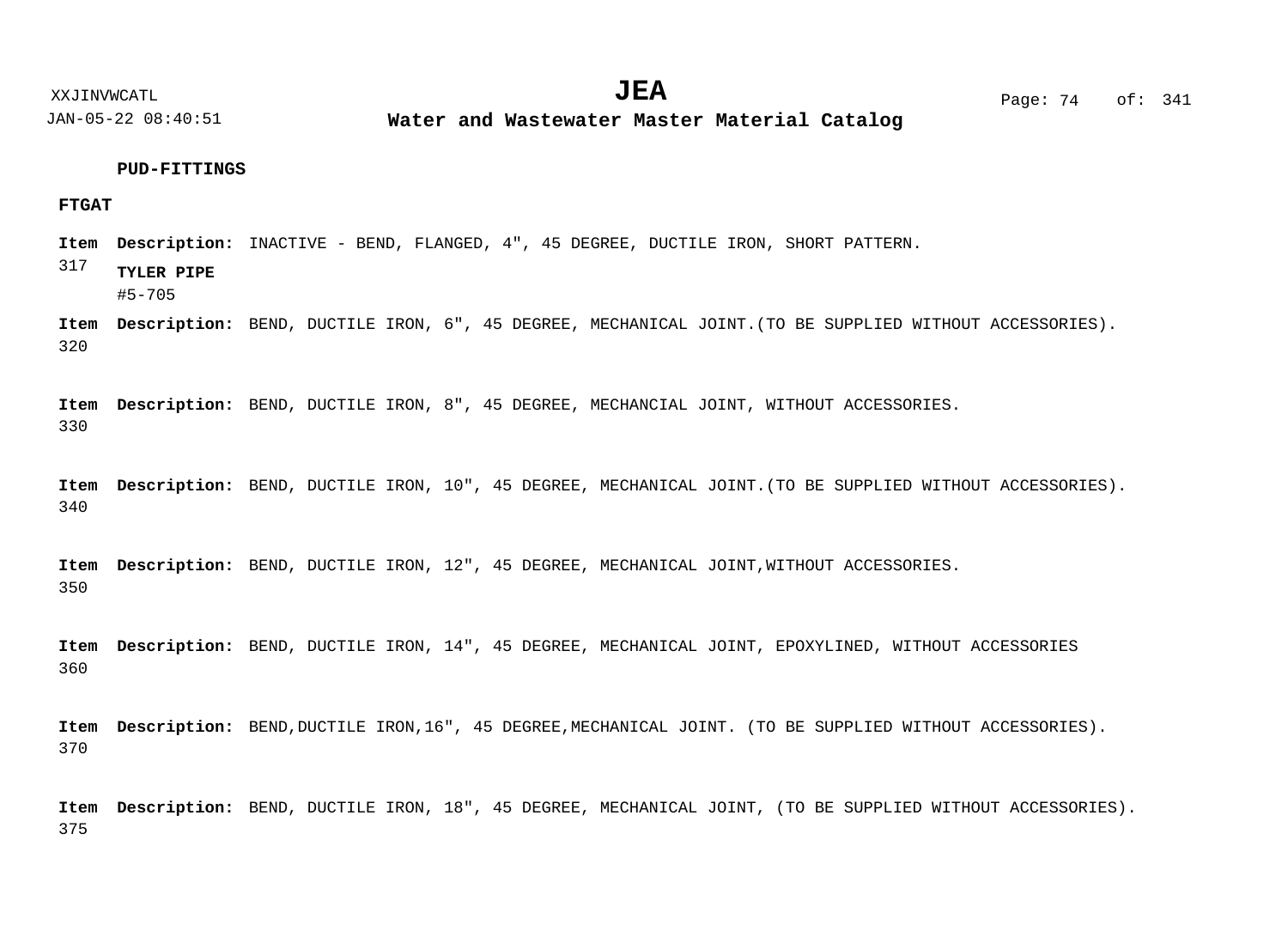**PUD-FITTINGS**

**FTGAT**

**Item** 317 **Description:** INACTIVE - BEND, FLANGED, 4", 45 DEGREE, DUCTILE IRON, SHORT PATTERN.

**TYLER PIPE**
#5-705

**Item** 320 **Description:** BEND, DUCTILE IRON, 6", 45 DEGREE, MECHANICAL JOINT.(TO BE SUPPLIED WITHOUT ACCESSORIES).

**Item** 330 **Description:** BEND, DUCTILE IRON, 8", 45 DEGREE, MECHANCIAL JOINT, WITHOUT ACCESSORIES.

**Item** 340 **Description:** BEND, DUCTILE IRON, 10", 45 DEGREE, MECHANICAL JOINT.(TO BE SUPPLIED WITHOUT ACCESSORIES).

**Item** 350 **Description:** BEND, DUCTILE IRON, 12", 45 DEGREE, MECHANICAL JOINT,WITHOUT ACCESSORIES.

**Item** 360 **Description:** BEND, DUCTILE IRON, 14", 45 DEGREE, MECHANICAL JOINT, EPOXYLINED, WITHOUT ACCESSORIES

**Item** 370 **Description:** BEND,DUCTILE IRON,16", 45 DEGREE,MECHANICAL JOINT. (TO BE SUPPLIED WITHOUT ACCESSORIES).

**Item** 375 **Description:** BEND, DUCTILE IRON, 18", 45 DEGREE, MECHANICAL JOINT, (TO BE SUPPLIED WITHOUT ACCESSORIES).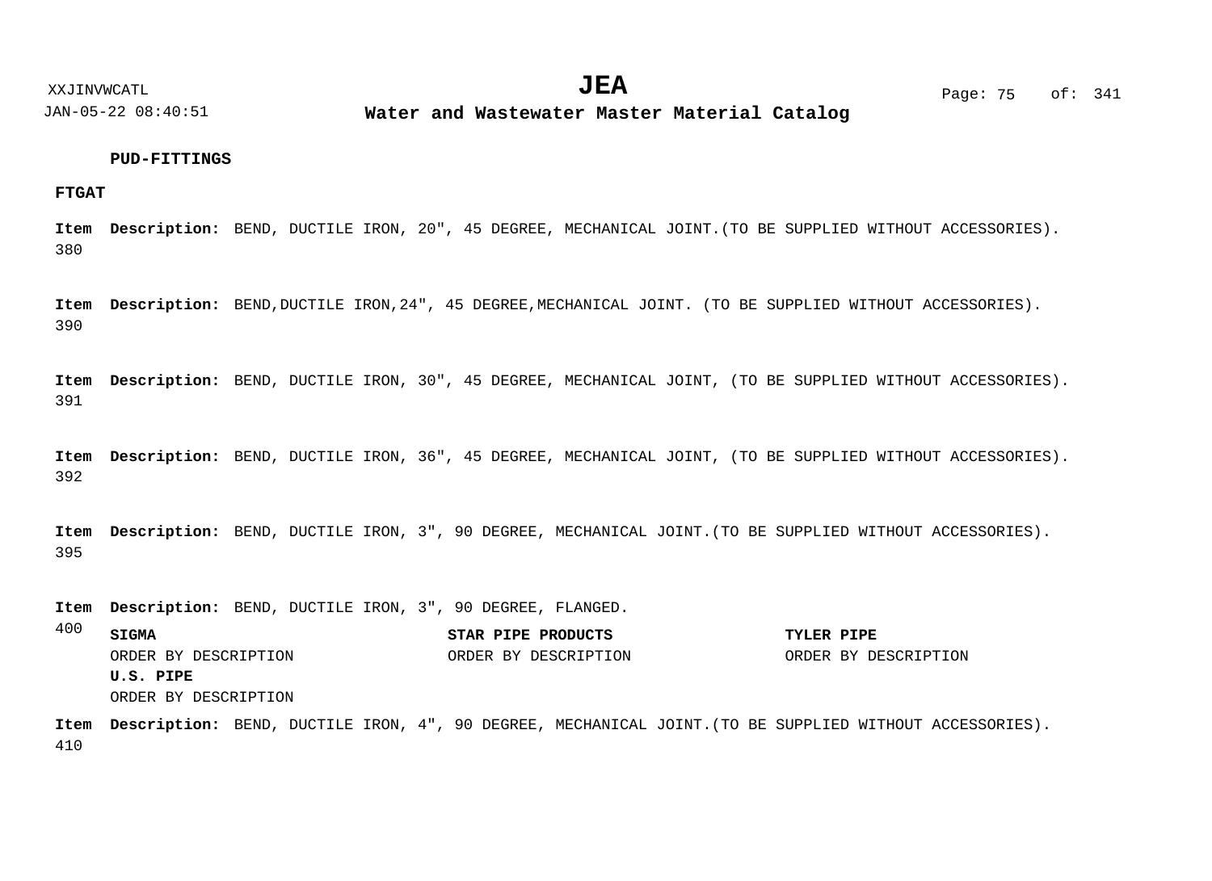**PUD-FITTINGS**

**FTGAT**

**Item 380** **Description:** BEND, DUCTILE IRON, 20", 45 DEGREE, MECHANICAL JOINT.(TO BE SUPPLIED WITHOUT ACCESSORIES).

**Item 390** **Description:** BEND,DUCTILE IRON,24", 45 DEGREE,MECHANICAL JOINT. (TO BE SUPPLIED WITHOUT ACCESSORIES).

**Item 391** **Description:** BEND, DUCTILE IRON, 30", 45 DEGREE, MECHANICAL JOINT, (TO BE SUPPLIED WITHOUT ACCESSORIES).

**Item 392** **Description:** BEND, DUCTILE IRON, 36", 45 DEGREE, MECHANICAL JOINT, (TO BE SUPPLIED WITHOUT ACCESSORIES).

**Item 395** **Description:** BEND, DUCTILE IRON, 3", 90 DEGREE, MECHANICAL JOINT.(TO BE SUPPLIED WITHOUT ACCESSORIES).

**Item 400** **Description:** BEND, DUCTILE IRON, 3", 90 DEGREE, FLANGED.

| **SIGMA** | **STAR PIPE PRODUCTS** | **TYLER PIPE** |
|---|---|---|
| ORDER BY DESCRIPTION | ORDER BY DESCRIPTION | ORDER BY DESCRIPTION |
| **U.S. PIPE** | | |
| ORDER BY DESCRIPTION | | |

**Item 410** **Description:** BEND, DUCTILE IRON, 4", 90 DEGREE, MECHANICAL JOINT.(TO BE SUPPLIED WITHOUT ACCESSORIES).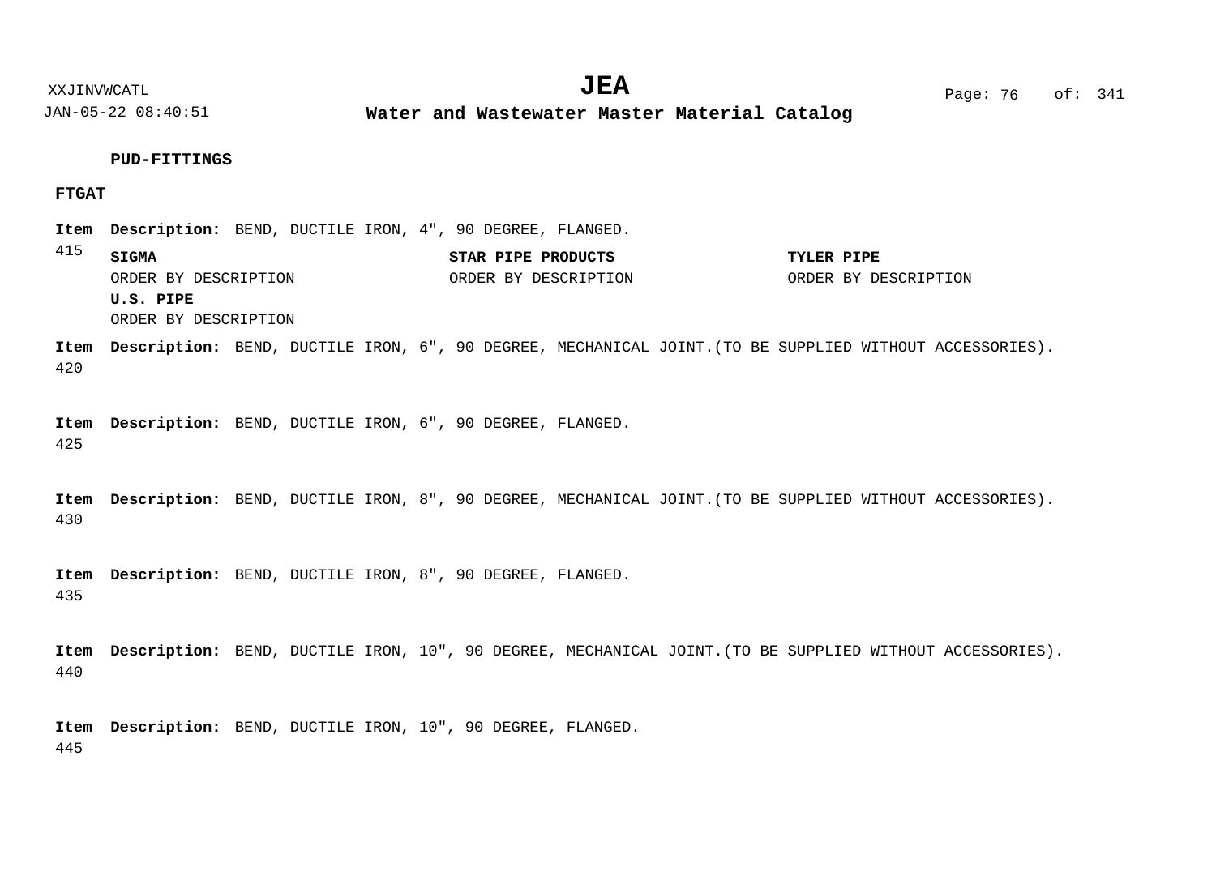**PUD-FITTINGS**

**FTGAT**

**Item 415** **Description:** BEND, DUCTILE IRON, 4", 90 DEGREE, FLANGED.

**SIGMA**
ORDER BY DESCRIPTION

**STAR PIPE PRODUCTS**
ORDER BY DESCRIPTION

**TYLER PIPE**
ORDER BY DESCRIPTION

**U.S. PIPE**
ORDER BY DESCRIPTION

**Item 420** **Description:** BEND, DUCTILE IRON, 6", 90 DEGREE, MECHANICAL JOINT.(TO BE SUPPLIED WITHOUT ACCESSORIES).

**Item 425** **Description:** BEND, DUCTILE IRON, 6", 90 DEGREE, FLANGED.

**Item 430** **Description:** BEND, DUCTILE IRON, 8", 90 DEGREE, MECHANICAL JOINT.(TO BE SUPPLIED WITHOUT ACCESSORIES).

**Item 435** **Description:** BEND, DUCTILE IRON, 8", 90 DEGREE, FLANGED.

**Item 440** **Description:** BEND, DUCTILE IRON, 10", 90 DEGREE, MECHANICAL JOINT.(TO BE SUPPLIED WITHOUT ACCESSORIES).

**Item 445** **Description:** BEND, DUCTILE IRON, 10", 90 DEGREE, FLANGED.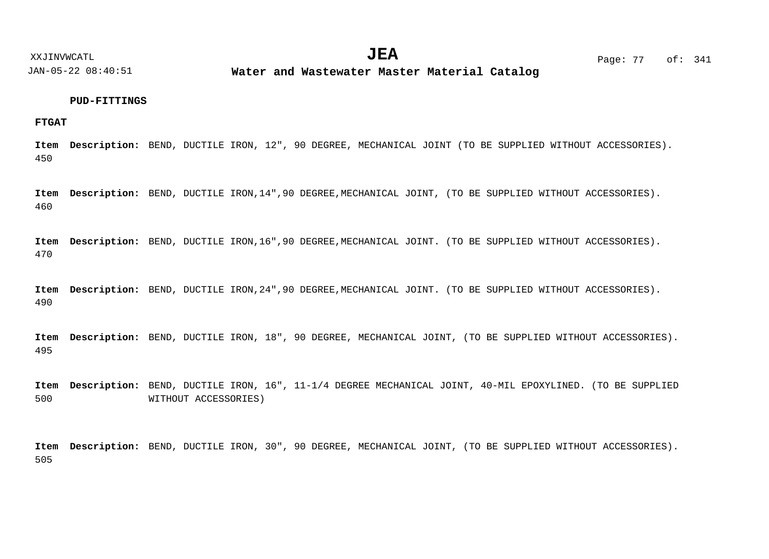**PUD-FITTINGS**

**FTGAT**

**Item 450** **Description:** BEND, DUCTILE IRON, 12", 90 DEGREE, MECHANICAL JOINT (TO BE SUPPLIED WITHOUT ACCESSORIES).

**Item 460** **Description:** BEND, DUCTILE IRON,14",90 DEGREE,MECHANICAL JOINT, (TO BE SUPPLIED WITHOUT ACCESSORIES).

**Item 470** **Description:** BEND, DUCTILE IRON,16",90 DEGREE,MECHANICAL JOINT. (TO BE SUPPLIED WITHOUT ACCESSORIES).

**Item 490** **Description:** BEND, DUCTILE IRON,24",90 DEGREE,MECHANICAL JOINT. (TO BE SUPPLIED WITHOUT ACCESSORIES).

**Item 495** **Description:** BEND, DUCTILE IRON, 18", 90 DEGREE, MECHANICAL JOINT, (TO BE SUPPLIED WITHOUT ACCESSORIES).

**Item 500** **Description:** BEND, DUCTILE IRON, 16", 11-1/4 DEGREE MECHANICAL JOINT, 40-MIL EPOXYLINED. (TO BE SUPPLIED WITHOUT ACCESSORIES)

**Item 505** **Description:** BEND, DUCTILE IRON, 30", 90 DEGREE, MECHANICAL JOINT, (TO BE SUPPLIED WITHOUT ACCESSORIES).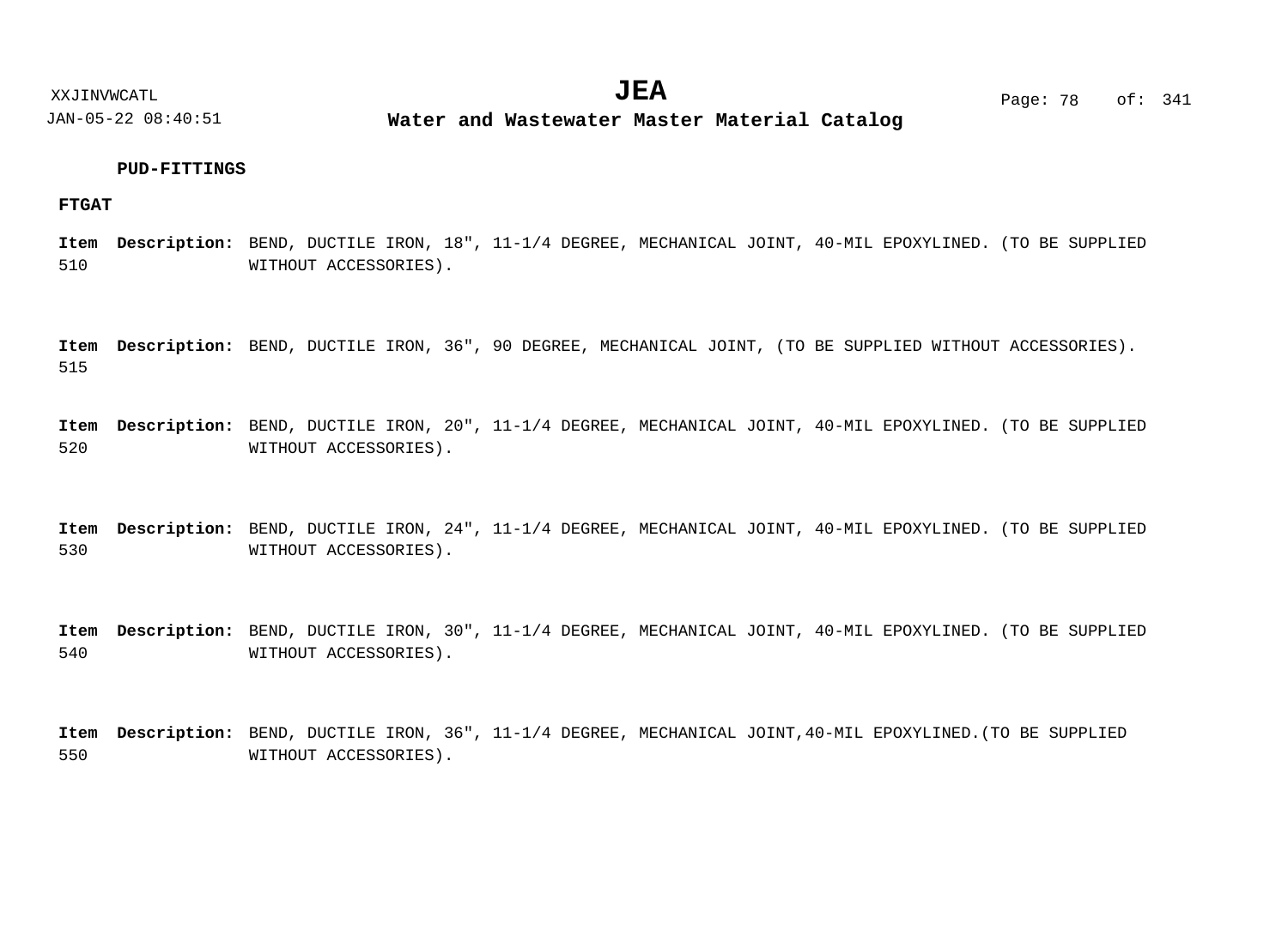**PUD-FITTINGS**

**FTGAT**

**Item** 510 **Description:** BEND, DUCTILE IRON, 18", 11-1/4 DEGREE, MECHANICAL JOINT, 40-MIL EPOXYLINED. (TO BE SUPPLIED WITHOUT ACCESSORIES).

**Item** 515 **Description:** BEND, DUCTILE IRON, 36", 90 DEGREE, MECHANICAL JOINT, (TO BE SUPPLIED WITHOUT ACCESSORIES).

**Item** 520 **Description:** BEND, DUCTILE IRON, 20", 11-1/4 DEGREE, MECHANICAL JOINT, 40-MIL EPOXYLINED. (TO BE SUPPLIED WITHOUT ACCESSORIES).

**Item** 530 **Description:** BEND, DUCTILE IRON, 24", 11-1/4 DEGREE, MECHANICAL JOINT, 40-MIL EPOXYLINED. (TO BE SUPPLIED WITHOUT ACCESSORIES).

**Item** 540 **Description:** BEND, DUCTILE IRON, 30", 11-1/4 DEGREE, MECHANICAL JOINT, 40-MIL EPOXYLINED. (TO BE SUPPLIED WITHOUT ACCESSORIES).

**Item** 550 **Description:** BEND, DUCTILE IRON, 36", 11-1/4 DEGREE, MECHANICAL JOINT,40-MIL EPOXYLINED.(TO BE SUPPLIED WITHOUT ACCESSORIES).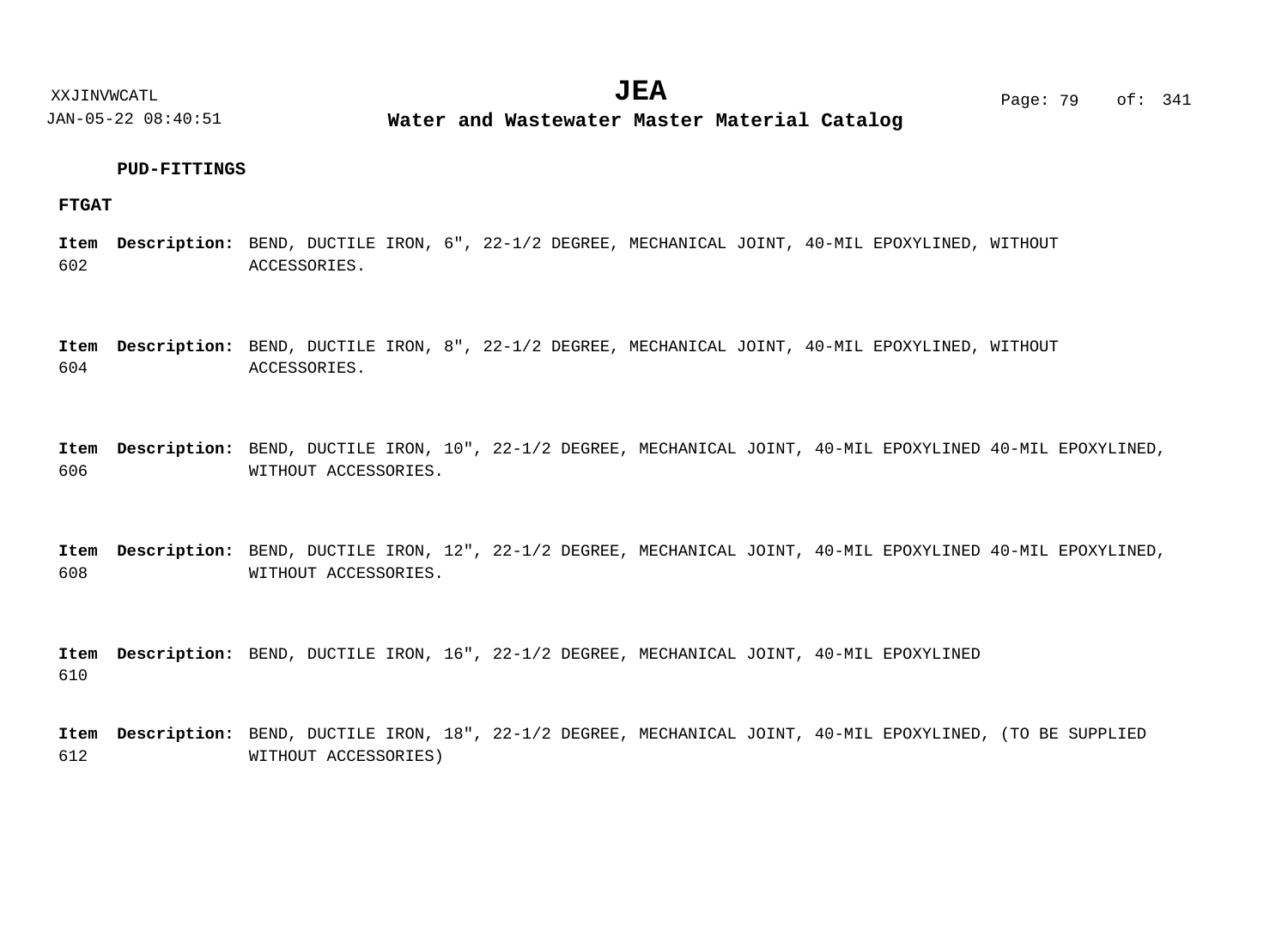**PUD-FITTINGS**

**FTGAT**

**Item** 602 **Description:** BEND, DUCTILE IRON, 6", 22-1/2 DEGREE, MECHANICAL JOINT, 40-MIL EPOXYLINED, WITHOUT ACCESSORIES.

**Item** 604 **Description:** BEND, DUCTILE IRON, 8", 22-1/2 DEGREE, MECHANICAL JOINT, 40-MIL EPOXYLINED, WITHOUT ACCESSORIES.

**Item** 606 **Description:** BEND, DUCTILE IRON, 10", 22-1/2 DEGREE, MECHANICAL JOINT, 40-MIL EPOXYLINED 40-MIL EPOXYLINED, WITHOUT ACCESSORIES.

**Item** 608 **Description:** BEND, DUCTILE IRON, 12", 22-1/2 DEGREE, MECHANICAL JOINT, 40-MIL EPOXYLINED 40-MIL EPOXYLINED, WITHOUT ACCESSORIES.

**Item** 610 **Description:** BEND, DUCTILE IRON, 16", 22-1/2 DEGREE, MECHANICAL JOINT, 40-MIL EPOXYLINED

**Item** 612 **Description:** BEND, DUCTILE IRON, 18", 22-1/2 DEGREE, MECHANICAL JOINT, 40-MIL EPOXYLINED, (TO BE SUPPLIED WITHOUT ACCESSORIES)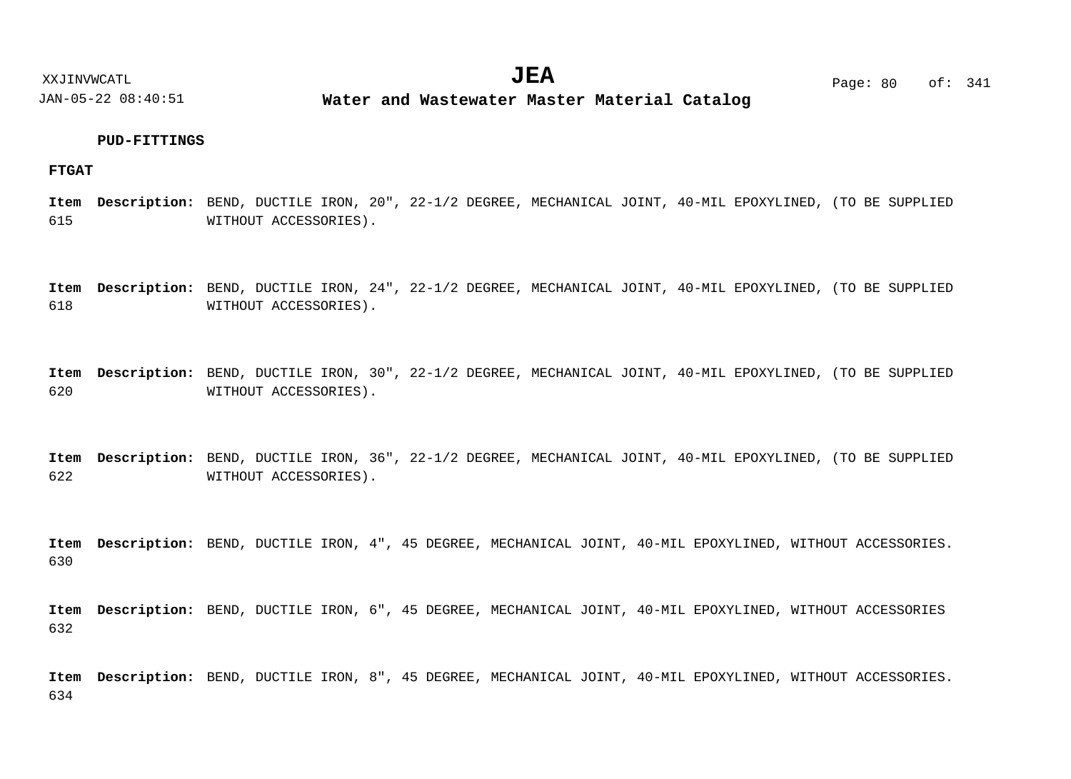**PUD-FITTINGS**

**FTGAT**

**Item 615** **Description:** BEND, DUCTILE IRON, 20", 22-1/2 DEGREE, MECHANICAL JOINT, 40-MIL EPOXYLINED, (TO BE SUPPLIED WITHOUT ACCESSORIES).

**Item 618** **Description:** BEND, DUCTILE IRON, 24", 22-1/2 DEGREE, MECHANICAL JOINT, 40-MIL EPOXYLINED, (TO BE SUPPLIED WITHOUT ACCESSORIES).

**Item 620** **Description:** BEND, DUCTILE IRON, 30", 22-1/2 DEGREE, MECHANICAL JOINT, 40-MIL EPOXYLINED, (TO BE SUPPLIED WITHOUT ACCESSORIES).

**Item 622** **Description:** BEND, DUCTILE IRON, 36", 22-1/2 DEGREE, MECHANICAL JOINT, 40-MIL EPOXYLINED, (TO BE SUPPLIED WITHOUT ACCESSORIES).

**Item 630** **Description:** BEND, DUCTILE IRON, 4", 45 DEGREE, MECHANICAL JOINT, 40-MIL EPOXYLINED, WITHOUT ACCESSORIES.

**Item 632** **Description:** BEND, DUCTILE IRON, 6", 45 DEGREE, MECHANICAL JOINT, 40-MIL EPOXYLINED, WITHOUT ACCESSORIES

**Item 634** **Description:** BEND, DUCTILE IRON, 8", 45 DEGREE, MECHANICAL JOINT, 40-MIL EPOXYLINED, WITHOUT ACCESSORIES.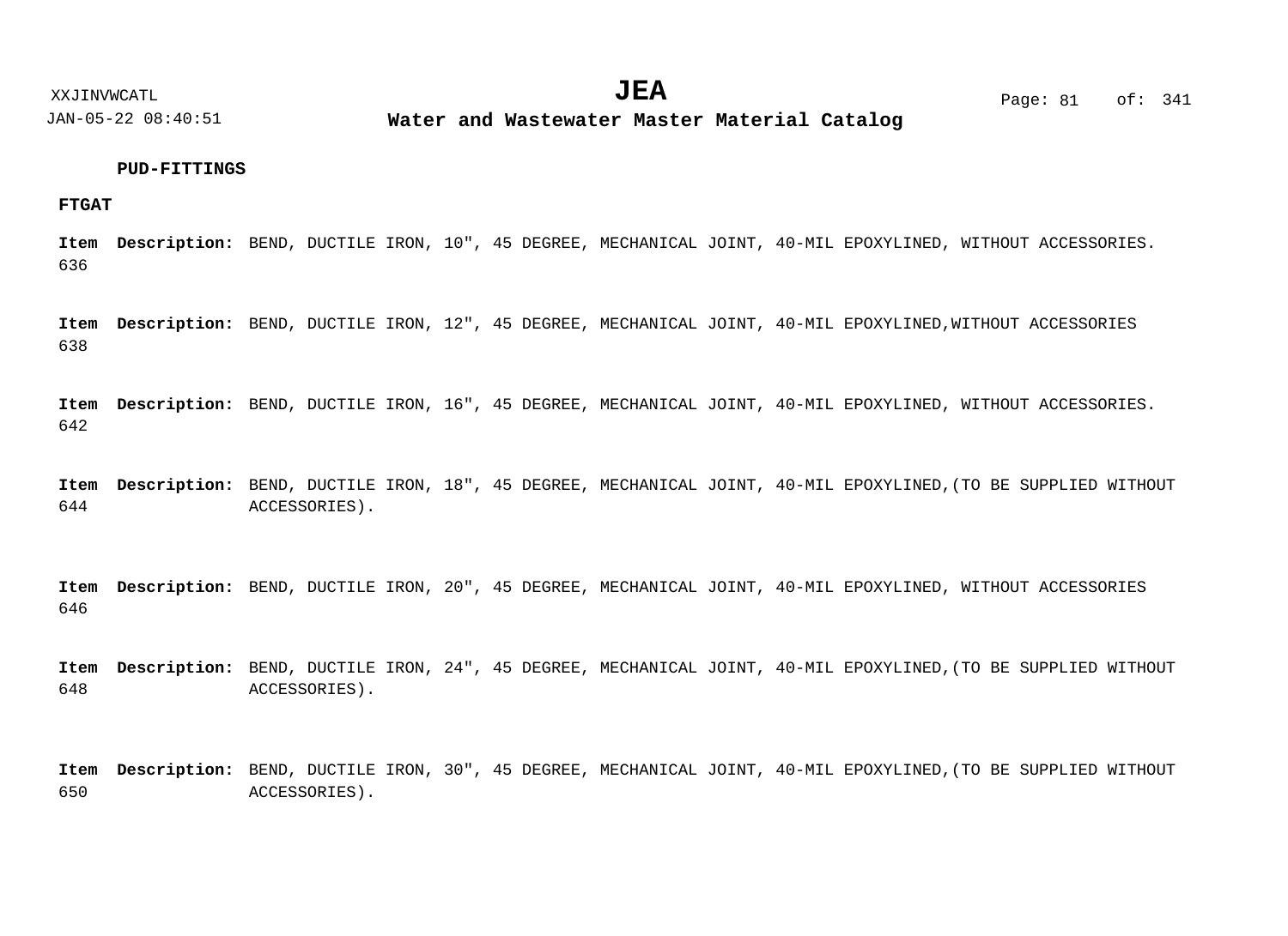**PUD-FITTINGS**

**FTGAT**

**Item** 636 **Description:** BEND, DUCTILE IRON, 10", 45 DEGREE, MECHANICAL JOINT, 40-MIL EPOXYLINED, WITHOUT ACCESSORIES.

**Item** 638 **Description:** BEND, DUCTILE IRON, 12", 45 DEGREE, MECHANICAL JOINT, 40-MIL EPOXYLINED,WITHOUT ACCESSORIES

**Item** 642 **Description:** BEND, DUCTILE IRON, 16", 45 DEGREE, MECHANICAL JOINT, 40-MIL EPOXYLINED, WITHOUT ACCESSORIES.

**Item** 644 **Description:** BEND, DUCTILE IRON, 18", 45 DEGREE, MECHANICAL JOINT, 40-MIL EPOXYLINED,(TO BE SUPPLIED WITHOUT ACCESSORIES).

**Item** 646 **Description:** BEND, DUCTILE IRON, 20", 45 DEGREE, MECHANICAL JOINT, 40-MIL EPOXYLINED, WITHOUT ACCESSORIES

**Item** 648 **Description:** BEND, DUCTILE IRON, 24", 45 DEGREE, MECHANICAL JOINT, 40-MIL EPOXYLINED,(TO BE SUPPLIED WITHOUT ACCESSORIES).

**Item** 650 **Description:** BEND, DUCTILE IRON, 30", 45 DEGREE, MECHANICAL JOINT, 40-MIL EPOXYLINED,(TO BE SUPPLIED WITHOUT ACCESSORIES).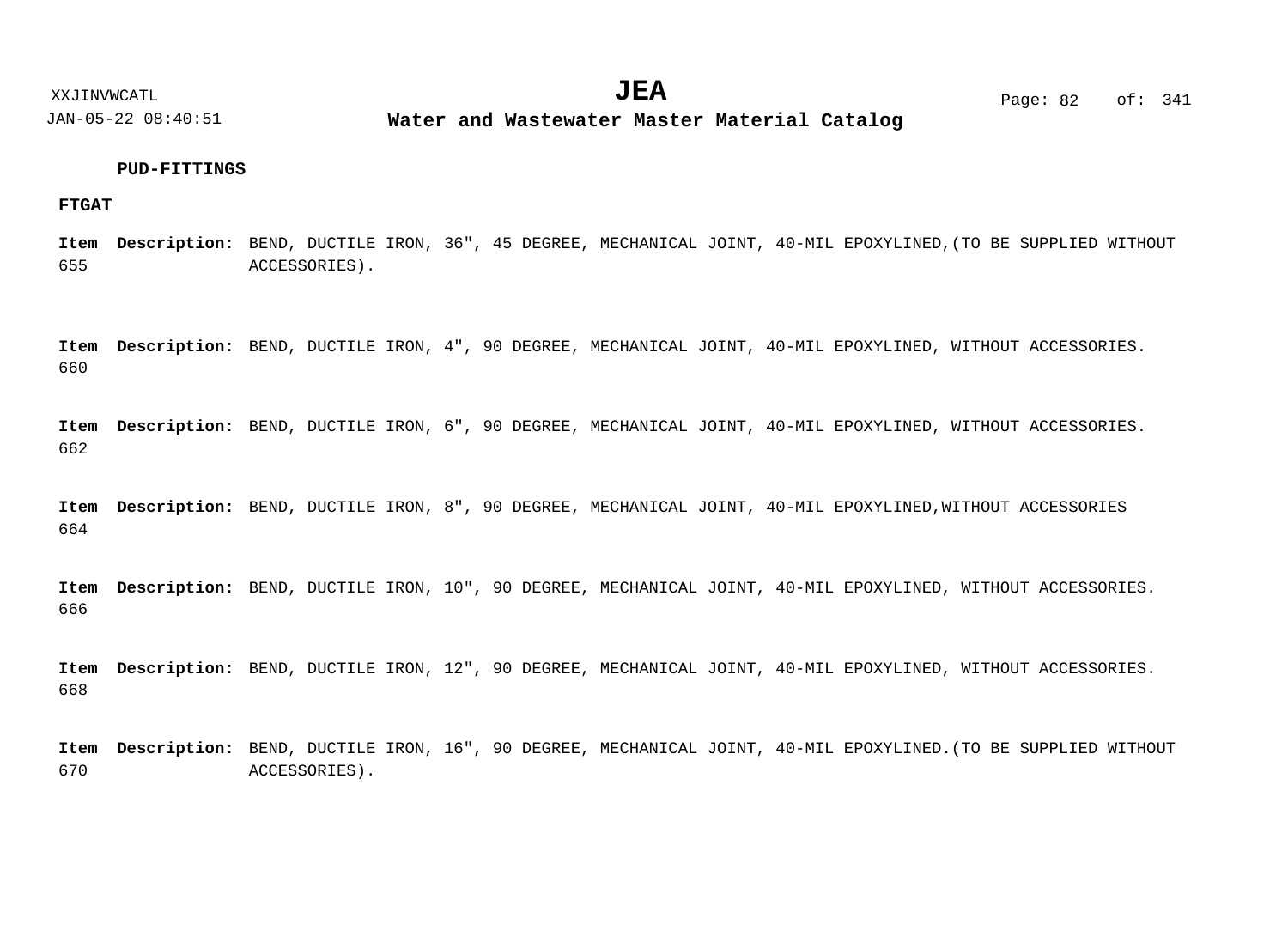**PUD-FITTINGS**

**FTGAT**

**Item 655** **Description:** BEND, DUCTILE IRON, 36", 45 DEGREE, MECHANICAL JOINT, 40-MIL EPOXYLINED,(TO BE SUPPLIED WITHOUT ACCESSORIES).

**Item 660** **Description:** BEND, DUCTILE IRON, 4", 90 DEGREE, MECHANICAL JOINT, 40-MIL EPOXYLINED, WITHOUT ACCESSORIES.

**Item 662** **Description:** BEND, DUCTILE IRON, 6", 90 DEGREE, MECHANICAL JOINT, 40-MIL EPOXYLINED, WITHOUT ACCESSORIES.

**Item 664** **Description:** BEND, DUCTILE IRON, 8", 90 DEGREE, MECHANICAL JOINT, 40-MIL EPOXYLINED,WITHOUT ACCESSORIES

**Item 666** **Description:** BEND, DUCTILE IRON, 10", 90 DEGREE, MECHANICAL JOINT, 40-MIL EPOXYLINED, WITHOUT ACCESSORIES.

**Item 668** **Description:** BEND, DUCTILE IRON, 12", 90 DEGREE, MECHANICAL JOINT, 40-MIL EPOXYLINED, WITHOUT ACCESSORIES.

**Item 670** **Description:** BEND, DUCTILE IRON, 16", 90 DEGREE, MECHANICAL JOINT, 40-MIL EPOXYLINED.(TO BE SUPPLIED WITHOUT ACCESSORIES).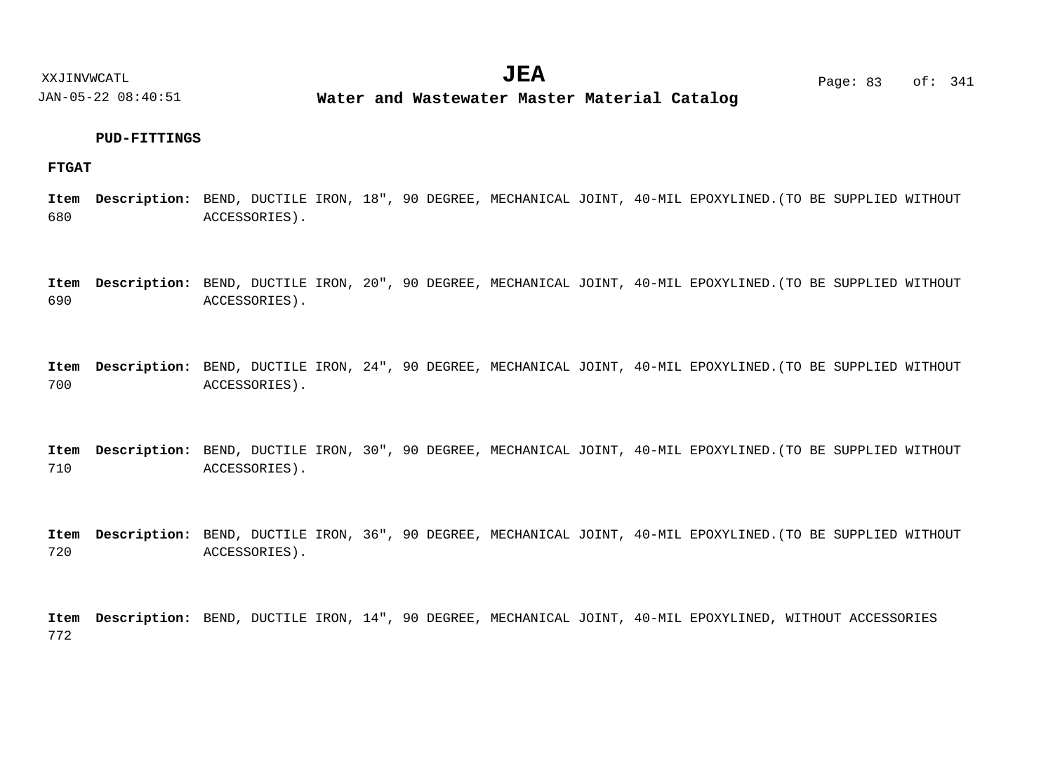**PUD-FITTINGS**

**FTGAT**

**Item 680** **Description:** BEND, DUCTILE IRON, 18", 90 DEGREE, MECHANICAL JOINT, 40-MIL EPOXYLINED.(TO BE SUPPLIED WITHOUT ACCESSORIES).

**Item 690** **Description:** BEND, DUCTILE IRON, 20", 90 DEGREE, MECHANICAL JOINT, 40-MIL EPOXYLINED.(TO BE SUPPLIED WITHOUT ACCESSORIES).

**Item 700** **Description:** BEND, DUCTILE IRON, 24", 90 DEGREE, MECHANICAL JOINT, 40-MIL EPOXYLINED.(TO BE SUPPLIED WITHOUT ACCESSORIES).

**Item 710** **Description:** BEND, DUCTILE IRON, 30", 90 DEGREE, MECHANICAL JOINT, 40-MIL EPOXYLINED.(TO BE SUPPLIED WITHOUT ACCESSORIES).

**Item 720** **Description:** BEND, DUCTILE IRON, 36", 90 DEGREE, MECHANICAL JOINT, 40-MIL EPOXYLINED.(TO BE SUPPLIED WITHOUT ACCESSORIES).

**Item 772** **Description:** BEND, DUCTILE IRON, 14", 90 DEGREE, MECHANICAL JOINT, 40-MIL EPOXYLINED, WITHOUT ACCESSORIES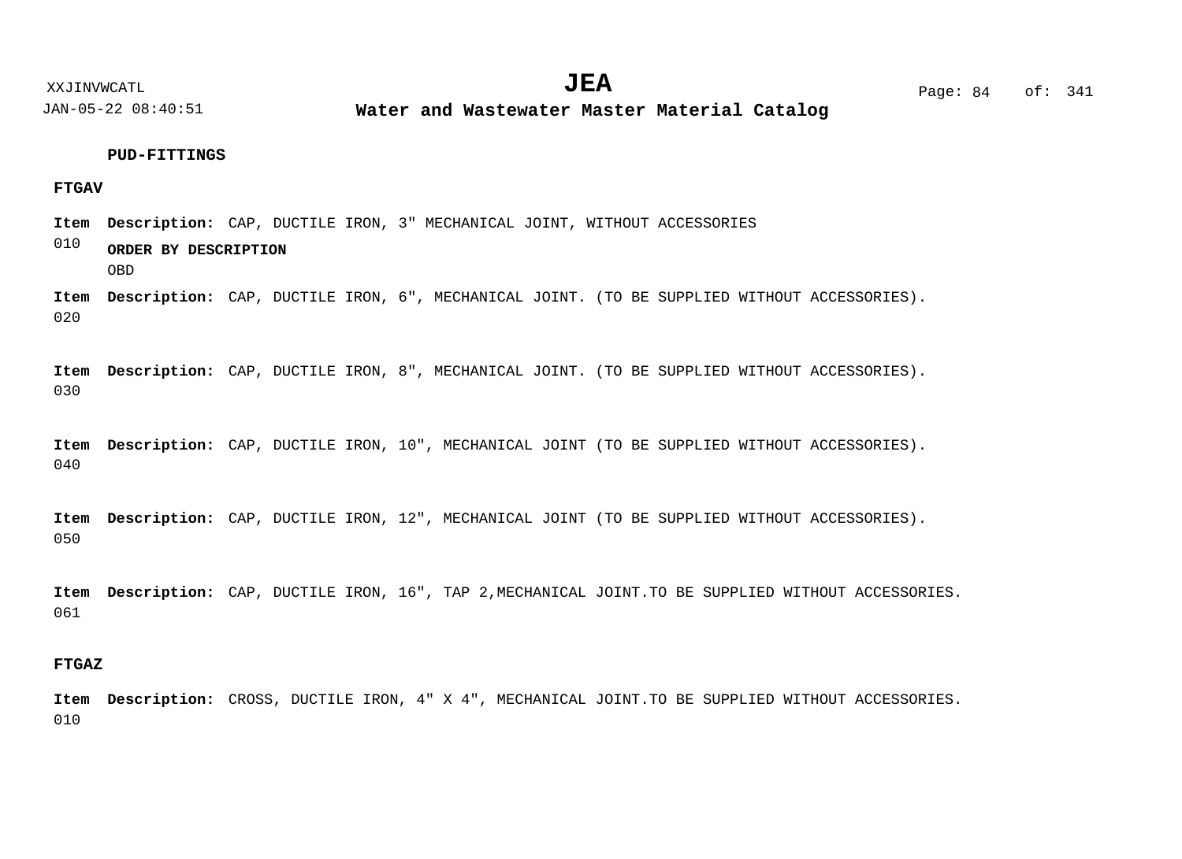### PUD-FITTINGS

#### FTGAV

**Item** 010 **Description:** CAP, DUCTILE IRON, 3" MECHANICAL JOINT, WITHOUT ACCESSORIES

**ORDER BY DESCRIPTION**

OBD

**Item** 020 **Description:** CAP, DUCTILE IRON, 6", MECHANICAL JOINT. (TO BE SUPPLIED WITHOUT ACCESSORIES).

**Item** 030 **Description:** CAP, DUCTILE IRON, 8", MECHANICAL JOINT. (TO BE SUPPLIED WITHOUT ACCESSORIES).

**Item** 040 **Description:** CAP, DUCTILE IRON, 10", MECHANICAL JOINT (TO BE SUPPLIED WITHOUT ACCESSORIES).

**Item** 050 **Description:** CAP, DUCTILE IRON, 12", MECHANICAL JOINT (TO BE SUPPLIED WITHOUT ACCESSORIES).

**Item** 061 **Description:** CAP, DUCTILE IRON, 16", TAP 2,MECHANICAL JOINT.TO BE SUPPLIED WITHOUT ACCESSORIES.

#### FTGAZ

**Item** 010 **Description:** CROSS, DUCTILE IRON, 4" X 4", MECHANICAL JOINT.TO BE SUPPLIED WITHOUT ACCESSORIES.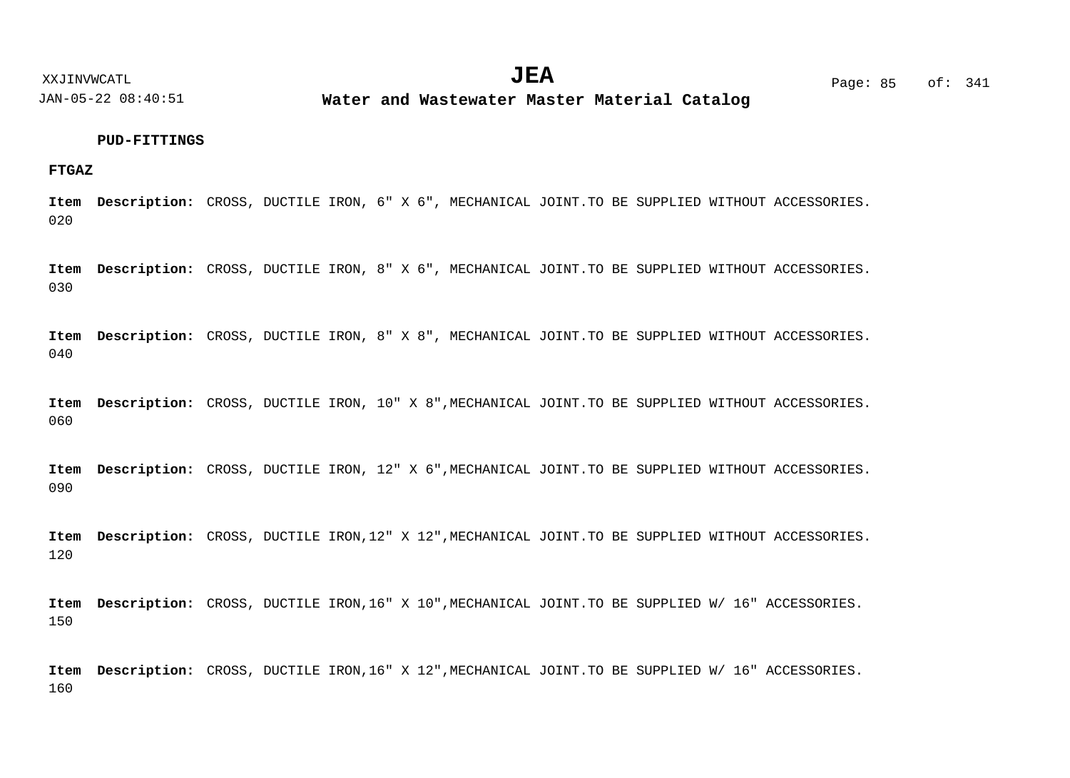**PUD-FITTINGS**

**FTGAZ**

**Item** 020 **Description:** CROSS, DUCTILE IRON, 6" X 6", MECHANICAL JOINT.TO BE SUPPLIED WITHOUT ACCESSORIES.

**Item** 030 **Description:** CROSS, DUCTILE IRON, 8" X 6", MECHANICAL JOINT.TO BE SUPPLIED WITHOUT ACCESSORIES.

**Item** 040 **Description:** CROSS, DUCTILE IRON, 8" X 8", MECHANICAL JOINT.TO BE SUPPLIED WITHOUT ACCESSORIES.

**Item** 060 **Description:** CROSS, DUCTILE IRON, 10" X 8",MECHANICAL JOINT.TO BE SUPPLIED WITHOUT ACCESSORIES.

**Item** 090 **Description:** CROSS, DUCTILE IRON, 12" X 6",MECHANICAL JOINT.TO BE SUPPLIED WITHOUT ACCESSORIES.

**Item** 120 **Description:** CROSS, DUCTILE IRON,12" X 12",MECHANICAL JOINT.TO BE SUPPLIED WITHOUT ACCESSORIES.

**Item** 150 **Description:** CROSS, DUCTILE IRON,16" X 10",MECHANICAL JOINT.TO BE SUPPLIED W/ 16" ACCESSORIES.

**Item** 160 **Description:** CROSS, DUCTILE IRON,16" X 12",MECHANICAL JOINT.TO BE SUPPLIED W/ 16" ACCESSORIES.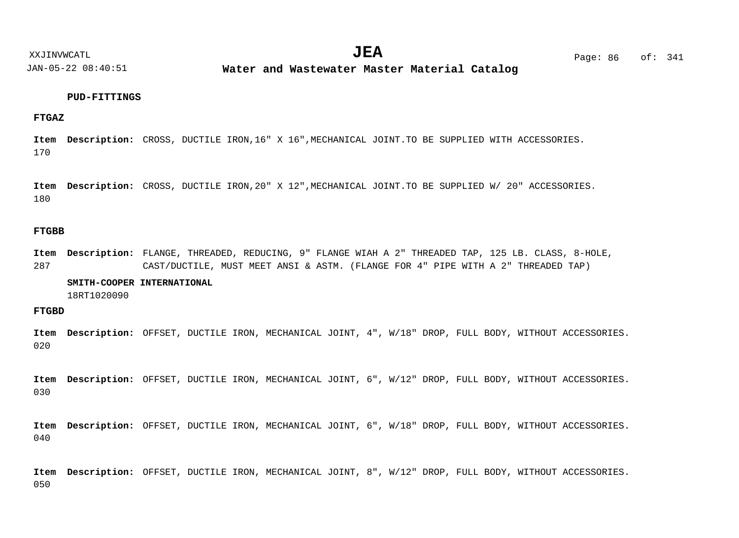**PUD-FITTINGS**

**FTGAZ**

**Item** 170 **Description:** CROSS, DUCTILE IRON,16" X 16",MECHANICAL JOINT.TO BE SUPPLIED WITH ACCESSORIES.

**Item** 180 **Description:** CROSS, DUCTILE IRON,20" X 12",MECHANICAL JOINT.TO BE SUPPLIED W/ 20" ACCESSORIES.

**FTGBB**

**Item** 287 **Description:** FLANGE, THREADED, REDUCING, 9" FLANGE WIAH A 2" THREADED TAP, 125 LB. CLASS, 8-HOLE, CAST/DUCTILE, MUST MEET ANSI & ASTM. (FLANGE FOR 4" PIPE WITH A 2" THREADED TAP)

**SMITH-COOPER INTERNATIONAL**
18RT1020090

**FTGBD**

**Item** 020 **Description:** OFFSET, DUCTILE IRON, MECHANICAL JOINT, 4", W/18" DROP, FULL BODY, WITHOUT ACCESSORIES.

**Item** 030 **Description:** OFFSET, DUCTILE IRON, MECHANICAL JOINT, 6", W/12" DROP, FULL BODY, WITHOUT ACCESSORIES.

**Item** 040 **Description:** OFFSET, DUCTILE IRON, MECHANICAL JOINT, 6", W/18" DROP, FULL BODY, WITHOUT ACCESSORIES.

**Item** 050 **Description:** OFFSET, DUCTILE IRON, MECHANICAL JOINT, 8", W/12" DROP, FULL BODY, WITHOUT ACCESSORIES.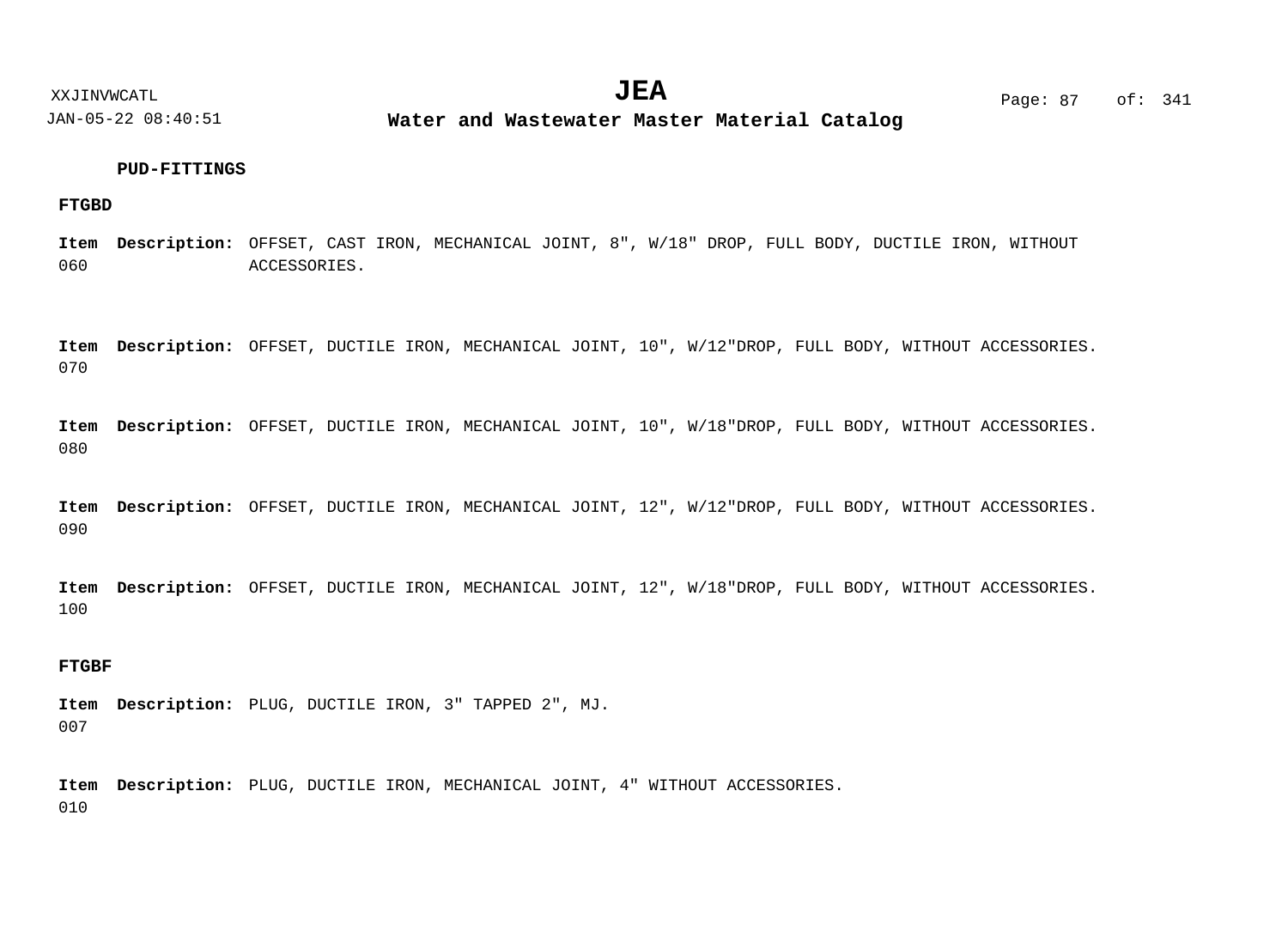**PUD-FITTINGS**

**FTGBD**

**Item** 060 **Description:** OFFSET, CAST IRON, MECHANICAL JOINT, 8", W/18" DROP, FULL BODY, DUCTILE IRON, WITHOUT ACCESSORIES.

**Item** 070 **Description:** OFFSET, DUCTILE IRON, MECHANICAL JOINT, 10", W/12"DROP, FULL BODY, WITHOUT ACCESSORIES.

**Item** 080 **Description:** OFFSET, DUCTILE IRON, MECHANICAL JOINT, 10", W/18"DROP, FULL BODY, WITHOUT ACCESSORIES.

**Item** 090 **Description:** OFFSET, DUCTILE IRON, MECHANICAL JOINT, 12", W/12"DROP, FULL BODY, WITHOUT ACCESSORIES.

**Item** 100 **Description:** OFFSET, DUCTILE IRON, MECHANICAL JOINT, 12", W/18"DROP, FULL BODY, WITHOUT ACCESSORIES.

**FTGBF**

**Item** 007 **Description:** PLUG, DUCTILE IRON, 3" TAPPED 2", MJ.

**Item** 010 **Description:** PLUG, DUCTILE IRON, MECHANICAL JOINT, 4" WITHOUT ACCESSORIES.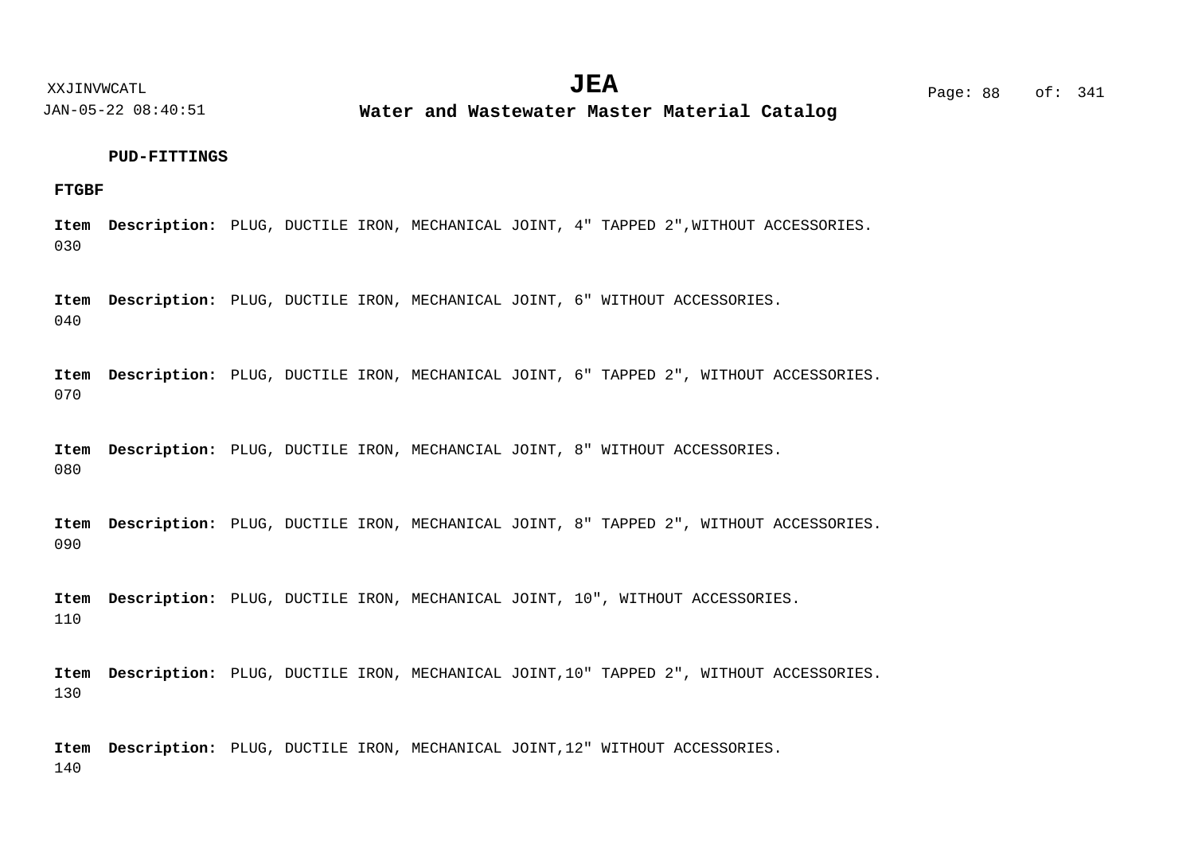**PUD-FITTINGS**

**FTGBF**

**Item** **Description:** PLUG, DUCTILE IRON, MECHANICAL JOINT, 4" TAPPED 2",WITHOUT ACCESSORIES.
030

**Item** **Description:** PLUG, DUCTILE IRON, MECHANICAL JOINT, 6" WITHOUT ACCESSORIES.
040

**Item** **Description:** PLUG, DUCTILE IRON, MECHANICAL JOINT, 6" TAPPED 2", WITHOUT ACCESSORIES.
070

**Item** **Description:** PLUG, DUCTILE IRON, MECHANCIAL JOINT, 8" WITHOUT ACCESSORIES.
080

**Item** **Description:** PLUG, DUCTILE IRON, MECHANICAL JOINT, 8" TAPPED 2", WITHOUT ACCESSORIES.
090

**Item** **Description:** PLUG, DUCTILE IRON, MECHANICAL JOINT, 10", WITHOUT ACCESSORIES.
110

**Item** **Description:** PLUG, DUCTILE IRON, MECHANICAL JOINT,10" TAPPED 2", WITHOUT ACCESSORIES.
130

**Item** **Description:** PLUG, DUCTILE IRON, MECHANICAL JOINT,12" WITHOUT ACCESSORIES.
140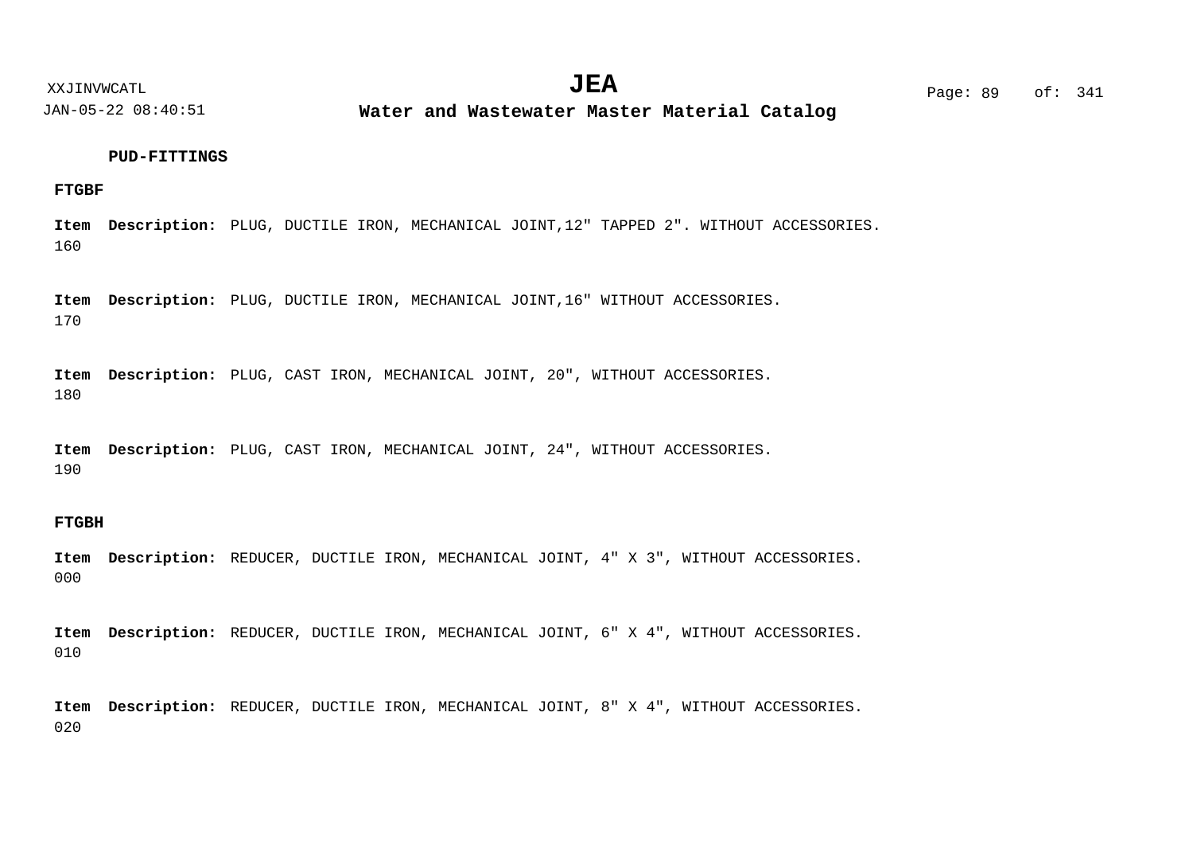**PUD-FITTINGS**

**FTGBF**

**Item** 160 **Description:** PLUG, DUCTILE IRON, MECHANICAL JOINT,12" TAPPED 2". WITHOUT ACCESSORIES.

**Item** 170 **Description:** PLUG, DUCTILE IRON, MECHANICAL JOINT,16" WITHOUT ACCESSORIES.

**Item** 180 **Description:** PLUG, CAST IRON, MECHANICAL JOINT, 20", WITHOUT ACCESSORIES.

**Item** 190 **Description:** PLUG, CAST IRON, MECHANICAL JOINT, 24", WITHOUT ACCESSORIES.

**FTGBH**

**Item** 000 **Description:** REDUCER, DUCTILE IRON, MECHANICAL JOINT, 4" X 3", WITHOUT ACCESSORIES.

**Item** 010 **Description:** REDUCER, DUCTILE IRON, MECHANICAL JOINT, 6" X 4", WITHOUT ACCESSORIES.

**Item** 020 **Description:** REDUCER, DUCTILE IRON, MECHANICAL JOINT, 8" X 4", WITHOUT ACCESSORIES.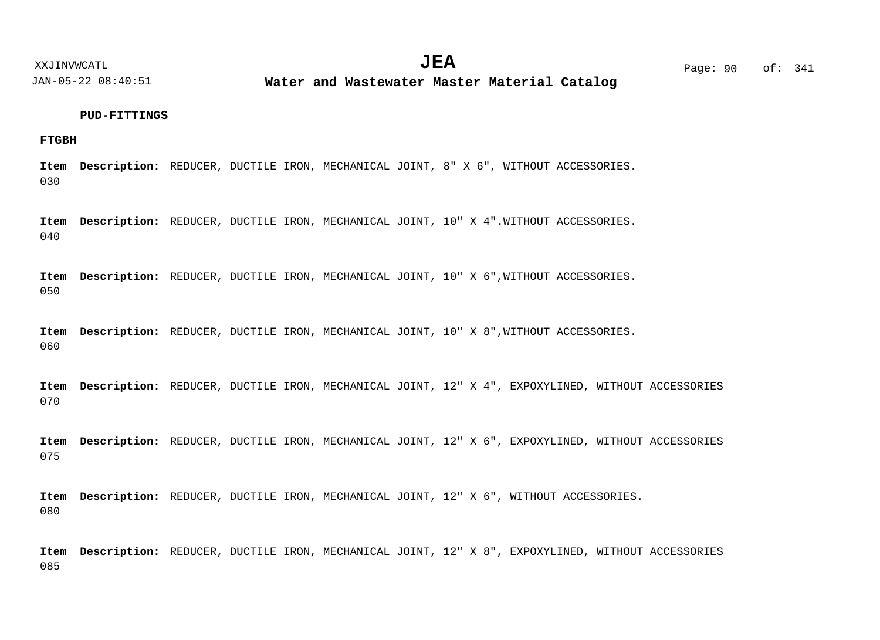**PUD-FITTINGS**

**FTGBH**

**Item** 030 **Description:** REDUCER, DUCTILE IRON, MECHANICAL JOINT, 8" X 6", WITHOUT ACCESSORIES.

**Item** 040 **Description:** REDUCER, DUCTILE IRON, MECHANICAL JOINT, 10" X 4".WITHOUT ACCESSORIES.

**Item** 050 **Description:** REDUCER, DUCTILE IRON, MECHANICAL JOINT, 10" X 6",WITHOUT ACCESSORIES.

**Item** 060 **Description:** REDUCER, DUCTILE IRON, MECHANICAL JOINT, 10" X 8",WITHOUT ACCESSORIES.

**Item** 070 **Description:** REDUCER, DUCTILE IRON, MECHANICAL JOINT, 12" X 4", EXPOXYLINED, WITHOUT ACCESSORIES

**Item** 075 **Description:** REDUCER, DUCTILE IRON, MECHANICAL JOINT, 12" X 6", EXPOXYLINED, WITHOUT ACCESSORIES

**Item** 080 **Description:** REDUCER, DUCTILE IRON, MECHANICAL JOINT, 12" X 6", WITHOUT ACCESSORIES.

**Item** 085 **Description:** REDUCER, DUCTILE IRON, MECHANICAL JOINT, 12" X 8", EXPOXYLINED, WITHOUT ACCESSORIES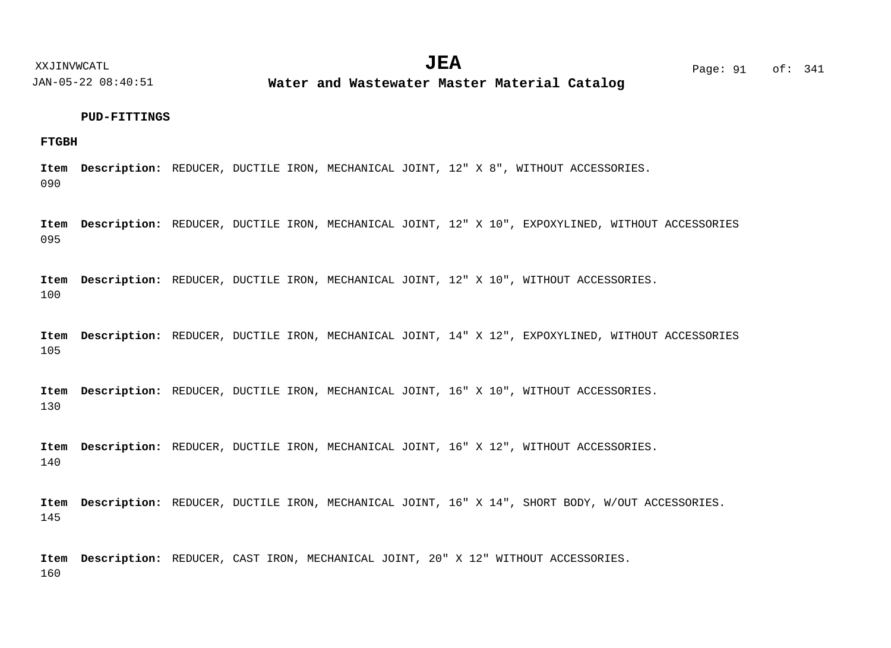**PUD-FITTINGS**

**FTGBH**

**Item** 090 **Description:** REDUCER, DUCTILE IRON, MECHANICAL JOINT, 12" X 8", WITHOUT ACCESSORIES.

**Item** 095 **Description:** REDUCER, DUCTILE IRON, MECHANICAL JOINT, 12" X 10", EXPOXYLINED, WITHOUT ACCESSORIES

**Item** 100 **Description:** REDUCER, DUCTILE IRON, MECHANICAL JOINT, 12" X 10", WITHOUT ACCESSORIES.

**Item** 105 **Description:** REDUCER, DUCTILE IRON, MECHANICAL JOINT, 14" X 12", EXPOXYLINED, WITHOUT ACCESSORIES

**Item** 130 **Description:** REDUCER, DUCTILE IRON, MECHANICAL JOINT, 16" X 10", WITHOUT ACCESSORIES.

**Item** 140 **Description:** REDUCER, DUCTILE IRON, MECHANICAL JOINT, 16" X 12", WITHOUT ACCESSORIES.

**Item** 145 **Description:** REDUCER, DUCTILE IRON, MECHANICAL JOINT, 16" X 14", SHORT BODY, W/OUT ACCESSORIES.

**Item** 160 **Description:** REDUCER, CAST IRON, MECHANICAL JOINT, 20" X 12" WITHOUT ACCESSORIES.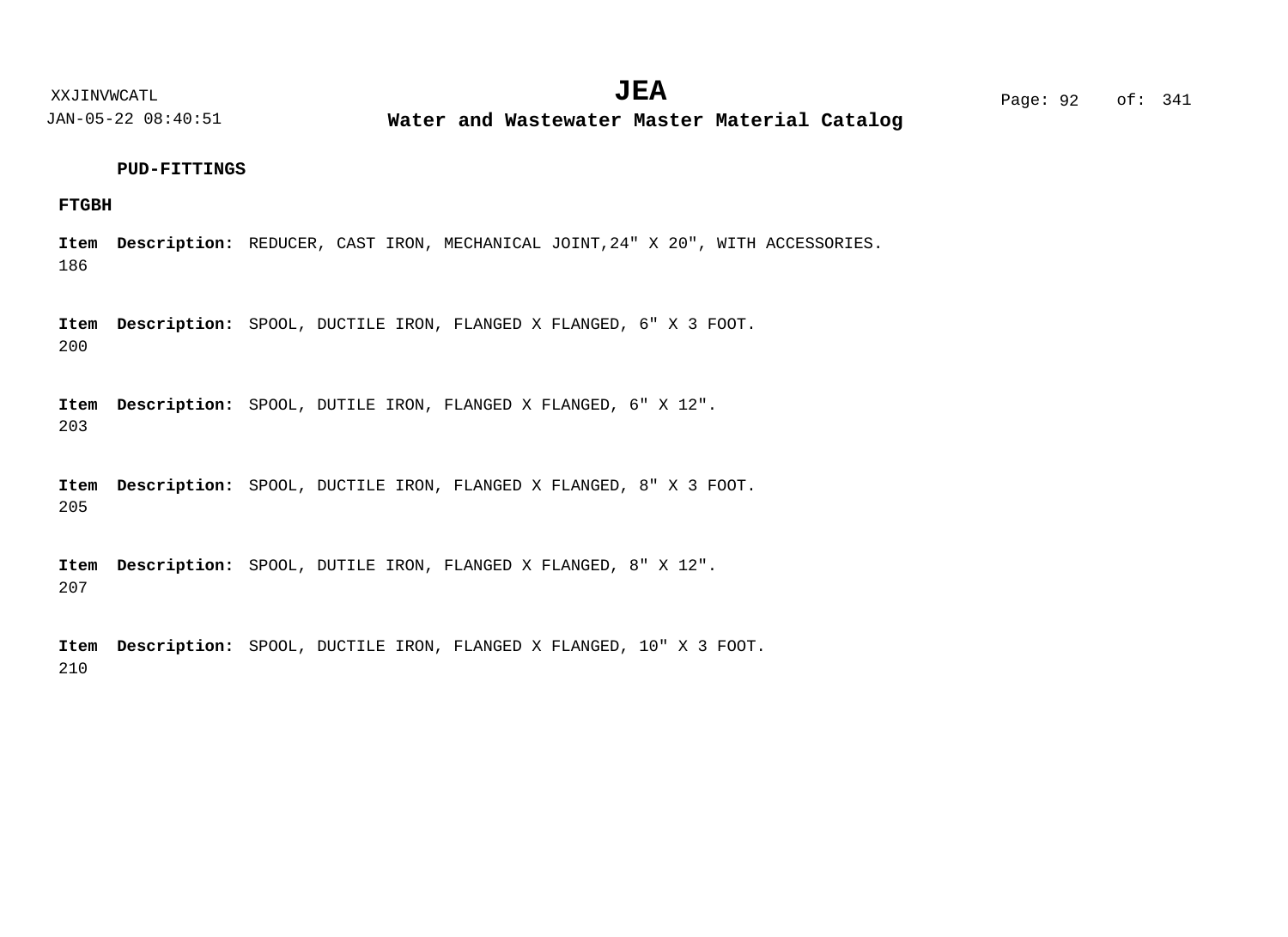**PUD-FITTINGS**

**FTGBH**

**Item Description:** REDUCER, CAST IRON, MECHANICAL JOINT,24" X 20", WITH ACCESSORIES.
186

**Item Description:** SPOOL, DUCTILE IRON, FLANGED X FLANGED, 6" X 3 FOOT.
200

**Item Description:** SPOOL, DUTILE IRON, FLANGED X FLANGED, 6" X 12".
203

**Item Description:** SPOOL, DUCTILE IRON, FLANGED X FLANGED, 8" X 3 FOOT.
205

**Item Description:** SPOOL, DUTILE IRON, FLANGED X FLANGED, 8" X 12".
207

**Item Description:** SPOOL, DUCTILE IRON, FLANGED X FLANGED, 10" X 3 FOOT.
210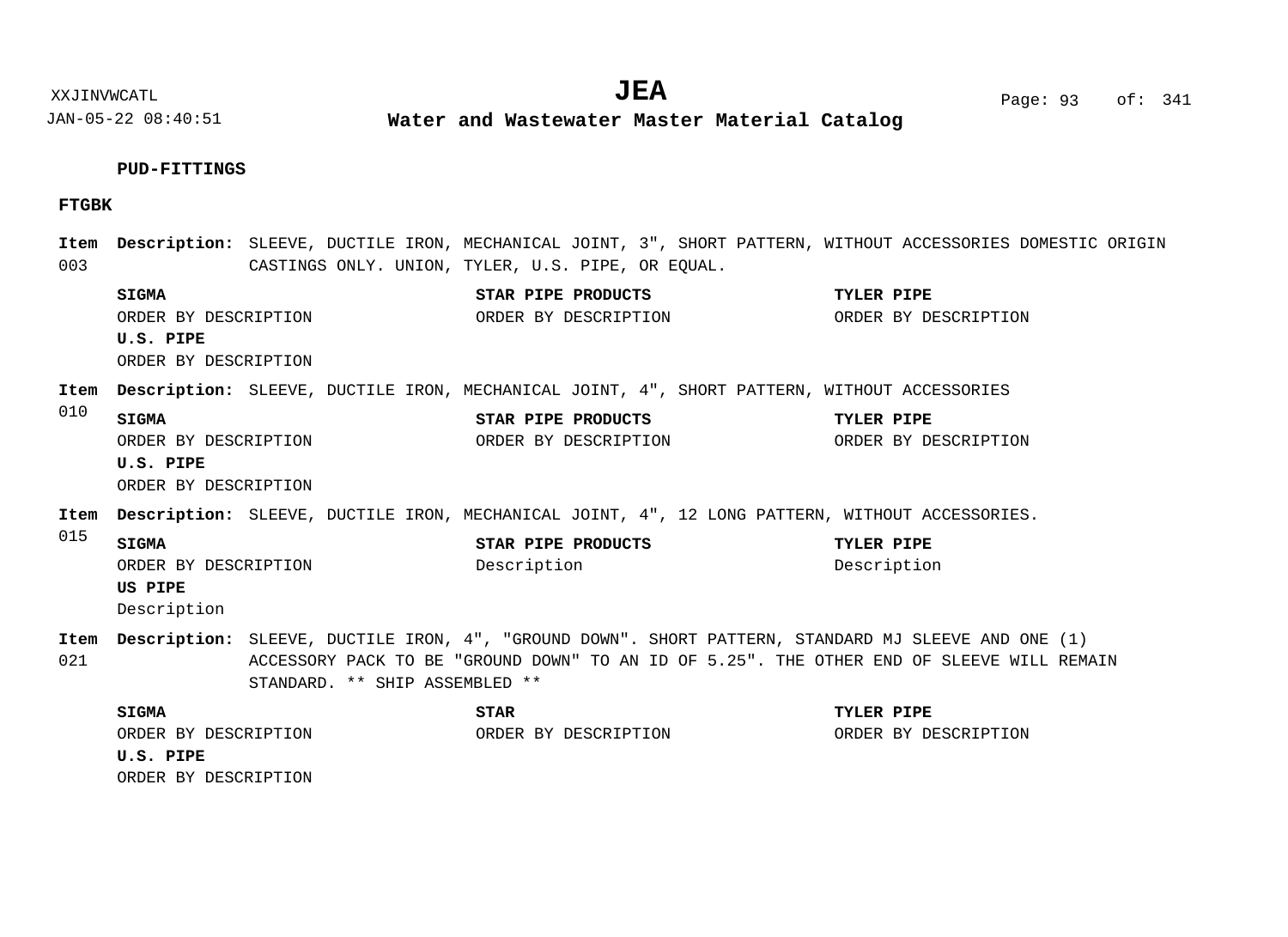**PUD-FITTINGS**

**FTGBK**

**Item 003** **Description:** SLEEVE, DUCTILE IRON, MECHANICAL JOINT, 3", SHORT PATTERN, WITHOUT ACCESSORIES DOMESTIC ORIGIN CASTINGS ONLY. UNION, TYLER, U.S. PIPE, OR EQUAL.

| SIGMA | STAR PIPE PRODUCTS | TYLER PIPE |
|---|---|---|
| ORDER BY DESCRIPTION | ORDER BY DESCRIPTION | ORDER BY DESCRIPTION |
| **U.S. PIPE** | | |
| ORDER BY DESCRIPTION | | |

**Item 010** **Description:** SLEEVE, DUCTILE IRON, MECHANICAL JOINT, 4", SHORT PATTERN, WITHOUT ACCESSORIES

| SIGMA | STAR PIPE PRODUCTS | TYLER PIPE |
|---|---|---|
| ORDER BY DESCRIPTION | ORDER BY DESCRIPTION | ORDER BY DESCRIPTION |
| **U.S. PIPE** | | |
| ORDER BY DESCRIPTION | | |

**Item 015** **Description:** SLEEVE, DUCTILE IRON, MECHANICAL JOINT, 4", 12 LONG PATTERN, WITHOUT ACCESSORIES.

| SIGMA | STAR PIPE PRODUCTS | TYLER PIPE |
|---|---|---|
| ORDER BY DESCRIPTION | Description | Description |
| **US PIPE** | | |
| Description | | |

**Item 021** **Description:** SLEEVE, DUCTILE IRON, 4", "GROUND DOWN". SHORT PATTERN, STANDARD MJ SLEEVE AND ONE (1) ACCESSORY PACK TO BE "GROUND DOWN" TO AN ID OF 5.25". THE OTHER END OF SLEEVE WILL REMAIN STANDARD. ** SHIP ASSEMBLED **

| SIGMA | STAR | TYLER PIPE |
|---|---|---|
| ORDER BY DESCRIPTION | ORDER BY DESCRIPTION | ORDER BY DESCRIPTION |
| **U.S. PIPE** | | |
| ORDER BY DESCRIPTION | | |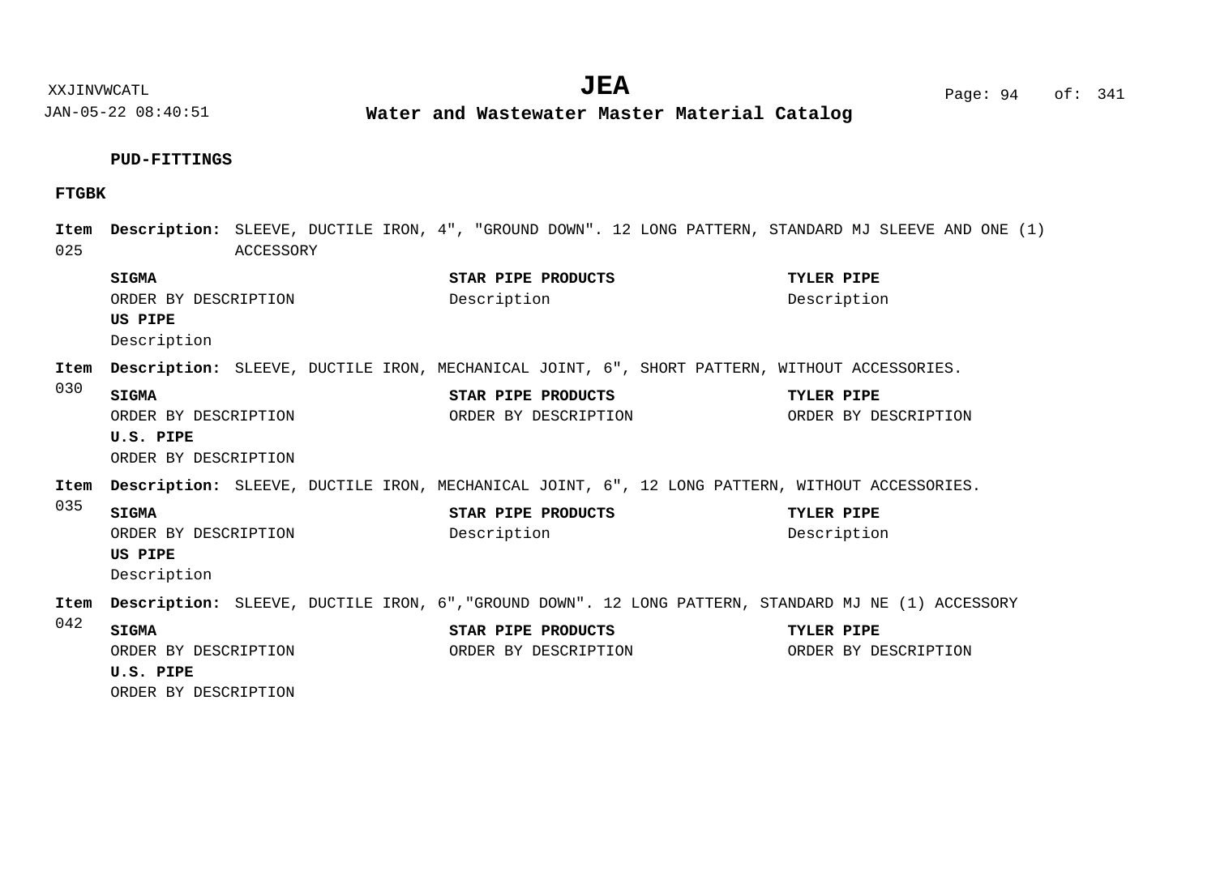### PUD-FITTINGS

#### FTGBK

**Item 025** **Description:** SLEEVE, DUCTILE IRON, 4", "GROUND DOWN". 12 LONG PATTERN, STANDARD MJ SLEEVE AND ONE (1) ACCESSORY

| SIGMA | STAR PIPE PRODUCTS | TYLER PIPE |
|---|---|---|
| ORDER BY DESCRIPTION | Description | Description |
| **US PIPE** | | |
| Description | | |

**Item 030** **Description:** SLEEVE, DUCTILE IRON, MECHANICAL JOINT, 6", SHORT PATTERN, WITHOUT ACCESSORIES.

| SIGMA | STAR PIPE PRODUCTS | TYLER PIPE |
|---|---|---|
| ORDER BY DESCRIPTION | ORDER BY DESCRIPTION | ORDER BY DESCRIPTION |
| **U.S. PIPE** | | |
| ORDER BY DESCRIPTION | | |

**Item 035** **Description:** SLEEVE, DUCTILE IRON, MECHANICAL JOINT, 6", 12 LONG PATTERN, WITHOUT ACCESSORIES.

| SIGMA | STAR PIPE PRODUCTS | TYLER PIPE |
|---|---|---|
| ORDER BY DESCRIPTION | Description | Description |
| **US PIPE** | | |
| Description | | |

**Item 042** **Description:** SLEEVE, DUCTILE IRON, 6","GROUND DOWN". 12 LONG PATTERN, STANDARD MJ NE (1) ACCESSORY

| SIGMA | STAR PIPE PRODUCTS | TYLER PIPE |
|---|---|---|
| ORDER BY DESCRIPTION | ORDER BY DESCRIPTION | ORDER BY DESCRIPTION |
| **U.S. PIPE** | | |
| ORDER BY DESCRIPTION | | |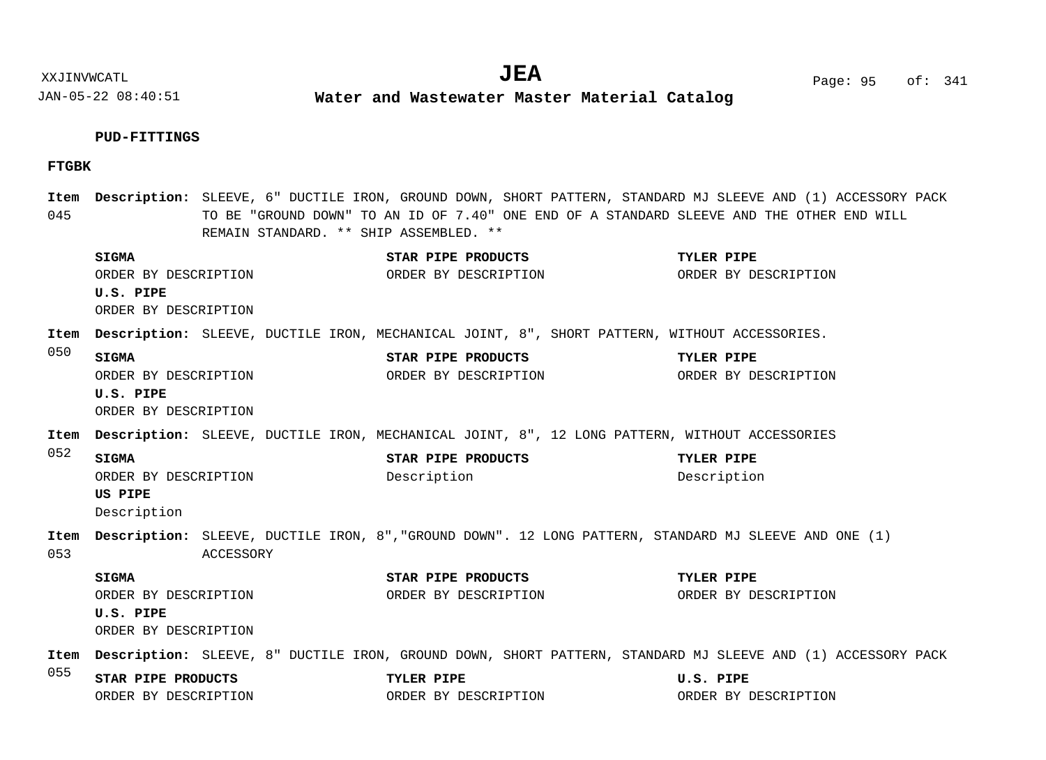**PUD-FITTINGS**

**FTGBK**

**Item 045** **Description:** SLEEVE, 6" DUCTILE IRON, GROUND DOWN, SHORT PATTERN, STANDARD MJ SLEEVE AND (1) ACCESSORY PACK TO BE "GROUND DOWN" TO AN ID OF 7.40" ONE END OF A STANDARD SLEEVE AND THE OTHER END WILL REMAIN STANDARD. ** SHIP ASSEMBLED. **

| **SIGMA** | **STAR PIPE PRODUCTS** | **TYLER PIPE** |
|---|---|---|
| ORDER BY DESCRIPTION | ORDER BY DESCRIPTION | ORDER BY DESCRIPTION |
| **U.S. PIPE** | | |
| ORDER BY DESCRIPTION | | |

**Item 050** **Description:** SLEEVE, DUCTILE IRON, MECHANICAL JOINT, 8", SHORT PATTERN, WITHOUT ACCESSORIES.

| **SIGMA** | **STAR PIPE PRODUCTS** | **TYLER PIPE** |
|---|---|---|
| ORDER BY DESCRIPTION | ORDER BY DESCRIPTION | ORDER BY DESCRIPTION |
| **U.S. PIPE** | | |
| ORDER BY DESCRIPTION | | |

**Item 052** **Description:** SLEEVE, DUCTILE IRON, MECHANICAL JOINT, 8", 12 LONG PATTERN, WITHOUT ACCESSORIES

| **SIGMA** | **STAR PIPE PRODUCTS** | **TYLER PIPE** |
|---|---|---|
| ORDER BY DESCRIPTION | Description | Description |
| **US PIPE** | | |
| Description | | |

**Item 053** **Description:** SLEEVE, DUCTILE IRON, 8","GROUND DOWN". 12 LONG PATTERN, STANDARD MJ SLEEVE AND ONE (1) ACCESSORY

| **SIGMA** | **STAR PIPE PRODUCTS** | **TYLER PIPE** |
|---|---|---|
| ORDER BY DESCRIPTION | ORDER BY DESCRIPTION | ORDER BY DESCRIPTION |
| **U.S. PIPE** | | |
| ORDER BY DESCRIPTION | | |

**Item 055** **Description:** SLEEVE, 8" DUCTILE IRON, GROUND DOWN, SHORT PATTERN, STANDARD MJ SLEEVE AND (1) ACCESSORY PACK

| **STAR PIPE PRODUCTS** | **TYLER PIPE** | **U.S. PIPE** |
|---|---|---|
| ORDER BY DESCRIPTION | ORDER BY DESCRIPTION | ORDER BY DESCRIPTION |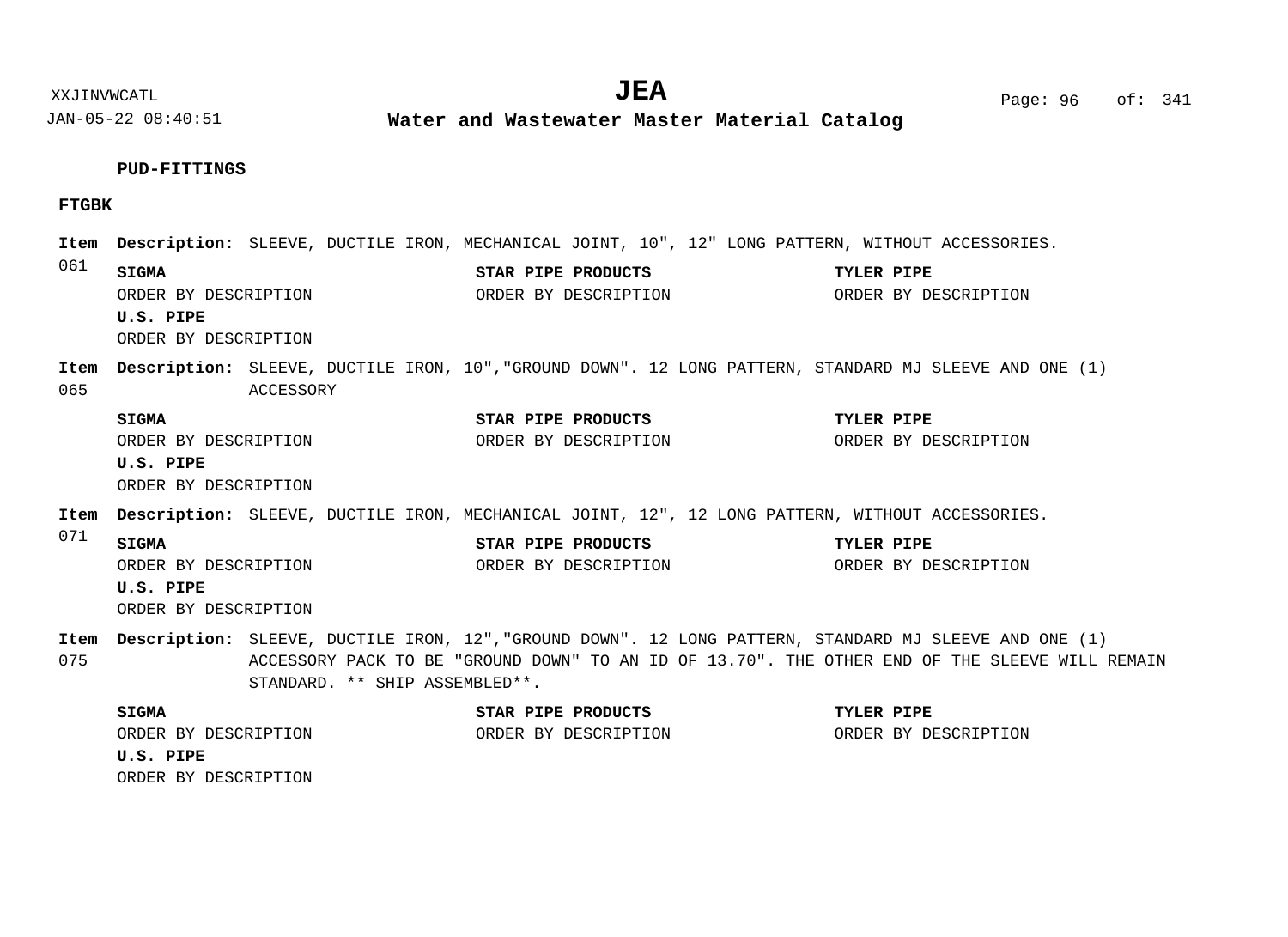**PUD-FITTINGS**

**FTGBK**

**Item 061** **Description:** SLEEVE, DUCTILE IRON, MECHANICAL JOINT, 10", 12" LONG PATTERN, WITHOUT ACCESSORIES.

| **SIGMA** | **STAR PIPE PRODUCTS** | **TYLER PIPE** |
|---|---|---|
| ORDER BY DESCRIPTION | ORDER BY DESCRIPTION | ORDER BY DESCRIPTION |
| **U.S. PIPE** | | |
| ORDER BY DESCRIPTION | | |

**Item 065** **Description:** SLEEVE, DUCTILE IRON, 10","GROUND DOWN". 12 LONG PATTERN, STANDARD MJ SLEEVE AND ONE (1) ACCESSORY

| **SIGMA** | **STAR PIPE PRODUCTS** | **TYLER PIPE** |
|---|---|---|
| ORDER BY DESCRIPTION | ORDER BY DESCRIPTION | ORDER BY DESCRIPTION |
| **U.S. PIPE** | | |
| ORDER BY DESCRIPTION | | |

**Item 071** **Description:** SLEEVE, DUCTILE IRON, MECHANICAL JOINT, 12", 12 LONG PATTERN, WITHOUT ACCESSORIES.

| **SIGMA** | **STAR PIPE PRODUCTS** | **TYLER PIPE** |
|---|---|---|
| ORDER BY DESCRIPTION | ORDER BY DESCRIPTION | ORDER BY DESCRIPTION |
| **U.S. PIPE** | | |
| ORDER BY DESCRIPTION | | |

**Item 075** **Description:** SLEEVE, DUCTILE IRON, 12","GROUND DOWN". 12 LONG PATTERN, STANDARD MJ SLEEVE AND ONE (1) ACCESSORY PACK TO BE "GROUND DOWN" TO AN ID OF 13.70". THE OTHER END OF THE SLEEVE WILL REMAIN STANDARD. ** SHIP ASSEMBLED**.

| **SIGMA** | **STAR PIPE PRODUCTS** | **TYLER PIPE** |
|---|---|---|
| ORDER BY DESCRIPTION | ORDER BY DESCRIPTION | ORDER BY DESCRIPTION |
| **U.S. PIPE** | | |
| ORDER BY DESCRIPTION | | |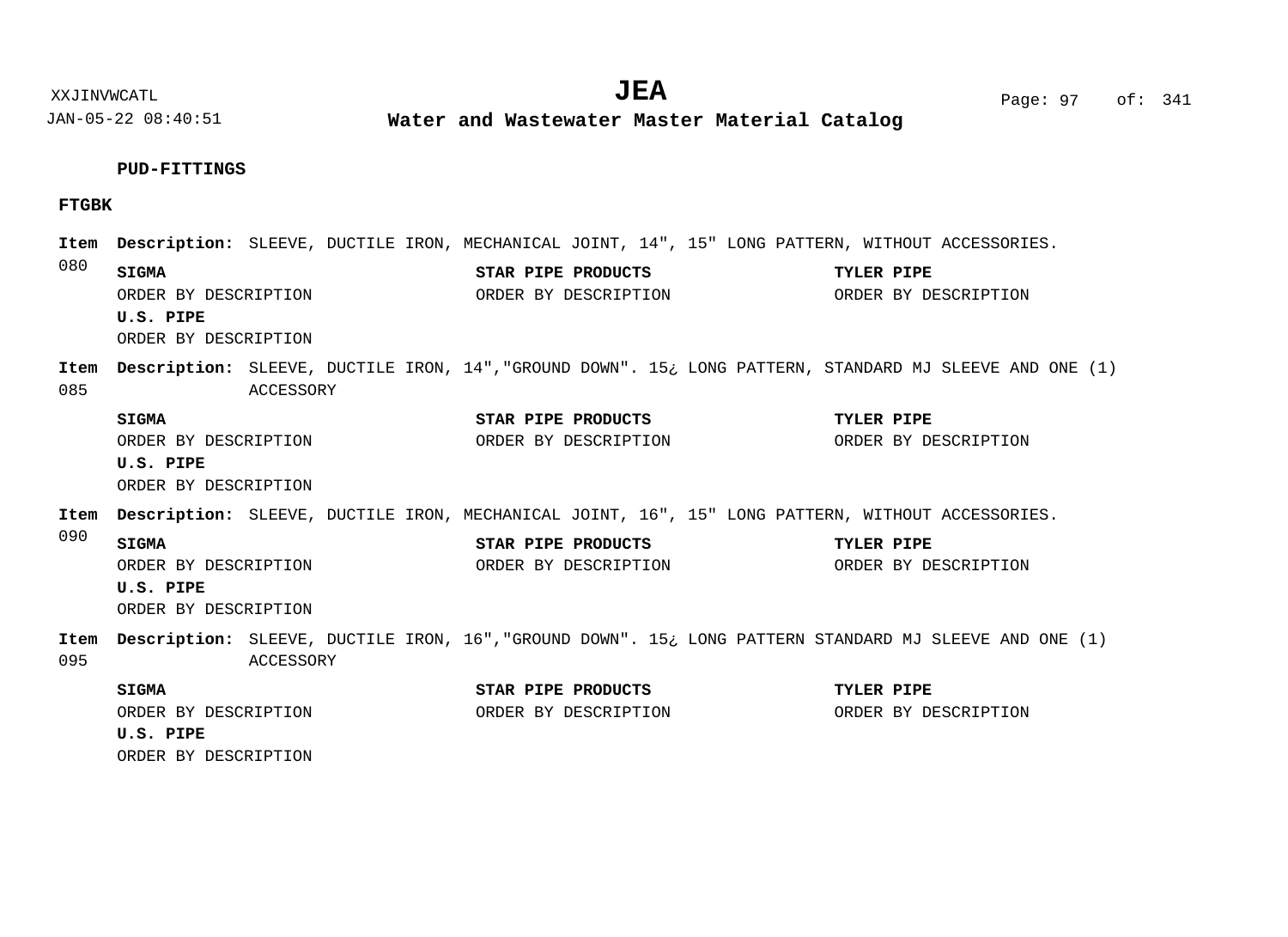**PUD-FITTINGS**

**FTGBK**

**Item 080** **Description:** SLEEVE, DUCTILE IRON, MECHANICAL JOINT, 14", 15" LONG PATTERN, WITHOUT ACCESSORIES.

| SIGMA | STAR PIPE PRODUCTS | TYLER PIPE |
|---|---|---|
| ORDER BY DESCRIPTION | ORDER BY DESCRIPTION | ORDER BY DESCRIPTION |
| **U.S. PIPE** | | |
| ORDER BY DESCRIPTION | | |

**Item 085** **Description:** SLEEVE, DUCTILE IRON, 14","GROUND DOWN". 15¿ LONG PATTERN, STANDARD MJ SLEEVE AND ONE (1) ACCESSORY

| SIGMA | STAR PIPE PRODUCTS | TYLER PIPE |
|---|---|---|
| ORDER BY DESCRIPTION | ORDER BY DESCRIPTION | ORDER BY DESCRIPTION |
| **U.S. PIPE** | | |
| ORDER BY DESCRIPTION | | |

**Item 090** **Description:** SLEEVE, DUCTILE IRON, MECHANICAL JOINT, 16", 15" LONG PATTERN, WITHOUT ACCESSORIES.

| SIGMA | STAR PIPE PRODUCTS | TYLER PIPE |
|---|---|---|
| ORDER BY DESCRIPTION | ORDER BY DESCRIPTION | ORDER BY DESCRIPTION |
| **U.S. PIPE** | | |
| ORDER BY DESCRIPTION | | |

**Item 095** **Description:** SLEEVE, DUCTILE IRON, 16","GROUND DOWN". 15¿ LONG PATTERN STANDARD MJ SLEEVE AND ONE (1) ACCESSORY

| SIGMA | STAR PIPE PRODUCTS | TYLER PIPE |
|---|---|---|
| ORDER BY DESCRIPTION | ORDER BY DESCRIPTION | ORDER BY DESCRIPTION |
| **U.S. PIPE** | | |
| ORDER BY DESCRIPTION | | |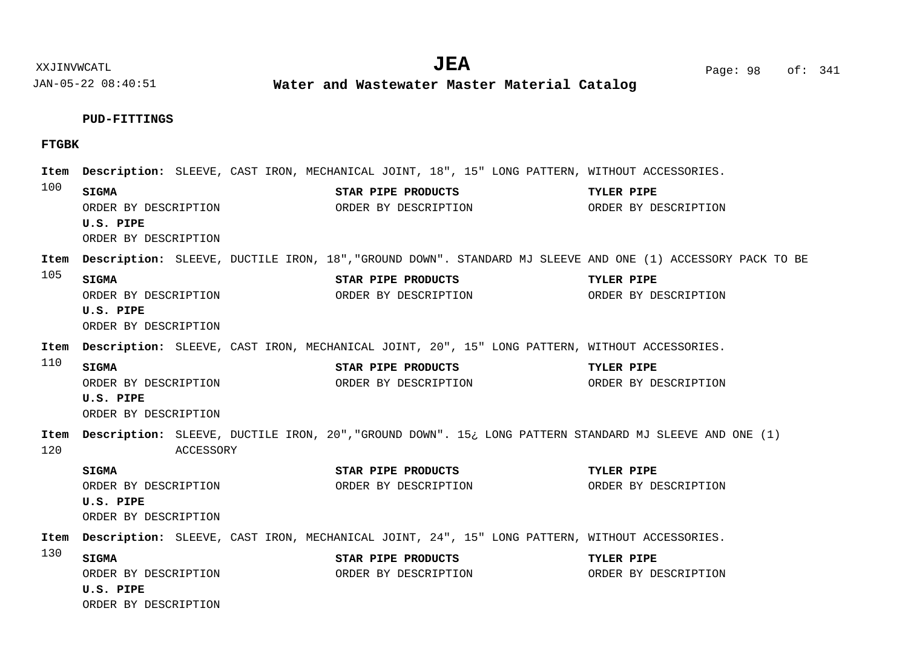**PUD-FITTINGS**

**FTGBK**

**Item 100** **Description:** SLEEVE, CAST IRON, MECHANICAL JOINT, 18", 15" LONG PATTERN, WITHOUT ACCESSORIES.

| **SIGMA** | **STAR PIPE PRODUCTS** | **TYLER PIPE** |
|---|---|---|
| ORDER BY DESCRIPTION | ORDER BY DESCRIPTION | ORDER BY DESCRIPTION |
| **U.S. PIPE** | | |
| ORDER BY DESCRIPTION | | |

**Item 105** **Description:** SLEEVE, DUCTILE IRON, 18","GROUND DOWN". STANDARD MJ SLEEVE AND ONE (1) ACCESSORY PACK TO BE

| **SIGMA** | **STAR PIPE PRODUCTS** | **TYLER PIPE** |
|---|---|---|
| ORDER BY DESCRIPTION | ORDER BY DESCRIPTION | ORDER BY DESCRIPTION |
| **U.S. PIPE** | | |
| ORDER BY DESCRIPTION | | |

**Item 110** **Description:** SLEEVE, CAST IRON, MECHANICAL JOINT, 20", 15" LONG PATTERN, WITHOUT ACCESSORIES.

| **SIGMA** | **STAR PIPE PRODUCTS** | **TYLER PIPE** |
|---|---|---|
| ORDER BY DESCRIPTION | ORDER BY DESCRIPTION | ORDER BY DESCRIPTION |
| **U.S. PIPE** | | |
| ORDER BY DESCRIPTION | | |

**Item 120** **Description:** SLEEVE, DUCTILE IRON, 20","GROUND DOWN". 15¿ LONG PATTERN STANDARD MJ SLEEVE AND ONE (1) ACCESSORY

| **SIGMA** | **STAR PIPE PRODUCTS** | **TYLER PIPE** |
|---|---|---|
| ORDER BY DESCRIPTION | ORDER BY DESCRIPTION | ORDER BY DESCRIPTION |
| **U.S. PIPE** | | |
| ORDER BY DESCRIPTION | | |

**Item 130** **Description:** SLEEVE, CAST IRON, MECHANICAL JOINT, 24", 15" LONG PATTERN, WITHOUT ACCESSORIES.

| **SIGMA** | **STAR PIPE PRODUCTS** | **TYLER PIPE** |
|---|---|---|
| ORDER BY DESCRIPTION | ORDER BY DESCRIPTION | ORDER BY DESCRIPTION |
| **U.S. PIPE** | | |
| ORDER BY DESCRIPTION | | |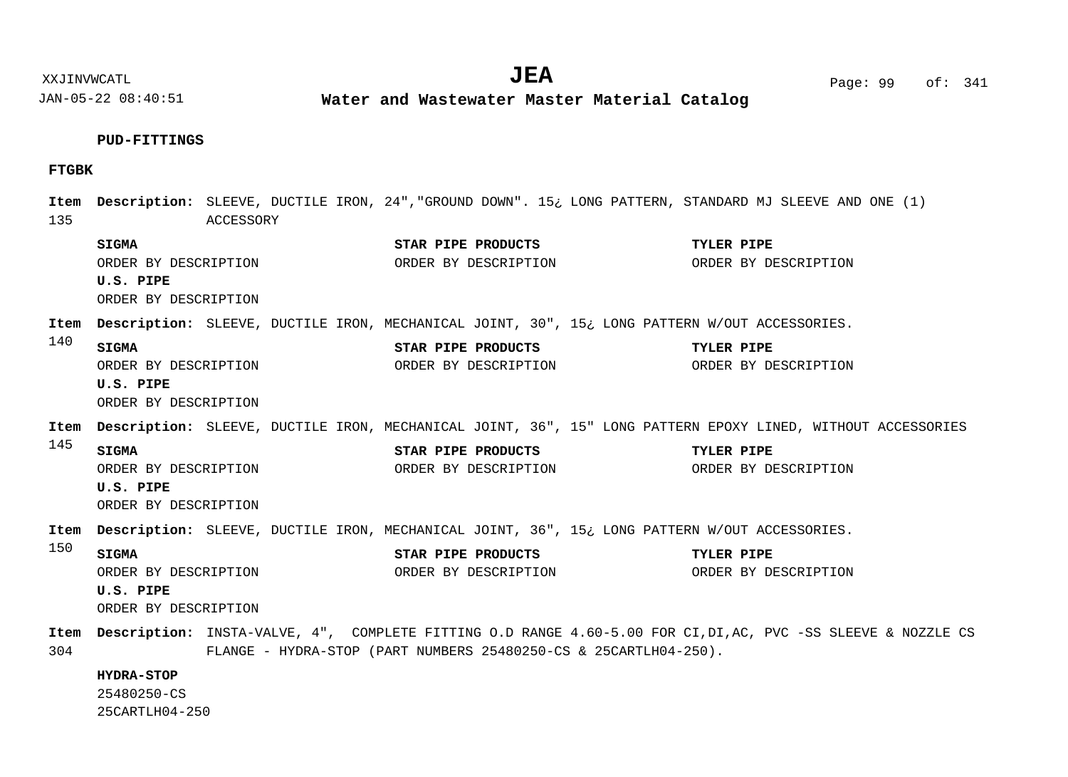**PUD-FITTINGS**

**FTGBK**

**Item 135** **Description:** SLEEVE, DUCTILE IRON, 24","GROUND DOWN". 15¿ LONG PATTERN, STANDARD MJ SLEEVE AND ONE (1) ACCESSORY

| SIGMA | STAR PIPE PRODUCTS | TYLER PIPE |
|---|---|---|
| ORDER BY DESCRIPTION | ORDER BY DESCRIPTION | ORDER BY DESCRIPTION |
| **U.S. PIPE** | | |
| ORDER BY DESCRIPTION | | |

**Item 140** **Description:** SLEEVE, DUCTILE IRON, MECHANICAL JOINT, 30", 15¿ LONG PATTERN W/OUT ACCESSORIES.

| SIGMA | STAR PIPE PRODUCTS | TYLER PIPE |
|---|---|---|
| ORDER BY DESCRIPTION | ORDER BY DESCRIPTION | ORDER BY DESCRIPTION |
| **U.S. PIPE** | | |
| ORDER BY DESCRIPTION | | |

**Item 145** **Description:** SLEEVE, DUCTILE IRON, MECHANICAL JOINT, 36", 15" LONG PATTERN EPOXY LINED, WITHOUT ACCESSORIES

| SIGMA | STAR PIPE PRODUCTS | TYLER PIPE |
|---|---|---|
| ORDER BY DESCRIPTION | ORDER BY DESCRIPTION | ORDER BY DESCRIPTION |
| **U.S. PIPE** | | |
| ORDER BY DESCRIPTION | | |

**Item 150** **Description:** SLEEVE, DUCTILE IRON, MECHANICAL JOINT, 36", 15¿ LONG PATTERN W/OUT ACCESSORIES.

| SIGMA | STAR PIPE PRODUCTS | TYLER PIPE |
|---|---|---|
| ORDER BY DESCRIPTION | ORDER BY DESCRIPTION | ORDER BY DESCRIPTION |
| **U.S. PIPE** | | |
| ORDER BY DESCRIPTION | | |

**Item 304** **Description:** INSTA-VALVE, 4", COMPLETE FITTING O.D RANGE 4.60-5.00 FOR CI,DI,AC, PVC -SS SLEEVE & NOZZLE CS FLANGE - HYDRA-STOP (PART NUMBERS 25480250-CS & 25CARTLH04-250).

**HYDRA-STOP**
25480250-CS
25CARTLH04-250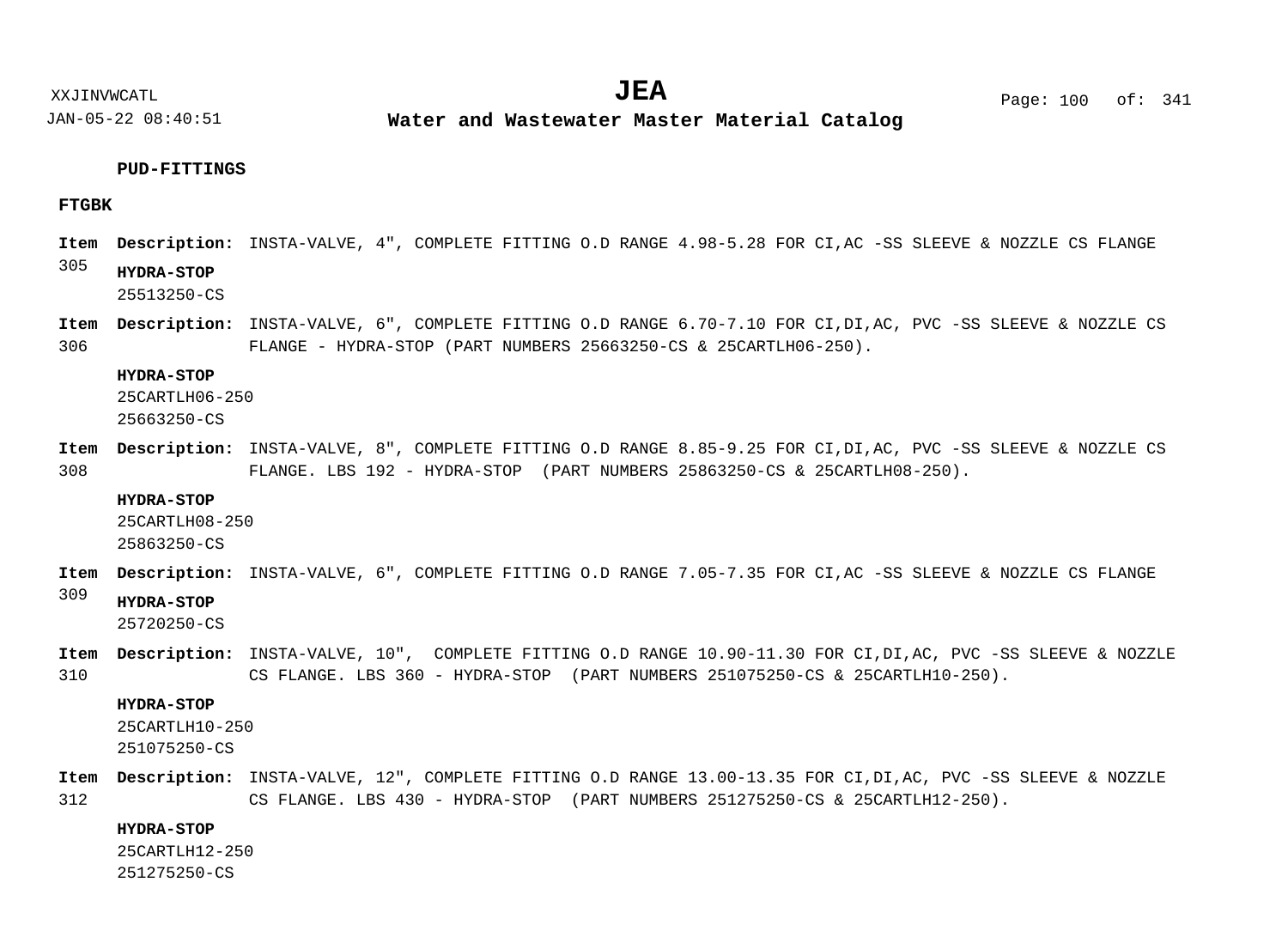**PUD-FITTINGS**

**FTGBK**

**Item** 305 **Description:** INSTA-VALVE, 4", COMPLETE FITTING O.D RANGE 4.98-5.28 FOR CI,AC -SS SLEEVE & NOZZLE CS FLANGE

**HYDRA-STOP**
25513250-CS

**Item** 306 **Description:** INSTA-VALVE, 6", COMPLETE FITTING O.D RANGE 6.70-7.10 FOR CI,DI,AC, PVC -SS SLEEVE & NOZZLE CS FLANGE - HYDRA-STOP (PART NUMBERS 25663250-CS & 25CARTLH06-250).

**HYDRA-STOP**
25CARTLH06-250
25663250-CS

**Item** 308 **Description:** INSTA-VALVE, 8", COMPLETE FITTING O.D RANGE 8.85-9.25 FOR CI,DI,AC, PVC -SS SLEEVE & NOZZLE CS FLANGE. LBS 192 - HYDRA-STOP (PART NUMBERS 25863250-CS & 25CARTLH08-250).

**HYDRA-STOP**
25CARTLH08-250
25863250-CS

**Item** 309 **Description:** INSTA-VALVE, 6", COMPLETE FITTING O.D RANGE 7.05-7.35 FOR CI,AC -SS SLEEVE & NOZZLE CS FLANGE

**HYDRA-STOP**
25720250-CS

**Item** 310 **Description:** INSTA-VALVE, 10", COMPLETE FITTING O.D RANGE 10.90-11.30 FOR CI,DI,AC, PVC -SS SLEEVE & NOZZLE CS FLANGE. LBS 360 - HYDRA-STOP (PART NUMBERS 251075250-CS & 25CARTLH10-250).

**HYDRA-STOP**
25CARTLH10-250
251075250-CS

**Item** 312 **Description:** INSTA-VALVE, 12", COMPLETE FITTING O.D RANGE 13.00-13.35 FOR CI,DI,AC, PVC -SS SLEEVE & NOZZLE CS FLANGE. LBS 430 - HYDRA-STOP (PART NUMBERS 251275250-CS & 25CARTLH12-250).

**HYDRA-STOP**
25CARTLH12-250
251275250-CS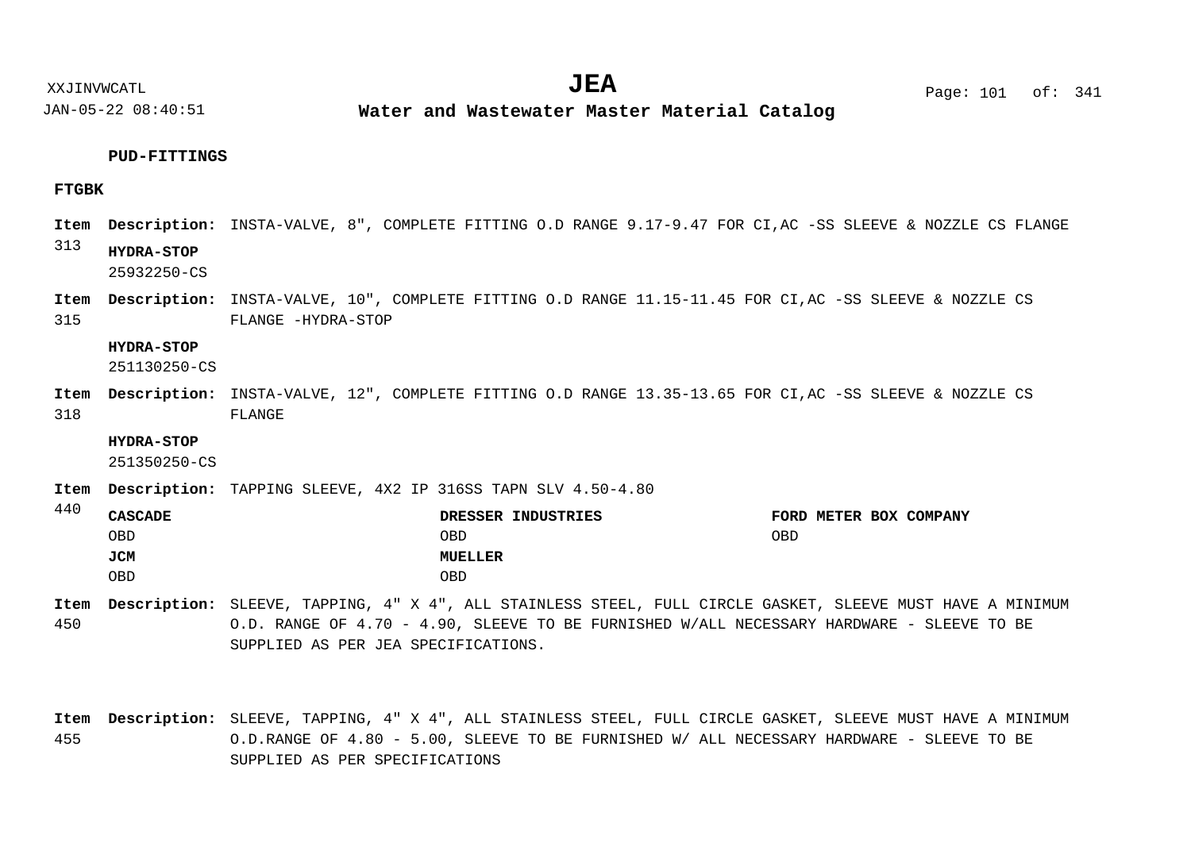**PUD-FITTINGS**

**FTGBK**

**Item 313** **Description:** INSTA-VALVE, 8", COMPLETE FITTING O.D RANGE 9.17-9.47 FOR CI,AC -SS SLEEVE & NOZZLE CS FLANGE

**HYDRA-STOP**
25932250-CS

**Item 315** **Description:** INSTA-VALVE, 10", COMPLETE FITTING O.D RANGE 11.15-11.45 FOR CI,AC -SS SLEEVE & NOZZLE CS FLANGE -HYDRA-STOP

**HYDRA-STOP**
251130250-CS

**Item 318** **Description:** INSTA-VALVE, 12", COMPLETE FITTING O.D RANGE 13.35-13.65 FOR CI,AC -SS SLEEVE & NOZZLE CS FLANGE

**HYDRA-STOP**
251350250-CS

**Item 440** **Description:** TAPPING SLEEVE, 4X2 IP 316SS TAPN SLV 4.50-4.80

| **CASCADE** | **DRESSER INDUSTRIES** | **FORD METER BOX COMPANY** |
|---|---|---|
| OBD | OBD | OBD |
| **JCM** | **MUELLER** | |
| OBD | OBD | |

**Item 450** **Description:** SLEEVE, TAPPING, 4" X 4", ALL STAINLESS STEEL, FULL CIRCLE GASKET, SLEEVE MUST HAVE A MINIMUM O.D. RANGE OF 4.70 - 4.90, SLEEVE TO BE FURNISHED W/ALL NECESSARY HARDWARE - SLEEVE TO BE SUPPLIED AS PER JEA SPECIFICATIONS.

**Item 455** **Description:** SLEEVE, TAPPING, 4" X 4", ALL STAINLESS STEEL, FULL CIRCLE GASKET, SLEEVE MUST HAVE A MINIMUM O.D.RANGE OF 4.80 - 5.00, SLEEVE TO BE FURNISHED W/ ALL NECESSARY HARDWARE - SLEEVE TO BE SUPPLIED AS PER SPECIFICATIONS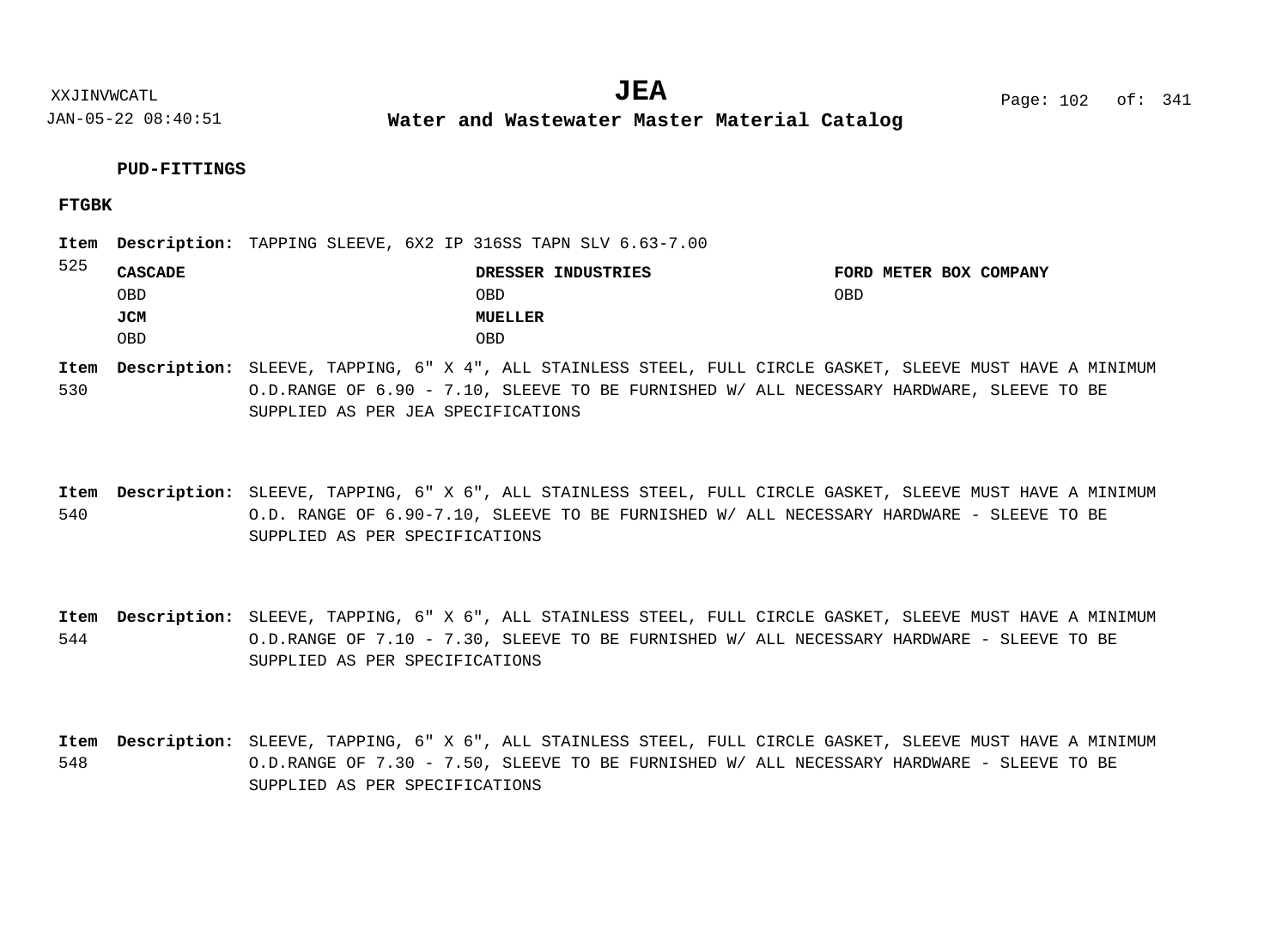**PUD-FITTINGS**

**FTGBK**

**Item 525** **Description:** TAPPING SLEEVE, 6X2 IP 316SS TAPN SLV 6.63-7.00

| **CASCADE** | **DRESSER INDUSTRIES** | **FORD METER BOX COMPANY** |
|---|---|---|
| OBD | OBD | OBD |
| **JCM** | **MUELLER** | |
| OBD | OBD | |

**Item 530** **Description:** SLEEVE, TAPPING, 6" X 4", ALL STAINLESS STEEL, FULL CIRCLE GASKET, SLEEVE MUST HAVE A MINIMUM O.D.RANGE OF 6.90 - 7.10, SLEEVE TO BE FURNISHED W/ ALL NECESSARY HARDWARE, SLEEVE TO BE SUPPLIED AS PER JEA SPECIFICATIONS

**Item 540** **Description:** SLEEVE, TAPPING, 6" X 6", ALL STAINLESS STEEL, FULL CIRCLE GASKET, SLEEVE MUST HAVE A MINIMUM O.D. RANGE OF 6.90-7.10, SLEEVE TO BE FURNISHED W/ ALL NECESSARY HARDWARE - SLEEVE TO BE SUPPLIED AS PER SPECIFICATIONS

**Item 544** **Description:** SLEEVE, TAPPING, 6" X 6", ALL STAINLESS STEEL, FULL CIRCLE GASKET, SLEEVE MUST HAVE A MINIMUM O.D.RANGE OF 7.10 - 7.30, SLEEVE TO BE FURNISHED W/ ALL NECESSARY HARDWARE - SLEEVE TO BE SUPPLIED AS PER SPECIFICATIONS

**Item 548** **Description:** SLEEVE, TAPPING, 6" X 6", ALL STAINLESS STEEL, FULL CIRCLE GASKET, SLEEVE MUST HAVE A MINIMUM O.D.RANGE OF 7.30 - 7.50, SLEEVE TO BE FURNISHED W/ ALL NECESSARY HARDWARE - SLEEVE TO BE SUPPLIED AS PER SPECIFICATIONS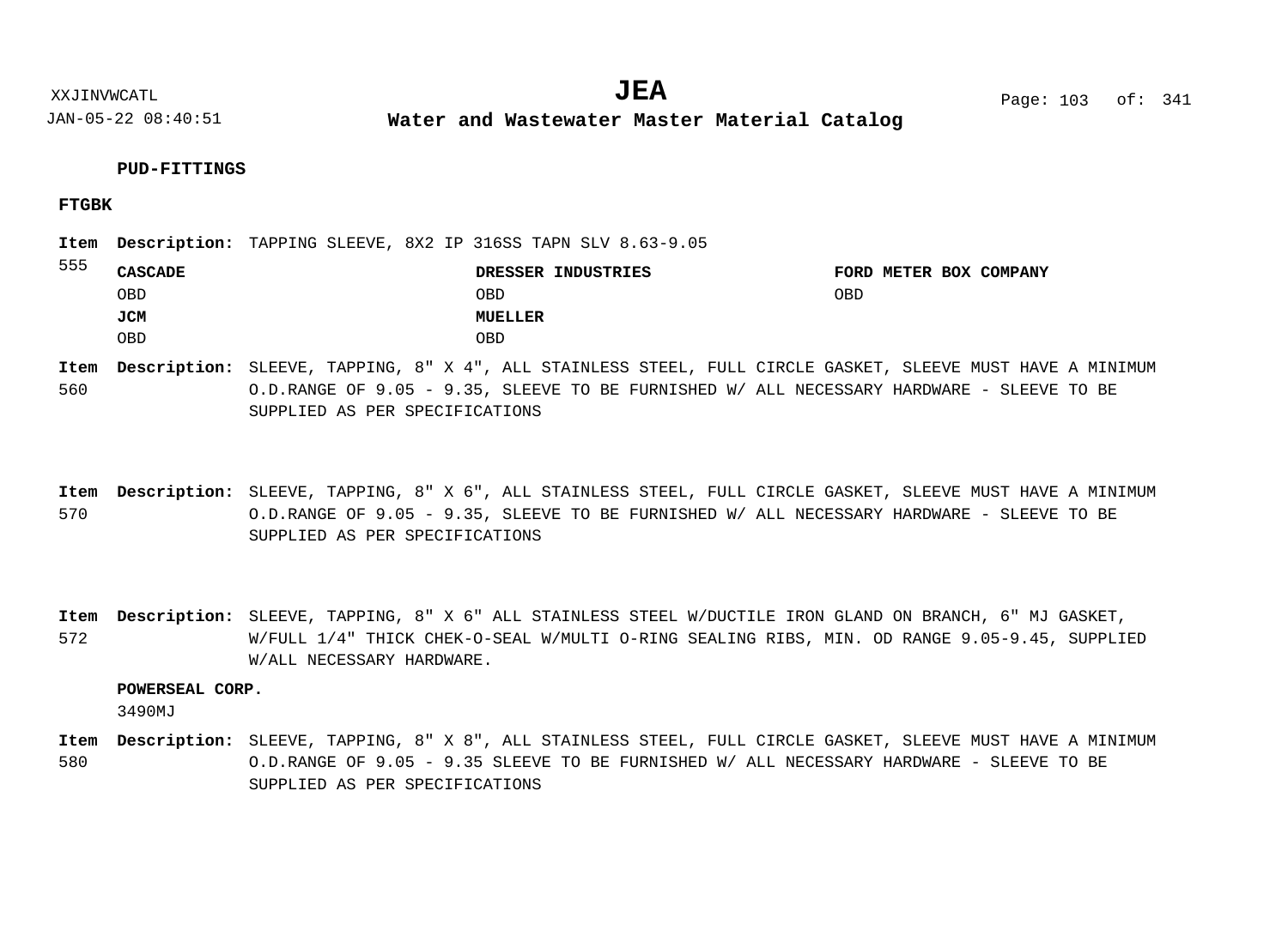**PUD-FITTINGS**

**FTGBK**

**Item 555** **Description:** TAPPING SLEEVE, 8X2 IP 316SS TAPN SLV 8.63-9.05

| | | |
|---|---|---|
| **CASCADE** | **DRESSER INDUSTRIES** | **FORD METER BOX COMPANY** |
| OBD | OBD | OBD |
| **JCM** | **MUELLER** | |
| OBD | OBD | |

**Item 560** **Description:** SLEEVE, TAPPING, 8" X 4", ALL STAINLESS STEEL, FULL CIRCLE GASKET, SLEEVE MUST HAVE A MINIMUM O.D.RANGE OF 9.05 - 9.35, SLEEVE TO BE FURNISHED W/ ALL NECESSARY HARDWARE - SLEEVE TO BE SUPPLIED AS PER SPECIFICATIONS

**Item 570** **Description:** SLEEVE, TAPPING, 8" X 6", ALL STAINLESS STEEL, FULL CIRCLE GASKET, SLEEVE MUST HAVE A MINIMUM O.D.RANGE OF 9.05 - 9.35, SLEEVE TO BE FURNISHED W/ ALL NECESSARY HARDWARE - SLEEVE TO BE SUPPLIED AS PER SPECIFICATIONS

**Item 572** **Description:** SLEEVE, TAPPING, 8" X 6" ALL STAINLESS STEEL W/DUCTILE IRON GLAND ON BRANCH, 6" MJ GASKET, W/FULL 1/4" THICK CHEK-O-SEAL W/MULTI O-RING SEALING RIBS, MIN. OD RANGE 9.05-9.45, SUPPLIED W/ALL NECESSARY HARDWARE.

**POWERSEAL CORP.**
3490MJ

**Item 580** **Description:** SLEEVE, TAPPING, 8" X 8", ALL STAINLESS STEEL, FULL CIRCLE GASKET, SLEEVE MUST HAVE A MINIMUM O.D.RANGE OF 9.05 - 9.35 SLEEVE TO BE FURNISHED W/ ALL NECESSARY HARDWARE - SLEEVE TO BE SUPPLIED AS PER SPECIFICATIONS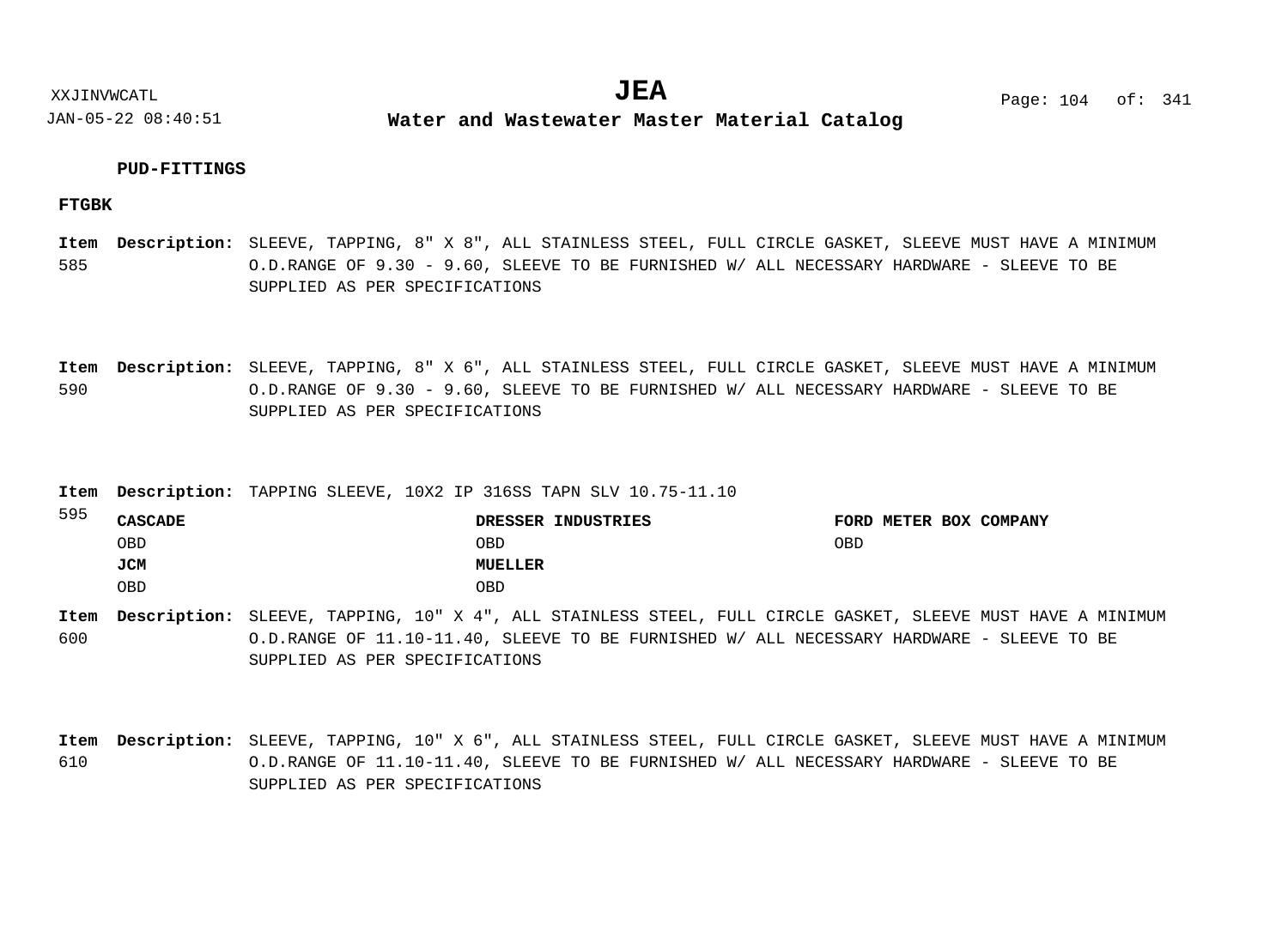**PUD-FITTINGS**

**FTGBK**

**Item** 585 **Description:** SLEEVE, TAPPING, 8" X 8", ALL STAINLESS STEEL, FULL CIRCLE GASKET, SLEEVE MUST HAVE A MINIMUM O.D.RANGE OF 9.30 - 9.60, SLEEVE TO BE FURNISHED W/ ALL NECESSARY HARDWARE - SLEEVE TO BE SUPPLIED AS PER SPECIFICATIONS

**Item** 590 **Description:** SLEEVE, TAPPING, 8" X 6", ALL STAINLESS STEEL, FULL CIRCLE GASKET, SLEEVE MUST HAVE A MINIMUM O.D.RANGE OF 9.30 - 9.60, SLEEVE TO BE FURNISHED W/ ALL NECESSARY HARDWARE - SLEEVE TO BE SUPPLIED AS PER SPECIFICATIONS

**Item** 595 **Description:** TAPPING SLEEVE, 10X2 IP 316SS TAPN SLV 10.75-11.10

| **CASCADE** | **DRESSER INDUSTRIES** | **FORD METER BOX COMPANY** |
|---|---|---|
| OBD | OBD | OBD |
| **JCM** | **MUELLER** | |
| OBD | OBD | |

**Item** 600 **Description:** SLEEVE, TAPPING, 10" X 4", ALL STAINLESS STEEL, FULL CIRCLE GASKET, SLEEVE MUST HAVE A MINIMUM O.D.RANGE OF 11.10-11.40, SLEEVE TO BE FURNISHED W/ ALL NECESSARY HARDWARE - SLEEVE TO BE SUPPLIED AS PER SPECIFICATIONS

**Item** 610 **Description:** SLEEVE, TAPPING, 10" X 6", ALL STAINLESS STEEL, FULL CIRCLE GASKET, SLEEVE MUST HAVE A MINIMUM O.D.RANGE OF 11.10-11.40, SLEEVE TO BE FURNISHED W/ ALL NECESSARY HARDWARE - SLEEVE TO BE SUPPLIED AS PER SPECIFICATIONS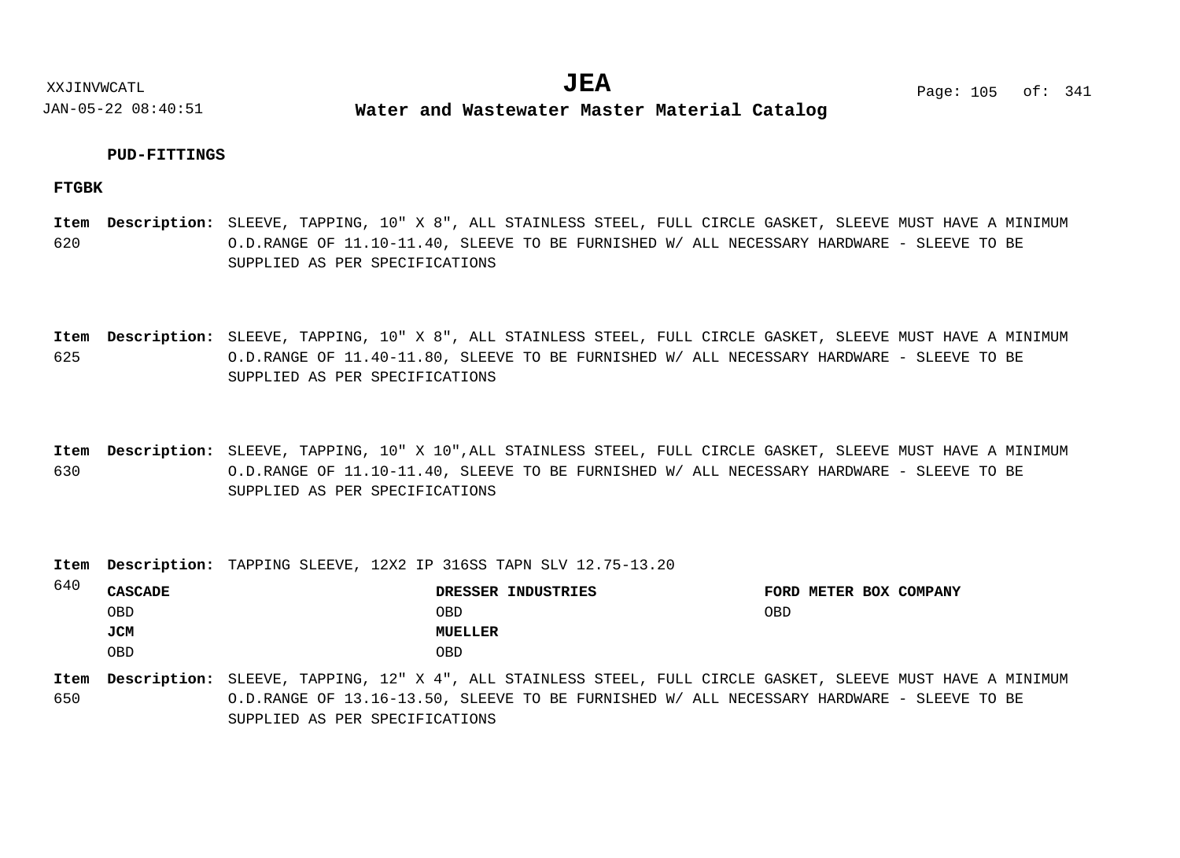**PUD-FITTINGS**

**FTGBK**

**Item** 620 **Description:** SLEEVE, TAPPING, 10" X 8", ALL STAINLESS STEEL, FULL CIRCLE GASKET, SLEEVE MUST HAVE A MINIMUM O.D.RANGE OF 11.10-11.40, SLEEVE TO BE FURNISHED W/ ALL NECESSARY HARDWARE - SLEEVE TO BE SUPPLIED AS PER SPECIFICATIONS

**Item** 625 **Description:** SLEEVE, TAPPING, 10" X 8", ALL STAINLESS STEEL, FULL CIRCLE GASKET, SLEEVE MUST HAVE A MINIMUM O.D.RANGE OF 11.40-11.80, SLEEVE TO BE FURNISHED W/ ALL NECESSARY HARDWARE - SLEEVE TO BE SUPPLIED AS PER SPECIFICATIONS

**Item** 630 **Description:** SLEEVE, TAPPING, 10" X 10",ALL STAINLESS STEEL, FULL CIRCLE GASKET, SLEEVE MUST HAVE A MINIMUM O.D.RANGE OF 11.10-11.40, SLEEVE TO BE FURNISHED W/ ALL NECESSARY HARDWARE - SLEEVE TO BE SUPPLIED AS PER SPECIFICATIONS

**Item** 640 **Description:** TAPPING SLEEVE, 12X2 IP 316SS TAPN SLV 12.75-13.20

| **CASCADE** | **DRESSER INDUSTRIES** | **FORD METER BOX COMPANY** |
|---|---|---|
| OBD | OBD | OBD |
| **JCM** | **MUELLER** | |
| OBD | OBD | |

**Item** 650 **Description:** SLEEVE, TAPPING, 12" X 4", ALL STAINLESS STEEL, FULL CIRCLE GASKET, SLEEVE MUST HAVE A MINIMUM O.D.RANGE OF 13.16-13.50, SLEEVE TO BE FURNISHED W/ ALL NECESSARY HARDWARE - SLEEVE TO BE SUPPLIED AS PER SPECIFICATIONS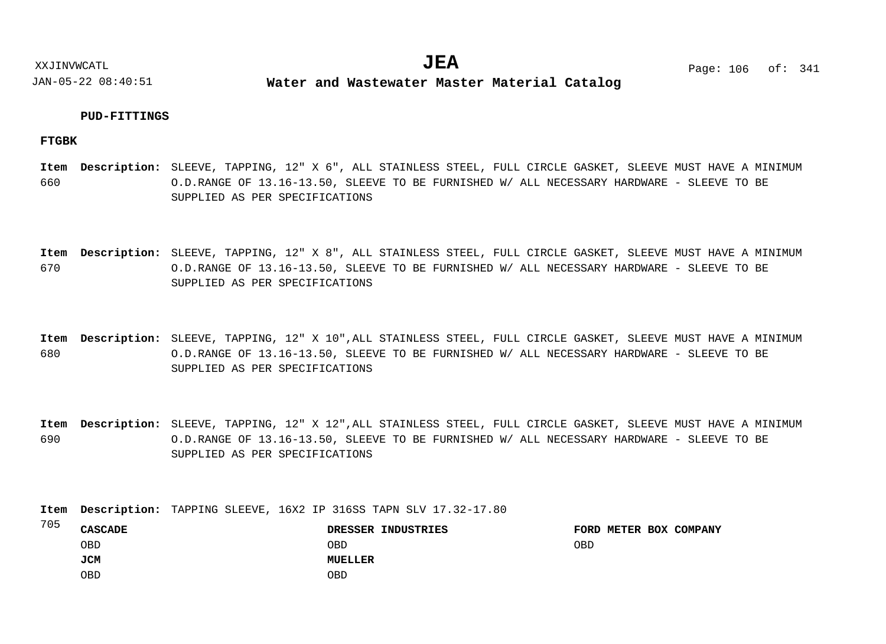**PUD-FITTINGS**

**FTGBK**

**Item** 660 **Description:** SLEEVE, TAPPING, 12" X 6", ALL STAINLESS STEEL, FULL CIRCLE GASKET, SLEEVE MUST HAVE A MINIMUM O.D.RANGE OF 13.16-13.50, SLEEVE TO BE FURNISHED W/ ALL NECESSARY HARDWARE - SLEEVE TO BE SUPPLIED AS PER SPECIFICATIONS

**Item** 670 **Description:** SLEEVE, TAPPING, 12" X 8", ALL STAINLESS STEEL, FULL CIRCLE GASKET, SLEEVE MUST HAVE A MINIMUM O.D.RANGE OF 13.16-13.50, SLEEVE TO BE FURNISHED W/ ALL NECESSARY HARDWARE - SLEEVE TO BE SUPPLIED AS PER SPECIFICATIONS

**Item** 680 **Description:** SLEEVE, TAPPING, 12" X 10",ALL STAINLESS STEEL, FULL CIRCLE GASKET, SLEEVE MUST HAVE A MINIMUM O.D.RANGE OF 13.16-13.50, SLEEVE TO BE FURNISHED W/ ALL NECESSARY HARDWARE - SLEEVE TO BE SUPPLIED AS PER SPECIFICATIONS

**Item** 690 **Description:** SLEEVE, TAPPING, 12" X 12",ALL STAINLESS STEEL, FULL CIRCLE GASKET, SLEEVE MUST HAVE A MINIMUM O.D.RANGE OF 13.16-13.50, SLEEVE TO BE FURNISHED W/ ALL NECESSARY HARDWARE - SLEEVE TO BE SUPPLIED AS PER SPECIFICATIONS

**Item** 705 **Description:** TAPPING SLEEVE, 16X2 IP 316SS TAPN SLV 17.32-17.80

| **CASCADE** | **DRESSER INDUSTRIES** | **FORD METER BOX COMPANY** |
|---|---|---|
| OBD | OBD | OBD |
| **JCM** | **MUELLER** | |
| OBD | OBD | |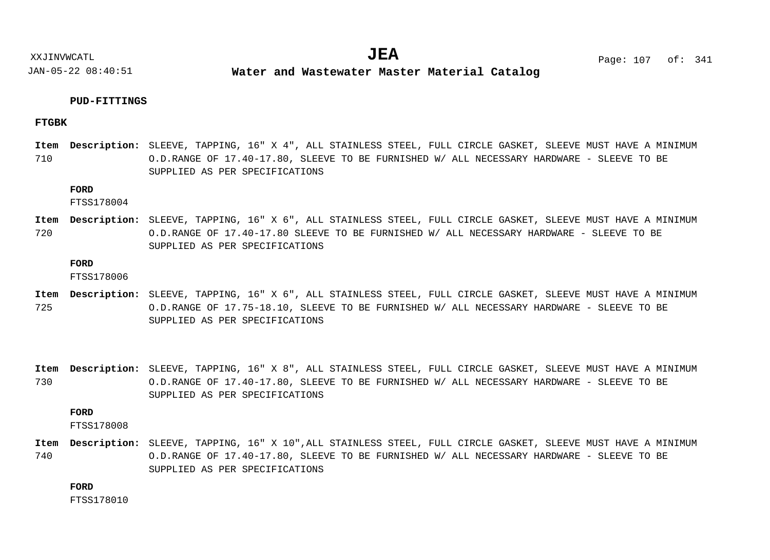**PUD-FITTINGS**

**FTGBK**

**Item 710** **Description:** SLEEVE, TAPPING, 16" X 4", ALL STAINLESS STEEL, FULL CIRCLE GASKET, SLEEVE MUST HAVE A MINIMUM O.D.RANGE OF 17.40-17.80, SLEEVE TO BE FURNISHED W/ ALL NECESSARY HARDWARE - SLEEVE TO BE SUPPLIED AS PER SPECIFICATIONS

**FORD**
FTSS178004

**Item 720** **Description:** SLEEVE, TAPPING, 16" X 6", ALL STAINLESS STEEL, FULL CIRCLE GASKET, SLEEVE MUST HAVE A MINIMUM O.D.RANGE OF 17.40-17.80 SLEEVE TO BE FURNISHED W/ ALL NECESSARY HARDWARE - SLEEVE TO BE SUPPLIED AS PER SPECIFICATIONS

**FORD**
FTSS178006

**Item 725** **Description:** SLEEVE, TAPPING, 16" X 6", ALL STAINLESS STEEL, FULL CIRCLE GASKET, SLEEVE MUST HAVE A MINIMUM O.D.RANGE OF 17.75-18.10, SLEEVE TO BE FURNISHED W/ ALL NECESSARY HARDWARE - SLEEVE TO BE SUPPLIED AS PER SPECIFICATIONS

**Item 730** **Description:** SLEEVE, TAPPING, 16" X 8", ALL STAINLESS STEEL, FULL CIRCLE GASKET, SLEEVE MUST HAVE A MINIMUM O.D.RANGE OF 17.40-17.80, SLEEVE TO BE FURNISHED W/ ALL NECESSARY HARDWARE - SLEEVE TO BE SUPPLIED AS PER SPECIFICATIONS

**FORD**
FTSS178008

**Item 740** **Description:** SLEEVE, TAPPING, 16" X 10",ALL STAINLESS STEEL, FULL CIRCLE GASKET, SLEEVE MUST HAVE A MINIMUM O.D.RANGE OF 17.40-17.80, SLEEVE TO BE FURNISHED W/ ALL NECESSARY HARDWARE - SLEEVE TO BE SUPPLIED AS PER SPECIFICATIONS

**FORD**
FTSS178010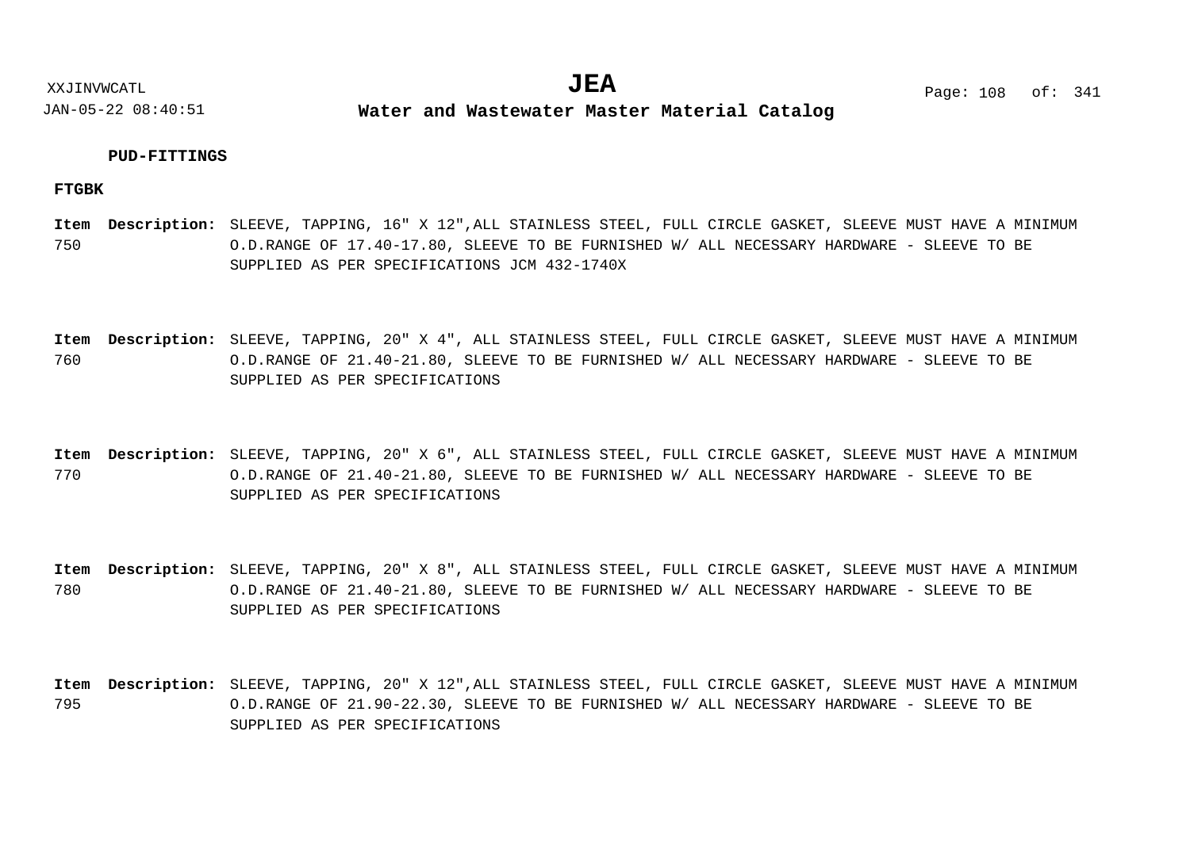**PUD-FITTINGS**

**FTGBK**

**Item** 750 **Description:** SLEEVE, TAPPING, 16" X 12",ALL STAINLESS STEEL, FULL CIRCLE GASKET, SLEEVE MUST HAVE A MINIMUM O.D.RANGE OF 17.40-17.80, SLEEVE TO BE FURNISHED W/ ALL NECESSARY HARDWARE - SLEEVE TO BE SUPPLIED AS PER SPECIFICATIONS JCM 432-1740X

**Item** 760 **Description:** SLEEVE, TAPPING, 20" X 4", ALL STAINLESS STEEL, FULL CIRCLE GASKET, SLEEVE MUST HAVE A MINIMUM O.D.RANGE OF 21.40-21.80, SLEEVE TO BE FURNISHED W/ ALL NECESSARY HARDWARE - SLEEVE TO BE SUPPLIED AS PER SPECIFICATIONS

**Item** 770 **Description:** SLEEVE, TAPPING, 20" X 6", ALL STAINLESS STEEL, FULL CIRCLE GASKET, SLEEVE MUST HAVE A MINIMUM O.D.RANGE OF 21.40-21.80, SLEEVE TO BE FURNISHED W/ ALL NECESSARY HARDWARE - SLEEVE TO BE SUPPLIED AS PER SPECIFICATIONS

**Item** 780 **Description:** SLEEVE, TAPPING, 20" X 8", ALL STAINLESS STEEL, FULL CIRCLE GASKET, SLEEVE MUST HAVE A MINIMUM O.D.RANGE OF 21.40-21.80, SLEEVE TO BE FURNISHED W/ ALL NECESSARY HARDWARE - SLEEVE TO BE SUPPLIED AS PER SPECIFICATIONS

**Item** 795 **Description:** SLEEVE, TAPPING, 20" X 12",ALL STAINLESS STEEL, FULL CIRCLE GASKET, SLEEVE MUST HAVE A MINIMUM O.D.RANGE OF 21.90-22.30, SLEEVE TO BE FURNISHED W/ ALL NECESSARY HARDWARE - SLEEVE TO BE SUPPLIED AS PER SPECIFICATIONS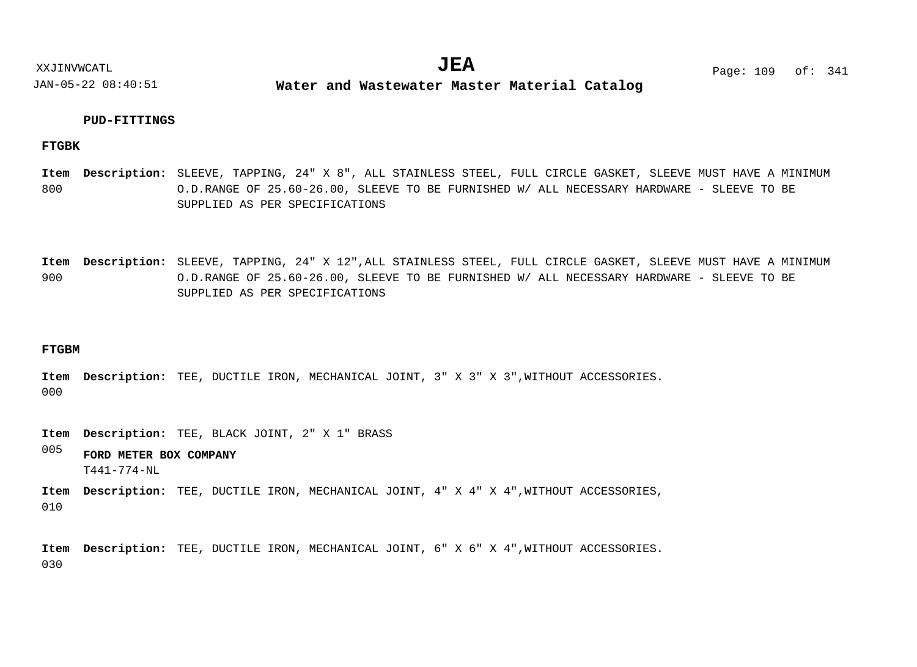**PUD-FITTINGS**

**FTGBK**

**Item 800** **Description:** SLEEVE, TAPPING, 24" X 8", ALL STAINLESS STEEL, FULL CIRCLE GASKET, SLEEVE MUST HAVE A MINIMUM O.D.RANGE OF 25.60-26.00, SLEEVE TO BE FURNISHED W/ ALL NECESSARY HARDWARE - SLEEVE TO BE SUPPLIED AS PER SPECIFICATIONS

**Item 900** **Description:** SLEEVE, TAPPING, 24" X 12",ALL STAINLESS STEEL, FULL CIRCLE GASKET, SLEEVE MUST HAVE A MINIMUM O.D.RANGE OF 25.60-26.00, SLEEVE TO BE FURNISHED W/ ALL NECESSARY HARDWARE - SLEEVE TO BE SUPPLIED AS PER SPECIFICATIONS

**FTGBM**

**Item 000** **Description:** TEE, DUCTILE IRON, MECHANICAL JOINT, 3" X 3" X 3",WITHOUT ACCESSORIES.

**Item 005** **Description:** TEE, BLACK JOINT, 2" X 1" BRASS

**FORD METER BOX COMPANY**
T441-774-NL

**Item 010** **Description:** TEE, DUCTILE IRON, MECHANICAL JOINT, 4" X 4" X 4",WITHOUT ACCESSORIES,

**Item 030** **Description:** TEE, DUCTILE IRON, MECHANICAL JOINT, 6" X 6" X 4",WITHOUT ACCESSORIES.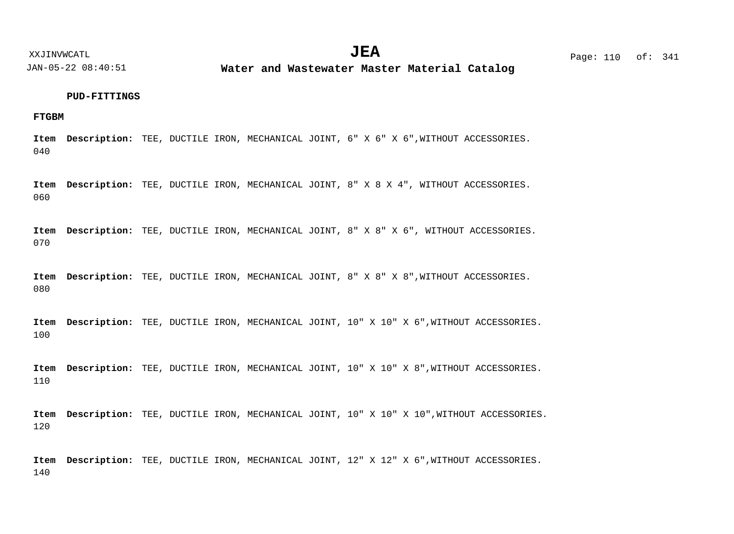**PUD-FITTINGS**

**FTGBM**

**Item** 040 **Description:** TEE, DUCTILE IRON, MECHANICAL JOINT, 6" X 6" X 6",WITHOUT ACCESSORIES.

**Item** 060 **Description:** TEE, DUCTILE IRON, MECHANICAL JOINT, 8" X 8 X 4", WITHOUT ACCESSORIES.

**Item** 070 **Description:** TEE, DUCTILE IRON, MECHANICAL JOINT, 8" X 8" X 6", WITHOUT ACCESSORIES.

**Item** 080 **Description:** TEE, DUCTILE IRON, MECHANICAL JOINT, 8" X 8" X 8",WITHOUT ACCESSORIES.

**Item** 100 **Description:** TEE, DUCTILE IRON, MECHANICAL JOINT, 10" X 10" X 6",WITHOUT ACCESSORIES.

**Item** 110 **Description:** TEE, DUCTILE IRON, MECHANICAL JOINT, 10" X 10" X 8",WITHOUT ACCESSORIES.

**Item** 120 **Description:** TEE, DUCTILE IRON, MECHANICAL JOINT, 10" X 10" X 10",WITHOUT ACCESSORIES.

**Item** 140 **Description:** TEE, DUCTILE IRON, MECHANICAL JOINT, 12" X 12" X 6",WITHOUT ACCESSORIES.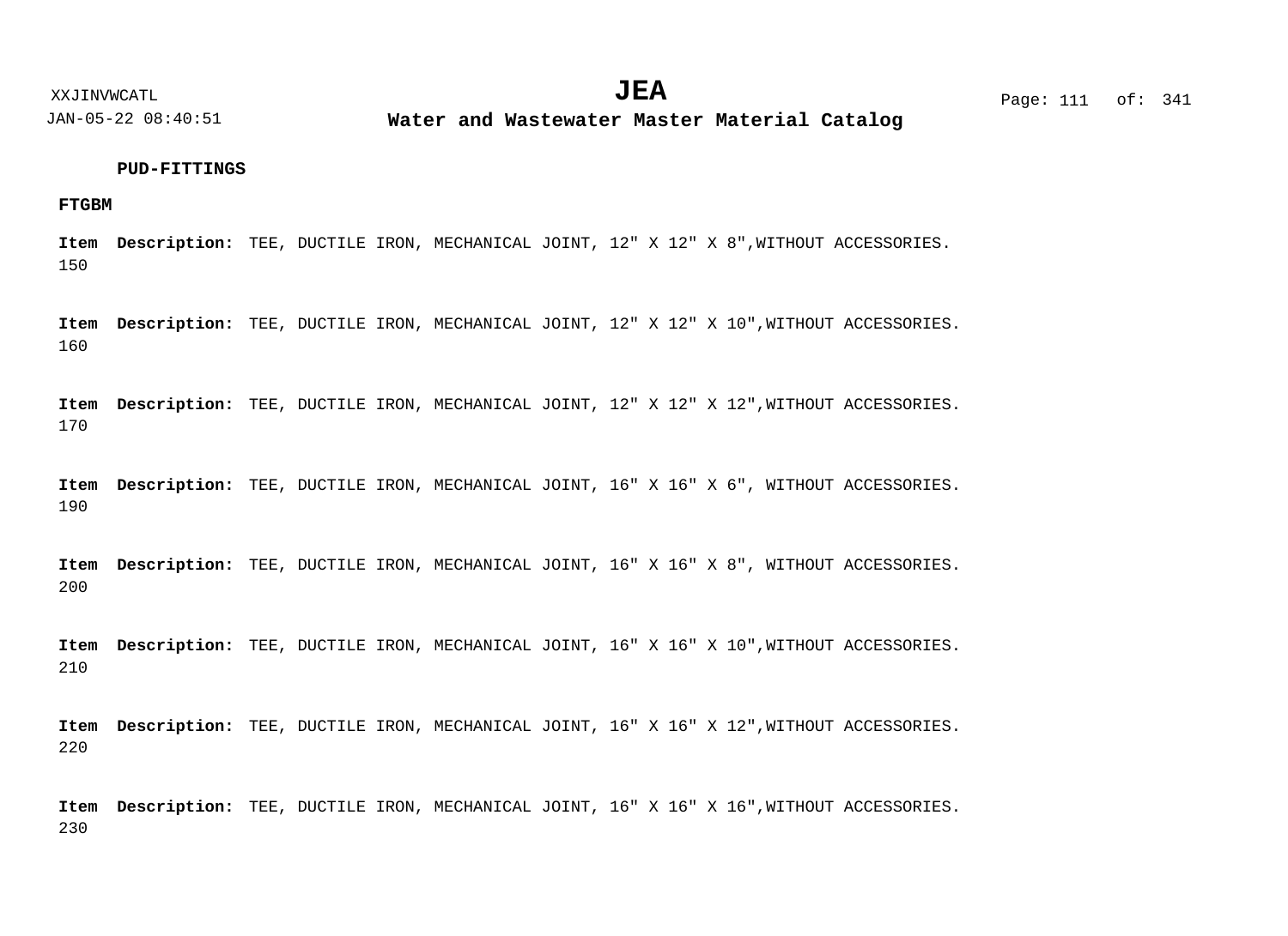**PUD-FITTINGS**

**FTGBM**

**Item** 150 **Description:** TEE, DUCTILE IRON, MECHANICAL JOINT, 12" X 12" X 8",WITHOUT ACCESSORIES.

**Item** 160 **Description:** TEE, DUCTILE IRON, MECHANICAL JOINT, 12" X 12" X 10",WITHOUT ACCESSORIES.

**Item** 170 **Description:** TEE, DUCTILE IRON, MECHANICAL JOINT, 12" X 12" X 12",WITHOUT ACCESSORIES.

**Item** 190 **Description:** TEE, DUCTILE IRON, MECHANICAL JOINT, 16" X 16" X 6", WITHOUT ACCESSORIES.

**Item** 200 **Description:** TEE, DUCTILE IRON, MECHANICAL JOINT, 16" X 16" X 8", WITHOUT ACCESSORIES.

**Item** 210 **Description:** TEE, DUCTILE IRON, MECHANICAL JOINT, 16" X 16" X 10",WITHOUT ACCESSORIES.

**Item** 220 **Description:** TEE, DUCTILE IRON, MECHANICAL JOINT, 16" X 16" X 12",WITHOUT ACCESSORIES.

**Item** 230 **Description:** TEE, DUCTILE IRON, MECHANICAL JOINT, 16" X 16" X 16",WITHOUT ACCESSORIES.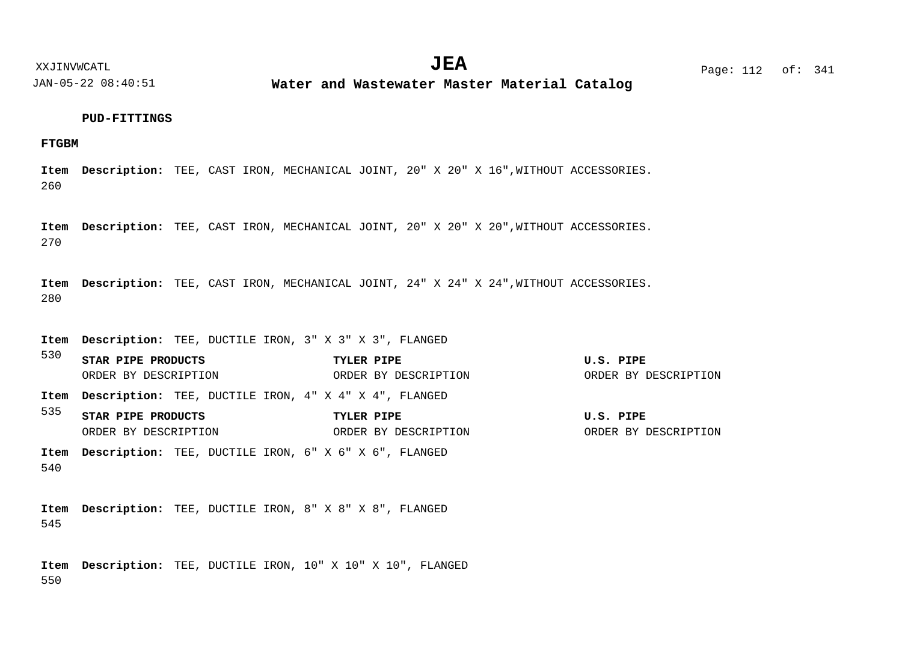**PUD-FITTINGS**

**FTGBM**

**Item** 260 **Description:** TEE, CAST IRON, MECHANICAL JOINT, 20" X 20" X 16",WITHOUT ACCESSORIES.

**Item** 270 **Description:** TEE, CAST IRON, MECHANICAL JOINT, 20" X 20" X 20",WITHOUT ACCESSORIES.

**Item** 280 **Description:** TEE, CAST IRON, MECHANICAL JOINT, 24" X 24" X 24",WITHOUT ACCESSORIES.

**Item** 530 **Description:** TEE, DUCTILE IRON, 3" X 3" X 3", FLANGED

| STAR PIPE PRODUCTS | TYLER PIPE | U.S. PIPE |
|---|---|---|
| ORDER BY DESCRIPTION | ORDER BY DESCRIPTION | ORDER BY DESCRIPTION |

**Item** 535 **Description:** TEE, DUCTILE IRON, 4" X 4" X 4", FLANGED

| STAR PIPE PRODUCTS | TYLER PIPE | U.S. PIPE |
|---|---|---|
| ORDER BY DESCRIPTION | ORDER BY DESCRIPTION | ORDER BY DESCRIPTION |

**Item** 540 **Description:** TEE, DUCTILE IRON, 6" X 6" X 6", FLANGED

**Item** 545 **Description:** TEE, DUCTILE IRON, 8" X 8" X 8", FLANGED

**Item** 550 **Description:** TEE, DUCTILE IRON, 10" X 10" X 10", FLANGED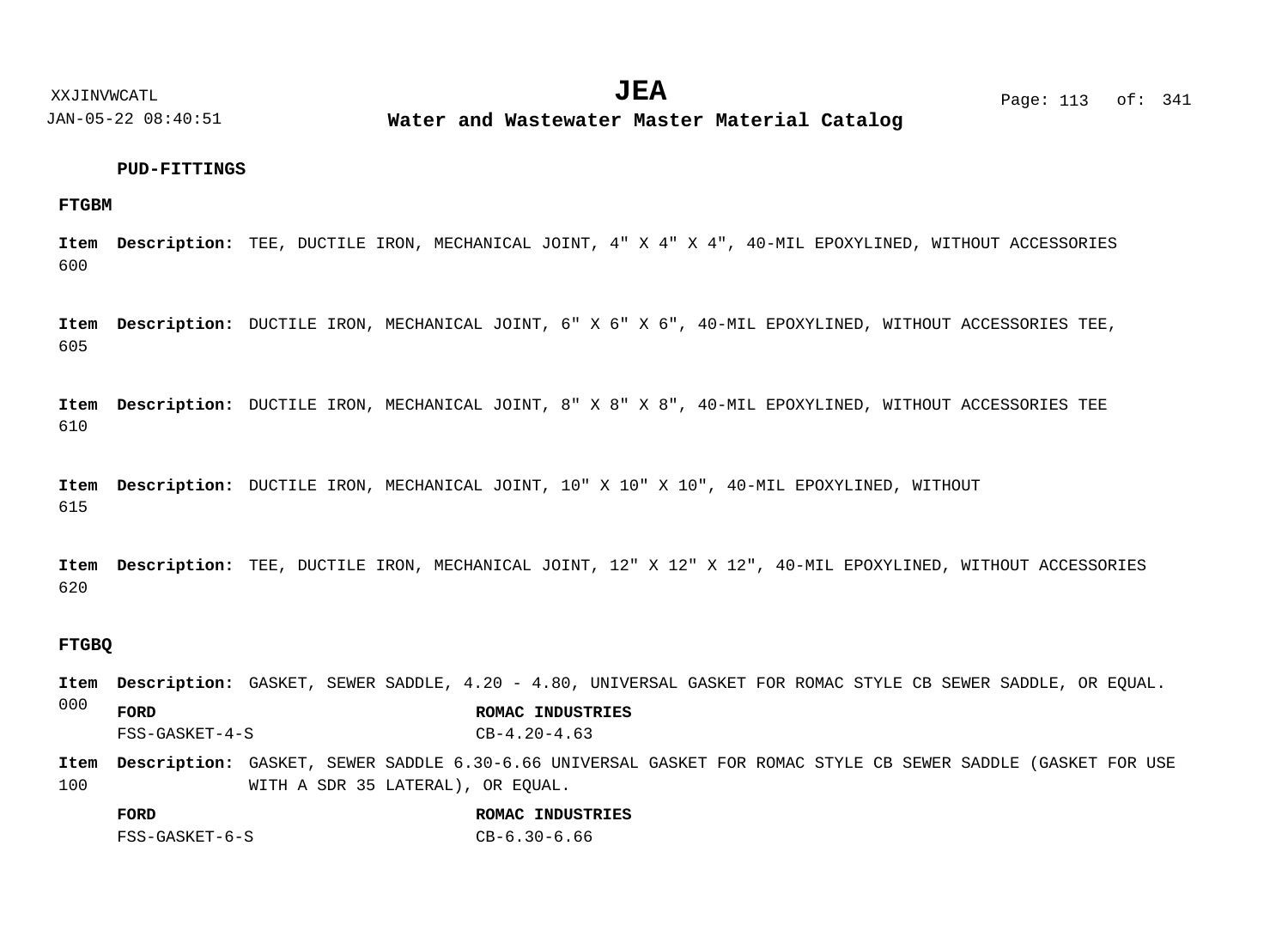## PUD-FITTINGS

### FTGBM

**Item 600** **Description:** TEE, DUCTILE IRON, MECHANICAL JOINT, 4" X 4" X 4", 40-MIL EPOXYLINED, WITHOUT ACCESSORIES

**Item 605** **Description:** DUCTILE IRON, MECHANICAL JOINT, 6" X 6" X 6", 40-MIL EPOXYLINED, WITHOUT ACCESSORIES TEE,

**Item 610** **Description:** DUCTILE IRON, MECHANICAL JOINT, 8" X 8" X 8", 40-MIL EPOXYLINED, WITHOUT ACCESSORIES TEE

**Item 615** **Description:** DUCTILE IRON, MECHANICAL JOINT, 10" X 10" X 10", 40-MIL EPOXYLINED, WITHOUT

**Item 620** **Description:** TEE, DUCTILE IRON, MECHANICAL JOINT, 12" X 12" X 12", 40-MIL EPOXYLINED, WITHOUT ACCESSORIES

### FTGBQ

**Item 000** **Description:** GASKET, SEWER SADDLE, 4.20 - 4.80, UNIVERSAL GASKET FOR ROMAC STYLE CB SEWER SADDLE, OR EQUAL.

| FORD | ROMAC INDUSTRIES |
|---|---|
| FSS-GASKET-4-S | CB-4.20-4.63 |

**Item 100** **Description:** GASKET, SEWER SADDLE 6.30-6.66 UNIVERSAL GASKET FOR ROMAC STYLE CB SEWER SADDLE (GASKET FOR USE WITH A SDR 35 LATERAL), OR EQUAL.

| FORD | ROMAC INDUSTRIES |
|---|---|
| FSS-GASKET-6-S | CB-6.30-6.66 |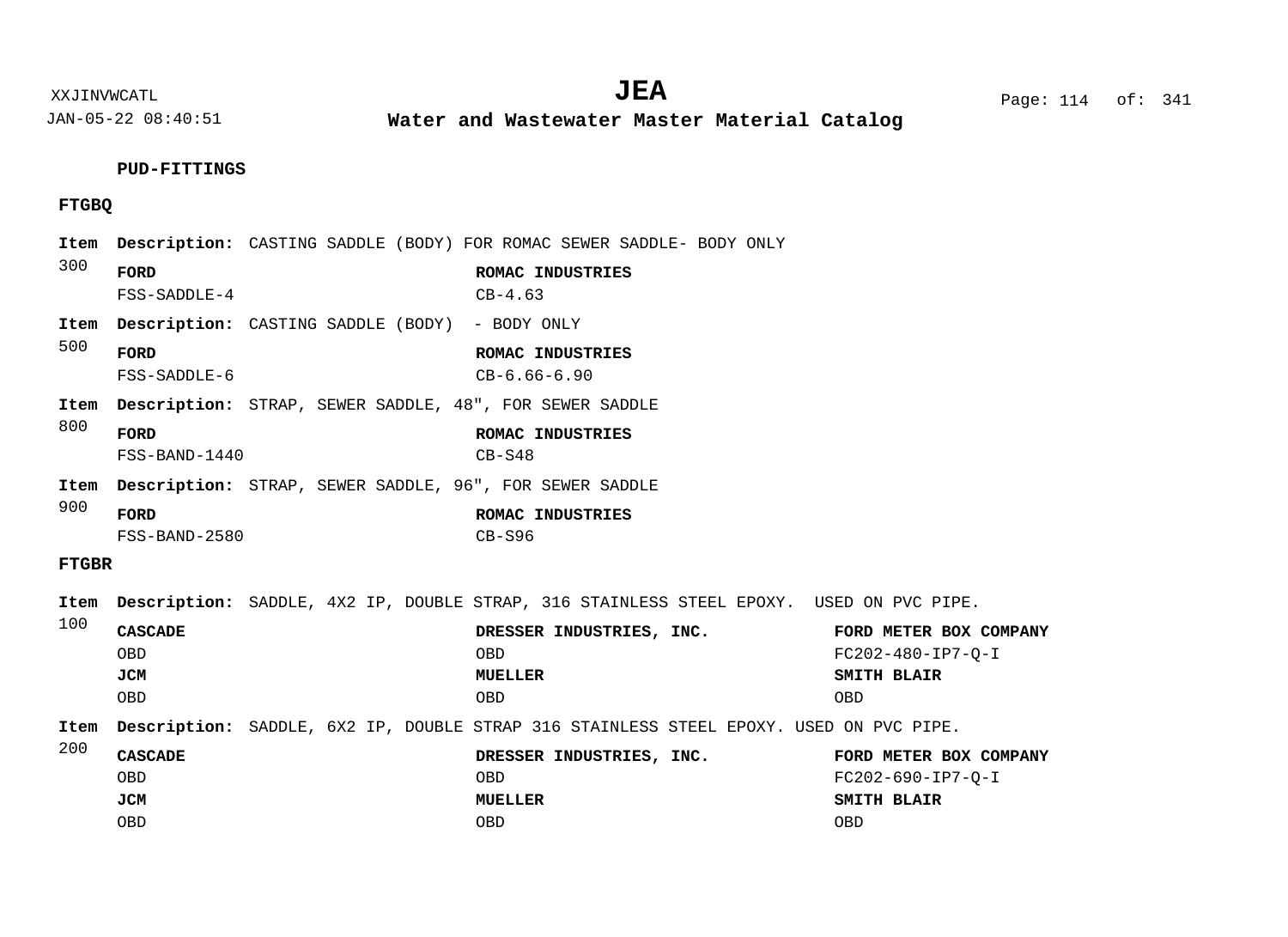**PUD-FITTINGS**

**FTGBQ**

**Item 300** **Description:** CASTING SADDLE (BODY) FOR ROMAC SEWER SADDLE- BODY ONLY

| FORD | ROMAC INDUSTRIES |
|---|---|
| FSS-SADDLE-4 | CB-4.63 |

**Item 500** **Description:** CASTING SADDLE (BODY) - BODY ONLY

| FORD | ROMAC INDUSTRIES |
|---|---|
| FSS-SADDLE-6 | CB-6.66-6.90 |

**Item 800** **Description:** STRAP, SEWER SADDLE, 48", FOR SEWER SADDLE

| FORD | ROMAC INDUSTRIES |
|---|---|
| FSS-BAND-1440 | CB-S48 |

**Item 900** **Description:** STRAP, SEWER SADDLE, 96", FOR SEWER SADDLE

| FORD | ROMAC INDUSTRIES |
|---|---|
| FSS-BAND-2580 | CB-S96 |

**FTGBR**

**Item 100** **Description:** SADDLE, 4X2 IP, DOUBLE STRAP, 316 STAINLESS STEEL EPOXY. USED ON PVC PIPE.

| CASCADE | DRESSER INDUSTRIES, INC. | FORD METER BOX COMPANY |
|---|---|---|
| OBD | OBD | FC202-480-IP7-Q-I |
| **JCM** | **MUELLER** | **SMITH BLAIR** |
| OBD | OBD | OBD |

**Item 200** **Description:** SADDLE, 6X2 IP, DOUBLE STRAP 316 STAINLESS STEEL EPOXY. USED ON PVC PIPE.

| CASCADE | DRESSER INDUSTRIES, INC. | FORD METER BOX COMPANY |
|---|---|---|
| OBD | OBD | FC202-690-IP7-Q-I |
| **JCM** | **MUELLER** | **SMITH BLAIR** |
| OBD | OBD | OBD |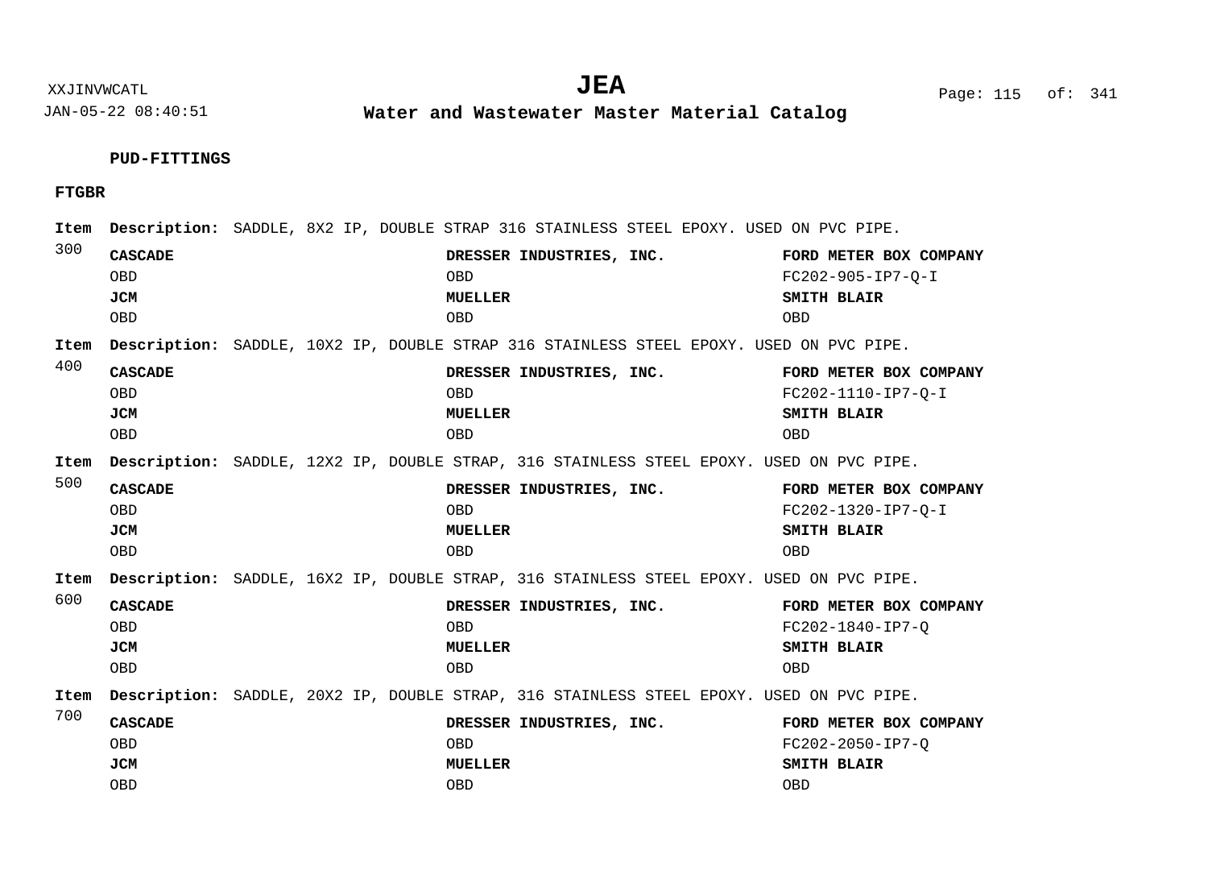**PUD-FITTINGS**

**FTGBR**

**Item 300** **Description:** SADDLE, 8X2 IP, DOUBLE STRAP 316 STAINLESS STEEL EPOXY. USED ON PVC PIPE.

| **CASCADE** | **DRESSER INDUSTRIES, INC.** | **FORD METER BOX COMPANY** |
|---|---|---|
| OBD | OBD | FC202-905-IP7-Q-I |
| **JCM** | **MUELLER** | **SMITH BLAIR** |
| OBD | OBD | OBD |

**Item 400** **Description:** SADDLE, 10X2 IP, DOUBLE STRAP 316 STAINLESS STEEL EPOXY. USED ON PVC PIPE.

| **CASCADE** | **DRESSER INDUSTRIES, INC.** | **FORD METER BOX COMPANY** |
|---|---|---|
| OBD | OBD | FC202-1110-IP7-Q-I |
| **JCM** | **MUELLER** | **SMITH BLAIR** |
| OBD | OBD | OBD |

**Item 500** **Description:** SADDLE, 12X2 IP, DOUBLE STRAP, 316 STAINLESS STEEL EPOXY. USED ON PVC PIPE.

| **CASCADE** | **DRESSER INDUSTRIES, INC.** | **FORD METER BOX COMPANY** |
|---|---|---|
| OBD | OBD | FC202-1320-IP7-Q-I |
| **JCM** | **MUELLER** | **SMITH BLAIR** |
| OBD | OBD | OBD |

**Item 600** **Description:** SADDLE, 16X2 IP, DOUBLE STRAP, 316 STAINLESS STEEL EPOXY. USED ON PVC PIPE.

| **CASCADE** | **DRESSER INDUSTRIES, INC.** | **FORD METER BOX COMPANY** |
|---|---|---|
| OBD | OBD | FC202-1840-IP7-Q |
| **JCM** | **MUELLER** | **SMITH BLAIR** |
| OBD | OBD | OBD |

**Item 700** **Description:** SADDLE, 20X2 IP, DOUBLE STRAP, 316 STAINLESS STEEL EPOXY. USED ON PVC PIPE.

| **CASCADE** | **DRESSER INDUSTRIES, INC.** | **FORD METER BOX COMPANY** |
|---|---|---|
| OBD | OBD | FC202-2050-IP7-Q |
| **JCM** | **MUELLER** | **SMITH BLAIR** |
| OBD | OBD | OBD |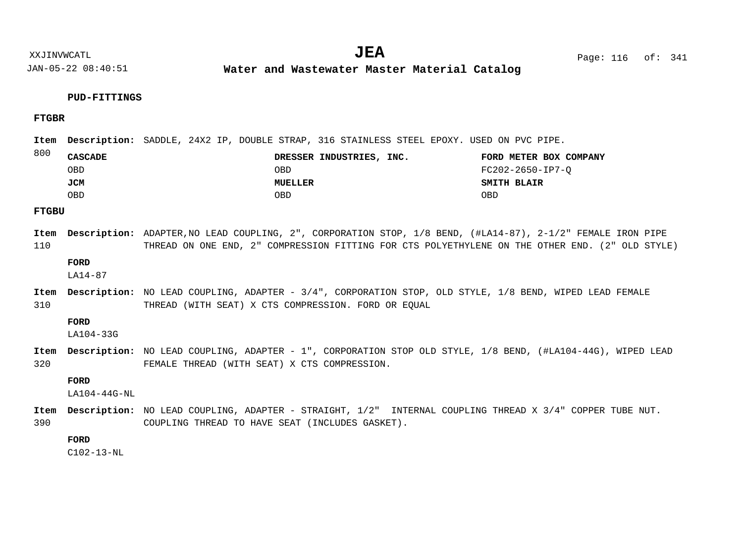**PUD-FITTINGS**

**FTGBR**

**Item 800** **Description:** SADDLE, 24X2 IP, DOUBLE STRAP, 316 STAINLESS STEEL EPOXY. USED ON PVC PIPE.

| CASCADE | DRESSER INDUSTRIES, INC. | FORD METER BOX COMPANY |
|---|---|---|
| OBD | OBD | FC202-2650-IP7-Q |
| **JCM** | **MUELLER** | **SMITH BLAIR** |
| OBD | OBD | OBD |

**FTGBU**

**Item 110** **Description:** ADAPTER,NO LEAD COUPLING, 2", CORPORATION STOP, 1/8 BEND, (#LA14-87), 2-1/2" FEMALE IRON PIPE THREAD ON ONE END, 2" COMPRESSION FITTING FOR CTS POLYETHYLENE ON THE OTHER END. (2" OLD STYLE)

**FORD**
LA14-87

**Item 310** **Description:** NO LEAD COUPLING, ADAPTER - 3/4", CORPORATION STOP, OLD STYLE, 1/8 BEND, WIPED LEAD FEMALE THREAD (WITH SEAT) X CTS COMPRESSION. FORD OR EQUAL

**FORD**
LA104-33G

**Item 320** **Description:** NO LEAD COUPLING, ADAPTER - 1", CORPORATION STOP OLD STYLE, 1/8 BEND, (#LA104-44G), WIPED LEAD FEMALE THREAD (WITH SEAT) X CTS COMPRESSION.

**FORD**
LA104-44G-NL

**Item 390** **Description:** NO LEAD COUPLING, ADAPTER - STRAIGHT, 1/2" INTERNAL COUPLING THREAD X 3/4" COPPER TUBE NUT. COUPLING THREAD TO HAVE SEAT (INCLUDES GASKET).

**FORD**
C102-13-NL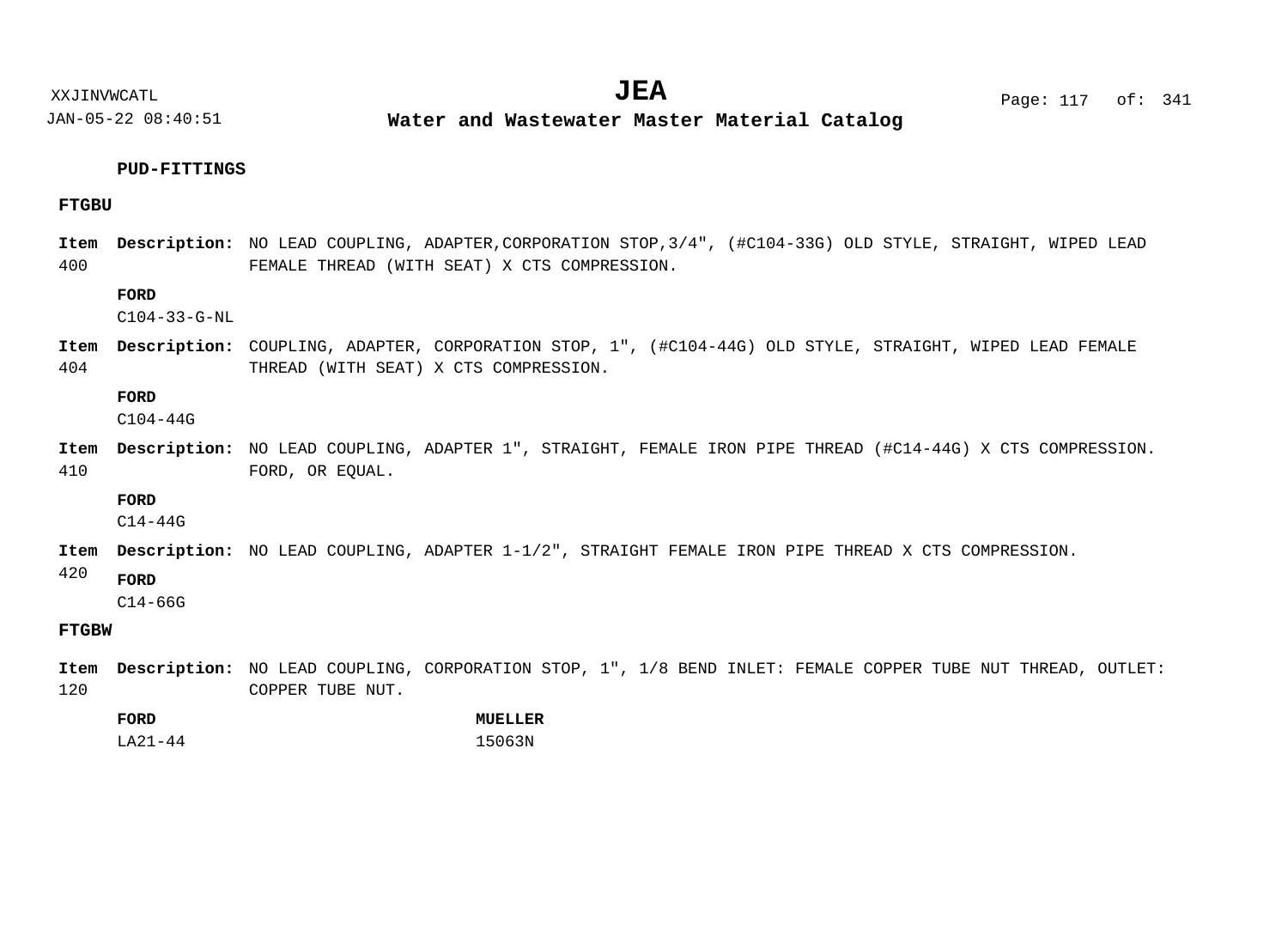**PUD-FITTINGS**

**FTGBU**

**Item** 400 **Description:** NO LEAD COUPLING, ADAPTER,CORPORATION STOP,3/4", (#C104-33G) OLD STYLE, STRAIGHT, WIPED LEAD FEMALE THREAD (WITH SEAT) X CTS COMPRESSION.

**FORD**
C104-33-G-NL

**Item** 404 **Description:** COUPLING, ADAPTER, CORPORATION STOP, 1", (#C104-44G) OLD STYLE, STRAIGHT, WIPED LEAD FEMALE THREAD (WITH SEAT) X CTS COMPRESSION.

**FORD**
C104-44G

**Item** 410 **Description:** NO LEAD COUPLING, ADAPTER 1", STRAIGHT, FEMALE IRON PIPE THREAD (#C14-44G) X CTS COMPRESSION. FORD, OR EQUAL.

**FORD**
C14-44G

**Item** 420 **Description:** NO LEAD COUPLING, ADAPTER 1-1/2", STRAIGHT FEMALE IRON PIPE THREAD X CTS COMPRESSION.

**FORD**
C14-66G

**FTGBW**

**Item** 120 **Description:** NO LEAD COUPLING, CORPORATION STOP, 1", 1/8 BEND INLET: FEMALE COPPER TUBE NUT THREAD, OUTLET: COPPER TUBE NUT.

| **FORD** | **MUELLER** |
|---|---|
| LA21-44 | 15063N |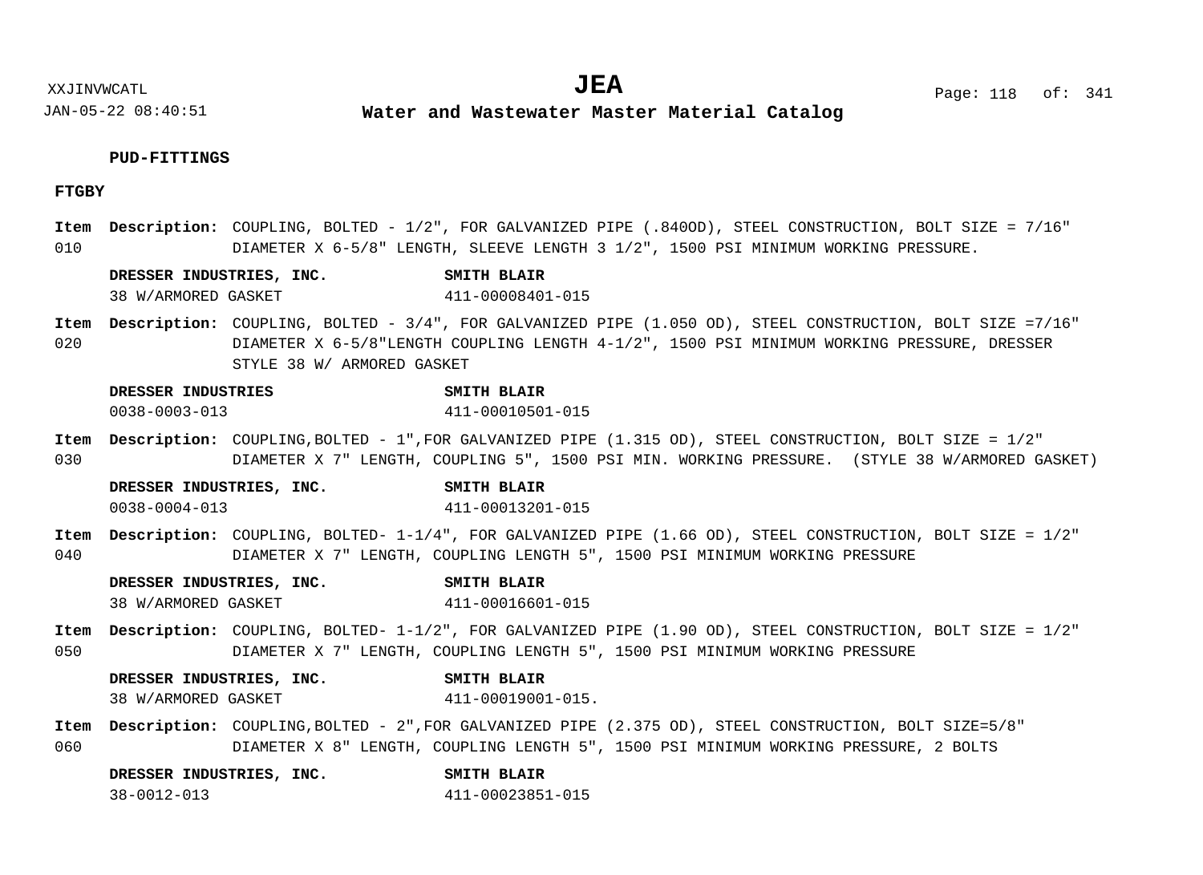**PUD-FITTINGS**

**FTGBY**

**Item 010** **Description:** COUPLING, BOLTED - 1/2", FOR GALVANIZED PIPE (.840OD), STEEL CONSTRUCTION, BOLT SIZE = 7/16" DIAMETER X 6-5/8" LENGTH, SLEEVE LENGTH 3 1/2", 1500 PSI MINIMUM WORKING PRESSURE.

| DRESSER INDUSTRIES, INC. | SMITH BLAIR |
|---|---|
| 38 W/ARMORED GASKET | 411-00008401-015 |

**Item 020** **Description:** COUPLING, BOLTED - 3/4", FOR GALVANIZED PIPE (1.050 OD), STEEL CONSTRUCTION, BOLT SIZE =7/16" DIAMETER X 6-5/8"LENGTH COUPLING LENGTH 4-1/2", 1500 PSI MINIMUM WORKING PRESSURE, DRESSER STYLE 38 W/ ARMORED GASKET

| DRESSER INDUSTRIES | SMITH BLAIR |
|---|---|
| 0038-0003-013 | 411-00010501-015 |

**Item 030** **Description:** COUPLING,BOLTED - 1",FOR GALVANIZED PIPE (1.315 OD), STEEL CONSTRUCTION, BOLT SIZE = 1/2" DIAMETER X 7" LENGTH, COUPLING 5", 1500 PSI MIN. WORKING PRESSURE. (STYLE 38 W/ARMORED GASKET)

| DRESSER INDUSTRIES, INC. | SMITH BLAIR |
|---|---|
| 0038-0004-013 | 411-00013201-015 |

**Item 040** **Description:** COUPLING, BOLTED- 1-1/4", FOR GALVANIZED PIPE (1.66 OD), STEEL CONSTRUCTION, BOLT SIZE = 1/2" DIAMETER X 7" LENGTH, COUPLING LENGTH 5", 1500 PSI MINIMUM WORKING PRESSURE

| DRESSER INDUSTRIES, INC. | SMITH BLAIR |
|---|---|
| 38 W/ARMORED GASKET | 411-00016601-015 |

**Item 050** **Description:** COUPLING, BOLTED- 1-1/2", FOR GALVANIZED PIPE (1.90 OD), STEEL CONSTRUCTION, BOLT SIZE = 1/2" DIAMETER X 7" LENGTH, COUPLING LENGTH 5", 1500 PSI MINIMUM WORKING PRESSURE

| DRESSER INDUSTRIES, INC. | SMITH BLAIR |
|---|---|
| 38 W/ARMORED GASKET | 411-00019001-015. |

**Item 060** **Description:** COUPLING,BOLTED - 2",FOR GALVANIZED PIPE (2.375 OD), STEEL CONSTRUCTION, BOLT SIZE=5/8" DIAMETER X 8" LENGTH, COUPLING LENGTH 5", 1500 PSI MINIMUM WORKING PRESSURE, 2 BOLTS

| DRESSER INDUSTRIES, INC. | SMITH BLAIR |
|---|---|
| 38-0012-013 | 411-00023851-015 |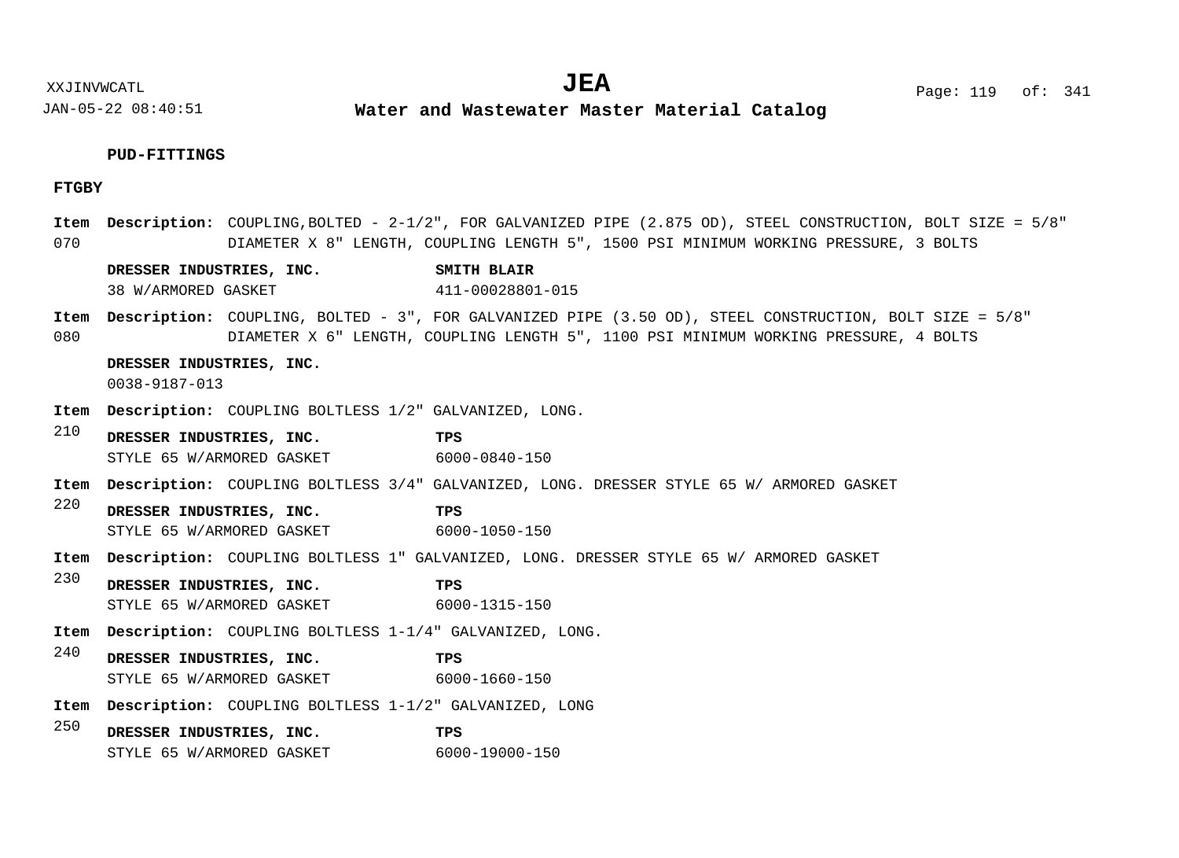### PUD-FITTINGS

#### FTGBY

**Item 070** **Description:** COUPLING,BOLTED - 2-1/2", FOR GALVANIZED PIPE (2.875 OD), STEEL CONSTRUCTION, BOLT SIZE = 5/8" DIAMETER X 8" LENGTH, COUPLING LENGTH 5", 1500 PSI MINIMUM WORKING PRESSURE, 3 BOLTS

| DRESSER INDUSTRIES, INC. | SMITH BLAIR |
|---|---|
| 38 W/ARMORED GASKET | 411-00028801-015 |

**Item 080** **Description:** COUPLING, BOLTED - 3", FOR GALVANIZED PIPE (3.50 OD), STEEL CONSTRUCTION, BOLT SIZE = 5/8" DIAMETER X 6" LENGTH, COUPLING LENGTH 5", 1100 PSI MINIMUM WORKING PRESSURE, 4 BOLTS

| DRESSER INDUSTRIES, INC. |
|---|
| 0038-9187-013 |

**Item 210** **Description:** COUPLING BOLTLESS 1/2" GALVANIZED, LONG.

| DRESSER INDUSTRIES, INC. | TPS |
|---|---|
| STYLE 65 W/ARMORED GASKET | 6000-0840-150 |

**Item 220** **Description:** COUPLING BOLTLESS 3/4" GALVANIZED, LONG. DRESSER STYLE 65 W/ ARMORED GASKET

| DRESSER INDUSTRIES, INC. | TPS |
|---|---|
| STYLE 65 W/ARMORED GASKET | 6000-1050-150 |

**Item 230** **Description:** COUPLING BOLTLESS 1" GALVANIZED, LONG. DRESSER STYLE 65 W/ ARMORED GASKET

| DRESSER INDUSTRIES, INC. | TPS |
|---|---|
| STYLE 65 W/ARMORED GASKET | 6000-1315-150 |

**Item 240** **Description:** COUPLING BOLTLESS 1-1/4" GALVANIZED, LONG.

| DRESSER INDUSTRIES, INC. | TPS |
|---|---|
| STYLE 65 W/ARMORED GASKET | 6000-1660-150 |

**Item 250** **Description:** COUPLING BOLTLESS 1-1/2" GALVANIZED, LONG

| DRESSER INDUSTRIES, INC. | TPS |
|---|---|
| STYLE 65 W/ARMORED GASKET | 6000-19000-150 |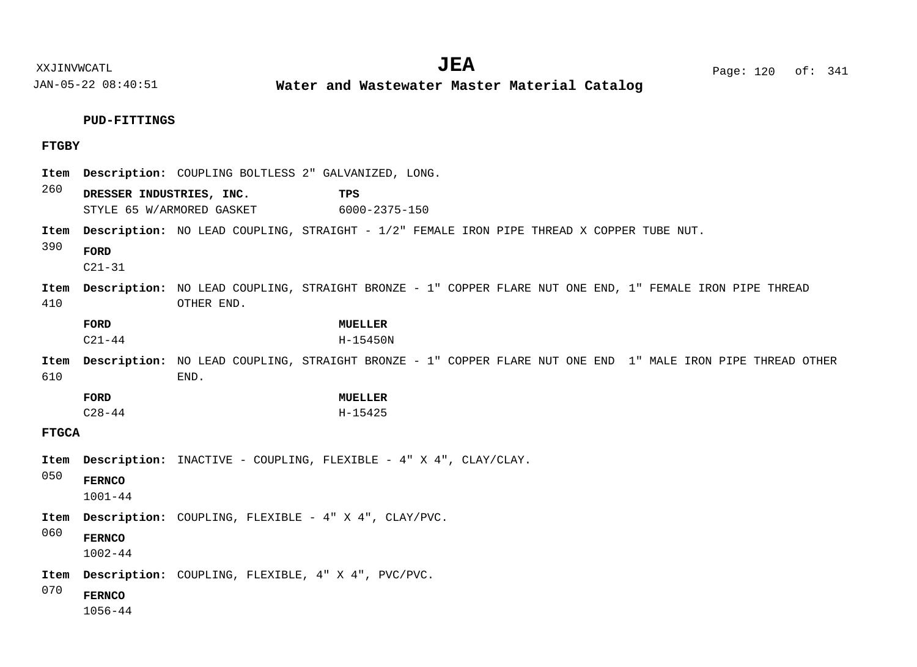**PUD-FITTINGS**

**FTGBY**

**Item 260** **Description:** COUPLING BOLTLESS 2" GALVANIZED, LONG.

| **DRESSER INDUSTRIES, INC.** | **TPS** |
|---|---|
| STYLE 65 W/ARMORED GASKET | 6000-2375-150 |

**Item 390** **Description:** NO LEAD COUPLING, STRAIGHT - 1/2" FEMALE IRON PIPE THREAD X COPPER TUBE NUT.

| **FORD** |
|---|
| C21-31 |

**Item 410** **Description:** NO LEAD COUPLING, STRAIGHT BRONZE - 1" COPPER FLARE NUT ONE END, 1" FEMALE IRON PIPE THREAD OTHER END.

| **FORD** | **MUELLER** |
|---|---|
| C21-44 | H-15450N |

**Item 610** **Description:** NO LEAD COUPLING, STRAIGHT BRONZE - 1" COPPER FLARE NUT ONE END 1" MALE IRON PIPE THREAD OTHER END.

| **FORD** | **MUELLER** |
|---|---|
| C28-44 | H-15425 |

**FTGCA**

**Item 050** **Description:** INACTIVE - COUPLING, FLEXIBLE - 4" X 4", CLAY/CLAY.

| **FERNCO** |
|---|
| 1001-44 |

**Item 060** **Description:** COUPLING, FLEXIBLE - 4" X 4", CLAY/PVC.

| **FERNCO** |
|---|
| 1002-44 |

**Item 070** **Description:** COUPLING, FLEXIBLE, 4" X 4", PVC/PVC.

| **FERNCO** |
|---|
| 1056-44 |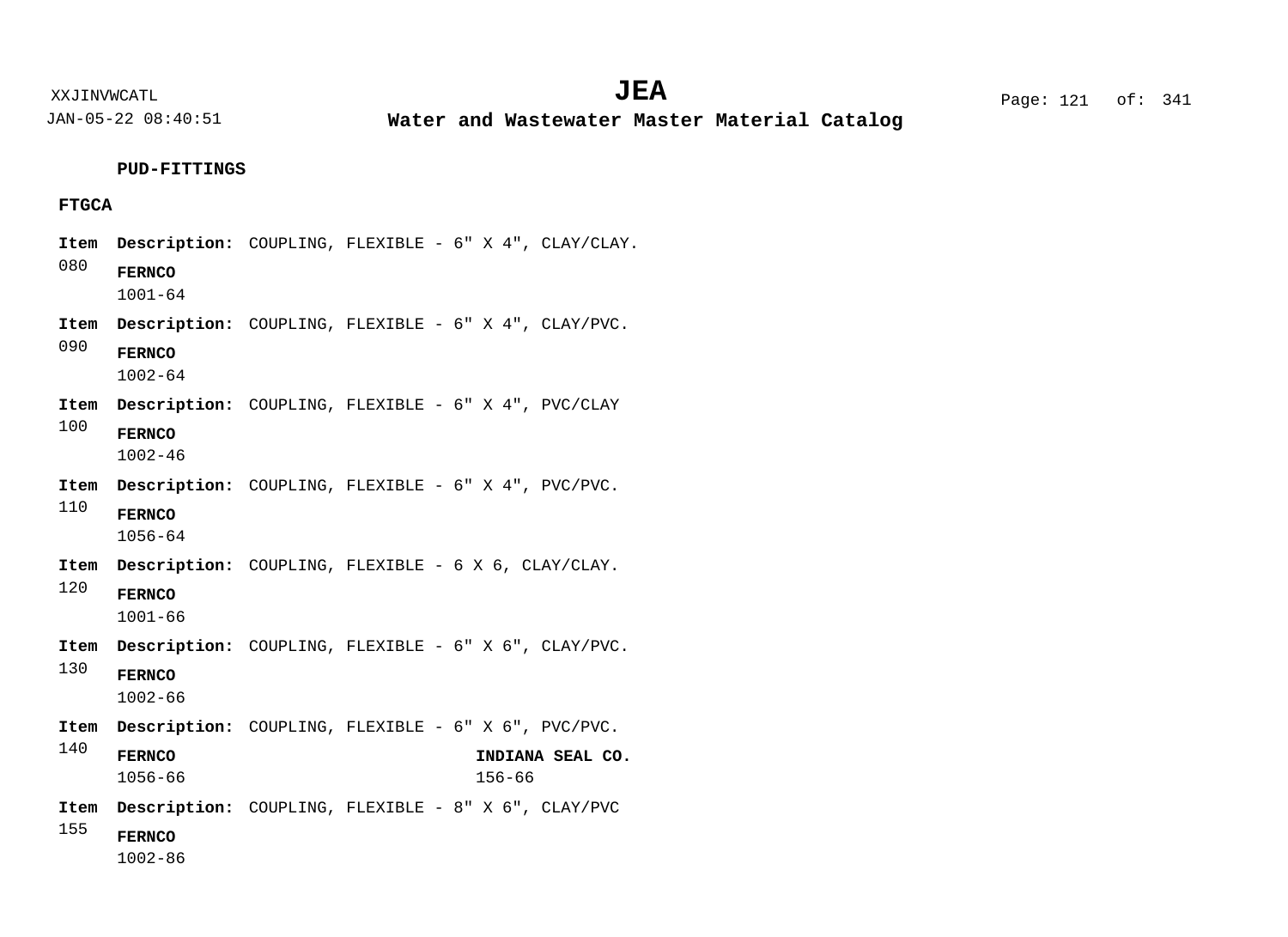**PUD-FITTINGS**

**FTGCA**

**Item** 080 **Description:** COUPLING, FLEXIBLE - 6" X 4", CLAY/CLAY.

**FERNCO**
1001-64

**Item** 090 **Description:** COUPLING, FLEXIBLE - 6" X 4", CLAY/PVC.

**FERNCO**
1002-64

**Item** 100 **Description:** COUPLING, FLEXIBLE - 6" X 4", PVC/CLAY

**FERNCO**
1002-46

**Item** 110 **Description:** COUPLING, FLEXIBLE - 6" X 4", PVC/PVC.

**FERNCO**
1056-64

**Item** 120 **Description:** COUPLING, FLEXIBLE - 6 X 6, CLAY/CLAY.

**FERNCO**
1001-66

**Item** 130 **Description:** COUPLING, FLEXIBLE - 6" X 6", CLAY/PVC.

**FERNCO**
1002-66

**Item** 140 **Description:** COUPLING, FLEXIBLE - 6" X 6", PVC/PVC.

**FERNCO**
1056-66

**INDIANA SEAL CO.**
156-66

**Item** 155 **Description:** COUPLING, FLEXIBLE - 8" X 6", CLAY/PVC

**FERNCO**
1002-86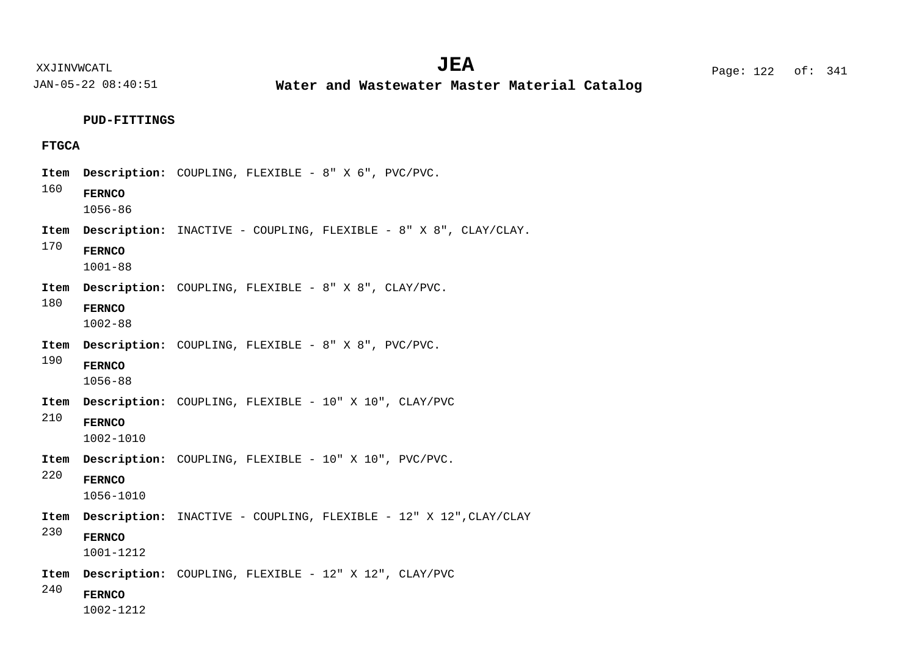**PUD-FITTINGS**

**FTGCA**

**Item** 160 **Description:** COUPLING, FLEXIBLE - 8" X 6", PVC/PVC.

**FERNCO**
1056-86

**Item** 170 **Description:** INACTIVE - COUPLING, FLEXIBLE - 8" X 8", CLAY/CLAY.

**FERNCO**
1001-88

**Item** 180 **Description:** COUPLING, FLEXIBLE - 8" X 8", CLAY/PVC.

**FERNCO**
1002-88

**Item** 190 **Description:** COUPLING, FLEXIBLE - 8" X 8", PVC/PVC.

**FERNCO**
1056-88

**Item** 210 **Description:** COUPLING, FLEXIBLE - 10" X 10", CLAY/PVC

**FERNCO**
1002-1010

**Item** 220 **Description:** COUPLING, FLEXIBLE - 10" X 10", PVC/PVC.

**FERNCO**
1056-1010

**Item** 230 **Description:** INACTIVE - COUPLING, FLEXIBLE - 12" X 12",CLAY/CLAY

**FERNCO**
1001-1212

**Item** 240 **Description:** COUPLING, FLEXIBLE - 12" X 12", CLAY/PVC

**FERNCO**
1002-1212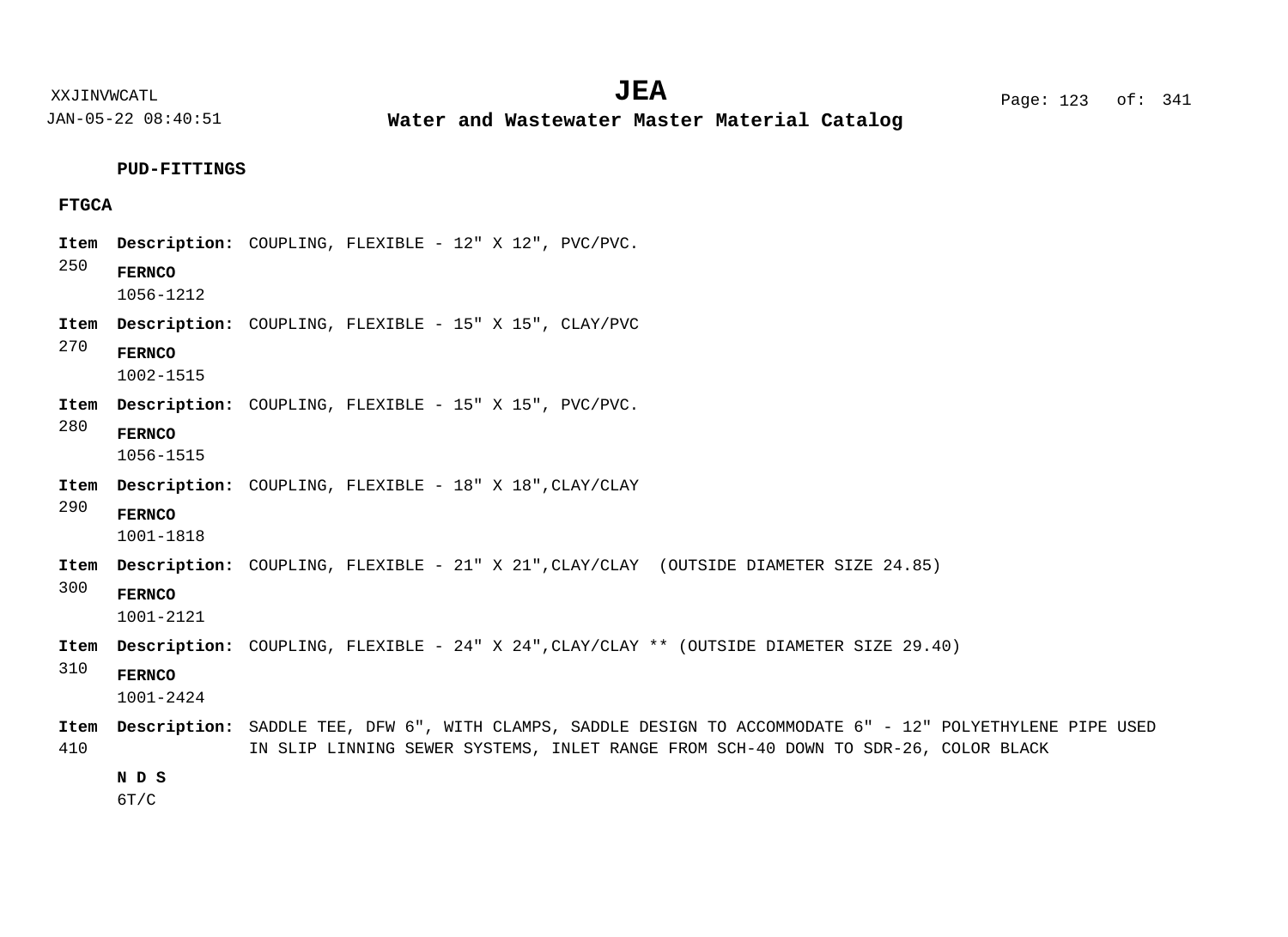### PUD-FITTINGS

#### FTGCA

**Item** 250 **Description:** COUPLING, FLEXIBLE - 12" X 12", PVC/PVC.

**FERNCO**
1056-1212

**Item** 270 **Description:** COUPLING, FLEXIBLE - 15" X 15", CLAY/PVC

**FERNCO**
1002-1515

**Item** 280 **Description:** COUPLING, FLEXIBLE - 15" X 15", PVC/PVC.

**FERNCO**
1056-1515

**Item** 290 **Description:** COUPLING, FLEXIBLE - 18" X 18",CLAY/CLAY

**FERNCO**
1001-1818

**Item** 300 **Description:** COUPLING, FLEXIBLE - 21" X 21",CLAY/CLAY (OUTSIDE DIAMETER SIZE 24.85)

**FERNCO**
1001-2121

**Item** 310 **Description:** COUPLING, FLEXIBLE - 24" X 24",CLAY/CLAY ** (OUTSIDE DIAMETER SIZE 29.40)

**FERNCO**
1001-2424

**Item** 410 **Description:** SADDLE TEE, DFW 6", WITH CLAMPS, SADDLE DESIGN TO ACCOMMODATE 6" - 12" POLYETHYLENE PIPE USED IN SLIP LINNING SEWER SYSTEMS, INLET RANGE FROM SCH-40 DOWN TO SDR-26, COLOR BLACK

**N D S**
6T/C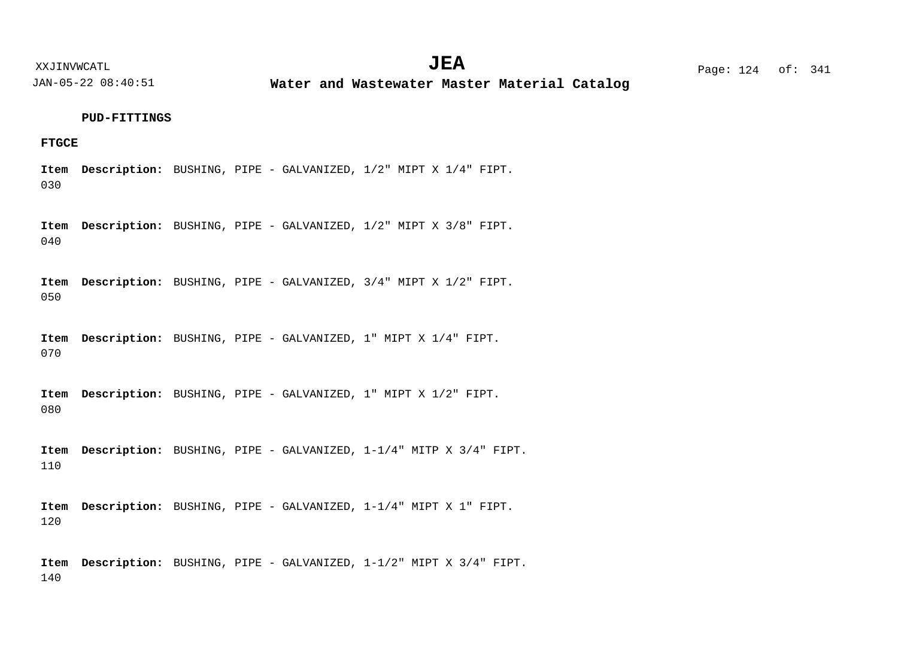**PUD-FITTINGS**

**FTGCE**

**Item** 030 **Description:** BUSHING, PIPE - GALVANIZED, 1/2" MIPT X 1/4" FIPT.

**Item** 040 **Description:** BUSHING, PIPE - GALVANIZED, 1/2" MIPT X 3/8" FIPT.

**Item** 050 **Description:** BUSHING, PIPE - GALVANIZED, 3/4" MIPT X 1/2" FIPT.

**Item** 070 **Description:** BUSHING, PIPE - GALVANIZED, 1" MIPT X 1/4" FIPT.

**Item** 080 **Description:** BUSHING, PIPE - GALVANIZED, 1" MIPT X 1/2" FIPT.

**Item** 110 **Description:** BUSHING, PIPE - GALVANIZED, 1-1/4" MITP X 3/4" FIPT.

**Item** 120 **Description:** BUSHING, PIPE - GALVANIZED, 1-1/4" MIPT X 1" FIPT.

**Item** 140 **Description:** BUSHING, PIPE - GALVANIZED, 1-1/2" MIPT X 3/4" FIPT.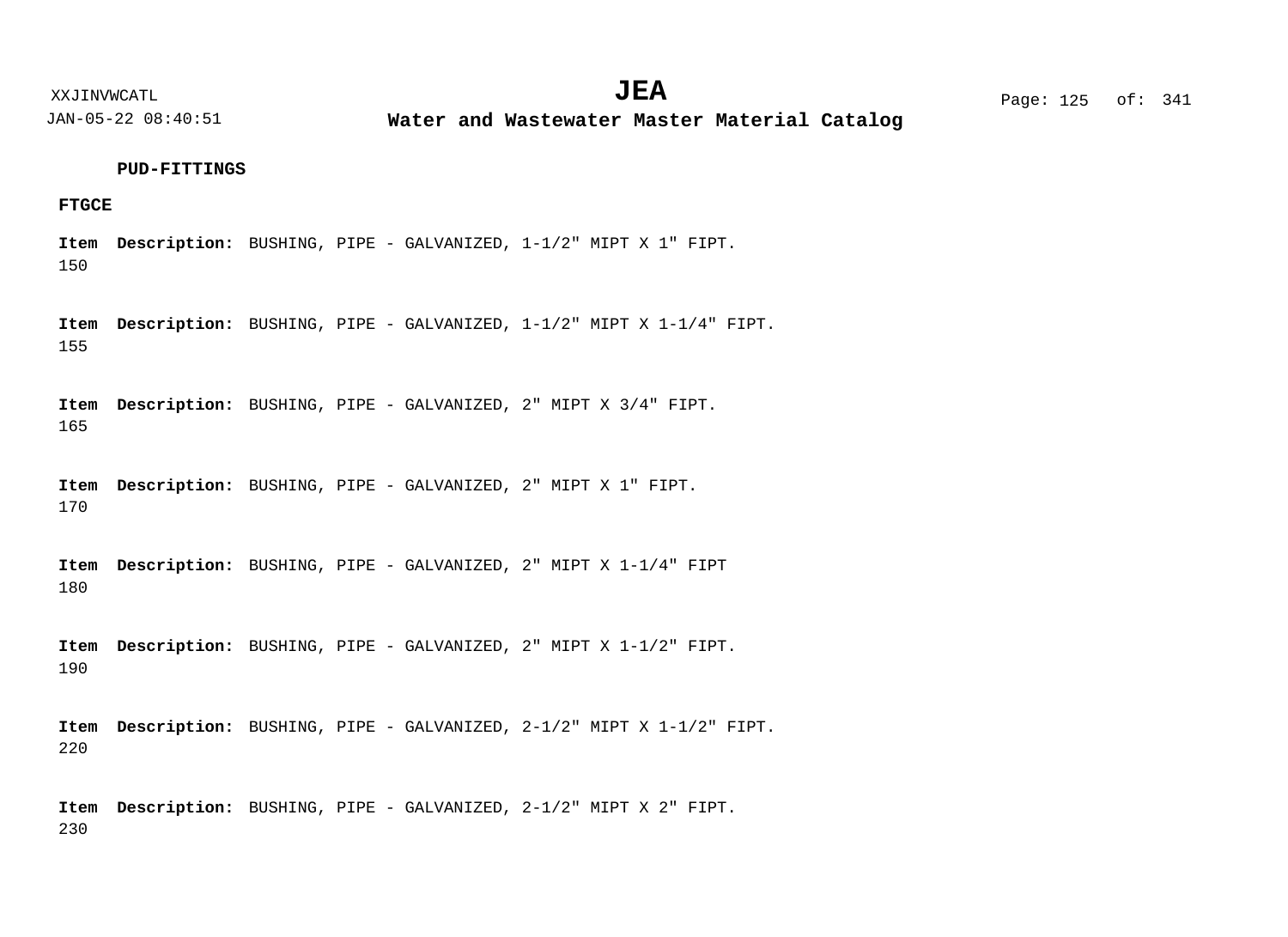**PUD-FITTINGS**

**FTGCE**

**Item** 150 **Description:** BUSHING, PIPE - GALVANIZED, 1-1/2" MIPT X 1" FIPT.

**Item** 155 **Description:** BUSHING, PIPE - GALVANIZED, 1-1/2" MIPT X 1-1/4" FIPT.

**Item** 165 **Description:** BUSHING, PIPE - GALVANIZED, 2" MIPT X 3/4" FIPT.

**Item** 170 **Description:** BUSHING, PIPE - GALVANIZED, 2" MIPT X 1" FIPT.

**Item** 180 **Description:** BUSHING, PIPE - GALVANIZED, 2" MIPT X 1-1/4" FIPT

**Item** 190 **Description:** BUSHING, PIPE - GALVANIZED, 2" MIPT X 1-1/2" FIPT.

**Item** 220 **Description:** BUSHING, PIPE - GALVANIZED, 2-1/2" MIPT X 1-1/2" FIPT.

**Item** 230 **Description:** BUSHING, PIPE - GALVANIZED, 2-1/2" MIPT X 2" FIPT.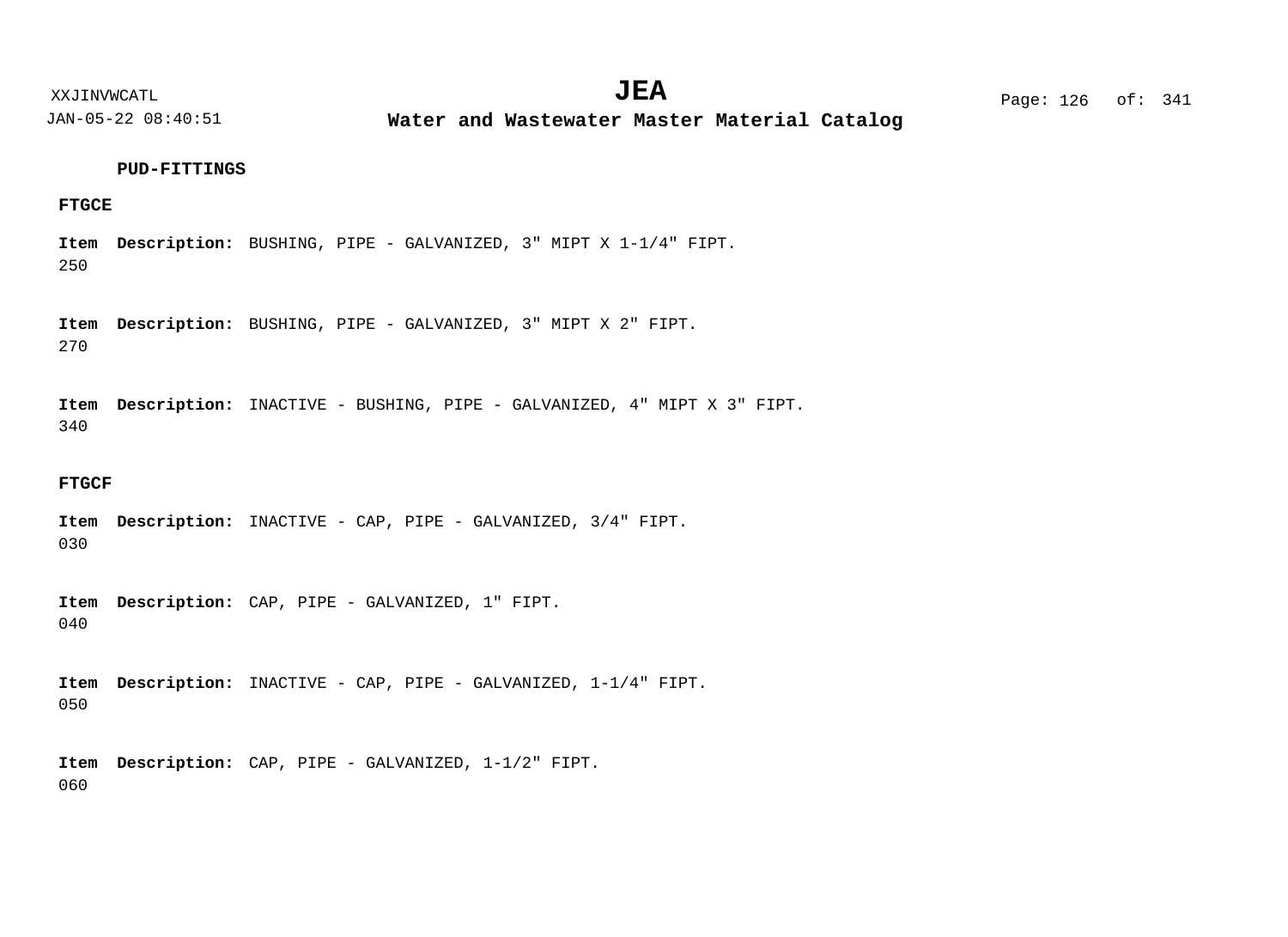### PUD-FITTINGS

#### FTGCE

**Item** **Description:** BUSHING, PIPE - GALVANIZED, 3" MIPT X 1-1/4" FIPT.
250

**Item** **Description:** BUSHING, PIPE - GALVANIZED, 3" MIPT X 2" FIPT.
270

**Item** **Description:** INACTIVE - BUSHING, PIPE - GALVANIZED, 4" MIPT X 3" FIPT.
340

#### FTGCF

**Item** **Description:** INACTIVE - CAP, PIPE - GALVANIZED, 3/4" FIPT.
030

**Item** **Description:** CAP, PIPE - GALVANIZED, 1" FIPT.
040

**Item** **Description:** INACTIVE - CAP, PIPE - GALVANIZED, 1-1/4" FIPT.
050

**Item** **Description:** CAP, PIPE - GALVANIZED, 1-1/2" FIPT.
060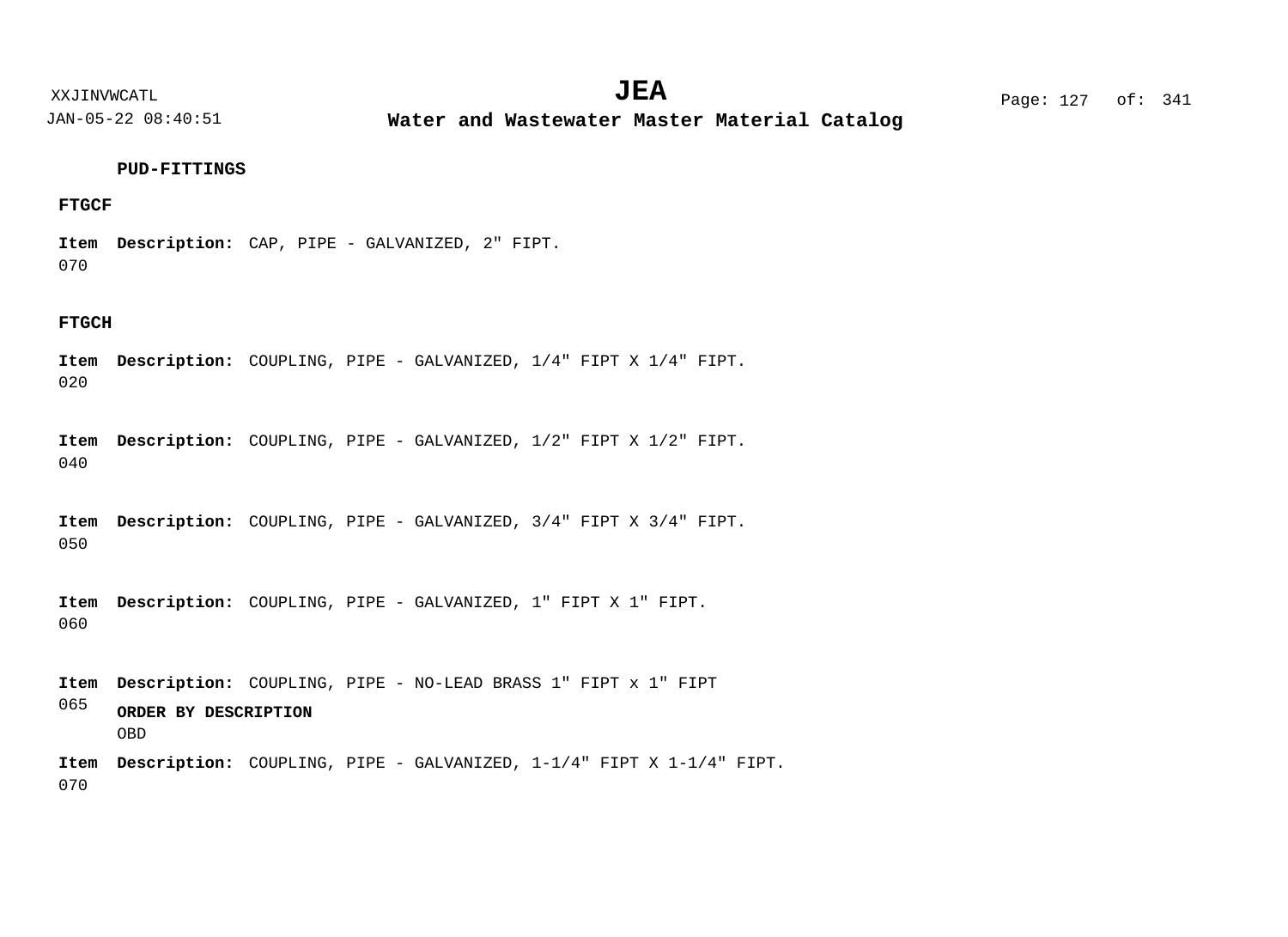**PUD-FITTINGS**

**FTGCF**

**Item** 070 **Description:** CAP, PIPE - GALVANIZED, 2" FIPT.

**FTGCH**

**Item** 020 **Description:** COUPLING, PIPE - GALVANIZED, 1/4" FIPT X 1/4" FIPT.

**Item** 040 **Description:** COUPLING, PIPE - GALVANIZED, 1/2" FIPT X 1/2" FIPT.

**Item** 050 **Description:** COUPLING, PIPE - GALVANIZED, 3/4" FIPT X 3/4" FIPT.

**Item** 060 **Description:** COUPLING, PIPE - GALVANIZED, 1" FIPT X 1" FIPT.

**Item** 065 **Description:** COUPLING, PIPE - NO-LEAD BRASS 1" FIPT x 1" FIPT

**ORDER BY DESCRIPTION**

OBD

**Item** 070 **Description:** COUPLING, PIPE - GALVANIZED, 1-1/4" FIPT X 1-1/4" FIPT.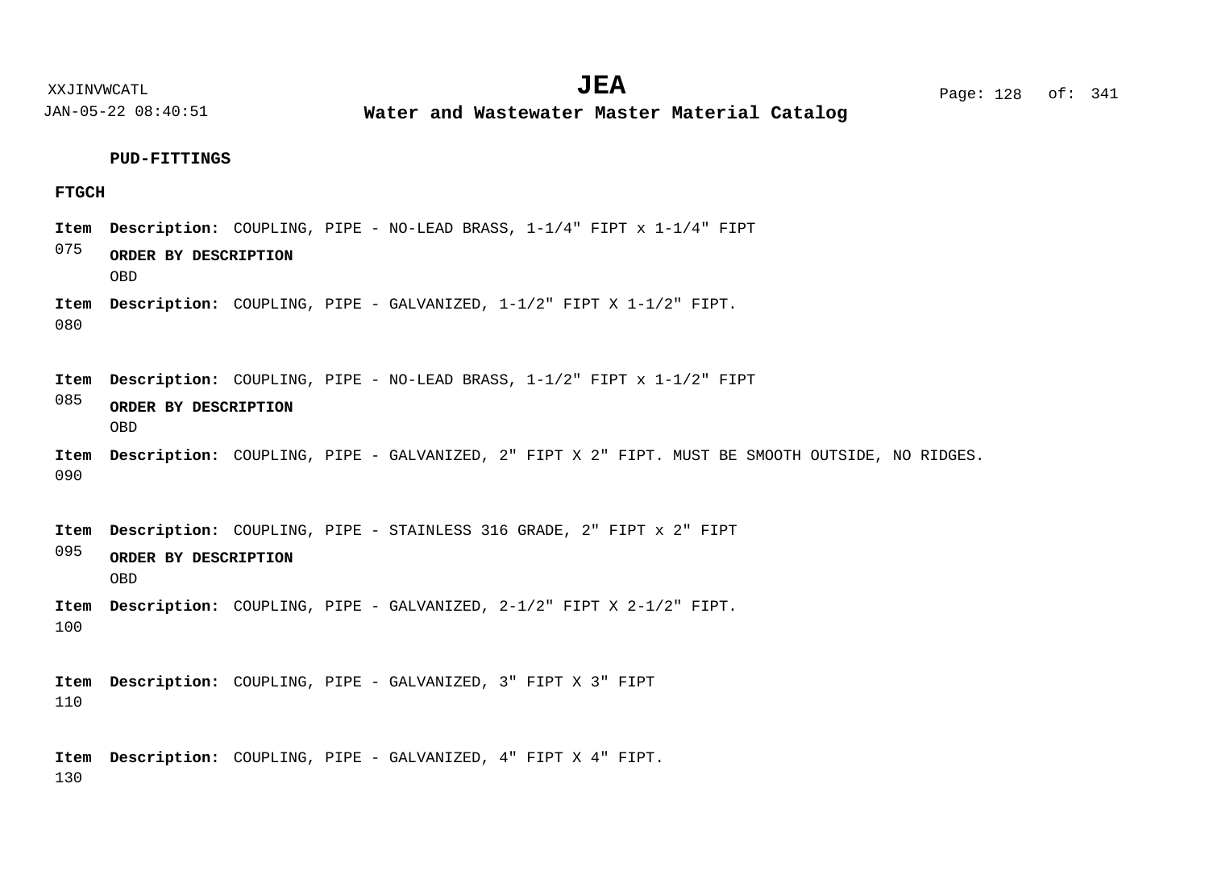**PUD-FITTINGS**

**FTGCH**

**Item** 075 **Description:** COUPLING, PIPE - NO-LEAD BRASS, 1-1/4" FIPT x 1-1/4" FIPT

**ORDER BY DESCRIPTION**
OBD

**Item** 080 **Description:** COUPLING, PIPE - GALVANIZED, 1-1/2" FIPT X 1-1/2" FIPT.

**Item** 085 **Description:** COUPLING, PIPE - NO-LEAD BRASS, 1-1/2" FIPT x 1-1/2" FIPT

**ORDER BY DESCRIPTION**
OBD

**Item** 090 **Description:** COUPLING, PIPE - GALVANIZED, 2" FIPT X 2" FIPT. MUST BE SMOOTH OUTSIDE, NO RIDGES.

**Item** 095 **Description:** COUPLING, PIPE - STAINLESS 316 GRADE, 2" FIPT x 2" FIPT

**ORDER BY DESCRIPTION**
OBD

**Item** 100 **Description:** COUPLING, PIPE - GALVANIZED, 2-1/2" FIPT X 2-1/2" FIPT.

**Item** 110 **Description:** COUPLING, PIPE - GALVANIZED, 3" FIPT X 3" FIPT

**Item** 130 **Description:** COUPLING, PIPE - GALVANIZED, 4" FIPT X 4" FIPT.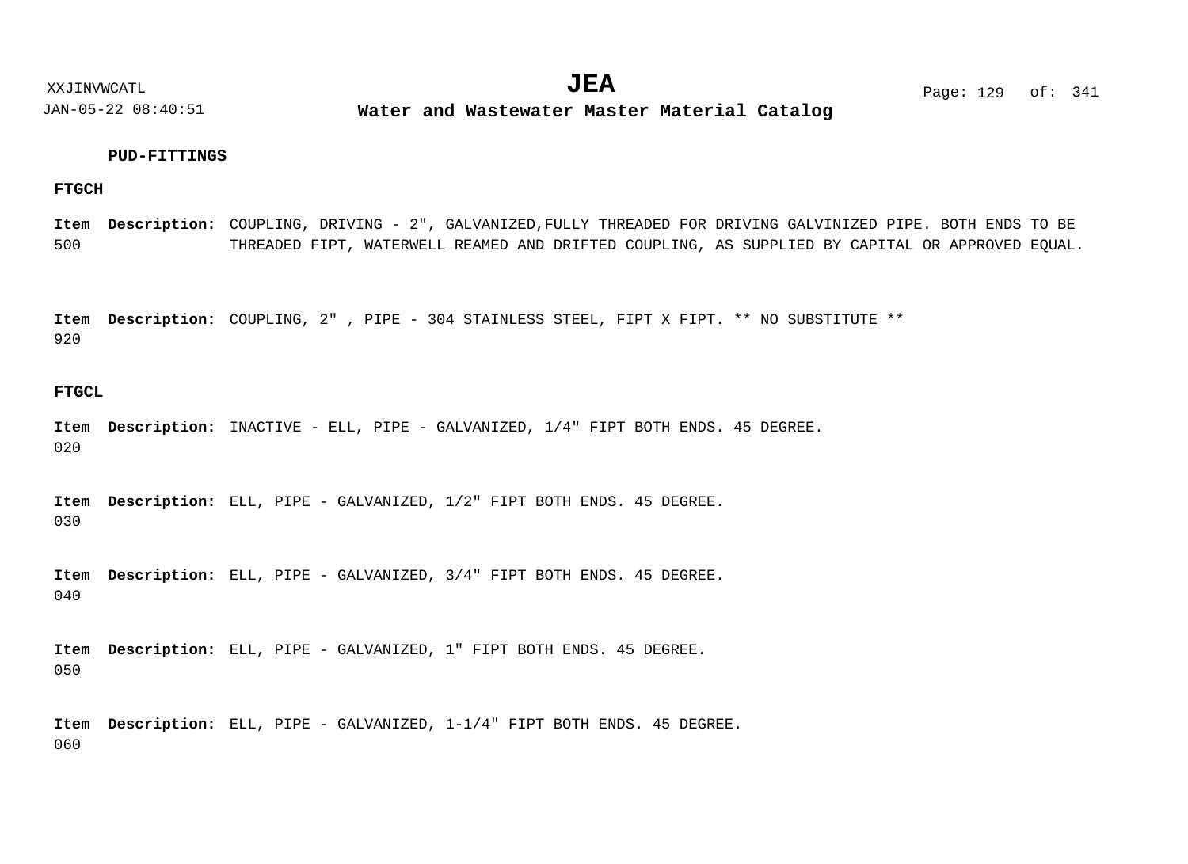## PUD-FITTINGS

### FTGCH

**Item** 500 **Description:** COUPLING, DRIVING - 2", GALVANIZED,FULLY THREADED FOR DRIVING GALVINIZED PIPE. BOTH ENDS TO BE THREADED FIPT, WATERWELL REAMED AND DRIFTED COUPLING, AS SUPPLIED BY CAPITAL OR APPROVED EQUAL.

**Item** 920 **Description:** COUPLING, 2" , PIPE - 304 STAINLESS STEEL, FIPT X FIPT. ** NO SUBSTITUTE **

### FTGCL

**Item** 020 **Description:** INACTIVE - ELL, PIPE - GALVANIZED, 1/4" FIPT BOTH ENDS. 45 DEGREE.

**Item** 030 **Description:** ELL, PIPE - GALVANIZED, 1/2" FIPT BOTH ENDS. 45 DEGREE.

**Item** 040 **Description:** ELL, PIPE - GALVANIZED, 3/4" FIPT BOTH ENDS. 45 DEGREE.

**Item** 050 **Description:** ELL, PIPE - GALVANIZED, 1" FIPT BOTH ENDS. 45 DEGREE.

**Item** 060 **Description:** ELL, PIPE - GALVANIZED, 1-1/4" FIPT BOTH ENDS. 45 DEGREE.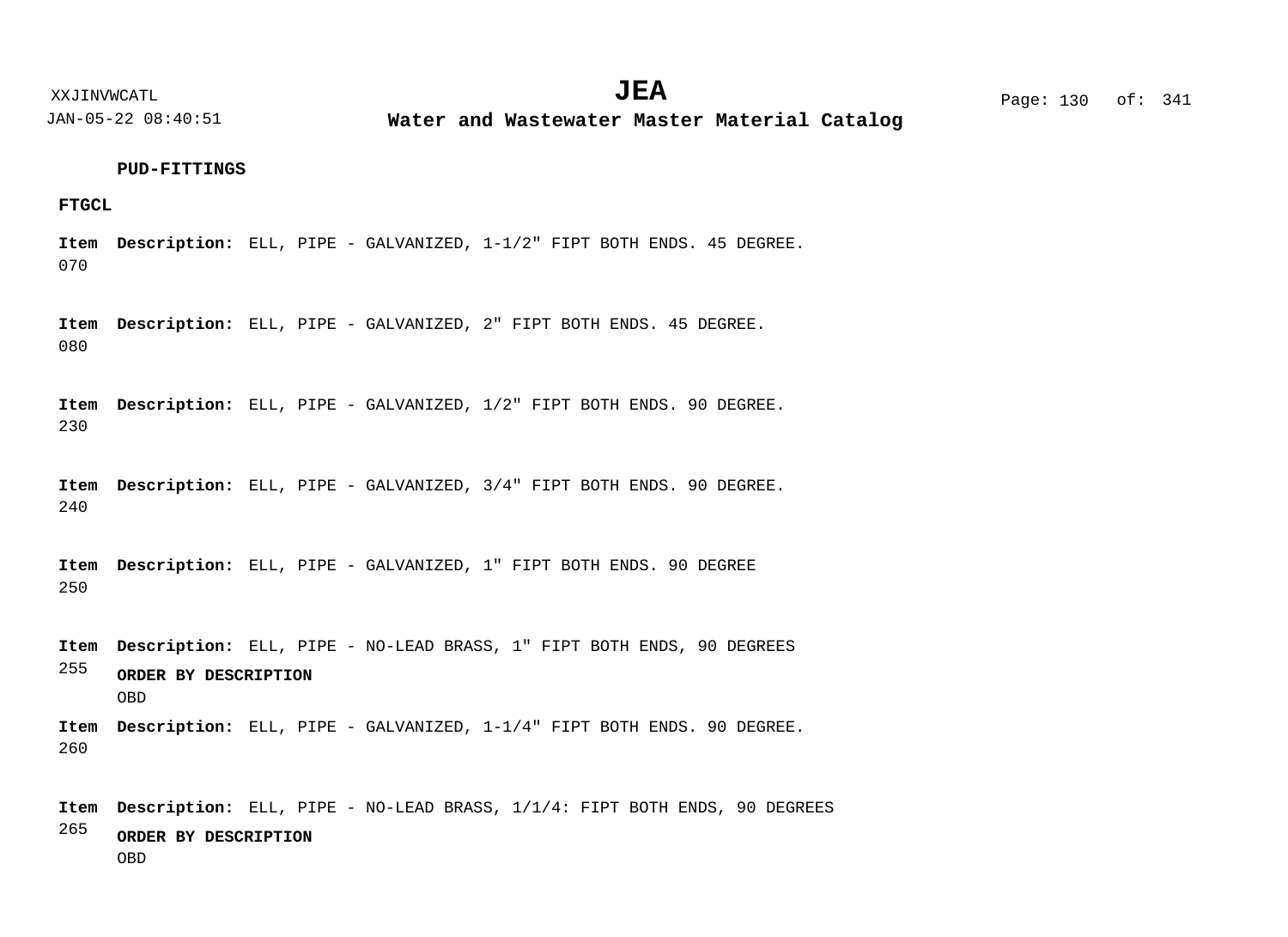**PUD-FITTINGS**

**FTGCL**

**Item** 070 **Description:** ELL, PIPE - GALVANIZED, 1-1/2" FIPT BOTH ENDS. 45 DEGREE.

**Item** 080 **Description:** ELL, PIPE - GALVANIZED, 2" FIPT BOTH ENDS. 45 DEGREE.

**Item** 230 **Description:** ELL, PIPE - GALVANIZED, 1/2" FIPT BOTH ENDS. 90 DEGREE.

**Item** 240 **Description:** ELL, PIPE - GALVANIZED, 3/4" FIPT BOTH ENDS. 90 DEGREE.

**Item** 250 **Description:** ELL, PIPE - GALVANIZED, 1" FIPT BOTH ENDS. 90 DEGREE

**Item** 255 **Description:** ELL, PIPE - NO-LEAD BRASS, 1" FIPT BOTH ENDS, 90 DEGREES

**ORDER BY DESCRIPTION**
OBD

**Item** 260 **Description:** ELL, PIPE - GALVANIZED, 1-1/4" FIPT BOTH ENDS. 90 DEGREE.

**Item** 265 **Description:** ELL, PIPE - NO-LEAD BRASS, 1/1/4: FIPT BOTH ENDS, 90 DEGREES

**ORDER BY DESCRIPTION**
OBD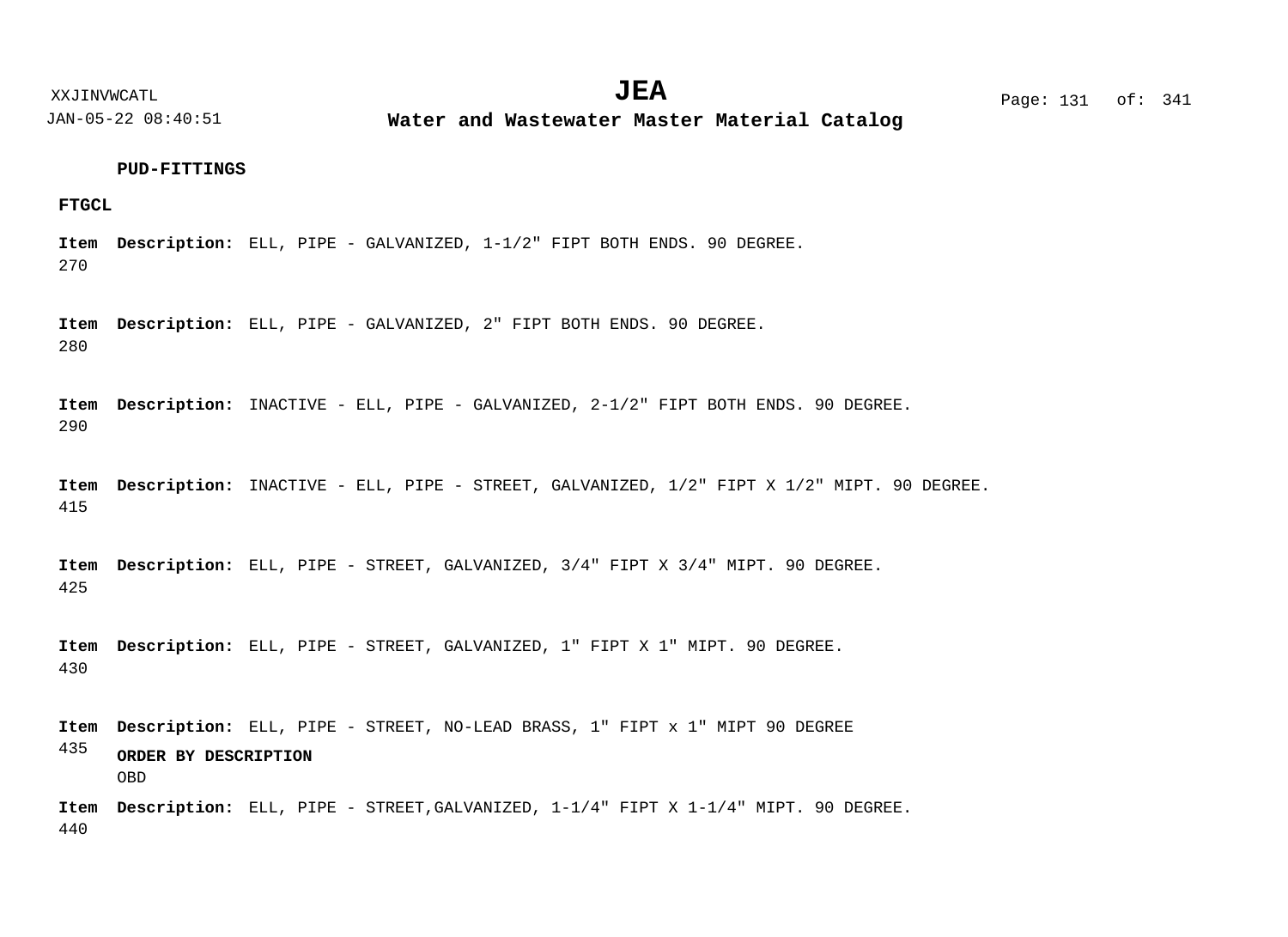**PUD-FITTINGS**

**FTGCL**

**Item** 270 **Description:** ELL, PIPE - GALVANIZED, 1-1/2" FIPT BOTH ENDS. 90 DEGREE.

**Item** 280 **Description:** ELL, PIPE - GALVANIZED, 2" FIPT BOTH ENDS. 90 DEGREE.

**Item** 290 **Description:** INACTIVE - ELL, PIPE - GALVANIZED, 2-1/2" FIPT BOTH ENDS. 90 DEGREE.

**Item** 415 **Description:** INACTIVE - ELL, PIPE - STREET, GALVANIZED, 1/2" FIPT X 1/2" MIPT. 90 DEGREE.

**Item** 425 **Description:** ELL, PIPE - STREET, GALVANIZED, 3/4" FIPT X 3/4" MIPT. 90 DEGREE.

**Item** 430 **Description:** ELL, PIPE - STREET, GALVANIZED, 1" FIPT X 1" MIPT. 90 DEGREE.

**Item** 435 **Description:** ELL, PIPE - STREET, NO-LEAD BRASS, 1" FIPT x 1" MIPT 90 DEGREE

**ORDER BY DESCRIPTION**
OBD

**Item** 440 **Description:** ELL, PIPE - STREET,GALVANIZED, 1-1/4" FIPT X 1-1/4" MIPT. 90 DEGREE.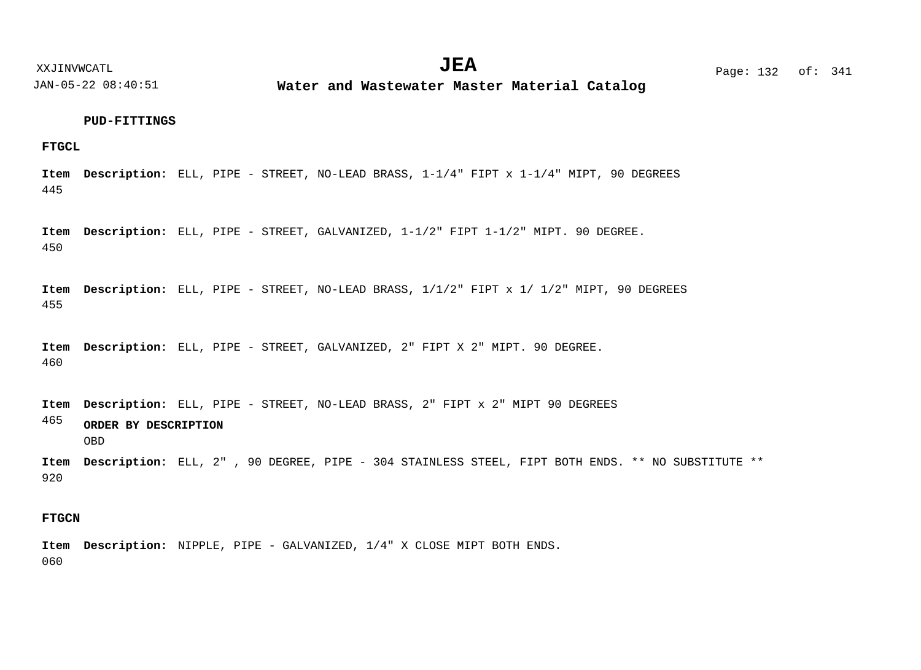**PUD-FITTINGS**

**FTGCL**

**Item** 445 **Description:** ELL, PIPE - STREET, NO-LEAD BRASS, 1-1/4" FIPT x 1-1/4" MIPT, 90 DEGREES

**Item** 450 **Description:** ELL, PIPE - STREET, GALVANIZED, 1-1/2" FIPT 1-1/2" MIPT. 90 DEGREE.

**Item** 455 **Description:** ELL, PIPE - STREET, NO-LEAD BRASS, 1/1/2" FIPT x 1/ 1/2" MIPT, 90 DEGREES

**Item** 460 **Description:** ELL, PIPE - STREET, GALVANIZED, 2" FIPT X 2" MIPT. 90 DEGREE.

**Item** 465 **Description:** ELL, PIPE - STREET, NO-LEAD BRASS, 2" FIPT x 2" MIPT 90 DEGREES

**ORDER BY DESCRIPTION**

OBD

**Item** 920 **Description:** ELL, 2" , 90 DEGREE, PIPE - 304 STAINLESS STEEL, FIPT BOTH ENDS. ** NO SUBSTITUTE **

**FTGCN**

**Item** 060 **Description:** NIPPLE, PIPE - GALVANIZED, 1/4" X CLOSE MIPT BOTH ENDS.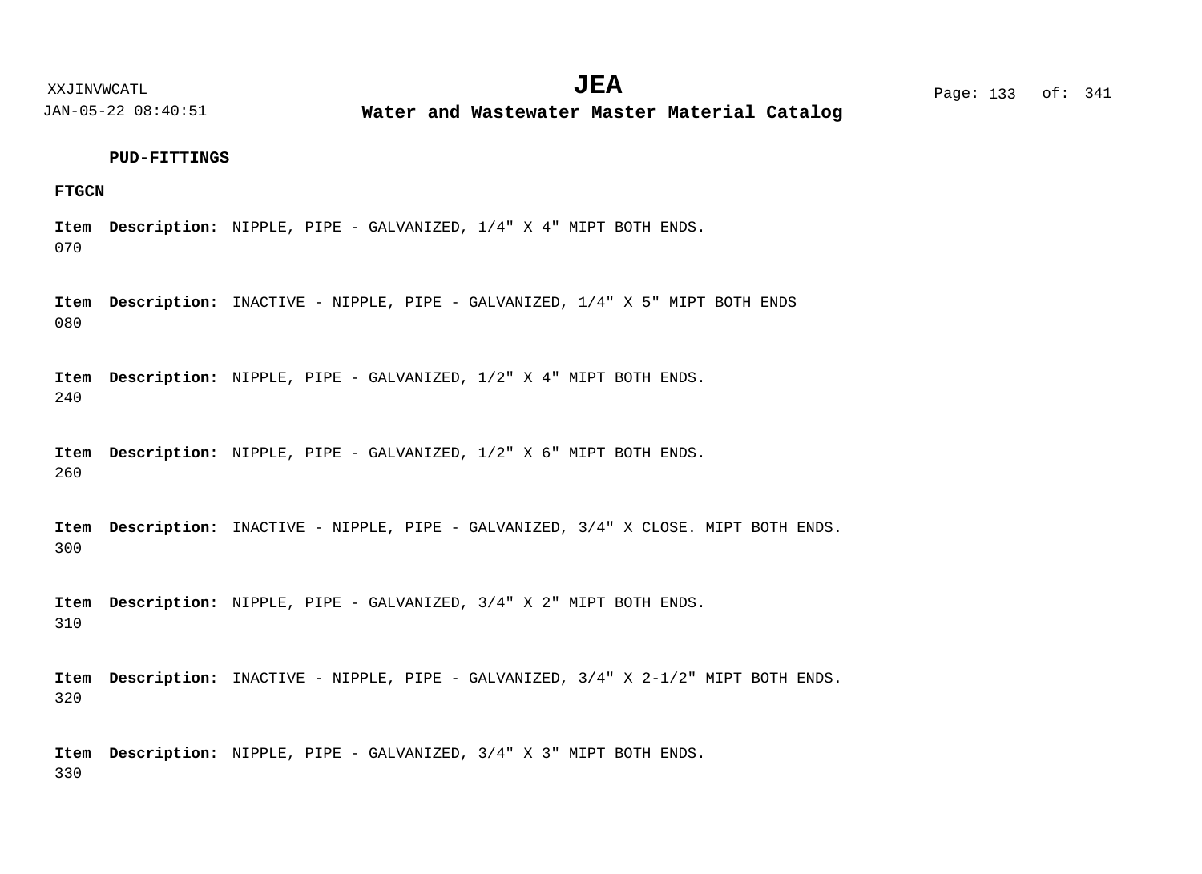**PUD-FITTINGS**

**FTGCN**

**Item** 070 **Description:** NIPPLE, PIPE - GALVANIZED, 1/4" X 4" MIPT BOTH ENDS.

**Item** 080 **Description:** INACTIVE - NIPPLE, PIPE - GALVANIZED, 1/4" X 5" MIPT BOTH ENDS

**Item** 240 **Description:** NIPPLE, PIPE - GALVANIZED, 1/2" X 4" MIPT BOTH ENDS.

**Item** 260 **Description:** NIPPLE, PIPE - GALVANIZED, 1/2" X 6" MIPT BOTH ENDS.

**Item** 300 **Description:** INACTIVE - NIPPLE, PIPE - GALVANIZED, 3/4" X CLOSE. MIPT BOTH ENDS.

**Item** 310 **Description:** NIPPLE, PIPE - GALVANIZED, 3/4" X 2" MIPT BOTH ENDS.

**Item** 320 **Description:** INACTIVE - NIPPLE, PIPE - GALVANIZED, 3/4" X 2-1/2" MIPT BOTH ENDS.

**Item** 330 **Description:** NIPPLE, PIPE - GALVANIZED, 3/4" X 3" MIPT BOTH ENDS.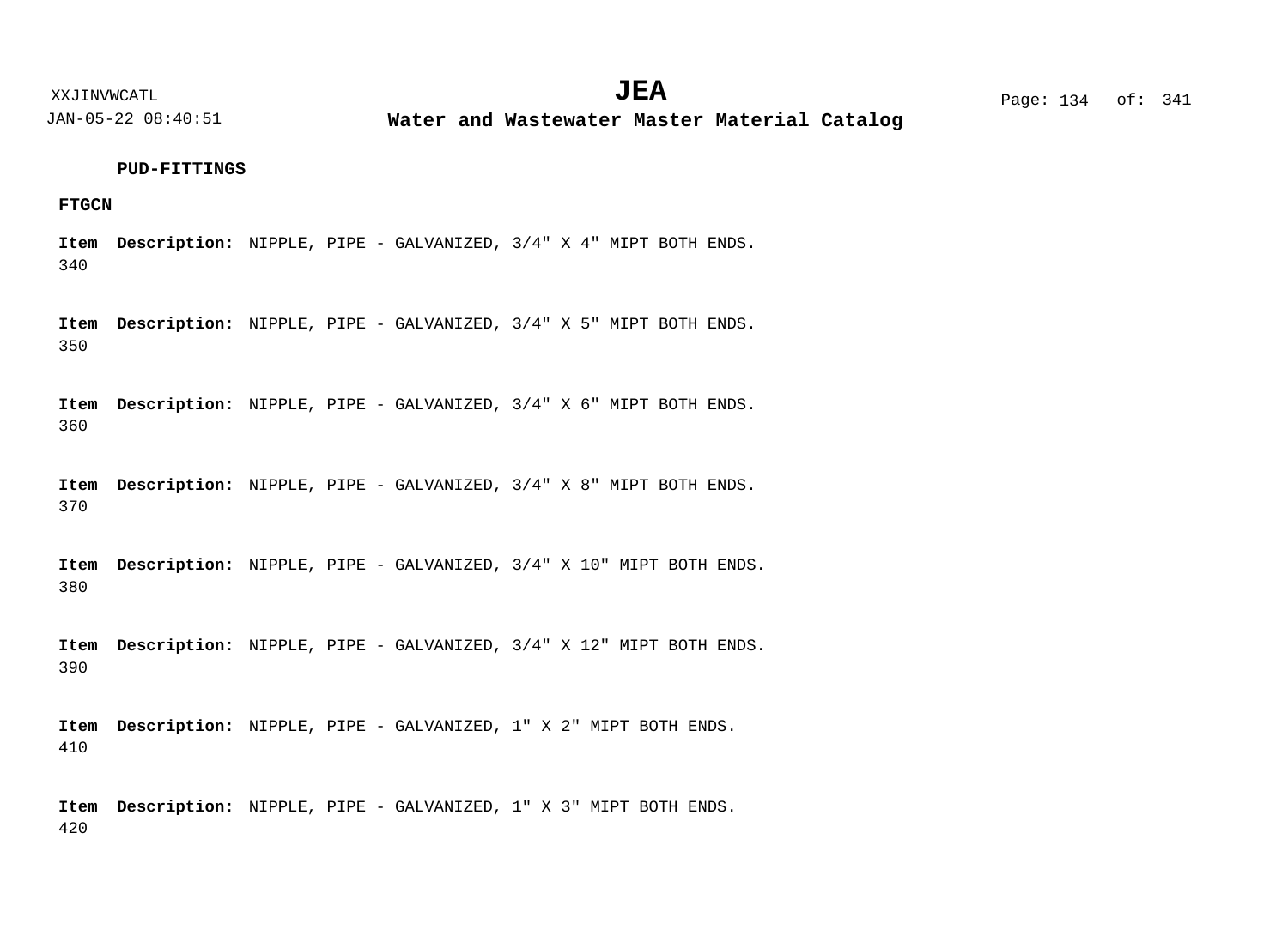**PUD-FITTINGS**

**FTGCN**

**Item** 340 **Description:** NIPPLE, PIPE - GALVANIZED, 3/4" X 4" MIPT BOTH ENDS.

**Item** 350 **Description:** NIPPLE, PIPE - GALVANIZED, 3/4" X 5" MIPT BOTH ENDS.

**Item** 360 **Description:** NIPPLE, PIPE - GALVANIZED, 3/4" X 6" MIPT BOTH ENDS.

**Item** 370 **Description:** NIPPLE, PIPE - GALVANIZED, 3/4" X 8" MIPT BOTH ENDS.

**Item** 380 **Description:** NIPPLE, PIPE - GALVANIZED, 3/4" X 10" MIPT BOTH ENDS.

**Item** 390 **Description:** NIPPLE, PIPE - GALVANIZED, 3/4" X 12" MIPT BOTH ENDS.

**Item** 410 **Description:** NIPPLE, PIPE - GALVANIZED, 1" X 2" MIPT BOTH ENDS.

**Item** 420 **Description:** NIPPLE, PIPE - GALVANIZED, 1" X 3" MIPT BOTH ENDS.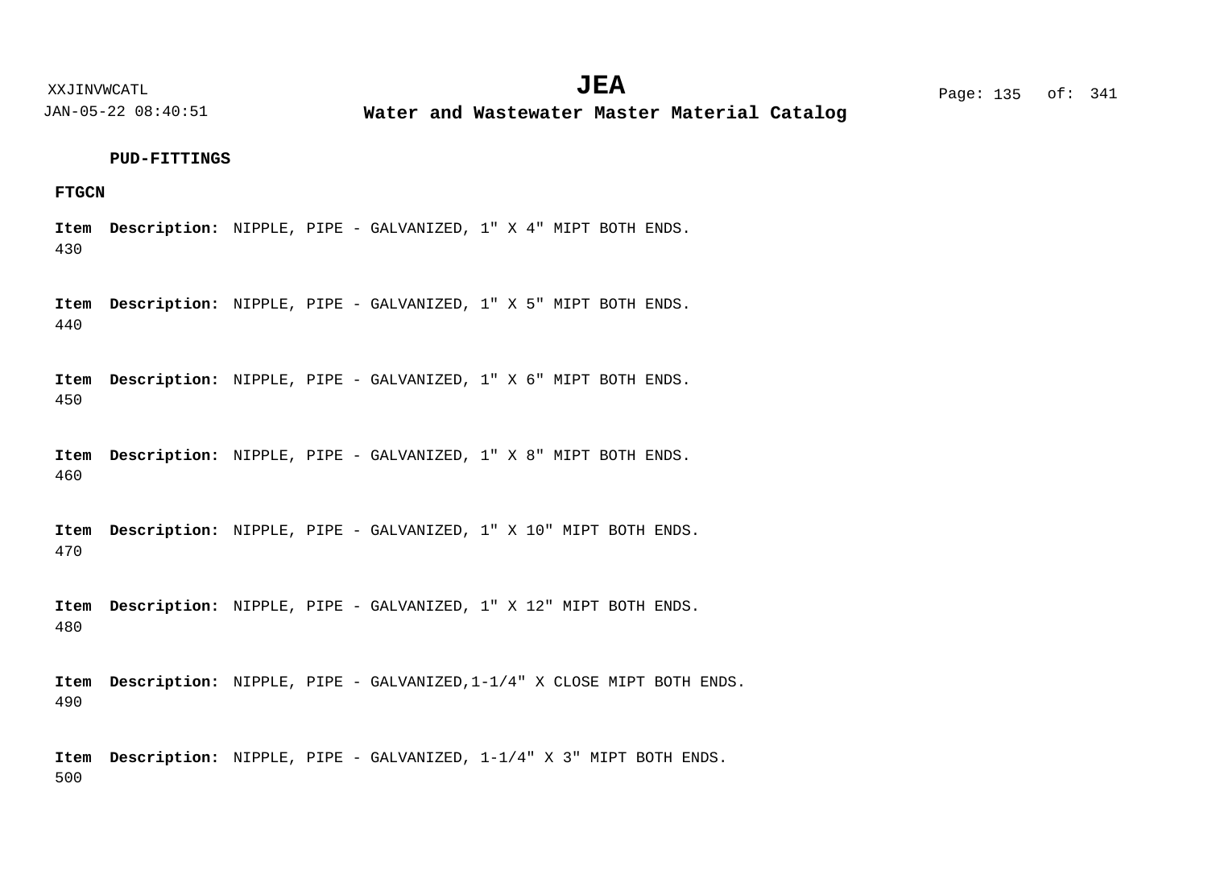**PUD-FITTINGS**

**FTGCN**

**Item** 430 **Description:** NIPPLE, PIPE - GALVANIZED, 1" X 4" MIPT BOTH ENDS.

**Item** 440 **Description:** NIPPLE, PIPE - GALVANIZED, 1" X 5" MIPT BOTH ENDS.

**Item** 450 **Description:** NIPPLE, PIPE - GALVANIZED, 1" X 6" MIPT BOTH ENDS.

**Item** 460 **Description:** NIPPLE, PIPE - GALVANIZED, 1" X 8" MIPT BOTH ENDS.

**Item** 470 **Description:** NIPPLE, PIPE - GALVANIZED, 1" X 10" MIPT BOTH ENDS.

**Item** 480 **Description:** NIPPLE, PIPE - GALVANIZED, 1" X 12" MIPT BOTH ENDS.

**Item** 490 **Description:** NIPPLE, PIPE - GALVANIZED,1-1/4" X CLOSE MIPT BOTH ENDS.

**Item** 500 **Description:** NIPPLE, PIPE - GALVANIZED, 1-1/4" X 3" MIPT BOTH ENDS.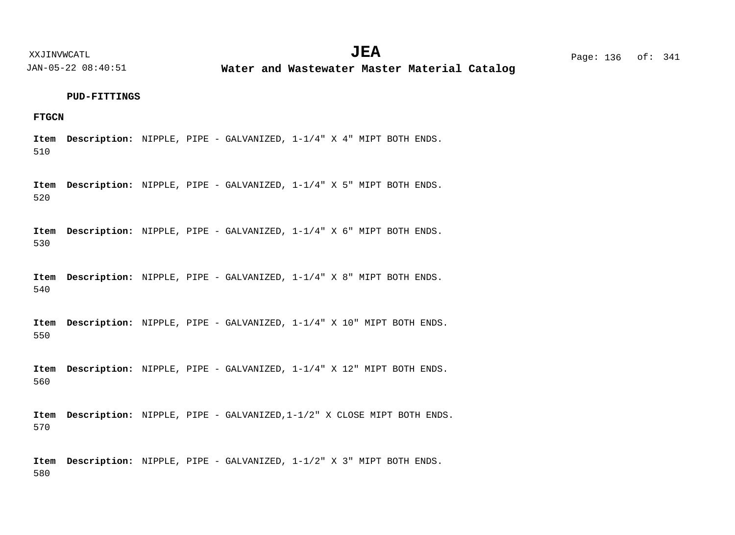**PUD-FITTINGS**

**FTGCN**

**Item** 510 **Description:** NIPPLE, PIPE - GALVANIZED, 1-1/4" X 4" MIPT BOTH ENDS.

**Item** 520 **Description:** NIPPLE, PIPE - GALVANIZED, 1-1/4" X 5" MIPT BOTH ENDS.

**Item** 530 **Description:** NIPPLE, PIPE - GALVANIZED, 1-1/4" X 6" MIPT BOTH ENDS.

**Item** 540 **Description:** NIPPLE, PIPE - GALVANIZED, 1-1/4" X 8" MIPT BOTH ENDS.

**Item** 550 **Description:** NIPPLE, PIPE - GALVANIZED, 1-1/4" X 10" MIPT BOTH ENDS.

**Item** 560 **Description:** NIPPLE, PIPE - GALVANIZED, 1-1/4" X 12" MIPT BOTH ENDS.

**Item** 570 **Description:** NIPPLE, PIPE - GALVANIZED,1-1/2" X CLOSE MIPT BOTH ENDS.

**Item** 580 **Description:** NIPPLE, PIPE - GALVANIZED, 1-1/2" X 3" MIPT BOTH ENDS.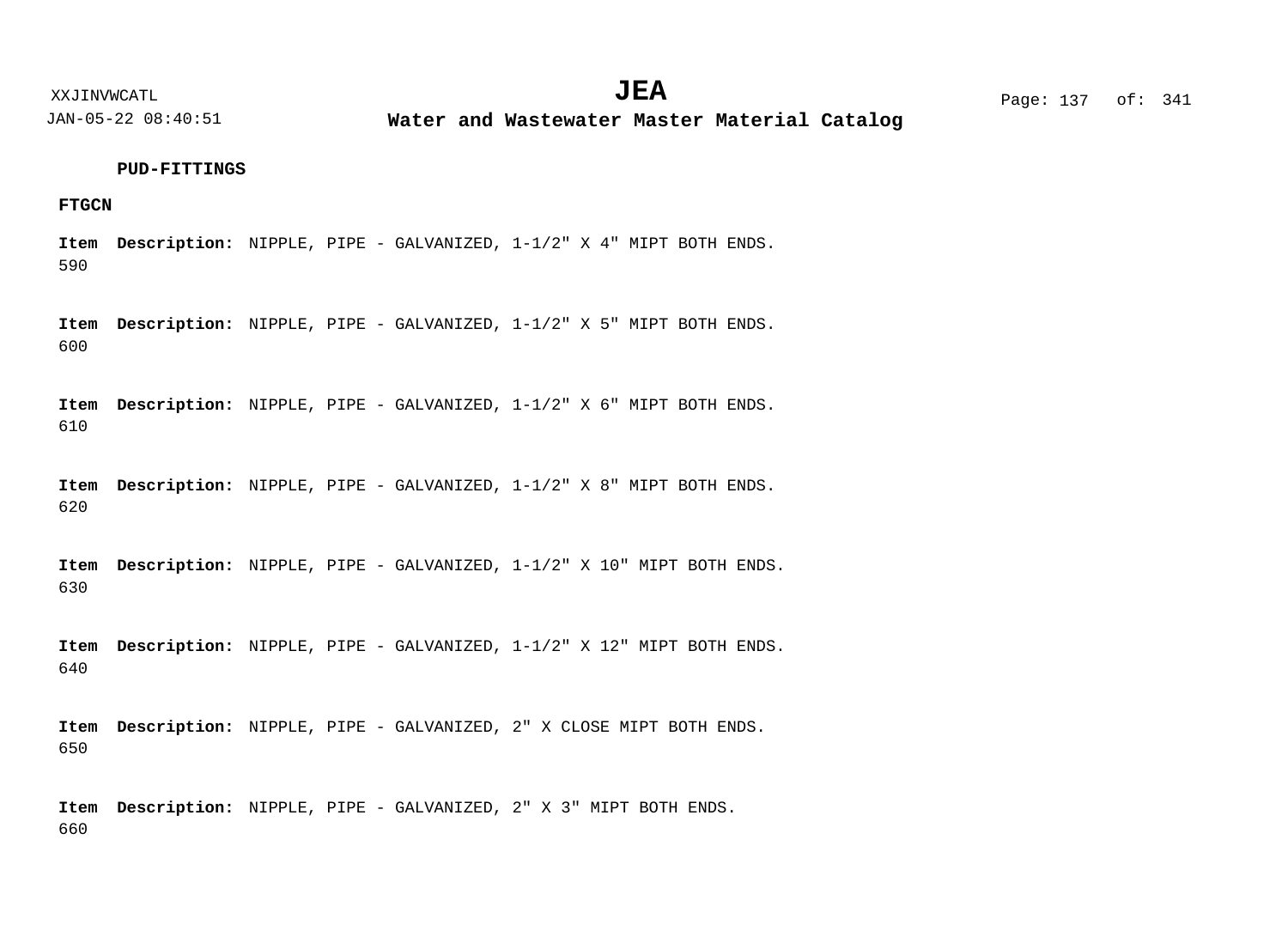**PUD-FITTINGS**

**FTGCN**

**Item** 590 **Description:** NIPPLE, PIPE - GALVANIZED, 1-1/2" X 4" MIPT BOTH ENDS.

**Item** 600 **Description:** NIPPLE, PIPE - GALVANIZED, 1-1/2" X 5" MIPT BOTH ENDS.

**Item** 610 **Description:** NIPPLE, PIPE - GALVANIZED, 1-1/2" X 6" MIPT BOTH ENDS.

**Item** 620 **Description:** NIPPLE, PIPE - GALVANIZED, 1-1/2" X 8" MIPT BOTH ENDS.

**Item** 630 **Description:** NIPPLE, PIPE - GALVANIZED, 1-1/2" X 10" MIPT BOTH ENDS.

**Item** 640 **Description:** NIPPLE, PIPE - GALVANIZED, 1-1/2" X 12" MIPT BOTH ENDS.

**Item** 650 **Description:** NIPPLE, PIPE - GALVANIZED, 2" X CLOSE MIPT BOTH ENDS.

**Item** 660 **Description:** NIPPLE, PIPE - GALVANIZED, 2" X 3" MIPT BOTH ENDS.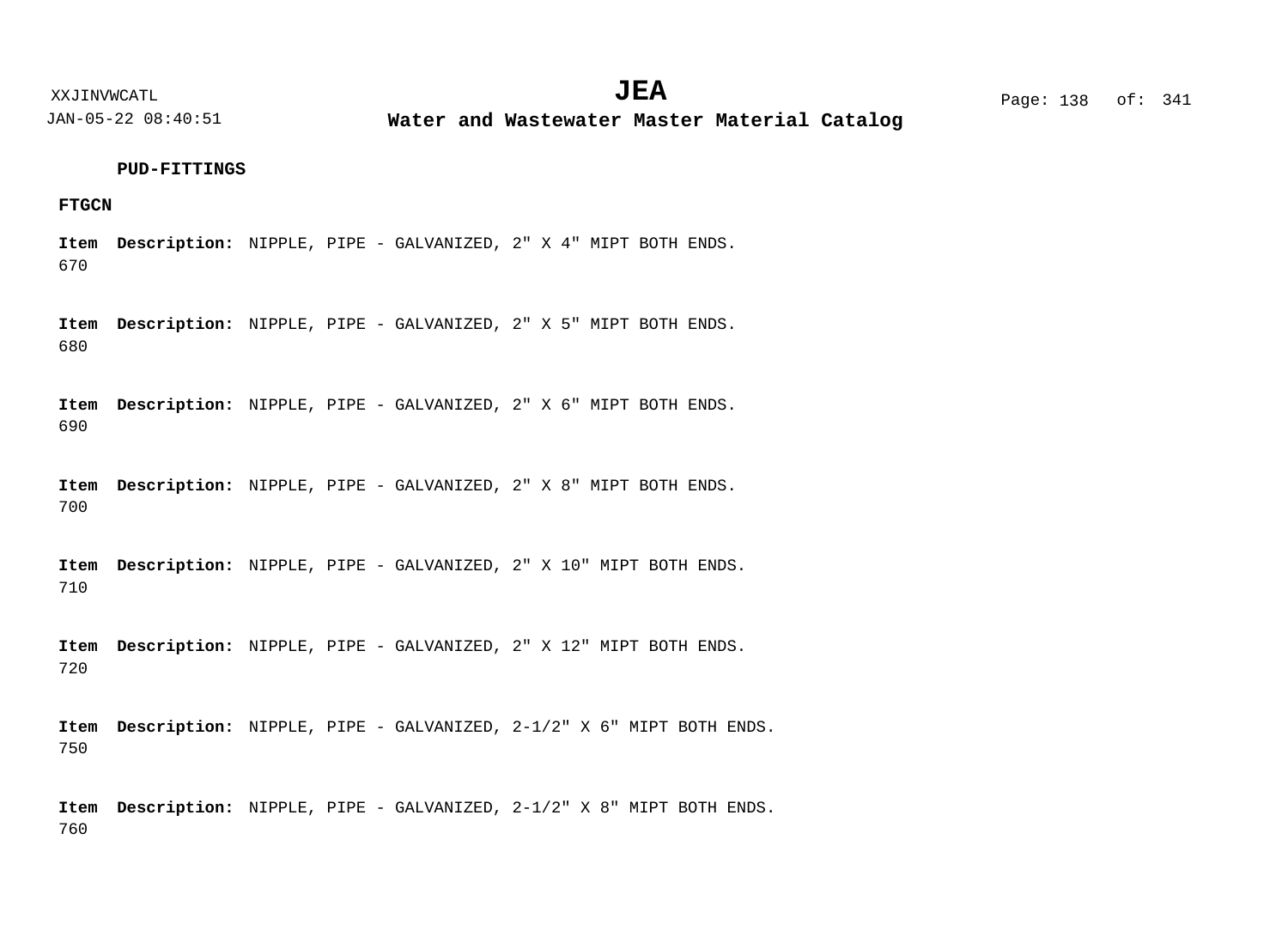**PUD-FITTINGS**

**FTGCN**

**Item** 670 **Description:** NIPPLE, PIPE - GALVANIZED, 2" X 4" MIPT BOTH ENDS.

**Item** 680 **Description:** NIPPLE, PIPE - GALVANIZED, 2" X 5" MIPT BOTH ENDS.

**Item** 690 **Description:** NIPPLE, PIPE - GALVANIZED, 2" X 6" MIPT BOTH ENDS.

**Item** 700 **Description:** NIPPLE, PIPE - GALVANIZED, 2" X 8" MIPT BOTH ENDS.

**Item** 710 **Description:** NIPPLE, PIPE - GALVANIZED, 2" X 10" MIPT BOTH ENDS.

**Item** 720 **Description:** NIPPLE, PIPE - GALVANIZED, 2" X 12" MIPT BOTH ENDS.

**Item** 750 **Description:** NIPPLE, PIPE - GALVANIZED, 2-1/2" X 6" MIPT BOTH ENDS.

**Item** 760 **Description:** NIPPLE, PIPE - GALVANIZED, 2-1/2" X 8" MIPT BOTH ENDS.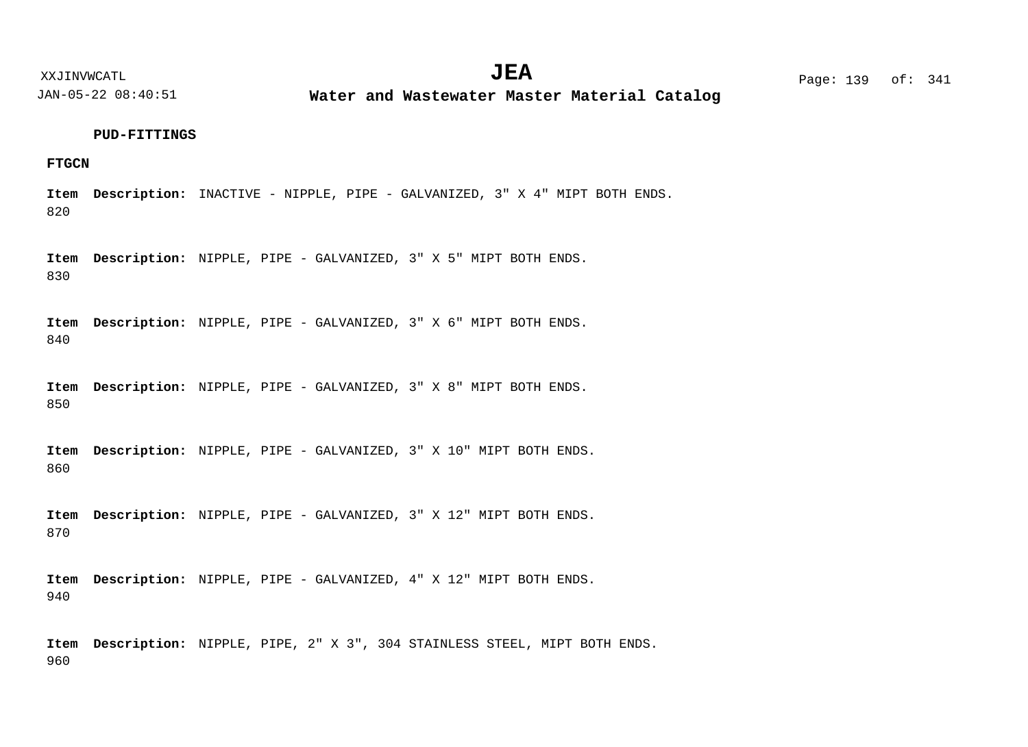**PUD-FITTINGS**

**FTGCN**

**Item** **Description:** INACTIVE - NIPPLE, PIPE - GALVANIZED, 3" X 4" MIPT BOTH ENDS.
820

**Item** **Description:** NIPPLE, PIPE - GALVANIZED, 3" X 5" MIPT BOTH ENDS.
830

**Item** **Description:** NIPPLE, PIPE - GALVANIZED, 3" X 6" MIPT BOTH ENDS.
840

**Item** **Description:** NIPPLE, PIPE - GALVANIZED, 3" X 8" MIPT BOTH ENDS.
850

**Item** **Description:** NIPPLE, PIPE - GALVANIZED, 3" X 10" MIPT BOTH ENDS.
860

**Item** **Description:** NIPPLE, PIPE - GALVANIZED, 3" X 12" MIPT BOTH ENDS.
870

**Item** **Description:** NIPPLE, PIPE - GALVANIZED, 4" X 12" MIPT BOTH ENDS.
940

**Item** **Description:** NIPPLE, PIPE, 2" X 3", 304 STAINLESS STEEL, MIPT BOTH ENDS.
960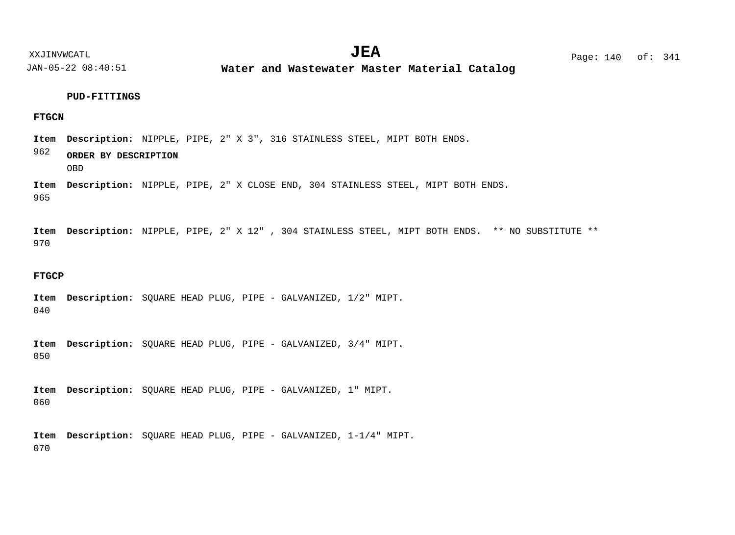**PUD-FITTINGS**

**FTGCN**

**Item** 962 **Description:** NIPPLE, PIPE, 2" X 3", 316 STAINLESS STEEL, MIPT BOTH ENDS.

**ORDER BY DESCRIPTION**

OBD

**Item** 965 **Description:** NIPPLE, PIPE, 2" X CLOSE END, 304 STAINLESS STEEL, MIPT BOTH ENDS.

**Item** 970 **Description:** NIPPLE, PIPE, 2" X 12" , 304 STAINLESS STEEL, MIPT BOTH ENDS.  ** NO SUBSTITUTE **

**FTGCP**

**Item** 040 **Description:** SQUARE HEAD PLUG, PIPE - GALVANIZED, 1/2" MIPT.

**Item** 050 **Description:** SQUARE HEAD PLUG, PIPE - GALVANIZED, 3/4" MIPT.

**Item** 060 **Description:** SQUARE HEAD PLUG, PIPE - GALVANIZED, 1" MIPT.

**Item** 070 **Description:** SQUARE HEAD PLUG, PIPE - GALVANIZED, 1-1/4" MIPT.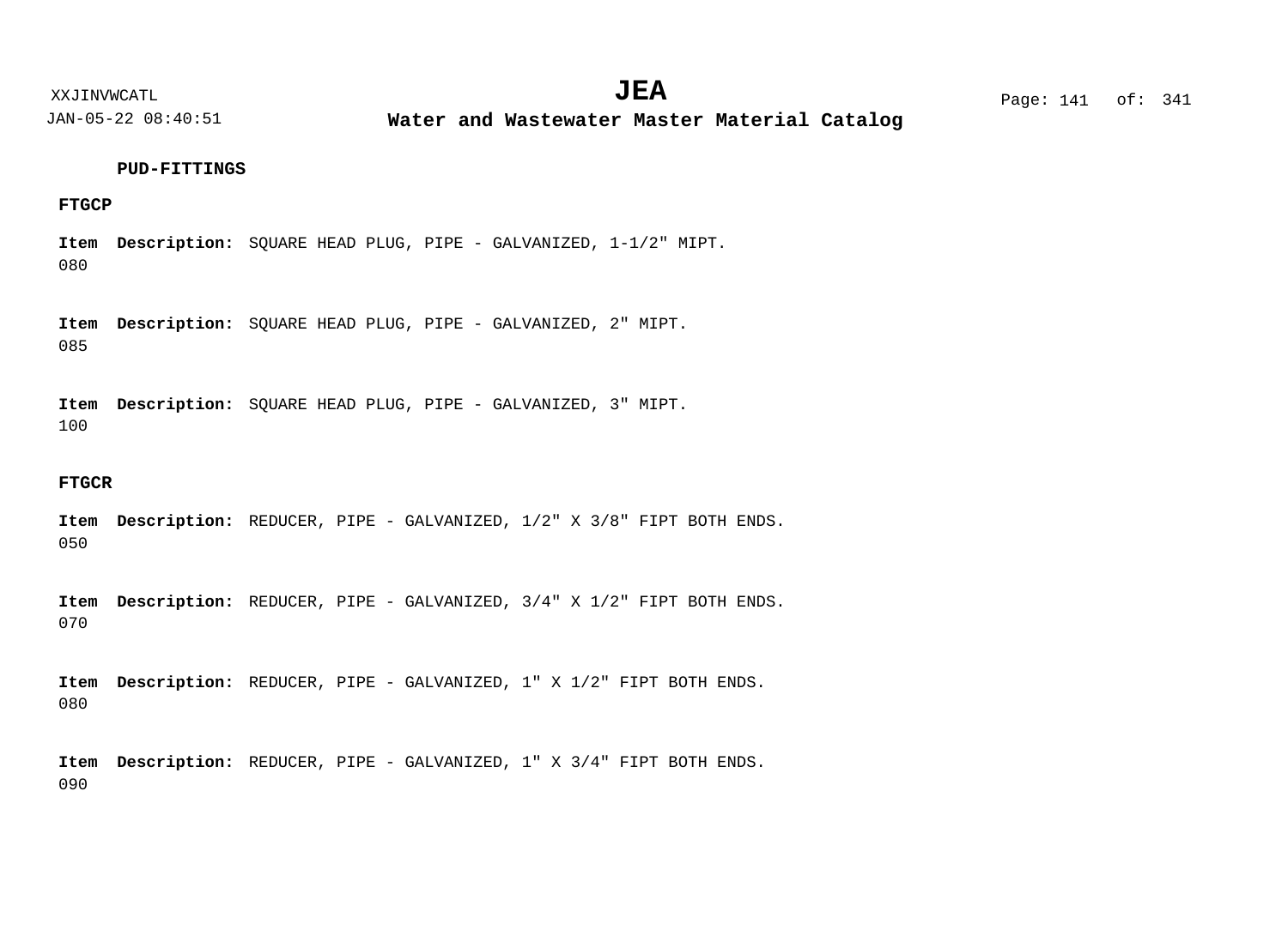**PUD-FITTINGS**

**FTGCP**

**Item** **Description:** SQUARE HEAD PLUG, PIPE - GALVANIZED, 1-1/2" MIPT.
080

**Item** **Description:** SQUARE HEAD PLUG, PIPE - GALVANIZED, 2" MIPT.
085

**Item** **Description:** SQUARE HEAD PLUG, PIPE - GALVANIZED, 3" MIPT.
100

**FTGCR**

**Item** **Description:** REDUCER, PIPE - GALVANIZED, 1/2" X 3/8" FIPT BOTH ENDS.
050

**Item** **Description:** REDUCER, PIPE - GALVANIZED, 3/4" X 1/2" FIPT BOTH ENDS.
070

**Item** **Description:** REDUCER, PIPE - GALVANIZED, 1" X 1/2" FIPT BOTH ENDS.
080

**Item** **Description:** REDUCER, PIPE - GALVANIZED, 1" X 3/4" FIPT BOTH ENDS.
090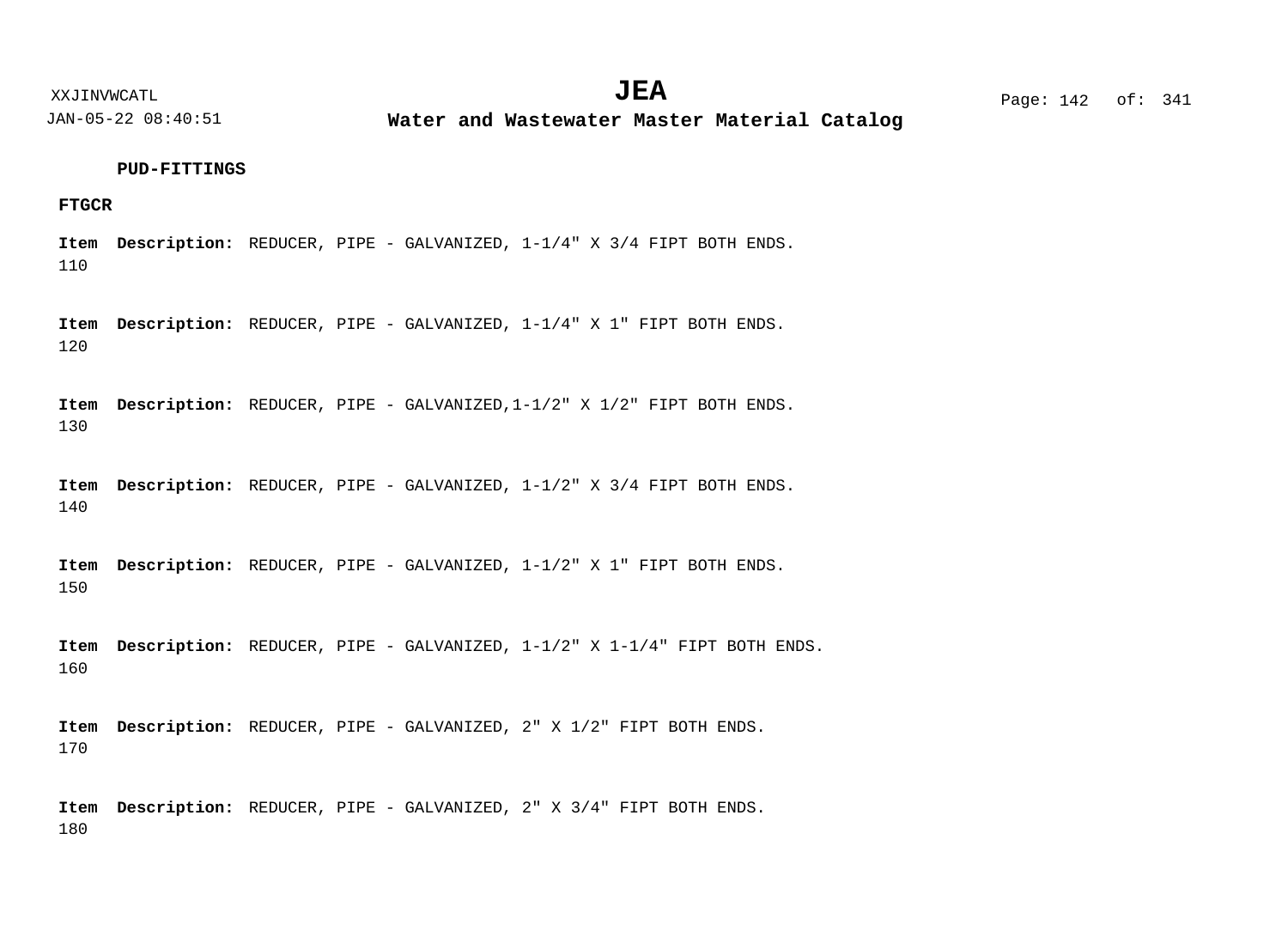**PUD-FITTINGS**

**FTGCR**

**Item** **Description:** REDUCER, PIPE - GALVANIZED, 1-1/4" X 3/4 FIPT BOTH ENDS.
110

**Item** **Description:** REDUCER, PIPE - GALVANIZED, 1-1/4" X 1" FIPT BOTH ENDS.
120

**Item** **Description:** REDUCER, PIPE - GALVANIZED,1-1/2" X 1/2" FIPT BOTH ENDS.
130

**Item** **Description:** REDUCER, PIPE - GALVANIZED, 1-1/2" X 3/4 FIPT BOTH ENDS.
140

**Item** **Description:** REDUCER, PIPE - GALVANIZED, 1-1/2" X 1" FIPT BOTH ENDS.
150

**Item** **Description:** REDUCER, PIPE - GALVANIZED, 1-1/2" X 1-1/4" FIPT BOTH ENDS.
160

**Item** **Description:** REDUCER, PIPE - GALVANIZED, 2" X 1/2" FIPT BOTH ENDS.
170

**Item** **Description:** REDUCER, PIPE - GALVANIZED, 2" X 3/4" FIPT BOTH ENDS.
180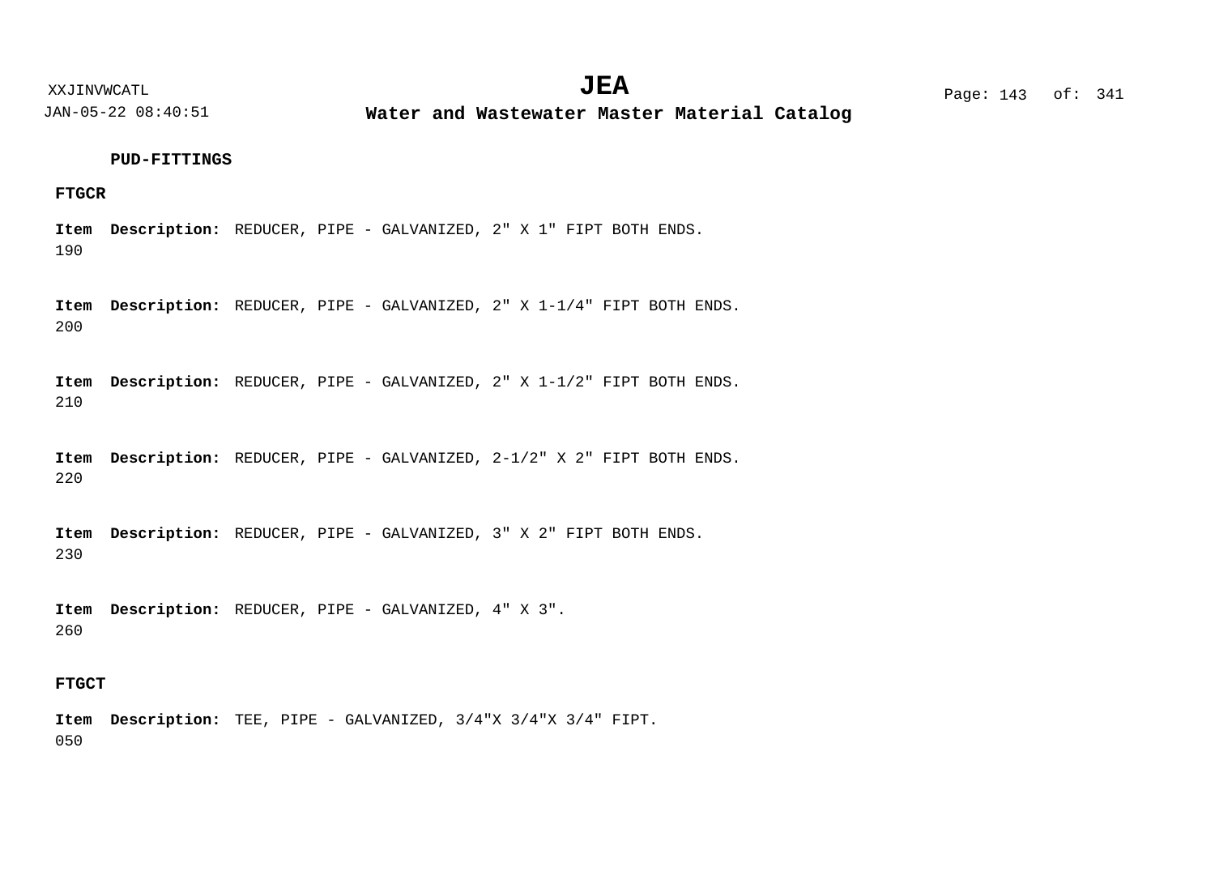**PUD-FITTINGS**

**FTGCR**

**Item** 190 **Description:** REDUCER, PIPE - GALVANIZED, 2" X 1" FIPT BOTH ENDS.

**Item** 200 **Description:** REDUCER, PIPE - GALVANIZED, 2" X 1-1/4" FIPT BOTH ENDS.

**Item** 210 **Description:** REDUCER, PIPE - GALVANIZED, 2" X 1-1/2" FIPT BOTH ENDS.

**Item** 220 **Description:** REDUCER, PIPE - GALVANIZED, 2-1/2" X 2" FIPT BOTH ENDS.

**Item** 230 **Description:** REDUCER, PIPE - GALVANIZED, 3" X 2" FIPT BOTH ENDS.

**Item** 260 **Description:** REDUCER, PIPE - GALVANIZED, 4" X 3".

**FTGCT**

**Item** 050 **Description:** TEE, PIPE - GALVANIZED, 3/4"X 3/4"X 3/4" FIPT.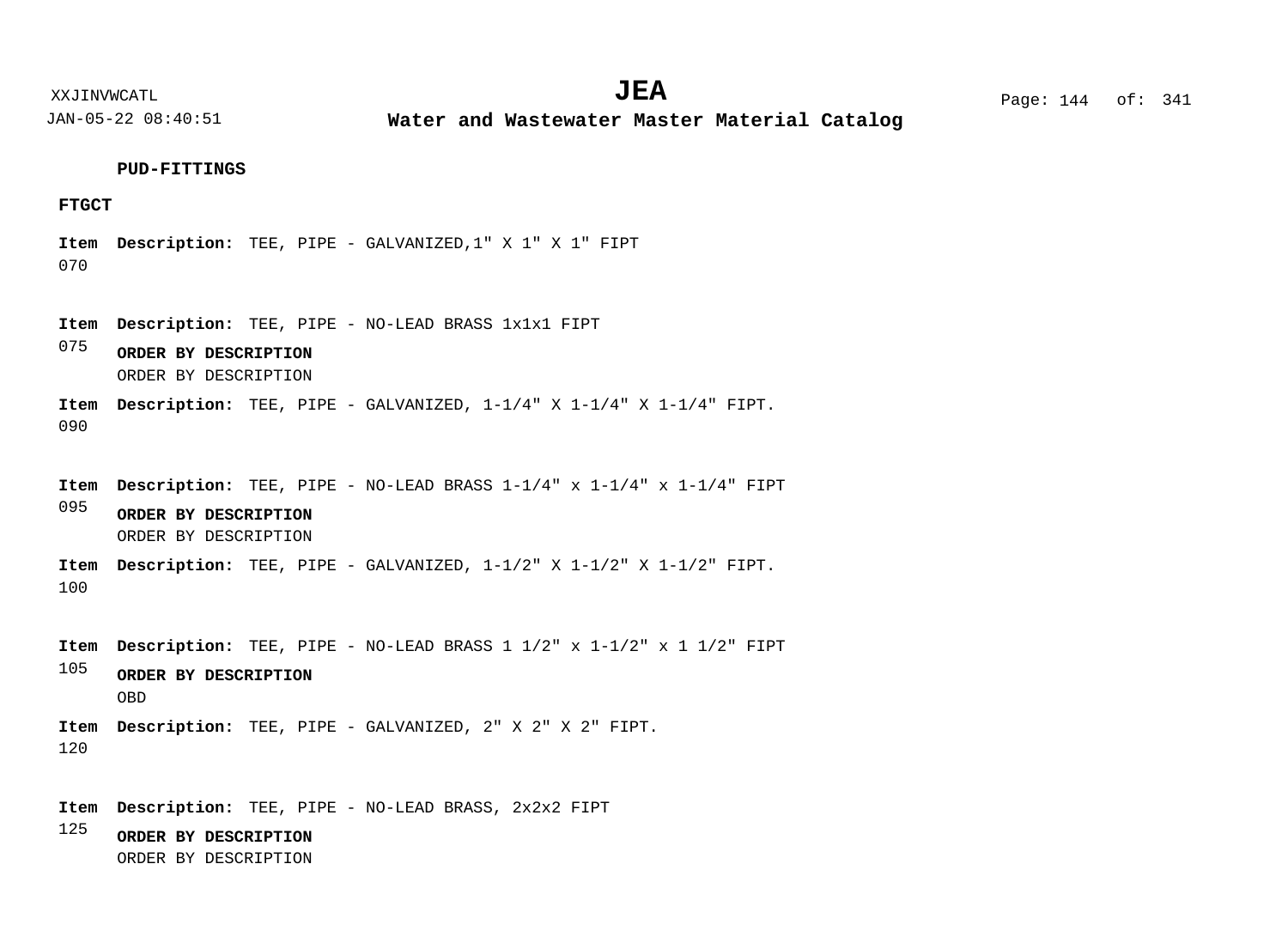**PUD-FITTINGS**

**FTGCT**

**Item** 070 **Description:** TEE, PIPE - GALVANIZED,1" X 1" X 1" FIPT

**Item** 075 **Description:** TEE, PIPE - NO-LEAD BRASS 1x1x1 FIPT

**ORDER BY DESCRIPTION**

ORDER BY DESCRIPTION

**Item** 090 **Description:** TEE, PIPE - GALVANIZED, 1-1/4" X 1-1/4" X 1-1/4" FIPT.

**Item** 095 **Description:** TEE, PIPE - NO-LEAD BRASS 1-1/4" x 1-1/4" x 1-1/4" FIPT

**ORDER BY DESCRIPTION**

ORDER BY DESCRIPTION

**Item** 100 **Description:** TEE, PIPE - GALVANIZED, 1-1/2" X 1-1/2" X 1-1/2" FIPT.

**Item** 105 **Description:** TEE, PIPE - NO-LEAD BRASS 1 1/2" x 1-1/2" x 1 1/2" FIPT

**ORDER BY DESCRIPTION**

OBD

**Item** 120 **Description:** TEE, PIPE - GALVANIZED, 2" X 2" X 2" FIPT.

**Item** 125 **Description:** TEE, PIPE - NO-LEAD BRASS, 2x2x2 FIPT

**ORDER BY DESCRIPTION**

ORDER BY DESCRIPTION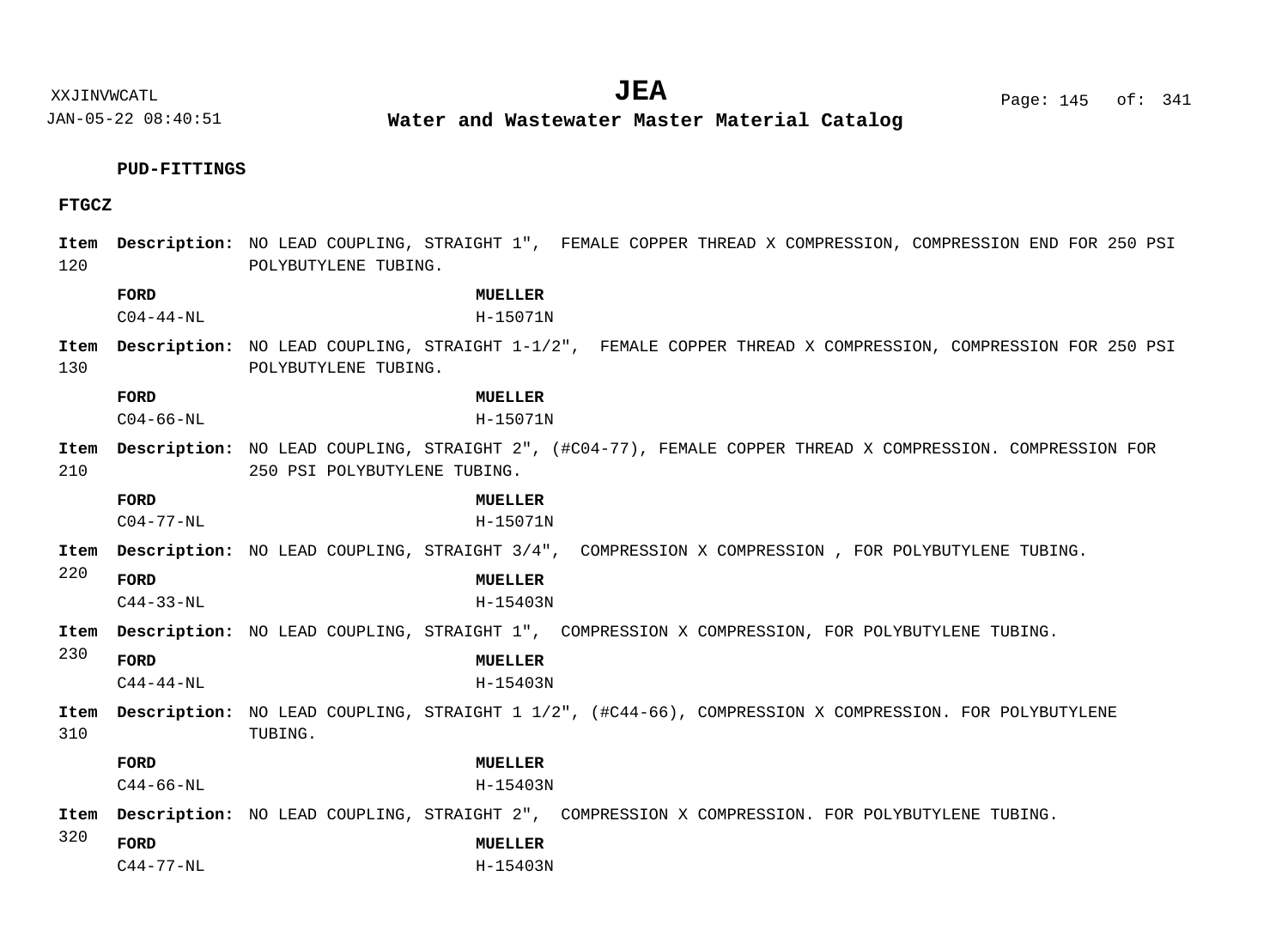**PUD-FITTINGS**

**FTGCZ**

**Item 120** **Description:** NO LEAD COUPLING, STRAIGHT 1", FEMALE COPPER THREAD X COMPRESSION, COMPRESSION END FOR 250 PSI POLYBUTYLENE TUBING.

| FORD | MUELLER |
|---|---|
| C04-44-NL | H-15071N |

**Item 130** **Description:** NO LEAD COUPLING, STRAIGHT 1-1/2", FEMALE COPPER THREAD X COMPRESSION, COMPRESSION FOR 250 PSI POLYBUTYLENE TUBING.

| FORD | MUELLER |
|---|---|
| C04-66-NL | H-15071N |

**Item 210** **Description:** NO LEAD COUPLING, STRAIGHT 2", (#C04-77), FEMALE COPPER THREAD X COMPRESSION. COMPRESSION FOR 250 PSI POLYBUTYLENE TUBING.

| FORD | MUELLER |
|---|---|
| C04-77-NL | H-15071N |

**Item 220** **Description:** NO LEAD COUPLING, STRAIGHT 3/4", COMPRESSION X COMPRESSION , FOR POLYBUTYLENE TUBING.

| FORD | MUELLER |
|---|---|
| C44-33-NL | H-15403N |

**Item 230** **Description:** NO LEAD COUPLING, STRAIGHT 1", COMPRESSION X COMPRESSION, FOR POLYBUTYLENE TUBING.

| FORD | MUELLER |
|---|---|
| C44-44-NL | H-15403N |

**Item 310** **Description:** NO LEAD COUPLING, STRAIGHT 1 1/2", (#C44-66), COMPRESSION X COMPRESSION. FOR POLYBUTYLENE TUBING.

| FORD | MUELLER |
|---|---|
| C44-66-NL | H-15403N |

**Item 320** **Description:** NO LEAD COUPLING, STRAIGHT 2", COMPRESSION X COMPRESSION. FOR POLYBUTYLENE TUBING.

| FORD | MUELLER |
|---|---|
| C44-77-NL | H-15403N |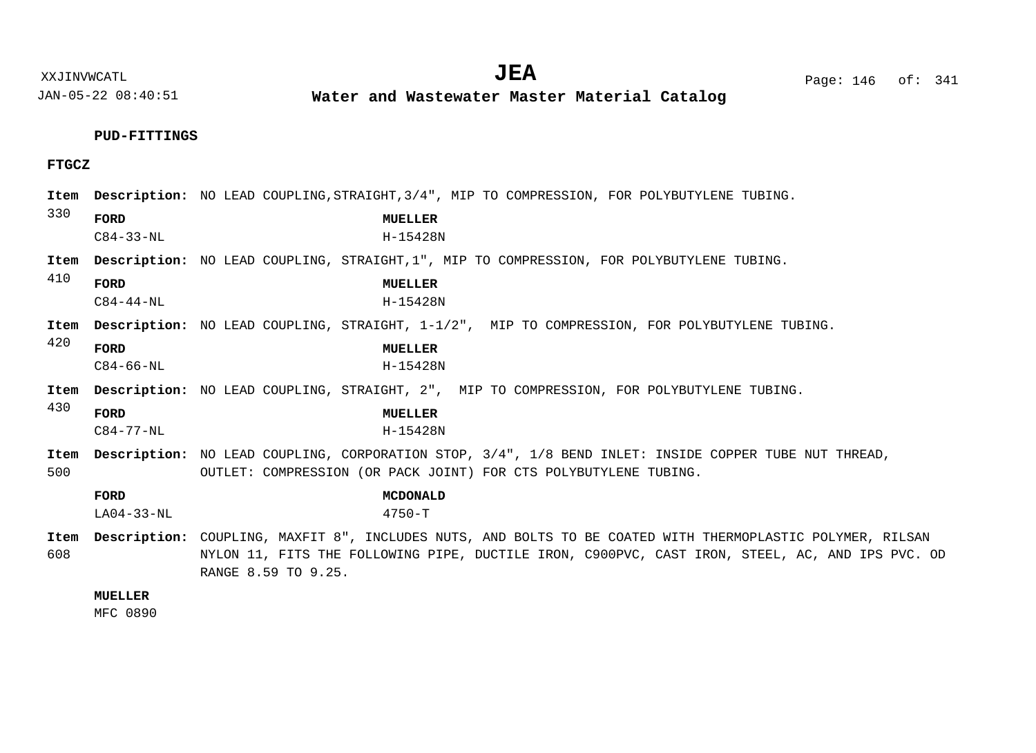**PUD-FITTINGS**

**FTGCZ**

**Item** 330 **Description:** NO LEAD COUPLING,STRAIGHT,3/4", MIP TO COMPRESSION, FOR POLYBUTYLENE TUBING.

| FORD | MUELLER |
|---|---|
| C84-33-NL | H-15428N |

**Item** 410 **Description:** NO LEAD COUPLING, STRAIGHT,1", MIP TO COMPRESSION, FOR POLYBUTYLENE TUBING.

| FORD | MUELLER |
|---|---|
| C84-44-NL | H-15428N |

**Item** 420 **Description:** NO LEAD COUPLING, STRAIGHT, 1-1/2", MIP TO COMPRESSION, FOR POLYBUTYLENE TUBING.

| FORD | MUELLER |
|---|---|
| C84-66-NL | H-15428N |

**Item** 430 **Description:** NO LEAD COUPLING, STRAIGHT, 2", MIP TO COMPRESSION, FOR POLYBUTYLENE TUBING.

| FORD | MUELLER |
|---|---|
| C84-77-NL | H-15428N |

**Item** 500 **Description:** NO LEAD COUPLING, CORPORATION STOP, 3/4", 1/8 BEND INLET: INSIDE COPPER TUBE NUT THREAD, OUTLET: COMPRESSION (OR PACK JOINT) FOR CTS POLYBUTYLENE TUBING.

| FORD | MCDONALD |
|---|---|
| LA04-33-NL | 4750-T |

**Item** 608 **Description:** COUPLING, MAXFIT 8", INCLUDES NUTS, AND BOLTS TO BE COATED WITH THERMOPLASTIC POLYMER, RILSAN NYLON 11, FITS THE FOLLOWING PIPE, DUCTILE IRON, C900PVC, CAST IRON, STEEL, AC, AND IPS PVC. OD RANGE 8.59 TO 9.25.

| MUELLER |
|---|
| MFC 0890 |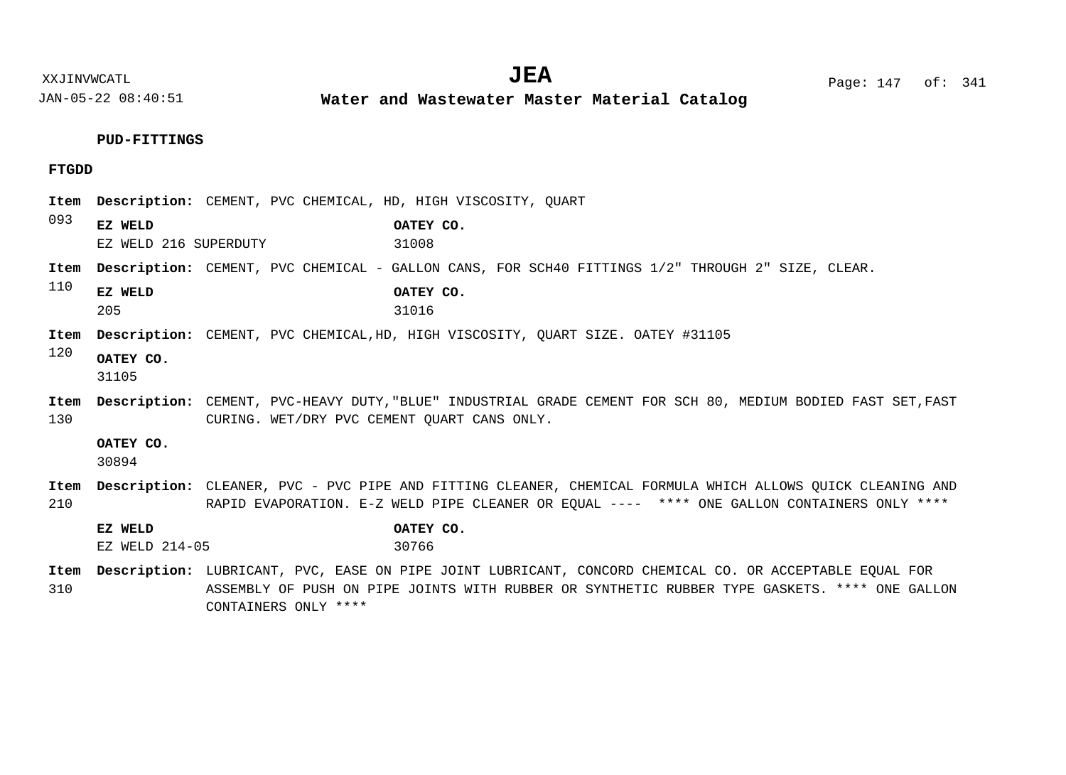### PUD-FITTINGS

#### FTGDD

**Item 093** **Description:** CEMENT, PVC CHEMICAL, HD, HIGH VISCOSITY, QUART

| **EZ WELD** | **OATEY CO.** |
|---|---|
| EZ WELD 216 SUPERDUTY | 31008 |

**Item 110** **Description:** CEMENT, PVC CHEMICAL - GALLON CANS, FOR SCH40 FITTINGS 1/2" THROUGH 2" SIZE, CLEAR.

| **EZ WELD** | **OATEY CO.** |
|---|---|
| 205 | 31016 |

**Item 120** **Description:** CEMENT, PVC CHEMICAL,HD, HIGH VISCOSITY, QUART SIZE. OATEY #31105

| **OATEY CO.** |
|---|
| 31105 |

**Item 130** **Description:** CEMENT, PVC-HEAVY DUTY,"BLUE" INDUSTRIAL GRADE CEMENT FOR SCH 80, MEDIUM BODIED FAST SET,FAST CURING. WET/DRY PVC CEMENT QUART CANS ONLY.

| **OATEY CO.** |
|---|
| 30894 |

**Item 210** **Description:** CLEANER, PVC - PVC PIPE AND FITTING CLEANER, CHEMICAL FORMULA WHICH ALLOWS QUICK CLEANING AND RAPID EVAPORATION. E-Z WELD PIPE CLEANER OR EQUAL ---- **** ONE GALLON CONTAINERS ONLY ****

| **EZ WELD** | **OATEY CO.** |
|---|---|
| EZ WELD 214-05 | 30766 |

**Item 310** **Description:** LUBRICANT, PVC, EASE ON PIPE JOINT LUBRICANT, CONCORD CHEMICAL CO. OR ACCEPTABLE EQUAL FOR ASSEMBLY OF PUSH ON PIPE JOINTS WITH RUBBER OR SYNTHETIC RUBBER TYPE GASKETS. **** ONE GALLON CONTAINERS ONLY ****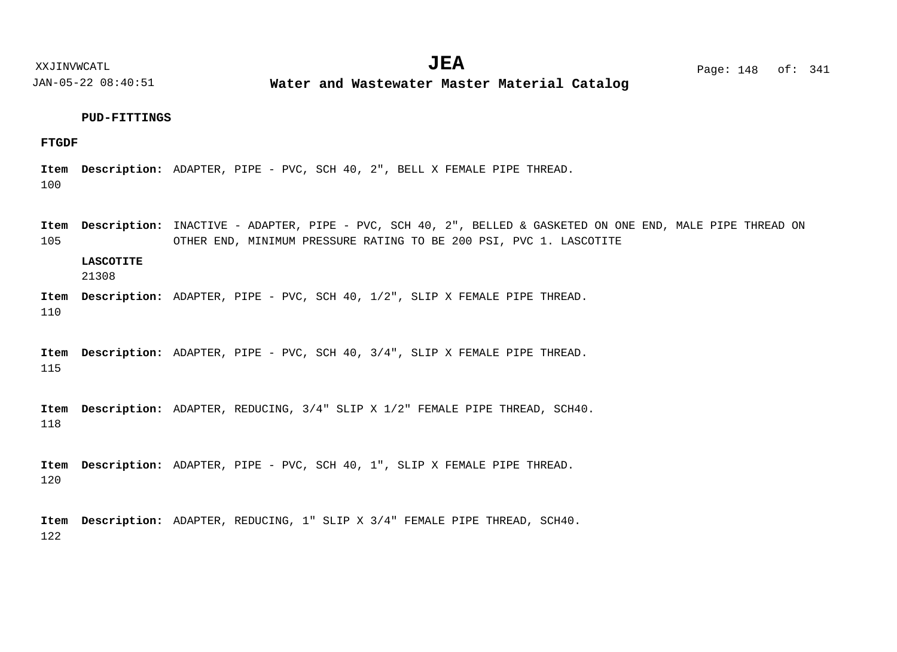**PUD-FITTINGS**

**FTGDF**

**Item** 100 **Description:** ADAPTER, PIPE - PVC, SCH 40, 2", BELL X FEMALE PIPE THREAD.

**Item** 105 **Description:** INACTIVE - ADAPTER, PIPE - PVC, SCH 40, 2", BELLED & GASKETED ON ONE END, MALE PIPE THREAD ON OTHER END, MINIMUM PRESSURE RATING TO BE 200 PSI, PVC 1. LASCOTITE

**LASCOTITE**
21308

**Item** 110 **Description:** ADAPTER, PIPE - PVC, SCH 40, 1/2", SLIP X FEMALE PIPE THREAD.

**Item** 115 **Description:** ADAPTER, PIPE - PVC, SCH 40, 3/4", SLIP X FEMALE PIPE THREAD.

**Item** 118 **Description:** ADAPTER, REDUCING, 3/4" SLIP X 1/2" FEMALE PIPE THREAD, SCH40.

**Item** 120 **Description:** ADAPTER, PIPE - PVC, SCH 40, 1", SLIP X FEMALE PIPE THREAD.

**Item** 122 **Description:** ADAPTER, REDUCING, 1" SLIP X 3/4" FEMALE PIPE THREAD, SCH40.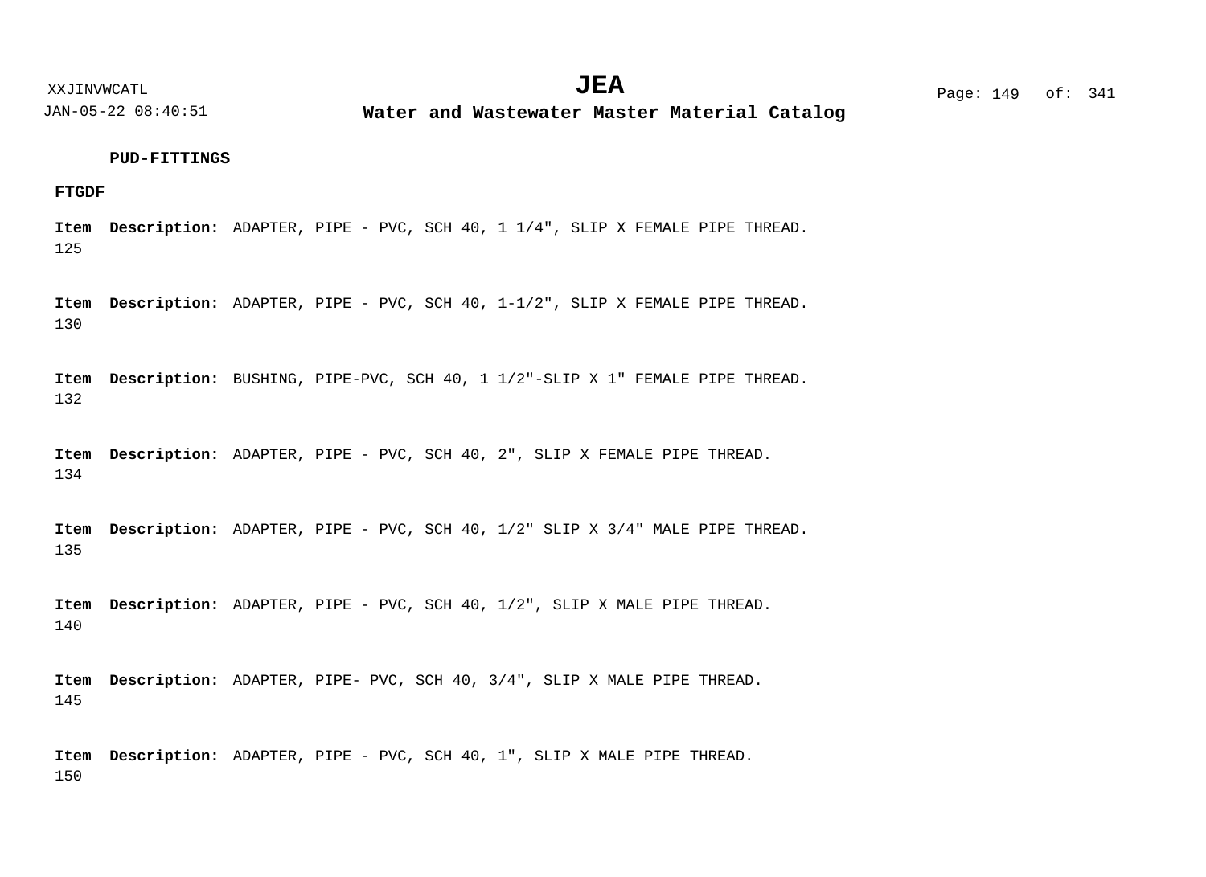**PUD-FITTINGS**

**FTGDF**

**Item** 125 **Description:** ADAPTER, PIPE - PVC, SCH 40, 1 1/4", SLIP X FEMALE PIPE THREAD.

**Item** 130 **Description:** ADAPTER, PIPE - PVC, SCH 40, 1-1/2", SLIP X FEMALE PIPE THREAD.

**Item** 132 **Description:** BUSHING, PIPE-PVC, SCH 40, 1 1/2"-SLIP X 1" FEMALE PIPE THREAD.

**Item** 134 **Description:** ADAPTER, PIPE - PVC, SCH 40, 2", SLIP X FEMALE PIPE THREAD.

**Item** 135 **Description:** ADAPTER, PIPE - PVC, SCH 40, 1/2" SLIP X 3/4" MALE PIPE THREAD.

**Item** 140 **Description:** ADAPTER, PIPE - PVC, SCH 40, 1/2", SLIP X MALE PIPE THREAD.

**Item** 145 **Description:** ADAPTER, PIPE- PVC, SCH 40, 3/4", SLIP X MALE PIPE THREAD.

**Item** 150 **Description:** ADAPTER, PIPE - PVC, SCH 40, 1", SLIP X MALE PIPE THREAD.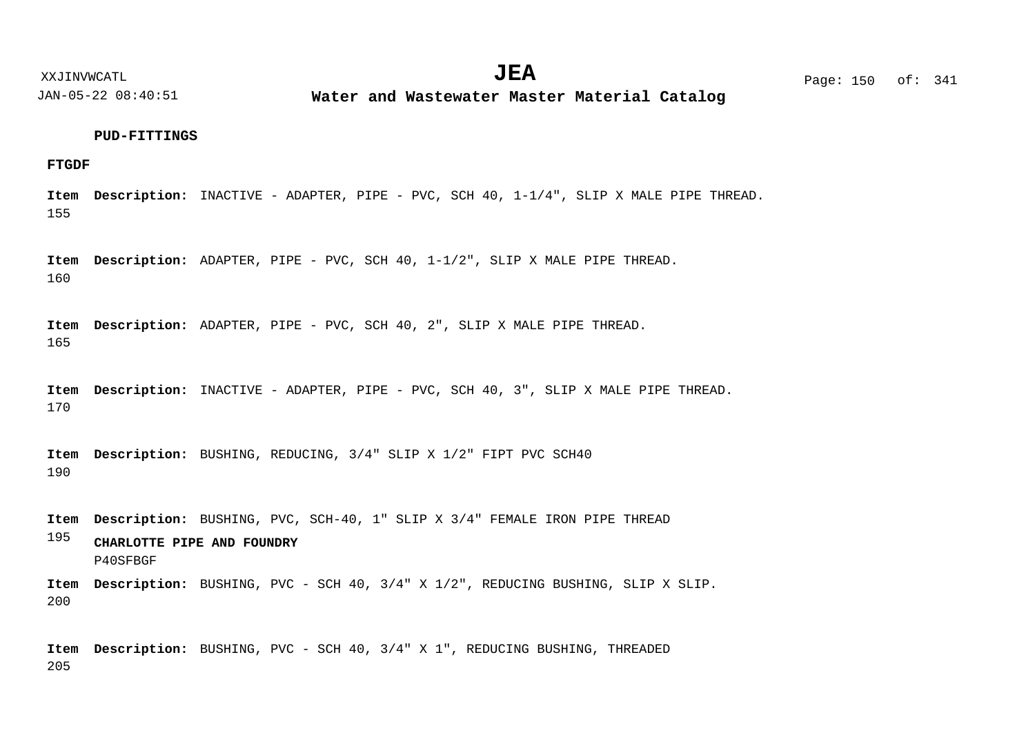**PUD-FITTINGS**

**FTGDF**

**Item** 155 **Description:** INACTIVE - ADAPTER, PIPE - PVC, SCH 40, 1-1/4", SLIP X MALE PIPE THREAD.

**Item** 160 **Description:** ADAPTER, PIPE - PVC, SCH 40, 1-1/2", SLIP X MALE PIPE THREAD.

**Item** 165 **Description:** ADAPTER, PIPE - PVC, SCH 40, 2", SLIP X MALE PIPE THREAD.

**Item** 170 **Description:** INACTIVE - ADAPTER, PIPE - PVC, SCH 40, 3", SLIP X MALE PIPE THREAD.

**Item** 190 **Description:** BUSHING, REDUCING, 3/4" SLIP X 1/2" FIPT PVC SCH40

**Item** 195 **Description:** BUSHING, PVC, SCH-40, 1" SLIP X 3/4" FEMALE IRON PIPE THREAD

**CHARLOTTE PIPE AND FOUNDRY**
P40SFBGF

**Item** 200 **Description:** BUSHING, PVC - SCH 40, 3/4" X 1/2", REDUCING BUSHING, SLIP X SLIP.

**Item** 205 **Description:** BUSHING, PVC - SCH 40, 3/4" X 1", REDUCING BUSHING, THREADED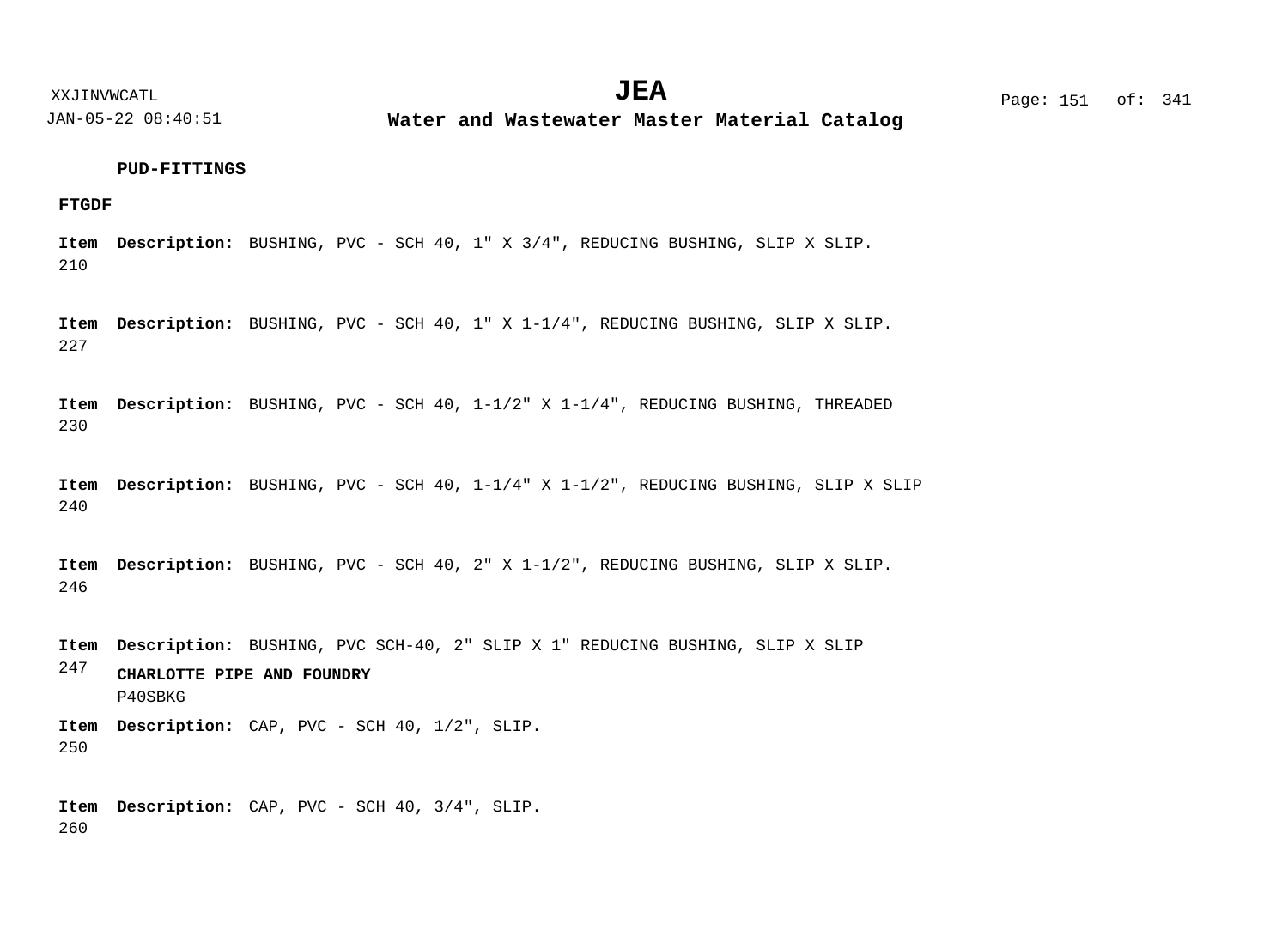**PUD-FITTINGS**

**FTGDF**

**Item** 210 **Description:** BUSHING, PVC - SCH 40, 1" X 3/4", REDUCING BUSHING, SLIP X SLIP.

**Item** 227 **Description:** BUSHING, PVC - SCH 40, 1" X 1-1/4", REDUCING BUSHING, SLIP X SLIP.

**Item** 230 **Description:** BUSHING, PVC - SCH 40, 1-1/2" X 1-1/4", REDUCING BUSHING, THREADED

**Item** 240 **Description:** BUSHING, PVC - SCH 40, 1-1/4" X 1-1/2", REDUCING BUSHING, SLIP X SLIP

**Item** 246 **Description:** BUSHING, PVC - SCH 40, 2" X 1-1/2", REDUCING BUSHING, SLIP X SLIP.

**Item** 247 **Description:** BUSHING, PVC SCH-40, 2" SLIP X 1" REDUCING BUSHING, SLIP X SLIP

**CHARLOTTE PIPE AND FOUNDRY**
P40SBKG

**Item** 250 **Description:** CAP, PVC - SCH 40, 1/2", SLIP.

**Item** 260 **Description:** CAP, PVC - SCH 40, 3/4", SLIP.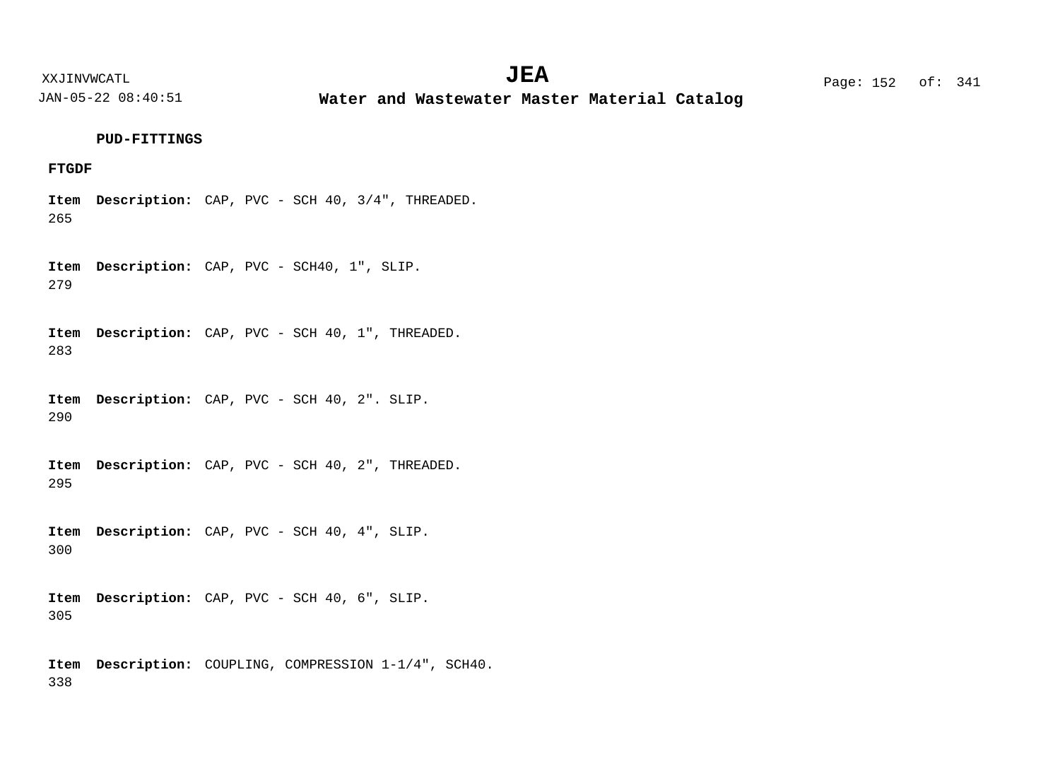**PUD-FITTINGS**

**FTGDF**

**Item** 265 **Description:** CAP, PVC - SCH 40, 3/4", THREADED.

**Item** 279 **Description:** CAP, PVC - SCH40, 1", SLIP.

**Item** 283 **Description:** CAP, PVC - SCH 40, 1", THREADED.

**Item** 290 **Description:** CAP, PVC - SCH 40, 2". SLIP.

**Item** 295 **Description:** CAP, PVC - SCH 40, 2", THREADED.

**Item** 300 **Description:** CAP, PVC - SCH 40, 4", SLIP.

**Item** 305 **Description:** CAP, PVC - SCH 40, 6", SLIP.

**Item** 338 **Description:** COUPLING, COMPRESSION 1-1/4", SCH40.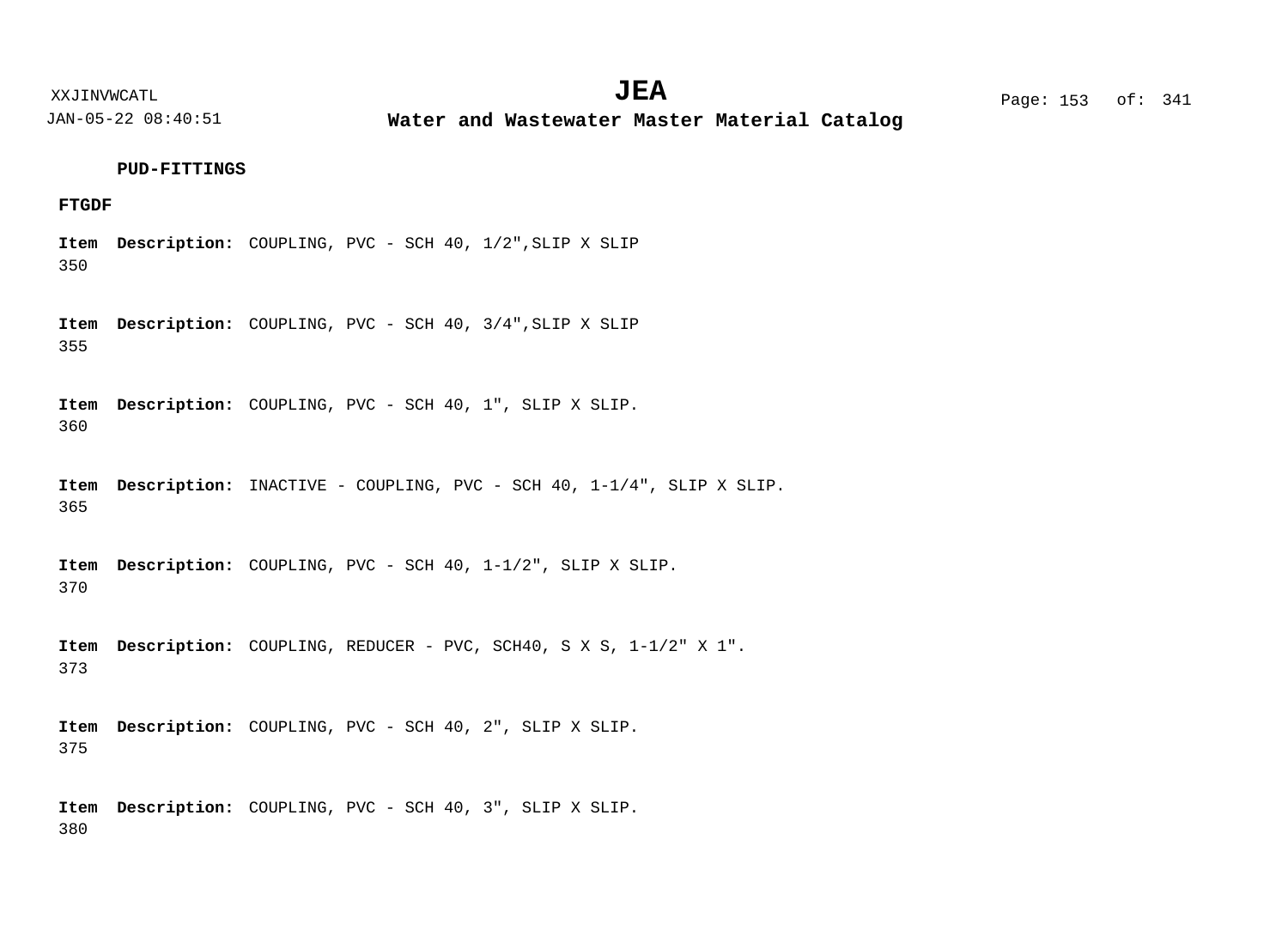**PUD-FITTINGS**

**FTGDF**

**Item** 350 **Description:** COUPLING, PVC - SCH 40, 1/2",SLIP X SLIP

**Item** 355 **Description:** COUPLING, PVC - SCH 40, 3/4",SLIP X SLIP

**Item** 360 **Description:** COUPLING, PVC - SCH 40, 1", SLIP X SLIP.

**Item** 365 **Description:** INACTIVE - COUPLING, PVC - SCH 40, 1-1/4", SLIP X SLIP.

**Item** 370 **Description:** COUPLING, PVC - SCH 40, 1-1/2", SLIP X SLIP.

**Item** 373 **Description:** COUPLING, REDUCER - PVC, SCH40, S X S, 1-1/2" X 1".

**Item** 375 **Description:** COUPLING, PVC - SCH 40, 2", SLIP X SLIP.

**Item** 380 **Description:** COUPLING, PVC - SCH 40, 3", SLIP X SLIP.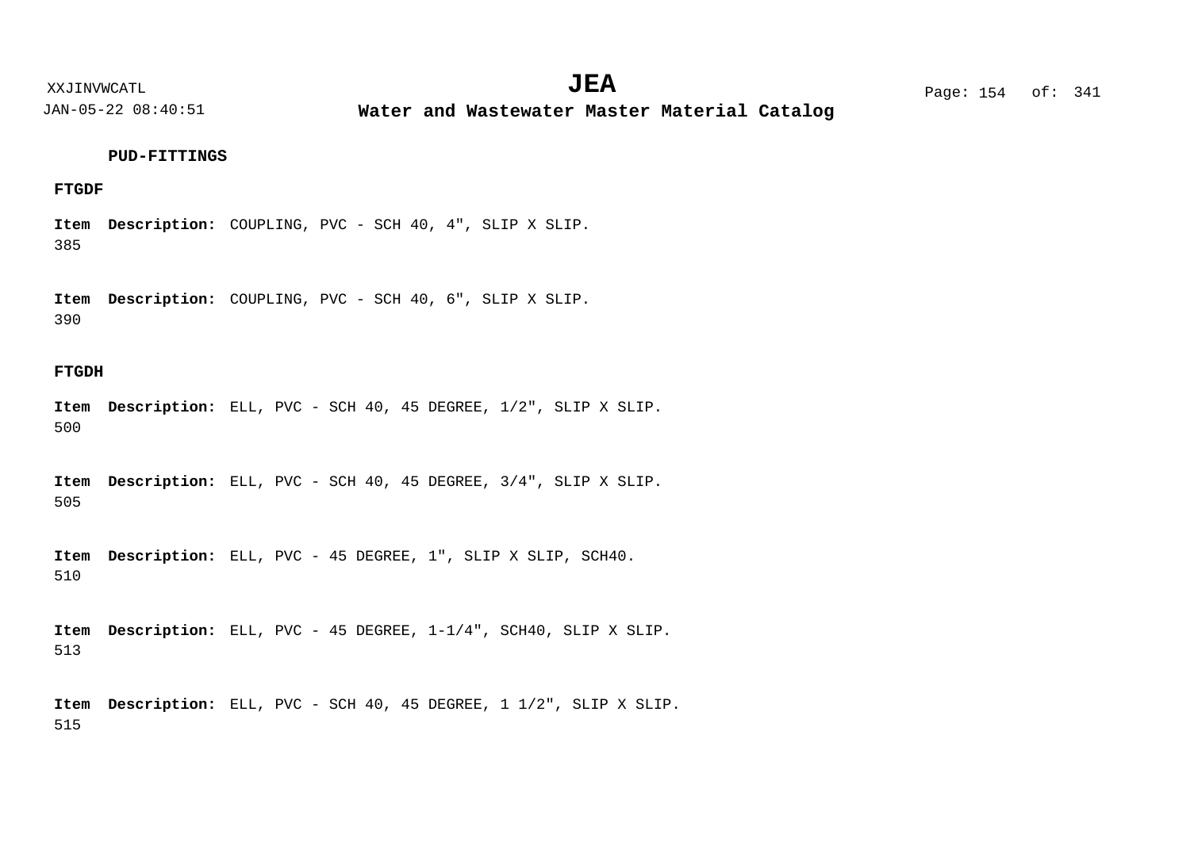**PUD-FITTINGS**

**FTGDF**

**Item** 385 **Description:** COUPLING, PVC - SCH 40, 4", SLIP X SLIP.

**Item** 390 **Description:** COUPLING, PVC - SCH 40, 6", SLIP X SLIP.

**FTGDH**

**Item** 500 **Description:** ELL, PVC - SCH 40, 45 DEGREE, 1/2", SLIP X SLIP.

**Item** 505 **Description:** ELL, PVC - SCH 40, 45 DEGREE, 3/4", SLIP X SLIP.

**Item** 510 **Description:** ELL, PVC - 45 DEGREE, 1", SLIP X SLIP, SCH40.

**Item** 513 **Description:** ELL, PVC - 45 DEGREE, 1-1/4", SCH40, SLIP X SLIP.

**Item** 515 **Description:** ELL, PVC - SCH 40, 45 DEGREE, 1 1/2", SLIP X SLIP.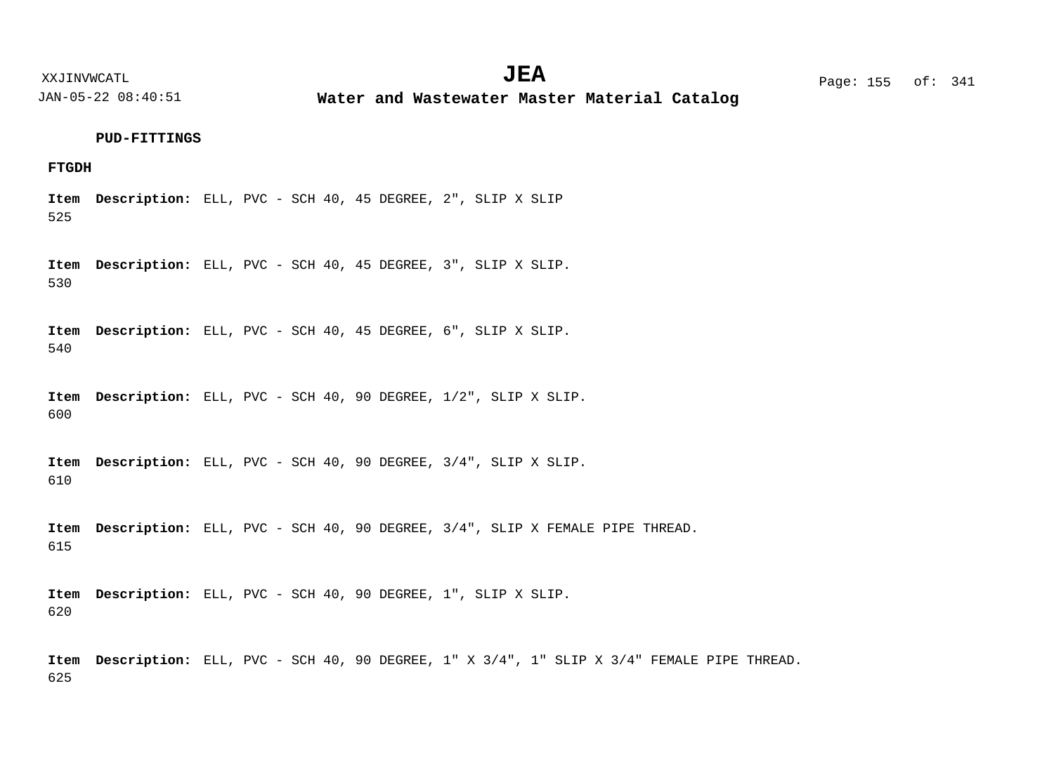**PUD-FITTINGS**

**FTGDH**

**Item** 525 **Description:** ELL, PVC - SCH 40, 45 DEGREE, 2", SLIP X SLIP

**Item** 530 **Description:** ELL, PVC - SCH 40, 45 DEGREE, 3", SLIP X SLIP.

**Item** 540 **Description:** ELL, PVC - SCH 40, 45 DEGREE, 6", SLIP X SLIP.

**Item** 600 **Description:** ELL, PVC - SCH 40, 90 DEGREE, 1/2", SLIP X SLIP.

**Item** 610 **Description:** ELL, PVC - SCH 40, 90 DEGREE, 3/4", SLIP X SLIP.

**Item** 615 **Description:** ELL, PVC - SCH 40, 90 DEGREE, 3/4", SLIP X FEMALE PIPE THREAD.

**Item** 620 **Description:** ELL, PVC - SCH 40, 90 DEGREE, 1", SLIP X SLIP.

**Item** 625 **Description:** ELL, PVC - SCH 40, 90 DEGREE, 1" X 3/4", 1" SLIP X 3/4" FEMALE PIPE THREAD.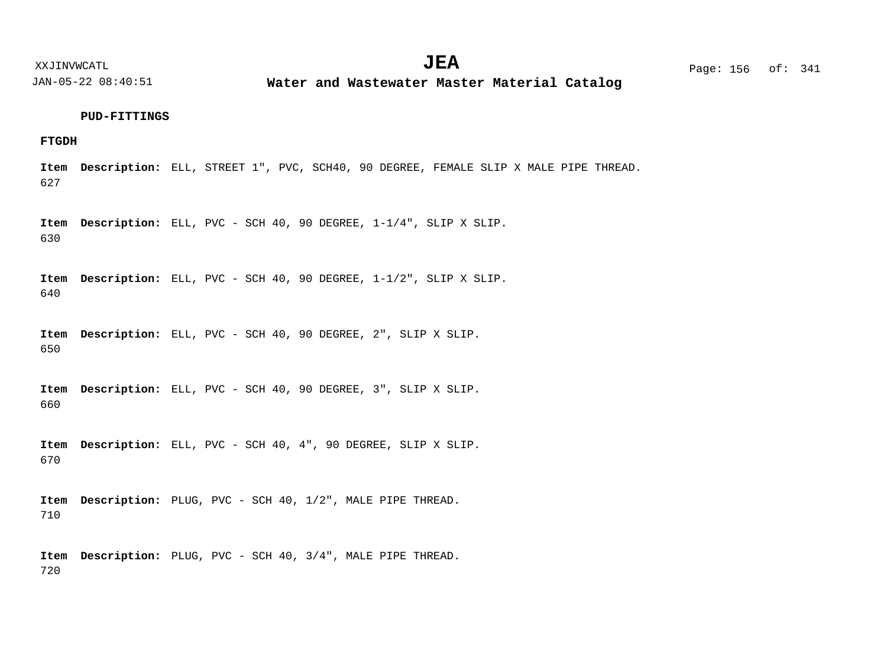**PUD-FITTINGS**

**FTGDH**

**Item** 627 **Description:** ELL, STREET 1", PVC, SCH40, 90 DEGREE, FEMALE SLIP X MALE PIPE THREAD.

**Item** 630 **Description:** ELL, PVC - SCH 40, 90 DEGREE, 1-1/4", SLIP X SLIP.

**Item** 640 **Description:** ELL, PVC - SCH 40, 90 DEGREE, 1-1/2", SLIP X SLIP.

**Item** 650 **Description:** ELL, PVC - SCH 40, 90 DEGREE, 2", SLIP X SLIP.

**Item** 660 **Description:** ELL, PVC - SCH 40, 90 DEGREE, 3", SLIP X SLIP.

**Item** 670 **Description:** ELL, PVC - SCH 40, 4", 90 DEGREE, SLIP X SLIP.

**Item** 710 **Description:** PLUG, PVC - SCH 40, 1/2", MALE PIPE THREAD.

**Item** 720 **Description:** PLUG, PVC - SCH 40, 3/4", MALE PIPE THREAD.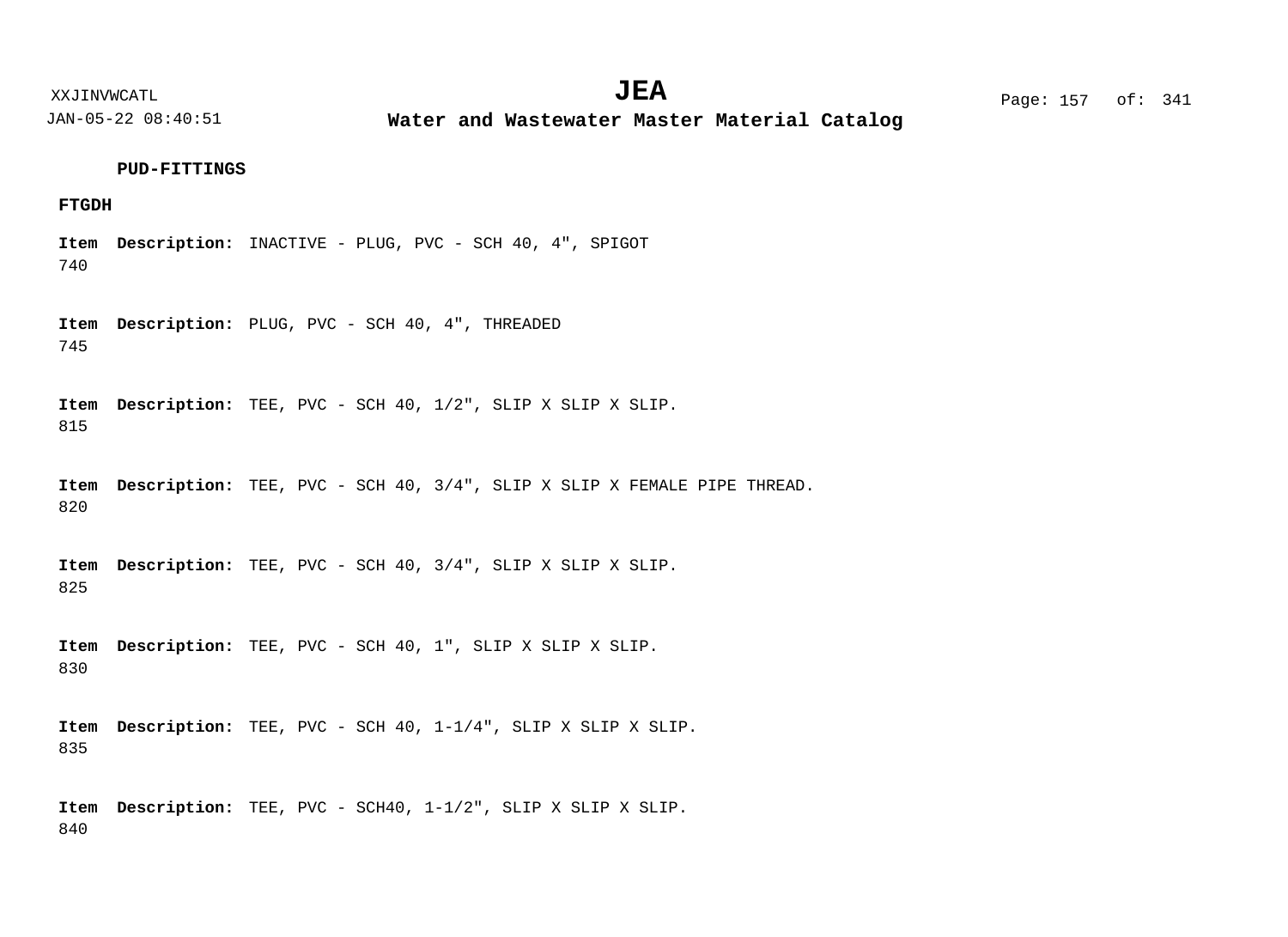**PUD-FITTINGS**

**FTGDH**

**Item** **Description:** INACTIVE - PLUG, PVC - SCH 40, 4", SPIGOT
740

**Item** **Description:** PLUG, PVC - SCH 40, 4", THREADED
745

**Item** **Description:** TEE, PVC - SCH 40, 1/2", SLIP X SLIP X SLIP.
815

**Item** **Description:** TEE, PVC - SCH 40, 3/4", SLIP X SLIP X FEMALE PIPE THREAD.
820

**Item** **Description:** TEE, PVC - SCH 40, 3/4", SLIP X SLIP X SLIP.
825

**Item** **Description:** TEE, PVC - SCH 40, 1", SLIP X SLIP X SLIP.
830

**Item** **Description:** TEE, PVC - SCH 40, 1-1/4", SLIP X SLIP X SLIP.
835

**Item** **Description:** TEE, PVC - SCH40, 1-1/2", SLIP X SLIP X SLIP.
840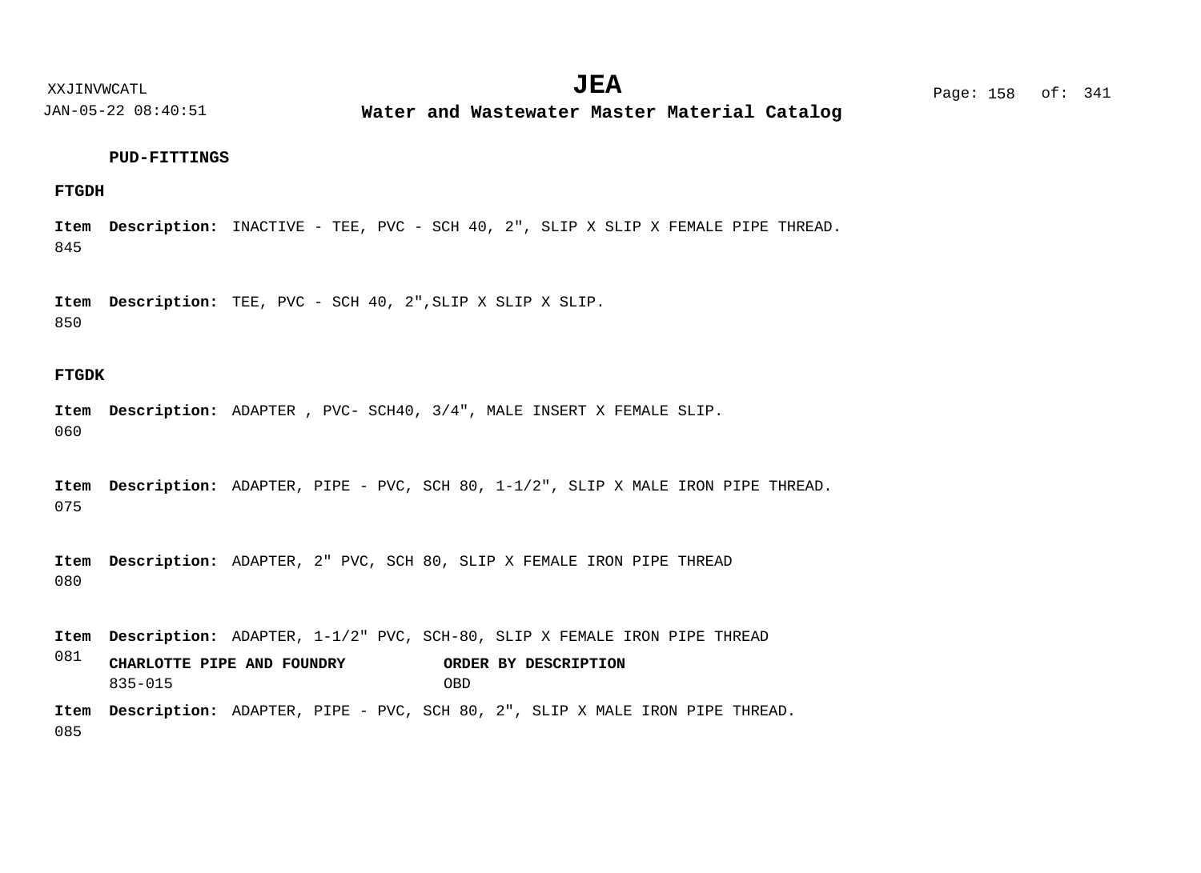**PUD-FITTINGS**

**FTGDH**

**Item** 845 **Description:** INACTIVE - TEE, PVC - SCH 40, 2", SLIP X SLIP X FEMALE PIPE THREAD.

**Item** 850 **Description:** TEE, PVC - SCH 40, 2",SLIP X SLIP X SLIP.

**FTGDK**

**Item** 060 **Description:** ADAPTER , PVC- SCH40, 3/4", MALE INSERT X FEMALE SLIP.

**Item** 075 **Description:** ADAPTER, PIPE - PVC, SCH 80, 1-1/2", SLIP X MALE IRON PIPE THREAD.

**Item** 080 **Description:** ADAPTER, 2" PVC, SCH 80, SLIP X FEMALE IRON PIPE THREAD

**Item** 081 **Description:** ADAPTER, 1-1/2" PVC, SCH-80, SLIP X FEMALE IRON PIPE THREAD

| CHARLOTTE PIPE AND FOUNDRY | ORDER BY DESCRIPTION |
|---|---|
| 835-015 | OBD |

**Item** 085 **Description:** ADAPTER, PIPE - PVC, SCH 80, 2", SLIP X MALE IRON PIPE THREAD.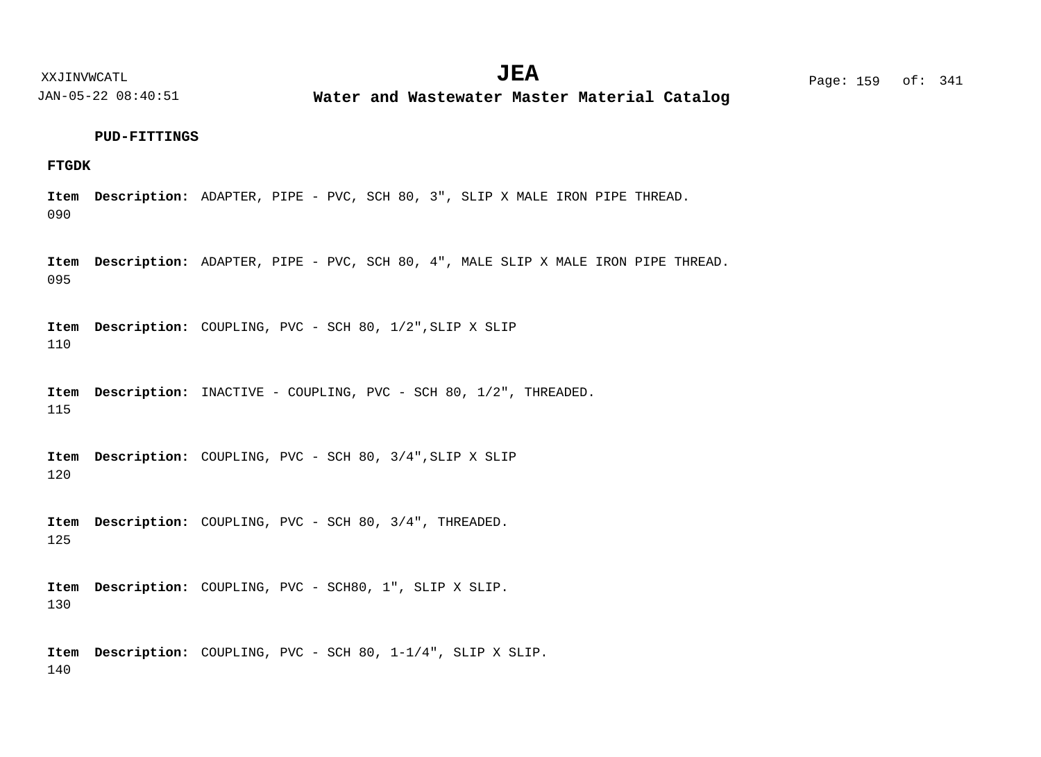**PUD-FITTINGS**

**FTGDK**

**Item** 090 **Description:** ADAPTER, PIPE - PVC, SCH 80, 3", SLIP X MALE IRON PIPE THREAD.

**Item** 095 **Description:** ADAPTER, PIPE - PVC, SCH 80, 4", MALE SLIP X MALE IRON PIPE THREAD.

**Item** 110 **Description:** COUPLING, PVC - SCH 80, 1/2",SLIP X SLIP

**Item** 115 **Description:** INACTIVE - COUPLING, PVC - SCH 80, 1/2", THREADED.

**Item** 120 **Description:** COUPLING, PVC - SCH 80, 3/4",SLIP X SLIP

**Item** 125 **Description:** COUPLING, PVC - SCH 80, 3/4", THREADED.

**Item** 130 **Description:** COUPLING, PVC - SCH80, 1", SLIP X SLIP.

**Item** 140 **Description:** COUPLING, PVC - SCH 80, 1-1/4", SLIP X SLIP.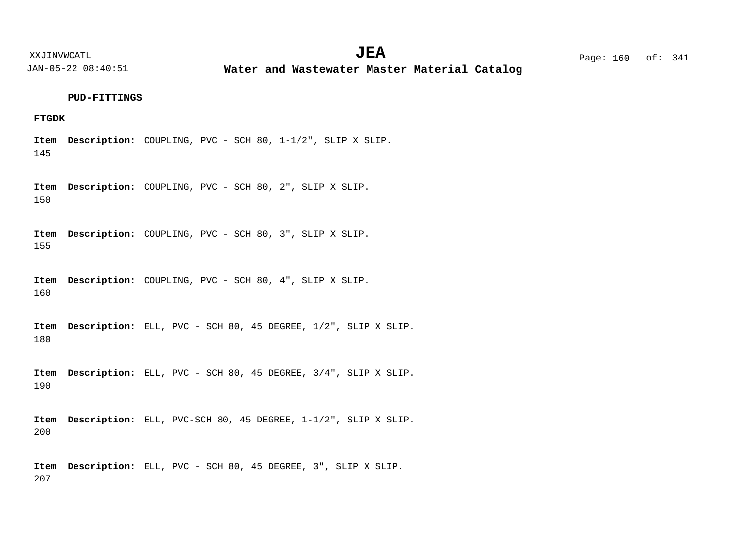**PUD-FITTINGS**

**FTGDK**

**Item** 145 **Description:** COUPLING, PVC - SCH 80, 1-1/2", SLIP X SLIP.

**Item** 150 **Description:** COUPLING, PVC - SCH 80, 2", SLIP X SLIP.

**Item** 155 **Description:** COUPLING, PVC - SCH 80, 3", SLIP X SLIP.

**Item** 160 **Description:** COUPLING, PVC - SCH 80, 4", SLIP X SLIP.

**Item** 180 **Description:** ELL, PVC - SCH 80, 45 DEGREE, 1/2", SLIP X SLIP.

**Item** 190 **Description:** ELL, PVC - SCH 80, 45 DEGREE, 3/4", SLIP X SLIP.

**Item** 200 **Description:** ELL, PVC-SCH 80, 45 DEGREE, 1-1/2", SLIP X SLIP.

**Item** 207 **Description:** ELL, PVC - SCH 80, 45 DEGREE, 3", SLIP X SLIP.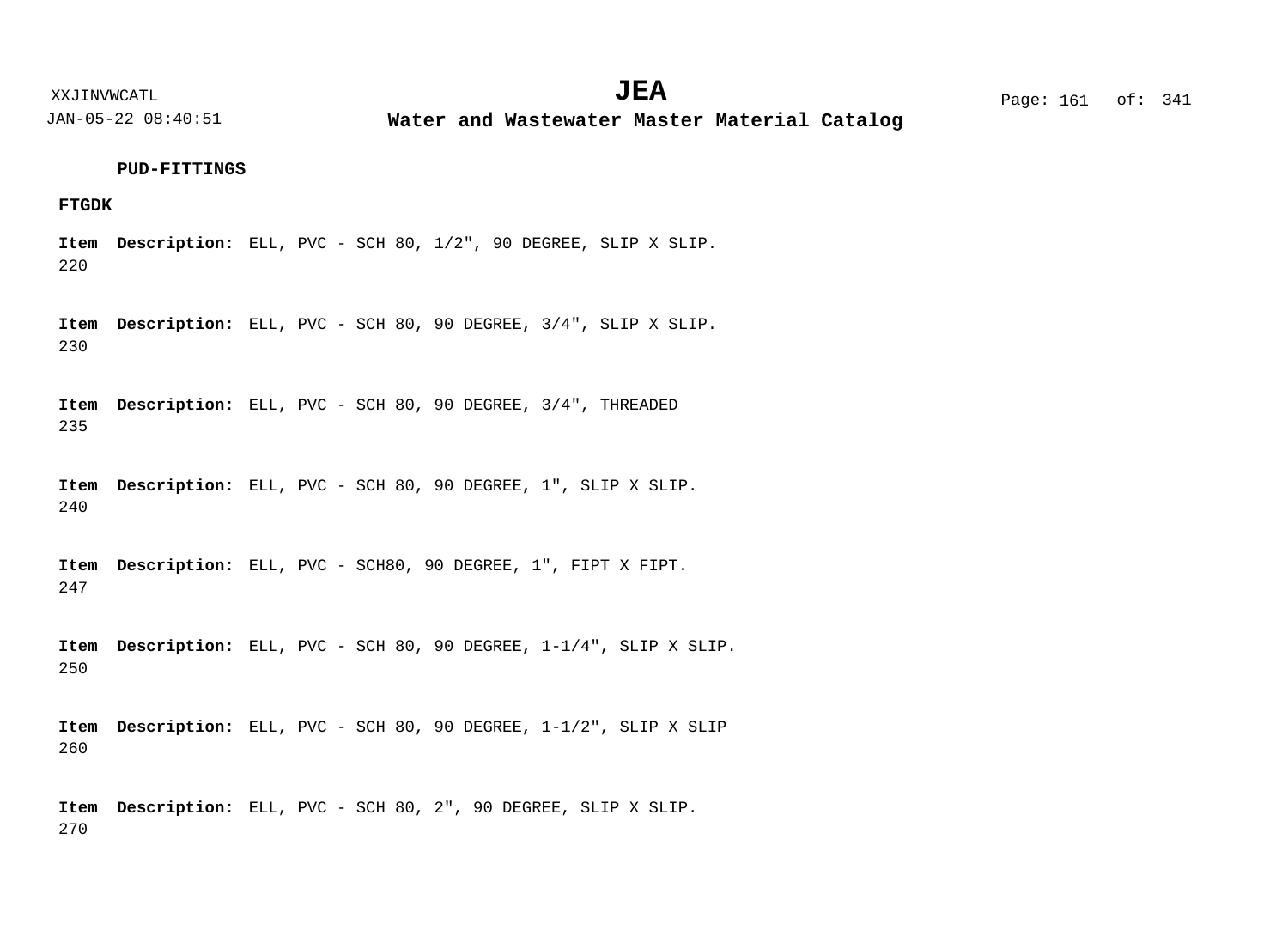**PUD-FITTINGS**

**FTGDK**

**Item** 220 **Description:** ELL, PVC - SCH 80, 1/2", 90 DEGREE, SLIP X SLIP.

**Item** 230 **Description:** ELL, PVC - SCH 80, 90 DEGREE, 3/4", SLIP X SLIP.

**Item** 235 **Description:** ELL, PVC - SCH 80, 90 DEGREE, 3/4", THREADED

**Item** 240 **Description:** ELL, PVC - SCH 80, 90 DEGREE, 1", SLIP X SLIP.

**Item** 247 **Description:** ELL, PVC - SCH80, 90 DEGREE, 1", FIPT X FIPT.

**Item** 250 **Description:** ELL, PVC - SCH 80, 90 DEGREE, 1-1/4", SLIP X SLIP.

**Item** 260 **Description:** ELL, PVC - SCH 80, 90 DEGREE, 1-1/2", SLIP X SLIP

**Item** 270 **Description:** ELL, PVC - SCH 80, 2", 90 DEGREE, SLIP X SLIP.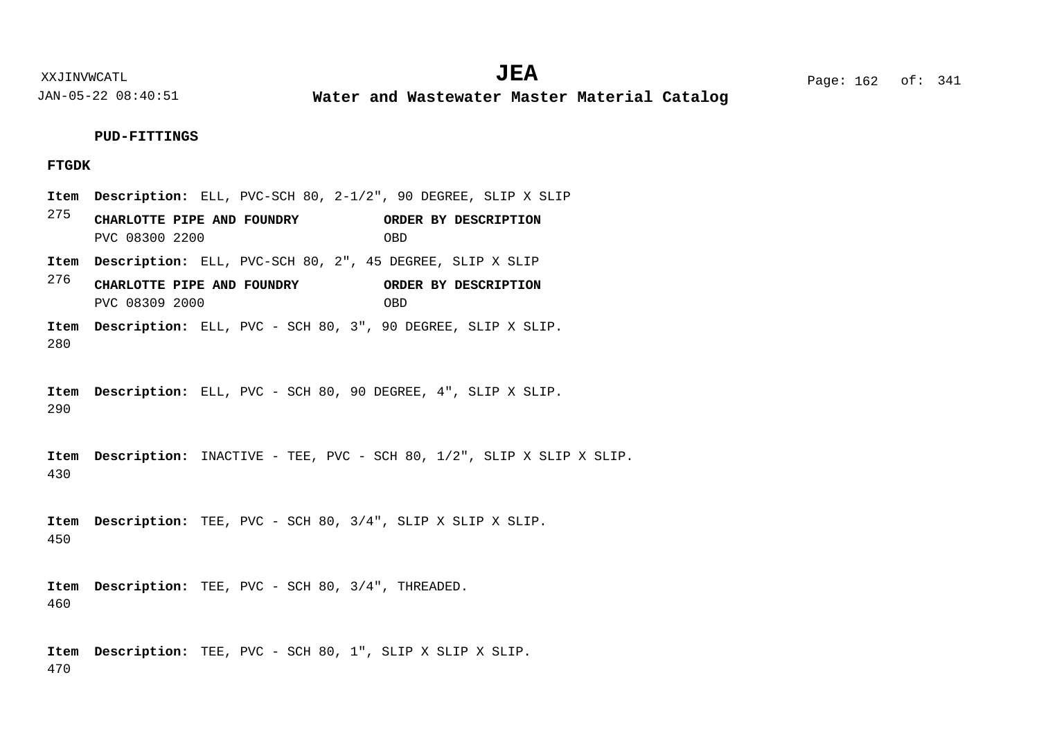**PUD-FITTINGS**

**FTGDK**

**Item** 275 **Description:** ELL, PVC-SCH 80, 2-1/2", 90 DEGREE, SLIP X SLIP

| **CHARLOTTE PIPE AND FOUNDRY** | **ORDER BY DESCRIPTION** |
|---|---|
| PVC 08300 2200 | OBD |

**Item** 276 **Description:** ELL, PVC-SCH 80, 2", 45 DEGREE, SLIP X SLIP

| **CHARLOTTE PIPE AND FOUNDRY** | **ORDER BY DESCRIPTION** |
|---|---|
| PVC 08309 2000 | OBD |

**Item** 280 **Description:** ELL, PVC - SCH 80, 3", 90 DEGREE, SLIP X SLIP.

**Item** 290 **Description:** ELL, PVC - SCH 80, 90 DEGREE, 4", SLIP X SLIP.

**Item** 430 **Description:** INACTIVE - TEE, PVC - SCH 80, 1/2", SLIP X SLIP X SLIP.

**Item** 450 **Description:** TEE, PVC - SCH 80, 3/4", SLIP X SLIP X SLIP.

**Item** 460 **Description:** TEE, PVC - SCH 80, 3/4", THREADED.

**Item** 470 **Description:** TEE, PVC - SCH 80, 1", SLIP X SLIP X SLIP.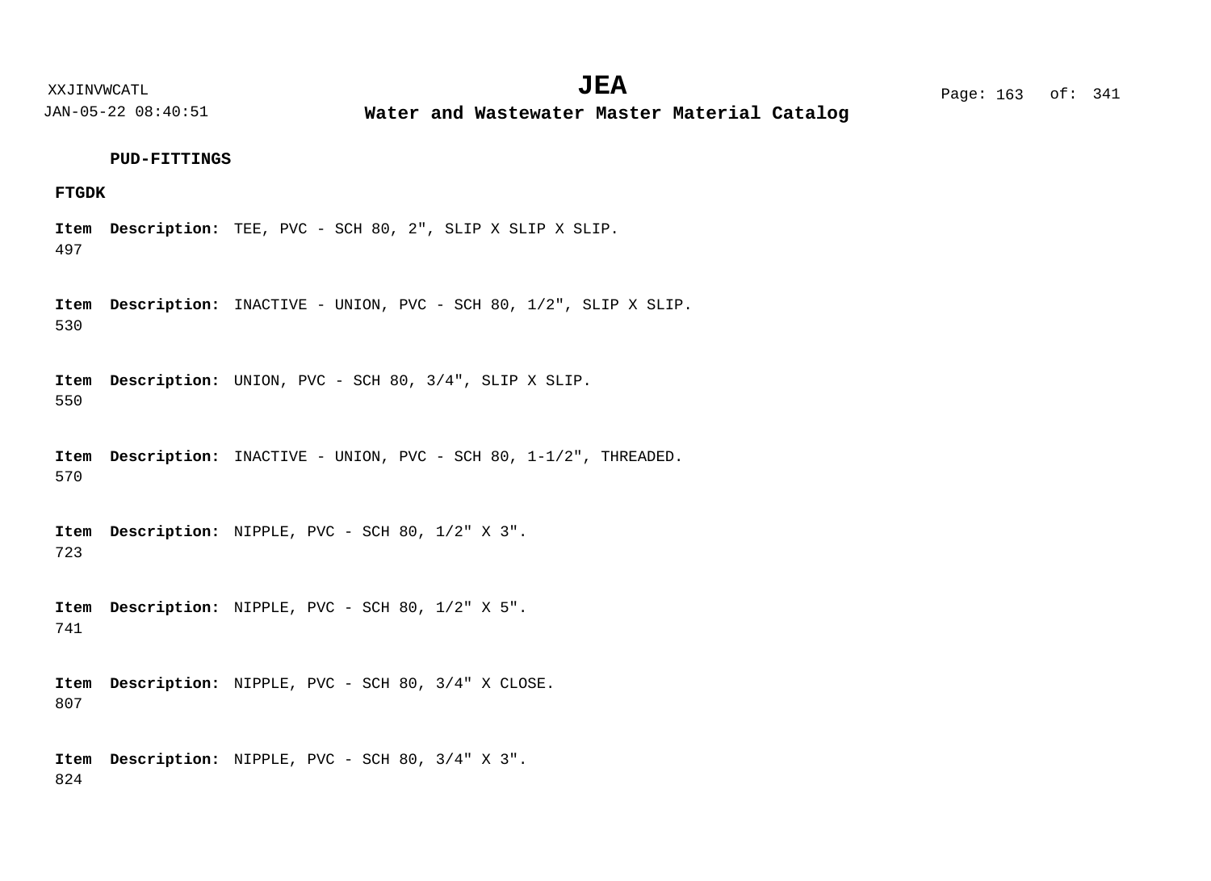**PUD-FITTINGS**

**FTGDK**

**Item** 497 **Description:** TEE, PVC - SCH 80, 2", SLIP X SLIP X SLIP.

**Item** 530 **Description:** INACTIVE - UNION, PVC - SCH 80, 1/2", SLIP X SLIP.

**Item** 550 **Description:** UNION, PVC - SCH 80, 3/4", SLIP X SLIP.

**Item** 570 **Description:** INACTIVE - UNION, PVC - SCH 80, 1-1/2", THREADED.

**Item** 723 **Description:** NIPPLE, PVC - SCH 80, 1/2" X 3".

**Item** 741 **Description:** NIPPLE, PVC - SCH 80, 1/2" X 5".

**Item** 807 **Description:** NIPPLE, PVC - SCH 80, 3/4" X CLOSE.

**Item** 824 **Description:** NIPPLE, PVC - SCH 80, 3/4" X 3".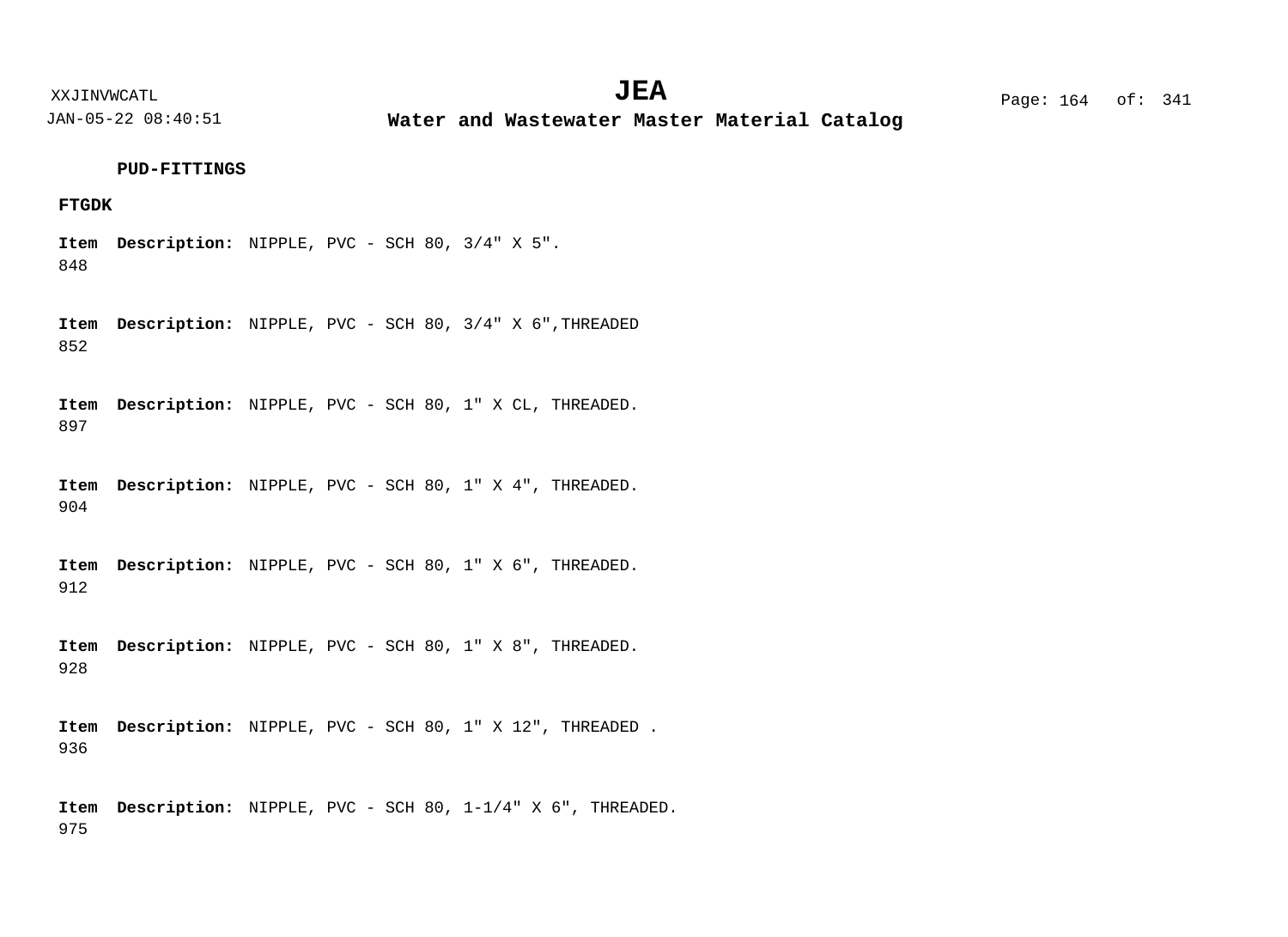**PUD-FITTINGS**

**FTGDK**

**Item** 848 **Description:** NIPPLE, PVC - SCH 80, 3/4" X 5".

**Item** 852 **Description:** NIPPLE, PVC - SCH 80, 3/4" X 6",THREADED

**Item** 897 **Description:** NIPPLE, PVC - SCH 80, 1" X CL, THREADED.

**Item** 904 **Description:** NIPPLE, PVC - SCH 80, 1" X 4", THREADED.

**Item** 912 **Description:** NIPPLE, PVC - SCH 80, 1" X 6", THREADED.

**Item** 928 **Description:** NIPPLE, PVC - SCH 80, 1" X 8", THREADED.

**Item** 936 **Description:** NIPPLE, PVC - SCH 80, 1" X 12", THREADED .

**Item** 975 **Description:** NIPPLE, PVC - SCH 80, 1-1/4" X 6", THREADED.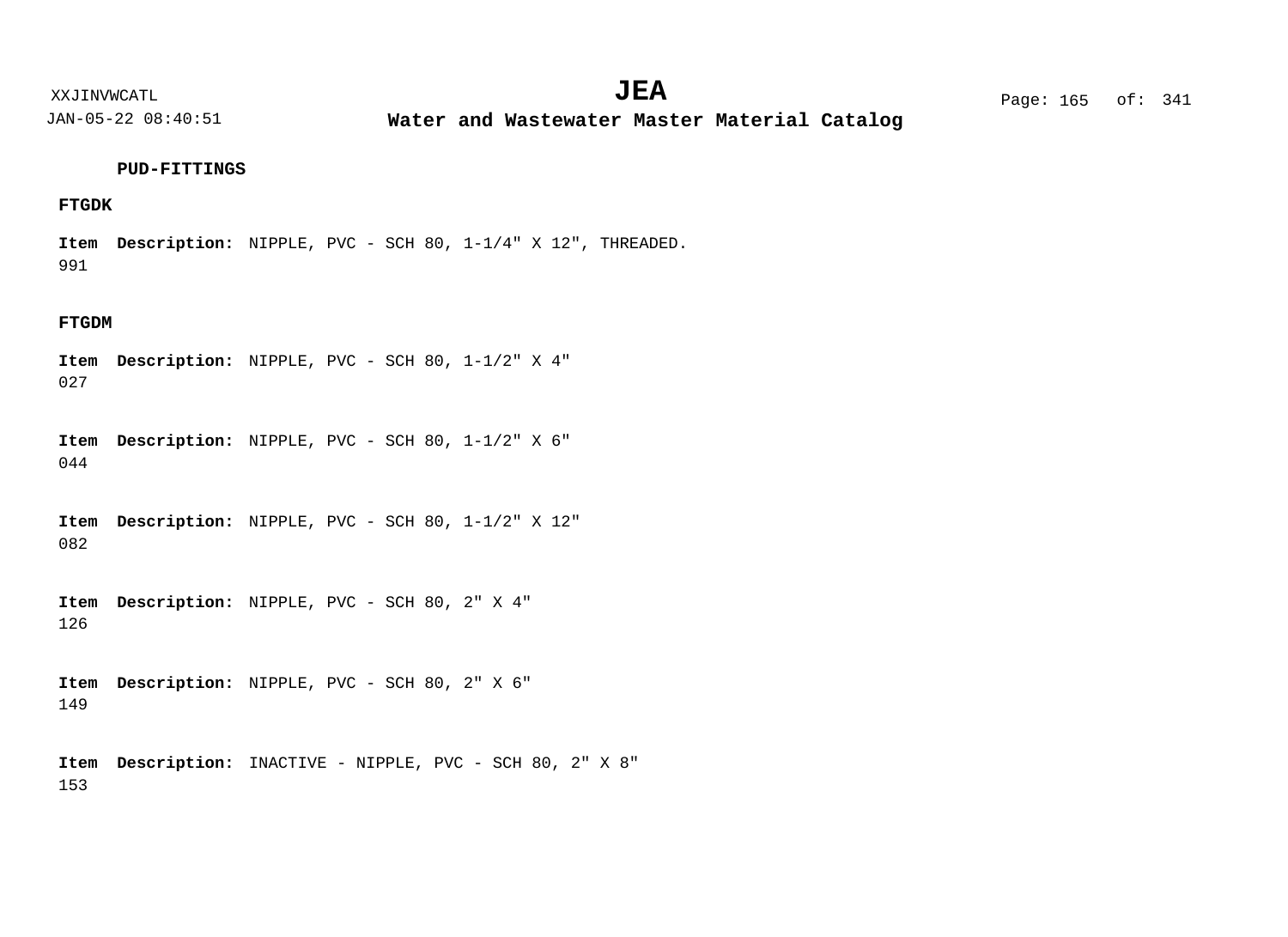**PUD-FITTINGS**

**FTGDK**

**Item** **Description:** NIPPLE, PVC - SCH 80, 1-1/4" X 12", THREADED.
991

**FTGDM**

**Item** **Description:** NIPPLE, PVC - SCH 80, 1-1/2" X 4"
027

**Item** **Description:** NIPPLE, PVC - SCH 80, 1-1/2" X 6"
044

**Item** **Description:** NIPPLE, PVC - SCH 80, 1-1/2" X 12"
082

**Item** **Description:** NIPPLE, PVC - SCH 80, 2" X 4"
126

**Item** **Description:** NIPPLE, PVC - SCH 80, 2" X 6"
149

**Item** **Description:** INACTIVE - NIPPLE, PVC - SCH 80, 2" X 8"
153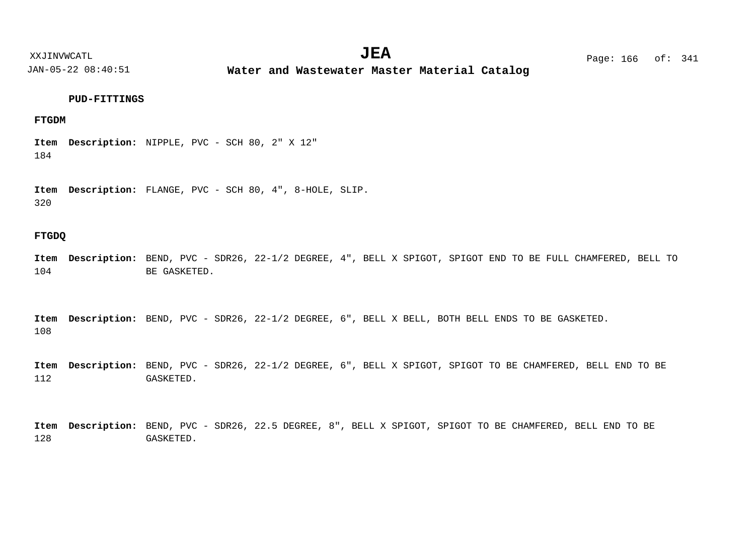**PUD-FITTINGS**

**FTGDM**

| Item | Description |
| --- | --- |
| 184 | NIPPLE, PVC - SCH 80, 2" X 12" |
| 320 | FLANGE, PVC - SCH 80, 4", 8-HOLE, SLIP. |

**FTGDQ**

| Item | Description |
| --- | --- |
| 104 | BEND, PVC - SDR26, 22-1/2 DEGREE, 4", BELL X SPIGOT, SPIGOT END TO BE FULL CHAMFERED, BELL TO BE GASKETED. |
| 108 | BEND, PVC - SDR26, 22-1/2 DEGREE, 6", BELL X BELL, BOTH BELL ENDS TO BE GASKETED. |
| 112 | BEND, PVC - SDR26, 22-1/2 DEGREE, 6", BELL X SPIGOT, SPIGOT TO BE CHAMFERED, BELL END TO BE GASKETED. |
| 128 | BEND, PVC - SDR26, 22.5 DEGREE, 8", BELL X SPIGOT, SPIGOT TO BE CHAMFERED, BELL END TO BE GASKETED. |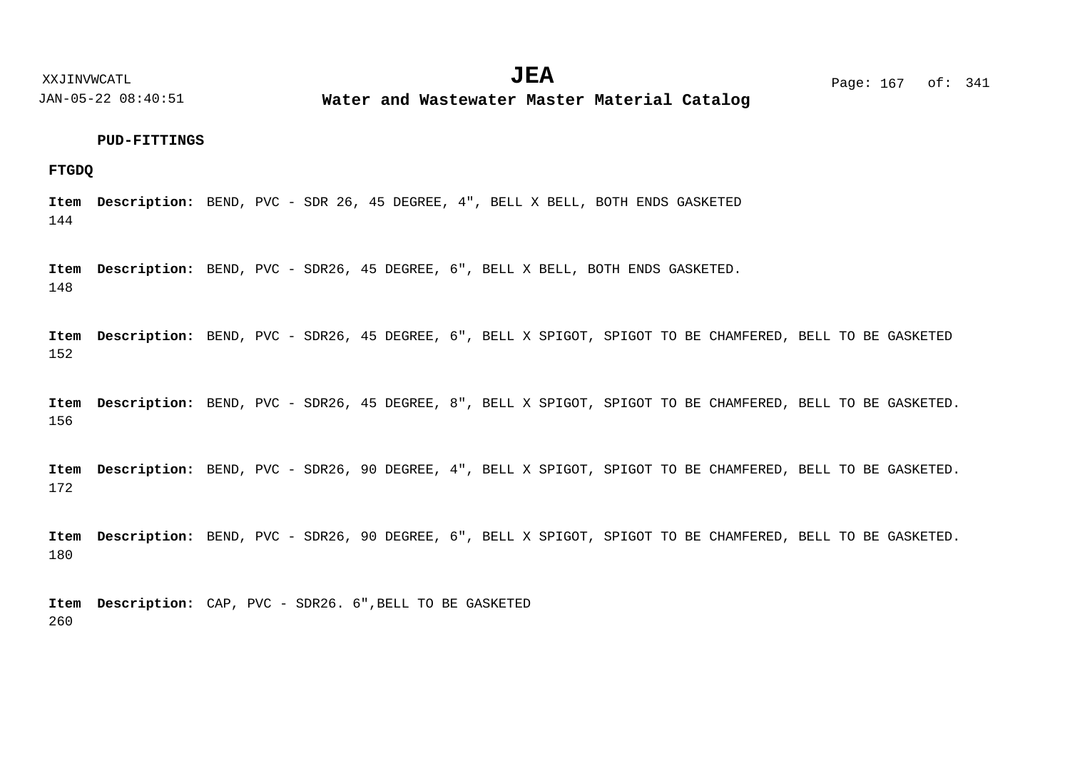**PUD-FITTINGS**

**FTGDQ**

**Item** 144 **Description:** BEND, PVC - SDR 26, 45 DEGREE, 4", BELL X BELL, BOTH ENDS GASKETED

**Item** 148 **Description:** BEND, PVC - SDR26, 45 DEGREE, 6", BELL X BELL, BOTH ENDS GASKETED.

**Item** 152 **Description:** BEND, PVC - SDR26, 45 DEGREE, 6", BELL X SPIGOT, SPIGOT TO BE CHAMFERED, BELL TO BE GASKETED

**Item** 156 **Description:** BEND, PVC - SDR26, 45 DEGREE, 8", BELL X SPIGOT, SPIGOT TO BE CHAMFERED, BELL TO BE GASKETED.

**Item** 172 **Description:** BEND, PVC - SDR26, 90 DEGREE, 4", BELL X SPIGOT, SPIGOT TO BE CHAMFERED, BELL TO BE GASKETED.

**Item** 180 **Description:** BEND, PVC - SDR26, 90 DEGREE, 6", BELL X SPIGOT, SPIGOT TO BE CHAMFERED, BELL TO BE GASKETED.

**Item** 260 **Description:** CAP, PVC - SDR26. 6",BELL TO BE GASKETED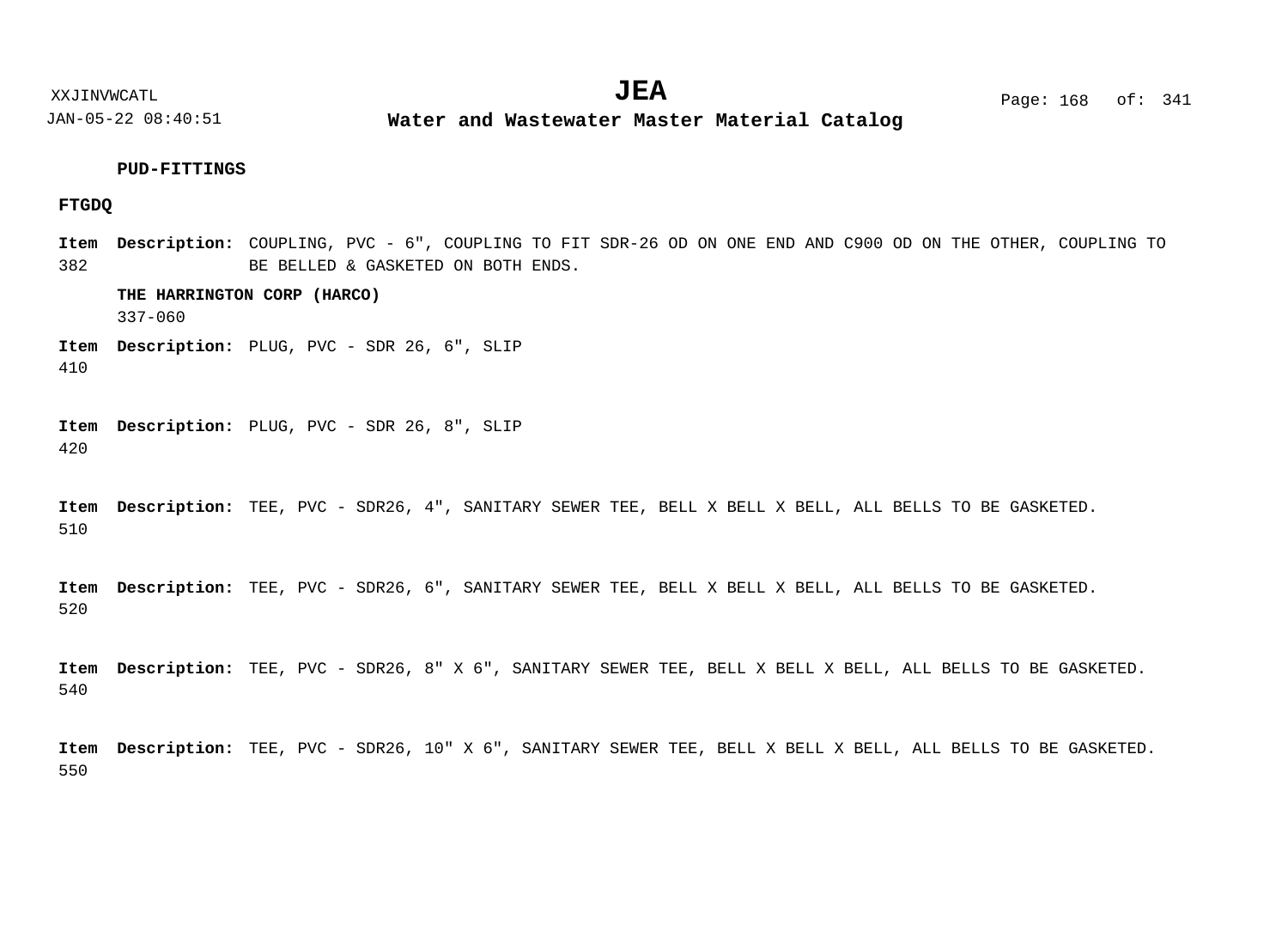**PUD-FITTINGS**

**FTGDQ**

**Item** 382 **Description:** COUPLING, PVC - 6", COUPLING TO FIT SDR-26 OD ON ONE END AND C900 OD ON THE OTHER, COUPLING TO BE BELLED & GASKETED ON BOTH ENDS.

**THE HARRINGTON CORP (HARCO)**

337-060

**Item** 410 **Description:** PLUG, PVC - SDR 26, 6", SLIP

**Item** 420 **Description:** PLUG, PVC - SDR 26, 8", SLIP

**Item** 510 **Description:** TEE, PVC - SDR26, 4", SANITARY SEWER TEE, BELL X BELL X BELL, ALL BELLS TO BE GASKETED.

**Item** 520 **Description:** TEE, PVC - SDR26, 6", SANITARY SEWER TEE, BELL X BELL X BELL, ALL BELLS TO BE GASKETED.

**Item** 540 **Description:** TEE, PVC - SDR26, 8" X 6", SANITARY SEWER TEE, BELL X BELL X BELL, ALL BELLS TO BE GASKETED.

**Item** 550 **Description:** TEE, PVC - SDR26, 10" X 6", SANITARY SEWER TEE, BELL X BELL X BELL, ALL BELLS TO BE GASKETED.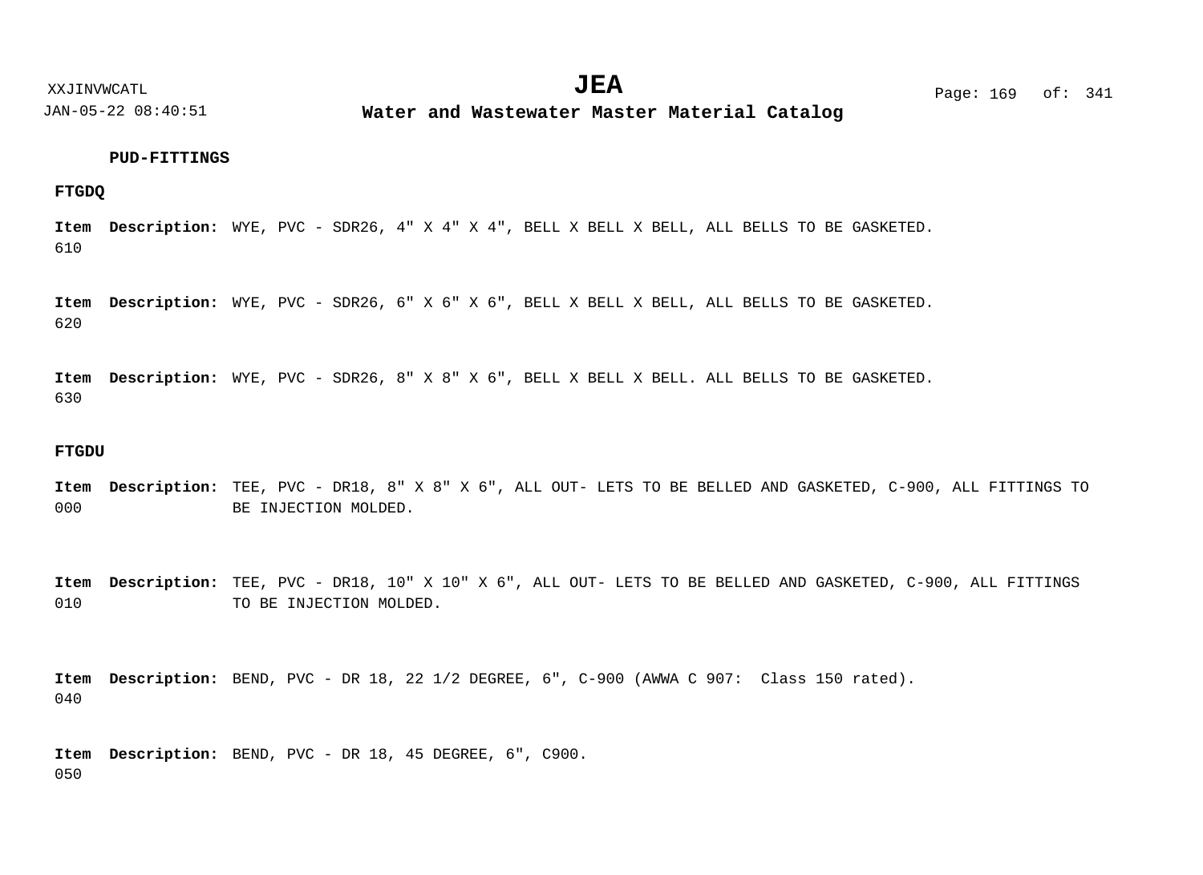**PUD-FITTINGS**

**FTGDQ**

**Item** 610 **Description:** WYE, PVC - SDR26, 4" X 4" X 4", BELL X BELL X BELL, ALL BELLS TO BE GASKETED.

**Item** 620 **Description:** WYE, PVC - SDR26, 6" X 6" X 6", BELL X BELL X BELL, ALL BELLS TO BE GASKETED.

**Item** 630 **Description:** WYE, PVC - SDR26, 8" X 8" X 6", BELL X BELL X BELL. ALL BELLS TO BE GASKETED.

**FTGDU**

**Item** 000 **Description:** TEE, PVC - DR18, 8" X 8" X 6", ALL OUT- LETS TO BE BELLED AND GASKETED, C-900, ALL FITTINGS TO BE INJECTION MOLDED.

**Item** 010 **Description:** TEE, PVC - DR18, 10" X 10" X 6", ALL OUT- LETS TO BE BELLED AND GASKETED, C-900, ALL FITTINGS TO BE INJECTION MOLDED.

**Item** 040 **Description:** BEND, PVC - DR 18, 22 1/2 DEGREE, 6", C-900 (AWWA C 907: Class 150 rated).

**Item** 050 **Description:** BEND, PVC - DR 18, 45 DEGREE, 6", C900.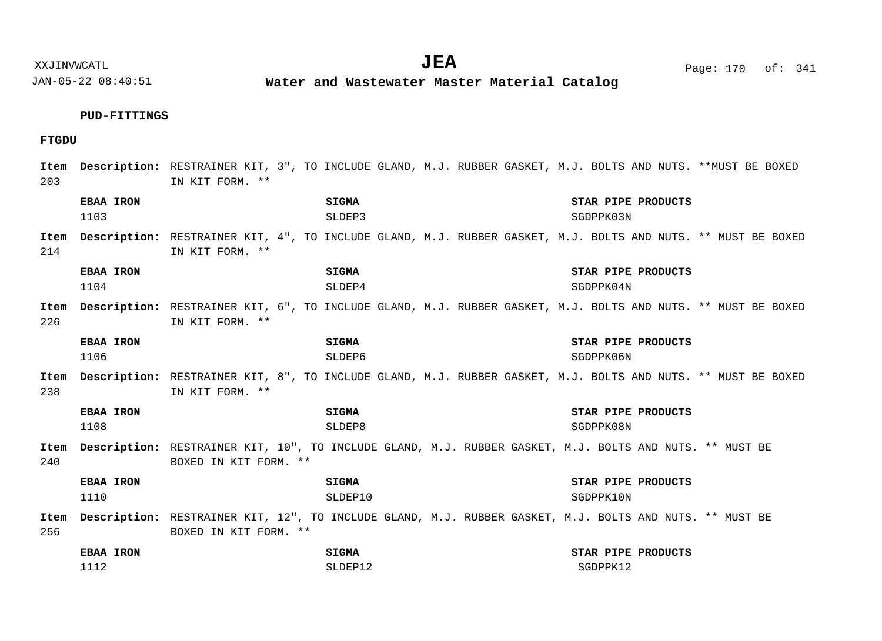**PUD-FITTINGS**

**FTGDU**

**Item 203** **Description:** RESTRAINER KIT, 3", TO INCLUDE GLAND, M.J. RUBBER GASKET, M.J. BOLTS AND NUTS. **MUST BE BOXED IN KIT FORM. **

| EBAA IRON | SIGMA | STAR PIPE PRODUCTS |
|---|---|---|
| 1103 | SLDEP3 | SGDPPK03N |

**Item 214** **Description:** RESTRAINER KIT, 4", TO INCLUDE GLAND, M.J. RUBBER GASKET, M.J. BOLTS AND NUTS. ** MUST BE BOXED IN KIT FORM. **

| EBAA IRON | SIGMA | STAR PIPE PRODUCTS |
|---|---|---|
| 1104 | SLDEP4 | SGDPPK04N |

**Item 226** **Description:** RESTRAINER KIT, 6", TO INCLUDE GLAND, M.J. RUBBER GASKET, M.J. BOLTS AND NUTS. ** MUST BE BOXED IN KIT FORM. **

| EBAA IRON | SIGMA | STAR PIPE PRODUCTS |
|---|---|---|
| 1106 | SLDEP6 | SGDPPK06N |

**Item 238** **Description:** RESTRAINER KIT, 8", TO INCLUDE GLAND, M.J. RUBBER GASKET, M.J. BOLTS AND NUTS. ** MUST BE BOXED IN KIT FORM. **

| EBAA IRON | SIGMA | STAR PIPE PRODUCTS |
|---|---|---|
| 1108 | SLDEP8 | SGDPPK08N |

**Item 240** **Description:** RESTRAINER KIT, 10", TO INCLUDE GLAND, M.J. RUBBER GASKET, M.J. BOLTS AND NUTS. ** MUST BE BOXED IN KIT FORM. **

| EBAA IRON | SIGMA | STAR PIPE PRODUCTS |
|---|---|---|
| 1110 | SLDEP10 | SGDPPK10N |

**Item 256** **Description:** RESTRAINER KIT, 12", TO INCLUDE GLAND, M.J. RUBBER GASKET, M.J. BOLTS AND NUTS. ** MUST BE BOXED IN KIT FORM. **

| EBAA IRON | SIGMA | STAR PIPE PRODUCTS |
|---|---|---|
| 1112 | SLDEP12 | SGDPPK12 |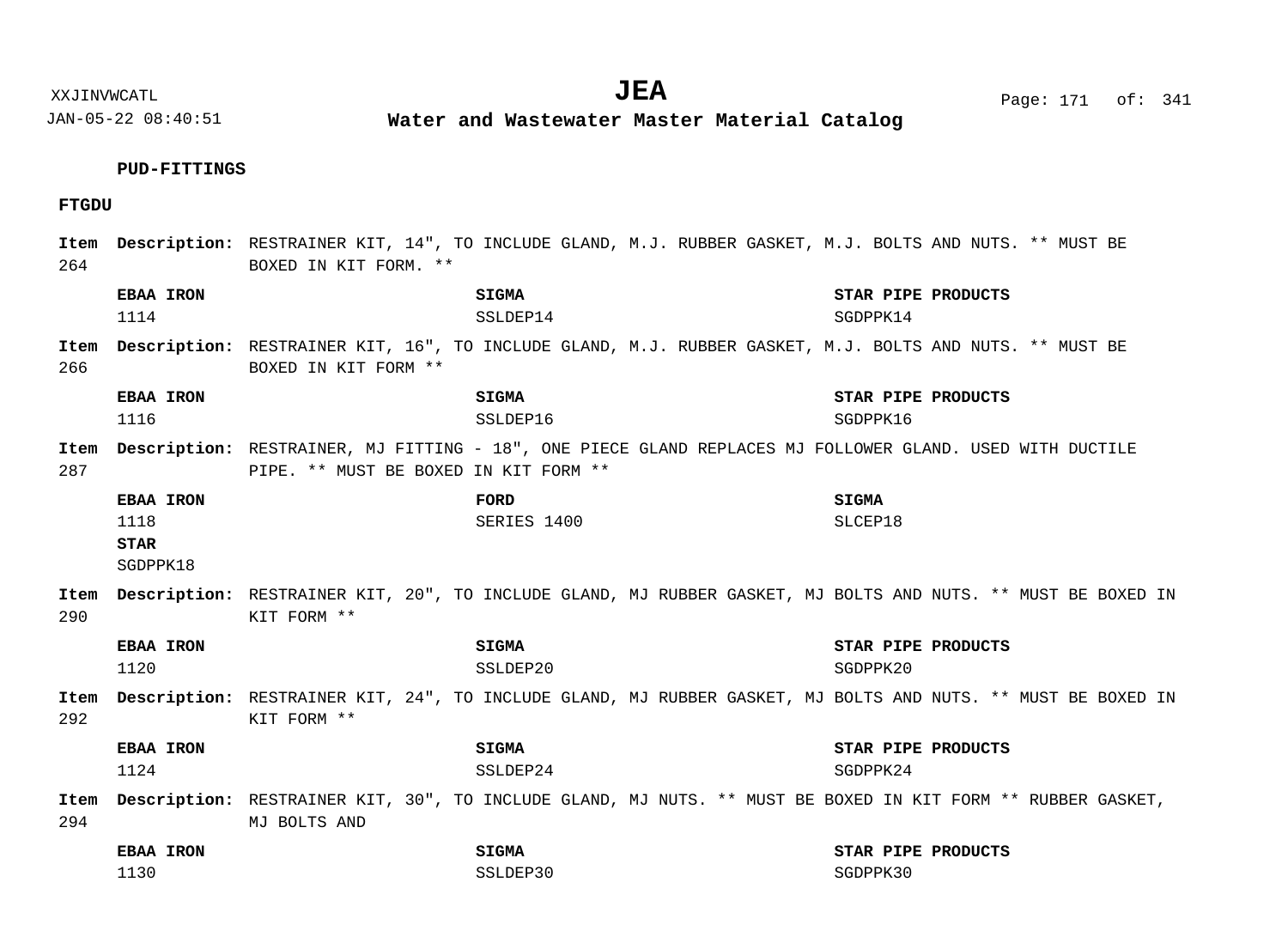**PUD-FITTINGS**

**FTGDU**

**Item 264** **Description:** RESTRAINER KIT, 14", TO INCLUDE GLAND, M.J. RUBBER GASKET, M.J. BOLTS AND NUTS. ** MUST BE BOXED IN KIT FORM. **

| EBAA IRON | SIGMA | STAR PIPE PRODUCTS |
|---|---|---|
| 1114 | SSLDEP14 | SGDPPK14 |

**Item 266** **Description:** RESTRAINER KIT, 16", TO INCLUDE GLAND, M.J. RUBBER GASKET, M.J. BOLTS AND NUTS. ** MUST BE BOXED IN KIT FORM **

| EBAA IRON | SIGMA | STAR PIPE PRODUCTS |
|---|---|---|
| 1116 | SSLDEP16 | SGDPPK16 |

**Item 287** **Description:** RESTRAINER, MJ FITTING - 18", ONE PIECE GLAND REPLACES MJ FOLLOWER GLAND. USED WITH DUCTILE PIPE. ** MUST BE BOXED IN KIT FORM **

| EBAA IRON | FORD | SIGMA |
|---|---|---|
| 1118 | SERIES 1400 | SLCEP18 |
| **STAR** | | |
| SGDPPK18 | | |

**Item 290** **Description:** RESTRAINER KIT, 20", TO INCLUDE GLAND, MJ RUBBER GASKET, MJ BOLTS AND NUTS. ** MUST BE BOXED IN KIT FORM **

| EBAA IRON | SIGMA | STAR PIPE PRODUCTS |
|---|---|---|
| 1120 | SSLDEP20 | SGDPPK20 |

**Item 292** **Description:** RESTRAINER KIT, 24", TO INCLUDE GLAND, MJ RUBBER GASKET, MJ BOLTS AND NUTS. ** MUST BE BOXED IN KIT FORM **

| EBAA IRON | SIGMA | STAR PIPE PRODUCTS |
|---|---|---|
| 1124 | SSLDEP24 | SGDPPK24 |

**Item 294** **Description:** RESTRAINER KIT, 30", TO INCLUDE GLAND, MJ NUTS. ** MUST BE BOXED IN KIT FORM ** RUBBER GASKET, MJ BOLTS AND

| EBAA IRON | SIGMA | STAR PIPE PRODUCTS |
|---|---|---|
| 1130 | SSLDEP30 | SGDPPK30 |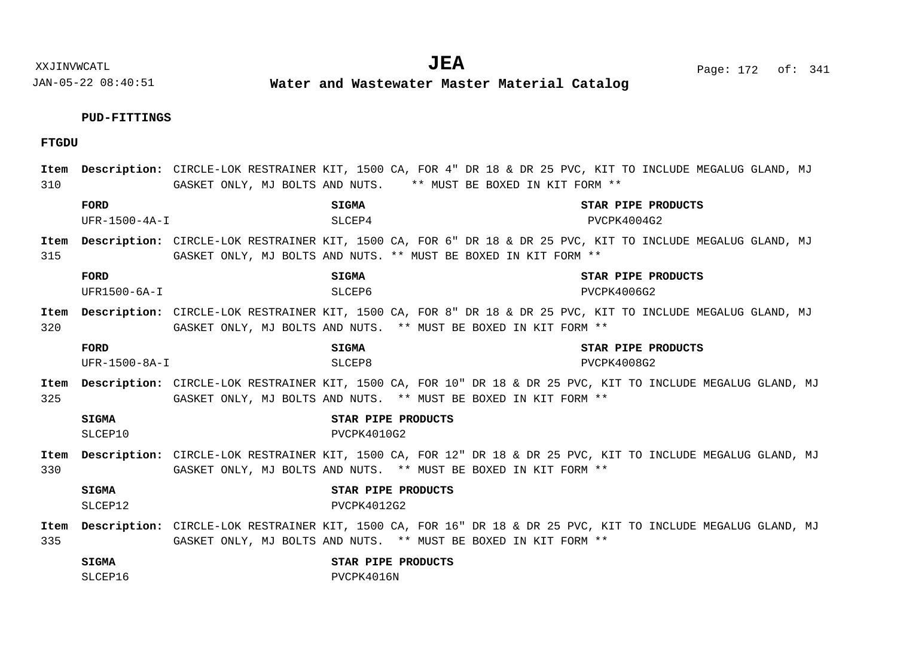**PUD-FITTINGS**

**FTGDU**

**Item 310** **Description:** CIRCLE-LOK RESTRAINER KIT, 1500 CA, FOR 4" DR 18 & DR 25 PVC, KIT TO INCLUDE MEGALUG GLAND, MJ GASKET ONLY, MJ BOLTS AND NUTS. ** MUST BE BOXED IN KIT FORM **

| FORD | SIGMA | STAR PIPE PRODUCTS |
|---|---|---|
| UFR-1500-4A-I | SLCEP4 | PVCPK4004G2 |

**Item 315** **Description:** CIRCLE-LOK RESTRAINER KIT, 1500 CA, FOR 6" DR 18 & DR 25 PVC, KIT TO INCLUDE MEGALUG GLAND, MJ GASKET ONLY, MJ BOLTS AND NUTS. ** MUST BE BOXED IN KIT FORM **

| FORD | SIGMA | STAR PIPE PRODUCTS |
|---|---|---|
| UFR1500-6A-I | SLCEP6 | PVCPK4006G2 |

**Item 320** **Description:** CIRCLE-LOK RESTRAINER KIT, 1500 CA, FOR 8" DR 18 & DR 25 PVC, KIT TO INCLUDE MEGALUG GLAND, MJ GASKET ONLY, MJ BOLTS AND NUTS. ** MUST BE BOXED IN KIT FORM **

| FORD | SIGMA | STAR PIPE PRODUCTS |
|---|---|---|
| UFR-1500-8A-I | SLCEP8 | PVCPK4008G2 |

**Item 325** **Description:** CIRCLE-LOK RESTRAINER KIT, 1500 CA, FOR 10" DR 18 & DR 25 PVC, KIT TO INCLUDE MEGALUG GLAND, MJ GASKET ONLY, MJ BOLTS AND NUTS. ** MUST BE BOXED IN KIT FORM **

| SIGMA | STAR PIPE PRODUCTS |
|---|---|
| SLCEP10 | PVCPK4010G2 |

**Item 330** **Description:** CIRCLE-LOK RESTRAINER KIT, 1500 CA, FOR 12" DR 18 & DR 25 PVC, KIT TO INCLUDE MEGALUG GLAND, MJ GASKET ONLY, MJ BOLTS AND NUTS. ** MUST BE BOXED IN KIT FORM **

| SIGMA | STAR PIPE PRODUCTS |
|---|---|
| SLCEP12 | PVCPK4012G2 |

**Item 335** **Description:** CIRCLE-LOK RESTRAINER KIT, 1500 CA, FOR 16" DR 18 & DR 25 PVC, KIT TO INCLUDE MEGALUG GLAND, MJ GASKET ONLY, MJ BOLTS AND NUTS. ** MUST BE BOXED IN KIT FORM **

| SIGMA | STAR PIPE PRODUCTS |
|---|---|
| SLCEP16 | PVCPK4016N |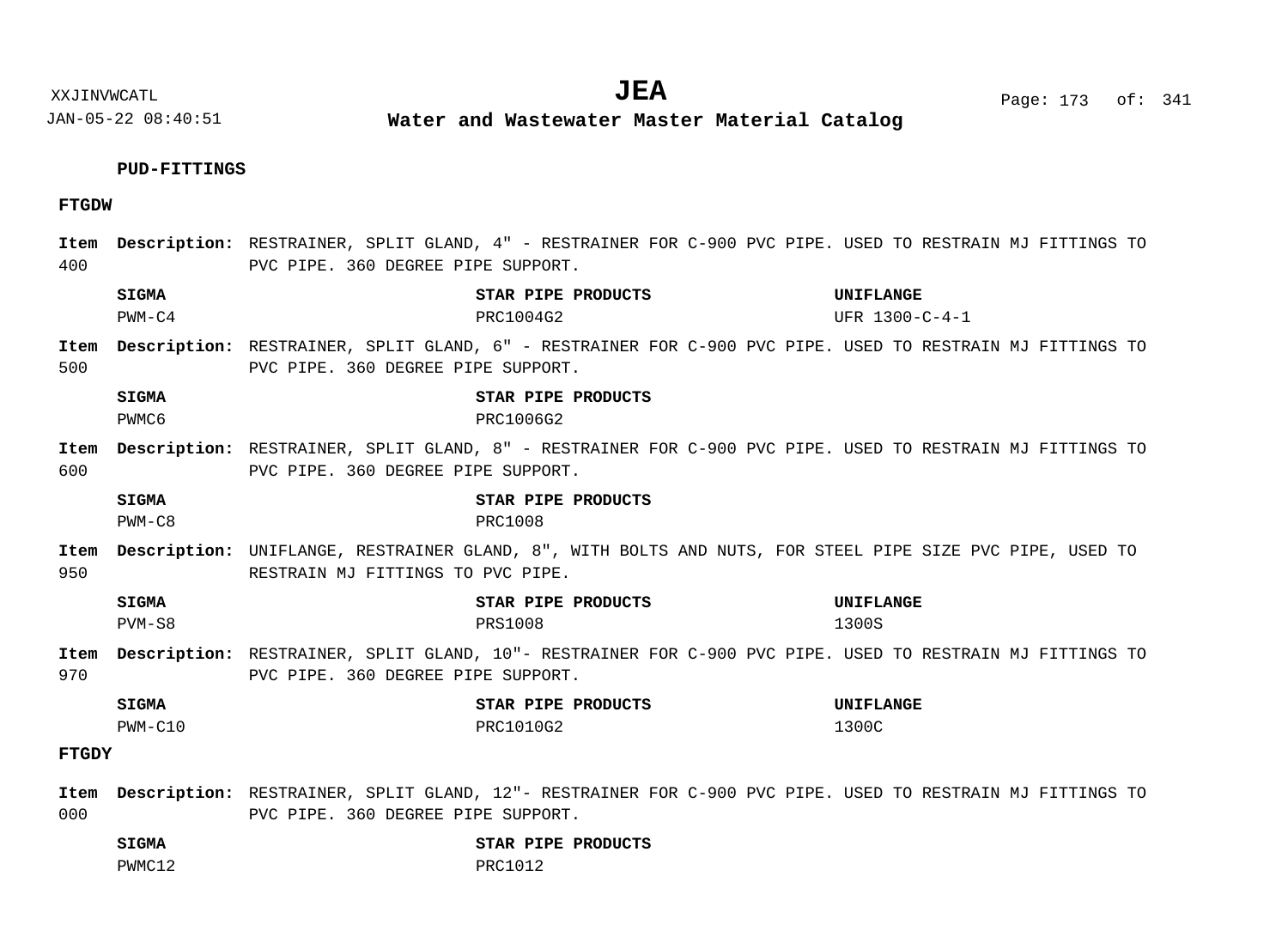**PUD-FITTINGS**

**FTGDW**

**Item 400** **Description:** RESTRAINER, SPLIT GLAND, 4" - RESTRAINER FOR C-900 PVC PIPE. USED TO RESTRAIN MJ FITTINGS TO PVC PIPE. 360 DEGREE PIPE SUPPORT.

| SIGMA | STAR PIPE PRODUCTS | UNIFLANGE |
|---|---|---|
| PWM-C4 | PRC1004G2 | UFR 1300-C-4-1 |

**Item 500** **Description:** RESTRAINER, SPLIT GLAND, 6" - RESTRAINER FOR C-900 PVC PIPE. USED TO RESTRAIN MJ FITTINGS TO PVC PIPE. 360 DEGREE PIPE SUPPORT.

| SIGMA | STAR PIPE PRODUCTS |
|---|---|
| PWMC6 | PRC1006G2 |

**Item 600** **Description:** RESTRAINER, SPLIT GLAND, 8" - RESTRAINER FOR C-900 PVC PIPE. USED TO RESTRAIN MJ FITTINGS TO PVC PIPE. 360 DEGREE PIPE SUPPORT.

| SIGMA | STAR PIPE PRODUCTS |
|---|---|
| PWM-C8 | PRC1008 |

**Item 950** **Description:** UNIFLANGE, RESTRAINER GLAND, 8", WITH BOLTS AND NUTS, FOR STEEL PIPE SIZE PVC PIPE, USED TO RESTRAIN MJ FITTINGS TO PVC PIPE.

| SIGMA | STAR PIPE PRODUCTS | UNIFLANGE |
|---|---|---|
| PVM-S8 | PRS1008 | 1300S |

**Item 970** **Description:** RESTRAINER, SPLIT GLAND, 10"- RESTRAINER FOR C-900 PVC PIPE. USED TO RESTRAIN MJ FITTINGS TO PVC PIPE. 360 DEGREE PIPE SUPPORT.

| SIGMA | STAR PIPE PRODUCTS | UNIFLANGE |
|---|---|---|
| PWM-C10 | PRC1010G2 | 1300C |

**FTGDY**

**Item 000** **Description:** RESTRAINER, SPLIT GLAND, 12"- RESTRAINER FOR C-900 PVC PIPE. USED TO RESTRAIN MJ FITTINGS TO PVC PIPE. 360 DEGREE PIPE SUPPORT.

| SIGMA | STAR PIPE PRODUCTS |
|---|---|
| PWMC12 | PRC1012 |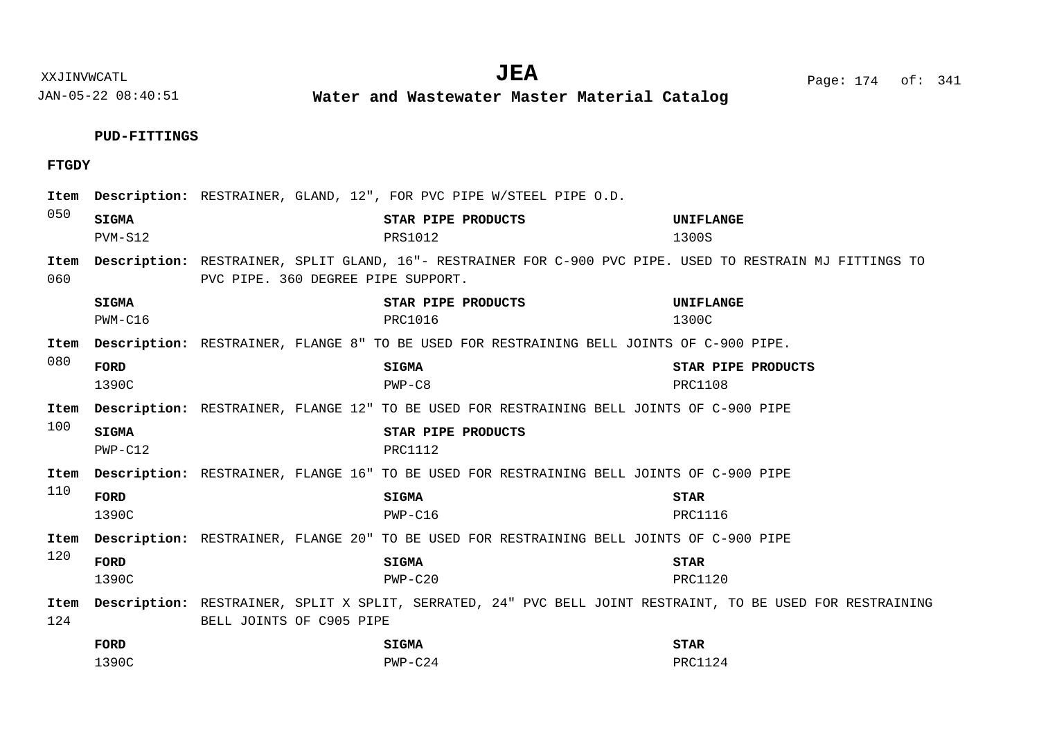**PUD-FITTINGS**

**FTGDY**

**Item 050** **Description:** RESTRAINER, GLAND, 12", FOR PVC PIPE W/STEEL PIPE O.D.

| SIGMA | STAR PIPE PRODUCTS | UNIFLANGE |
|---|---|---|
| PVM-S12 | PRS1012 | 1300S |

**Item 060** **Description:** RESTRAINER, SPLIT GLAND, 16"- RESTRAINER FOR C-900 PVC PIPE. USED TO RESTRAIN MJ FITTINGS TO PVC PIPE. 360 DEGREE PIPE SUPPORT.

| SIGMA | STAR PIPE PRODUCTS | UNIFLANGE |
|---|---|---|
| PWM-C16 | PRC1016 | 1300C |

**Item 080** **Description:** RESTRAINER, FLANGE 8" TO BE USED FOR RESTRAINING BELL JOINTS OF C-900 PIPE.

| FORD | SIGMA | STAR PIPE PRODUCTS |
|---|---|---|
| 1390C | PWP-C8 | PRC1108 |

**Item 100** **Description:** RESTRAINER, FLANGE 12" TO BE USED FOR RESTRAINING BELL JOINTS OF C-900 PIPE

| SIGMA | STAR PIPE PRODUCTS |
|---|---|
| PWP-C12 | PRC1112 |

**Item 110** **Description:** RESTRAINER, FLANGE 16" TO BE USED FOR RESTRAINING BELL JOINTS OF C-900 PIPE

| FORD | SIGMA | STAR |
|---|---|---|
| 1390C | PWP-C16 | PRC1116 |

**Item 120** **Description:** RESTRAINER, FLANGE 20" TO BE USED FOR RESTRAINING BELL JOINTS OF C-900 PIPE

| FORD | SIGMA | STAR |
|---|---|---|
| 1390C | PWP-C20 | PRC1120 |

**Item 124** **Description:** RESTRAINER, SPLIT X SPLIT, SERRATED, 24" PVC BELL JOINT RESTRAINT, TO BE USED FOR RESTRAINING BELL JOINTS OF C905 PIPE

| FORD | SIGMA | STAR |
|---|---|---|
| 1390C | PWP-C24 | PRC1124 |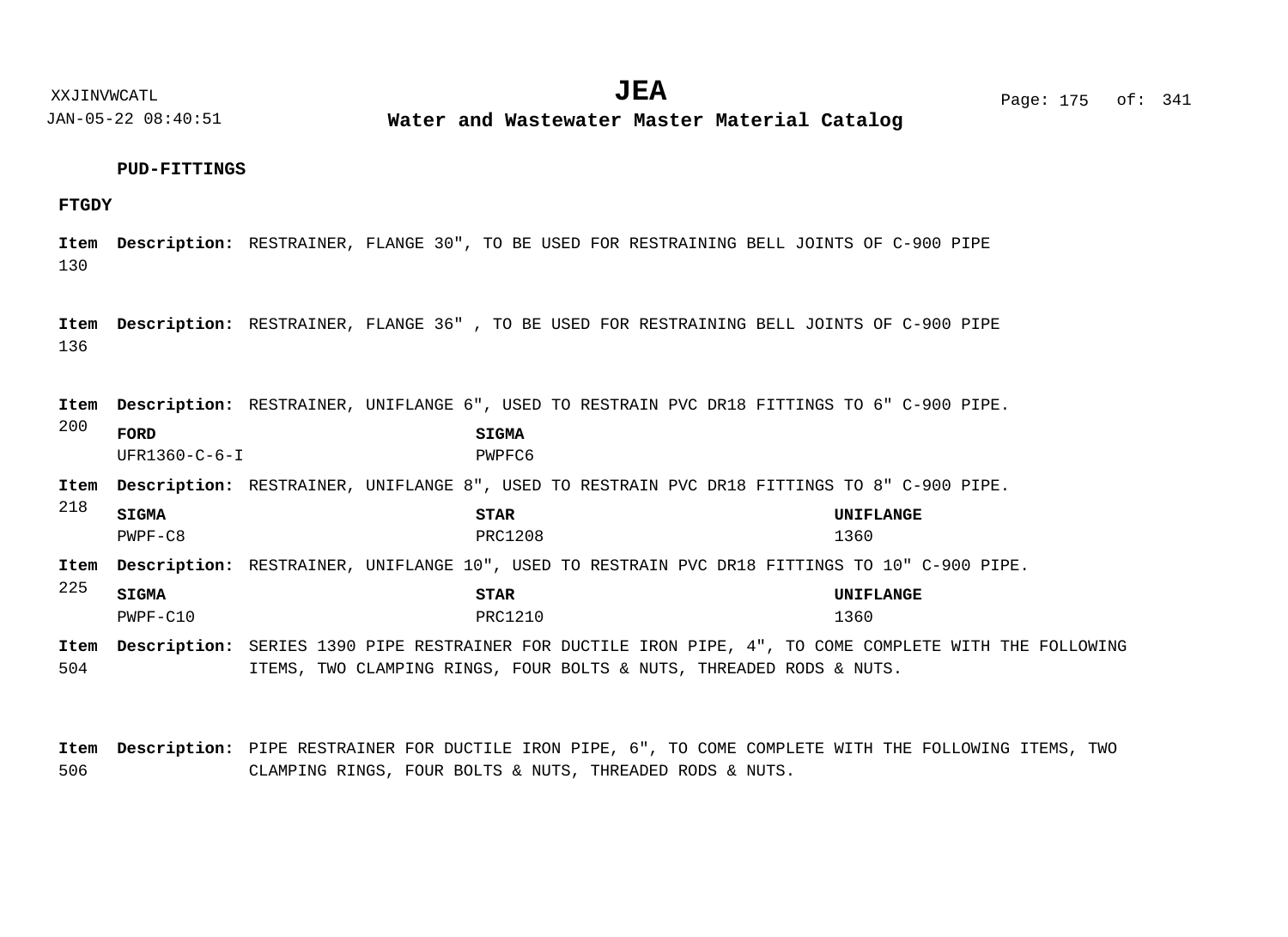**PUD-FITTINGS**

**FTGDY**

**Item 130** **Description:** RESTRAINER, FLANGE 30", TO BE USED FOR RESTRAINING BELL JOINTS OF C-900 PIPE

**Item 136** **Description:** RESTRAINER, FLANGE 36" , TO BE USED FOR RESTRAINING BELL JOINTS OF C-900 PIPE

**Item 200** **Description:** RESTRAINER, UNIFLANGE 6", USED TO RESTRAIN PVC DR18 FITTINGS TO 6" C-900 PIPE.

| FORD | SIGMA |
|---|---|
| UFR1360-C-6-I | PWPFC6 |

**Item 218** **Description:** RESTRAINER, UNIFLANGE 8", USED TO RESTRAIN PVC DR18 FITTINGS TO 8" C-900 PIPE.

| SIGMA | STAR | UNIFLANGE |
|---|---|---|
| PWPF-C8 | PRC1208 | 1360 |

**Item 225** **Description:** RESTRAINER, UNIFLANGE 10", USED TO RESTRAIN PVC DR18 FITTINGS TO 10" C-900 PIPE.

| SIGMA | STAR | UNIFLANGE |
|---|---|---|
| PWPF-C10 | PRC1210 | 1360 |

**Item 504** **Description:** SERIES 1390 PIPE RESTRAINER FOR DUCTILE IRON PIPE, 4", TO COME COMPLETE WITH THE FOLLOWING ITEMS, TWO CLAMPING RINGS, FOUR BOLTS & NUTS, THREADED RODS & NUTS.

**Item 506** **Description:** PIPE RESTRAINER FOR DUCTILE IRON PIPE, 6", TO COME COMPLETE WITH THE FOLLOWING ITEMS, TWO CLAMPING RINGS, FOUR BOLTS & NUTS, THREADED RODS & NUTS.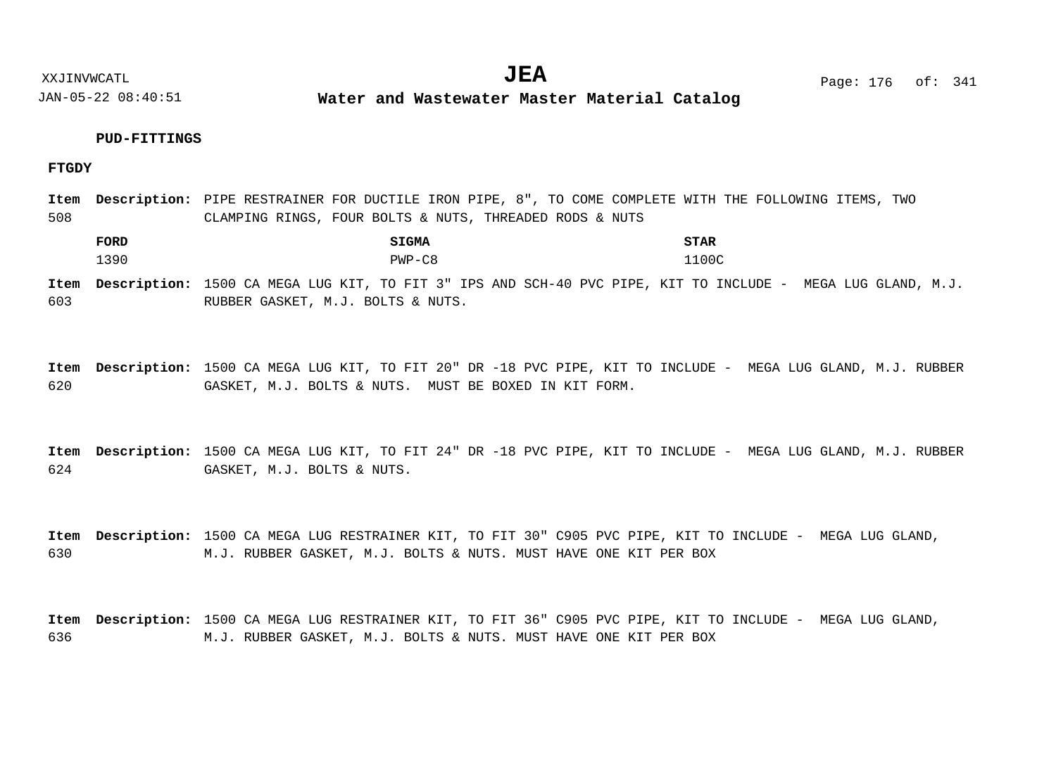**PUD-FITTINGS**

**FTGDY**

**Item 508** **Description:** PIPE RESTRAINER FOR DUCTILE IRON PIPE, 8", TO COME COMPLETE WITH THE FOLLOWING ITEMS, TWO CLAMPING RINGS, FOUR BOLTS & NUTS, THREADED RODS & NUTS

| FORD | SIGMA | STAR |
|---|---|---|
| 1390 | PWP-C8 | 1100C |

**Item 603** **Description:** 1500 CA MEGA LUG KIT, TO FIT 3" IPS AND SCH-40 PVC PIPE, KIT TO INCLUDE - MEGA LUG GLAND, M.J. RUBBER GASKET, M.J. BOLTS & NUTS.

**Item 620** **Description:** 1500 CA MEGA LUG KIT, TO FIT 20" DR -18 PVC PIPE, KIT TO INCLUDE - MEGA LUG GLAND, M.J. RUBBER GASKET, M.J. BOLTS & NUTS. MUST BE BOXED IN KIT FORM.

**Item 624** **Description:** 1500 CA MEGA LUG KIT, TO FIT 24" DR -18 PVC PIPE, KIT TO INCLUDE - MEGA LUG GLAND, M.J. RUBBER GASKET, M.J. BOLTS & NUTS.

**Item 630** **Description:** 1500 CA MEGA LUG RESTRAINER KIT, TO FIT 30" C905 PVC PIPE, KIT TO INCLUDE - MEGA LUG GLAND, M.J. RUBBER GASKET, M.J. BOLTS & NUTS. MUST HAVE ONE KIT PER BOX

**Item 636** **Description:** 1500 CA MEGA LUG RESTRAINER KIT, TO FIT 36" C905 PVC PIPE, KIT TO INCLUDE - MEGA LUG GLAND, M.J. RUBBER GASKET, M.J. BOLTS & NUTS. MUST HAVE ONE KIT PER BOX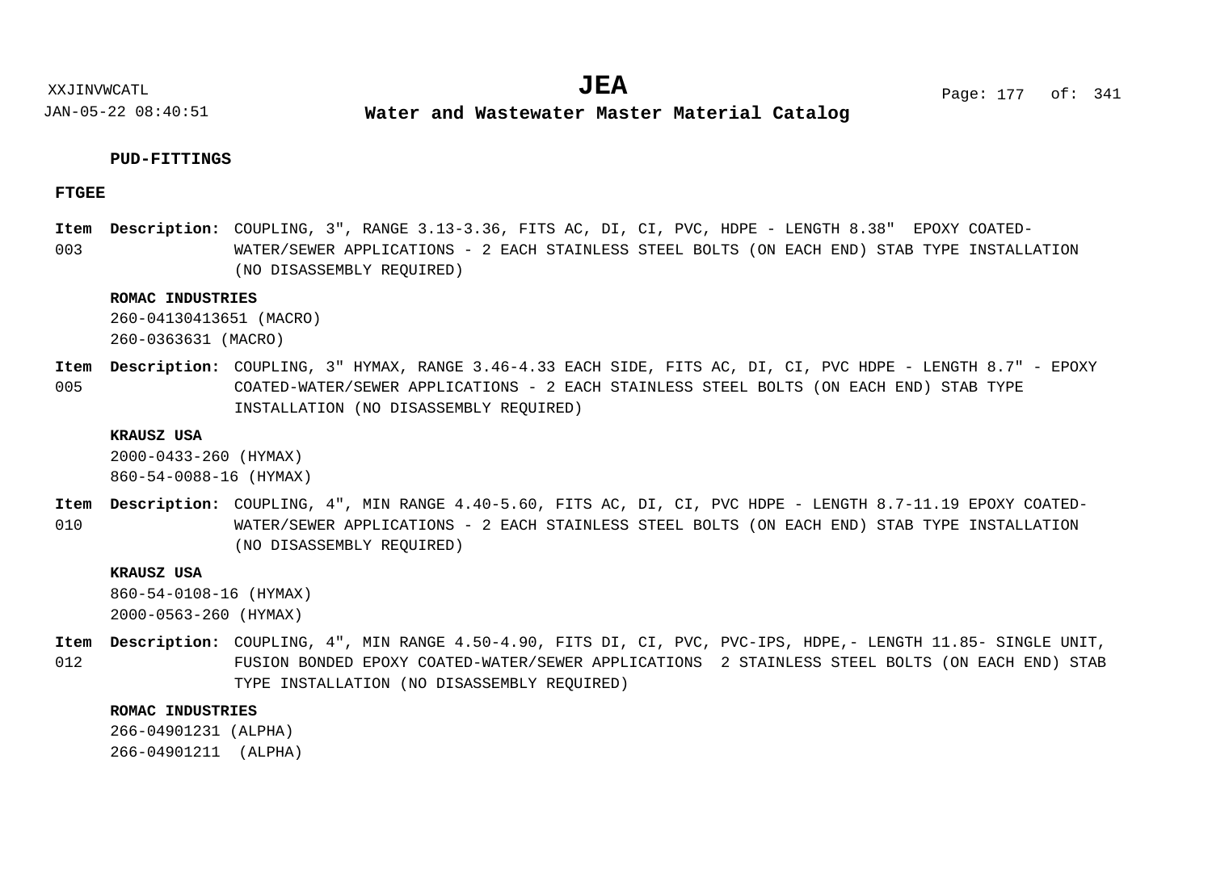**PUD-FITTINGS**

**FTGEE**

**Item 003** **Description:** COUPLING, 3", RANGE 3.13-3.36, FITS AC, DI, CI, PVC, HDPE - LENGTH 8.38"  EPOXY COATED-WATER/SEWER APPLICATIONS - 2 EACH STAINLESS STEEL BOLTS (ON EACH END) STAB TYPE INSTALLATION (NO DISASSEMBLY REQUIRED)

**ROMAC INDUSTRIES**
260-04130413651 (MACRO)
260-0363631 (MACRO)

**Item 005** **Description:** COUPLING, 3" HYMAX, RANGE 3.46-4.33 EACH SIDE, FITS AC, DI, CI, PVC HDPE - LENGTH 8.7" - EPOXY COATED-WATER/SEWER APPLICATIONS - 2 EACH STAINLESS STEEL BOLTS (ON EACH END) STAB TYPE INSTALLATION (NO DISASSEMBLY REQUIRED)

**KRAUSZ USA**
2000-0433-260 (HYMAX)
860-54-0088-16 (HYMAX)

**Item 010** **Description:** COUPLING, 4", MIN RANGE 4.40-5.60, FITS AC, DI, CI, PVC HDPE - LENGTH 8.7-11.19 EPOXY COATED-WATER/SEWER APPLICATIONS - 2 EACH STAINLESS STEEL BOLTS (ON EACH END) STAB TYPE INSTALLATION (NO DISASSEMBLY REQUIRED)

**KRAUSZ USA**
860-54-0108-16 (HYMAX)
2000-0563-260 (HYMAX)

**Item 012** **Description:** COUPLING, 4", MIN RANGE 4.50-4.90, FITS DI, CI, PVC, PVC-IPS, HDPE,- LENGTH 11.85- SINGLE UNIT, FUSION BONDED EPOXY COATED-WATER/SEWER APPLICATIONS  2 STAINLESS STEEL BOLTS (ON EACH END) STAB TYPE INSTALLATION (NO DISASSEMBLY REQUIRED)

**ROMAC INDUSTRIES**
266-04901231 (ALPHA)
266-04901211  (ALPHA)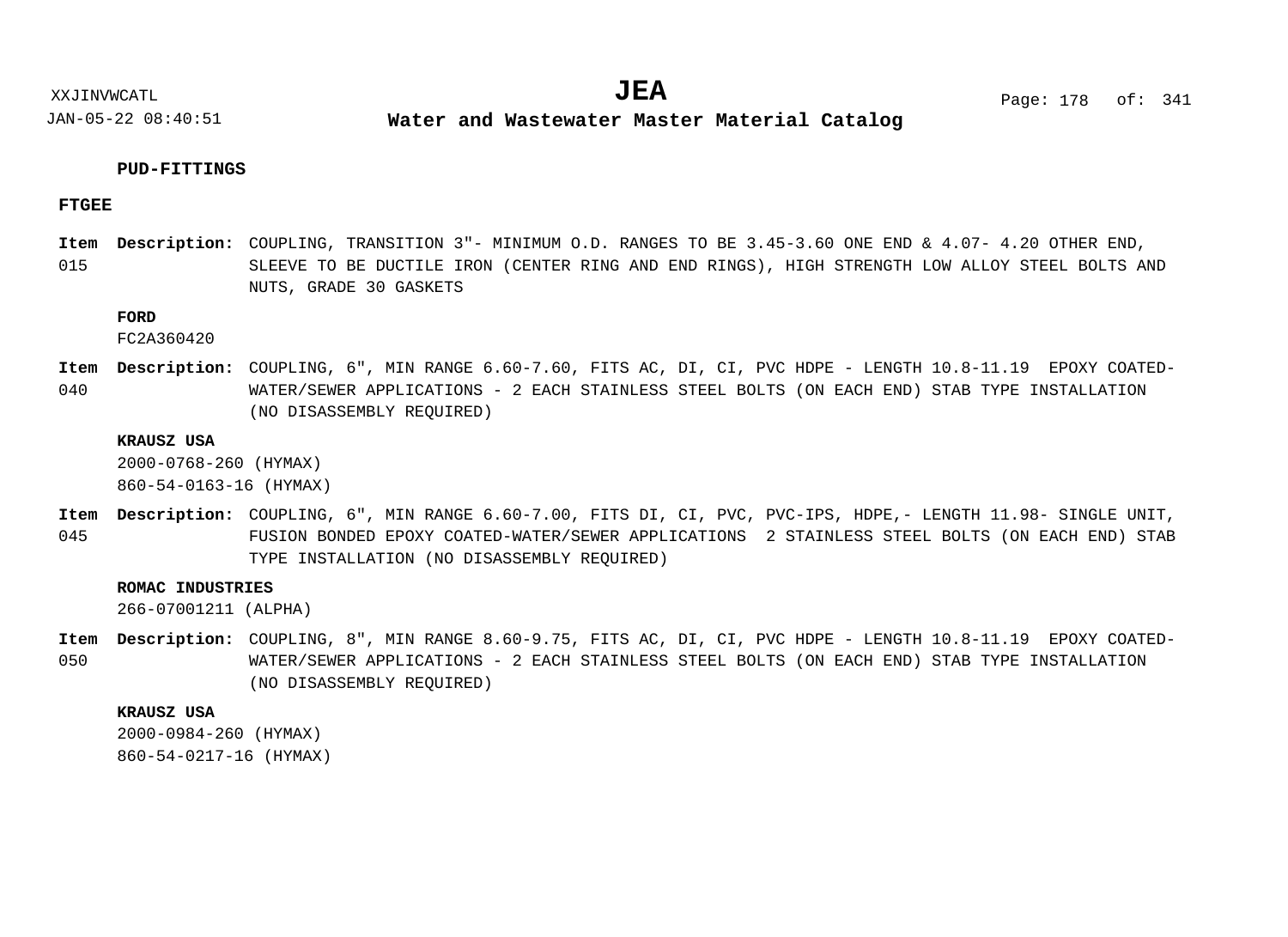**PUD-FITTINGS**

**FTGEE**

**Item** 015 **Description:** COUPLING, TRANSITION 3"- MINIMUM O.D. RANGES TO BE 3.45-3.60 ONE END & 4.07- 4.20 OTHER END, SLEEVE TO BE DUCTILE IRON (CENTER RING AND END RINGS), HIGH STRENGTH LOW ALLOY STEEL BOLTS AND NUTS, GRADE 30 GASKETS

**FORD**
FC2A360420

**Item** 040 **Description:** COUPLING, 6", MIN RANGE 6.60-7.60, FITS AC, DI, CI, PVC HDPE - LENGTH 10.8-11.19 EPOXY COATED-WATER/SEWER APPLICATIONS - 2 EACH STAINLESS STEEL BOLTS (ON EACH END) STAB TYPE INSTALLATION (NO DISASSEMBLY REQUIRED)

**KRAUSZ USA**
2000-0768-260 (HYMAX)
860-54-0163-16 (HYMAX)

**Item** 045 **Description:** COUPLING, 6", MIN RANGE 6.60-7.00, FITS DI, CI, PVC, PVC-IPS, HDPE,- LENGTH 11.98- SINGLE UNIT, FUSION BONDED EPOXY COATED-WATER/SEWER APPLICATIONS 2 STAINLESS STEEL BOLTS (ON EACH END) STAB TYPE INSTALLATION (NO DISASSEMBLY REQUIRED)

**ROMAC INDUSTRIES**
266-07001211 (ALPHA)

**Item** 050 **Description:** COUPLING, 8", MIN RANGE 8.60-9.75, FITS AC, DI, CI, PVC HDPE - LENGTH 10.8-11.19 EPOXY COATED-WATER/SEWER APPLICATIONS - 2 EACH STAINLESS STEEL BOLTS (ON EACH END) STAB TYPE INSTALLATION (NO DISASSEMBLY REQUIRED)

**KRAUSZ USA**
2000-0984-260 (HYMAX)
860-54-0217-16 (HYMAX)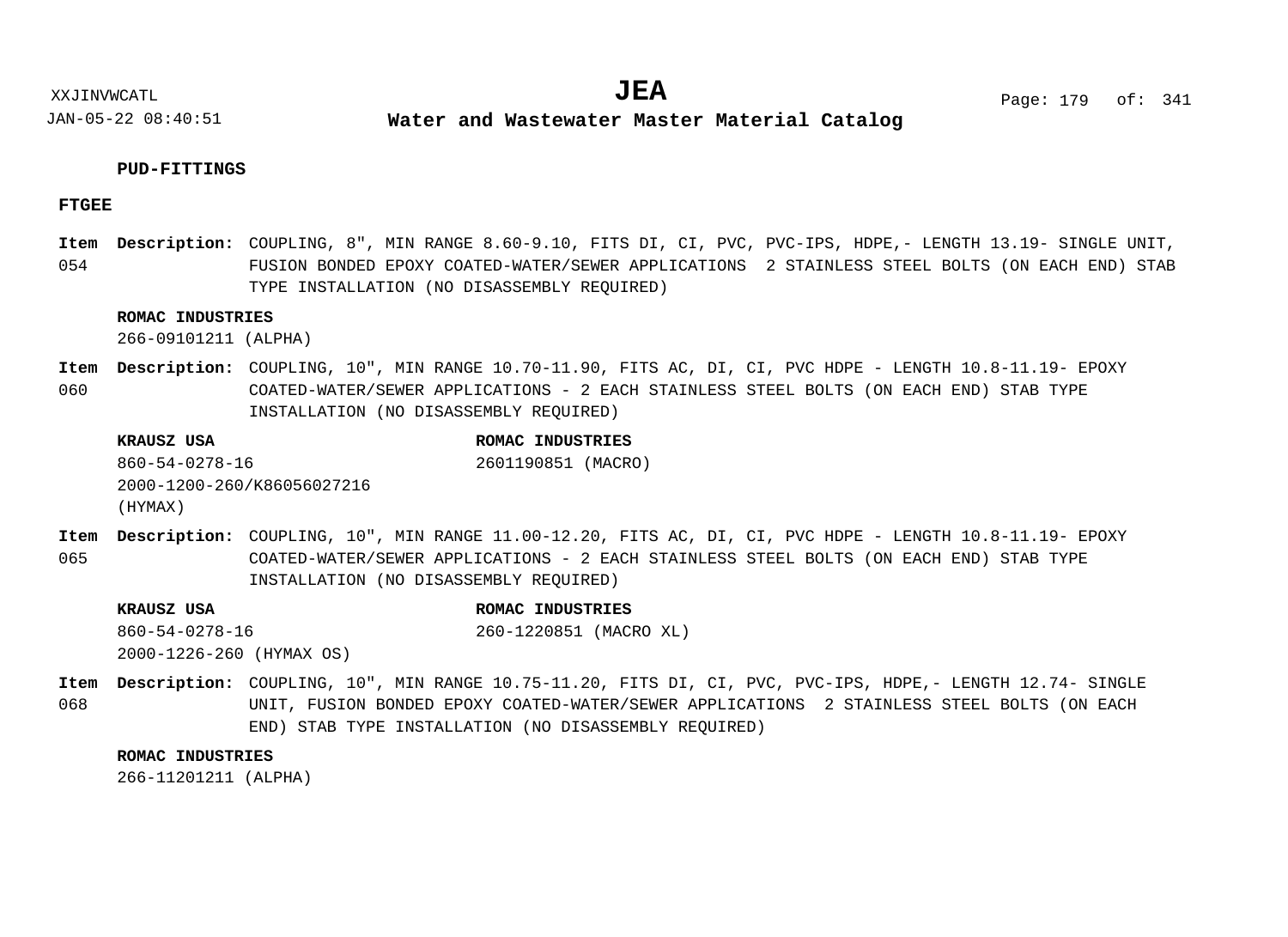**PUD-FITTINGS**

**FTGEE**

**Item 054** **Description:** COUPLING, 8", MIN RANGE 8.60-9.10, FITS DI, CI, PVC, PVC-IPS, HDPE,- LENGTH 13.19- SINGLE UNIT, FUSION BONDED EPOXY COATED-WATER/SEWER APPLICATIONS 2 STAINLESS STEEL BOLTS (ON EACH END) STAB TYPE INSTALLATION (NO DISASSEMBLY REQUIRED)

**ROMAC INDUSTRIES**
266-09101211 (ALPHA)

**Item 060** **Description:** COUPLING, 10", MIN RANGE 10.70-11.90, FITS AC, DI, CI, PVC HDPE - LENGTH 10.8-11.19- EPOXY COATED-WATER/SEWER APPLICATIONS - 2 EACH STAINLESS STEEL BOLTS (ON EACH END) STAB TYPE INSTALLATION (NO DISASSEMBLY REQUIRED)

**KRAUSZ USA**
860-54-0278-16
2000-1200-260/K86056027216 (HYMAX)

**ROMAC INDUSTRIES**
2601190851 (MACRO)

**Item 065** **Description:** COUPLING, 10", MIN RANGE 11.00-12.20, FITS AC, DI, CI, PVC HDPE - LENGTH 10.8-11.19- EPOXY COATED-WATER/SEWER APPLICATIONS - 2 EACH STAINLESS STEEL BOLTS (ON EACH END) STAB TYPE INSTALLATION (NO DISASSEMBLY REQUIRED)

**KRAUSZ USA**
860-54-0278-16
2000-1226-260 (HYMAX OS)

**ROMAC INDUSTRIES**
260-1220851 (MACRO XL)

**Item 068** **Description:** COUPLING, 10", MIN RANGE 10.75-11.20, FITS DI, CI, PVC, PVC-IPS, HDPE,- LENGTH 12.74- SINGLE UNIT, FUSION BONDED EPOXY COATED-WATER/SEWER APPLICATIONS 2 STAINLESS STEEL BOLTS (ON EACH END) STAB TYPE INSTALLATION (NO DISASSEMBLY REQUIRED)

**ROMAC INDUSTRIES**
266-11201211 (ALPHA)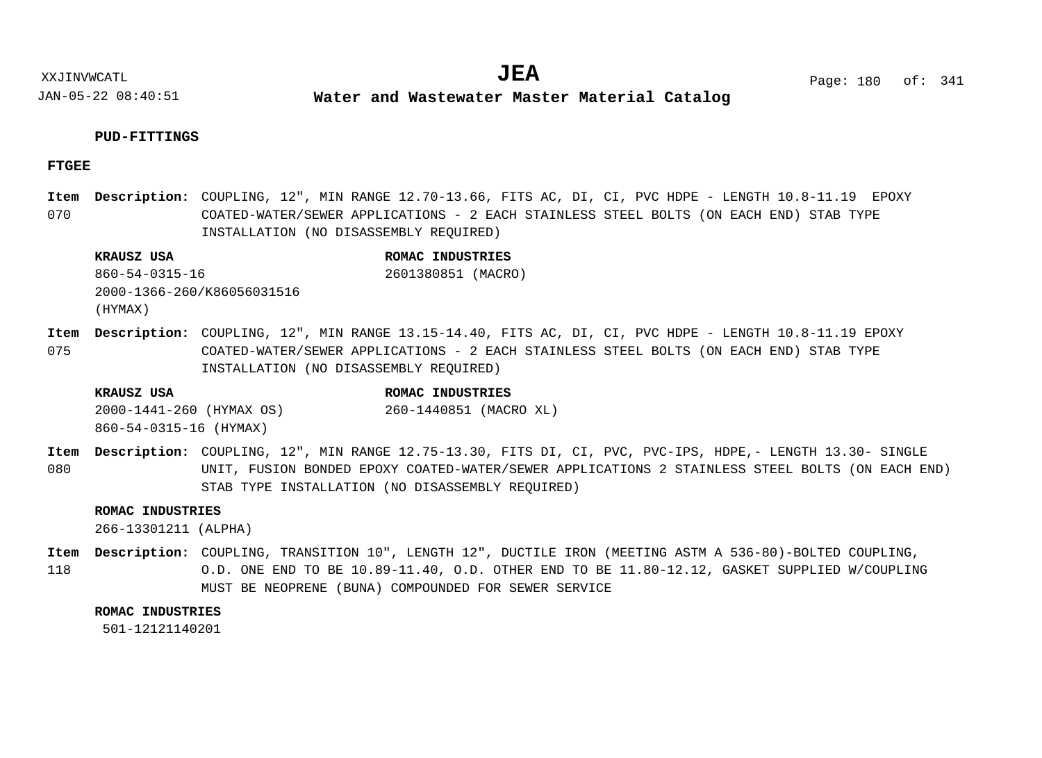**PUD-FITTINGS**

**FTGEE**

**Item 070** **Description:** COUPLING, 12", MIN RANGE 12.70-13.66, FITS AC, DI, CI, PVC HDPE - LENGTH 10.8-11.19 EPOXY COATED-WATER/SEWER APPLICATIONS - 2 EACH STAINLESS STEEL BOLTS (ON EACH END) STAB TYPE INSTALLATION (NO DISASSEMBLY REQUIRED)

| KRAUSZ USA | ROMAC INDUSTRIES |
| --- | --- |
| 860-54-0315-16 | 2601380851 (MACRO) |
| 2000-1366-260/K86056031516 (HYMAX) | |

**Item 075** **Description:** COUPLING, 12", MIN RANGE 13.15-14.40, FITS AC, DI, CI, PVC HDPE - LENGTH 10.8-11.19 EPOXY COATED-WATER/SEWER APPLICATIONS - 2 EACH STAINLESS STEEL BOLTS (ON EACH END) STAB TYPE INSTALLATION (NO DISASSEMBLY REQUIRED)

| KRAUSZ USA | ROMAC INDUSTRIES |
| --- | --- |
| 2000-1441-260 (HYMAX OS) | 260-1440851 (MACRO XL) |
| 860-54-0315-16 (HYMAX) | |

**Item 080** **Description:** COUPLING, 12", MIN RANGE 12.75-13.30, FITS DI, CI, PVC, PVC-IPS, HDPE,- LENGTH 13.30- SINGLE UNIT, FUSION BONDED EPOXY COATED-WATER/SEWER APPLICATIONS 2 STAINLESS STEEL BOLTS (ON EACH END) STAB TYPE INSTALLATION (NO DISASSEMBLY REQUIRED)

**ROMAC INDUSTRIES**
266-13301211 (ALPHA)

**Item 118** **Description:** COUPLING, TRANSITION 10", LENGTH 12", DUCTILE IRON (MEETING ASTM A 536-80)-BOLTED COUPLING, O.D. ONE END TO BE 10.89-11.40, O.D. OTHER END TO BE 11.80-12.12, GASKET SUPPLIED W/COUPLING MUST BE NEOPRENE (BUNA) COMPOUNDED FOR SEWER SERVICE

**ROMAC INDUSTRIES**
501-12121140201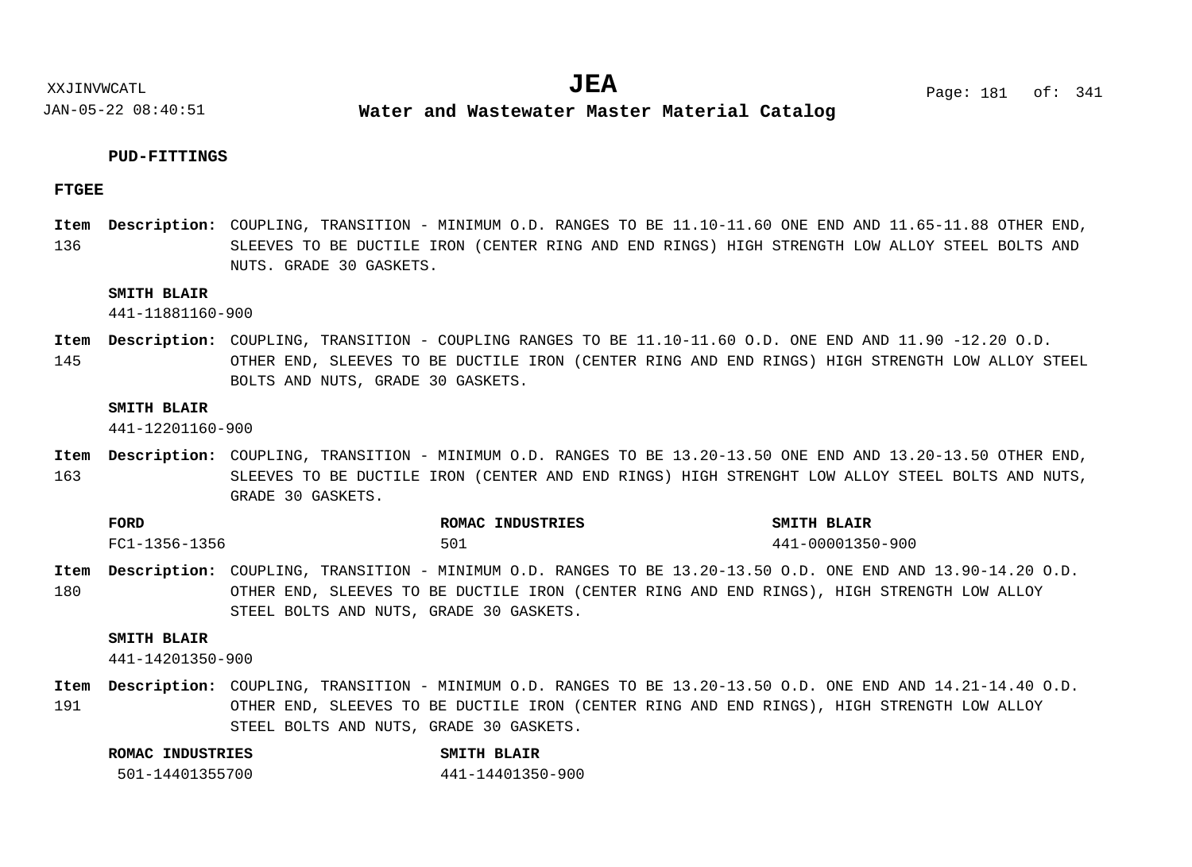**PUD-FITTINGS**

**FTGEE**

**Item 136** **Description:** COUPLING, TRANSITION - MINIMUM O.D. RANGES TO BE 11.10-11.60 ONE END AND 11.65-11.88 OTHER END, SLEEVES TO BE DUCTILE IRON (CENTER RING AND END RINGS) HIGH STRENGTH LOW ALLOY STEEL BOLTS AND NUTS. GRADE 30 GASKETS.

**SMITH BLAIR**
441-11881160-900

**Item 145** **Description:** COUPLING, TRANSITION - COUPLING RANGES TO BE 11.10-11.60 O.D. ONE END AND 11.90 -12.20 O.D. OTHER END, SLEEVES TO BE DUCTILE IRON (CENTER RING AND END RINGS) HIGH STRENGTH LOW ALLOY STEEL BOLTS AND NUTS, GRADE 30 GASKETS.

**SMITH BLAIR**
441-12201160-900

**Item 163** **Description:** COUPLING, TRANSITION - MINIMUM O.D. RANGES TO BE 13.20-13.50 ONE END AND 13.20-13.50 OTHER END, SLEEVES TO BE DUCTILE IRON (CENTER AND END RINGS) HIGH STRENGHT LOW ALLOY STEEL BOLTS AND NUTS, GRADE 30 GASKETS.

| FORD | ROMAC INDUSTRIES | SMITH BLAIR |
|---|---|---|
| FC1-1356-1356 | 501 | 441-00001350-900 |

**Item 180** **Description:** COUPLING, TRANSITION - MINIMUM O.D. RANGES TO BE 13.20-13.50 O.D. ONE END AND 13.90-14.20 O.D. OTHER END, SLEEVES TO BE DUCTILE IRON (CENTER RING AND END RINGS), HIGH STRENGTH LOW ALLOY STEEL BOLTS AND NUTS, GRADE 30 GASKETS.

**SMITH BLAIR**
441-14201350-900

**Item 191** **Description:** COUPLING, TRANSITION - MINIMUM O.D. RANGES TO BE 13.20-13.50 O.D. ONE END AND 14.21-14.40 O.D. OTHER END, SLEEVES TO BE DUCTILE IRON (CENTER RING AND END RINGS), HIGH STRENGTH LOW ALLOY STEEL BOLTS AND NUTS, GRADE 30 GASKETS.

| ROMAC INDUSTRIES | SMITH BLAIR |
|---|---|
| 501-14401355700 | 441-14401350-900 |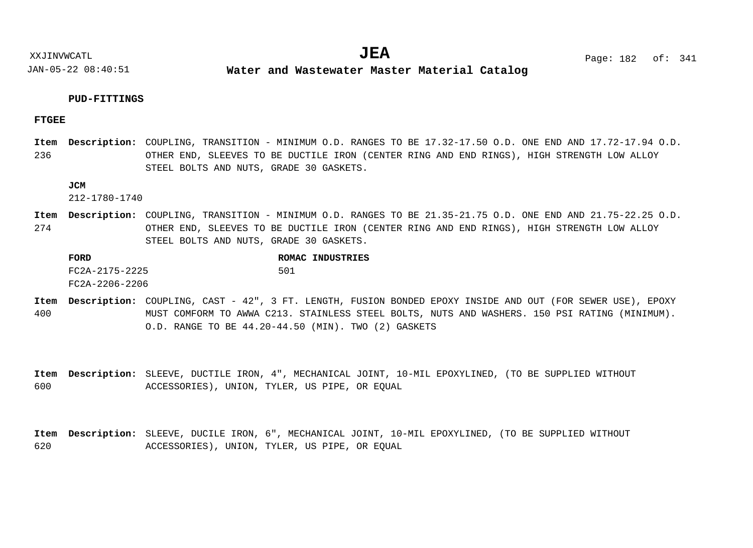**PUD-FITTINGS**

**FTGEE**

**Item 236** **Description:** COUPLING, TRANSITION - MINIMUM O.D. RANGES TO BE 17.32-17.50 O.D. ONE END AND 17.72-17.94 O.D. OTHER END, SLEEVES TO BE DUCTILE IRON (CENTER RING AND END RINGS), HIGH STRENGTH LOW ALLOY STEEL BOLTS AND NUTS, GRADE 30 GASKETS.

**JCM**
212-1780-1740

**Item 274** **Description:** COUPLING, TRANSITION - MINIMUM O.D. RANGES TO BE 21.35-21.75 O.D. ONE END AND 21.75-22.25 O.D. OTHER END, SLEEVES TO BE DUCTILE IRON (CENTER RING AND END RINGS), HIGH STRENGTH LOW ALLOY STEEL BOLTS AND NUTS, GRADE 30 GASKETS.

| FORD | ROMAC INDUSTRIES |
|---|---|
| FC2A-2175-2225 | 501 |
| FC2A-2206-2206 | |

**Item 400** **Description:** COUPLING, CAST - 42", 3 FT. LENGTH, FUSION BONDED EPOXY INSIDE AND OUT (FOR SEWER USE), EPOXY MUST COMFORM TO AWWA C213. STAINLESS STEEL BOLTS, NUTS AND WASHERS. 150 PSI RATING (MINIMUM). O.D. RANGE TO BE 44.20-44.50 (MIN). TWO (2) GASKETS

**Item 600** **Description:** SLEEVE, DUCTILE IRON, 4", MECHANICAL JOINT, 10-MIL EPOXYLINED, (TO BE SUPPLIED WITHOUT ACCESSORIES), UNION, TYLER, US PIPE, OR EQUAL

**Item 620** **Description:** SLEEVE, DUCILE IRON, 6", MECHANICAL JOINT, 10-MIL EPOXYLINED, (TO BE SUPPLIED WITHOUT ACCESSORIES), UNION, TYLER, US PIPE, OR EQUAL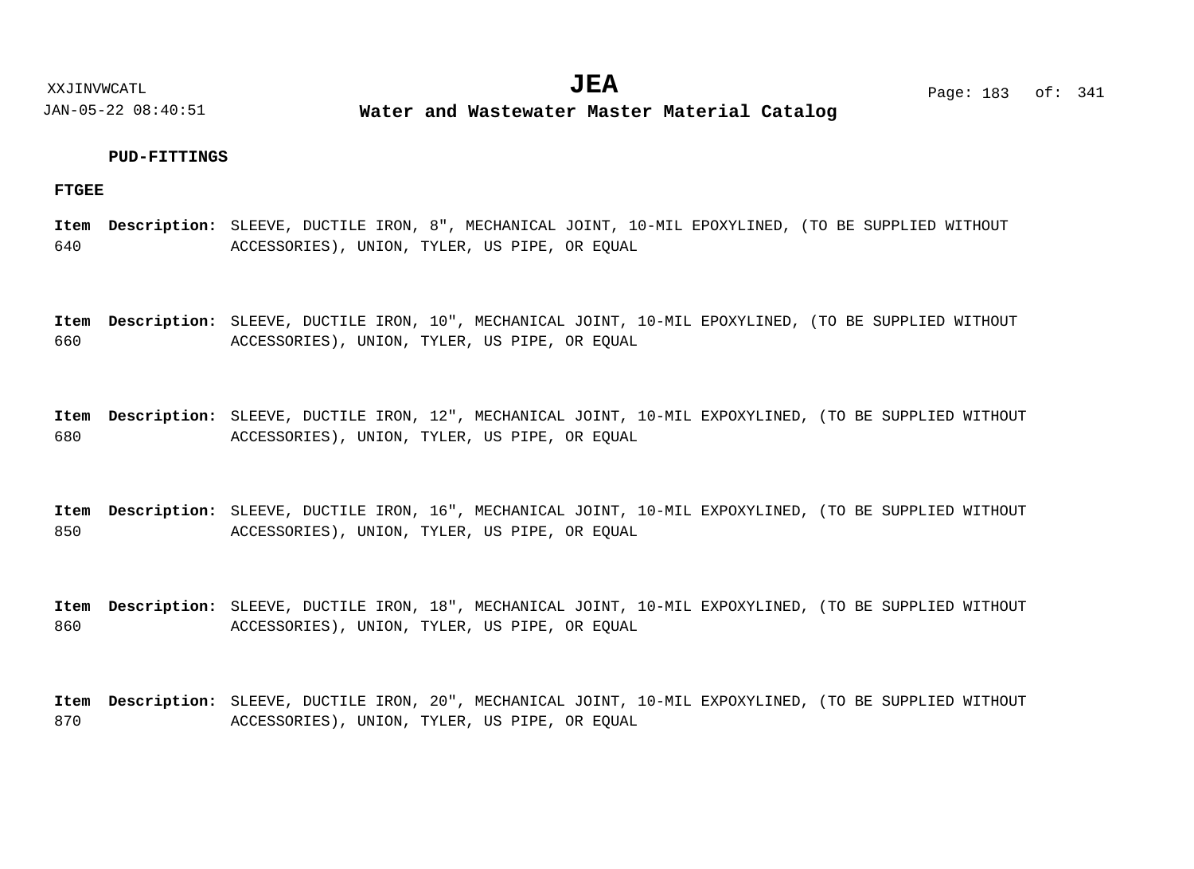**PUD-FITTINGS**

**FTGEE**

**Item** 640 **Description:** SLEEVE, DUCTILE IRON, 8", MECHANICAL JOINT, 10-MIL EPOXYLINED, (TO BE SUPPLIED WITHOUT ACCESSORIES), UNION, TYLER, US PIPE, OR EQUAL

**Item** 660 **Description:** SLEEVE, DUCTILE IRON, 10", MECHANICAL JOINT, 10-MIL EPOXYLINED, (TO BE SUPPLIED WITHOUT ACCESSORIES), UNION, TYLER, US PIPE, OR EQUAL

**Item** 680 **Description:** SLEEVE, DUCTILE IRON, 12", MECHANICAL JOINT, 10-MIL EXPOXYLINED, (TO BE SUPPLIED WITHOUT ACCESSORIES), UNION, TYLER, US PIPE, OR EQUAL

**Item** 850 **Description:** SLEEVE, DUCTILE IRON, 16", MECHANICAL JOINT, 10-MIL EXPOXYLINED, (TO BE SUPPLIED WITHOUT ACCESSORIES), UNION, TYLER, US PIPE, OR EQUAL

**Item** 860 **Description:** SLEEVE, DUCTILE IRON, 18", MECHANICAL JOINT, 10-MIL EXPOXYLINED, (TO BE SUPPLIED WITHOUT ACCESSORIES), UNION, TYLER, US PIPE, OR EQUAL

**Item** 870 **Description:** SLEEVE, DUCTILE IRON, 20", MECHANICAL JOINT, 10-MIL EXPOXYLINED, (TO BE SUPPLIED WITHOUT ACCESSORIES), UNION, TYLER, US PIPE, OR EQUAL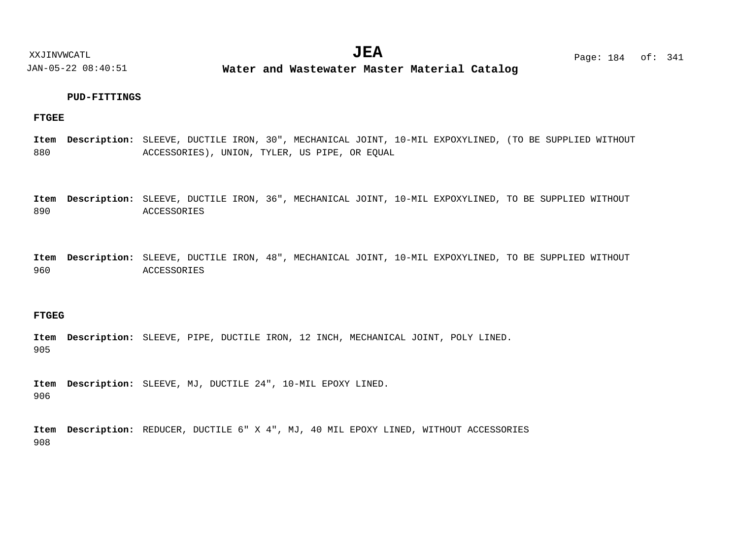**PUD-FITTINGS**

**FTGEE**

**Item** 880 **Description:** SLEEVE, DUCTILE IRON, 30", MECHANICAL JOINT, 10-MIL EXPOXYLINED, (TO BE SUPPLIED WITHOUT ACCESSORIES), UNION, TYLER, US PIPE, OR EQUAL

**Item** 890 **Description:** SLEEVE, DUCTILE IRON, 36", MECHANICAL JOINT, 10-MIL EXPOXYLINED, TO BE SUPPLIED WITHOUT ACCESSORIES

**Item** 960 **Description:** SLEEVE, DUCTILE IRON, 48", MECHANICAL JOINT, 10-MIL EXPOXYLINED, TO BE SUPPLIED WITHOUT ACCESSORIES

**FTGEG**

**Item** 905 **Description:** SLEEVE, PIPE, DUCTILE IRON, 12 INCH, MECHANICAL JOINT, POLY LINED.

**Item** 906 **Description:** SLEEVE, MJ, DUCTILE 24", 10-MIL EPOXY LINED.

**Item** 908 **Description:** REDUCER, DUCTILE 6" X 4", MJ, 40 MIL EPOXY LINED, WITHOUT ACCESSORIES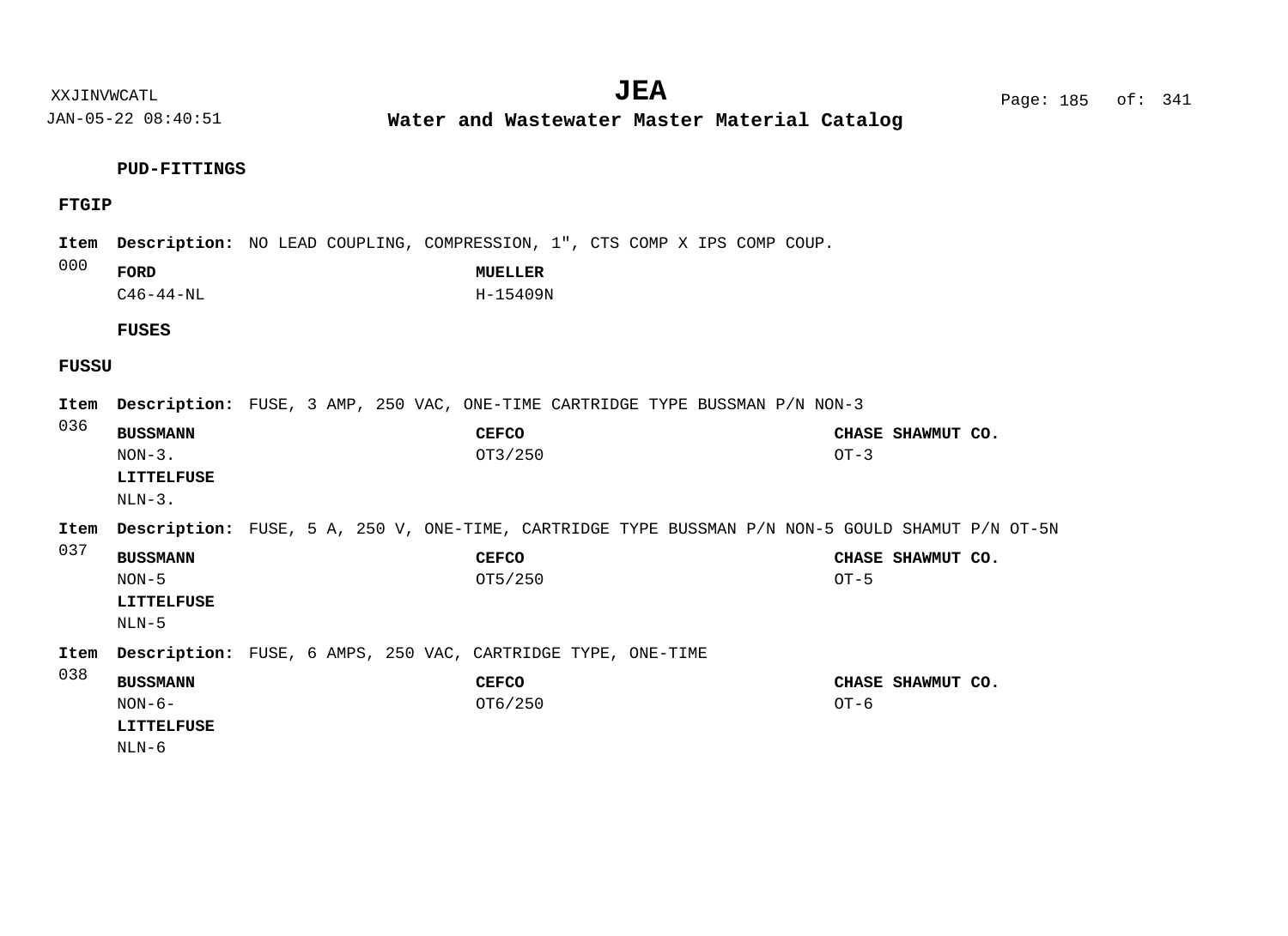## PUD-FITTINGS

### FTGIP

**Item** 000 **Description:** NO LEAD COUPLING, COMPRESSION, 1", CTS COMP X IPS COMP COUP.

| FORD | MUELLER |
|---|---|
| C46-44-NL | H-15409N |

## FUSES

### FUSSU

**Item** 036 **Description:** FUSE, 3 AMP, 250 VAC, ONE-TIME CARTRIDGE TYPE BUSSMAN P/N NON-3

| BUSSMANN | CEFCO | CHASE SHAWMUT CO. | LITTELFUSE |
|---|---|---|---|
| NON-3. | OT3/250 | OT-3 | NLN-3. |

**Item** 037 **Description:** FUSE, 5 A, 250 V, ONE-TIME, CARTRIDGE TYPE BUSSMAN P/N NON-5 GOULD SHAMUT P/N OT-5N

| BUSSMANN | CEFCO | CHASE SHAWMUT CO. | LITTELFUSE |
|---|---|---|---|
| NON-5 | OT5/250 | OT-5 | NLN-5 |

**Item** 038 **Description:** FUSE, 6 AMPS, 250 VAC, CARTRIDGE TYPE, ONE-TIME

| BUSSMANN | CEFCO | CHASE SHAWMUT CO. | LITTELFUSE |
|---|---|---|---|
| NON-6- | OT6/250 | OT-6 | NLN-6 |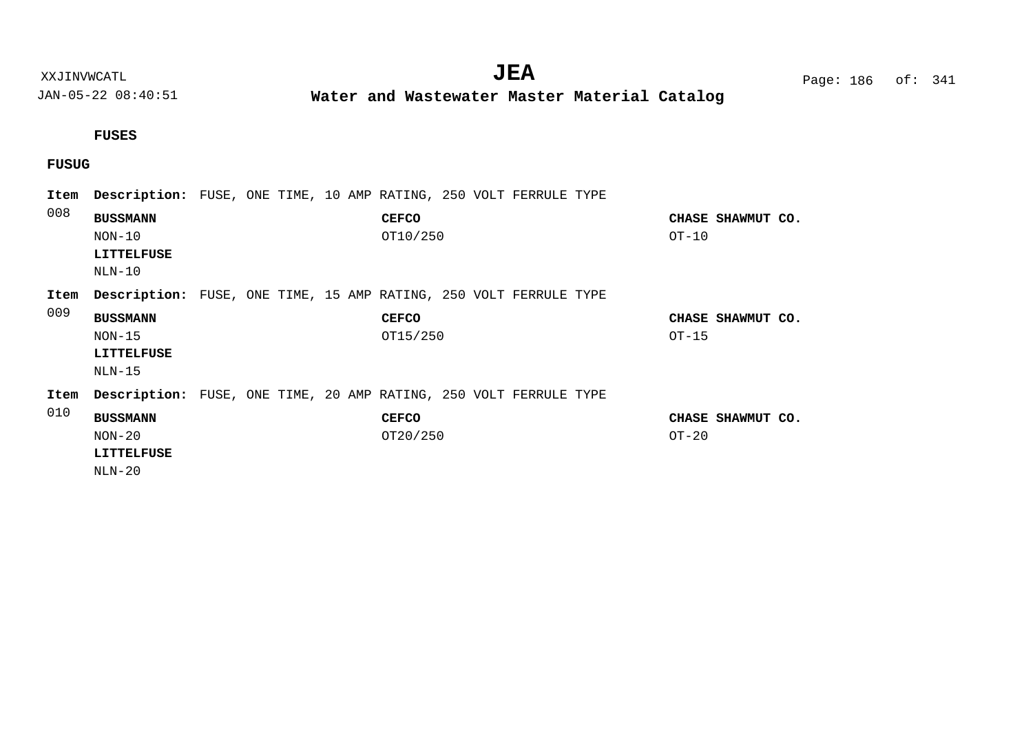## FUSES

### FUSUG

**Item** 008 **Description:** FUSE, ONE TIME, 10 AMP RATING, 250 VOLT FERRULE TYPE

| **BUSSMANN** | **CEFCO** | **CHASE SHAWMUT CO.** |
|---|---|---|
| NON-10 | OT10/250 | OT-10 |
| **LITTELFUSE** | | |
| NLN-10 | | |

**Item** 009 **Description:** FUSE, ONE TIME, 15 AMP RATING, 250 VOLT FERRULE TYPE

| **BUSSMANN** | **CEFCO** | **CHASE SHAWMUT CO.** |
|---|---|---|
| NON-15 | OT15/250 | OT-15 |
| **LITTELFUSE** | | |
| NLN-15 | | |

**Item** 010 **Description:** FUSE, ONE TIME, 20 AMP RATING, 250 VOLT FERRULE TYPE

| **BUSSMANN** | **CEFCO** | **CHASE SHAWMUT CO.** |
|---|---|---|
| NON-20 | OT20/250 | OT-20 |
| **LITTELFUSE** | | |
| NLN-20 | | |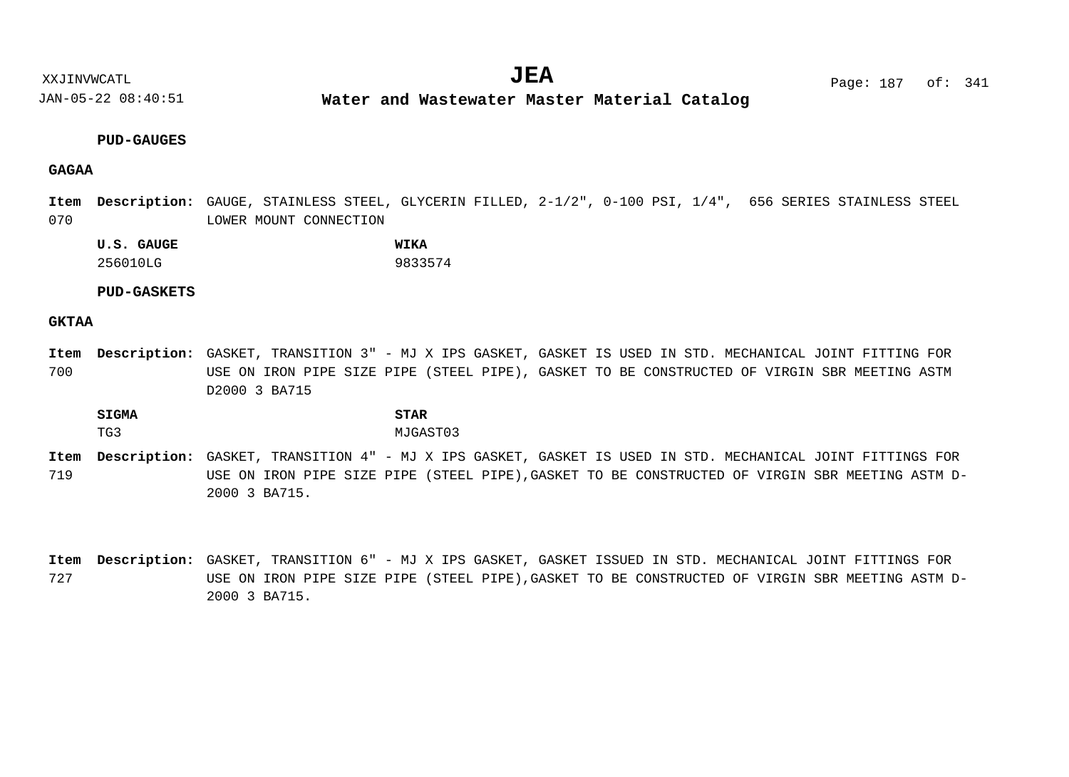**PUD-GAUGES**

**GAGAA**

**Item** 070 **Description:** GAUGE, STAINLESS STEEL, GLYCERIN FILLED, 2-1/2", 0-100 PSI, 1/4",  656 SERIES STAINLESS STEEL LOWER MOUNT CONNECTION

| U.S. GAUGE | WIKA |
|---|---|
| 256010LG | 9833574 |

**PUD-GASKETS**

**GKTAA**

**Item** 700 **Description:** GASKET, TRANSITION 3" - MJ X IPS GASKET, GASKET IS USED IN STD. MECHANICAL JOINT FITTING FOR USE ON IRON PIPE SIZE PIPE (STEEL PIPE), GASKET TO BE CONSTRUCTED OF VIRGIN SBR MEETING ASTM D2000 3 BA715

| SIGMA | STAR |
|---|---|
| TG3 | MJGAST03 |

**Item** 719 **Description:** GASKET, TRANSITION 4" - MJ X IPS GASKET, GASKET IS USED IN STD. MECHANICAL JOINT FITTINGS FOR USE ON IRON PIPE SIZE PIPE (STEEL PIPE),GASKET TO BE CONSTRUCTED OF VIRGIN SBR MEETING ASTM D-2000 3 BA715.

**Item** 727 **Description:** GASKET, TRANSITION 6" - MJ X IPS GASKET, GASKET ISSUED IN STD. MECHANICAL JOINT FITTINGS FOR USE ON IRON PIPE SIZE PIPE (STEEL PIPE),GASKET TO BE CONSTRUCTED OF VIRGIN SBR MEETING ASTM D-2000 3 BA715.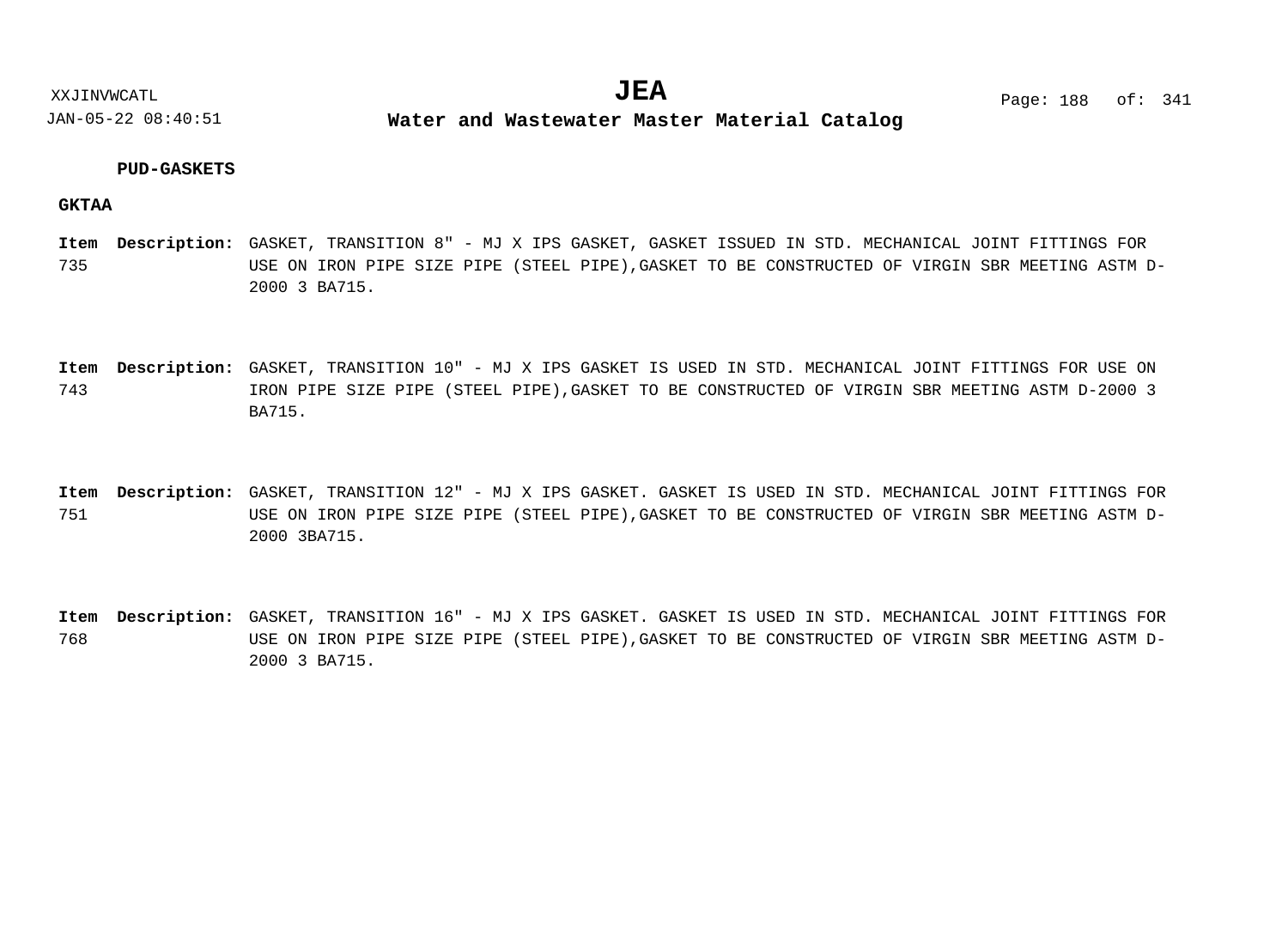**PUD-GASKETS**

**GKTAA**

**Item** 735 **Description:** GASKET, TRANSITION 8" - MJ X IPS GASKET, GASKET ISSUED IN STD. MECHANICAL JOINT FITTINGS FOR USE ON IRON PIPE SIZE PIPE (STEEL PIPE),GASKET TO BE CONSTRUCTED OF VIRGIN SBR MEETING ASTM D-2000 3 BA715.

**Item** 743 **Description:** GASKET, TRANSITION 10" - MJ X IPS GASKET IS USED IN STD. MECHANICAL JOINT FITTINGS FOR USE ON IRON PIPE SIZE PIPE (STEEL PIPE),GASKET TO BE CONSTRUCTED OF VIRGIN SBR MEETING ASTM D-2000 3 BA715.

**Item** 751 **Description:** GASKET, TRANSITION 12" - MJ X IPS GASKET. GASKET IS USED IN STD. MECHANICAL JOINT FITTINGS FOR USE ON IRON PIPE SIZE PIPE (STEEL PIPE),GASKET TO BE CONSTRUCTED OF VIRGIN SBR MEETING ASTM D-2000 3BA715.

**Item** 768 **Description:** GASKET, TRANSITION 16" - MJ X IPS GASKET. GASKET IS USED IN STD. MECHANICAL JOINT FITTINGS FOR USE ON IRON PIPE SIZE PIPE (STEEL PIPE),GASKET TO BE CONSTRUCTED OF VIRGIN SBR MEETING ASTM D-2000 3 BA715.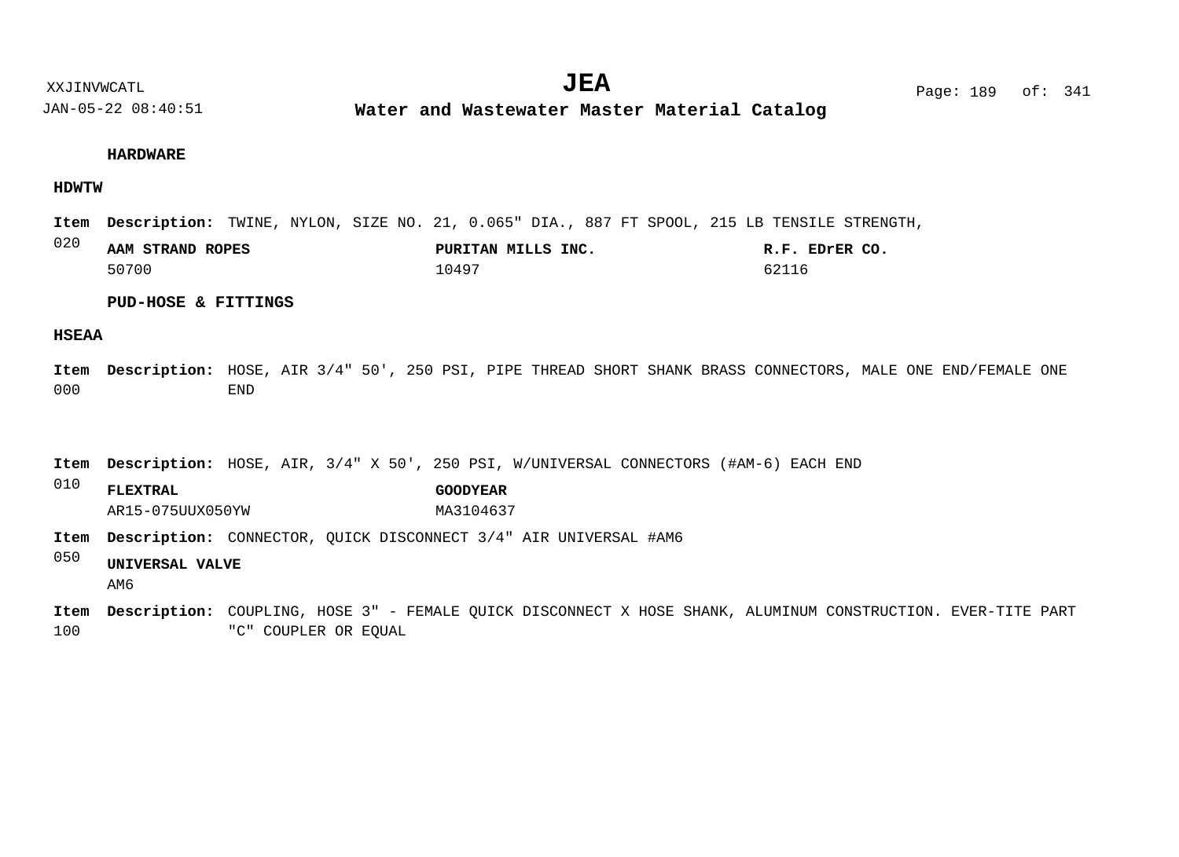## HARDWARE

### HDWTW

**Item 020** **Description:** TWINE, NYLON, SIZE NO. 21, 0.065" DIA., 887 FT SPOOL, 215 LB TENSILE STRENGTH,

| AAM STRAND ROPES | PURITAN MILLS INC. | R.F. EDrER CO. |
| --- | --- | --- |
| 50700 | 10497 | 62116 |

## PUD-HOSE & FITTINGS

### HSEAA

**Item 000** **Description:** HOSE, AIR 3/4" 50', 250 PSI, PIPE THREAD SHORT SHANK BRASS CONNECTORS, MALE ONE END/FEMALE ONE END

**Item 010** **Description:** HOSE, AIR, 3/4" X 50', 250 PSI, W/UNIVERSAL CONNECTORS (#AM-6) EACH END

| FLEXTRAL | GOODYEAR |
| --- | --- |
| AR15-075UUX050YW | MA3104637 |

**Item 050** **Description:** CONNECTOR, QUICK DISCONNECT 3/4" AIR UNIVERSAL #AM6

| UNIVERSAL VALVE |
| --- |
| AM6 |

**Item 100** **Description:** COUPLING, HOSE 3" - FEMALE QUICK DISCONNECT X HOSE SHANK, ALUMINUM CONSTRUCTION. EVER-TITE PART "C" COUPLER OR EQUAL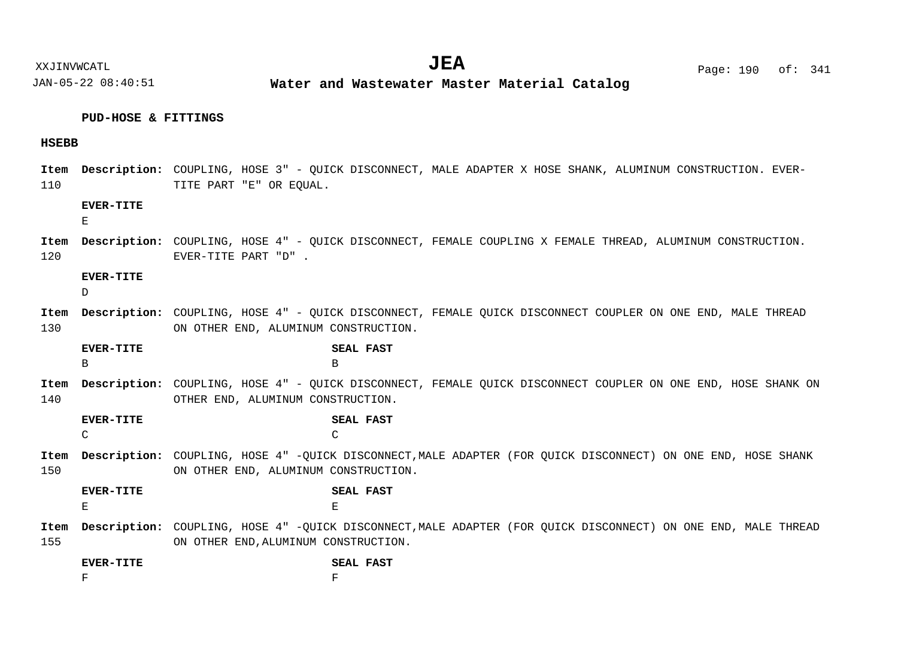## PUD-HOSE & FITTINGS

### HSEBB

**Item** 110 **Description:** COUPLING, HOSE 3" - QUICK DISCONNECT, MALE ADAPTER X HOSE SHANK, ALUMINUM CONSTRUCTION. EVER-TITE PART "E" OR EQUAL.

**EVER-TITE**
E

**Item** 120 **Description:** COUPLING, HOSE 4" - QUICK DISCONNECT, FEMALE COUPLING X FEMALE THREAD, ALUMINUM CONSTRUCTION. EVER-TITE PART "D" .

**EVER-TITE**
D

**Item** 130 **Description:** COUPLING, HOSE 4" - QUICK DISCONNECT, FEMALE QUICK DISCONNECT COUPLER ON ONE END, MALE THREAD ON OTHER END, ALUMINUM CONSTRUCTION.

| EVER-TITE | SEAL FAST |
|---|---|
| B | B |

**Item** 140 **Description:** COUPLING, HOSE 4" - QUICK DISCONNECT, FEMALE QUICK DISCONNECT COUPLER ON ONE END, HOSE SHANK ON OTHER END, ALUMINUM CONSTRUCTION.

| EVER-TITE | SEAL FAST |
|---|---|
| C | C |

**Item** 150 **Description:** COUPLING, HOSE 4" -QUICK DISCONNECT,MALE ADAPTER (FOR QUICK DISCONNECT) ON ONE END, HOSE SHANK ON OTHER END, ALUMINUM CONSTRUCTION.

| EVER-TITE | SEAL FAST |
|---|---|
| E | E |

**Item** 155 **Description:** COUPLING, HOSE 4" -QUICK DISCONNECT,MALE ADAPTER (FOR QUICK DISCONNECT) ON ONE END, MALE THREAD ON OTHER END,ALUMINUM CONSTRUCTION.

| EVER-TITE | SEAL FAST |
|---|---|
| F | F |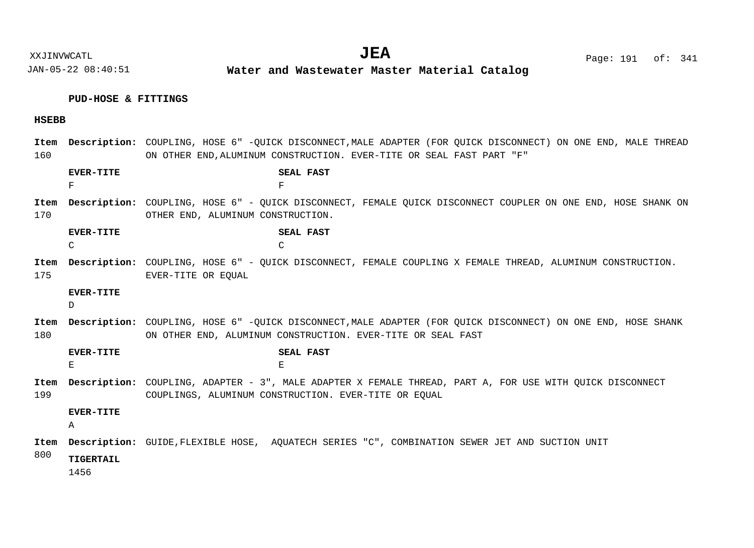**PUD-HOSE & FITTINGS**

**HSEBB**

**Item 160** **Description:** COUPLING, HOSE 6" -QUICK DISCONNECT,MALE ADAPTER (FOR QUICK DISCONNECT) ON ONE END, MALE THREAD ON OTHER END,ALUMINUM CONSTRUCTION. EVER-TITE OR SEAL FAST PART "F"

| EVER-TITE | SEAL FAST |
|---|---|
| F | F |

**Item 170** **Description:** COUPLING, HOSE 6" - QUICK DISCONNECT, FEMALE QUICK DISCONNECT COUPLER ON ONE END, HOSE SHANK ON OTHER END, ALUMINUM CONSTRUCTION.

| EVER-TITE | SEAL FAST |
|---|---|
| C | C |

**Item 175** **Description:** COUPLING, HOSE 6" - QUICK DISCONNECT, FEMALE COUPLING X FEMALE THREAD, ALUMINUM CONSTRUCTION. EVER-TITE OR EQUAL

| EVER-TITE |
|---|
| D |

**Item 180** **Description:** COUPLING, HOSE 6" -QUICK DISCONNECT,MALE ADAPTER (FOR QUICK DISCONNECT) ON ONE END, HOSE SHANK ON OTHER END, ALUMINUM CONSTRUCTION. EVER-TITE OR SEAL FAST

| EVER-TITE | SEAL FAST |
|---|---|
| E | E |

**Item 199** **Description:** COUPLING, ADAPTER - 3", MALE ADAPTER X FEMALE THREAD, PART A, FOR USE WITH QUICK DISCONNECT COUPLINGS, ALUMINUM CONSTRUCTION. EVER-TITE OR EQUAL

| EVER-TITE |
|---|
| A |

**Item 800** **Description:** GUIDE,FLEXIBLE HOSE, AQUATECH SERIES "C", COMBINATION SEWER JET AND SUCTION UNIT

| TIGERTAIL |
|---|
| 1456 |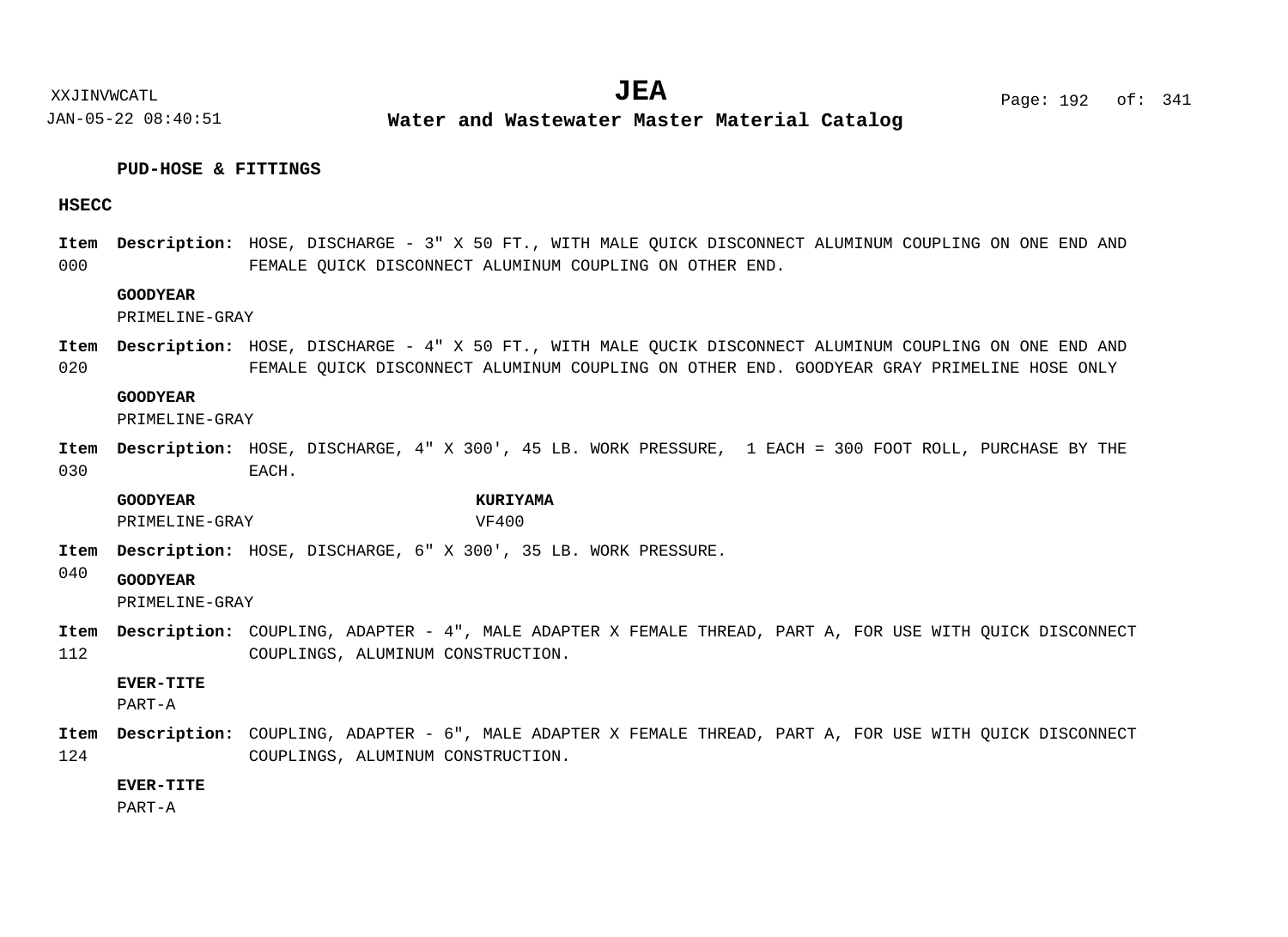## PUD-HOSE & FITTINGS

### HSECC

**Item 000** **Description:** HOSE, DISCHARGE - 3" X 50 FT., WITH MALE QUICK DISCONNECT ALUMINUM COUPLING ON ONE END AND FEMALE QUICK DISCONNECT ALUMINUM COUPLING ON OTHER END.

**GOODYEAR**
PRIMELINE-GRAY

**Item 020** **Description:** HOSE, DISCHARGE - 4" X 50 FT., WITH MALE QUCIK DISCONNECT ALUMINUM COUPLING ON ONE END AND FEMALE QUICK DISCONNECT ALUMINUM COUPLING ON OTHER END. GOODYEAR GRAY PRIMELINE HOSE ONLY

**GOODYEAR**
PRIMELINE-GRAY

**Item 030** **Description:** HOSE, DISCHARGE, 4" X 300', 45 LB. WORK PRESSURE, 1 EACH = 300 FOOT ROLL, PURCHASE BY THE EACH.

| **GOODYEAR** | **KURIYAMA** |
|---|---|
| PRIMELINE-GRAY | VF400 |

**Item 040** **Description:** HOSE, DISCHARGE, 6" X 300', 35 LB. WORK PRESSURE.

**GOODYEAR**
PRIMELINE-GRAY

**Item 112** **Description:** COUPLING, ADAPTER - 4", MALE ADAPTER X FEMALE THREAD, PART A, FOR USE WITH QUICK DISCONNECT COUPLINGS, ALUMINUM CONSTRUCTION.

**EVER-TITE**
PART-A

**Item 124** **Description:** COUPLING, ADAPTER - 6", MALE ADAPTER X FEMALE THREAD, PART A, FOR USE WITH QUICK DISCONNECT COUPLINGS, ALUMINUM CONSTRUCTION.

**EVER-TITE**
PART-A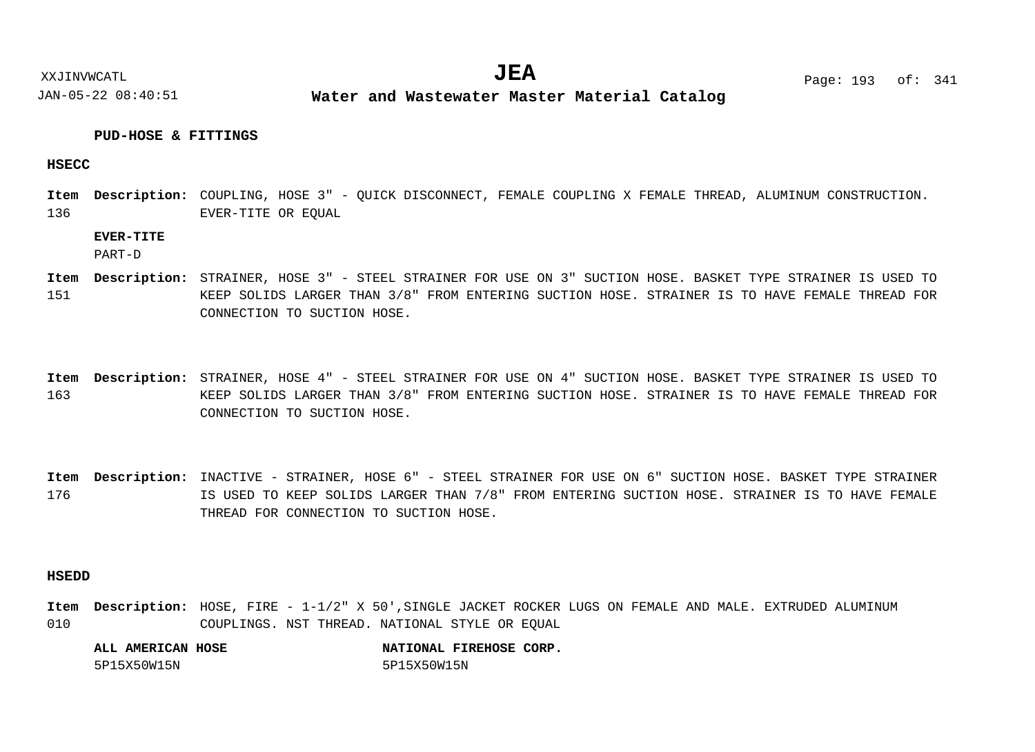## PUD-HOSE & FITTINGS

### HSECC

**Item** 136 **Description:** COUPLING, HOSE 3" - QUICK DISCONNECT, FEMALE COUPLING X FEMALE THREAD, ALUMINUM CONSTRUCTION. EVER-TITE OR EQUAL

**EVER-TITE**
PART-D

**Item** 151 **Description:** STRAINER, HOSE 3" - STEEL STRAINER FOR USE ON 3" SUCTION HOSE. BASKET TYPE STRAINER IS USED TO KEEP SOLIDS LARGER THAN 3/8" FROM ENTERING SUCTION HOSE. STRAINER IS TO HAVE FEMALE THREAD FOR CONNECTION TO SUCTION HOSE.

**Item** 163 **Description:** STRAINER, HOSE 4" - STEEL STRAINER FOR USE ON 4" SUCTION HOSE. BASKET TYPE STRAINER IS USED TO KEEP SOLIDS LARGER THAN 3/8" FROM ENTERING SUCTION HOSE. STRAINER IS TO HAVE FEMALE THREAD FOR CONNECTION TO SUCTION HOSE.

**Item** 176 **Description:** INACTIVE - STRAINER, HOSE 6" - STEEL STRAINER FOR USE ON 6" SUCTION HOSE. BASKET TYPE STRAINER IS USED TO KEEP SOLIDS LARGER THAN 7/8" FROM ENTERING SUCTION HOSE. STRAINER IS TO HAVE FEMALE THREAD FOR CONNECTION TO SUCTION HOSE.

### HSEDD

**Item** 010 **Description:** HOSE, FIRE - 1-1/2" X 50',SINGLE JACKET ROCKER LUGS ON FEMALE AND MALE. EXTRUDED ALUMINUM COUPLINGS. NST THREAD. NATIONAL STYLE OR EQUAL

| **ALL AMERICAN HOSE** | **NATIONAL FIREHOSE CORP.** |
|---|---|
| 5P15X50W15N | 5P15X50W15N |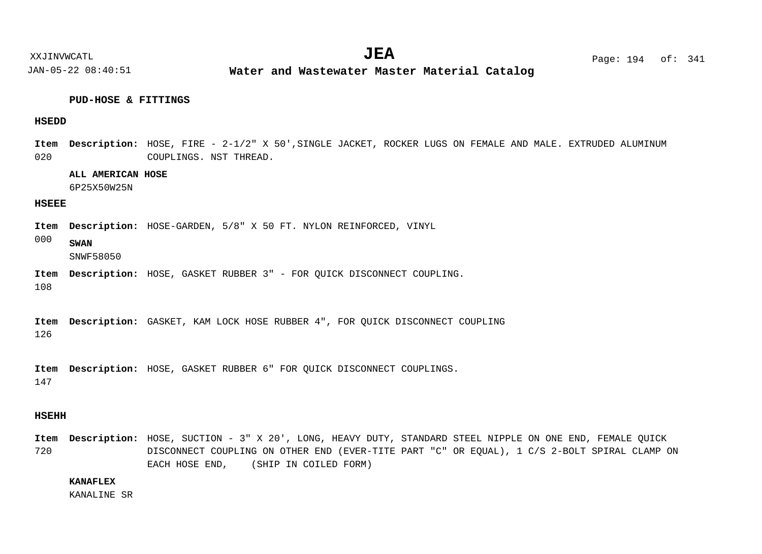### PUD-HOSE & FITTINGS

#### HSEDD

**Item** 020 **Description:** HOSE, FIRE - 2-1/2" X 50',SINGLE JACKET, ROCKER LUGS ON FEMALE AND MALE. EXTRUDED ALUMINUM COUPLINGS. NST THREAD.

**ALL AMERICAN HOSE**
6P25X50W25N

#### HSEEE

**Item** 000 **Description:** HOSE-GARDEN, 5/8" X 50 FT. NYLON REINFORCED, VINYL

**SWAN**
SNWF58050

**Item** 108 **Description:** HOSE, GASKET RUBBER 3" - FOR QUICK DISCONNECT COUPLING.

**Item** 126 **Description:** GASKET, KAM LOCK HOSE RUBBER 4", FOR QUICK DISCONNECT COUPLING

**Item** 147 **Description:** HOSE, GASKET RUBBER 6" FOR QUICK DISCONNECT COUPLINGS.

#### HSEHH

**Item** 720 **Description:** HOSE, SUCTION - 3" X 20', LONG, HEAVY DUTY, STANDARD STEEL NIPPLE ON ONE END, FEMALE QUICK DISCONNECT COUPLING ON OTHER END (EVER-TITE PART "C" OR EQUAL), 1 C/S 2-BOLT SPIRAL CLAMP ON EACH HOSE END, (SHIP IN COILED FORM)

**KANAFLEX**
KANALINE SR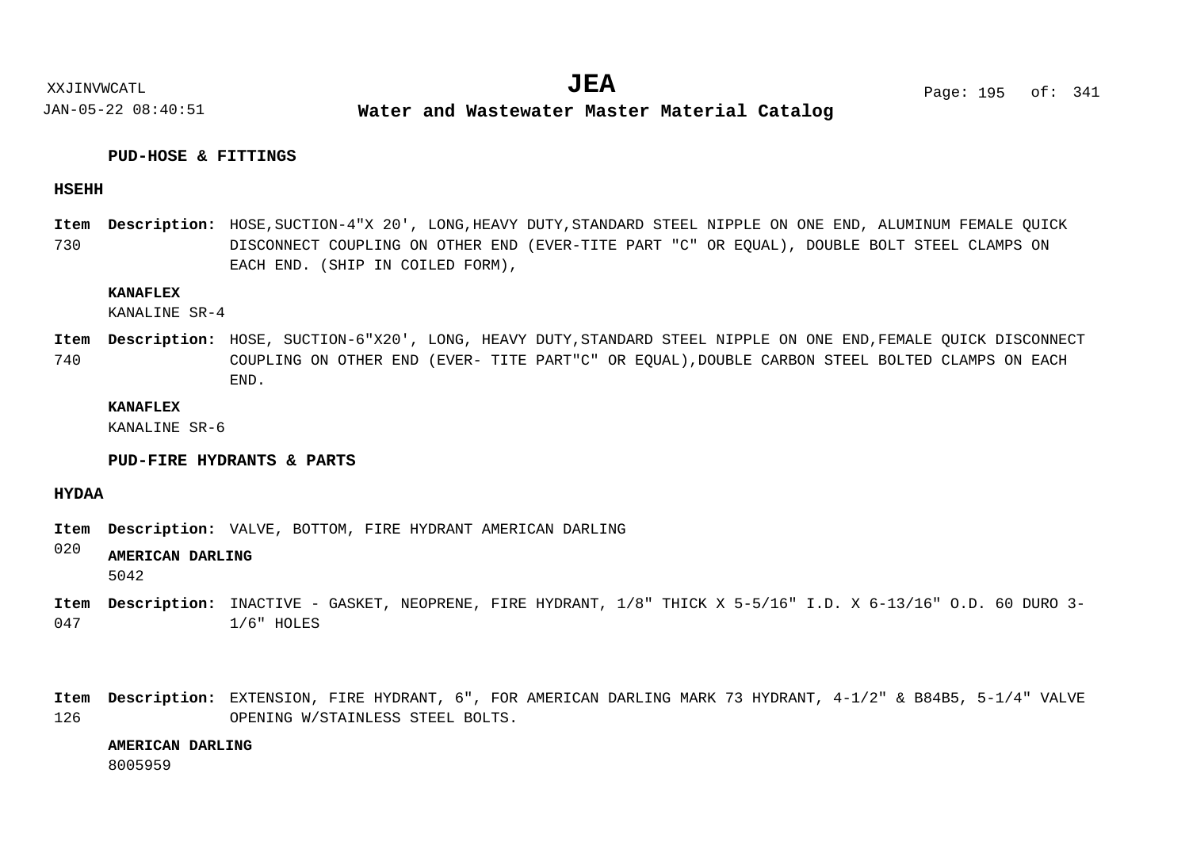### PUD-HOSE & FITTINGS

#### HSEHH

**Item** 730 **Description:** HOSE,SUCTION-4"X 20', LONG,HEAVY DUTY,STANDARD STEEL NIPPLE ON ONE END, ALUMINUM FEMALE QUICK DISCONNECT COUPLING ON OTHER END (EVER-TITE PART "C" OR EQUAL), DOUBLE BOLT STEEL CLAMPS ON EACH END. (SHIP IN COILED FORM),

**KANAFLEX**
KANALINE SR-4

**Item** 740 **Description:** HOSE, SUCTION-6"X20', LONG, HEAVY DUTY,STANDARD STEEL NIPPLE ON ONE END,FEMALE QUICK DISCONNECT COUPLING ON OTHER END (EVER- TITE PART"C" OR EQUAL),DOUBLE CARBON STEEL BOLTED CLAMPS ON EACH END.

**KANAFLEX**
KANALINE SR-6

### PUD-FIRE HYDRANTS & PARTS

#### HYDAA

**Item** 020 **Description:** VALVE, BOTTOM, FIRE HYDRANT AMERICAN DARLING

**AMERICAN DARLING**
5042

**Item** 047 **Description:** INACTIVE - GASKET, NEOPRENE, FIRE HYDRANT, 1/8" THICK X 5-5/16" I.D. X 6-13/16" O.D. 60 DURO 3-1/6" HOLES

**Item** 126 **Description:** EXTENSION, FIRE HYDRANT, 6", FOR AMERICAN DARLING MARK 73 HYDRANT, 4-1/2" & B84B5, 5-1/4" VALVE OPENING W/STAINLESS STEEL BOLTS.

**AMERICAN DARLING**
8005959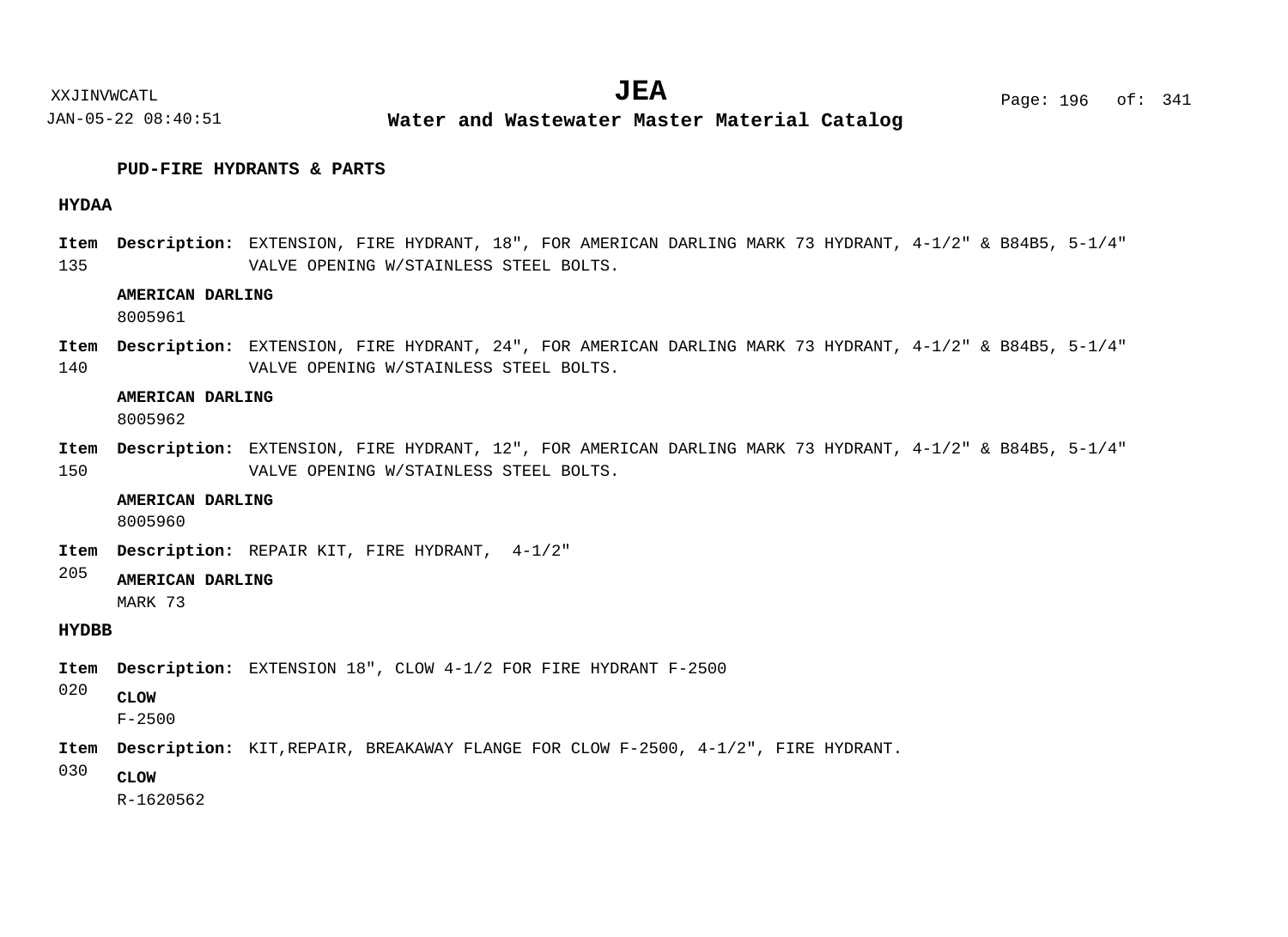## PUD-FIRE HYDRANTS & PARTS

### HYDAA

**Item** 135 **Description:** EXTENSION, FIRE HYDRANT, 18", FOR AMERICAN DARLING MARK 73 HYDRANT, 4-1/2" & B84B5, 5-1/4" VALVE OPENING W/STAINLESS STEEL BOLTS.

**AMERICAN DARLING**
8005961

**Item** 140 **Description:** EXTENSION, FIRE HYDRANT, 24", FOR AMERICAN DARLING MARK 73 HYDRANT, 4-1/2" & B84B5, 5-1/4" VALVE OPENING W/STAINLESS STEEL BOLTS.

**AMERICAN DARLING**
8005962

**Item** 150 **Description:** EXTENSION, FIRE HYDRANT, 12", FOR AMERICAN DARLING MARK 73 HYDRANT, 4-1/2" & B84B5, 5-1/4" VALVE OPENING W/STAINLESS STEEL BOLTS.

**AMERICAN DARLING**
8005960

**Item** 205 **Description:** REPAIR KIT, FIRE HYDRANT, 4-1/2"

**AMERICAN DARLING**
MARK 73

### HYDBB

**Item** 020 **Description:** EXTENSION 18", CLOW 4-1/2 FOR FIRE HYDRANT F-2500

**CLOW**
F-2500

**Item** 030 **Description:** KIT,REPAIR, BREAKAWAY FLANGE FOR CLOW F-2500, 4-1/2", FIRE HYDRANT.

**CLOW**
R-1620562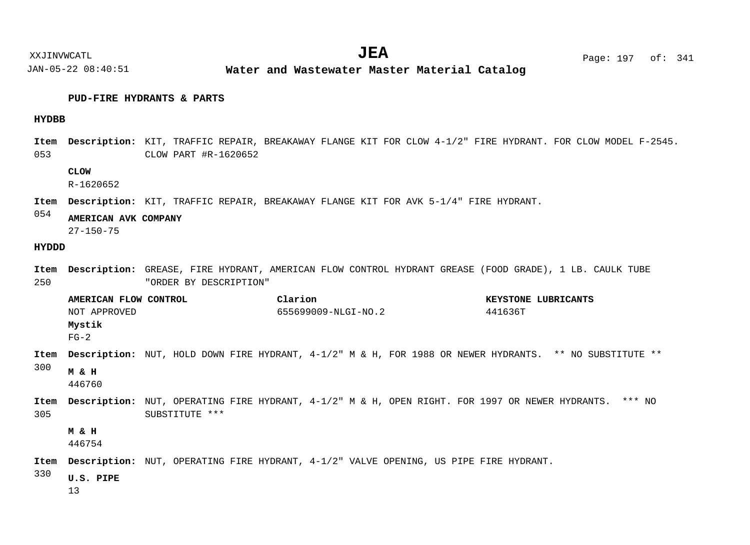## PUD-FIRE HYDRANTS & PARTS

### HYDBB

**Item** 053 **Description:** KIT, TRAFFIC REPAIR, BREAKAWAY FLANGE KIT FOR CLOW 4-1/2" FIRE HYDRANT. FOR CLOW MODEL F-2545. CLOW PART #R-1620652

**CLOW**
R-1620652

**Item** 054 **Description:** KIT, TRAFFIC REPAIR, BREAKAWAY FLANGE KIT FOR AVK 5-1/4" FIRE HYDRANT.

**AMERICAN AVK COMPANY**
27-150-75

### HYDDD

**Item** 250 **Description:** GREASE, FIRE HYDRANT, AMERICAN FLOW CONTROL HYDRANT GREASE (FOOD GRADE), 1 LB. CAULK TUBE "ORDER BY DESCRIPTION"

**AMERICAN FLOW CONTROL**
NOT APPROVED

**Clarion**
655699009-NLGI-NO.2

**KEYSTONE LUBRICANTS**
441636T

**Mystik**
FG-2

**Item** 300 **Description:** NUT, HOLD DOWN FIRE HYDRANT, 4-1/2" M & H, FOR 1988 OR NEWER HYDRANTS. ** NO SUBSTITUTE **

**M & H**
446760

**Item** 305 **Description:** NUT, OPERATING FIRE HYDRANT, 4-1/2" M & H, OPEN RIGHT. FOR 1997 OR NEWER HYDRANTS. *** NO SUBSTITUTE ***

**M & H**
446754

**Item** 330 **Description:** NUT, OPERATING FIRE HYDRANT, 4-1/2" VALVE OPENING, US PIPE FIRE HYDRANT.

**U.S. PIPE**
13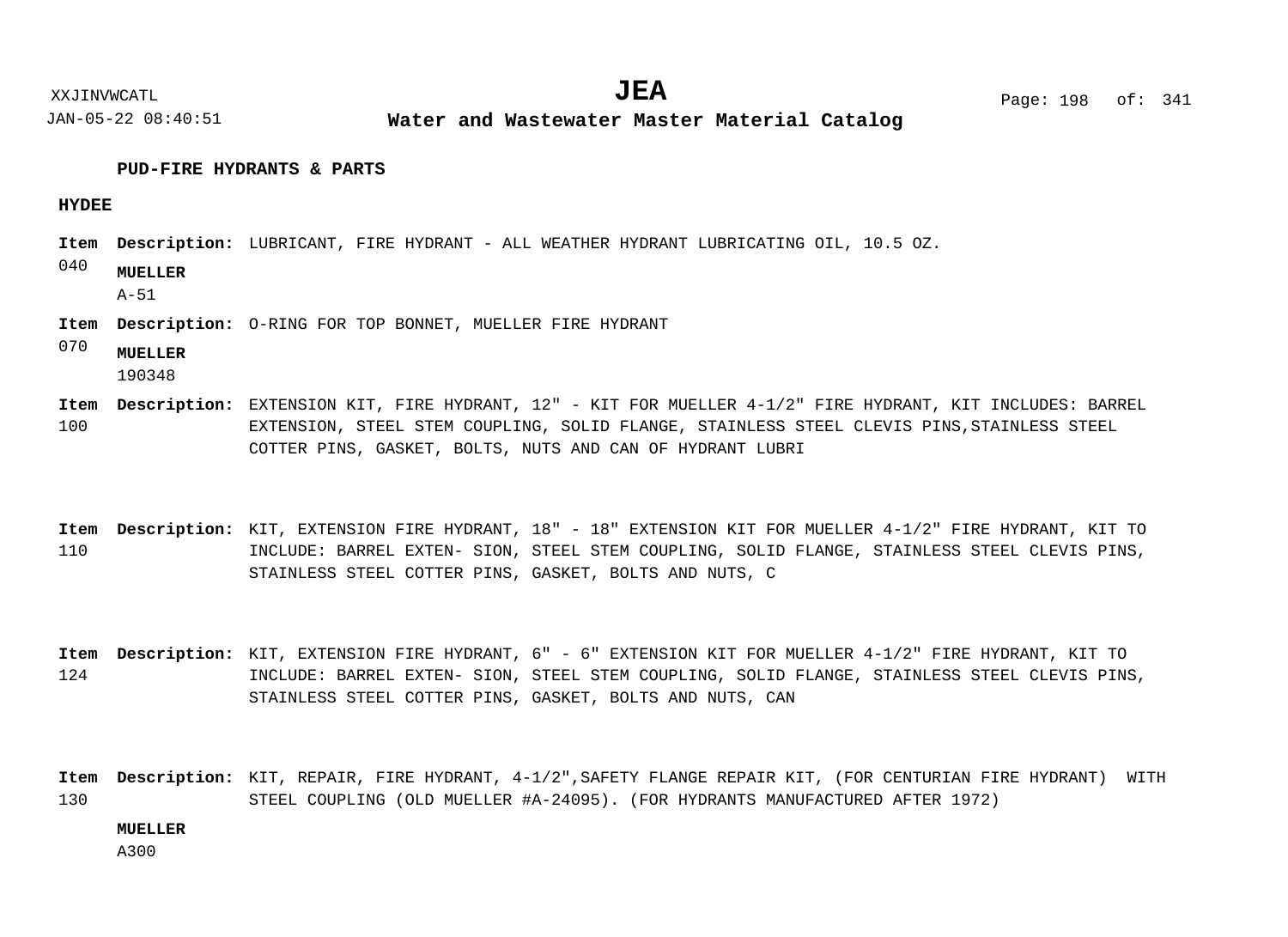## PUD-FIRE HYDRANTS & PARTS

### HYDEE

**Item** 040 **Description:** LUBRICANT, FIRE HYDRANT - ALL WEATHER HYDRANT LUBRICATING OIL, 10.5 OZ.

**MUELLER**
A-51

**Item** 070 **Description:** O-RING FOR TOP BONNET, MUELLER FIRE HYDRANT

**MUELLER**
190348

**Item** 100 **Description:** EXTENSION KIT, FIRE HYDRANT, 12" - KIT FOR MUELLER 4-1/2" FIRE HYDRANT, KIT INCLUDES: BARREL EXTENSION, STEEL STEM COUPLING, SOLID FLANGE, STAINLESS STEEL CLEVIS PINS,STAINLESS STEEL COTTER PINS, GASKET, BOLTS, NUTS AND CAN OF HYDRANT LUBRI

**Item** 110 **Description:** KIT, EXTENSION FIRE HYDRANT, 18" - 18" EXTENSION KIT FOR MUELLER 4-1/2" FIRE HYDRANT, KIT TO INCLUDE: BARREL EXTEN- SION, STEEL STEM COUPLING, SOLID FLANGE, STAINLESS STEEL CLEVIS PINS, STAINLESS STEEL COTTER PINS, GASKET, BOLTS AND NUTS, C

**Item** 124 **Description:** KIT, EXTENSION FIRE HYDRANT, 6" - 6" EXTENSION KIT FOR MUELLER 4-1/2" FIRE HYDRANT, KIT TO INCLUDE: BARREL EXTEN- SION, STEEL STEM COUPLING, SOLID FLANGE, STAINLESS STEEL CLEVIS PINS, STAINLESS STEEL COTTER PINS, GASKET, BOLTS AND NUTS, CAN

**Item** 130 **Description:** KIT, REPAIR, FIRE HYDRANT, 4-1/2",SAFETY FLANGE REPAIR KIT, (FOR CENTURIAN FIRE HYDRANT) WITH STEEL COUPLING (OLD MUELLER #A-24095). (FOR HYDRANTS MANUFACTURED AFTER 1972)

**MUELLER**
A300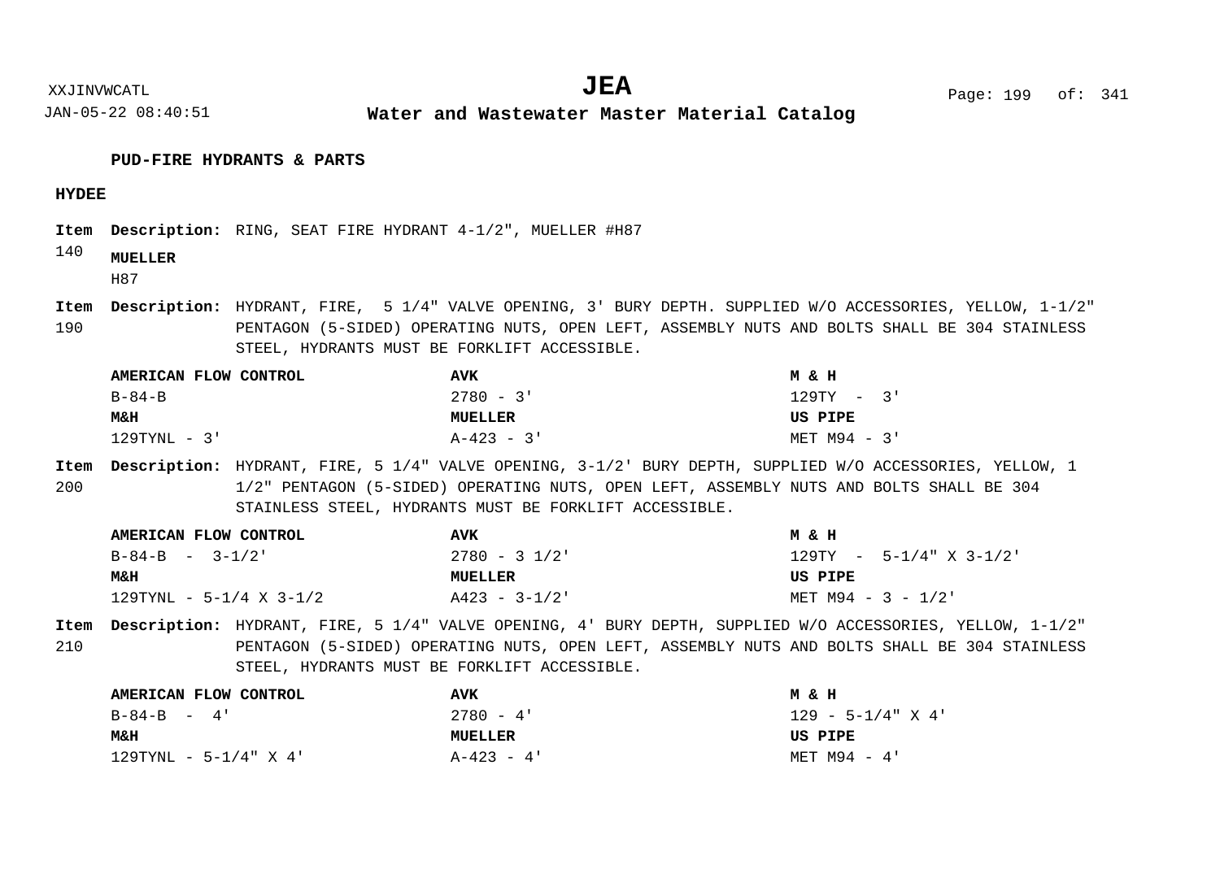### PUD-FIRE HYDRANTS & PARTS

#### HYDEE

**Item 140** **Description:** RING, SEAT FIRE HYDRANT 4-1/2", MUELLER #H87

**MUELLER**
H87

**Item 190** **Description:** HYDRANT, FIRE, 5 1/4" VALVE OPENING, 3' BURY DEPTH. SUPPLIED W/O ACCESSORIES, YELLOW, 1-1/2" PENTAGON (5-SIDED) OPERATING NUTS, OPEN LEFT, ASSEMBLY NUTS AND BOLTS SHALL BE 304 STAINLESS STEEL, HYDRANTS MUST BE FORKLIFT ACCESSIBLE.

| AMERICAN FLOW CONTROL | AVK | M & H |
|---|---|---|
| B-84-B | 2780 - 3' | 129TY - 3' |
| **M&H** | **MUELLER** | **US PIPE** |
| 129TYNL - 3' | A-423 - 3' | MET M94 - 3' |

**Item 200** **Description:** HYDRANT, FIRE, 5 1/4" VALVE OPENING, 3-1/2' BURY DEPTH, SUPPLIED W/O ACCESSORIES, YELLOW, 1 1/2" PENTAGON (5-SIDED) OPERATING NUTS, OPEN LEFT, ASSEMBLY NUTS AND BOLTS SHALL BE 304 STAINLESS STEEL, HYDRANTS MUST BE FORKLIFT ACCESSIBLE.

| AMERICAN FLOW CONTROL | AVK | M & H |
|---|---|---|
| B-84-B - 3-1/2' | 2780 - 3 1/2' | 129TY - 5-1/4" X 3-1/2' |
| **M&H** | **MUELLER** | **US PIPE** |
| 129TYNL - 5-1/4 X 3-1/2 | A423 - 3-1/2' | MET M94 - 3 - 1/2' |

**Item 210** **Description:** HYDRANT, FIRE, 5 1/4" VALVE OPENING, 4' BURY DEPTH, SUPPLIED W/O ACCESSORIES, YELLOW, 1-1/2" PENTAGON (5-SIDED) OPERATING NUTS, OPEN LEFT, ASSEMBLY NUTS AND BOLTS SHALL BE 304 STAINLESS STEEL, HYDRANTS MUST BE FORKLIFT ACCESSIBLE.

| AMERICAN FLOW CONTROL | AVK | M & H |
|---|---|---|
| B-84-B - 4' | 2780 - 4' | 129 - 5-1/4" X 4' |
| **M&H** | **MUELLER** | **US PIPE** |
| 129TYNL - 5-1/4" X 4' | A-423 - 4' | MET M94 - 4' |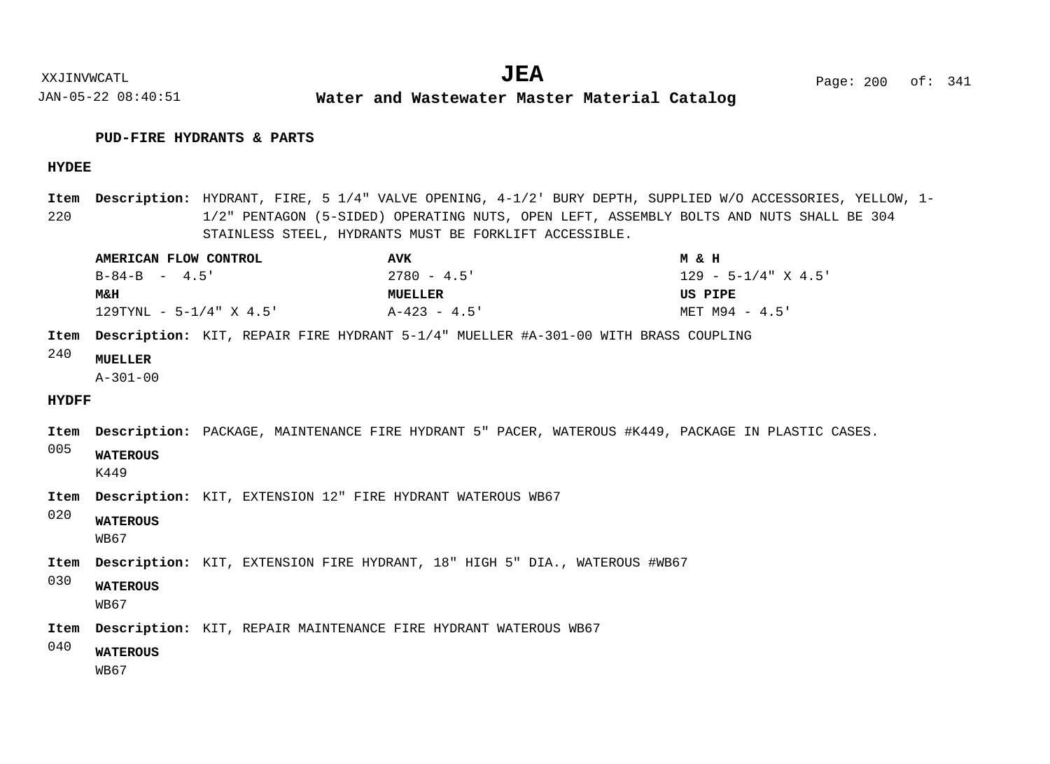## PUD-FIRE HYDRANTS & PARTS

### HYDEE

**Item 220** **Description:** HYDRANT, FIRE, 5 1/4" VALVE OPENING, 4-1/2' BURY DEPTH, SUPPLIED W/O ACCESSORIES, YELLOW, 1-1/2" PENTAGON (5-SIDED) OPERATING NUTS, OPEN LEFT, ASSEMBLY BOLTS AND NUTS SHALL BE 304 STAINLESS STEEL, HYDRANTS MUST BE FORKLIFT ACCESSIBLE.

| **AMERICAN FLOW CONTROL** | **AVK** | **M & H** |
|---|---|---|
| B-84-B - 4.5' | 2780 - 4.5' | 129 - 5-1/4" X 4.5' |
| **M&H** | **MUELLER** | **US PIPE** |
| 129TYNL - 5-1/4" X 4.5' | A-423 - 4.5' | MET M94 - 4.5' |

**Item 240** **Description:** KIT, REPAIR FIRE HYDRANT 5-1/4" MUELLER #A-301-00 WITH BRASS COUPLING

**MUELLER**
A-301-00

### HYDFF

**Item 005** **Description:** PACKAGE, MAINTENANCE FIRE HYDRANT 5" PACER, WATEROUS #K449, PACKAGE IN PLASTIC CASES.

**WATEROUS**
K449

**Item 020** **Description:** KIT, EXTENSION 12" FIRE HYDRANT WATEROUS WB67

**WATEROUS**
WB67

**Item 030** **Description:** KIT, EXTENSION FIRE HYDRANT, 18" HIGH 5" DIA., WATEROUS #WB67

**WATEROUS**
WB67

**Item 040** **Description:** KIT, REPAIR MAINTENANCE FIRE HYDRANT WATEROUS WB67

**WATEROUS**
WB67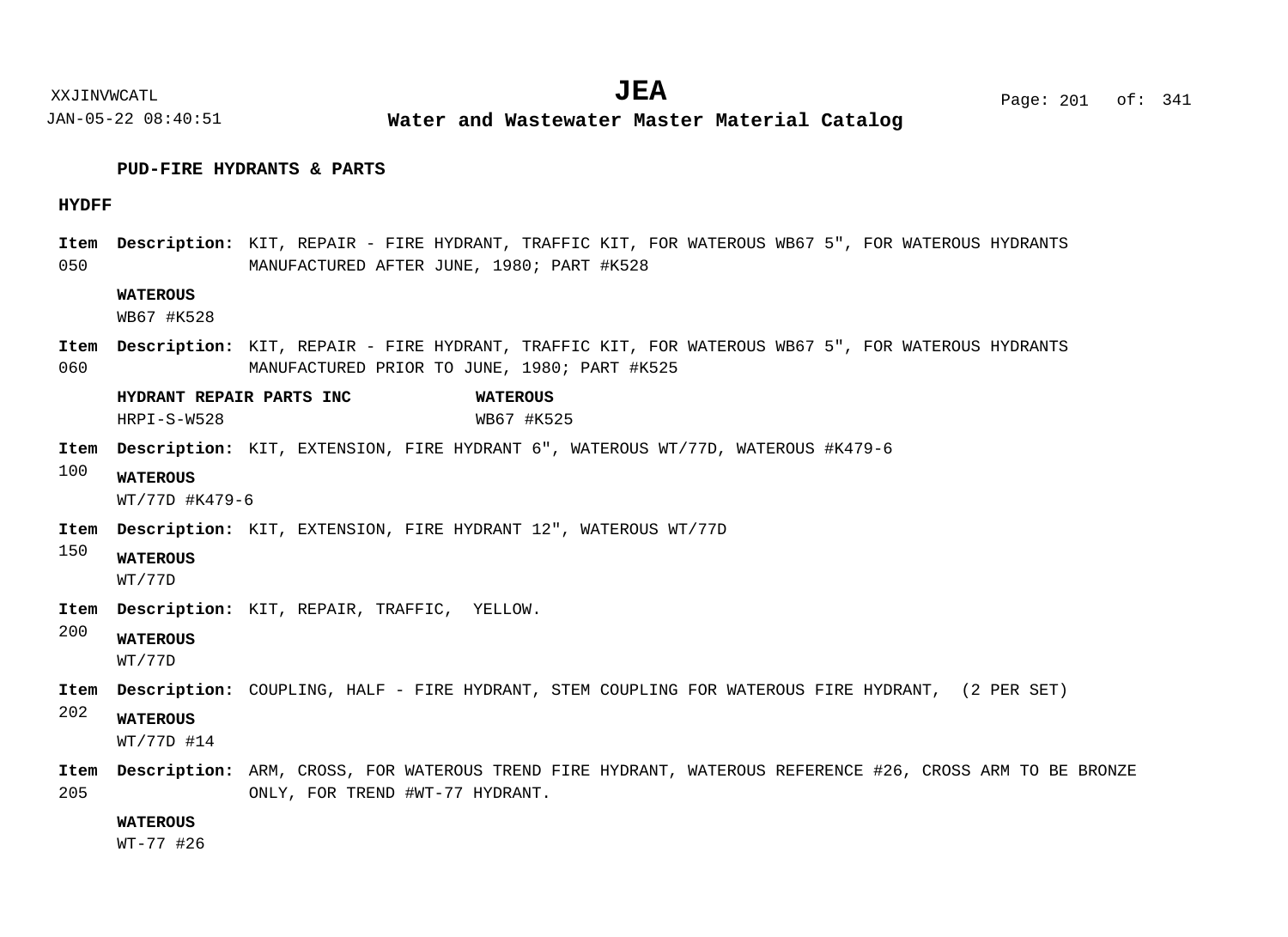## PUD-FIRE HYDRANTS & PARTS

### HYDFF

**Item 050** **Description:** KIT, REPAIR - FIRE HYDRANT, TRAFFIC KIT, FOR WATEROUS WB67 5", FOR WATEROUS HYDRANTS MANUFACTURED AFTER JUNE, 1980; PART #K528

**WATEROUS**
WB67 #K528

**Item 060** **Description:** KIT, REPAIR - FIRE HYDRANT, TRAFFIC KIT, FOR WATEROUS WB67 5", FOR WATEROUS HYDRANTS MANUFACTURED PRIOR TO JUNE, 1980; PART #K525

| HYDRANT REPAIR PARTS INC | WATEROUS |
|---|---|
| HRPI-S-W528 | WB67 #K525 |

**Item 100** **Description:** KIT, EXTENSION, FIRE HYDRANT 6", WATEROUS WT/77D, WATEROUS #K479-6

**WATEROUS**
WT/77D #K479-6

**Item 150** **Description:** KIT, EXTENSION, FIRE HYDRANT 12", WATEROUS WT/77D

**WATEROUS**
WT/77D

**Item 200** **Description:** KIT, REPAIR, TRAFFIC, YELLOW.

**WATEROUS**
WT/77D

**Item 202** **Description:** COUPLING, HALF - FIRE HYDRANT, STEM COUPLING FOR WATEROUS FIRE HYDRANT, (2 PER SET)

**WATEROUS**
WT/77D #14

**Item 205** **Description:** ARM, CROSS, FOR WATEROUS TREND FIRE HYDRANT, WATEROUS REFERENCE #26, CROSS ARM TO BE BRONZE ONLY, FOR TREND #WT-77 HYDRANT.

**WATEROUS**
WT-77 #26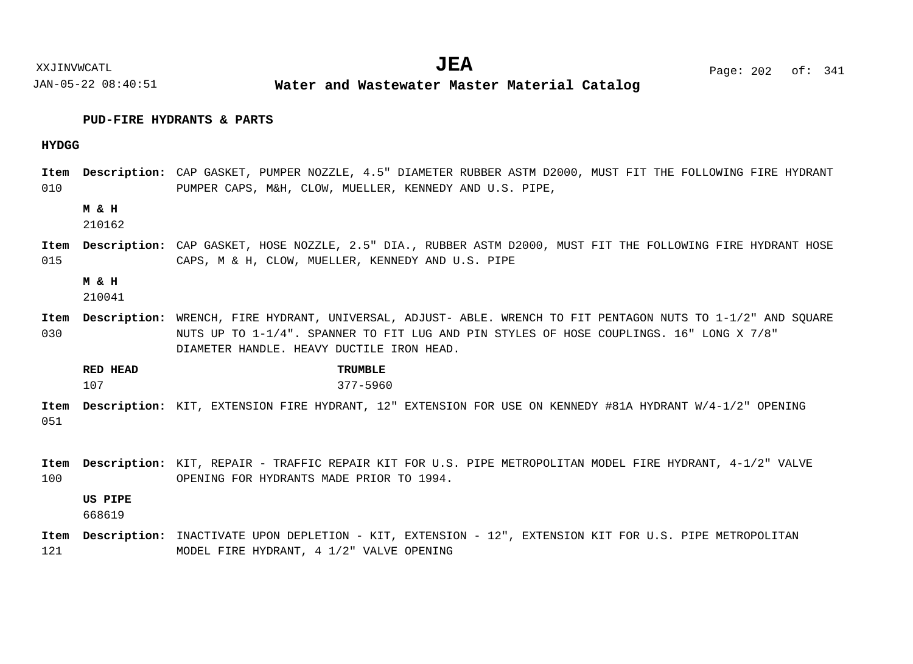## PUD-FIRE HYDRANTS & PARTS

### HYDGG

**Item** 010 **Description:** CAP GASKET, PUMPER NOZZLE, 4.5" DIAMETER RUBBER ASTM D2000, MUST FIT THE FOLLOWING FIRE HYDRANT PUMPER CAPS, M&H, CLOW, MUELLER, KENNEDY AND U.S. PIPE,

**M & H**
210162

**Item** 015 **Description:** CAP GASKET, HOSE NOZZLE, 2.5" DIA., RUBBER ASTM D2000, MUST FIT THE FOLLOWING FIRE HYDRANT HOSE CAPS, M & H, CLOW, MUELLER, KENNEDY AND U.S. PIPE

**M & H**
210041

**Item** 030 **Description:** WRENCH, FIRE HYDRANT, UNIVERSAL, ADJUST- ABLE. WRENCH TO FIT PENTAGON NUTS TO 1-1/2" AND SQUARE NUTS UP TO 1-1/4". SPANNER TO FIT LUG AND PIN STYLES OF HOSE COUPLINGS. 16" LONG X 7/8" DIAMETER HANDLE. HEAVY DUCTILE IRON HEAD.

| RED HEAD | TRUMBLE |
|---|---|
| 107 | 377-5960 |

**Item** 051 **Description:** KIT, EXTENSION FIRE HYDRANT, 12" EXTENSION FOR USE ON KENNEDY #81A HYDRANT W/4-1/2" OPENING

**Item** 100 **Description:** KIT, REPAIR - TRAFFIC REPAIR KIT FOR U.S. PIPE METROPOLITAN MODEL FIRE HYDRANT, 4-1/2" VALVE OPENING FOR HYDRANTS MADE PRIOR TO 1994.

**US PIPE**
668619

**Item** 121 **Description:** INACTIVATE UPON DEPLETION - KIT, EXTENSION - 12", EXTENSION KIT FOR U.S. PIPE METROPOLITAN MODEL FIRE HYDRANT, 4 1/2" VALVE OPENING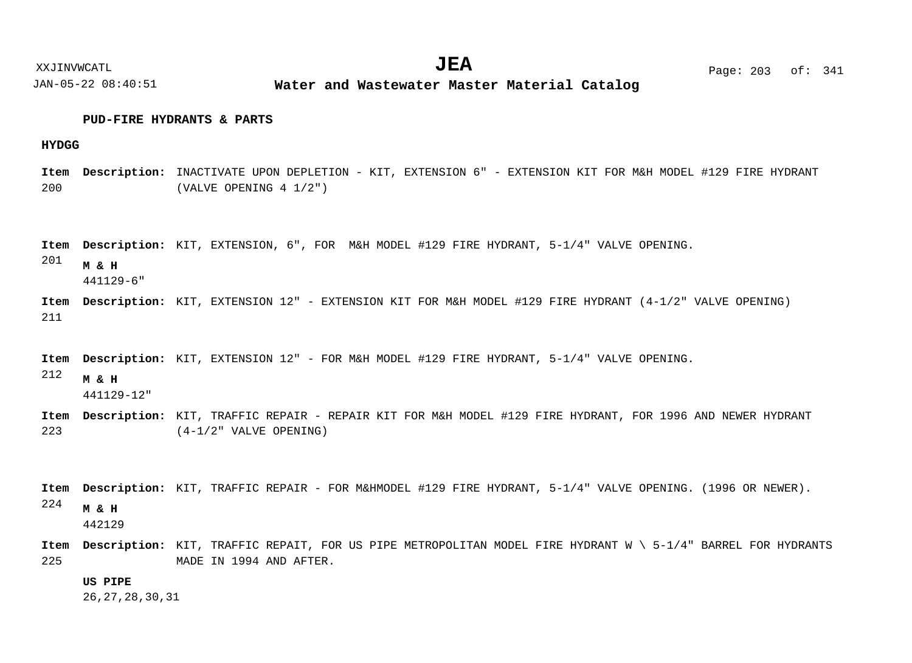**PUD-FIRE HYDRANTS & PARTS**

**HYDGG**

**Item** 200 **Description:** INACTIVATE UPON DEPLETION - KIT, EXTENSION 6" - EXTENSION KIT FOR M&H MODEL #129 FIRE HYDRANT (VALVE OPENING 4 1/2")

**Item** 201 **Description:** KIT, EXTENSION, 6", FOR M&H MODEL #129 FIRE HYDRANT, 5-1/4" VALVE OPENING.

**M & H**
441129-6"

**Item** 211 **Description:** KIT, EXTENSION 12" - EXTENSION KIT FOR M&H MODEL #129 FIRE HYDRANT (4-1/2" VALVE OPENING)

**Item** 212 **Description:** KIT, EXTENSION 12" - FOR M&H MODEL #129 FIRE HYDRANT, 5-1/4" VALVE OPENING.

**M & H**
441129-12"

**Item** 223 **Description:** KIT, TRAFFIC REPAIR - REPAIR KIT FOR M&H MODEL #129 FIRE HYDRANT, FOR 1996 AND NEWER HYDRANT (4-1/2" VALVE OPENING)

**Item** 224 **Description:** KIT, TRAFFIC REPAIR - FOR M&HMODEL #129 FIRE HYDRANT, 5-1/4" VALVE OPENING. (1996 OR NEWER).

**M & H**
442129

**Item** 225 **Description:** KIT, TRAFFIC REPAIT, FOR US PIPE METROPOLITAN MODEL FIRE HYDRANT W \ 5-1/4" BARREL FOR HYDRANTS MADE IN 1994 AND AFTER.

**US PIPE**
26,27,28,30,31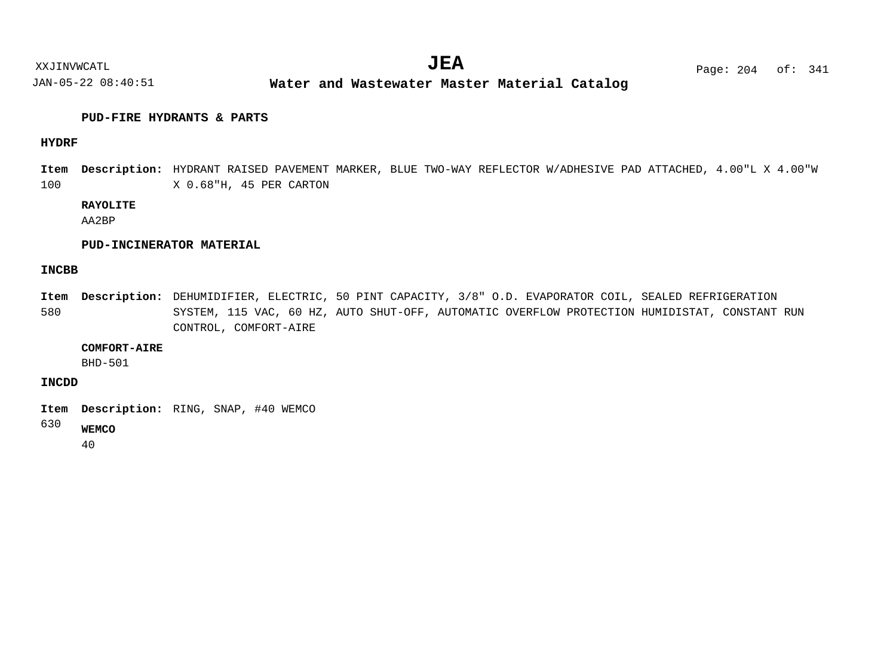**PUD-FIRE HYDRANTS & PARTS**

**HYDRF**

**Item** 100 **Description:** HYDRANT RAISED PAVEMENT MARKER, BLUE TWO-WAY REFLECTOR W/ADHESIVE PAD ATTACHED, 4.00"L X 4.00"W X 0.68"H, 45 PER CARTON

**RAYOLITE**
AA2BP

**PUD-INCINERATOR MATERIAL**

**INCBB**

**Item** 580 **Description:** DEHUMIDIFIER, ELECTRIC, 50 PINT CAPACITY, 3/8" O.D. EVAPORATOR COIL, SEALED REFRIGERATION SYSTEM, 115 VAC, 60 HZ, AUTO SHUT-OFF, AUTOMATIC OVERFLOW PROTECTION HUMIDISTAT, CONSTANT RUN CONTROL, COMFORT-AIRE

**COMFORT-AIRE**
BHD-501

**INCDD**

**Item** 630 **Description:** RING, SNAP, #40 WEMCO

**WEMCO**
40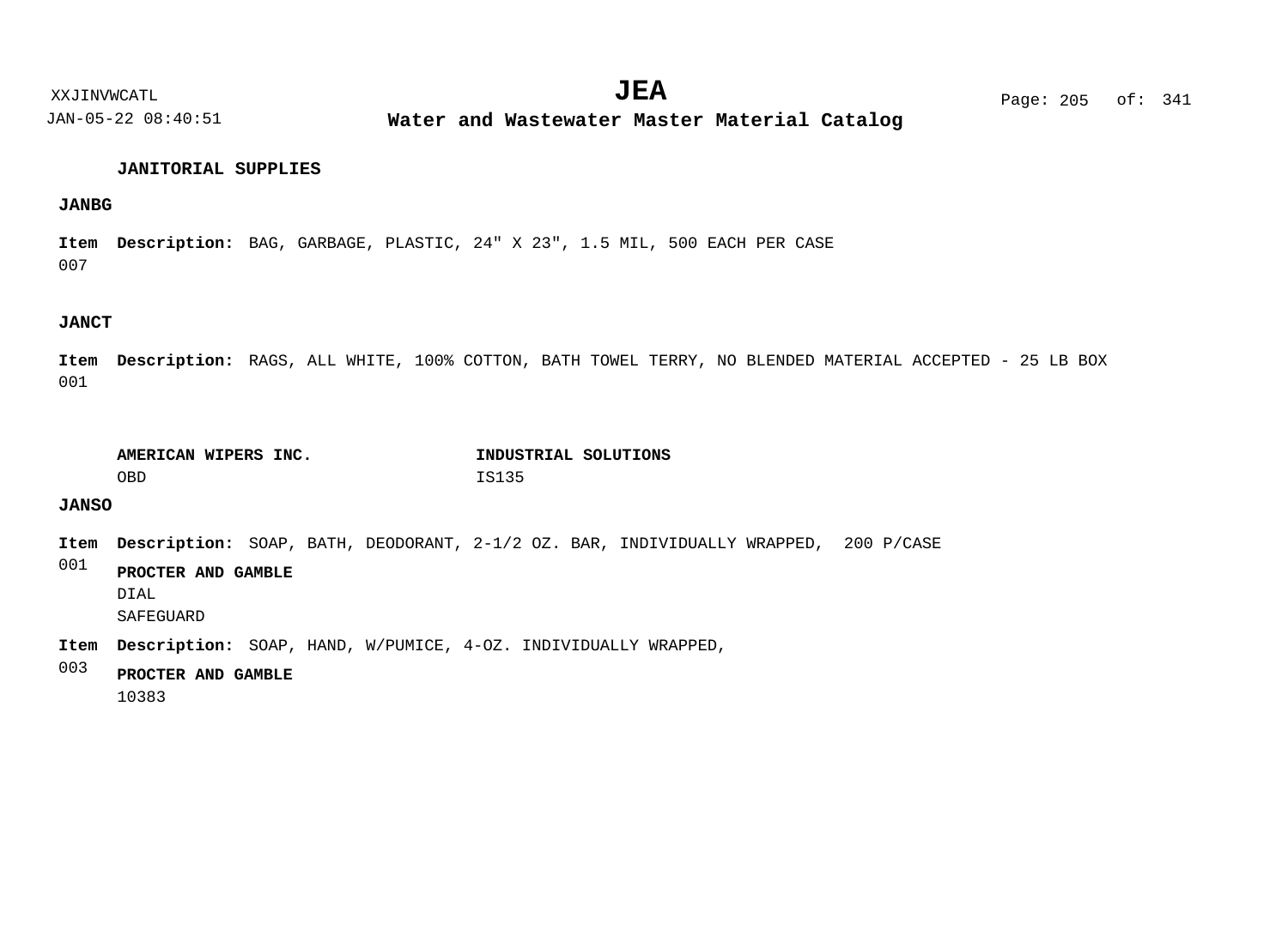### JANITORIAL SUPPLIES

#### JANBG

**Item** 007 **Description:** BAG, GARBAGE, PLASTIC, 24" X 23", 1.5 MIL, 500 EACH PER CASE

#### JANCT

**Item** 001 **Description:** RAGS, ALL WHITE, 100% COTTON, BATH TOWEL TERRY, NO BLENDED MATERIAL ACCEPTED - 25 LB BOX

| **AMERICAN WIPERS INC.** | **INDUSTRIAL SOLUTIONS** |
|---|---|
| OBD | IS135 |

#### JANSO

**Item** 001 **Description:** SOAP, BATH, DEODORANT, 2-1/2 OZ. BAR, INDIVIDUALLY WRAPPED, 200 P/CASE

**PROCTER AND GAMBLE**
DIAL
SAFEGUARD

**Item** 003 **Description:** SOAP, HAND, W/PUMICE, 4-OZ. INDIVIDUALLY WRAPPED,

**PROCTER AND GAMBLE**
10383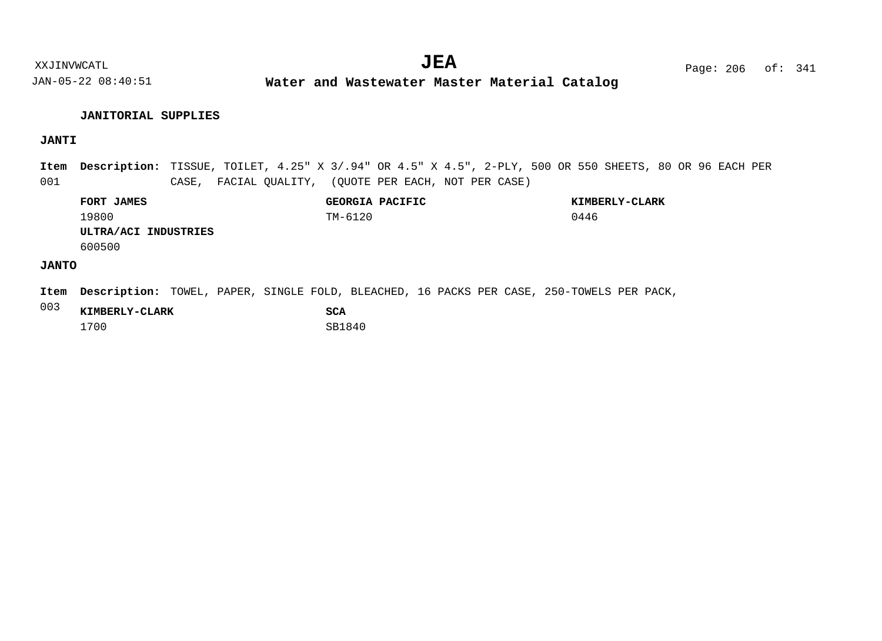## JANITORIAL SUPPLIES

### JANTI

**Item** 001 **Description:** TISSUE, TOILET, 4.25" X 3/.94" OR 4.5" X 4.5", 2-PLY, 500 OR 550 SHEETS, 80 OR 96 EACH PER CASE, FACIAL QUALITY, (QUOTE PER EACH, NOT PER CASE)

| FORT JAMES | GEORGIA PACIFIC | KIMBERLY-CLARK |
|---|---|---|
| 19800 | TM-6120 | 0446 |
| **ULTRA/ACI INDUSTRIES** | | |
| 600500 | | |

### JANTO

**Item** 003 **Description:** TOWEL, PAPER, SINGLE FOLD, BLEACHED, 16 PACKS PER CASE, 250-TOWELS PER PACK,

| KIMBERLY-CLARK | SCA |
|---|---|
| 1700 | SB1840 |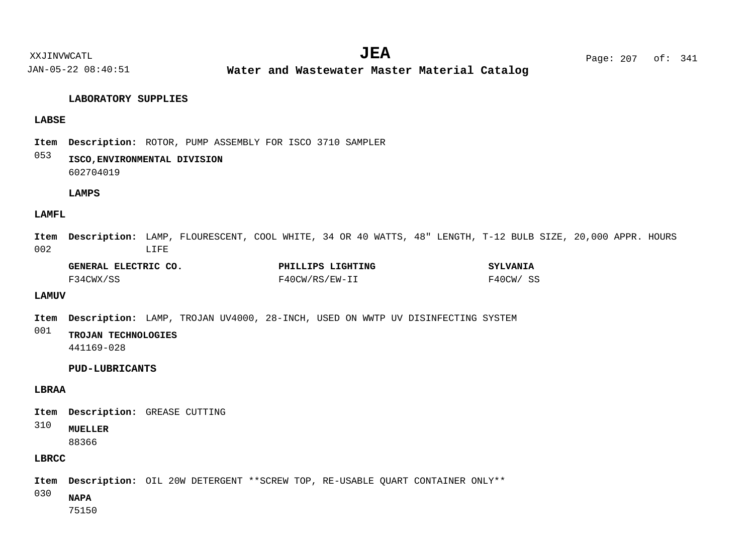### LABORATORY SUPPLIES

**LABSE**

**Item** 053 **Description:** ROTOR, PUMP ASSEMBLY FOR ISCO 3710 SAMPLER

**ISCO,ENVIRONMENTAL DIVISION**
602704019

### LAMPS

**LAMFL**

**Item** 002 **Description:** LAMP, FLOURESCENT, COOL WHITE, 34 OR 40 WATTS, 48" LENGTH, T-12 BULB SIZE, 20,000 APPR. HOURS LIFE

| GENERAL ELECTRIC CO. | PHILLIPS LIGHTING | SYLVANIA |
|---|---|---|
| F34CWX/SS | F40CW/RS/EW-II | F40CW/ SS |

**LAMUV**

**Item** 001 **Description:** LAMP, TROJAN UV4000, 28-INCH, USED ON WWTP UV DISINFECTING SYSTEM

**TROJAN TECHNOLOGIES**
441169-028

### PUD-LUBRICANTS

**LBRAA**

**Item** 310 **Description:** GREASE CUTTING

**MUELLER**
88366

**LBRCC**

**Item** 030 **Description:** OIL 20W DETERGENT **SCREW TOP, RE-USABLE QUART CONTAINER ONLY**

**NAPA**
75150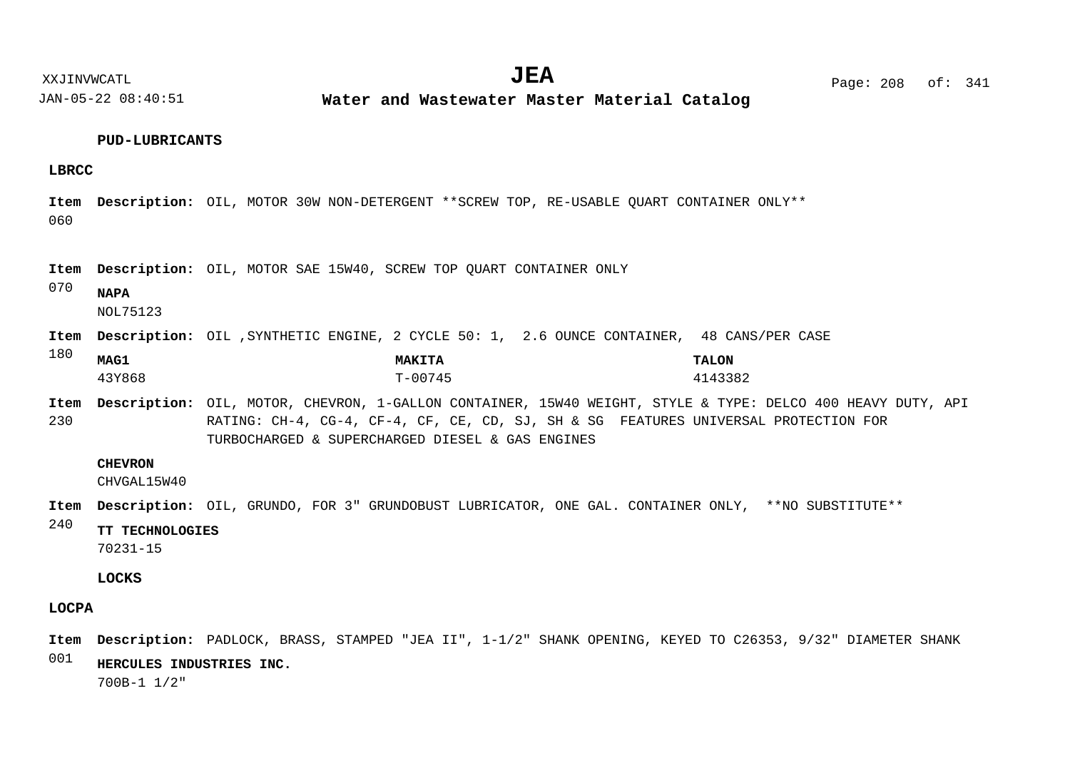## PUD-LUBRICANTS

### LBRCC

**Item** 060 **Description:** OIL, MOTOR 30W NON-DETERGENT **SCREW TOP, RE-USABLE QUART CONTAINER ONLY**

**Item** 070 **Description:** OIL, MOTOR SAE 15W40, SCREW TOP QUART CONTAINER ONLY

**NAPA**
NOL75123

**Item** 180 **Description:** OIL ,SYNTHETIC ENGINE, 2 CYCLE 50: 1, 2.6 OUNCE CONTAINER, 48 CANS/PER CASE

| MAG1 | MAKITA | TALON |
|---|---|---|
| 43Y868 | T-00745 | 4143382 |

**Item** 230 **Description:** OIL, MOTOR, CHEVRON, 1-GALLON CONTAINER, 15W40 WEIGHT, STYLE & TYPE: DELCO 400 HEAVY DUTY, API RATING: CH-4, CG-4, CF-4, CF, CE, CD, SJ, SH & SG FEATURES UNIVERSAL PROTECTION FOR TURBOCHARGED & SUPERCHARGED DIESEL & GAS ENGINES

**CHEVRON**
CHVGAL15W40

**Item** 240 **Description:** OIL, GRUNDO, FOR 3" GRUNDOBUST LUBRICATOR, ONE GAL. CONTAINER ONLY, **NO SUBSTITUTE**

**TT TECHNOLOGIES**
70231-15

## LOCKS

### LOCPA

**Item** 001 **Description:** PADLOCK, BRASS, STAMPED "JEA II", 1-1/2" SHANK OPENING, KEYED TO C26353, 9/32" DIAMETER SHANK

**HERCULES INDUSTRIES INC.**
700B-1 1/2"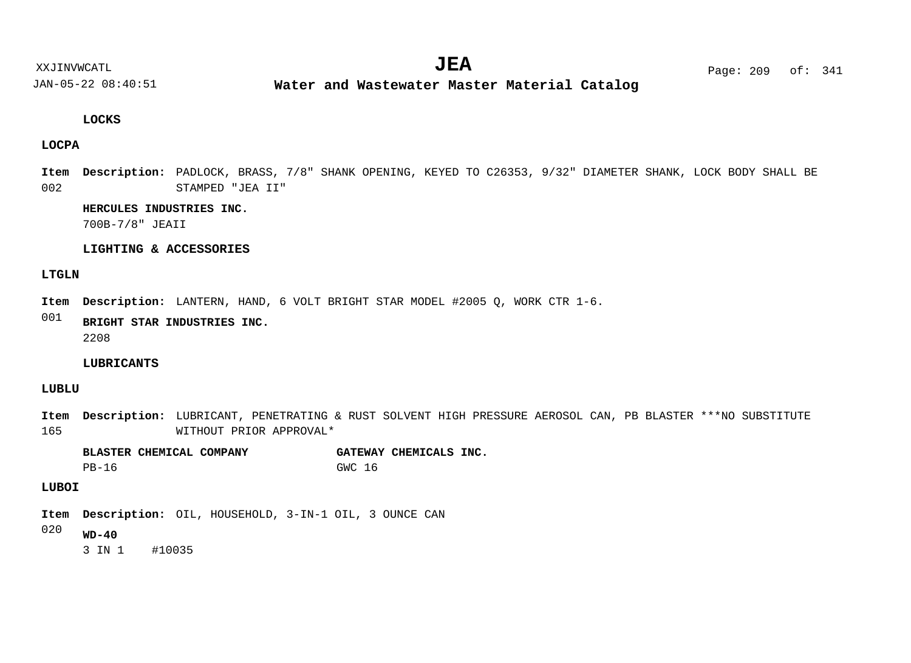**LOCKS**

**LOCPA**

**Item** 002 **Description:** PADLOCK, BRASS, 7/8" SHANK OPENING, KEYED TO C26353, 9/32" DIAMETER SHANK, LOCK BODY SHALL BE STAMPED "JEA II"

**HERCULES INDUSTRIES INC.**
700B-7/8" JEAII

**LIGHTING & ACCESSORIES**

**LTGLN**

**Item** 001 **Description:** LANTERN, HAND, 6 VOLT BRIGHT STAR MODEL #2005 Q, WORK CTR 1-6.

**BRIGHT STAR INDUSTRIES INC.**
2208

**LUBRICANTS**

**LUBLU**

**Item** 165 **Description:** LUBRICANT, PENETRATING & RUST SOLVENT HIGH PRESSURE AEROSOL CAN, PB BLASTER ***NO SUBSTITUTE WITHOUT PRIOR APPROVAL*

**BLASTER CHEMICAL COMPANY**
PB-16

**GATEWAY CHEMICALS INC.**
GWC 16

**LUBOI**

**Item** 020 **Description:** OIL, HOUSEHOLD, 3-IN-1 OIL, 3 OUNCE CAN

**WD-40**
3 IN 1 #10035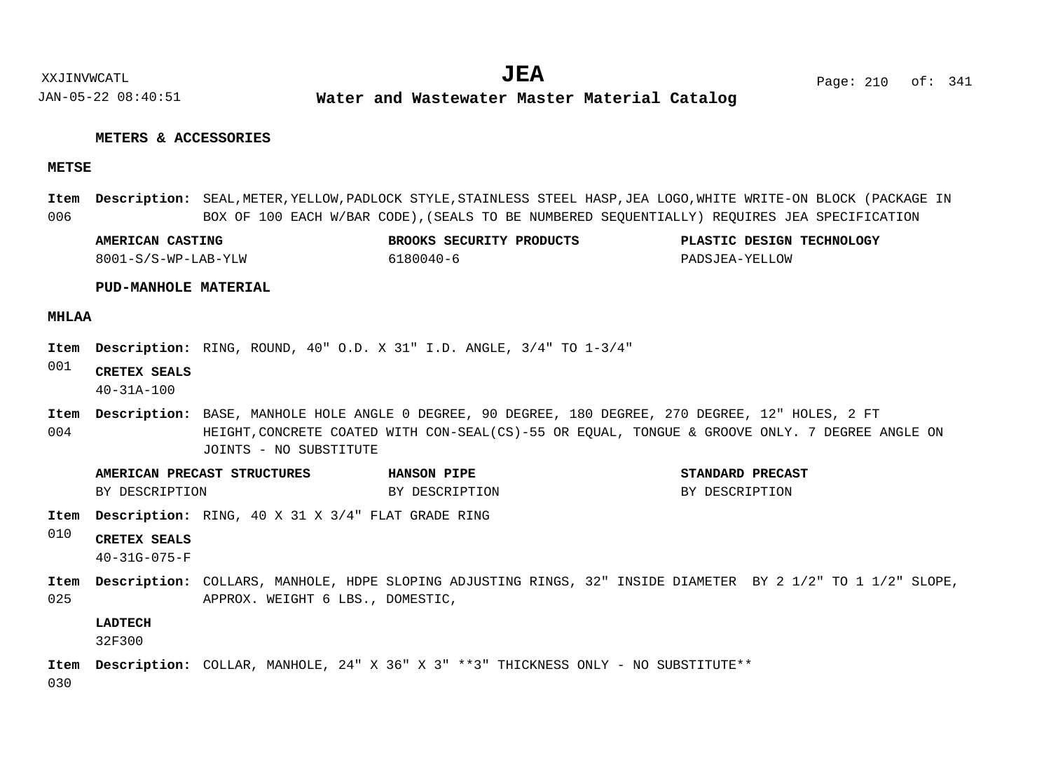**METERS & ACCESSORIES**

**METSE**

**Item 006** **Description:** SEAL,METER,YELLOW,PADLOCK STYLE,STAINLESS STEEL HASP,JEA LOGO,WHITE WRITE-ON BLOCK (PACKAGE IN BOX OF 100 EACH W/BAR CODE),(SEALS TO BE NUMBERED SEQUENTIALLY) REQUIRES JEA SPECIFICATION

| AMERICAN CASTING | BROOKS SECURITY PRODUCTS | PLASTIC DESIGN TECHNOLOGY |
|---|---|---|
| 8001-S/S-WP-LAB-YLW | 6180040-6 | PADSJEA-YELLOW |

**PUD-MANHOLE MATERIAL**

**MHLAA**

**Item 001** **Description:** RING, ROUND, 40" O.D. X 31" I.D. ANGLE, 3/4" TO 1-3/4"

| CRETEX SEALS |
|---|
| 40-31A-100 |

**Item 004** **Description:** BASE, MANHOLE HOLE ANGLE 0 DEGREE, 90 DEGREE, 180 DEGREE, 270 DEGREE, 12" HOLES, 2 FT HEIGHT,CONCRETE COATED WITH CON-SEAL(CS)-55 OR EQUAL, TONGUE & GROOVE ONLY. 7 DEGREE ANGLE ON JOINTS - NO SUBSTITUTE

| AMERICAN PRECAST STRUCTURES | HANSON PIPE | STANDARD PRECAST |
|---|---|---|
| BY DESCRIPTION | BY DESCRIPTION | BY DESCRIPTION |

**Item 010** **Description:** RING, 40 X 31 X 3/4" FLAT GRADE RING

| CRETEX SEALS |
|---|
| 40-31G-075-F |

**Item 025** **Description:** COLLARS, MANHOLE, HDPE SLOPING ADJUSTING RINGS, 32" INSIDE DIAMETER BY 2 1/2" TO 1 1/2" SLOPE, APPROX. WEIGHT 6 LBS., DOMESTIC,

| LADTECH |
|---|
| 32F300 |

**Item 030** **Description:** COLLAR, MANHOLE, 24" X 36" X 3" **3" THICKNESS ONLY - NO SUBSTITUTE**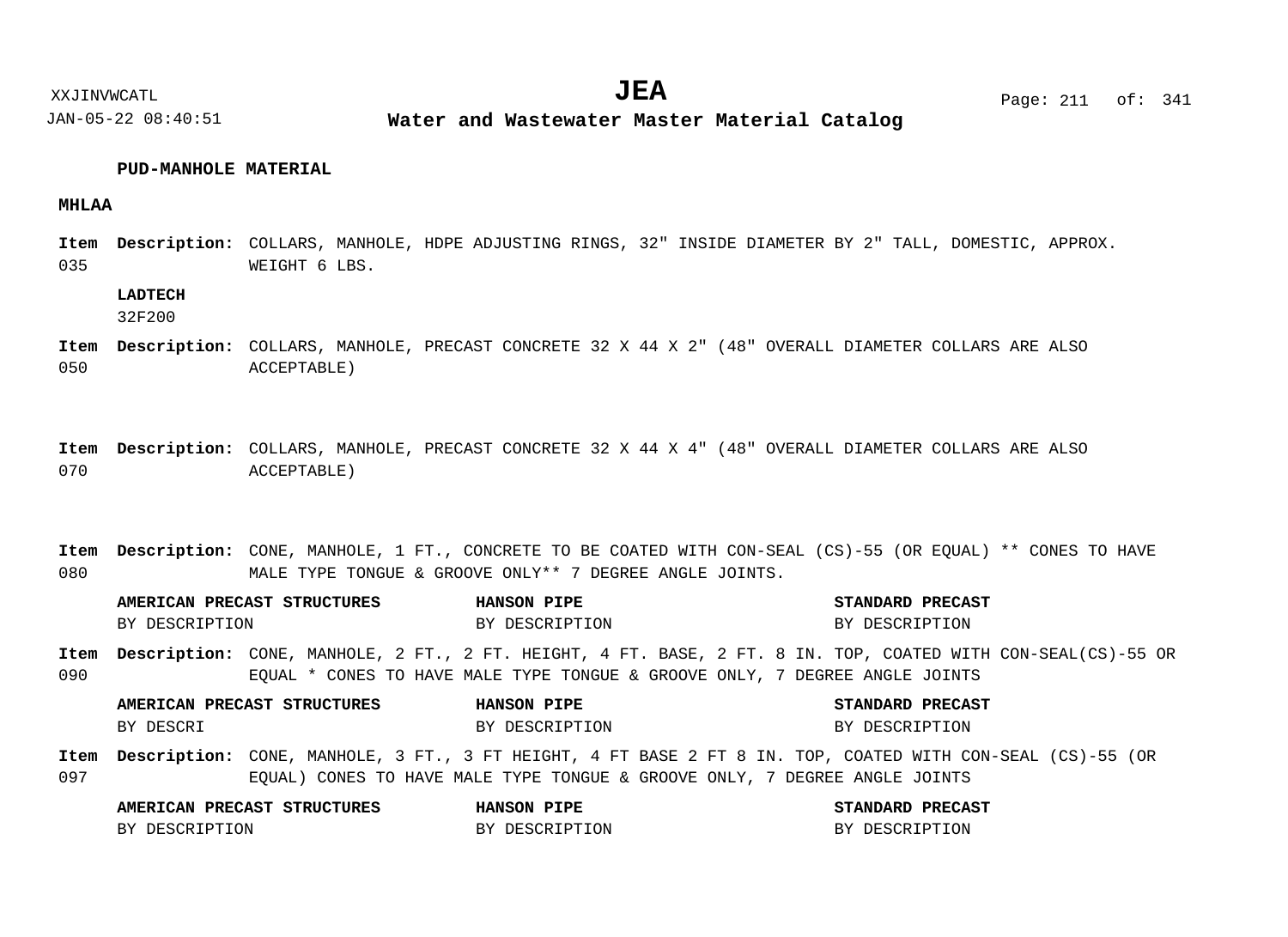**PUD-MANHOLE MATERIAL**

**MHLAA**

**Item** 035 **Description:** COLLARS, MANHOLE, HDPE ADJUSTING RINGS, 32" INSIDE DIAMETER BY 2" TALL, DOMESTIC, APPROX. WEIGHT 6 LBS.

**LADTECH**
32F200

**Item** 050 **Description:** COLLARS, MANHOLE, PRECAST CONCRETE 32 X 44 X 2" (48" OVERALL DIAMETER COLLARS ARE ALSO ACCEPTABLE)

**Item** 070 **Description:** COLLARS, MANHOLE, PRECAST CONCRETE 32 X 44 X 4" (48" OVERALL DIAMETER COLLARS ARE ALSO ACCEPTABLE)

**Item** 080 **Description:** CONE, MANHOLE, 1 FT., CONCRETE TO BE COATED WITH CON-SEAL (CS)-55 (OR EQUAL) ** CONES TO HAVE MALE TYPE TONGUE & GROOVE ONLY** 7 DEGREE ANGLE JOINTS.

| AMERICAN PRECAST STRUCTURES | HANSON PIPE | STANDARD PRECAST |
|---|---|---|
| BY DESCRIPTION | BY DESCRIPTION | BY DESCRIPTION |

**Item** 090 **Description:** CONE, MANHOLE, 2 FT., 2 FT. HEIGHT, 4 FT. BASE, 2 FT. 8 IN. TOP, COATED WITH CON-SEAL(CS)-55 OR EQUAL * CONES TO HAVE MALE TYPE TONGUE & GROOVE ONLY, 7 DEGREE ANGLE JOINTS

| AMERICAN PRECAST STRUCTURES | HANSON PIPE | STANDARD PRECAST |
|---|---|---|
| BY DESCRI | BY DESCRIPTION | BY DESCRIPTION |

**Item** 097 **Description:** CONE, MANHOLE, 3 FT., 3 FT HEIGHT, 4 FT BASE 2 FT 8 IN. TOP, COATED WITH CON-SEAL (CS)-55 (OR EQUAL) CONES TO HAVE MALE TYPE TONGUE & GROOVE ONLY, 7 DEGREE ANGLE JOINTS

| AMERICAN PRECAST STRUCTURES | HANSON PIPE | STANDARD PRECAST |
|---|---|---|
| BY DESCRIPTION | BY DESCRIPTION | BY DESCRIPTION |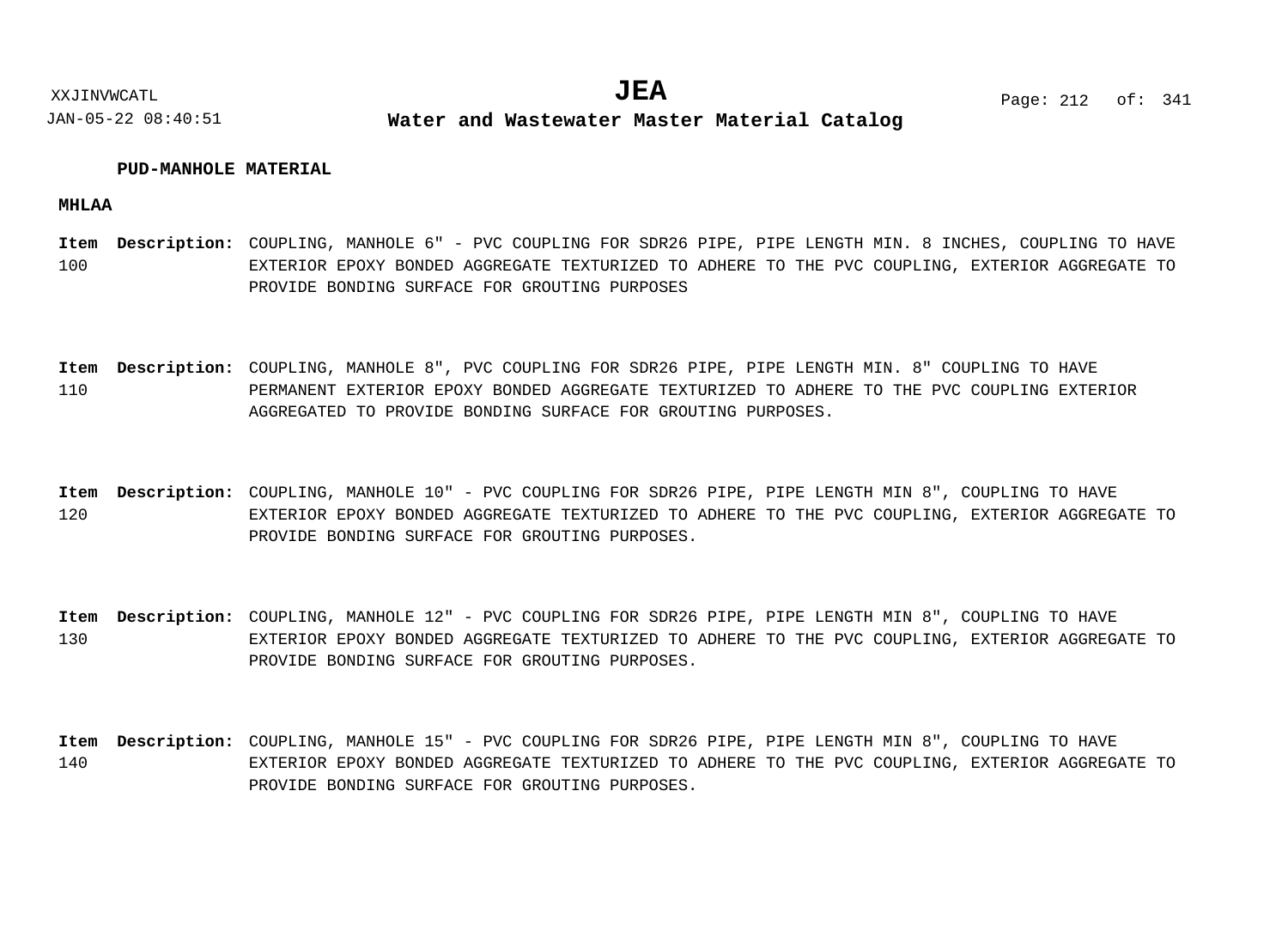**PUD-MANHOLE MATERIAL**

**MHLAA**

| Item | Description: |
|---|---|
| 100 | COUPLING, MANHOLE 6" - PVC COUPLING FOR SDR26 PIPE, PIPE LENGTH MIN. 8 INCHES, COUPLING TO HAVE EXTERIOR EPOXY BONDED AGGREGATE TEXTURIZED TO ADHERE TO THE PVC COUPLING, EXTERIOR AGGREGATE TO PROVIDE BONDING SURFACE FOR GROUTING PURPOSES |
| 110 | COUPLING, MANHOLE 8", PVC COUPLING FOR SDR26 PIPE, PIPE LENGTH MIN. 8" COUPLING TO HAVE PERMANENT EXTERIOR EPOXY BONDED AGGREGATE TEXTURIZED TO ADHERE TO THE PVC COUPLING EXTERIOR AGGREGATED TO PROVIDE BONDING SURFACE FOR GROUTING PURPOSES. |
| 120 | COUPLING, MANHOLE 10" - PVC COUPLING FOR SDR26 PIPE, PIPE LENGTH MIN 8", COUPLING TO HAVE EXTERIOR EPOXY BONDED AGGREGATE TEXTURIZED TO ADHERE TO THE PVC COUPLING, EXTERIOR AGGREGATE TO PROVIDE BONDING SURFACE FOR GROUTING PURPOSES. |
| 130 | COUPLING, MANHOLE 12" - PVC COUPLING FOR SDR26 PIPE, PIPE LENGTH MIN 8", COUPLING TO HAVE EXTERIOR EPOXY BONDED AGGREGATE TEXTURIZED TO ADHERE TO THE PVC COUPLING, EXTERIOR AGGREGATE TO PROVIDE BONDING SURFACE FOR GROUTING PURPOSES. |
| 140 | COUPLING, MANHOLE 15" - PVC COUPLING FOR SDR26 PIPE, PIPE LENGTH MIN 8", COUPLING TO HAVE EXTERIOR EPOXY BONDED AGGREGATE TEXTURIZED TO ADHERE TO THE PVC COUPLING, EXTERIOR AGGREGATE TO PROVIDE BONDING SURFACE FOR GROUTING PURPOSES. |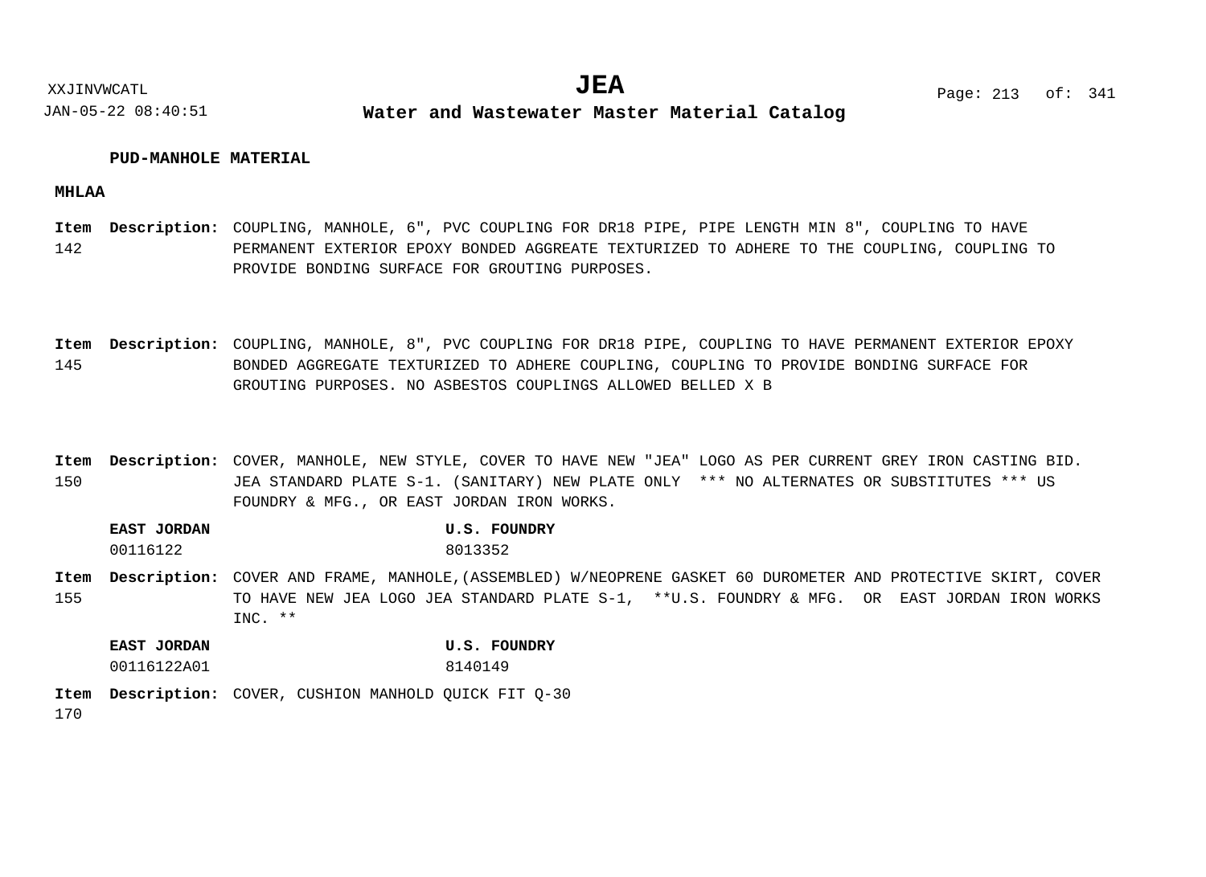**PUD-MANHOLE MATERIAL**

**MHLAA**

**Item 142** **Description:** COUPLING, MANHOLE, 6", PVC COUPLING FOR DR18 PIPE, PIPE LENGTH MIN 8", COUPLING TO HAVE PERMANENT EXTERIOR EPOXY BONDED AGGREATE TEXTURIZED TO ADHERE TO THE COUPLING, COUPLING TO PROVIDE BONDING SURFACE FOR GROUTING PURPOSES.

**Item 145** **Description:** COUPLING, MANHOLE, 8", PVC COUPLING FOR DR18 PIPE, COUPLING TO HAVE PERMANENT EXTERIOR EPOXY BONDED AGGREGATE TEXTURIZED TO ADHERE COUPLING, COUPLING TO PROVIDE BONDING SURFACE FOR GROUTING PURPOSES. NO ASBESTOS COUPLINGS ALLOWED BELLED X B

**Item 150** **Description:** COVER, MANHOLE, NEW STYLE, COVER TO HAVE NEW "JEA" LOGO AS PER CURRENT GREY IRON CASTING BID. JEA STANDARD PLATE S-1. (SANITARY) NEW PLATE ONLY *** NO ALTERNATES OR SUBSTITUTES *** US FOUNDRY & MFG., OR EAST JORDAN IRON WORKS.

| EAST JORDAN | U.S. FOUNDRY |
| --- | --- |
| 00116122 | 8013352 |

**Item 155** **Description:** COVER AND FRAME, MANHOLE,(ASSEMBLED) W/NEOPRENE GASKET 60 DUROMETER AND PROTECTIVE SKIRT, COVER TO HAVE NEW JEA LOGO JEA STANDARD PLATE S-1, **U.S. FOUNDRY & MFG. OR EAST JORDAN IRON WORKS INC. **

| EAST JORDAN | U.S. FOUNDRY |
| --- | --- |
| 00116122A01 | 8140149 |

**Item 170** **Description:** COVER, CUSHION MANHOLD QUICK FIT Q-30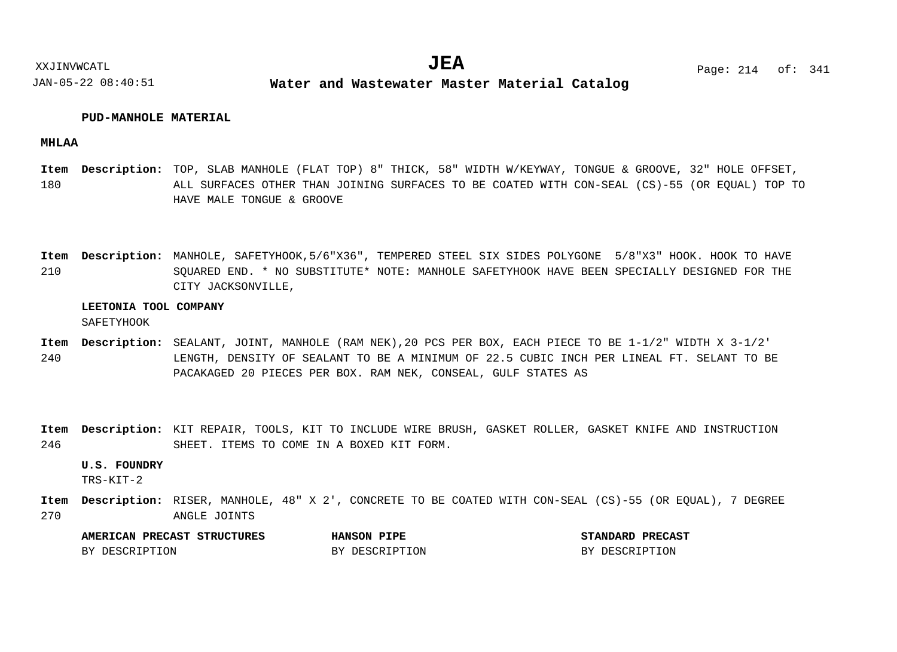**PUD-MANHOLE MATERIAL**

**MHLAA**

**Item 180** **Description:** TOP, SLAB MANHOLE (FLAT TOP) 8" THICK, 58" WIDTH W/KEYWAY, TONGUE & GROOVE, 32" HOLE OFFSET, ALL SURFACES OTHER THAN JOINING SURFACES TO BE COATED WITH CON-SEAL (CS)-55 (OR EQUAL) TOP TO HAVE MALE TONGUE & GROOVE

**Item 210** **Description:** MANHOLE, SAFETYHOOK,5/6"X36", TEMPERED STEEL SIX SIDES POLYGONE 5/8"X3" HOOK. HOOK TO HAVE SQUARED END. * NO SUBSTITUTE* NOTE: MANHOLE SAFETYHOOK HAVE BEEN SPECIALLY DESIGNED FOR THE CITY JACKSONVILLE,

**LEETONIA TOOL COMPANY**
SAFETYHOOK

**Item 240** **Description:** SEALANT, JOINT, MANHOLE (RAM NEK),20 PCS PER BOX, EACH PIECE TO BE 1-1/2" WIDTH X 3-1/2' LENGTH, DENSITY OF SEALANT TO BE A MINIMUM OF 22.5 CUBIC INCH PER LINEAL FT. SELANT TO BE PACAKAGED 20 PIECES PER BOX. RAM NEK, CONSEAL, GULF STATES AS

**Item 246** **Description:** KIT REPAIR, TOOLS, KIT TO INCLUDE WIRE BRUSH, GASKET ROLLER, GASKET KNIFE AND INSTRUCTION SHEET. ITEMS TO COME IN A BOXED KIT FORM.

**U.S. FOUNDRY**
TRS-KIT-2

**Item 270** **Description:** RISER, MANHOLE, 48" X 2', CONCRETE TO BE COATED WITH CON-SEAL (CS)-55 (OR EQUAL), 7 DEGREE ANGLE JOINTS

| **AMERICAN PRECAST STRUCTURES** | **HANSON PIPE** | **STANDARD PRECAST** |
|---|---|---|
| BY DESCRIPTION | BY DESCRIPTION | BY DESCRIPTION |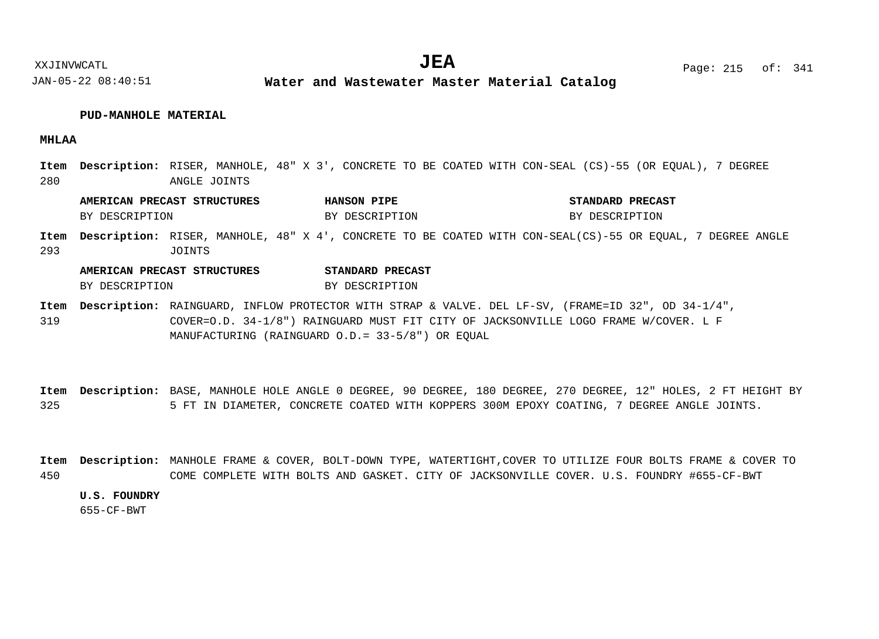**PUD-MANHOLE MATERIAL**

**MHLAA**

**Item 280** **Description:** RISER, MANHOLE, 48" X 3', CONCRETE TO BE COATED WITH CON-SEAL (CS)-55 (OR EQUAL), 7 DEGREE ANGLE JOINTS

| AMERICAN PRECAST STRUCTURES | HANSON PIPE | STANDARD PRECAST |
|---|---|---|
| BY DESCRIPTION | BY DESCRIPTION | BY DESCRIPTION |

**Item 293** **Description:** RISER, MANHOLE, 48" X 4', CONCRETE TO BE COATED WITH CON-SEAL(CS)-55 OR EQUAL, 7 DEGREE ANGLE JOINTS

| AMERICAN PRECAST STRUCTURES | STANDARD PRECAST |
|---|---|
| BY DESCRIPTION | BY DESCRIPTION |

**Item 319** **Description:** RAINGUARD, INFLOW PROTECTOR WITH STRAP & VALVE. DEL LF-SV, (FRAME=ID 32", OD 34-1/4", COVER=O.D. 34-1/8") RAINGUARD MUST FIT CITY OF JACKSONVILLE LOGO FRAME W/COVER. L F MANUFACTURING (RAINGUARD O.D.= 33-5/8") OR EQUAL

**Item 325** **Description:** BASE, MANHOLE HOLE ANGLE 0 DEGREE, 90 DEGREE, 180 DEGREE, 270 DEGREE, 12" HOLES, 2 FT HEIGHT BY 5 FT IN DIAMETER, CONCRETE COATED WITH KOPPERS 300M EPOXY COATING, 7 DEGREE ANGLE JOINTS.

**Item 450** **Description:** MANHOLE FRAME & COVER, BOLT-DOWN TYPE, WATERTIGHT,COVER TO UTILIZE FOUR BOLTS FRAME & COVER TO COME COMPLETE WITH BOLTS AND GASKET. CITY OF JACKSONVILLE COVER. U.S. FOUNDRY #655-CF-BWT

| U.S. FOUNDRY |
|---|
| 655-CF-BWT |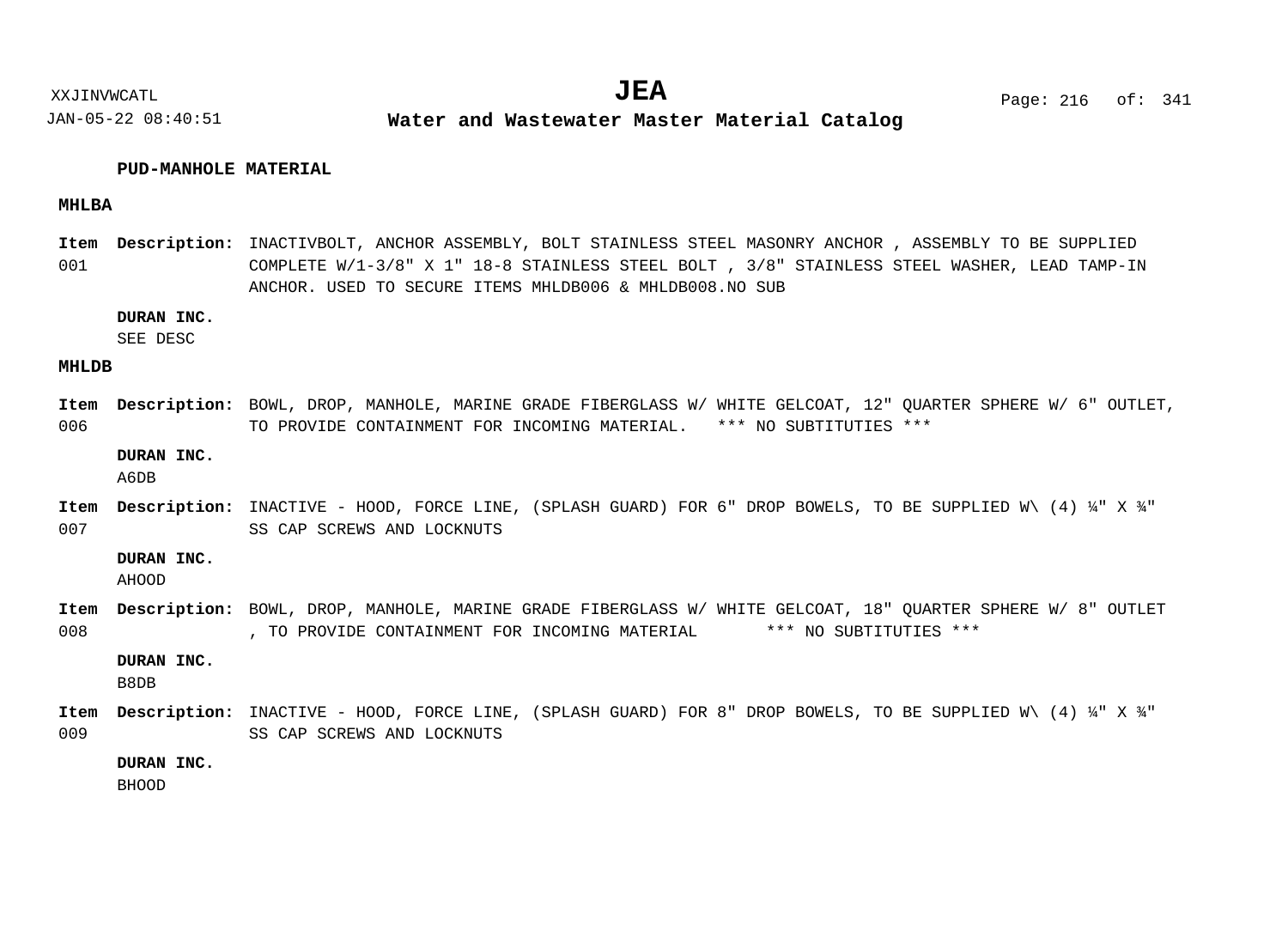**PUD-MANHOLE MATERIAL**

**MHLBA**

**Item** 001 **Description:** INACTIVBOLT, ANCHOR ASSEMBLY, BOLT STAINLESS STEEL MASONRY ANCHOR , ASSEMBLY TO BE SUPPLIED COMPLETE W/1-3/8" X 1" 18-8 STAINLESS STEEL BOLT , 3/8" STAINLESS STEEL WASHER, LEAD TAMP-IN ANCHOR. USED TO SECURE ITEMS MHLDB006 & MHLDB008.NO SUB

**DURAN INC.**
SEE DESC

**MHLDB**

**Item** 006 **Description:** BOWL, DROP, MANHOLE, MARINE GRADE FIBERGLASS W/ WHITE GELCOAT, 12" QUARTER SPHERE W/ 6" OUTLET, TO PROVIDE CONTAINMENT FOR INCOMING MATERIAL. *** NO SUBTITUTIES ***

**DURAN INC.**
A6DB

**Item** 007 **Description:** INACTIVE - HOOD, FORCE LINE, (SPLASH GUARD) FOR 6" DROP BOWELS, TO BE SUPPLIED W\ (4) ¼" X ¾" SS CAP SCREWS AND LOCKNUTS

**DURAN INC.**
AHOOD

**Item** 008 **Description:** BOWL, DROP, MANHOLE, MARINE GRADE FIBERGLASS W/ WHITE GELCOAT, 18" QUARTER SPHERE W/ 8" OUTLET , TO PROVIDE CONTAINMENT FOR INCOMING MATERIAL *** NO SUBTITUTIES ***

**DURAN INC.**
B8DB

**Item** 009 **Description:** INACTIVE - HOOD, FORCE LINE, (SPLASH GUARD) FOR 8" DROP BOWELS, TO BE SUPPLIED W\ (4) ¼" X ¾" SS CAP SCREWS AND LOCKNUTS

**DURAN INC.**
BHOOD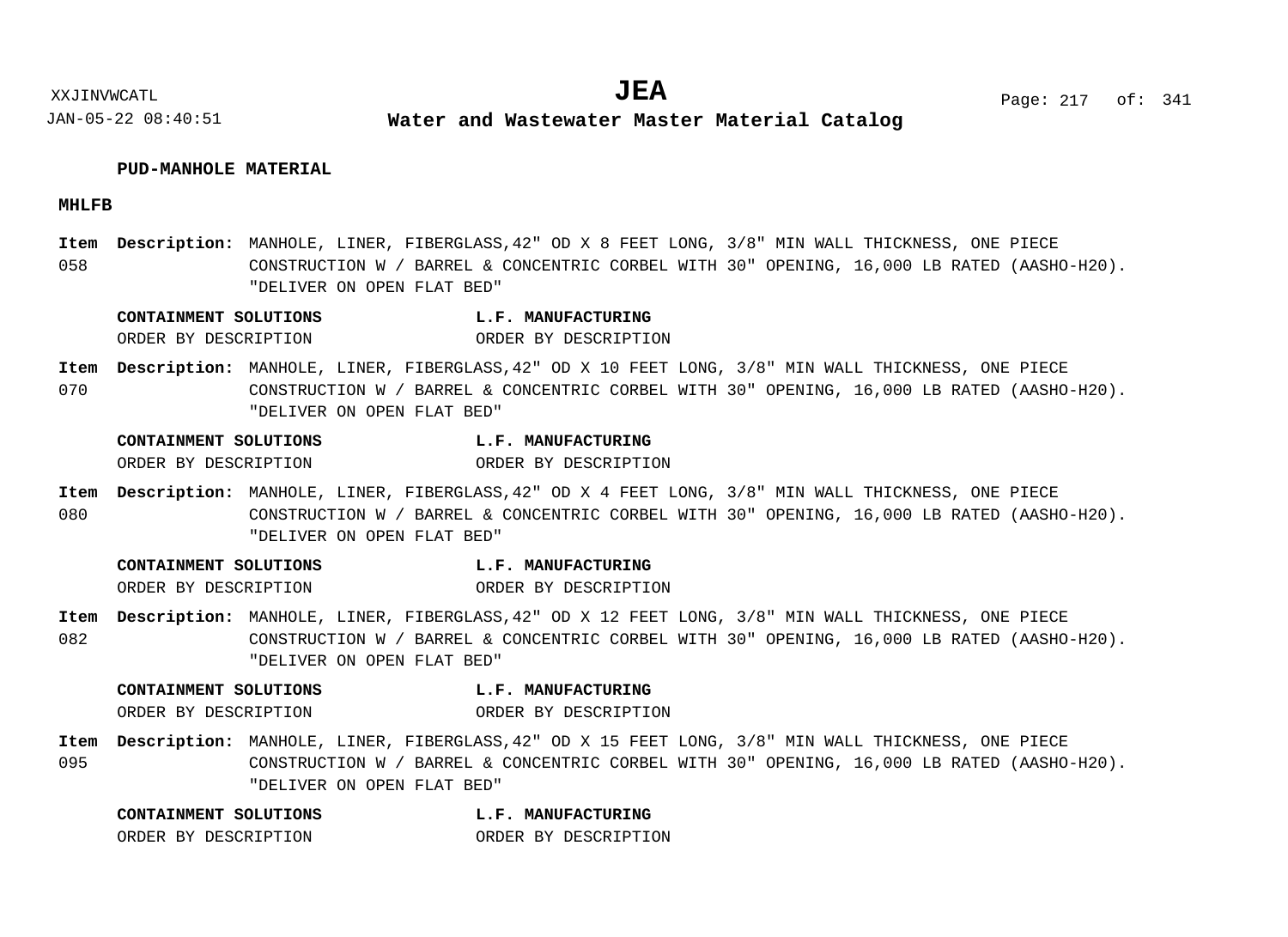**PUD-MANHOLE MATERIAL**

**MHLFB**

**Item** 058 **Description:** MANHOLE, LINER, FIBERGLASS,42" OD X 8 FEET LONG, 3/8" MIN WALL THICKNESS, ONE PIECE CONSTRUCTION W / BARREL & CONCENTRIC CORBEL WITH 30" OPENING, 16,000 LB RATED (AASHO-H20). "DELIVER ON OPEN FLAT BED"

| **CONTAINMENT SOLUTIONS** | **L.F. MANUFACTURING** |
|---|---|
| ORDER BY DESCRIPTION | ORDER BY DESCRIPTION |

**Item** 070 **Description:** MANHOLE, LINER, FIBERGLASS,42" OD X 10 FEET LONG, 3/8" MIN WALL THICKNESS, ONE PIECE CONSTRUCTION W / BARREL & CONCENTRIC CORBEL WITH 30" OPENING, 16,000 LB RATED (AASHO-H20). "DELIVER ON OPEN FLAT BED"

| **CONTAINMENT SOLUTIONS** | **L.F. MANUFACTURING** |
|---|---|
| ORDER BY DESCRIPTION | ORDER BY DESCRIPTION |

**Item** 080 **Description:** MANHOLE, LINER, FIBERGLASS,42" OD X 4 FEET LONG, 3/8" MIN WALL THICKNESS, ONE PIECE CONSTRUCTION W / BARREL & CONCENTRIC CORBEL WITH 30" OPENING, 16,000 LB RATED (AASHO-H20). "DELIVER ON OPEN FLAT BED"

| **CONTAINMENT SOLUTIONS** | **L.F. MANUFACTURING** |
|---|---|
| ORDER BY DESCRIPTION | ORDER BY DESCRIPTION |

**Item** 082 **Description:** MANHOLE, LINER, FIBERGLASS,42" OD X 12 FEET LONG, 3/8" MIN WALL THICKNESS, ONE PIECE CONSTRUCTION W / BARREL & CONCENTRIC CORBEL WITH 30" OPENING, 16,000 LB RATED (AASHO-H20). "DELIVER ON OPEN FLAT BED"

| **CONTAINMENT SOLUTIONS** | **L.F. MANUFACTURING** |
|---|---|
| ORDER BY DESCRIPTION | ORDER BY DESCRIPTION |

**Item** 095 **Description:** MANHOLE, LINER, FIBERGLASS,42" OD X 15 FEET LONG, 3/8" MIN WALL THICKNESS, ONE PIECE CONSTRUCTION W / BARREL & CONCENTRIC CORBEL WITH 30" OPENING, 16,000 LB RATED (AASHO-H20). "DELIVER ON OPEN FLAT BED"

| **CONTAINMENT SOLUTIONS** | **L.F. MANUFACTURING** |
|---|---|
| ORDER BY DESCRIPTION | ORDER BY DESCRIPTION |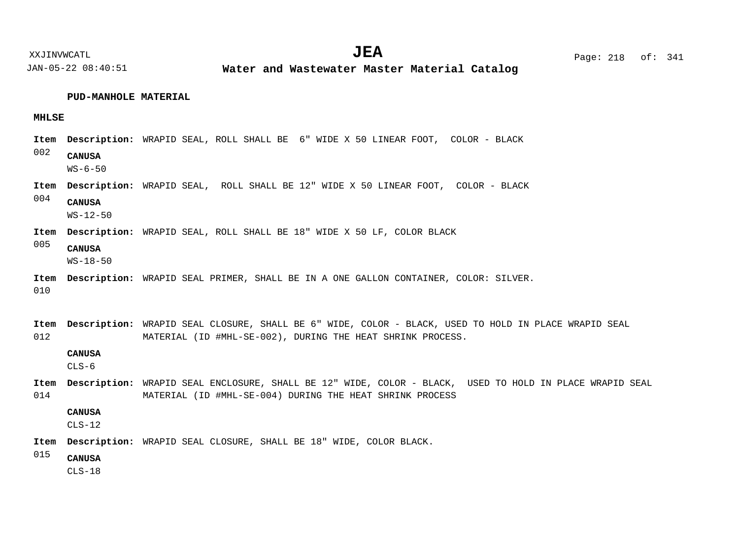## PUD-MANHOLE MATERIAL

### MHLSE

**Item** 002 **Description:** WRAPID SEAL, ROLL SHALL BE 6" WIDE X 50 LINEAR FOOT, COLOR - BLACK

**CANUSA**
WS-6-50

**Item** 004 **Description:** WRAPID SEAL, ROLL SHALL BE 12" WIDE X 50 LINEAR FOOT, COLOR - BLACK

**CANUSA**
WS-12-50

**Item** 005 **Description:** WRAPID SEAL, ROLL SHALL BE 18" WIDE X 50 LF, COLOR BLACK

**CANUSA**
WS-18-50

**Item** 010 **Description:** WRAPID SEAL PRIMER, SHALL BE IN A ONE GALLON CONTAINER, COLOR: SILVER.

**Item** 012 **Description:** WRAPID SEAL CLOSURE, SHALL BE 6" WIDE, COLOR - BLACK, USED TO HOLD IN PLACE WRAPID SEAL MATERIAL (ID #MHL-SE-002), DURING THE HEAT SHRINK PROCESS.

**CANUSA**
CLS-6

**Item** 014 **Description:** WRAPID SEAL ENCLOSURE, SHALL BE 12" WIDE, COLOR - BLACK, USED TO HOLD IN PLACE WRAPID SEAL MATERIAL (ID #MHL-SE-004) DURING THE HEAT SHRINK PROCESS

**CANUSA**
CLS-12

**Item** 015 **Description:** WRAPID SEAL CLOSURE, SHALL BE 18" WIDE, COLOR BLACK.

**CANUSA**
CLS-18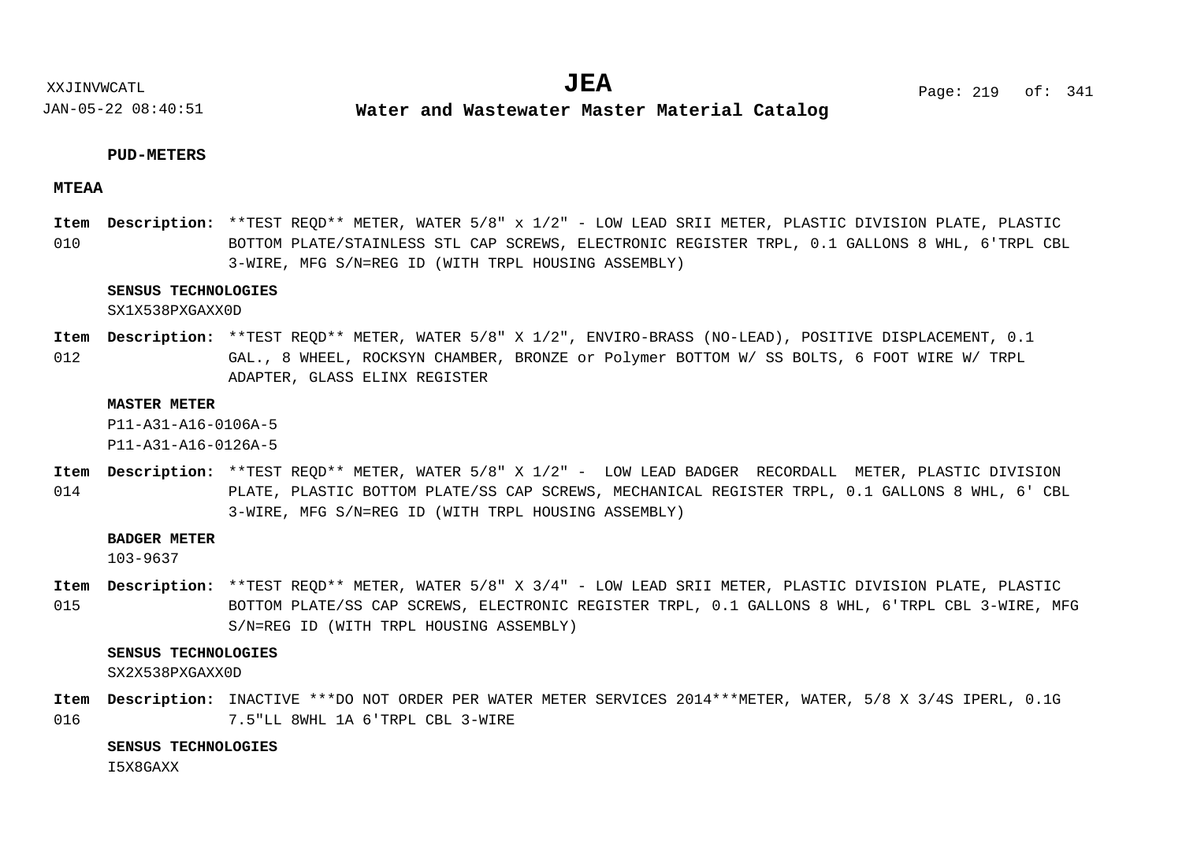**PUD-METERS**

**MTEAA**

**Item** 010 **Description:** **TEST REQD** METER, WATER 5/8" x 1/2" - LOW LEAD SRII METER, PLASTIC DIVISION PLATE, PLASTIC BOTTOM PLATE/STAINLESS STL CAP SCREWS, ELECTRONIC REGISTER TRPL, 0.1 GALLONS 8 WHL, 6'TRPL CBL 3-WIRE, MFG S/N=REG ID (WITH TRPL HOUSING ASSEMBLY)

**SENSUS TECHNOLOGIES**
SX1X538PXGAXX0D

**Item** 012 **Description:** **TEST REQD** METER, WATER 5/8" X 1/2", ENVIRO-BRASS (NO-LEAD), POSITIVE DISPLACEMENT, 0.1 GAL., 8 WHEEL, ROCKSYN CHAMBER, BRONZE or Polymer BOTTOM W/ SS BOLTS, 6 FOOT WIRE W/ TRPL ADAPTER, GLASS ELINX REGISTER

**MASTER METER**
P11-A31-A16-0106A-5
P11-A31-A16-0126A-5

**Item** 014 **Description:** **TEST REQD** METER, WATER 5/8" X 1/2" - LOW LEAD BADGER RECORDALL METER, PLASTIC DIVISION PLATE, PLASTIC BOTTOM PLATE/SS CAP SCREWS, MECHANICAL REGISTER TRPL, 0.1 GALLONS 8 WHL, 6' CBL 3-WIRE, MFG S/N=REG ID (WITH TRPL HOUSING ASSEMBLY)

**BADGER METER**
103-9637

**Item** 015 **Description:** **TEST REQD** METER, WATER 5/8" X 3/4" - LOW LEAD SRII METER, PLASTIC DIVISION PLATE, PLASTIC BOTTOM PLATE/SS CAP SCREWS, ELECTRONIC REGISTER TRPL, 0.1 GALLONS 8 WHL, 6'TRPL CBL 3-WIRE, MFG S/N=REG ID (WITH TRPL HOUSING ASSEMBLY)

**SENSUS TECHNOLOGIES**
SX2X538PXGAXX0D

**Item** 016 **Description:** INACTIVE ***DO NOT ORDER PER WATER METER SERVICES 2014***METER, WATER, 5/8 X 3/4S IPERL, 0.1G 7.5"LL 8WHL 1A 6'TRPL CBL 3-WIRE

**SENSUS TECHNOLOGIES**
I5X8GAXX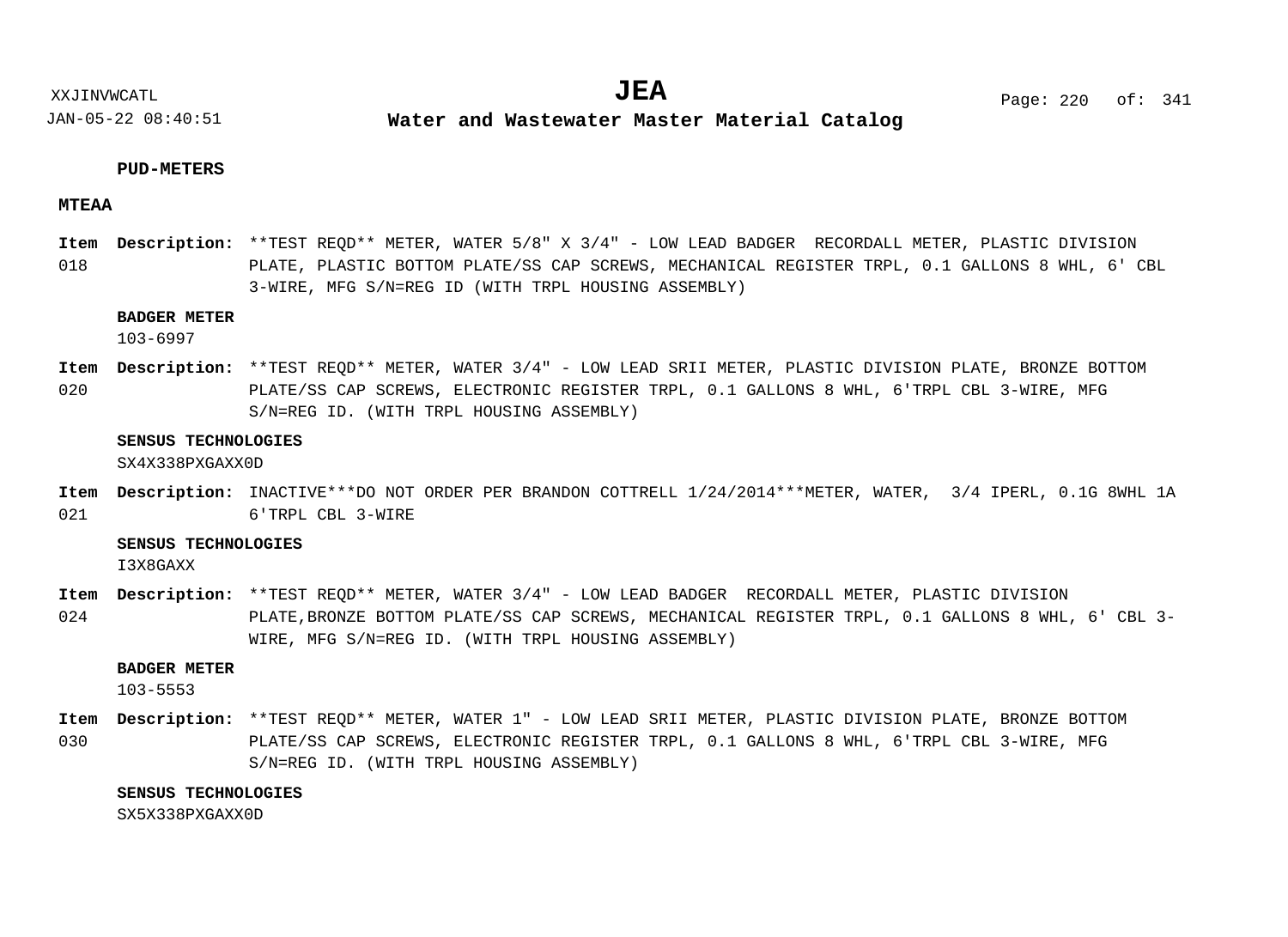**PUD-METERS**

**MTEAA**

**Item 018** **Description:** **TEST REQD** METER, WATER 5/8" X 3/4" - LOW LEAD BADGER RECORDALL METER, PLASTIC DIVISION PLATE, PLASTIC BOTTOM PLATE/SS CAP SCREWS, MECHANICAL REGISTER TRPL, 0.1 GALLONS 8 WHL, 6' CBL 3-WIRE, MFG S/N=REG ID (WITH TRPL HOUSING ASSEMBLY)

**BADGER METER**
103-6997

**Item 020** **Description:** **TEST REQD** METER, WATER 3/4" - LOW LEAD SRII METER, PLASTIC DIVISION PLATE, BRONZE BOTTOM PLATE/SS CAP SCREWS, ELECTRONIC REGISTER TRPL, 0.1 GALLONS 8 WHL, 6'TRPL CBL 3-WIRE, MFG S/N=REG ID. (WITH TRPL HOUSING ASSEMBLY)

**SENSUS TECHNOLOGIES**
SX4X338PXGAXX0D

**Item 021** **Description:** INACTIVE***DO NOT ORDER PER BRANDON COTTRELL 1/24/2014***METER, WATER, 3/4 IPERL, 0.1G 8WHL 1A 6'TRPL CBL 3-WIRE

**SENSUS TECHNOLOGIES**
I3X8GAXX

**Item 024** **Description:** **TEST REQD** METER, WATER 3/4" - LOW LEAD BADGER RECORDALL METER, PLASTIC DIVISION PLATE,BRONZE BOTTOM PLATE/SS CAP SCREWS, MECHANICAL REGISTER TRPL, 0.1 GALLONS 8 WHL, 6' CBL 3-WIRE, MFG S/N=REG ID. (WITH TRPL HOUSING ASSEMBLY)

**BADGER METER**
103-5553

**Item 030** **Description:** **TEST REQD** METER, WATER 1" - LOW LEAD SRII METER, PLASTIC DIVISION PLATE, BRONZE BOTTOM PLATE/SS CAP SCREWS, ELECTRONIC REGISTER TRPL, 0.1 GALLONS 8 WHL, 6'TRPL CBL 3-WIRE, MFG S/N=REG ID. (WITH TRPL HOUSING ASSEMBLY)

**SENSUS TECHNOLOGIES**
SX5X338PXGAXX0D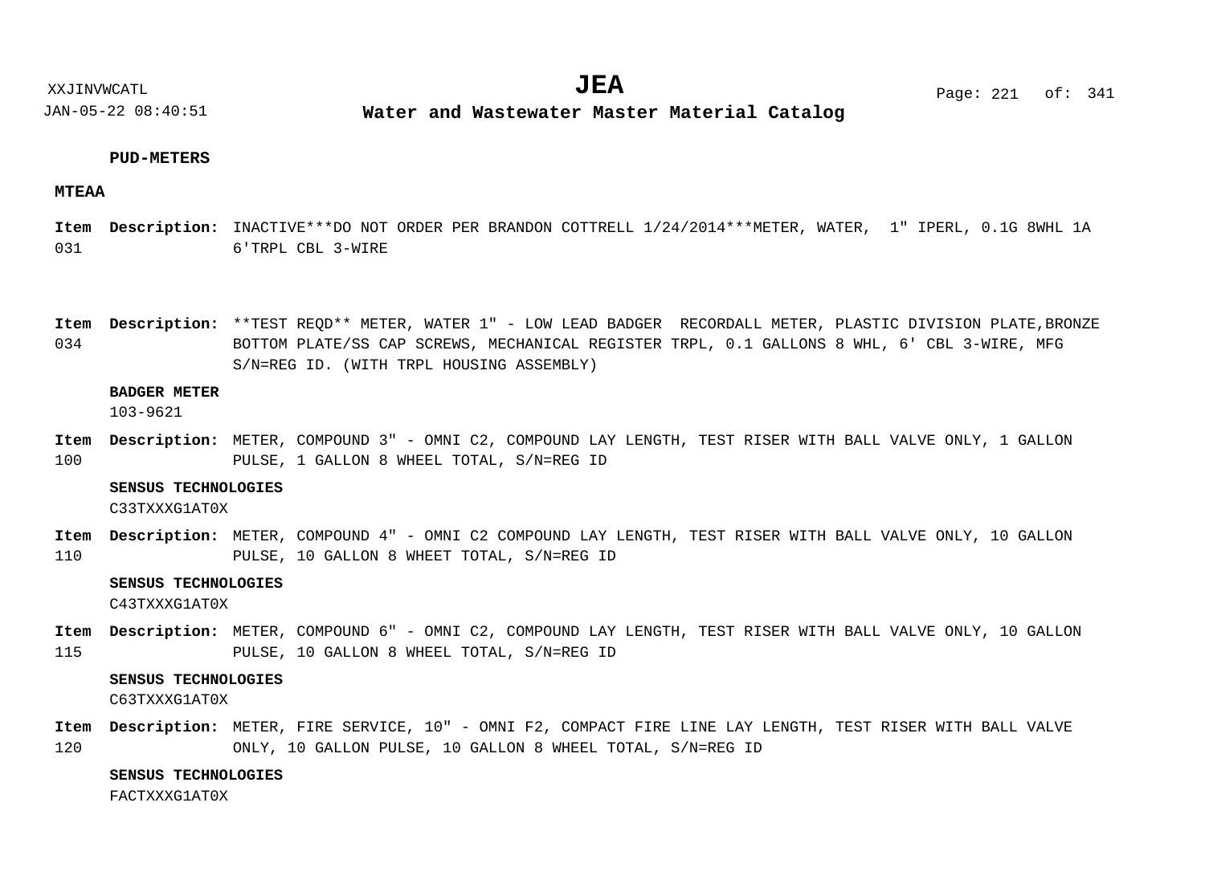**PUD-METERS**

**MTEAA**

**Item** 031 **Description:** INACTIVE***DO NOT ORDER PER BRANDON COTTRELL 1/24/2014***METER, WATER,  1" IPERL, 0.1G 8WHL 1A 6'TRPL CBL 3-WIRE

**Item** 034 **Description:** **TEST REQD** METER, WATER 1" - LOW LEAD BADGER  RECORDALL METER, PLASTIC DIVISION PLATE,BRONZE BOTTOM PLATE/SS CAP SCREWS, MECHANICAL REGISTER TRPL, 0.1 GALLONS 8 WHL, 6' CBL 3-WIRE, MFG S/N=REG ID. (WITH TRPL HOUSING ASSEMBLY)

**BADGER METER**
103-9621

**Item** 100 **Description:** METER, COMPOUND 3" - OMNI C2, COMPOUND LAY LENGTH, TEST RISER WITH BALL VALVE ONLY, 1 GALLON PULSE, 1 GALLON 8 WHEEL TOTAL, S/N=REG ID

**SENSUS TECHNOLOGIES**
C33TXXXG1AT0X

**Item** 110 **Description:** METER, COMPOUND 4" - OMNI C2 COMPOUND LAY LENGTH, TEST RISER WITH BALL VALVE ONLY, 10 GALLON PULSE, 10 GALLON 8 WHEET TOTAL, S/N=REG ID

**SENSUS TECHNOLOGIES**
C43TXXXG1AT0X

**Item** 115 **Description:** METER, COMPOUND 6" - OMNI C2, COMPOUND LAY LENGTH, TEST RISER WITH BALL VALVE ONLY, 10 GALLON PULSE, 10 GALLON 8 WHEEL TOTAL, S/N=REG ID

**SENSUS TECHNOLOGIES**
C63TXXXG1AT0X

**Item** 120 **Description:** METER, FIRE SERVICE, 10" - OMNI F2, COMPACT FIRE LINE LAY LENGTH, TEST RISER WITH BALL VALVE ONLY, 10 GALLON PULSE, 10 GALLON 8 WHEEL TOTAL, S/N=REG ID

**SENSUS TECHNOLOGIES**
FACTXXXG1AT0X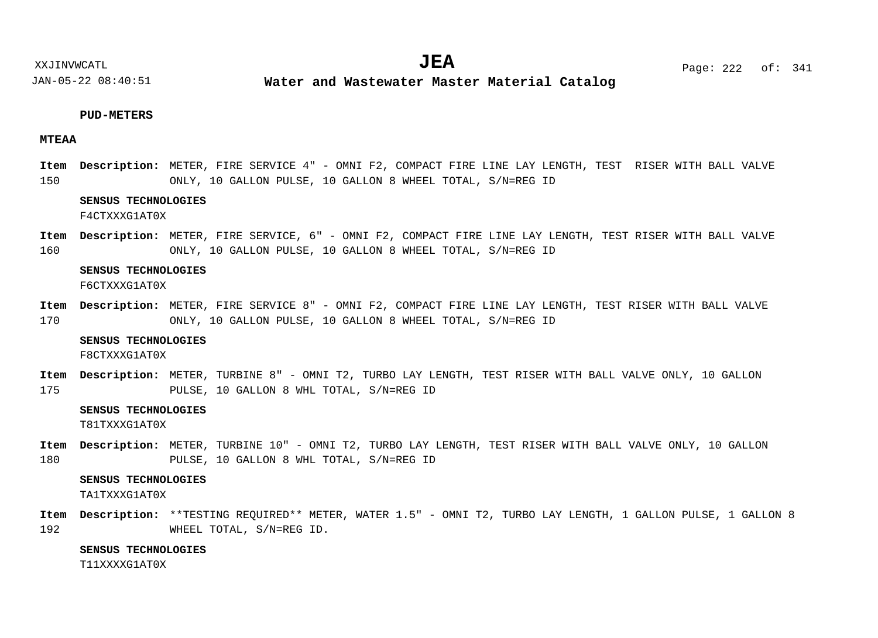**PUD-METERS**

**MTEAA**

**Item** 150 **Description:** METER, FIRE SERVICE 4" - OMNI F2, COMPACT FIRE LINE LAY LENGTH, TEST  RISER WITH BALL VALVE ONLY, 10 GALLON PULSE, 10 GALLON 8 WHEEL TOTAL, S/N=REG ID

**SENSUS TECHNOLOGIES**
F4CTXXXG1AT0X

**Item** 160 **Description:** METER, FIRE SERVICE, 6" - OMNI F2, COMPACT FIRE LINE LAY LENGTH, TEST RISER WITH BALL VALVE ONLY, 10 GALLON PULSE, 10 GALLON 8 WHEEL TOTAL, S/N=REG ID

**SENSUS TECHNOLOGIES**
F6CTXXXG1AT0X

**Item** 170 **Description:** METER, FIRE SERVICE 8" - OMNI F2, COMPACT FIRE LINE LAY LENGTH, TEST RISER WITH BALL VALVE ONLY, 10 GALLON PULSE, 10 GALLON 8 WHEEL TOTAL, S/N=REG ID

**SENSUS TECHNOLOGIES**
F8CTXXXG1AT0X

**Item** 175 **Description:** METER, TURBINE 8" - OMNI T2, TURBO LAY LENGTH, TEST RISER WITH BALL VALVE ONLY, 10 GALLON PULSE, 10 GALLON 8 WHL TOTAL, S/N=REG ID

**SENSUS TECHNOLOGIES**
T81TXXXG1AT0X

**Item** 180 **Description:** METER, TURBINE 10" - OMNI T2, TURBO LAY LENGTH, TEST RISER WITH BALL VALVE ONLY, 10 GALLON PULSE, 10 GALLON 8 WHL TOTAL, S/N=REG ID

**SENSUS TECHNOLOGIES**
TA1TXXXG1AT0X

**Item** 192 **Description:** **TESTING REQUIRED** METER, WATER 1.5" - OMNI T2, TURBO LAY LENGTH, 1 GALLON PULSE, 1 GALLON 8 WHEEL TOTAL, S/N=REG ID.

**SENSUS TECHNOLOGIES**
T11XXXXG1AT0X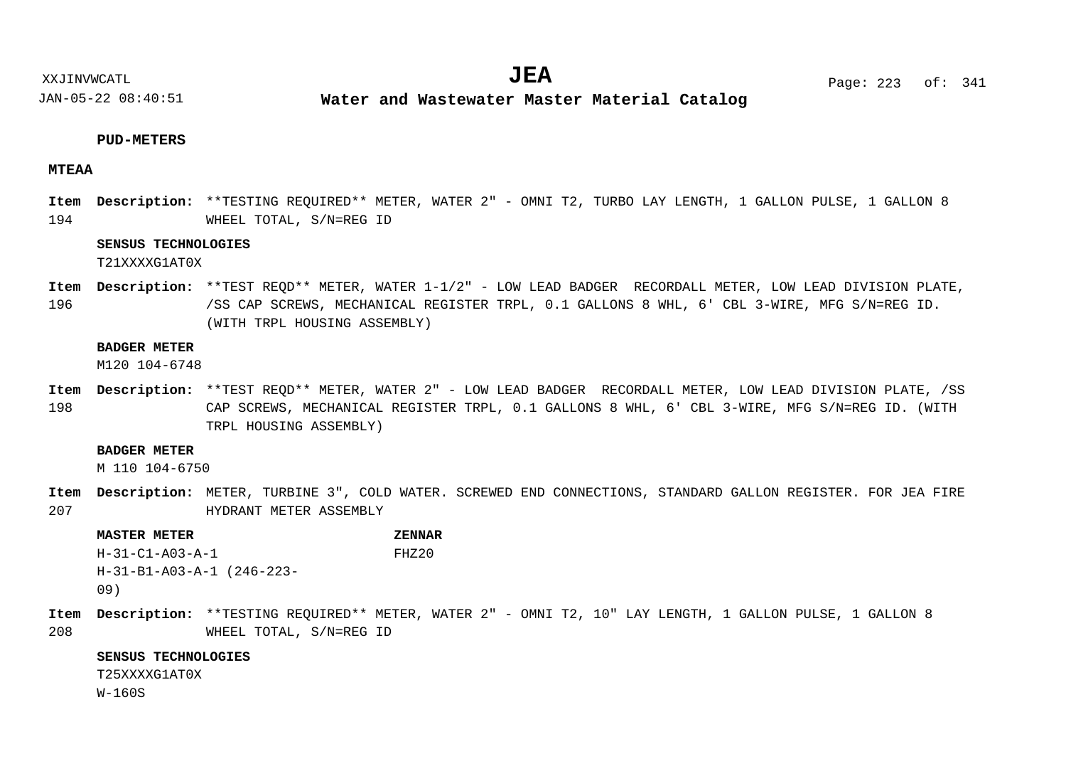**PUD-METERS**

**MTEAA**

**Item 194** **Description:** **TESTING REQUIRED** METER, WATER 2" - OMNI T2, TURBO LAY LENGTH, 1 GALLON PULSE, 1 GALLON 8 WHEEL TOTAL, S/N=REG ID

**SENSUS TECHNOLOGIES**
T21XXXXG1AT0X

**Item 196** **Description:** **TEST REQD** METER, WATER 1-1/2" - LOW LEAD BADGER RECORDALL METER, LOW LEAD DIVISION PLATE, /SS CAP SCREWS, MECHANICAL REGISTER TRPL, 0.1 GALLONS 8 WHL, 6' CBL 3-WIRE, MFG S/N=REG ID. (WITH TRPL HOUSING ASSEMBLY)

**BADGER METER**
M120 104-6748

**Item 198** **Description:** **TEST REQD** METER, WATER 2" - LOW LEAD BADGER RECORDALL METER, LOW LEAD DIVISION PLATE, /SS CAP SCREWS, MECHANICAL REGISTER TRPL, 0.1 GALLONS 8 WHL, 6' CBL 3-WIRE, MFG S/N=REG ID. (WITH TRPL HOUSING ASSEMBLY)

**BADGER METER**
M 110 104-6750

**Item 207** **Description:** METER, TURBINE 3", COLD WATER. SCREWED END CONNECTIONS, STANDARD GALLON REGISTER. FOR JEA FIRE HYDRANT METER ASSEMBLY

**MASTER METER**
H-31-C1-A03-A-1
H-31-B1-A03-A-1 (246-223-09)

**ZENNAR**
FHZ20

**Item 208** **Description:** **TESTING REQUIRED** METER, WATER 2" - OMNI T2, 10" LAY LENGTH, 1 GALLON PULSE, 1 GALLON 8 WHEEL TOTAL, S/N=REG ID

**SENSUS TECHNOLOGIES**
T25XXXXG1AT0X
W-160S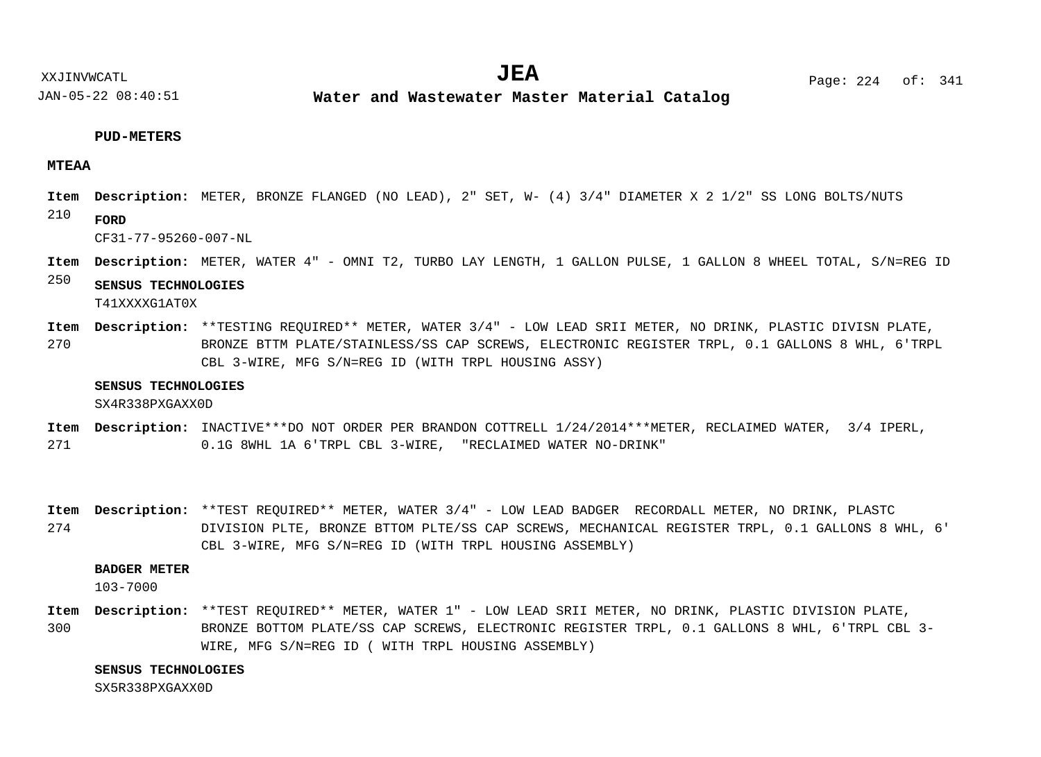**PUD-METERS**

**MTEAA**

**Item** 210 **Description:** METER, BRONZE FLANGED (NO LEAD), 2" SET, W- (4) 3/4" DIAMETER X 2 1/2" SS LONG BOLTS/NUTS

**FORD**

CF31-77-95260-007-NL

**Item** 250 **Description:** METER, WATER 4" - OMNI T2, TURBO LAY LENGTH, 1 GALLON PULSE, 1 GALLON 8 WHEEL TOTAL, S/N=REG ID

**SENSUS TECHNOLOGIES**

T41XXXXG1AT0X

**Item** 270 **Description:** **TESTING REQUIRED** METER, WATER 3/4" - LOW LEAD SRII METER, NO DRINK, PLASTIC DIVISN PLATE, BRONZE BTTM PLATE/STAINLESS/SS CAP SCREWS, ELECTRONIC REGISTER TRPL, 0.1 GALLONS 8 WHL, 6'TRPL CBL 3-WIRE, MFG S/N=REG ID (WITH TRPL HOUSING ASSY)

**SENSUS TECHNOLOGIES**

SX4R338PXGAXX0D

**Item** 271 **Description:** INACTIVE***DO NOT ORDER PER BRANDON COTTRELL 1/24/2014***METER, RECLAIMED WATER, 3/4 IPERL, 0.1G 8WHL 1A 6'TRPL CBL 3-WIRE, "RECLAIMED WATER NO-DRINK"

**Item** 274 **Description:** **TEST REQUIRED** METER, WATER 3/4" - LOW LEAD BADGER RECORDALL METER, NO DRINK, PLASTC DIVISION PLTE, BRONZE BTTOM PLTE/SS CAP SCREWS, MECHANICAL REGISTER TRPL, 0.1 GALLONS 8 WHL, 6' CBL 3-WIRE, MFG S/N=REG ID (WITH TRPL HOUSING ASSEMBLY)

**BADGER METER**

103-7000

**Item** 300 **Description:** **TEST REQUIRED** METER, WATER 1" - LOW LEAD SRII METER, NO DRINK, PLASTIC DIVISION PLATE, BRONZE BOTTOM PLATE/SS CAP SCREWS, ELECTRONIC REGISTER TRPL, 0.1 GALLONS 8 WHL, 6'TRPL CBL 3-WIRE, MFG S/N=REG ID ( WITH TRPL HOUSING ASSEMBLY)

**SENSUS TECHNOLOGIES**

SX5R338PXGAXX0D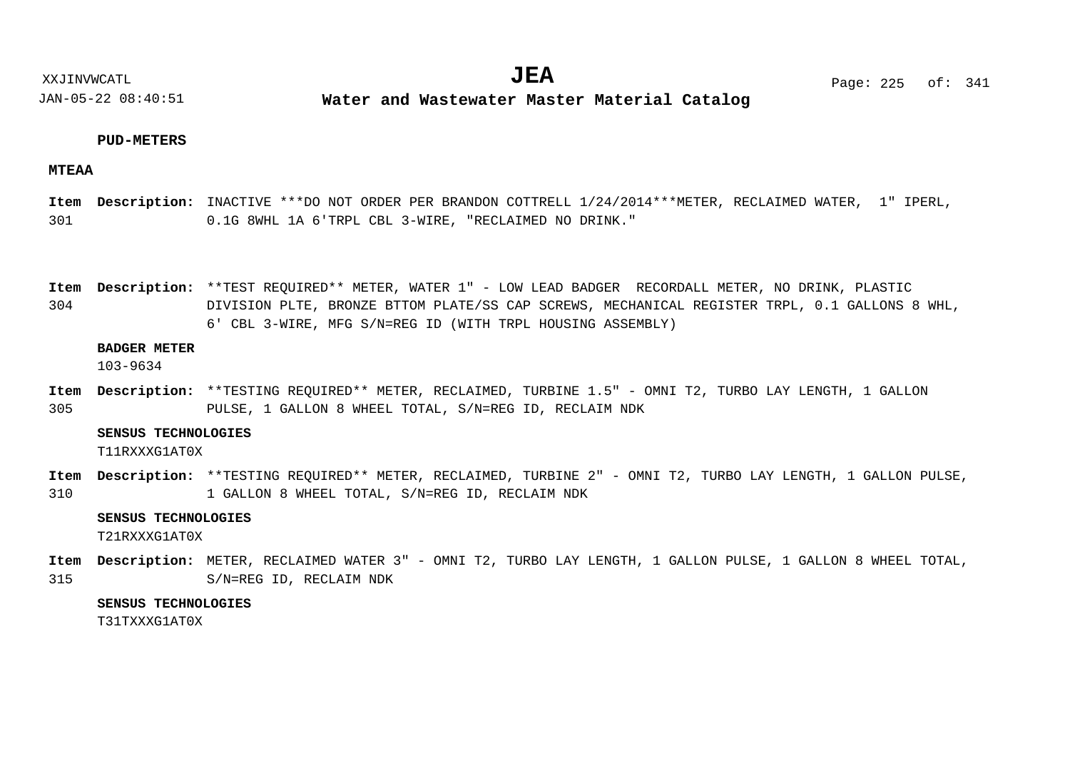**PUD-METERS**

**MTEAA**

**Item 301** **Description:** INACTIVE ***DO NOT ORDER PER BRANDON COTTRELL 1/24/2014***METER, RECLAIMED WATER, 1" IPERL, 0.1G 8WHL 1A 6'TRPL CBL 3-WIRE, "RECLAIMED NO DRINK."

**Item 304** **Description:** **TEST REQUIRED** METER, WATER 1" - LOW LEAD BADGER RECORDALL METER, NO DRINK, PLASTIC DIVISION PLTE, BRONZE BTTOM PLATE/SS CAP SCREWS, MECHANICAL REGISTER TRPL, 0.1 GALLONS 8 WHL, 6' CBL 3-WIRE, MFG S/N=REG ID (WITH TRPL HOUSING ASSEMBLY)

**BADGER METER**
103-9634

**Item 305** **Description:** **TESTING REQUIRED** METER, RECLAIMED, TURBINE 1.5" - OMNI T2, TURBO LAY LENGTH, 1 GALLON PULSE, 1 GALLON 8 WHEEL TOTAL, S/N=REG ID, RECLAIM NDK

**SENSUS TECHNOLOGIES**
T11RXXXG1AT0X

**Item 310** **Description:** **TESTING REQUIRED** METER, RECLAIMED, TURBINE 2" - OMNI T2, TURBO LAY LENGTH, 1 GALLON PULSE, 1 GALLON 8 WHEEL TOTAL, S/N=REG ID, RECLAIM NDK

**SENSUS TECHNOLOGIES**
T21RXXXG1AT0X

**Item 315** **Description:** METER, RECLAIMED WATER 3" - OMNI T2, TURBO LAY LENGTH, 1 GALLON PULSE, 1 GALLON 8 WHEEL TOTAL, S/N=REG ID, RECLAIM NDK

**SENSUS TECHNOLOGIES**
T31TXXXG1AT0X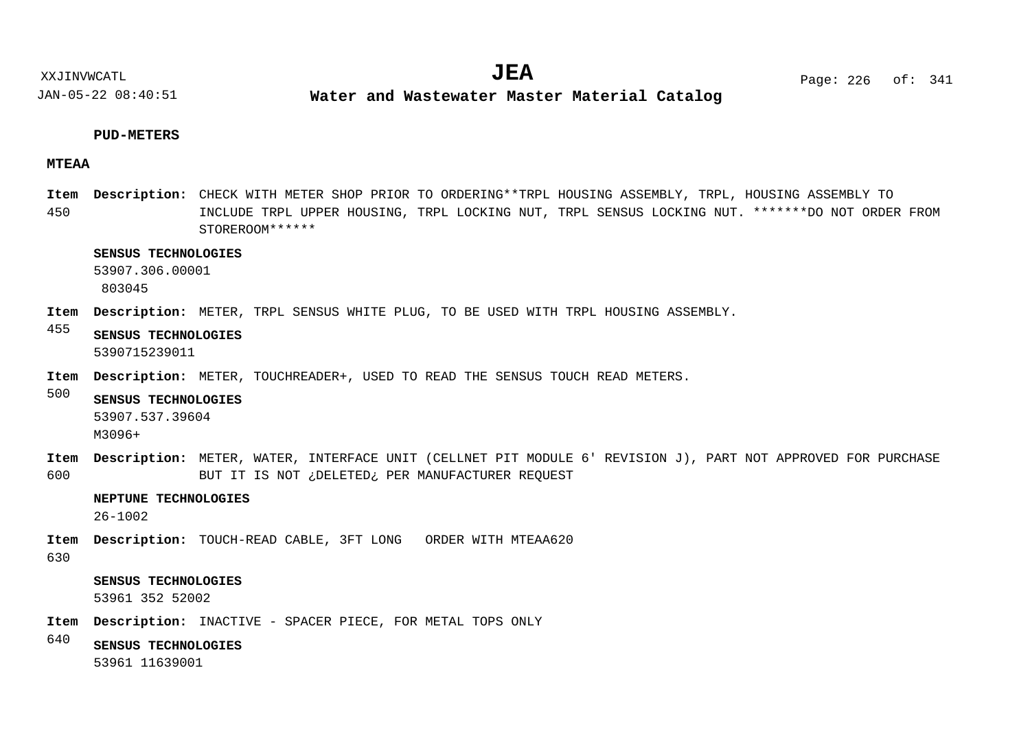## PUD-METERS

### MTEAA

**Item 450** **Description:** CHECK WITH METER SHOP PRIOR TO ORDERING**TRPL HOUSING ASSEMBLY, TRPL, HOUSING ASSEMBLY TO INCLUDE TRPL UPPER HOUSING, TRPL LOCKING NUT, TRPL SENSUS LOCKING NUT. *******DO NOT ORDER FROM STOREROOM******

**SENSUS TECHNOLOGIES**
53907.306.00001
803045

**Item 455** **Description:** METER, TRPL SENSUS WHITE PLUG, TO BE USED WITH TRPL HOUSING ASSEMBLY.

**SENSUS TECHNOLOGIES**
5390715239011

**Item 500** **Description:** METER, TOUCHREADER+, USED TO READ THE SENSUS TOUCH READ METERS.

**SENSUS TECHNOLOGIES**
53907.537.39604
M3096+

**Item 600** **Description:** METER, WATER, INTERFACE UNIT (CELLNET PIT MODULE 6' REVISION J), PART NOT APPROVED FOR PURCHASE BUT IT IS NOT ¿DELETED¿ PER MANUFACTURER REQUEST

**NEPTUNE TECHNOLOGIES**
26-1002

**Item 630** **Description:** TOUCH-READ CABLE, 3FT LONG ORDER WITH MTEAA620

**SENSUS TECHNOLOGIES**
53961 352 52002

**Item 640** **Description:** INACTIVE - SPACER PIECE, FOR METAL TOPS ONLY

**SENSUS TECHNOLOGIES**
53961 11639001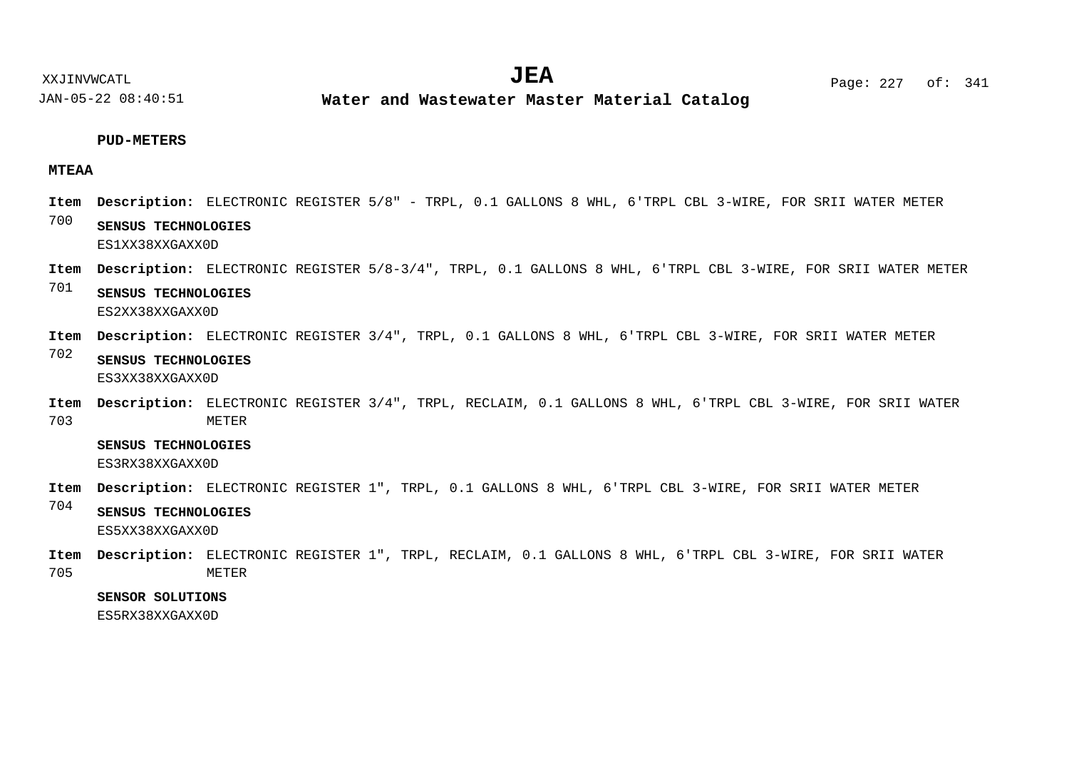**PUD-METERS**

**MTEAA**

**Item 700** **Description:** ELECTRONIC REGISTER 5/8" - TRPL, 0.1 GALLONS 8 WHL, 6'TRPL CBL 3-WIRE, FOR SRII WATER METER

**SENSUS TECHNOLOGIES**
ES1XX38XXGAXX0D

**Item 701** **Description:** ELECTRONIC REGISTER 5/8-3/4", TRPL, 0.1 GALLONS 8 WHL, 6'TRPL CBL 3-WIRE, FOR SRII WATER METER

**SENSUS TECHNOLOGIES**
ES2XX38XXGAXX0D

**Item 702** **Description:** ELECTRONIC REGISTER 3/4", TRPL, 0.1 GALLONS 8 WHL, 6'TRPL CBL 3-WIRE, FOR SRII WATER METER

**SENSUS TECHNOLOGIES**
ES3XX38XXGAXX0D

**Item 703** **Description:** ELECTRONIC REGISTER 3/4", TRPL, RECLAIM, 0.1 GALLONS 8 WHL, 6'TRPL CBL 3-WIRE, FOR SRII WATER METER

**SENSUS TECHNOLOGIES**
ES3RX38XXGAXX0D

**Item 704** **Description:** ELECTRONIC REGISTER 1", TRPL, 0.1 GALLONS 8 WHL, 6'TRPL CBL 3-WIRE, FOR SRII WATER METER

**SENSUS TECHNOLOGIES**
ES5XX38XXGAXX0D

**Item 705** **Description:** ELECTRONIC REGISTER 1", TRPL, RECLAIM, 0.1 GALLONS 8 WHL, 6'TRPL CBL 3-WIRE, FOR SRII WATER METER

**SENSOR SOLUTIONS**
ES5RX38XXGAXX0D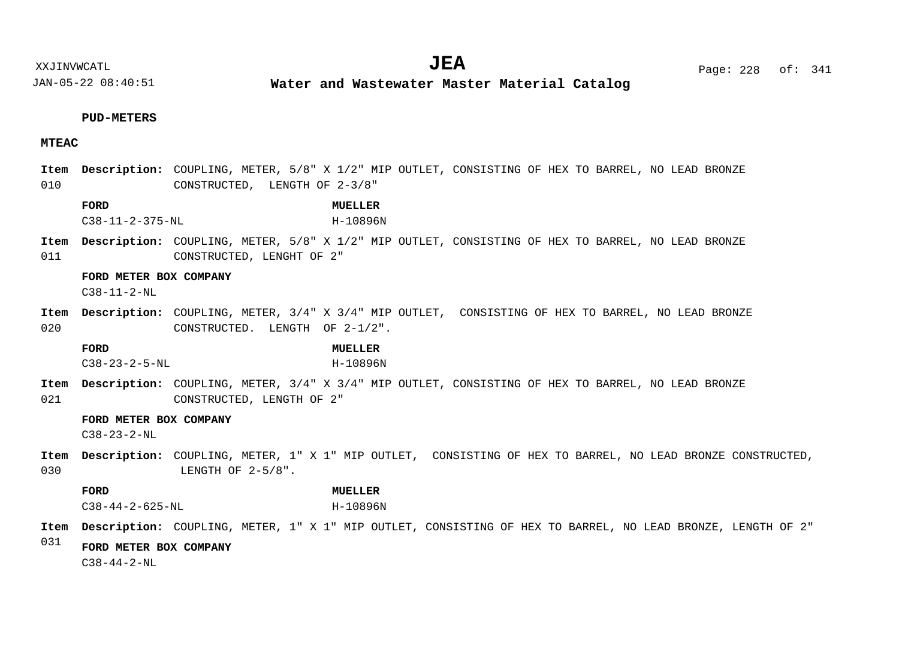**PUD-METERS**

**MTEAC**

**Item 010** **Description:** COUPLING, METER, 5/8" X 1/2" MIP OUTLET, CONSISTING OF HEX TO BARREL, NO LEAD BRONZE CONSTRUCTED, LENGTH OF 2-3/8"

| FORD | MUELLER |
|---|---|
| C38-11-2-375-NL | H-10896N |

**Item 011** **Description:** COUPLING, METER, 5/8" X 1/2" MIP OUTLET, CONSISTING OF HEX TO BARREL, NO LEAD BRONZE CONSTRUCTED, LENGHT OF 2"

**FORD METER BOX COMPANY**
C38-11-2-NL

**Item 020** **Description:** COUPLING, METER, 3/4" X 3/4" MIP OUTLET, CONSISTING OF HEX TO BARREL, NO LEAD BRONZE CONSTRUCTED. LENGTH OF 2-1/2".

| FORD | MUELLER |
|---|---|
| C38-23-2-5-NL | H-10896N |

**Item 021** **Description:** COUPLING, METER, 3/4" X 3/4" MIP OUTLET, CONSISTING OF HEX TO BARREL, NO LEAD BRONZE CONSTRUCTED, LENGTH OF 2"

**FORD METER BOX COMPANY**
C38-23-2-NL

**Item 030** **Description:** COUPLING, METER, 1" X 1" MIP OUTLET, CONSISTING OF HEX TO BARREL, NO LEAD BRONZE CONSTRUCTED, LENGTH OF 2-5/8".

| FORD | MUELLER |
|---|---|
| C38-44-2-625-NL | H-10896N |

**Item 031** **Description:** COUPLING, METER, 1" X 1" MIP OUTLET, CONSISTING OF HEX TO BARREL, NO LEAD BRONZE, LENGTH OF 2"

**FORD METER BOX COMPANY**
C38-44-2-NL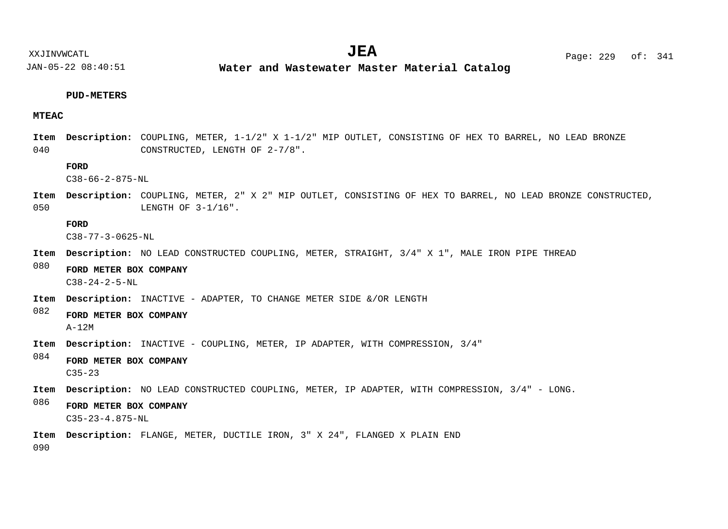**PUD-METERS**

**MTEAC**

**Item 040** **Description:** COUPLING, METER, 1-1/2" X 1-1/2" MIP OUTLET, CONSISTING OF HEX TO BARREL, NO LEAD BRONZE CONSTRUCTED, LENGTH OF 2-7/8".

**FORD**
C38-66-2-875-NL

**Item 050** **Description:** COUPLING, METER, 2" X 2" MIP OUTLET, CONSISTING OF HEX TO BARREL, NO LEAD BRONZE CONSTRUCTED, LENGTH OF 3-1/16".

**FORD**
C38-77-3-0625-NL

**Item 080** **Description:** NO LEAD CONSTRUCTED COUPLING, METER, STRAIGHT, 3/4" X 1", MALE IRON PIPE THREAD

**FORD METER BOX COMPANY**
C38-24-2-5-NL

**Item 082** **Description:** INACTIVE - ADAPTER, TO CHANGE METER SIDE &/OR LENGTH

**FORD METER BOX COMPANY**
A-12M

**Item 084** **Description:** INACTIVE - COUPLING, METER, IP ADAPTER, WITH COMPRESSION, 3/4"

**FORD METER BOX COMPANY**
C35-23

**Item 086** **Description:** NO LEAD CONSTRUCTED COUPLING, METER, IP ADAPTER, WITH COMPRESSION, 3/4" - LONG.

**FORD METER BOX COMPANY**
C35-23-4.875-NL

**Item 090** **Description:** FLANGE, METER, DUCTILE IRON, 3" X 24", FLANGED X PLAIN END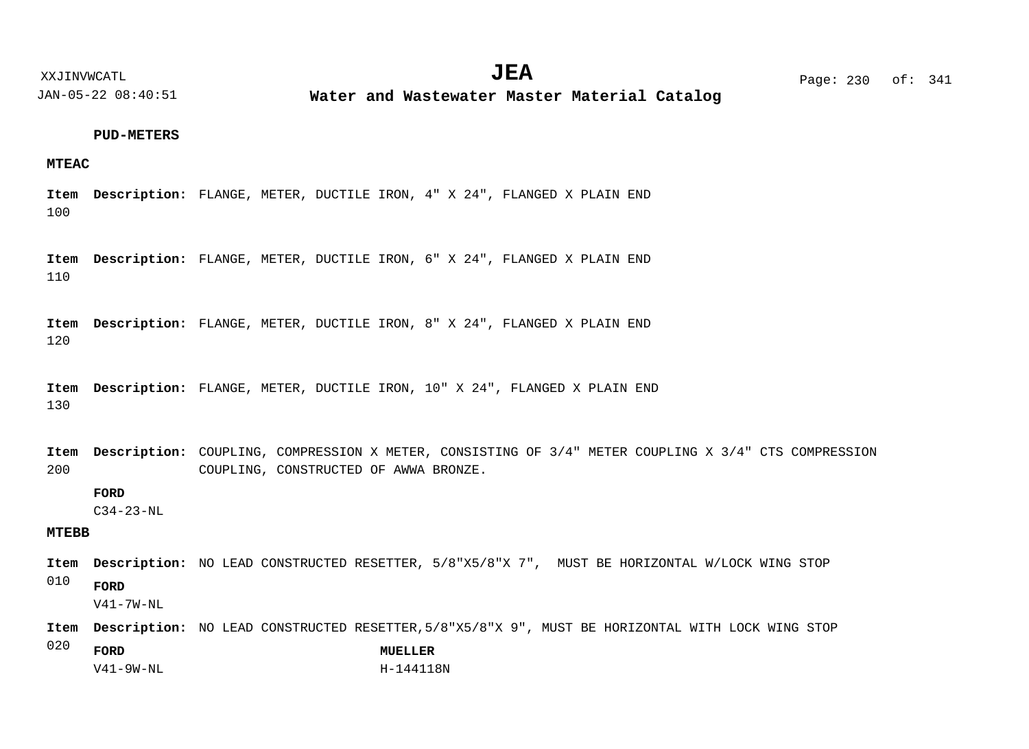**PUD-METERS**

**MTEAC**

**Item** 100 **Description:** FLANGE, METER, DUCTILE IRON, 4" X 24", FLANGED X PLAIN END

**Item** 110 **Description:** FLANGE, METER, DUCTILE IRON, 6" X 24", FLANGED X PLAIN END

**Item** 120 **Description:** FLANGE, METER, DUCTILE IRON, 8" X 24", FLANGED X PLAIN END

**Item** 130 **Description:** FLANGE, METER, DUCTILE IRON, 10" X 24", FLANGED X PLAIN END

**Item** 200 **Description:** COUPLING, COMPRESSION X METER, CONSISTING OF 3/4" METER COUPLING X 3/4" CTS COMPRESSION COUPLING, CONSTRUCTED OF AWWA BRONZE.

**FORD**
C34-23-NL

**MTEBB**

**Item** 010 **Description:** NO LEAD CONSTRUCTED RESETTER, 5/8"X5/8"X 7",  MUST BE HORIZONTAL W/LOCK WING STOP

**FORD**
V41-7W-NL

**Item** 020 **Description:** NO LEAD CONSTRUCTED RESETTER,5/8"X5/8"X 9", MUST BE HORIZONTAL WITH LOCK WING STOP

| **FORD** | **MUELLER** |
|---|---|
| V41-9W-NL | H-144118N |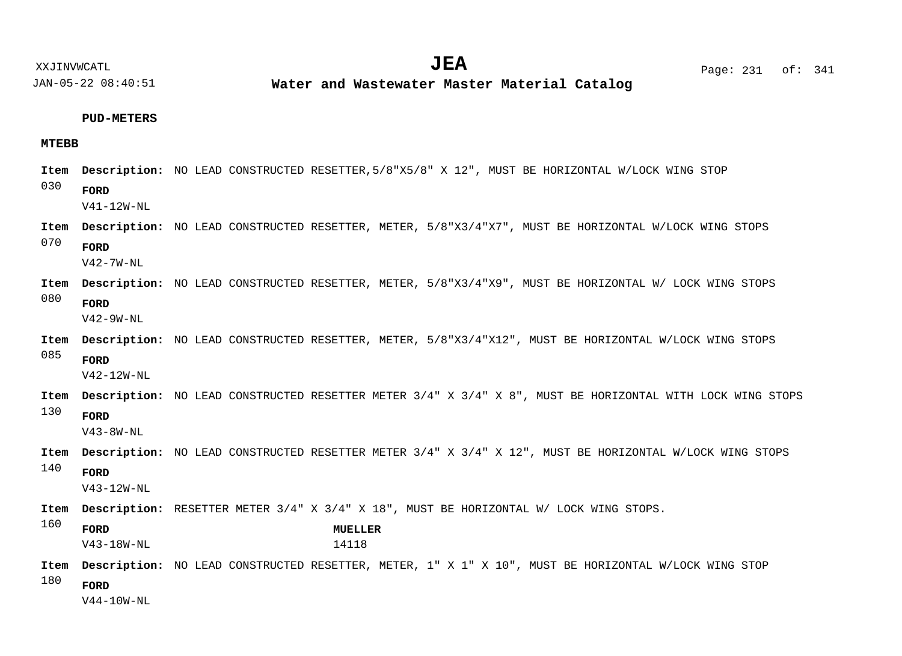**PUD-METERS**

**MTEBB**

**Item** 030 **Description:** NO LEAD CONSTRUCTED RESETTER,5/8"X5/8" X 12", MUST BE HORIZONTAL W/LOCK WING STOP

**FORD**
V41-12W-NL

**Item** 070 **Description:** NO LEAD CONSTRUCTED RESETTER, METER, 5/8"X3/4"X7", MUST BE HORIZONTAL W/LOCK WING STOPS

**FORD**
V42-7W-NL

**Item** 080 **Description:** NO LEAD CONSTRUCTED RESETTER, METER, 5/8"X3/4"X9", MUST BE HORIZONTAL W/ LOCK WING STOPS

**FORD**
V42-9W-NL

**Item** 085 **Description:** NO LEAD CONSTRUCTED RESETTER, METER, 5/8"X3/4"X12", MUST BE HORIZONTAL W/LOCK WING STOPS

**FORD**
V42-12W-NL

**Item** 130 **Description:** NO LEAD CONSTRUCTED RESETTER METER 3/4" X 3/4" X 8", MUST BE HORIZONTAL WITH LOCK WING STOPS

**FORD**
V43-8W-NL

**Item** 140 **Description:** NO LEAD CONSTRUCTED RESETTER METER 3/4" X 3/4" X 12", MUST BE HORIZONTAL W/LOCK WING STOPS

**FORD**
V43-12W-NL

**Item** 160 **Description:** RESETTER METER 3/4" X 3/4" X 18", MUST BE HORIZONTAL W/ LOCK WING STOPS.

**FORD**
V43-18W-NL

**MUELLER**
14118

**Item** 180 **Description:** NO LEAD CONSTRUCTED RESETTER, METER, 1" X 1" X 10", MUST BE HORIZONTAL W/LOCK WING STOP

**FORD**
V44-10W-NL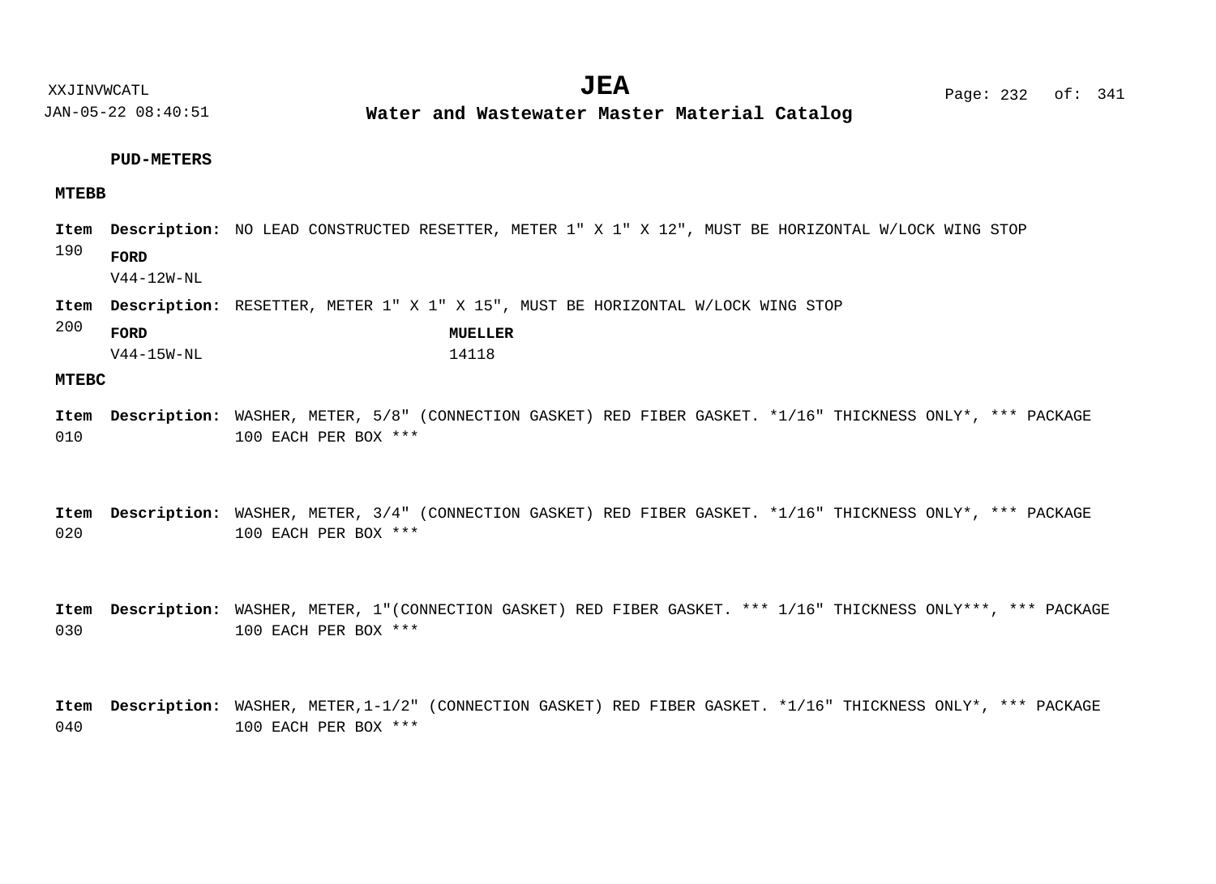**PUD-METERS**

**MTEBB**

**Item 190** **Description:** NO LEAD CONSTRUCTED RESETTER, METER 1" X 1" X 12", MUST BE HORIZONTAL W/LOCK WING STOP

| FORD |
| --- |
| V44-12W-NL |

**Item 200** **Description:** RESETTER, METER 1" X 1" X 15", MUST BE HORIZONTAL W/LOCK WING STOP

| FORD | MUELLER |
| --- | --- |
| V44-15W-NL | 14118 |

**MTEBC**

**Item 010** **Description:** WASHER, METER, 5/8" (CONNECTION GASKET) RED FIBER GASKET. *1/16" THICKNESS ONLY*, *** PACKAGE 100 EACH PER BOX ***

**Item 020** **Description:** WASHER, METER, 3/4" (CONNECTION GASKET) RED FIBER GASKET. *1/16" THICKNESS ONLY*, *** PACKAGE 100 EACH PER BOX ***

**Item 030** **Description:** WASHER, METER, 1"(CONNECTION GASKET) RED FIBER GASKET. *** 1/16" THICKNESS ONLY***, *** PACKAGE 100 EACH PER BOX ***

**Item 040** **Description:** WASHER, METER,1-1/2" (CONNECTION GASKET) RED FIBER GASKET. *1/16" THICKNESS ONLY*, *** PACKAGE 100 EACH PER BOX ***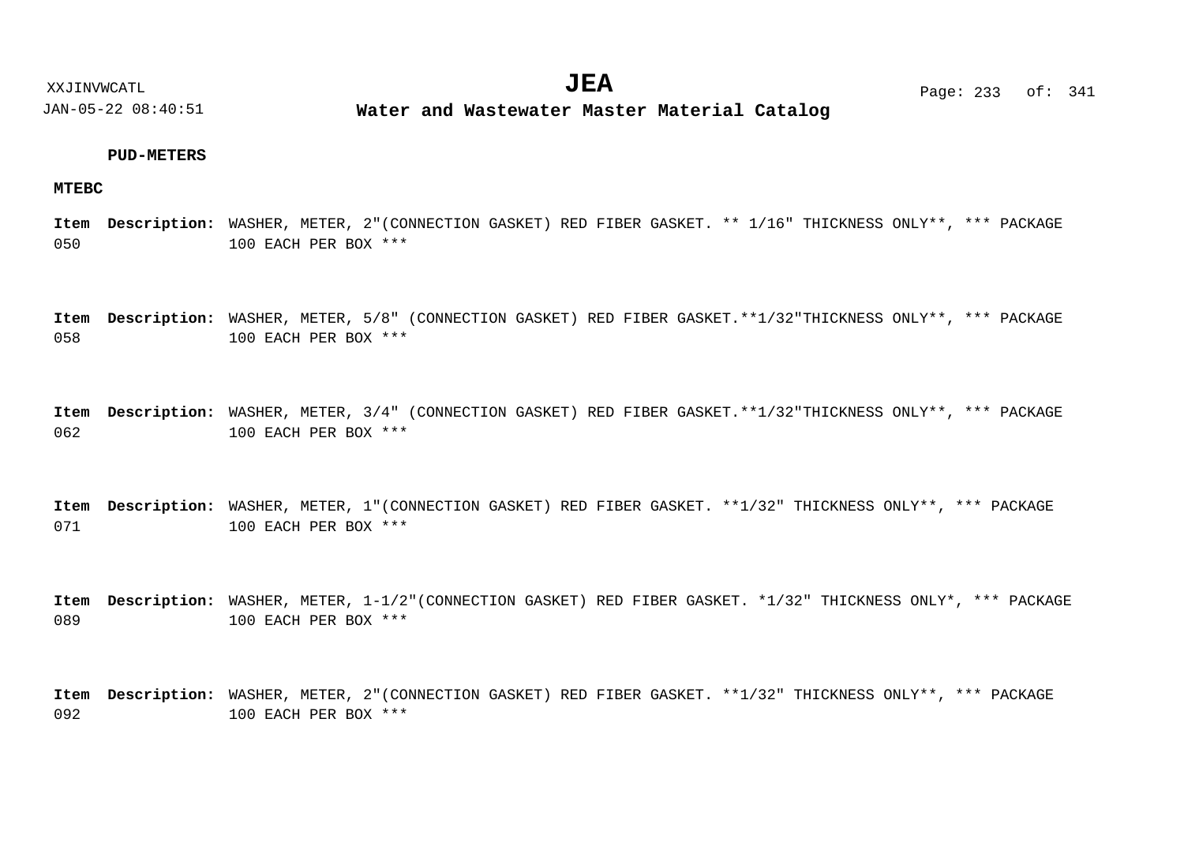**PUD-METERS**

**MTEBC**

**Item** 050 **Description:** WASHER, METER, 2"(CONNECTION GASKET) RED FIBER GASKET. ** 1/16" THICKNESS ONLY**, *** PACKAGE 100 EACH PER BOX ***

**Item** 058 **Description:** WASHER, METER, 5/8" (CONNECTION GASKET) RED FIBER GASKET.**1/32"THICKNESS ONLY**, *** PACKAGE 100 EACH PER BOX ***

**Item** 062 **Description:** WASHER, METER, 3/4" (CONNECTION GASKET) RED FIBER GASKET.**1/32"THICKNESS ONLY**, *** PACKAGE 100 EACH PER BOX ***

**Item** 071 **Description:** WASHER, METER, 1"(CONNECTION GASKET) RED FIBER GASKET. **1/32" THICKNESS ONLY**, *** PACKAGE 100 EACH PER BOX ***

**Item** 089 **Description:** WASHER, METER, 1-1/2"(CONNECTION GASKET) RED FIBER GASKET. *1/32" THICKNESS ONLY*, *** PACKAGE 100 EACH PER BOX ***

**Item** 092 **Description:** WASHER, METER, 2"(CONNECTION GASKET) RED FIBER GASKET. **1/32" THICKNESS ONLY**, *** PACKAGE 100 EACH PER BOX ***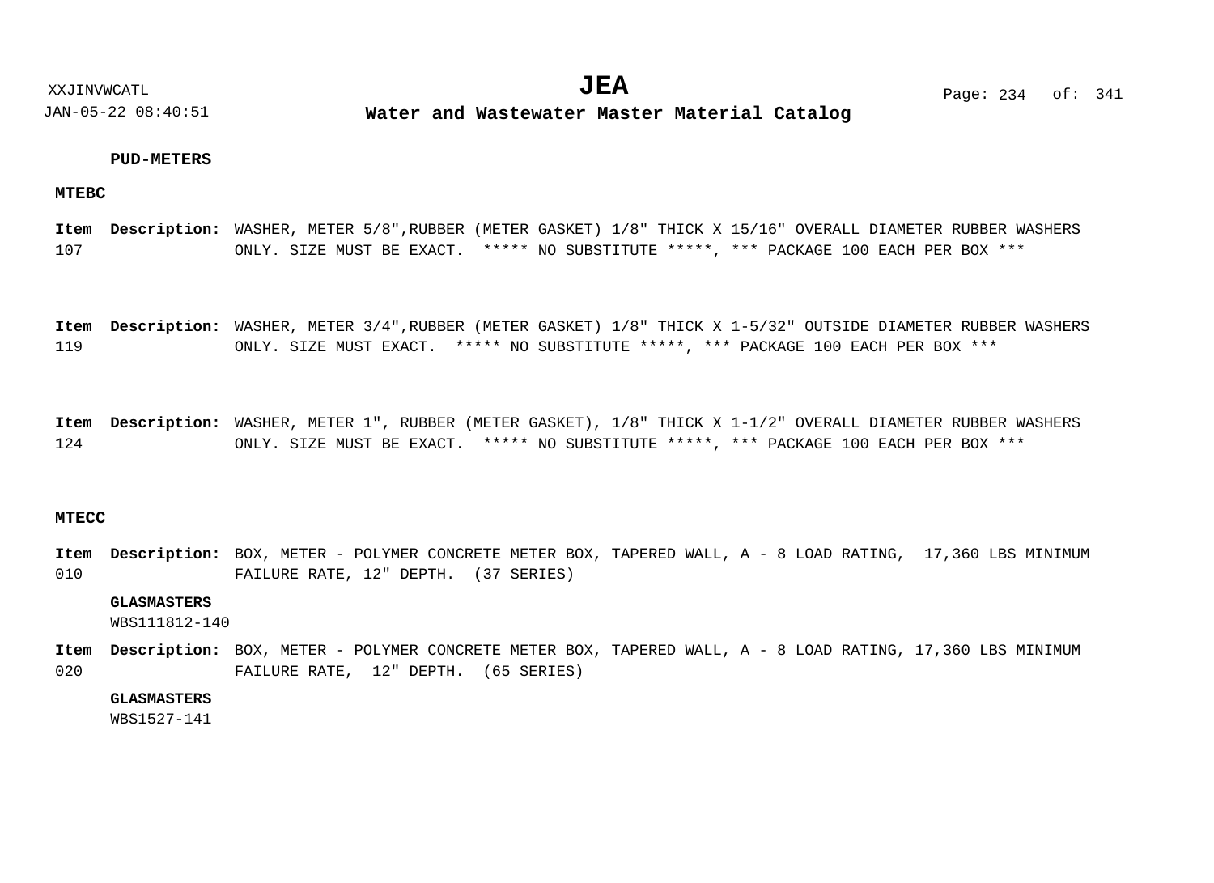**PUD-METERS**

**MTEBC**

**Item** 107 **Description:** WASHER, METER 5/8",RUBBER (METER GASKET) 1/8" THICK X 15/16" OVERALL DIAMETER RUBBER WASHERS ONLY. SIZE MUST BE EXACT. ***** NO SUBSTITUTE *****, *** PACKAGE 100 EACH PER BOX ***

**Item** 119 **Description:** WASHER, METER 3/4",RUBBER (METER GASKET) 1/8" THICK X 1-5/32" OUTSIDE DIAMETER RUBBER WASHERS ONLY. SIZE MUST EXACT. ***** NO SUBSTITUTE *****, *** PACKAGE 100 EACH PER BOX ***

**Item** 124 **Description:** WASHER, METER 1", RUBBER (METER GASKET), 1/8" THICK X 1-1/2" OVERALL DIAMETER RUBBER WASHERS ONLY. SIZE MUST BE EXACT. ***** NO SUBSTITUTE *****, *** PACKAGE 100 EACH PER BOX ***

**MTECC**

**Item** 010 **Description:** BOX, METER - POLYMER CONCRETE METER BOX, TAPERED WALL, A - 8 LOAD RATING, 17,360 LBS MINIMUM FAILURE RATE, 12" DEPTH. (37 SERIES)

**GLASMASTERS**
WBS111812-140

**Item** 020 **Description:** BOX, METER - POLYMER CONCRETE METER BOX, TAPERED WALL, A - 8 LOAD RATING, 17,360 LBS MINIMUM FAILURE RATE, 12" DEPTH. (65 SERIES)

**GLASMASTERS**
WBS1527-141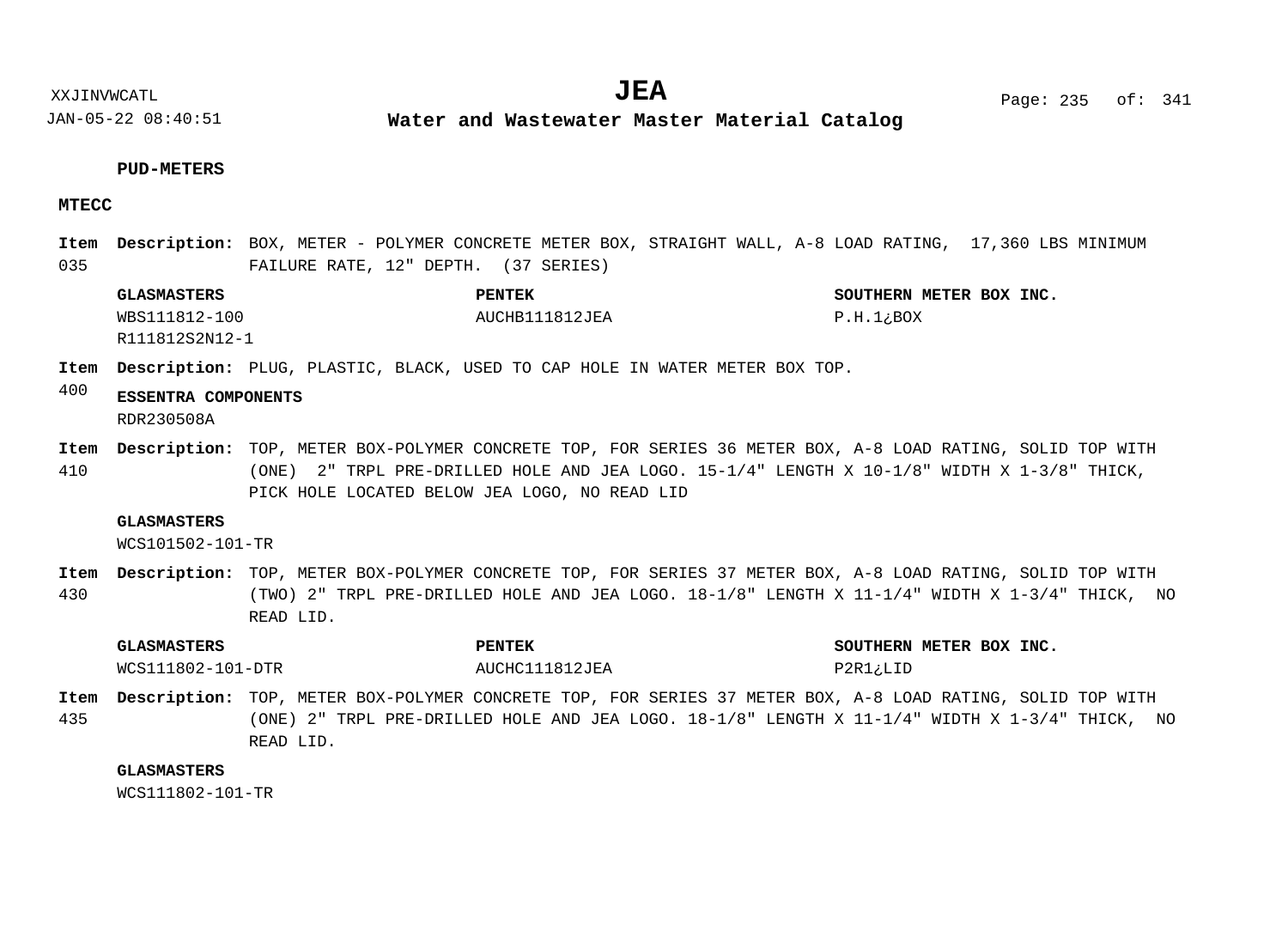**PUD-METERS**

**MTECC**

**Item 035** **Description:** BOX, METER - POLYMER CONCRETE METER BOX, STRAIGHT WALL, A-8 LOAD RATING, 17,360 LBS MINIMUM FAILURE RATE, 12" DEPTH. (37 SERIES)

| GLASMASTERS | PENTEK | SOUTHERN METER BOX INC. |
|---|---|---|
| WBS111812-100 | AUCHB111812JEA | P.H.1¿BOX |
| R111812S2N12-1 | | |

**Item 400** **Description:** PLUG, PLASTIC, BLACK, USED TO CAP HOLE IN WATER METER BOX TOP.

**ESSENTRA COMPONENTS**
RDR230508A

**Item 410** **Description:** TOP, METER BOX-POLYMER CONCRETE TOP, FOR SERIES 36 METER BOX, A-8 LOAD RATING, SOLID TOP WITH (ONE) 2" TRPL PRE-DRILLED HOLE AND JEA LOGO. 15-1/4" LENGTH X 10-1/8" WIDTH X 1-3/8" THICK, PICK HOLE LOCATED BELOW JEA LOGO, NO READ LID

**GLASMASTERS**
WCS101502-101-TR

**Item 430** **Description:** TOP, METER BOX-POLYMER CONCRETE TOP, FOR SERIES 37 METER BOX, A-8 LOAD RATING, SOLID TOP WITH (TWO) 2" TRPL PRE-DRILLED HOLE AND JEA LOGO. 18-1/8" LENGTH X 11-1/4" WIDTH X 1-3/4" THICK, NO READ LID.

| GLASMASTERS | PENTEK | SOUTHERN METER BOX INC. |
|---|---|---|
| WCS111802-101-DTR | AUCHC111812JEA | P2R1¿LID |

**Item 435** **Description:** TOP, METER BOX-POLYMER CONCRETE TOP, FOR SERIES 37 METER BOX, A-8 LOAD RATING, SOLID TOP WITH (ONE) 2" TRPL PRE-DRILLED HOLE AND JEA LOGO. 18-1/8" LENGTH X 11-1/4" WIDTH X 1-3/4" THICK, NO READ LID.

**GLASMASTERS**
WCS111802-101-TR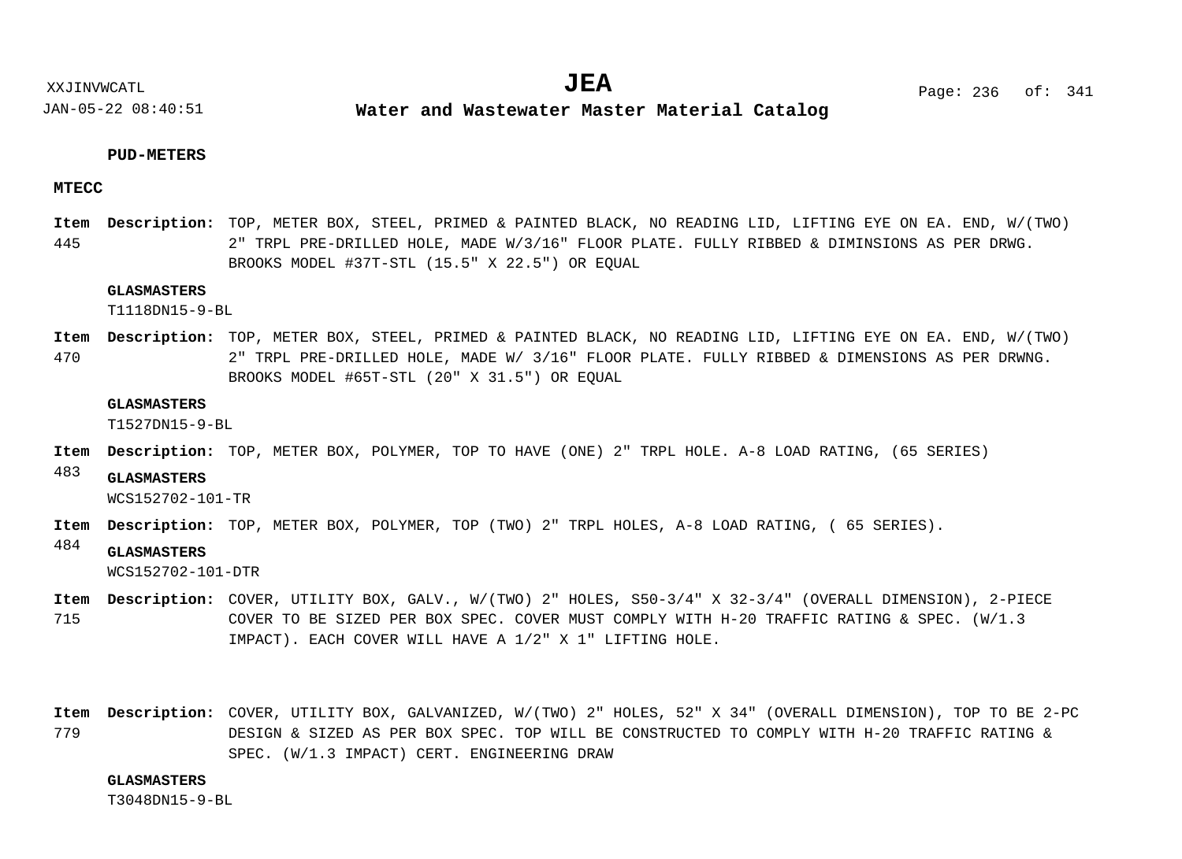**PUD-METERS**

**MTECC**

**Item 445** **Description:** TOP, METER BOX, STEEL, PRIMED & PAINTED BLACK, NO READING LID, LIFTING EYE ON EA. END, W/(TWO) 2" TRPL PRE-DRILLED HOLE, MADE W/3/16" FLOOR PLATE. FULLY RIBBED & DIMINSIONS AS PER DRWG. BROOKS MODEL #37T-STL (15.5" X 22.5") OR EQUAL

**GLASMASTERS**
T1118DN15-9-BL

**Item 470** **Description:** TOP, METER BOX, STEEL, PRIMED & PAINTED BLACK, NO READING LID, LIFTING EYE ON EA. END, W/(TWO) 2" TRPL PRE-DRILLED HOLE, MADE W/ 3/16" FLOOR PLATE. FULLY RIBBED & DIMENSIONS AS PER DRWNG. BROOKS MODEL #65T-STL (20" X 31.5") OR EQUAL

**GLASMASTERS**
T1527DN15-9-BL

**Item 483** **Description:** TOP, METER BOX, POLYMER, TOP TO HAVE (ONE) 2" TRPL HOLE. A-8 LOAD RATING, (65 SERIES)

**GLASMASTERS**
WCS152702-101-TR

**Item 484** **Description:** TOP, METER BOX, POLYMER, TOP (TWO) 2" TRPL HOLES, A-8 LOAD RATING, ( 65 SERIES).

**GLASMASTERS**
WCS152702-101-DTR

**Item 715** **Description:** COVER, UTILITY BOX, GALV., W/(TWO) 2" HOLES, S50-3/4" X 32-3/4" (OVERALL DIMENSION), 2-PIECE COVER TO BE SIZED PER BOX SPEC. COVER MUST COMPLY WITH H-20 TRAFFIC RATING & SPEC. (W/1.3 IMPACT). EACH COVER WILL HAVE A 1/2" X 1" LIFTING HOLE.

**Item 779** **Description:** COVER, UTILITY BOX, GALVANIZED, W/(TWO) 2" HOLES, 52" X 34" (OVERALL DIMENSION), TOP TO BE 2-PC DESIGN & SIZED AS PER BOX SPEC. TOP WILL BE CONSTRUCTED TO COMPLY WITH H-20 TRAFFIC RATING & SPEC. (W/1.3 IMPACT) CERT. ENGINEERING DRAW

**GLASMASTERS**
T3048DN15-9-BL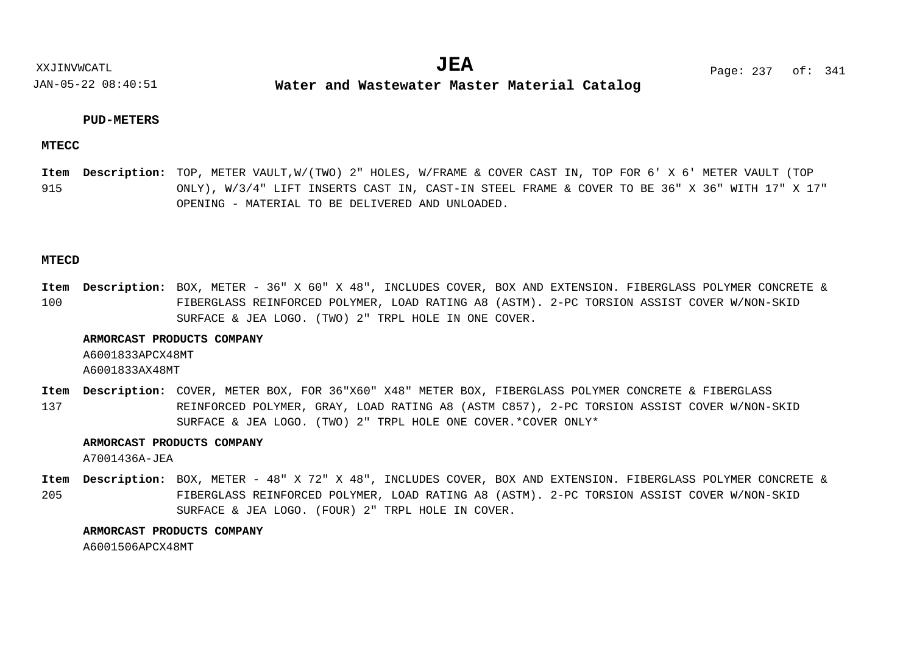**PUD-METERS**

**MTECC**

**Item** 915 **Description:** TOP, METER VAULT,W/(TWO) 2" HOLES, W/FRAME & COVER CAST IN, TOP FOR 6' X 6' METER VAULT (TOP ONLY), W/3/4" LIFT INSERTS CAST IN, CAST-IN STEEL FRAME & COVER TO BE 36" X 36" WITH 17" X 17" OPENING - MATERIAL TO BE DELIVERED AND UNLOADED.

**MTECD**

**Item** 100 **Description:** BOX, METER - 36" X 60" X 48", INCLUDES COVER, BOX AND EXTENSION. FIBERGLASS POLYMER CONCRETE & FIBERGLASS REINFORCED POLYMER, LOAD RATING A8 (ASTM). 2-PC TORSION ASSIST COVER W/NON-SKID SURFACE & JEA LOGO. (TWO) 2" TRPL HOLE IN ONE COVER.

**ARMORCAST PRODUCTS COMPANY**

A6001833APCX48MT
A6001833AX48MT

**Item** 137 **Description:** COVER, METER BOX, FOR 36"X60" X48" METER BOX, FIBERGLASS POLYMER CONCRETE & FIBERGLASS REINFORCED POLYMER, GRAY, LOAD RATING A8 (ASTM C857), 2-PC TORSION ASSIST COVER W/NON-SKID SURFACE & JEA LOGO. (TWO) 2" TRPL HOLE ONE COVER.*COVER ONLY*

**ARMORCAST PRODUCTS COMPANY**

A7001436A-JEA

**Item** 205 **Description:** BOX, METER - 48" X 72" X 48", INCLUDES COVER, BOX AND EXTENSION. FIBERGLASS POLYMER CONCRETE & FIBERGLASS REINFORCED POLYMER, LOAD RATING A8 (ASTM). 2-PC TORSION ASSIST COVER W/NON-SKID SURFACE & JEA LOGO. (FOUR) 2" TRPL HOLE IN COVER.

**ARMORCAST PRODUCTS COMPANY**

A6001506APCX48MT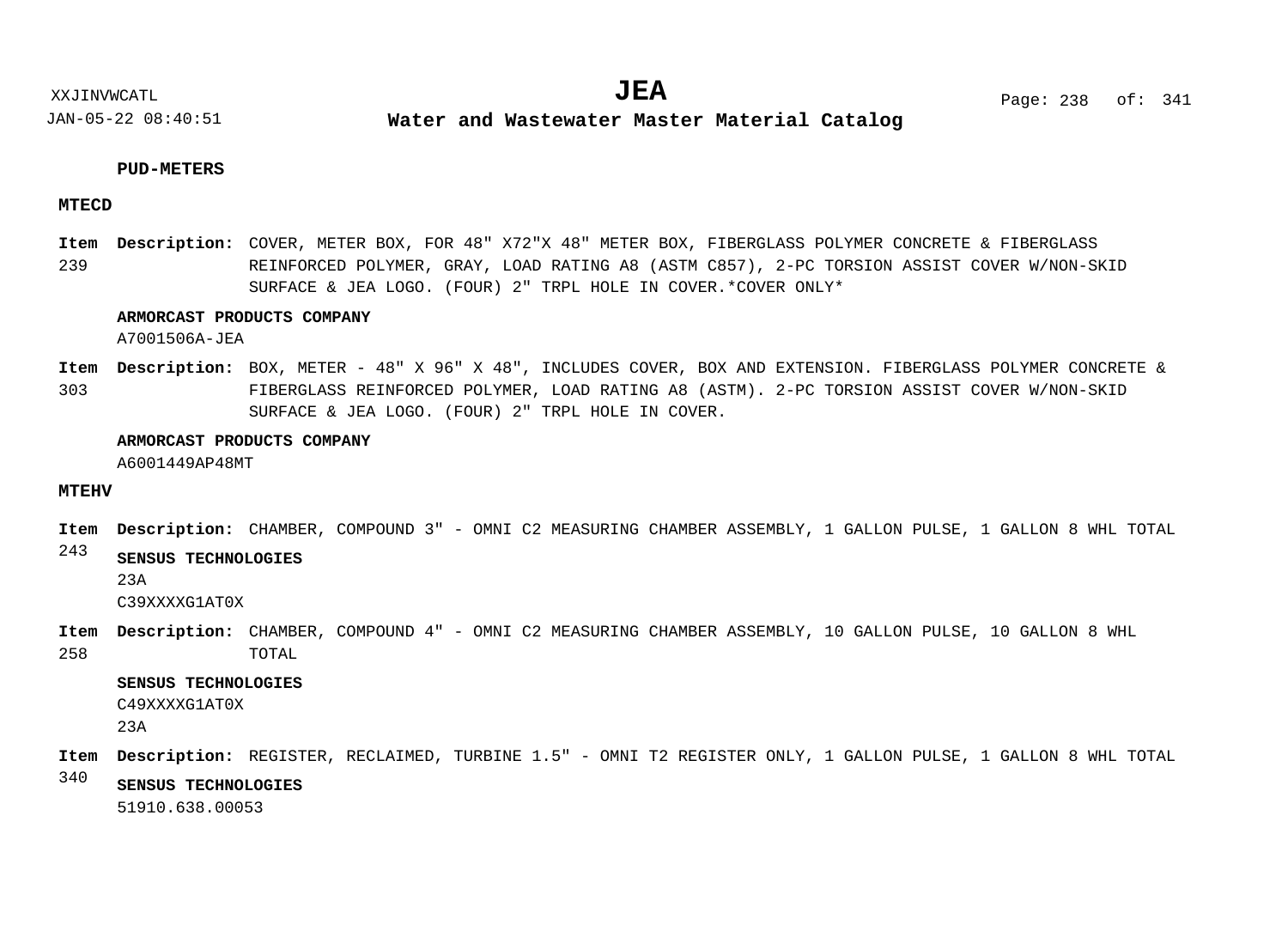## PUD-METERS

### MTECD

**Item** 239 **Description:** COVER, METER BOX, FOR 48" X72"X 48" METER BOX, FIBERGLASS POLYMER CONCRETE & FIBERGLASS REINFORCED POLYMER, GRAY, LOAD RATING A8 (ASTM C857), 2-PC TORSION ASSIST COVER W/NON-SKID SURFACE & JEA LOGO. (FOUR) 2" TRPL HOLE IN COVER.*COVER ONLY*

**ARMORCAST PRODUCTS COMPANY**

A7001506A-JEA

**Item** 303 **Description:** BOX, METER - 48" X 96" X 48", INCLUDES COVER, BOX AND EXTENSION. FIBERGLASS POLYMER CONCRETE & FIBERGLASS REINFORCED POLYMER, LOAD RATING A8 (ASTM). 2-PC TORSION ASSIST COVER W/NON-SKID SURFACE & JEA LOGO. (FOUR) 2" TRPL HOLE IN COVER.

**ARMORCAST PRODUCTS COMPANY**

A6001449AP48MT

### MTEHV

**Item** 243 **Description:** CHAMBER, COMPOUND 3" - OMNI C2 MEASURING CHAMBER ASSEMBLY, 1 GALLON PULSE, 1 GALLON 8 WHL TOTAL

**SENSUS TECHNOLOGIES**

23A

C39XXXXG1AT0X

**Item** 258 **Description:** CHAMBER, COMPOUND 4" - OMNI C2 MEASURING CHAMBER ASSEMBLY, 10 GALLON PULSE, 10 GALLON 8 WHL TOTAL

**SENSUS TECHNOLOGIES**

C49XXXXG1AT0X

23A

**Item** 340 **Description:** REGISTER, RECLAIMED, TURBINE 1.5" - OMNI T2 REGISTER ONLY, 1 GALLON PULSE, 1 GALLON 8 WHL TOTAL

**SENSUS TECHNOLOGIES**

51910.638.00053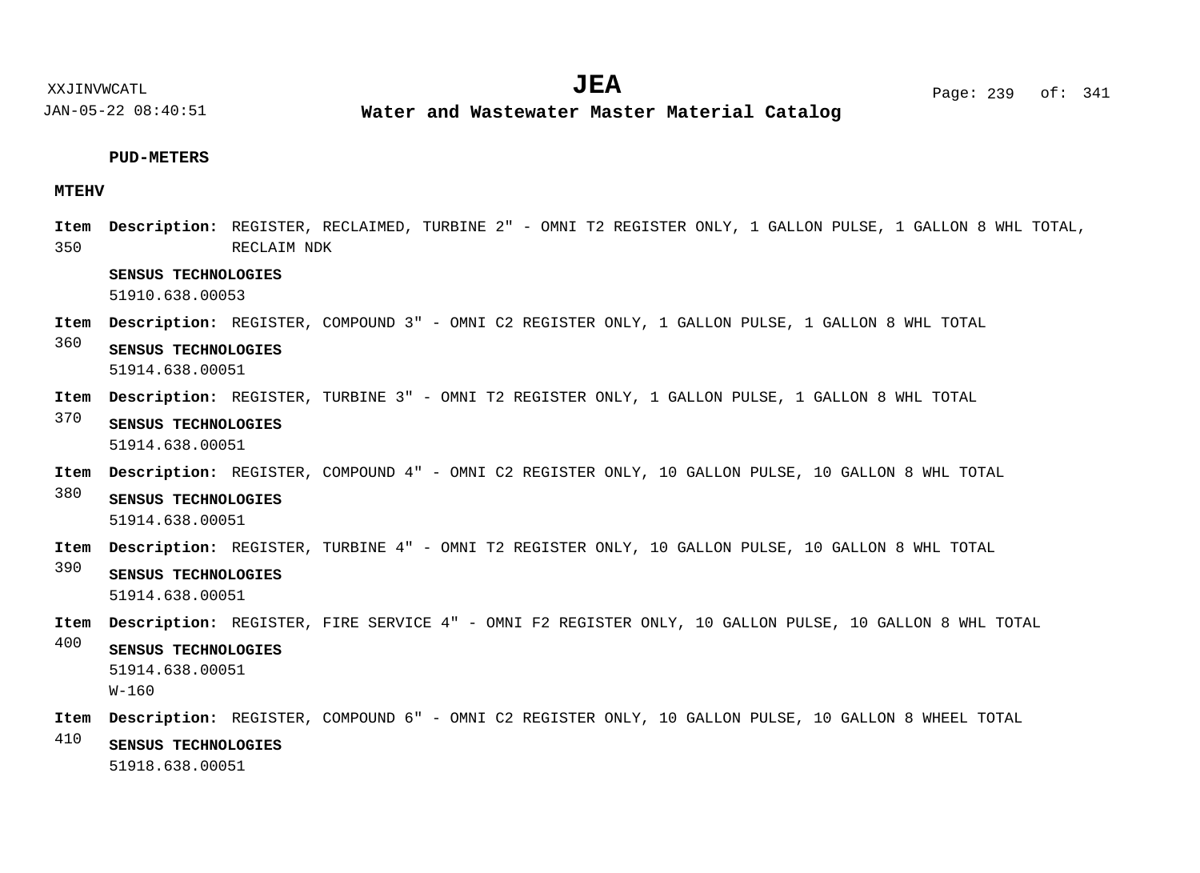**PUD-METERS**

**MTEHV**

**Item 350** **Description:** REGISTER, RECLAIMED, TURBINE 2" - OMNI T2 REGISTER ONLY, 1 GALLON PULSE, 1 GALLON 8 WHL TOTAL, RECLAIM NDK

**SENSUS TECHNOLOGIES**
51910.638.00053

**Item 360** **Description:** REGISTER, COMPOUND 3" - OMNI C2 REGISTER ONLY, 1 GALLON PULSE, 1 GALLON 8 WHL TOTAL

**SENSUS TECHNOLOGIES**
51914.638.00051

**Item 370** **Description:** REGISTER, TURBINE 3" - OMNI T2 REGISTER ONLY, 1 GALLON PULSE, 1 GALLON 8 WHL TOTAL

**SENSUS TECHNOLOGIES**
51914.638.00051

**Item 380** **Description:** REGISTER, COMPOUND 4" - OMNI C2 REGISTER ONLY, 10 GALLON PULSE, 10 GALLON 8 WHL TOTAL

**SENSUS TECHNOLOGIES**
51914.638.00051

**Item 390** **Description:** REGISTER, TURBINE 4" - OMNI T2 REGISTER ONLY, 10 GALLON PULSE, 10 GALLON 8 WHL TOTAL

**SENSUS TECHNOLOGIES**
51914.638.00051

**Item 400** **Description:** REGISTER, FIRE SERVICE 4" - OMNI F2 REGISTER ONLY, 10 GALLON PULSE, 10 GALLON 8 WHL TOTAL

**SENSUS TECHNOLOGIES**
51914.638.00051
W-160

**Item 410** **Description:** REGISTER, COMPOUND 6" - OMNI C2 REGISTER ONLY, 10 GALLON PULSE, 10 GALLON 8 WHEEL TOTAL

**SENSUS TECHNOLOGIES**
51918.638.00051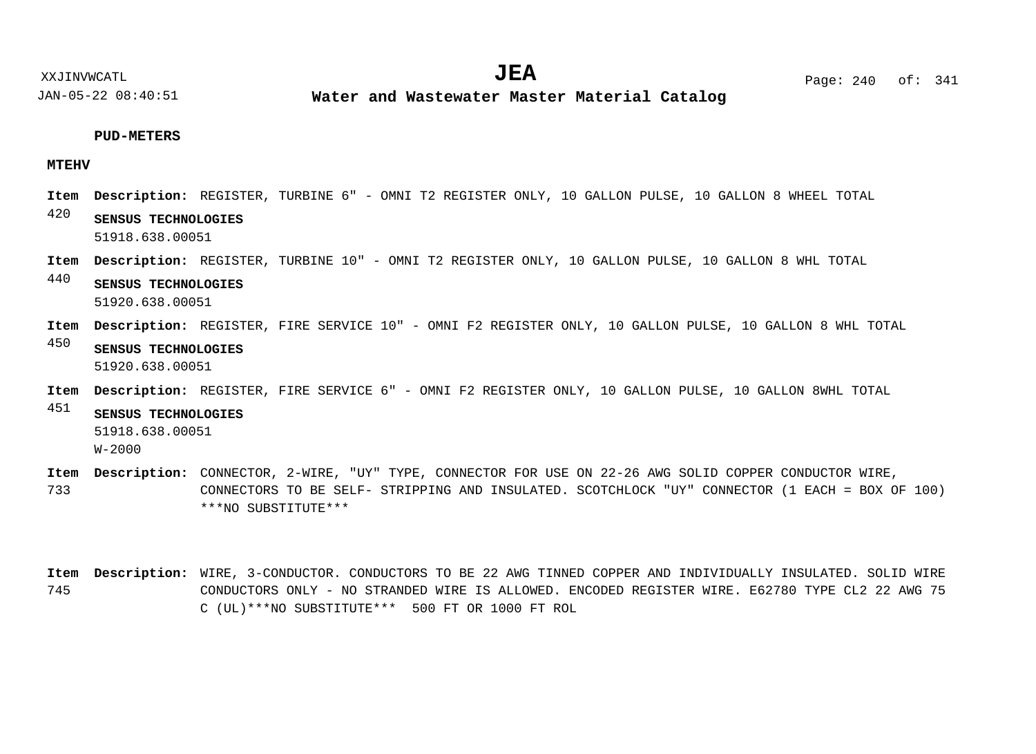**PUD-METERS**

**MTEHV**

**Item 420** **Description:** REGISTER, TURBINE 6" - OMNI T2 REGISTER ONLY, 10 GALLON PULSE, 10 GALLON 8 WHEEL TOTAL

**SENSUS TECHNOLOGIES**
51918.638.00051

**Item 440** **Description:** REGISTER, TURBINE 10" - OMNI T2 REGISTER ONLY, 10 GALLON PULSE, 10 GALLON 8 WHL TOTAL

**SENSUS TECHNOLOGIES**
51920.638.00051

**Item 450** **Description:** REGISTER, FIRE SERVICE 10" - OMNI F2 REGISTER ONLY, 10 GALLON PULSE, 10 GALLON 8 WHL TOTAL

**SENSUS TECHNOLOGIES**
51920.638.00051

**Item 451** **Description:** REGISTER, FIRE SERVICE 6" - OMNI F2 REGISTER ONLY, 10 GALLON PULSE, 10 GALLON 8WHL TOTAL

**SENSUS TECHNOLOGIES**
51918.638.00051
W-2000

**Item 733** **Description:** CONNECTOR, 2-WIRE, "UY" TYPE, CONNECTOR FOR USE ON 22-26 AWG SOLID COPPER CONDUCTOR WIRE, CONNECTORS TO BE SELF- STRIPPING AND INSULATED. SCOTCHLOCK "UY" CONNECTOR (1 EACH = BOX OF 100) ***NO SUBSTITUTE***

**Item 745** **Description:** WIRE, 3-CONDUCTOR. CONDUCTORS TO BE 22 AWG TINNED COPPER AND INDIVIDUALLY INSULATED. SOLID WIRE CONDUCTORS ONLY - NO STRANDED WIRE IS ALLOWED. ENCODED REGISTER WIRE. E62780 TYPE CL2 22 AWG 75 C (UL)***NO SUBSTITUTE*** 500 FT OR 1000 FT ROL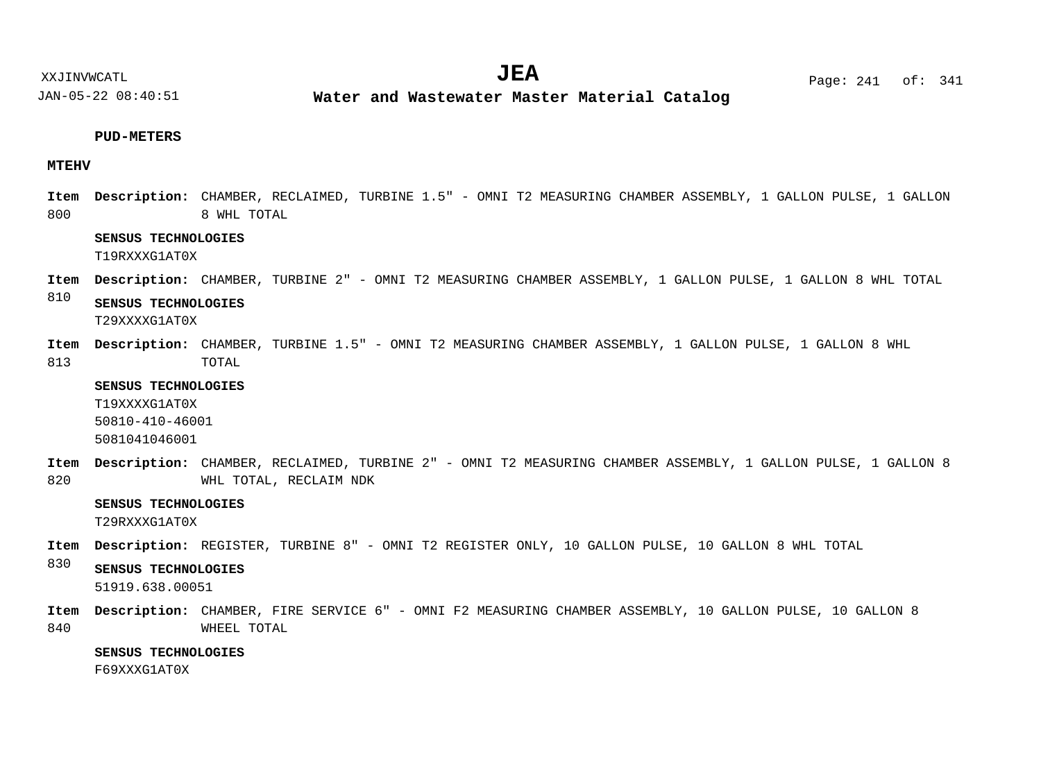**PUD-METERS**

**MTEHV**

**Item 800** **Description:** CHAMBER, RECLAIMED, TURBINE 1.5" - OMNI T2 MEASURING CHAMBER ASSEMBLY, 1 GALLON PULSE, 1 GALLON 8 WHL TOTAL

**SENSUS TECHNOLOGIES**

T19RXXXG1AT0X

**Item 810** **Description:** CHAMBER, TURBINE 2" - OMNI T2 MEASURING CHAMBER ASSEMBLY, 1 GALLON PULSE, 1 GALLON 8 WHL TOTAL

**SENSUS TECHNOLOGIES**

T29XXXXG1AT0X

**Item 813** **Description:** CHAMBER, TURBINE 1.5" - OMNI T2 MEASURING CHAMBER ASSEMBLY, 1 GALLON PULSE, 1 GALLON 8 WHL TOTAL

**SENSUS TECHNOLOGIES**

T19XXXXG1AT0X
50810-410-46001
5081041046001

**Item 820** **Description:** CHAMBER, RECLAIMED, TURBINE 2" - OMNI T2 MEASURING CHAMBER ASSEMBLY, 1 GALLON PULSE, 1 GALLON 8 WHL TOTAL, RECLAIM NDK

**SENSUS TECHNOLOGIES**

T29RXXXG1AT0X

**Item 830** **Description:** REGISTER, TURBINE 8" - OMNI T2 REGISTER ONLY, 10 GALLON PULSE, 10 GALLON 8 WHL TOTAL

**SENSUS TECHNOLOGIES**

51919.638.00051

**Item 840** **Description:** CHAMBER, FIRE SERVICE 6" - OMNI F2 MEASURING CHAMBER ASSEMBLY, 10 GALLON PULSE, 10 GALLON 8 WHEEL TOTAL

**SENSUS TECHNOLOGIES**

F69XXXG1AT0X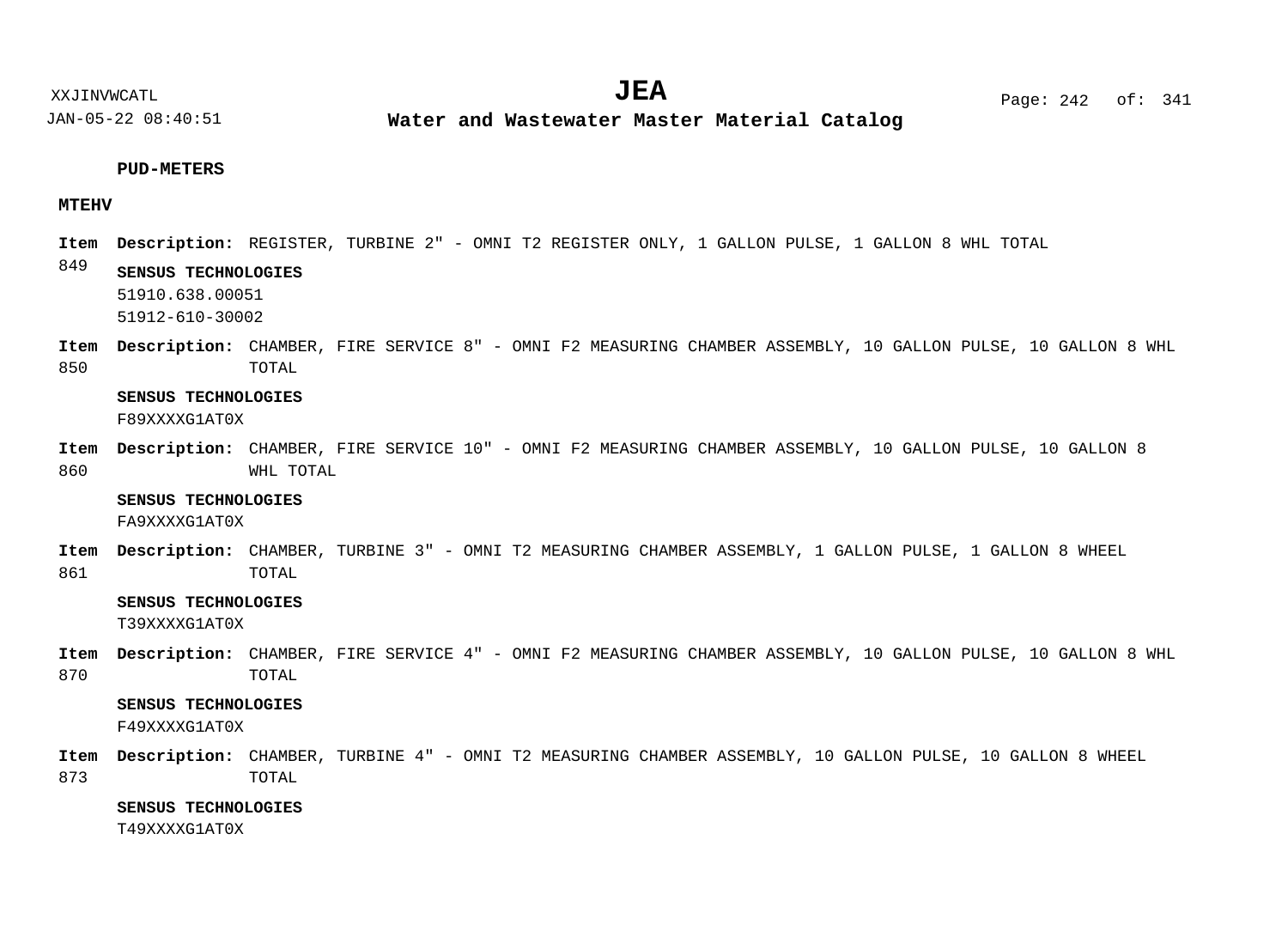**PUD-METERS**

**MTEHV**

**Item 849** **Description:** REGISTER, TURBINE 2" - OMNI T2 REGISTER ONLY, 1 GALLON PULSE, 1 GALLON 8 WHL TOTAL

**SENSUS TECHNOLOGIES**

51910.638.00051

51912-610-30002

**Item 850** **Description:** CHAMBER, FIRE SERVICE 8" - OMNI F2 MEASURING CHAMBER ASSEMBLY, 10 GALLON PULSE, 10 GALLON 8 WHL TOTAL

**SENSUS TECHNOLOGIES**

F89XXXXG1AT0X

**Item 860** **Description:** CHAMBER, FIRE SERVICE 10" - OMNI F2 MEASURING CHAMBER ASSEMBLY, 10 GALLON PULSE, 10 GALLON 8 WHL TOTAL

**SENSUS TECHNOLOGIES**

FA9XXXXG1AT0X

**Item 861** **Description:** CHAMBER, TURBINE 3" - OMNI T2 MEASURING CHAMBER ASSEMBLY, 1 GALLON PULSE, 1 GALLON 8 WHEEL TOTAL

**SENSUS TECHNOLOGIES**

T39XXXXG1AT0X

**Item 870** **Description:** CHAMBER, FIRE SERVICE 4" - OMNI F2 MEASURING CHAMBER ASSEMBLY, 10 GALLON PULSE, 10 GALLON 8 WHL TOTAL

**SENSUS TECHNOLOGIES**

F49XXXXG1AT0X

**Item 873** **Description:** CHAMBER, TURBINE 4" - OMNI T2 MEASURING CHAMBER ASSEMBLY, 10 GALLON PULSE, 10 GALLON 8 WHEEL TOTAL

**SENSUS TECHNOLOGIES**

T49XXXXG1AT0X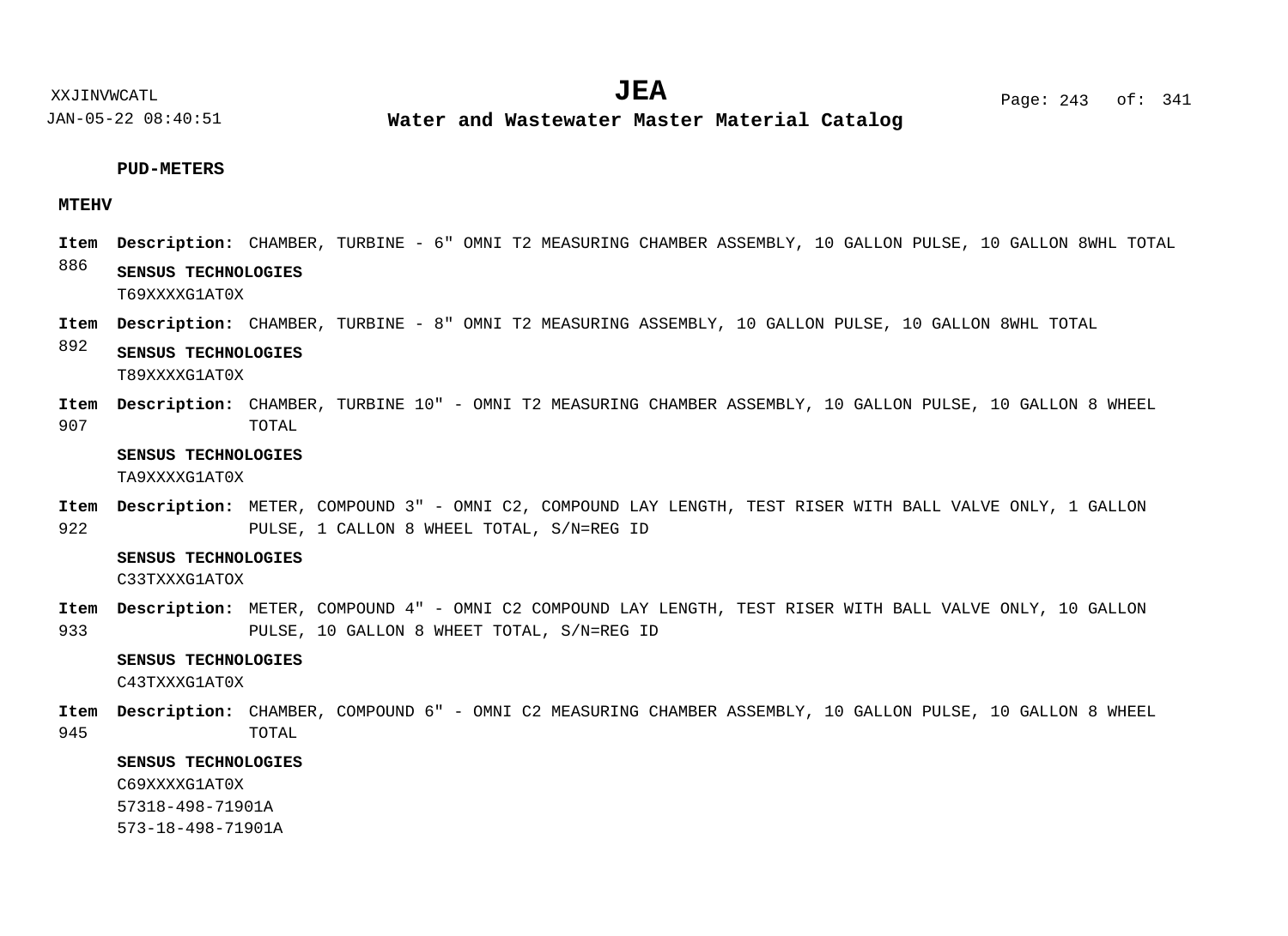**PUD-METERS**

**MTEHV**

**Item 886** **Description:** CHAMBER, TURBINE - 6" OMNI T2 MEASURING CHAMBER ASSEMBLY, 10 GALLON PULSE, 10 GALLON 8WHL TOTAL

**SENSUS TECHNOLOGIES**
T69XXXXG1AT0X

**Item 892** **Description:** CHAMBER, TURBINE - 8" OMNI T2 MEASURING ASSEMBLY, 10 GALLON PULSE, 10 GALLON 8WHL TOTAL

**SENSUS TECHNOLOGIES**
T89XXXXG1AT0X

**Item 907** **Description:** CHAMBER, TURBINE 10" - OMNI T2 MEASURING CHAMBER ASSEMBLY, 10 GALLON PULSE, 10 GALLON 8 WHEEL TOTAL

**SENSUS TECHNOLOGIES**
TA9XXXXG1AT0X

**Item 922** **Description:** METER, COMPOUND 3" - OMNI C2, COMPOUND LAY LENGTH, TEST RISER WITH BALL VALVE ONLY, 1 GALLON PULSE, 1 CALLON 8 WHEEL TOTAL, S/N=REG ID

**SENSUS TECHNOLOGIES**
C33TXXXG1ATOX

**Item 933** **Description:** METER, COMPOUND 4" - OMNI C2 COMPOUND LAY LENGTH, TEST RISER WITH BALL VALVE ONLY, 10 GALLON PULSE, 10 GALLON 8 WHEET TOTAL, S/N=REG ID

**SENSUS TECHNOLOGIES**
C43TXXXG1AT0X

**Item 945** **Description:** CHAMBER, COMPOUND 6" - OMNI C2 MEASURING CHAMBER ASSEMBLY, 10 GALLON PULSE, 10 GALLON 8 WHEEL TOTAL

**SENSUS TECHNOLOGIES**
C69XXXXG1AT0X
57318-498-71901A
573-18-498-71901A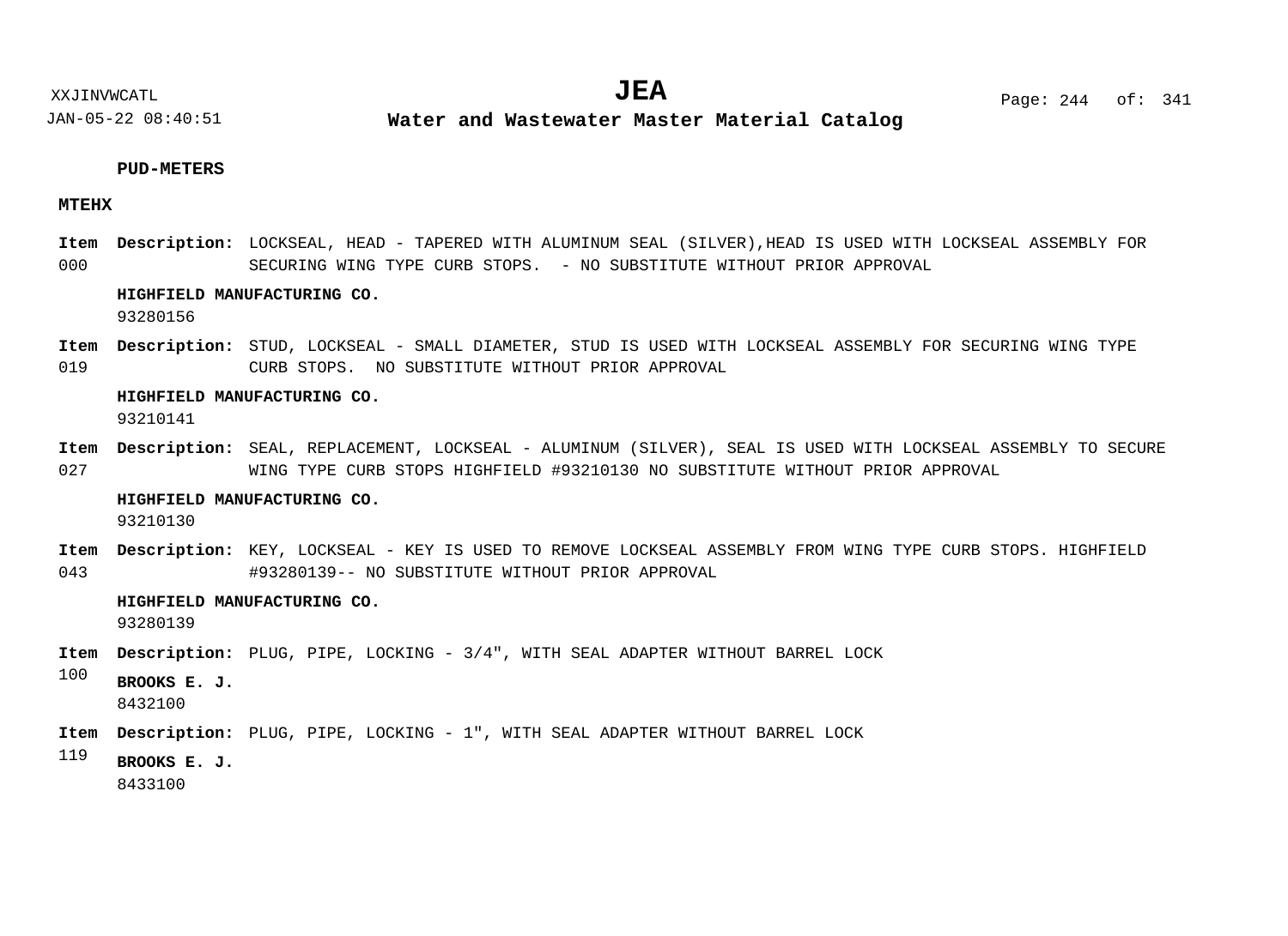**PUD-METERS**

**MTEHX**

**Item 000** **Description:** LOCKSEAL, HEAD - TAPERED WITH ALUMINUM SEAL (SILVER),HEAD IS USED WITH LOCKSEAL ASSEMBLY FOR SECURING WING TYPE CURB STOPS. - NO SUBSTITUTE WITHOUT PRIOR APPROVAL

**HIGHFIELD MANUFACTURING CO.**
93280156

**Item 019** **Description:** STUD, LOCKSEAL - SMALL DIAMETER, STUD IS USED WITH LOCKSEAL ASSEMBLY FOR SECURING WING TYPE CURB STOPS. NO SUBSTITUTE WITHOUT PRIOR APPROVAL

**HIGHFIELD MANUFACTURING CO.**
93210141

**Item 027** **Description:** SEAL, REPLACEMENT, LOCKSEAL - ALUMINUM (SILVER), SEAL IS USED WITH LOCKSEAL ASSEMBLY TO SECURE WING TYPE CURB STOPS HIGHFIELD #93210130 NO SUBSTITUTE WITHOUT PRIOR APPROVAL

**HIGHFIELD MANUFACTURING CO.**
93210130

**Item 043** **Description:** KEY, LOCKSEAL - KEY IS USED TO REMOVE LOCKSEAL ASSEMBLY FROM WING TYPE CURB STOPS. HIGHFIELD #93280139-- NO SUBSTITUTE WITHOUT PRIOR APPROVAL

**HIGHFIELD MANUFACTURING CO.**
93280139

**Item 100** **Description:** PLUG, PIPE, LOCKING - 3/4", WITH SEAL ADAPTER WITHOUT BARREL LOCK

**BROOKS E. J.**
8432100

**Item 119** **Description:** PLUG, PIPE, LOCKING - 1", WITH SEAL ADAPTER WITHOUT BARREL LOCK

**BROOKS E. J.**
8433100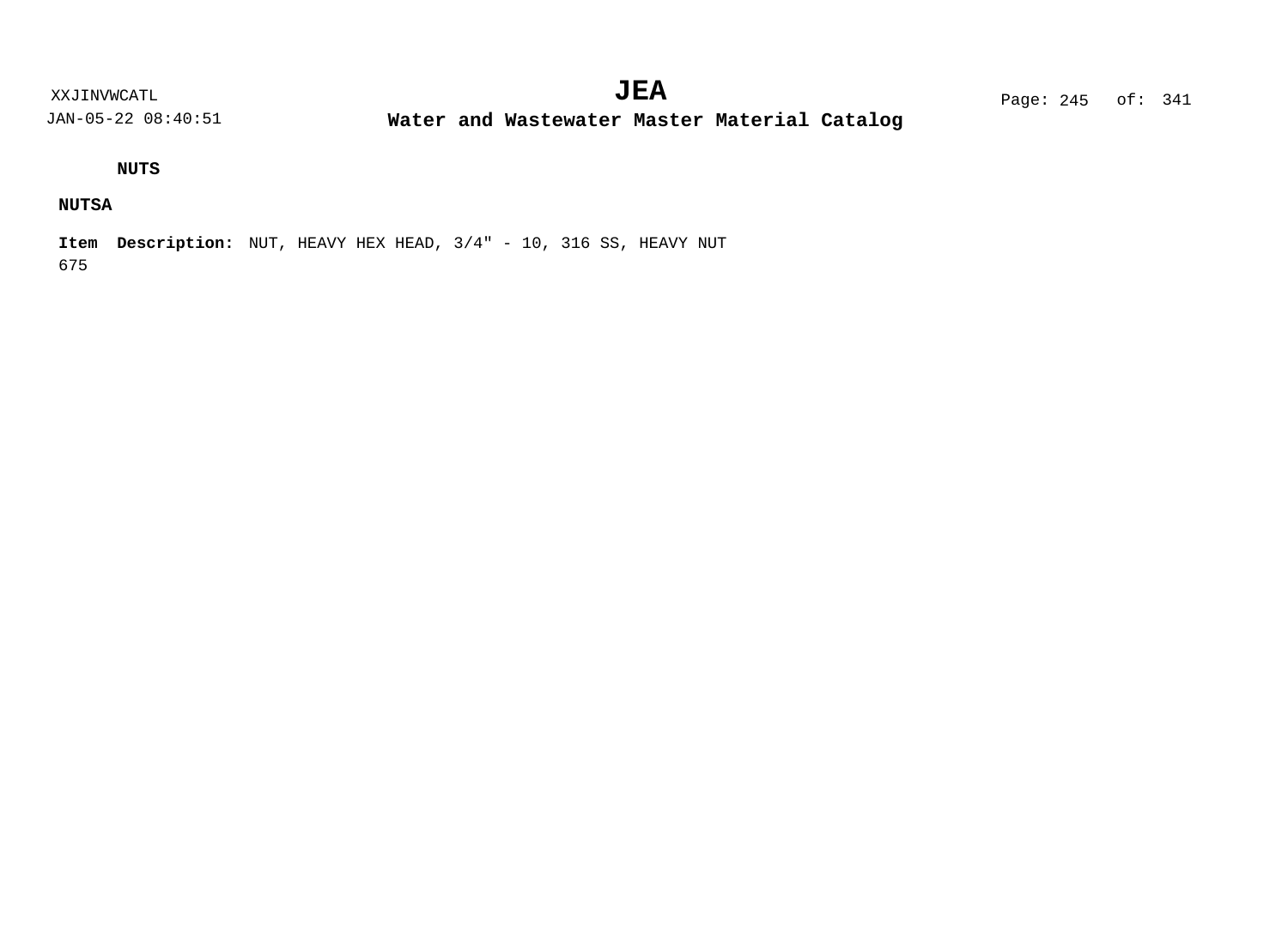**NUTS**

**NUTSA**

**Item** **Description:** NUT, HEAVY HEX HEAD, 3/4" - 10, 316 SS, HEAVY NUT
675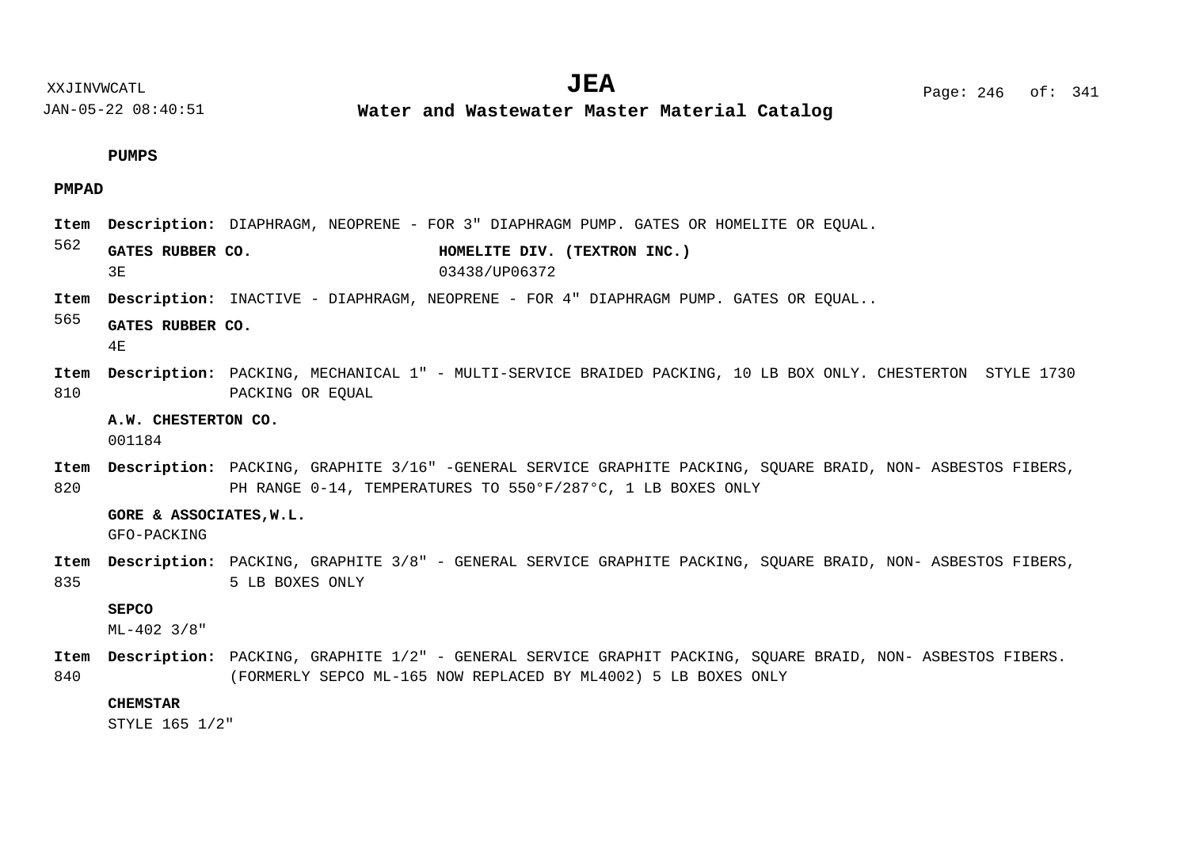## PUMPS

### PMPAD

**Item 562** **Description:** DIAPHRAGM, NEOPRENE - FOR 3" DIAPHRAGM PUMP. GATES OR HOMELITE OR EQUAL.

| **GATES RUBBER CO.** | **HOMELITE DIV. (TEXTRON INC.)** |
|---|---|
| 3E | 03438/UP06372 |

**Item 565** **Description:** INACTIVE - DIAPHRAGM, NEOPRENE - FOR 4" DIAPHRAGM PUMP. GATES OR EQUAL..

**GATES RUBBER CO.**
4E

**Item 810** **Description:** PACKING, MECHANICAL 1" - MULTI-SERVICE BRAIDED PACKING, 10 LB BOX ONLY. CHESTERTON STYLE 1730 PACKING OR EQUAL

**A.W. CHESTERTON CO.**
001184

**Item 820** **Description:** PACKING, GRAPHITE 3/16" -GENERAL SERVICE GRAPHITE PACKING, SQUARE BRAID, NON- ASBESTOS FIBERS, PH RANGE 0-14, TEMPERATURES TO 550°F/287°C, 1 LB BOXES ONLY

**GORE & ASSOCIATES,W.L.**
GFO-PACKING

**Item 835** **Description:** PACKING, GRAPHITE 3/8" - GENERAL SERVICE GRAPHITE PACKING, SQUARE BRAID, NON- ASBESTOS FIBERS, 5 LB BOXES ONLY

**SEPCO**
ML-402 3/8"

**Item 840** **Description:** PACKING, GRAPHITE 1/2" - GENERAL SERVICE GRAPHIT PACKING, SQUARE BRAID, NON- ASBESTOS FIBERS. (FORMERLY SEPCO ML-165 NOW REPLACED BY ML4002) 5 LB BOXES ONLY

**CHEMSTAR**
STYLE 165 1/2"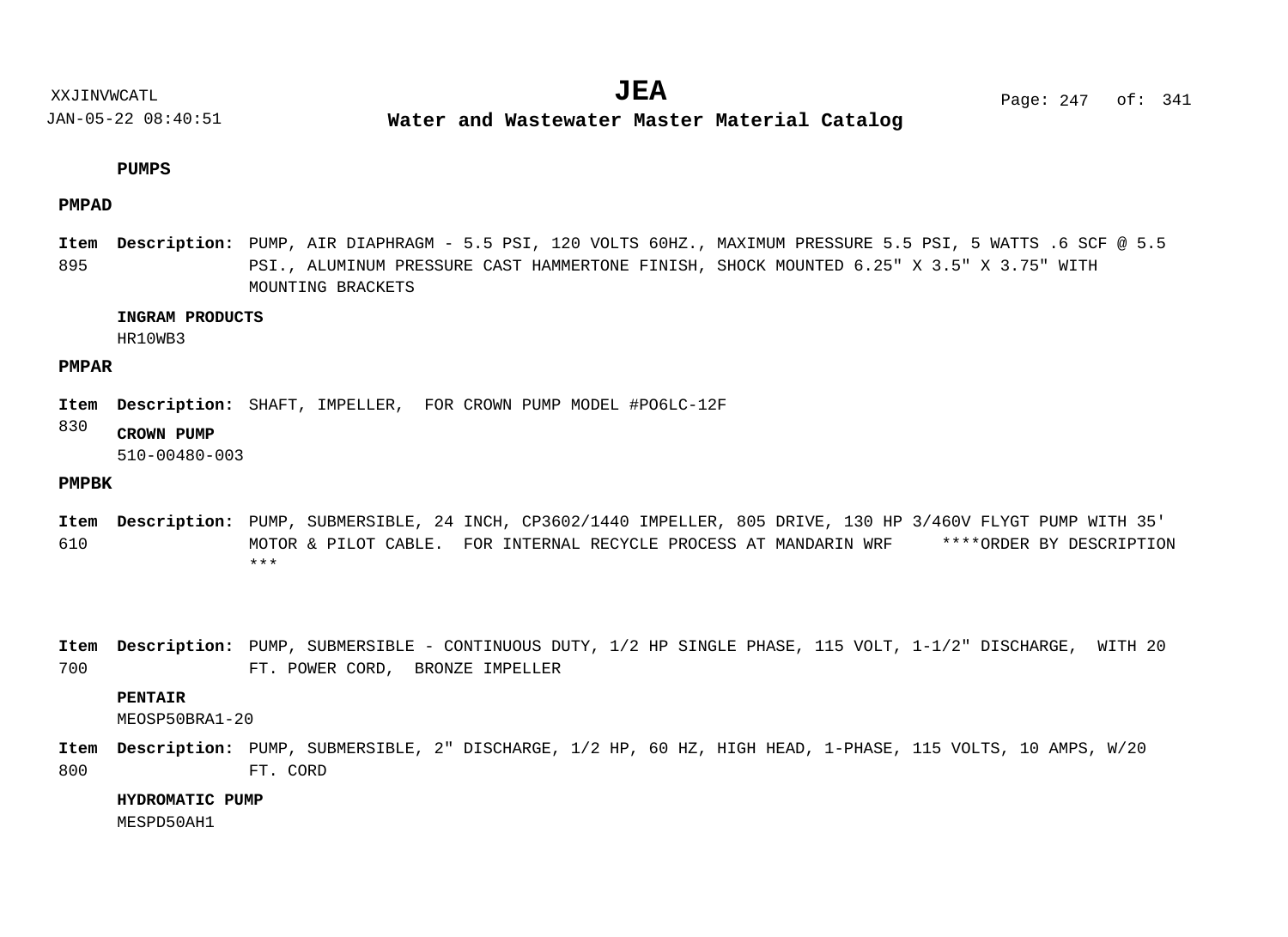**PUMPS**

**PMPAD**

**Item** 895 **Description:** PUMP, AIR DIAPHRAGM - 5.5 PSI, 120 VOLTS 60HZ., MAXIMUM PRESSURE 5.5 PSI, 5 WATTS .6 SCF @ 5.5 PSI., ALUMINUM PRESSURE CAST HAMMERTONE FINISH, SHOCK MOUNTED 6.25" X 3.5" X 3.75" WITH MOUNTING BRACKETS

**INGRAM PRODUCTS**
HR10WB3

**PMPAR**

**Item** 830 **Description:** SHAFT, IMPELLER, FOR CROWN PUMP MODEL #PO6LC-12F

**CROWN PUMP**
510-00480-003

**PMPBK**

**Item** 610 **Description:** PUMP, SUBMERSIBLE, 24 INCH, CP3602/1440 IMPELLER, 805 DRIVE, 130 HP 3/460V FLYGT PUMP WITH 35' MOTOR & PILOT CABLE. FOR INTERNAL RECYCLE PROCESS AT MANDARIN WRF ****ORDER BY DESCRIPTION ***

**Item** 700 **Description:** PUMP, SUBMERSIBLE - CONTINUOUS DUTY, 1/2 HP SINGLE PHASE, 115 VOLT, 1-1/2" DISCHARGE, WITH 20 FT. POWER CORD, BRONZE IMPELLER

**PENTAIR**
MEOSP50BRA1-20

**Item** 800 **Description:** PUMP, SUBMERSIBLE, 2" DISCHARGE, 1/2 HP, 60 HZ, HIGH HEAD, 1-PHASE, 115 VOLTS, 10 AMPS, W/20 FT. CORD

**HYDROMATIC PUMP**
MESPD50AH1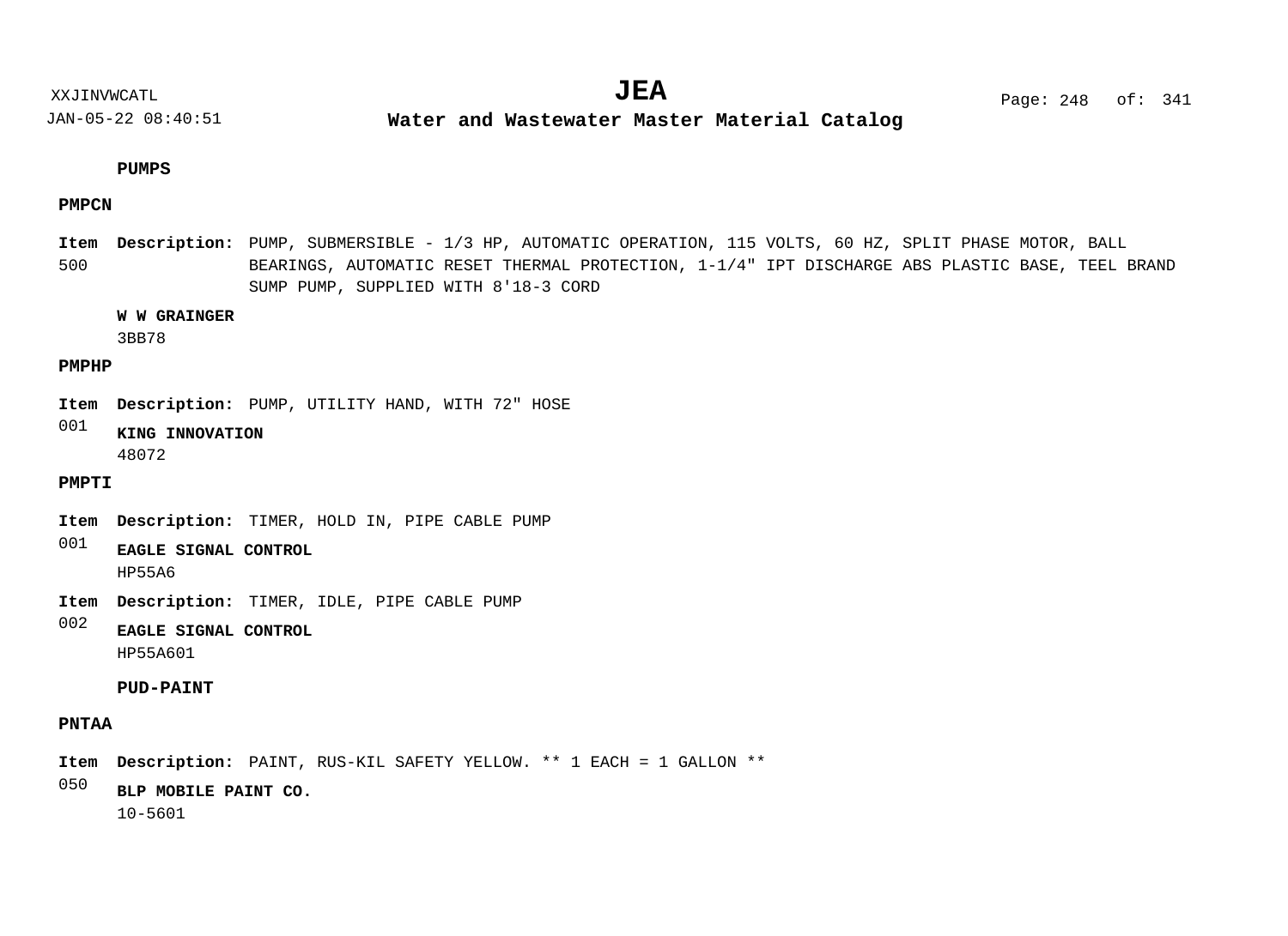## PUMPS

### PMPCN

**Item** 500 **Description:** PUMP, SUBMERSIBLE - 1/3 HP, AUTOMATIC OPERATION, 115 VOLTS, 60 HZ, SPLIT PHASE MOTOR, BALL BEARINGS, AUTOMATIC RESET THERMAL PROTECTION, 1-1/4" IPT DISCHARGE ABS PLASTIC BASE, TEEL BRAND SUMP PUMP, SUPPLIED WITH 8'18-3 CORD

**W W GRAINGER**
3BB78

### PMPHP

**Item** 001 **Description:** PUMP, UTILITY HAND, WITH 72" HOSE

**KING INNOVATION**
48072

### PMPTI

**Item** 001 **Description:** TIMER, HOLD IN, PIPE CABLE PUMP

**EAGLE SIGNAL CONTROL**
HP55A6

**Item** 002 **Description:** TIMER, IDLE, PIPE CABLE PUMP

**EAGLE SIGNAL CONTROL**
HP55A601

## PUD-PAINT

### PNTAA

**Item** 050 **Description:** PAINT, RUS-KIL SAFETY YELLOW. ** 1 EACH = 1 GALLON **

**BLP MOBILE PAINT CO.**
10-5601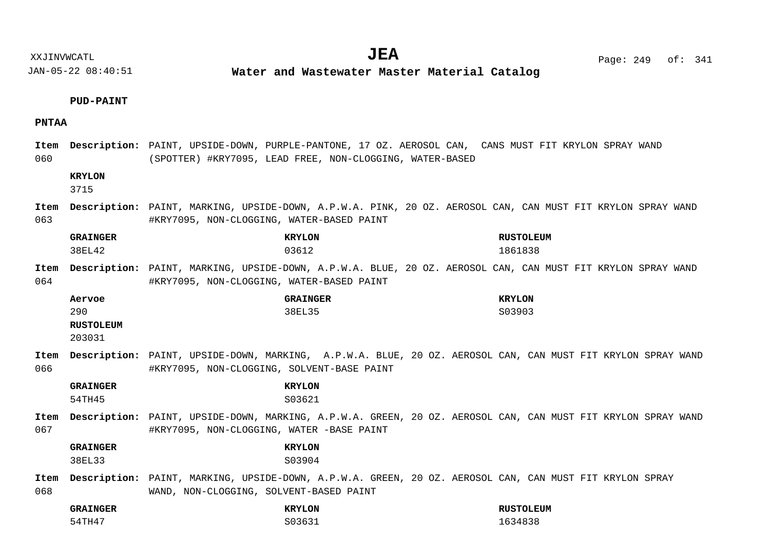**PUD-PAINT**

**PNTAA**

**Item 060** **Description:** PAINT, UPSIDE-DOWN, PURPLE-PANTONE, 17 OZ. AEROSOL CAN, CANS MUST FIT KRYLON SPRAY WAND (SPOTTER) #KRY7095, LEAD FREE, NON-CLOGGING, WATER-BASED

| **KRYLON** |
|---|
| 3715 |

**Item 063** **Description:** PAINT, MARKING, UPSIDE-DOWN, A.P.W.A. PINK, 20 OZ. AEROSOL CAN, CAN MUST FIT KRYLON SPRAY WAND #KRY7095, NON-CLOGGING, WATER-BASED PAINT

| **GRAINGER** | **KRYLON** | **RUSTOLEUM** |
|---|---|---|
| 38EL42 | 03612 | 1861838 |

**Item 064** **Description:** PAINT, MARKING, UPSIDE-DOWN, A.P.W.A. BLUE, 20 OZ. AEROSOL CAN, CAN MUST FIT KRYLON SPRAY WAND #KRY7095, NON-CLOGGING, WATER-BASED PAINT

| **Aervoe** | **GRAINGER** | **KRYLON** |
|---|---|---|
| 290 | 38EL35 | S03903 |
| **RUSTOLEUM** | | |
| 203031 | | |

**Item 066** **Description:** PAINT, UPSIDE-DOWN, MARKING, A.P.W.A. BLUE, 20 OZ. AEROSOL CAN, CAN MUST FIT KRYLON SPRAY WAND #KRY7095, NON-CLOGGING, SOLVENT-BASE PAINT

| **GRAINGER** | **KRYLON** |
|---|---|
| 54TH45 | S03621 |

**Item 067** **Description:** PAINT, UPSIDE-DOWN, MARKING, A.P.W.A. GREEN, 20 OZ. AEROSOL CAN, CAN MUST FIT KRYLON SPRAY WAND #KRY7095, NON-CLOGGING, WATER -BASE PAINT

| **GRAINGER** | **KRYLON** |
|---|---|
| 38EL33 | S03904 |

**Item 068** **Description:** PAINT, MARKING, UPSIDE-DOWN, A.P.W.A. GREEN, 20 OZ. AEROSOL CAN, CAN MUST FIT KRYLON SPRAY WAND, NON-CLOGGING, SOLVENT-BASED PAINT

| **GRAINGER** | **KRYLON** | **RUSTOLEUM** |
|---|---|---|
| 54TH47 | S03631 | 1634838 |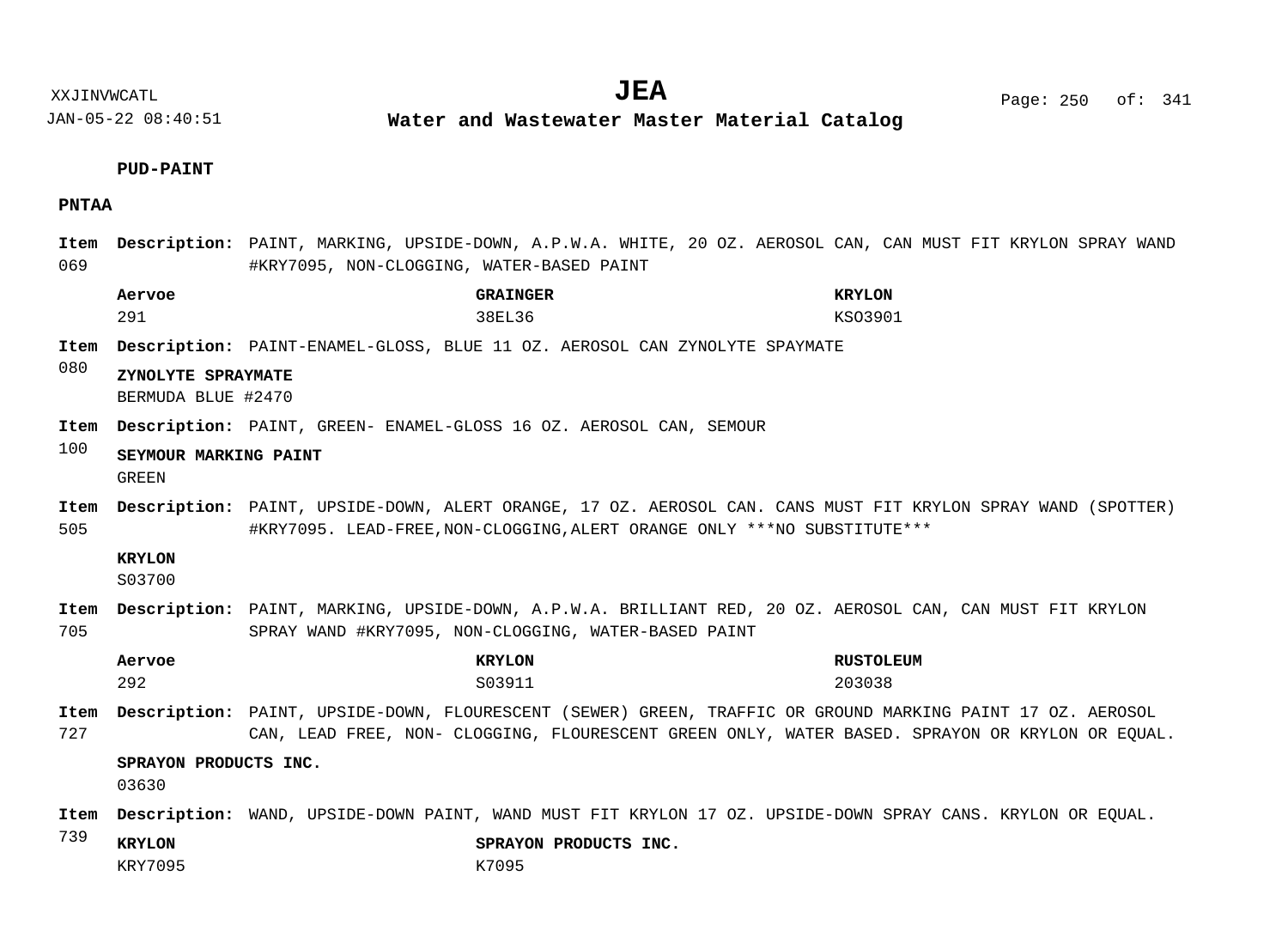**PUD-PAINT**

**PNTAA**

**Item 069** **Description:** PAINT, MARKING, UPSIDE-DOWN, A.P.W.A. WHITE, 20 OZ. AEROSOL CAN, CAN MUST FIT KRYLON SPRAY WAND #KRY7095, NON-CLOGGING, WATER-BASED PAINT

| Aervoe | GRAINGER | KRYLON |
|---|---|---|
| 291 | 38EL36 | KSO3901 |

**Item 080** **Description:** PAINT-ENAMEL-GLOSS, BLUE 11 OZ. AEROSOL CAN ZYNOLYTE SPAYMATE

| ZYNOLYTE SPRAYMATE |
|---|
| BERMUDA BLUE #2470 |

**Item 100** **Description:** PAINT, GREEN- ENAMEL-GLOSS 16 OZ. AEROSOL CAN, SEMOUR

| SEYMOUR MARKING PAINT |
|---|
| GREEN |

**Item 505** **Description:** PAINT, UPSIDE-DOWN, ALERT ORANGE, 17 OZ. AEROSOL CAN. CANS MUST FIT KRYLON SPRAY WAND (SPOTTER) #KRY7095. LEAD-FREE,NON-CLOGGING,ALERT ORANGE ONLY ***NO SUBSTITUTE***

| KRYLON |
|---|
| S03700 |

**Item 705** **Description:** PAINT, MARKING, UPSIDE-DOWN, A.P.W.A. BRILLIANT RED, 20 OZ. AEROSOL CAN, CAN MUST FIT KRYLON SPRAY WAND #KRY7095, NON-CLOGGING, WATER-BASED PAINT

| Aervoe | KRYLON | RUSTOLEUM |
|---|---|---|
| 292 | S03911 | 203038 |

**Item 727** **Description:** PAINT, UPSIDE-DOWN, FLOURESCENT (SEWER) GREEN, TRAFFIC OR GROUND MARKING PAINT 17 OZ. AEROSOL CAN, LEAD FREE, NON- CLOGGING, FLOURESCENT GREEN ONLY, WATER BASED. SPRAYON OR KRYLON OR EQUAL.

| SPRAYON PRODUCTS INC. |
|---|
| 03630 |

**Item 739** **Description:** WAND, UPSIDE-DOWN PAINT, WAND MUST FIT KRYLON 17 OZ. UPSIDE-DOWN SPRAY CANS. KRYLON OR EQUAL.

| KRYLON | SPRAYON PRODUCTS INC. |
|---|---|
| KRY7095 | K7095 |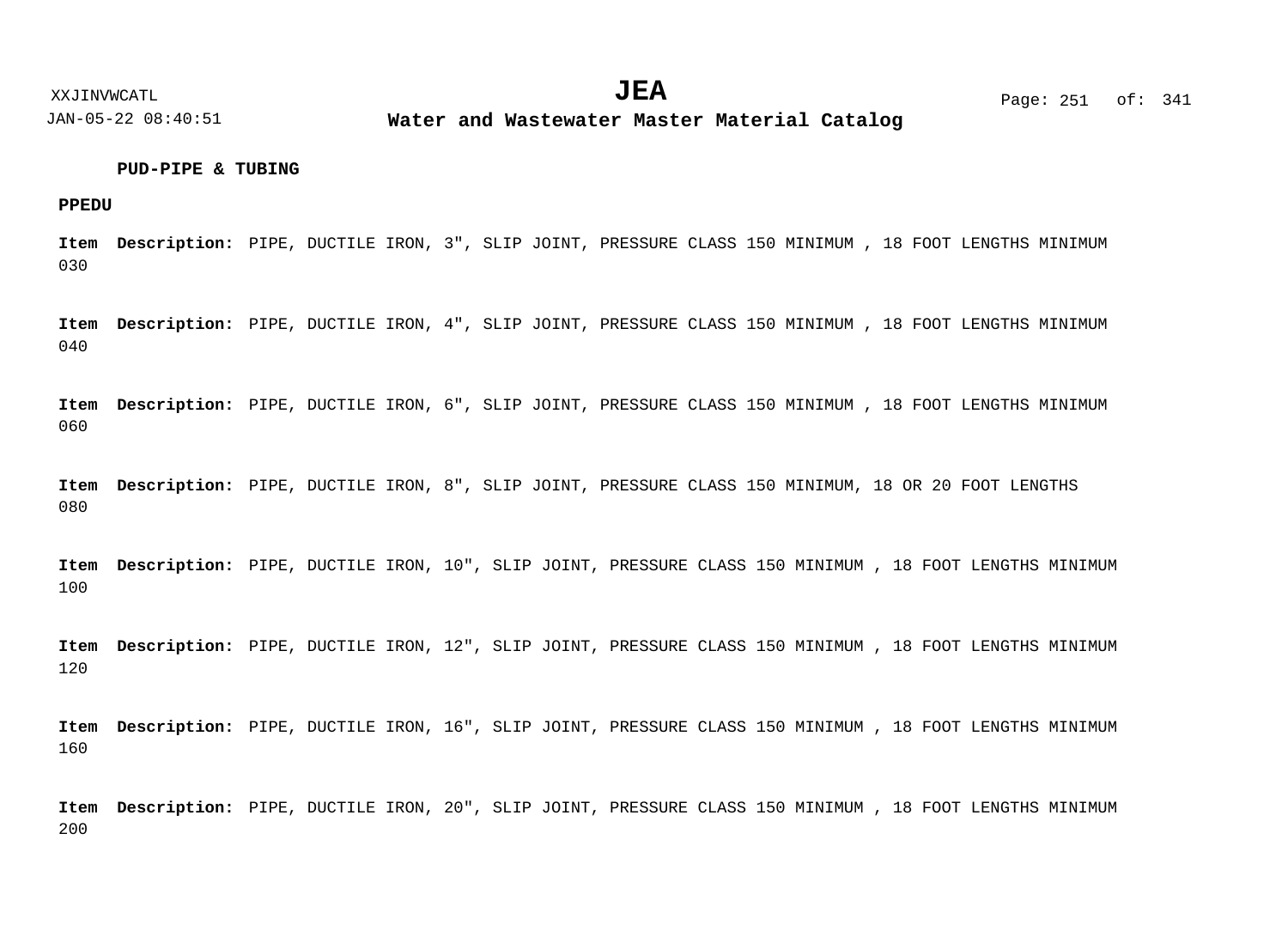**PUD-PIPE & TUBING**

**PPEDU**

**Item** 030 **Description:** PIPE, DUCTILE IRON, 3", SLIP JOINT, PRESSURE CLASS 150 MINIMUM , 18 FOOT LENGTHS MINIMUM

**Item** 040 **Description:** PIPE, DUCTILE IRON, 4", SLIP JOINT, PRESSURE CLASS 150 MINIMUM , 18 FOOT LENGTHS MINIMUM

**Item** 060 **Description:** PIPE, DUCTILE IRON, 6", SLIP JOINT, PRESSURE CLASS 150 MINIMUM , 18 FOOT LENGTHS MINIMUM

**Item** 080 **Description:** PIPE, DUCTILE IRON, 8", SLIP JOINT, PRESSURE CLASS 150 MINIMUM, 18 OR 20 FOOT LENGTHS

**Item** 100 **Description:** PIPE, DUCTILE IRON, 10", SLIP JOINT, PRESSURE CLASS 150 MINIMUM , 18 FOOT LENGTHS MINIMUM

**Item** 120 **Description:** PIPE, DUCTILE IRON, 12", SLIP JOINT, PRESSURE CLASS 150 MINIMUM , 18 FOOT LENGTHS MINIMUM

**Item** 160 **Description:** PIPE, DUCTILE IRON, 16", SLIP JOINT, PRESSURE CLASS 150 MINIMUM , 18 FOOT LENGTHS MINIMUM

**Item** 200 **Description:** PIPE, DUCTILE IRON, 20", SLIP JOINT, PRESSURE CLASS 150 MINIMUM , 18 FOOT LENGTHS MINIMUM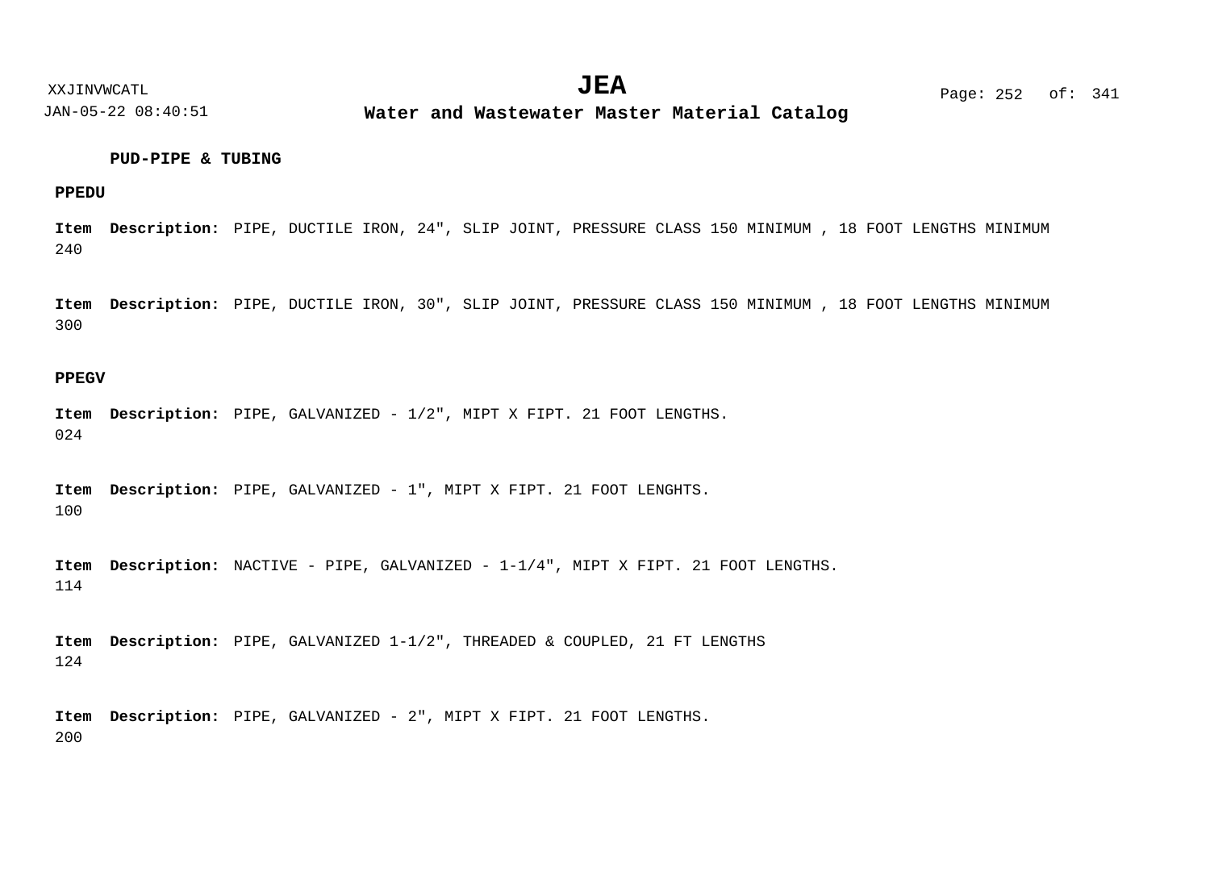**PUD-PIPE & TUBING**

**PPEDU**

**Item** **Description:** PIPE, DUCTILE IRON, 24", SLIP JOINT, PRESSURE CLASS 150 MINIMUM , 18 FOOT LENGTHS MINIMUM
240

**Item** **Description:** PIPE, DUCTILE IRON, 30", SLIP JOINT, PRESSURE CLASS 150 MINIMUM , 18 FOOT LENGTHS MINIMUM
300

**PPEGV**

**Item** **Description:** PIPE, GALVANIZED - 1/2", MIPT X FIPT. 21 FOOT LENGTHS.
024

**Item** **Description:** PIPE, GALVANIZED - 1", MIPT X FIPT. 21 FOOT LENGHTS.
100

**Item** **Description:** NACTIVE - PIPE, GALVANIZED - 1-1/4", MIPT X FIPT. 21 FOOT LENGTHS.
114

**Item** **Description:** PIPE, GALVANIZED 1-1/2", THREADED & COUPLED, 21 FT LENGTHS
124

**Item** **Description:** PIPE, GALVANIZED - 2", MIPT X FIPT. 21 FOOT LENGTHS.
200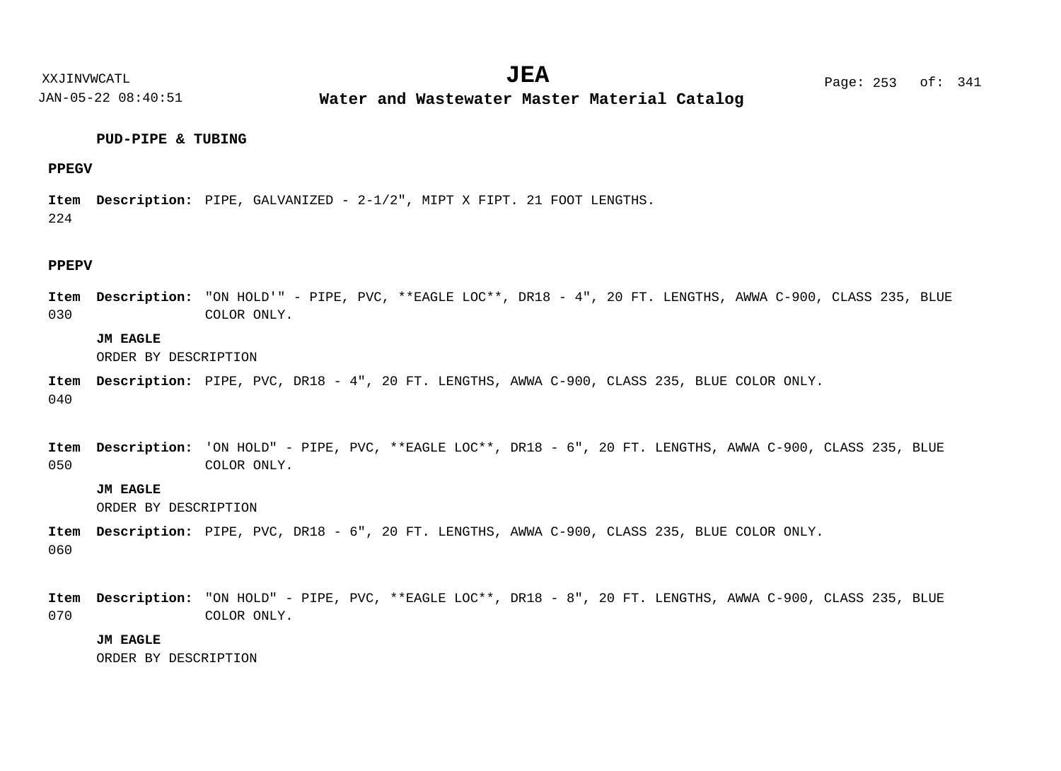### PUD-PIPE & TUBING

#### PPEGV

**Item** 224 **Description:** PIPE, GALVANIZED - 2-1/2", MIPT X FIPT. 21 FOOT LENGTHS.

#### PPEPV

**Item** 030 **Description:** "ON HOLD'" - PIPE, PVC, **EAGLE LOC**, DR18 - 4", 20 FT. LENGTHS, AWWA C-900, CLASS 235, BLUE COLOR ONLY.

**JM EAGLE**
ORDER BY DESCRIPTION

**Item** 040 **Description:** PIPE, PVC, DR18 - 4", 20 FT. LENGTHS, AWWA C-900, CLASS 235, BLUE COLOR ONLY.

**Item** 050 **Description:** 'ON HOLD" - PIPE, PVC, **EAGLE LOC**, DR18 - 6", 20 FT. LENGTHS, AWWA C-900, CLASS 235, BLUE COLOR ONLY.

**JM EAGLE**
ORDER BY DESCRIPTION

**Item** 060 **Description:** PIPE, PVC, DR18 - 6", 20 FT. LENGTHS, AWWA C-900, CLASS 235, BLUE COLOR ONLY.

**Item** 070 **Description:** "ON HOLD" - PIPE, PVC, **EAGLE LOC**, DR18 - 8", 20 FT. LENGTHS, AWWA C-900, CLASS 235, BLUE COLOR ONLY.

**JM EAGLE**
ORDER BY DESCRIPTION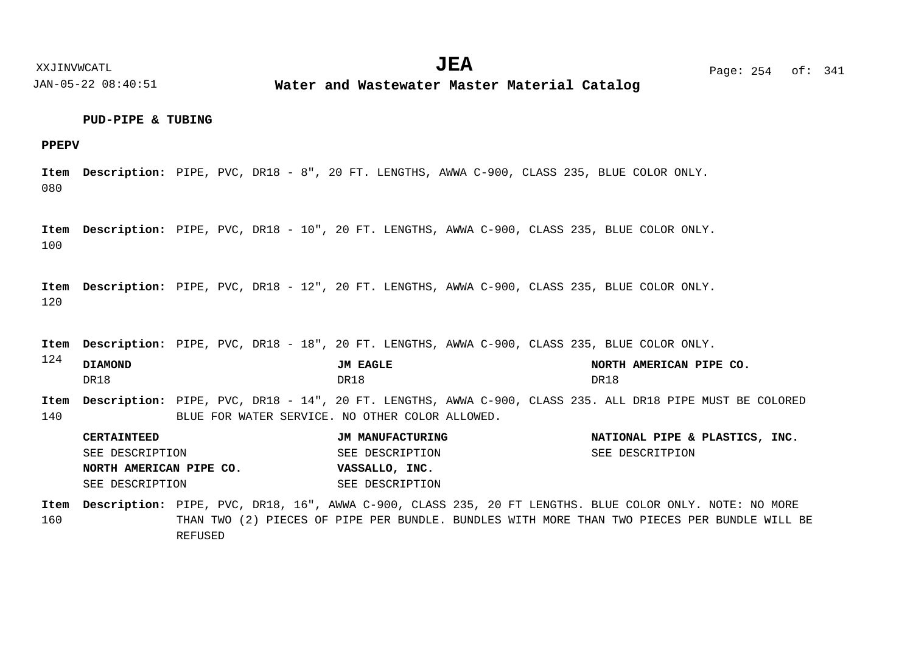**PUD-PIPE & TUBING**

**PPEPV**

**Item 080** **Description:** PIPE, PVC, DR18 - 8", 20 FT. LENGTHS, AWWA C-900, CLASS 235, BLUE COLOR ONLY.

**Item 100** **Description:** PIPE, PVC, DR18 - 10", 20 FT. LENGTHS, AWWA C-900, CLASS 235, BLUE COLOR ONLY.

**Item 120** **Description:** PIPE, PVC, DR18 - 12", 20 FT. LENGTHS, AWWA C-900, CLASS 235, BLUE COLOR ONLY.

**Item 124** **Description:** PIPE, PVC, DR18 - 18", 20 FT. LENGTHS, AWWA C-900, CLASS 235, BLUE COLOR ONLY.

| **DIAMOND** | **JM EAGLE** | **NORTH AMERICAN PIPE CO.** |
|---|---|---|
| DR18 | DR18 | DR18 |

**Item 140** **Description:** PIPE, PVC, DR18 - 14", 20 FT. LENGTHS, AWWA C-900, CLASS 235. ALL DR18 PIPE MUST BE COLORED BLUE FOR WATER SERVICE. NO OTHER COLOR ALLOWED.

| **CERTAINTEED** | **JM MANUFACTURING** | **NATIONAL PIPE & PLASTICS, INC.** |
|---|---|---|
| SEE DESCRIPTION | SEE DESCRIPTION | SEE DESCRITPION |
| **NORTH AMERICAN PIPE CO.** | **VASSALLO, INC.** | |
| SEE DESCRIPTION | SEE DESCRIPTION | |

**Item 160** **Description:** PIPE, PVC, DR18, 16", AWWA C-900, CLASS 235, 20 FT LENGTHS. BLUE COLOR ONLY. NOTE: NO MORE THAN TWO (2) PIECES OF PIPE PER BUNDLE. BUNDLES WITH MORE THAN TWO PIECES PER BUNDLE WILL BE REFUSED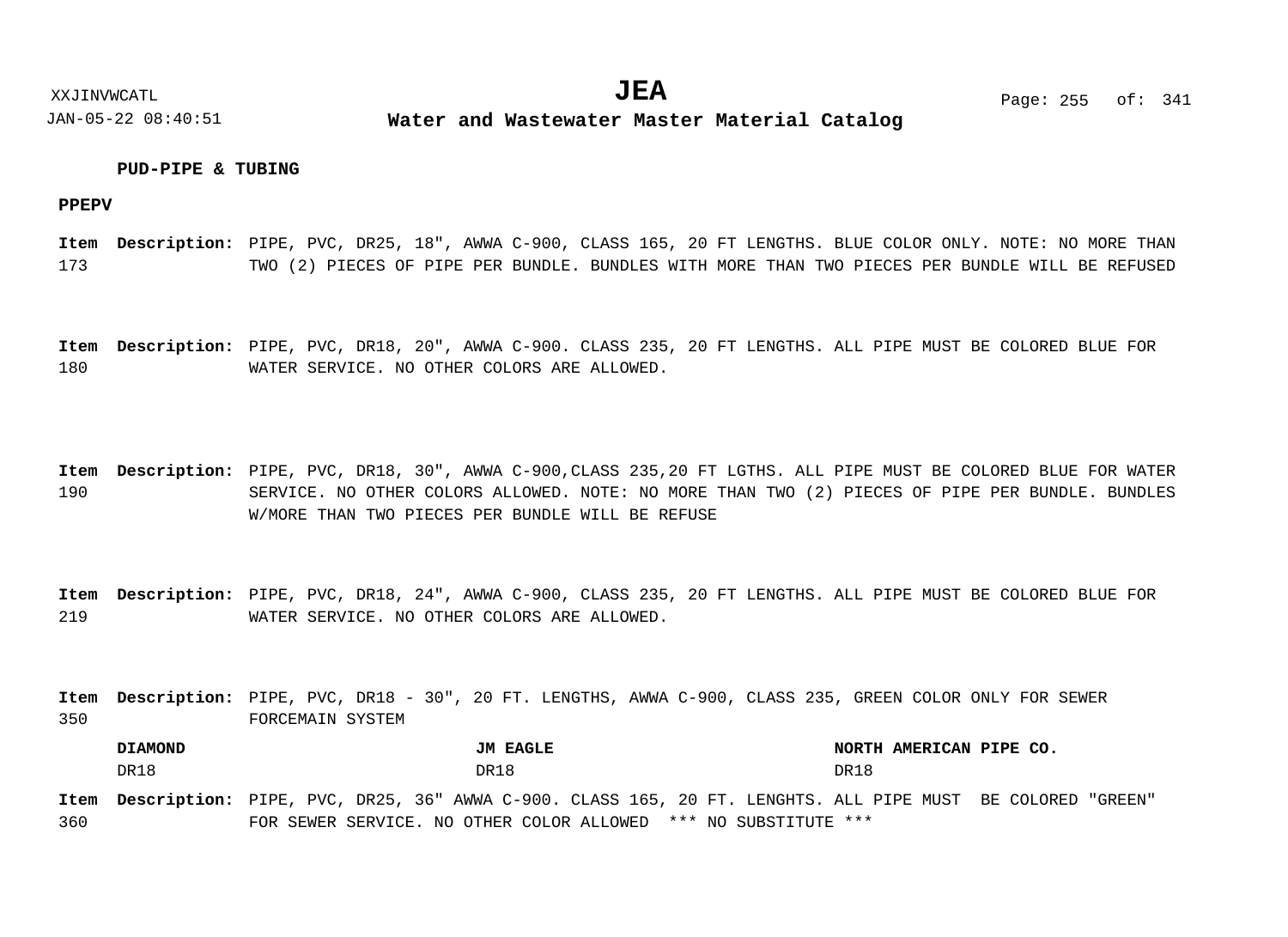**PUD-PIPE & TUBING**

**PPEPV**

**Item** 173 **Description:** PIPE, PVC, DR25, 18", AWWA C-900, CLASS 165, 20 FT LENGTHS. BLUE COLOR ONLY. NOTE: NO MORE THAN TWO (2) PIECES OF PIPE PER BUNDLE. BUNDLES WITH MORE THAN TWO PIECES PER BUNDLE WILL BE REFUSED

**Item** 180 **Description:** PIPE, PVC, DR18, 20", AWWA C-900. CLASS 235, 20 FT LENGTHS. ALL PIPE MUST BE COLORED BLUE FOR WATER SERVICE. NO OTHER COLORS ARE ALLOWED.

**Item** 190 **Description:** PIPE, PVC, DR18, 30", AWWA C-900,CLASS 235,20 FT LGTHS. ALL PIPE MUST BE COLORED BLUE FOR WATER SERVICE. NO OTHER COLORS ALLOWED. NOTE: NO MORE THAN TWO (2) PIECES OF PIPE PER BUNDLE. BUNDLES W/MORE THAN TWO PIECES PER BUNDLE WILL BE REFUSE

**Item** 219 **Description:** PIPE, PVC, DR18, 24", AWWA C-900, CLASS 235, 20 FT LENGTHS. ALL PIPE MUST BE COLORED BLUE FOR WATER SERVICE. NO OTHER COLORS ARE ALLOWED.

**Item** 350 **Description:** PIPE, PVC, DR18 - 30", 20 FT. LENGTHS, AWWA C-900, CLASS 235, GREEN COLOR ONLY FOR SEWER FORCEMAIN SYSTEM

| DIAMOND | JM EAGLE | NORTH AMERICAN PIPE CO. |
|---|---|---|
| DR18 | DR18 | DR18 |

**Item** 360 **Description:** PIPE, PVC, DR25, 36" AWWA C-900. CLASS 165, 20 FT. LENGHTS. ALL PIPE MUST BE COLORED "GREEN" FOR SEWER SERVICE. NO OTHER COLOR ALLOWED *** NO SUBSTITUTE ***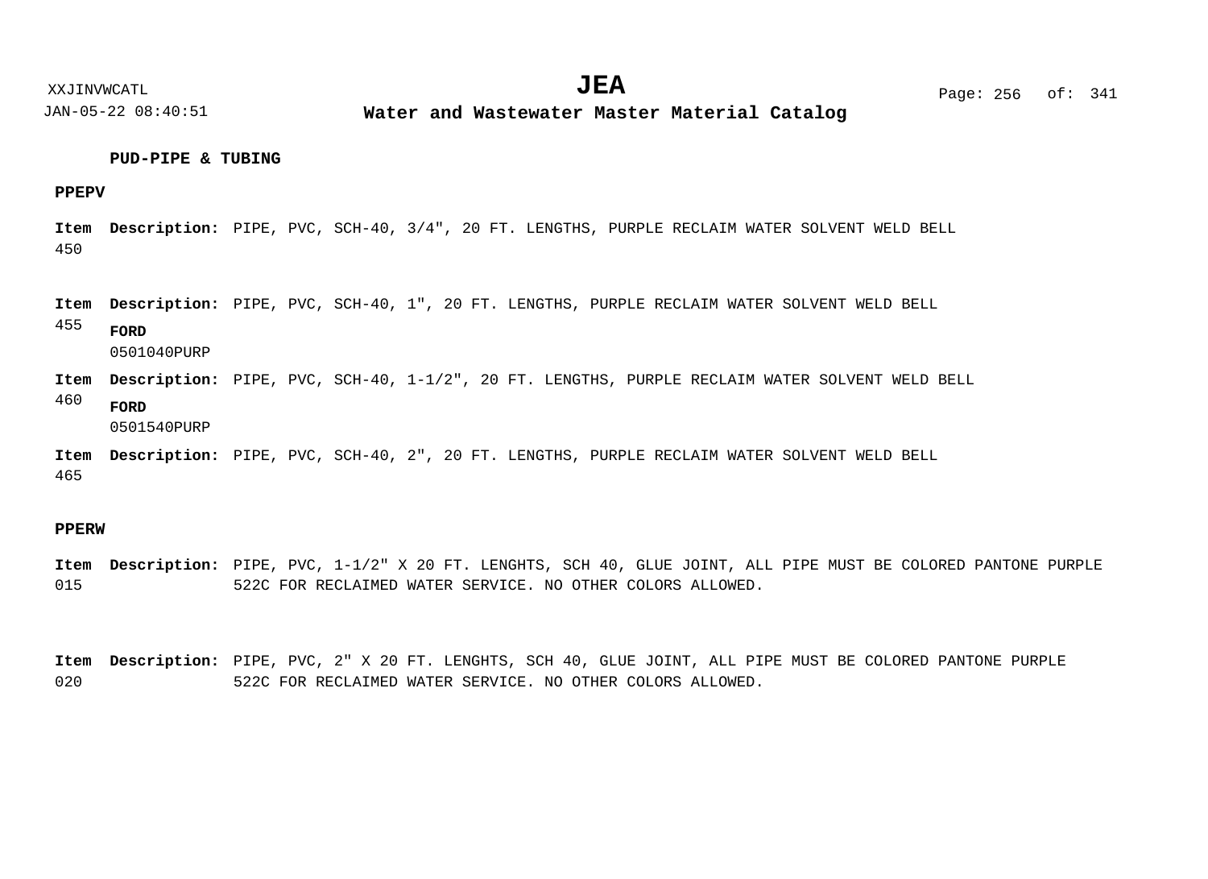## PUD-PIPE & TUBING

### PPEPV

**Item** 450 **Description:** PIPE, PVC, SCH-40, 3/4", 20 FT. LENGTHS, PURPLE RECLAIM WATER SOLVENT WELD BELL

**Item** 455 **Description:** PIPE, PVC, SCH-40, 1", 20 FT. LENGTHS, PURPLE RECLAIM WATER SOLVENT WELD BELL

**FORD**
0501040PURP

**Item** 460 **Description:** PIPE, PVC, SCH-40, 1-1/2", 20 FT. LENGTHS, PURPLE RECLAIM WATER SOLVENT WELD BELL

**FORD**
0501540PURP

**Item** 465 **Description:** PIPE, PVC, SCH-40, 2", 20 FT. LENGTHS, PURPLE RECLAIM WATER SOLVENT WELD BELL

### PPERW

**Item** 015 **Description:** PIPE, PVC, 1-1/2" X 20 FT. LENGHTS, SCH 40, GLUE JOINT, ALL PIPE MUST BE COLORED PANTONE PURPLE 522C FOR RECLAIMED WATER SERVICE. NO OTHER COLORS ALLOWED.

**Item** 020 **Description:** PIPE, PVC, 2" X 20 FT. LENGHTS, SCH 40, GLUE JOINT, ALL PIPE MUST BE COLORED PANTONE PURPLE 522C FOR RECLAIMED WATER SERVICE. NO OTHER COLORS ALLOWED.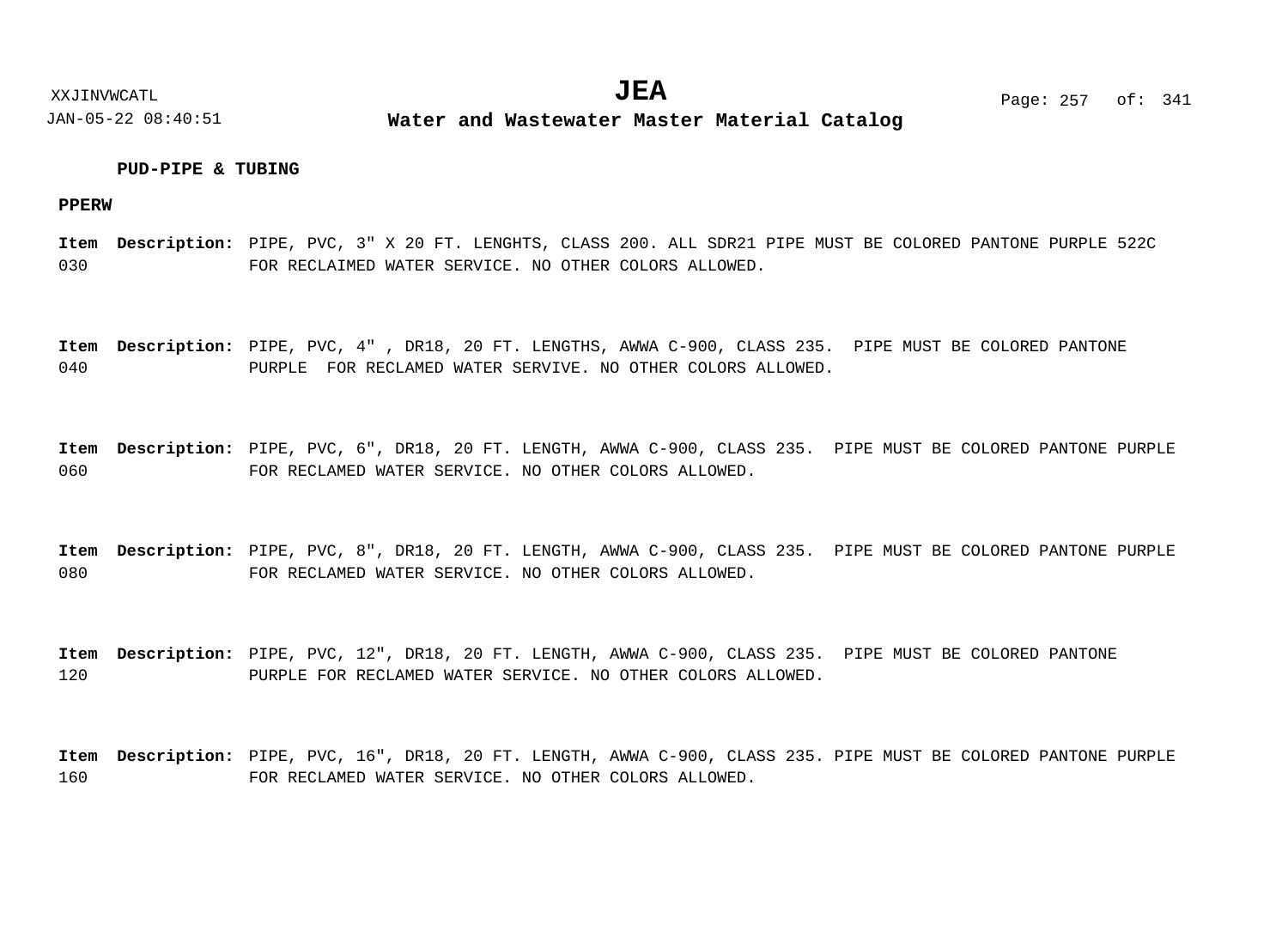**PUD-PIPE & TUBING**

**PPERW**

**Item** 030 **Description:** PIPE, PVC, 3" X 20 FT. LENGHTS, CLASS 200. ALL SDR21 PIPE MUST BE COLORED PANTONE PURPLE 522C FOR RECLAIMED WATER SERVICE. NO OTHER COLORS ALLOWED.

**Item** 040 **Description:** PIPE, PVC, 4" , DR18, 20 FT. LENGTHS, AWWA C-900, CLASS 235. PIPE MUST BE COLORED PANTONE PURPLE FOR RECLAMED WATER SERVIVE. NO OTHER COLORS ALLOWED.

**Item** 060 **Description:** PIPE, PVC, 6", DR18, 20 FT. LENGTH, AWWA C-900, CLASS 235. PIPE MUST BE COLORED PANTONE PURPLE FOR RECLAMED WATER SERVICE. NO OTHER COLORS ALLOWED.

**Item** 080 **Description:** PIPE, PVC, 8", DR18, 20 FT. LENGTH, AWWA C-900, CLASS 235. PIPE MUST BE COLORED PANTONE PURPLE FOR RECLAMED WATER SERVICE. NO OTHER COLORS ALLOWED.

**Item** 120 **Description:** PIPE, PVC, 12", DR18, 20 FT. LENGTH, AWWA C-900, CLASS 235. PIPE MUST BE COLORED PANTONE PURPLE FOR RECLAMED WATER SERVICE. NO OTHER COLORS ALLOWED.

**Item** 160 **Description:** PIPE, PVC, 16", DR18, 20 FT. LENGTH, AWWA C-900, CLASS 235. PIPE MUST BE COLORED PANTONE PURPLE FOR RECLAMED WATER SERVICE. NO OTHER COLORS ALLOWED.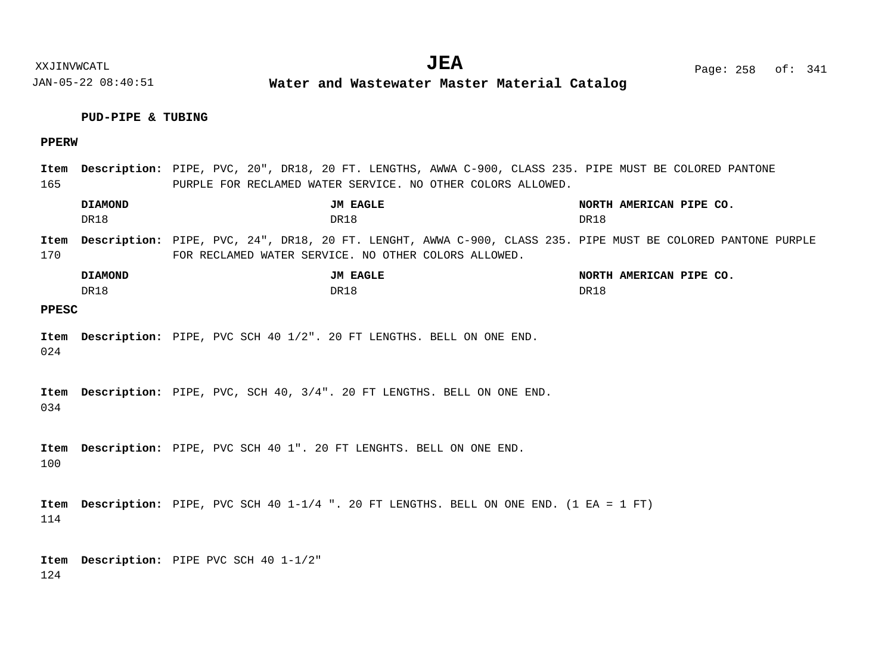**PUD-PIPE & TUBING**

**PPERW**

**Item** 165 **Description:** PIPE, PVC, 20", DR18, 20 FT. LENGTHS, AWWA C-900, CLASS 235. PIPE MUST BE COLORED PANTONE PURPLE FOR RECLAMED WATER SERVICE. NO OTHER COLORS ALLOWED.

| DIAMOND | JM EAGLE | NORTH AMERICAN PIPE CO. |
| --- | --- | --- |
| DR18 | DR18 | DR18 |

**Item** 170 **Description:** PIPE, PVC, 24", DR18, 20 FT. LENGHT, AWWA C-900, CLASS 235. PIPE MUST BE COLORED PANTONE PURPLE FOR RECLAMED WATER SERVICE. NO OTHER COLORS ALLOWED.

| DIAMOND | JM EAGLE | NORTH AMERICAN PIPE CO. |
| --- | --- | --- |
| DR18 | DR18 | DR18 |

**PPESC**

**Item** 024 **Description:** PIPE, PVC SCH 40 1/2". 20 FT LENGTHS. BELL ON ONE END.

**Item** 034 **Description:** PIPE, PVC, SCH 40, 3/4". 20 FT LENGTHS. BELL ON ONE END.

**Item** 100 **Description:** PIPE, PVC SCH 40 1". 20 FT LENGHTS. BELL ON ONE END.

**Item** 114 **Description:** PIPE, PVC SCH 40 1-1/4 ". 20 FT LENGTHS. BELL ON ONE END. (1 EA = 1 FT)

**Item** 124 **Description:** PIPE PVC SCH 40 1-1/2"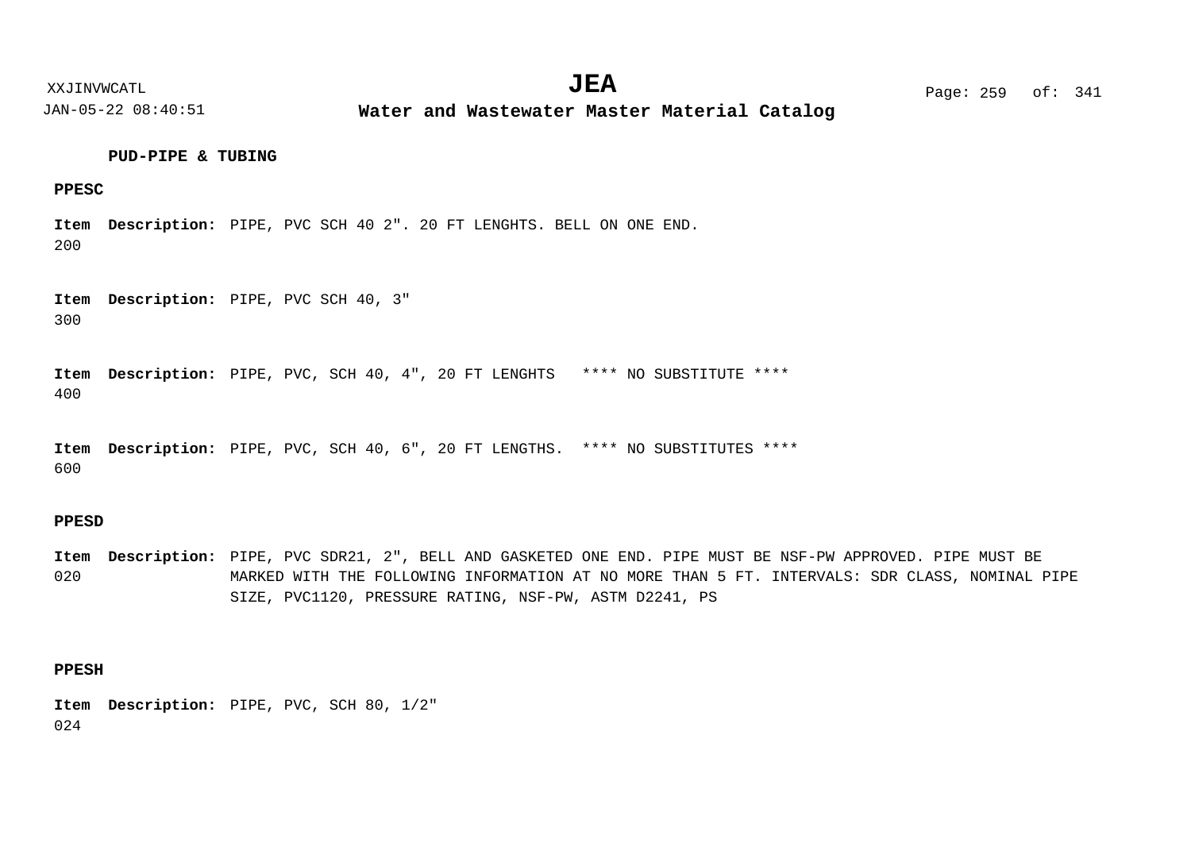## PUD-PIPE & TUBING

### PPESC

**Item** 200 **Description:** PIPE, PVC SCH 40 2". 20 FT LENGHTS. BELL ON ONE END.

**Item** 300 **Description:** PIPE, PVC SCH 40, 3"

**Item** 400 **Description:** PIPE, PVC, SCH 40, 4", 20 FT LENGHTS **** NO SUBSTITUTE ****

**Item** 600 **Description:** PIPE, PVC, SCH 40, 6", 20 FT LENGTHS. **** NO SUBSTITUTES ****

### PPESD

**Item** 020 **Description:** PIPE, PVC SDR21, 2", BELL AND GASKETED ONE END. PIPE MUST BE NSF-PW APPROVED. PIPE MUST BE MARKED WITH THE FOLLOWING INFORMATION AT NO MORE THAN 5 FT. INTERVALS: SDR CLASS, NOMINAL PIPE SIZE, PVC1120, PRESSURE RATING, NSF-PW, ASTM D2241, PS

### PPESH

**Item** 024 **Description:** PIPE, PVC, SCH 80, 1/2"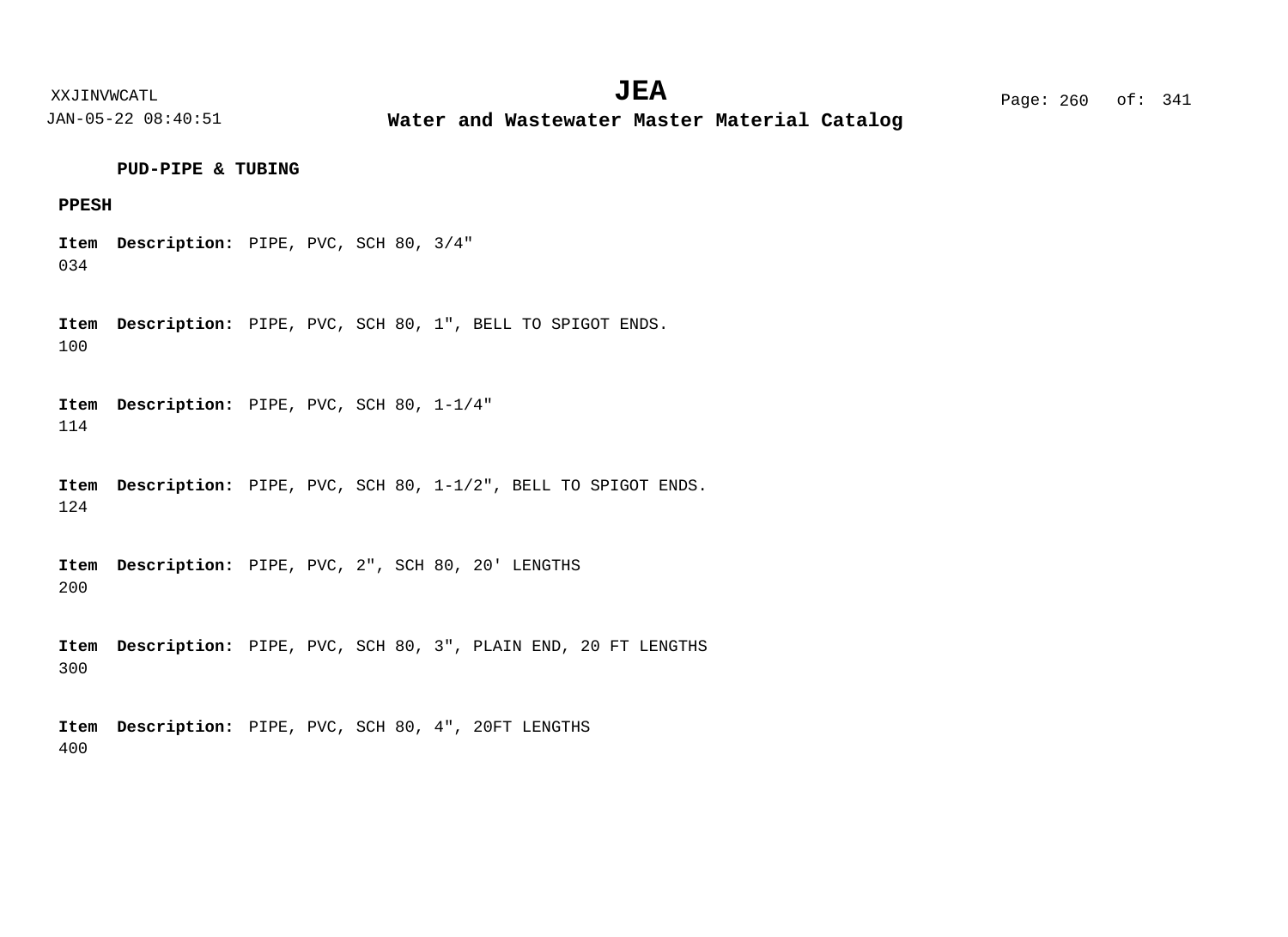**PUD-PIPE & TUBING**

**PPESH**

| Item | Description |
|---|---|
| 034 | PIPE, PVC, SCH 80, 3/4" |
| 100 | PIPE, PVC, SCH 80, 1", BELL TO SPIGOT ENDS. |
| 114 | PIPE, PVC, SCH 80, 1-1/4" |
| 124 | PIPE, PVC, SCH 80, 1-1/2", BELL TO SPIGOT ENDS. |
| 200 | PIPE, PVC, 2", SCH 80, 20' LENGTHS |
| 300 | PIPE, PVC, SCH 80, 3", PLAIN END, 20 FT LENGTHS |
| 400 | PIPE, PVC, SCH 80, 4", 20FT LENGTHS |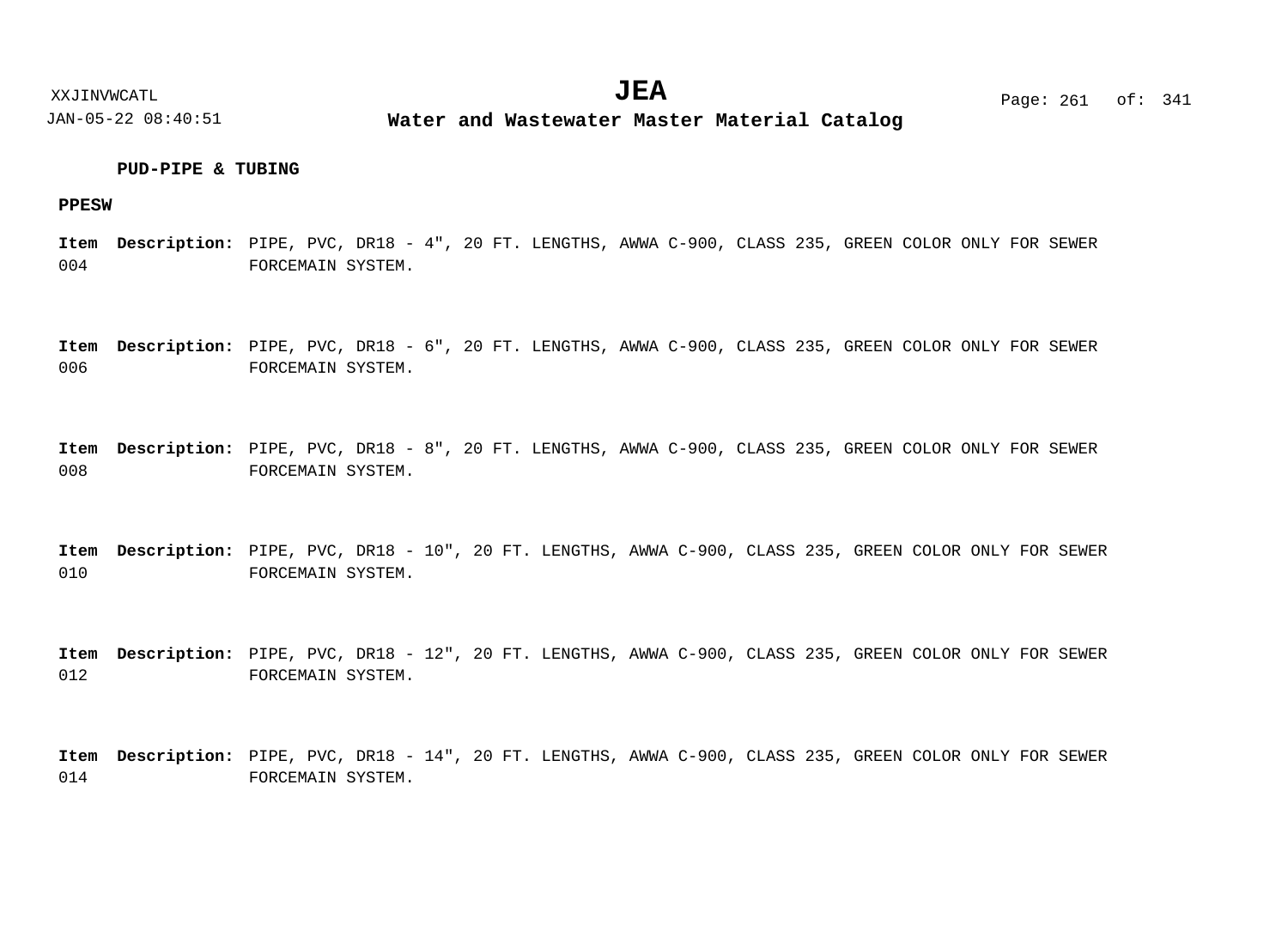**PUD-PIPE & TUBING**

**PPESW**

**Item** 004 **Description:** PIPE, PVC, DR18 - 4", 20 FT. LENGTHS, AWWA C-900, CLASS 235, GREEN COLOR ONLY FOR SEWER FORCEMAIN SYSTEM.

**Item** 006 **Description:** PIPE, PVC, DR18 - 6", 20 FT. LENGTHS, AWWA C-900, CLASS 235, GREEN COLOR ONLY FOR SEWER FORCEMAIN SYSTEM.

**Item** 008 **Description:** PIPE, PVC, DR18 - 8", 20 FT. LENGTHS, AWWA C-900, CLASS 235, GREEN COLOR ONLY FOR SEWER FORCEMAIN SYSTEM.

**Item** 010 **Description:** PIPE, PVC, DR18 - 10", 20 FT. LENGTHS, AWWA C-900, CLASS 235, GREEN COLOR ONLY FOR SEWER FORCEMAIN SYSTEM.

**Item** 012 **Description:** PIPE, PVC, DR18 - 12", 20 FT. LENGTHS, AWWA C-900, CLASS 235, GREEN COLOR ONLY FOR SEWER FORCEMAIN SYSTEM.

**Item** 014 **Description:** PIPE, PVC, DR18 - 14", 20 FT. LENGTHS, AWWA C-900, CLASS 235, GREEN COLOR ONLY FOR SEWER FORCEMAIN SYSTEM.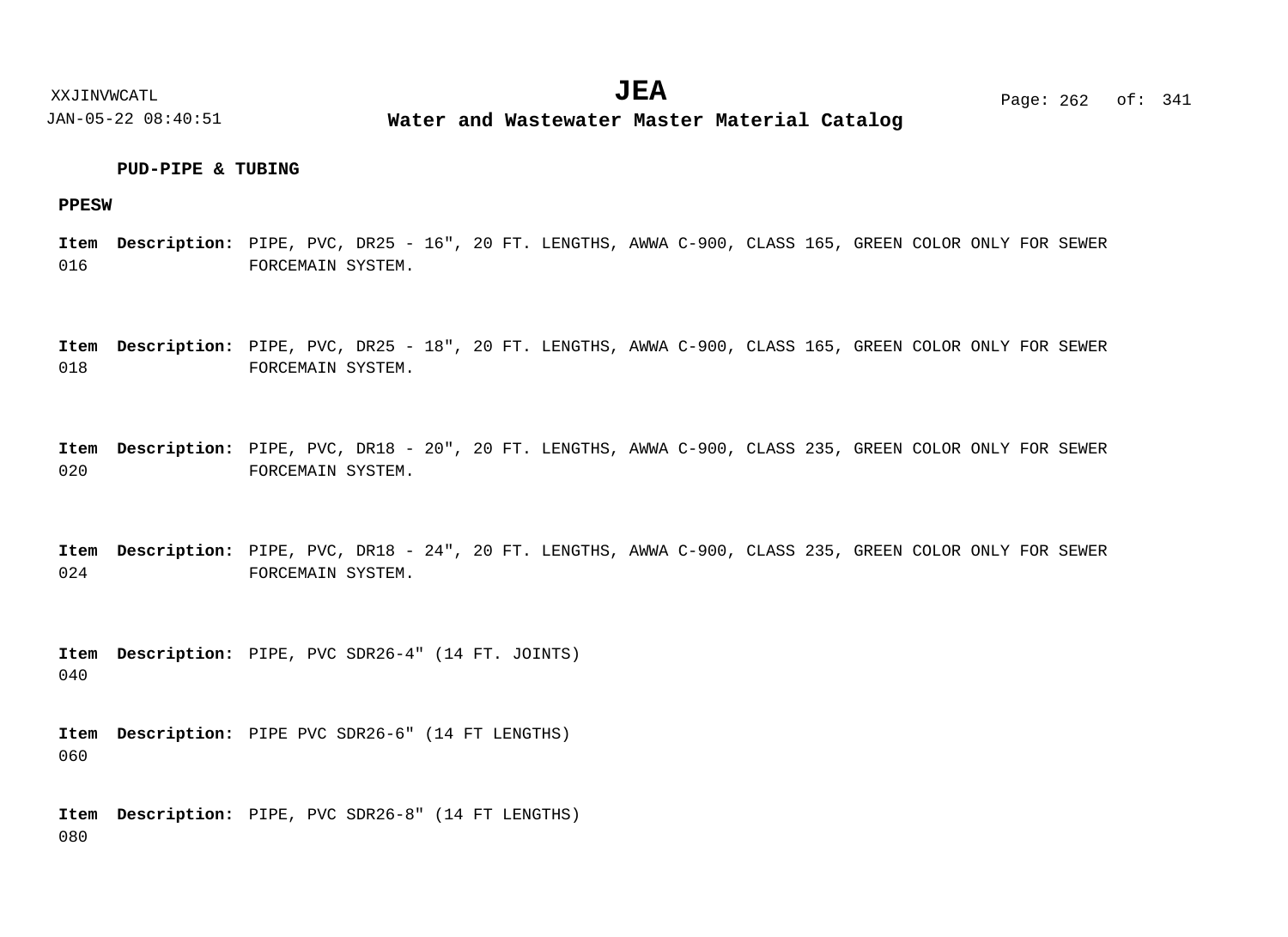**PUD-PIPE & TUBING**

**PPESW**

**Item** 016 **Description:** PIPE, PVC, DR25 - 16", 20 FT. LENGTHS, AWWA C-900, CLASS 165, GREEN COLOR ONLY FOR SEWER FORCEMAIN SYSTEM.

**Item** 018 **Description:** PIPE, PVC, DR25 - 18", 20 FT. LENGTHS, AWWA C-900, CLASS 165, GREEN COLOR ONLY FOR SEWER FORCEMAIN SYSTEM.

**Item** 020 **Description:** PIPE, PVC, DR18 - 20", 20 FT. LENGTHS, AWWA C-900, CLASS 235, GREEN COLOR ONLY FOR SEWER FORCEMAIN SYSTEM.

**Item** 024 **Description:** PIPE, PVC, DR18 - 24", 20 FT. LENGTHS, AWWA C-900, CLASS 235, GREEN COLOR ONLY FOR SEWER FORCEMAIN SYSTEM.

**Item** 040 **Description:** PIPE, PVC SDR26-4" (14 FT. JOINTS)

**Item** 060 **Description:** PIPE PVC SDR26-6" (14 FT LENGTHS)

**Item** 080 **Description:** PIPE, PVC SDR26-8" (14 FT LENGTHS)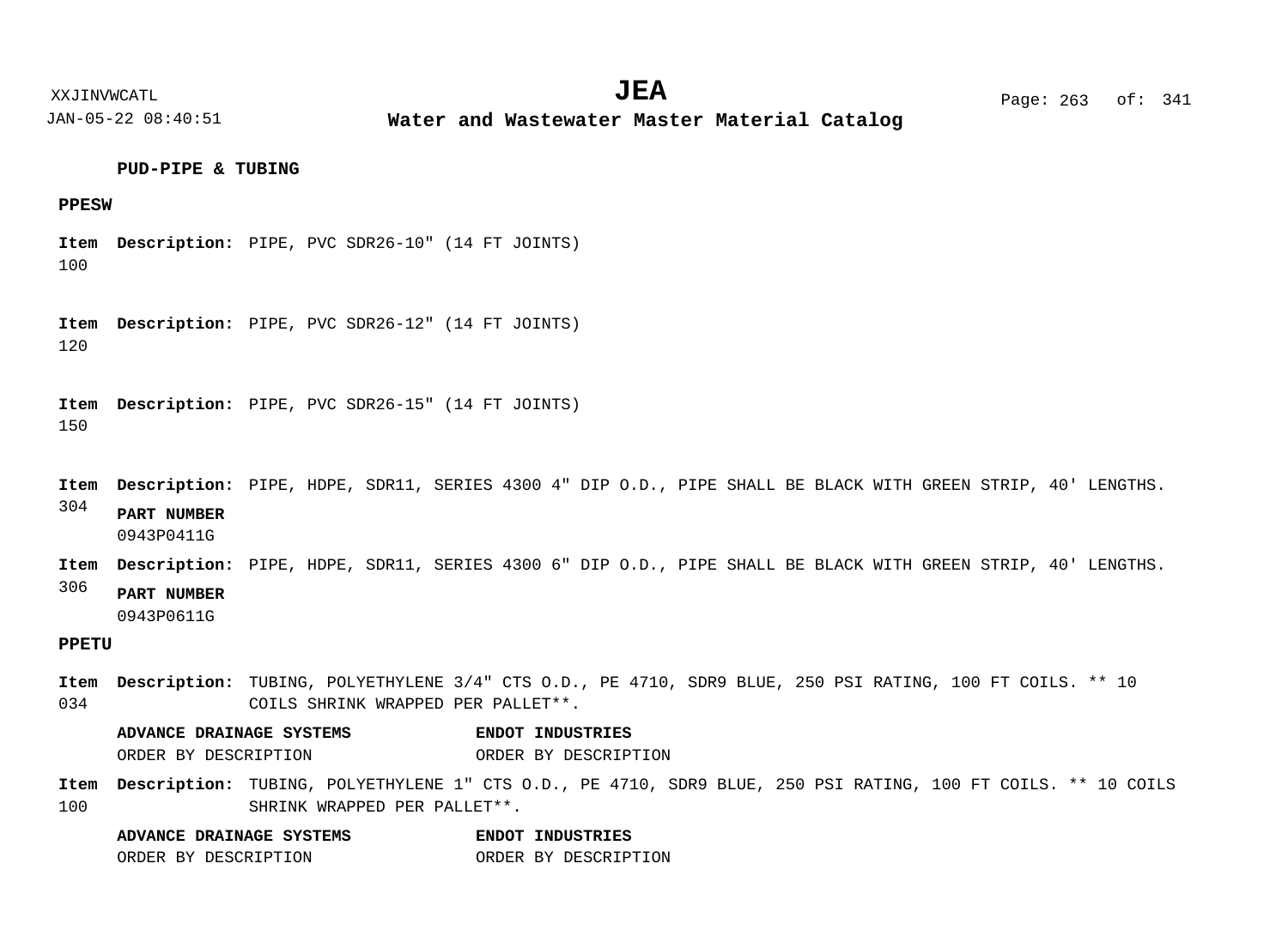### PUD-PIPE & TUBING

#### PPESW

**Item** 100 **Description:** PIPE, PVC SDR26-10" (14 FT JOINTS)

**Item** 120 **Description:** PIPE, PVC SDR26-12" (14 FT JOINTS)

**Item** 150 **Description:** PIPE, PVC SDR26-15" (14 FT JOINTS)

**Item** 304 **Description:** PIPE, HDPE, SDR11, SERIES 4300 4" DIP O.D., PIPE SHALL BE BLACK WITH GREEN STRIP, 40' LENGTHS.

**PART NUMBER**
0943P0411G

**Item** 306 **Description:** PIPE, HDPE, SDR11, SERIES 4300 6" DIP O.D., PIPE SHALL BE BLACK WITH GREEN STRIP, 40' LENGTHS.

**PART NUMBER**
0943P0611G

#### PPETU

**Item** 034 **Description:** TUBING, POLYETHYLENE 3/4" CTS O.D., PE 4710, SDR9 BLUE, 250 PSI RATING, 100 FT COILS. ** 10 COILS SHRINK WRAPPED PER PALLET**.

| ADVANCE DRAINAGE SYSTEMS | ENDOT INDUSTRIES |
|---|---|
| ORDER BY DESCRIPTION | ORDER BY DESCRIPTION |

**Item** 100 **Description:** TUBING, POLYETHYLENE 1" CTS O.D., PE 4710, SDR9 BLUE, 250 PSI RATING, 100 FT COILS. ** 10 COILS SHRINK WRAPPED PER PALLET**.

| ADVANCE DRAINAGE SYSTEMS | ENDOT INDUSTRIES |
|---|---|
| ORDER BY DESCRIPTION | ORDER BY DESCRIPTION |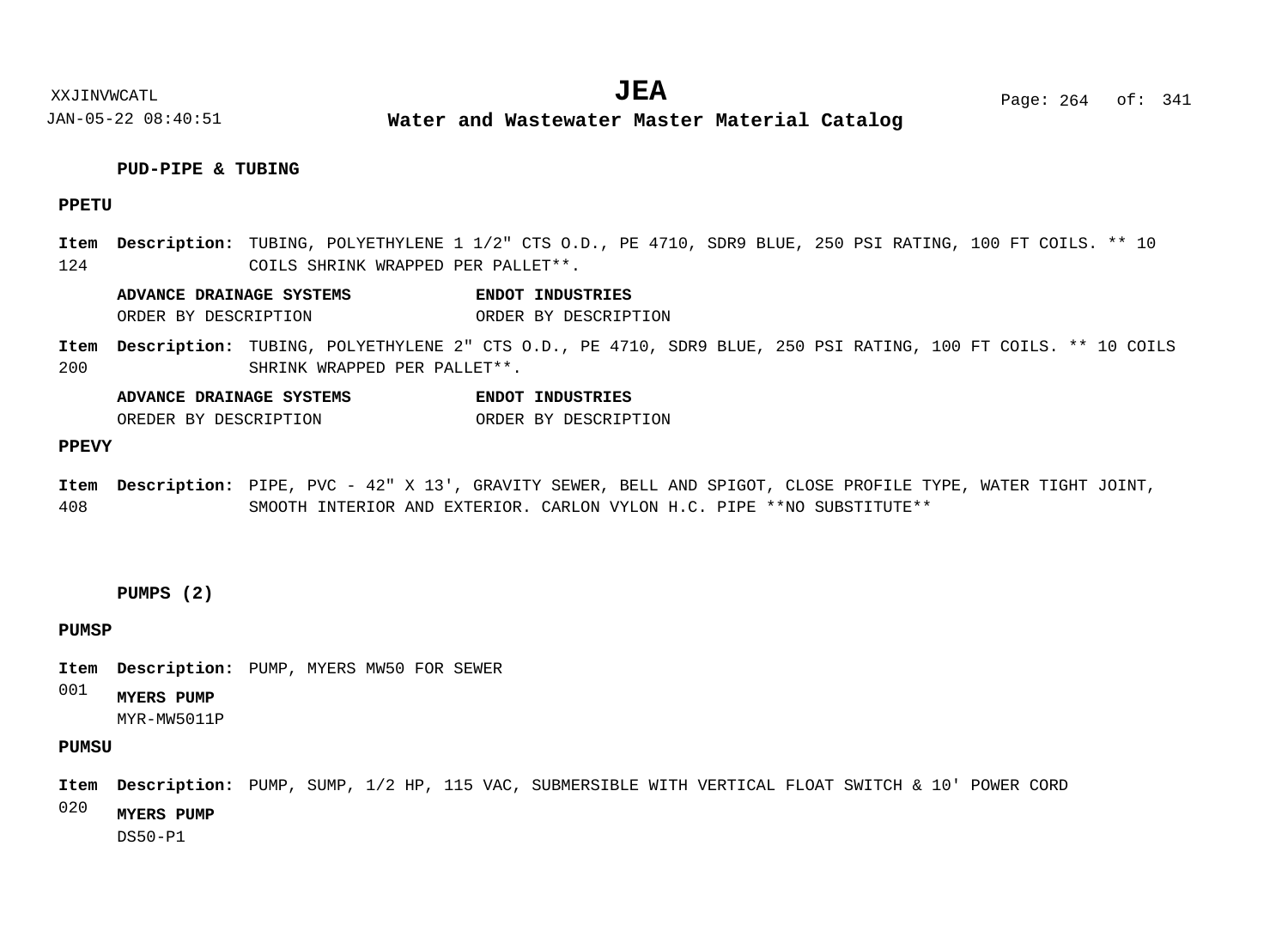### PUD-PIPE & TUBING

#### PPETU

**Item** 124 **Description:** TUBING, POLYETHYLENE 1 1/2" CTS O.D., PE 4710, SDR9 BLUE, 250 PSI RATING, 100 FT COILS. ** 10 COILS SHRINK WRAPPED PER PALLET**.

| ADVANCE DRAINAGE SYSTEMS | ENDOT INDUSTRIES |
| --- | --- |
| ORDER BY DESCRIPTION | ORDER BY DESCRIPTION |

**Item** 200 **Description:** TUBING, POLYETHYLENE 2" CTS O.D., PE 4710, SDR9 BLUE, 250 PSI RATING, 100 FT COILS. ** 10 COILS SHRINK WRAPPED PER PALLET**.

| ADVANCE DRAINAGE SYSTEMS | ENDOT INDUSTRIES |
| --- | --- |
| OREDER BY DESCRIPTION | ORDER BY DESCRIPTION |

#### PPEVY

**Item** 408 **Description:** PIPE, PVC - 42" X 13', GRAVITY SEWER, BELL AND SPIGOT, CLOSE PROFILE TYPE, WATER TIGHT JOINT, SMOOTH INTERIOR AND EXTERIOR. CARLON VYLON H.C. PIPE **NO SUBSTITUTE**

### PUMPS (2)

#### PUMSP

**Item** 001 **Description:** PUMP, MYERS MW50 FOR SEWER

**MYERS PUMP**
MYR-MW5011P

#### PUMSU

**Item** 020 **Description:** PUMP, SUMP, 1/2 HP, 115 VAC, SUBMERSIBLE WITH VERTICAL FLOAT SWITCH & 10' POWER CORD

**MYERS PUMP**
DS50-P1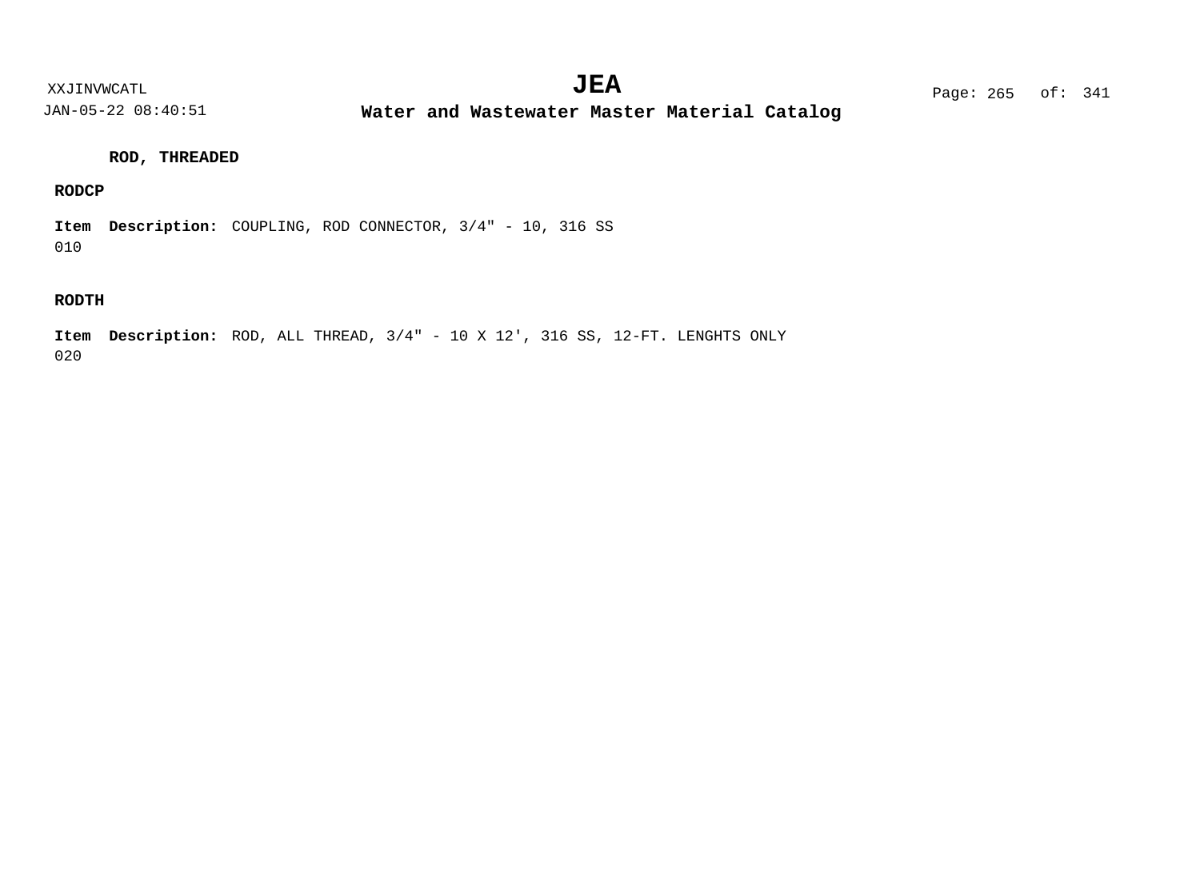**ROD, THREADED**

**RODCP**

**Item** 010 **Description:** COUPLING, ROD CONNECTOR, 3/4" - 10, 316 SS

**RODTH**

**Item** 020 **Description:** ROD, ALL THREAD, 3/4" - 10 X 12', 316 SS, 12-FT. LENGHTS ONLY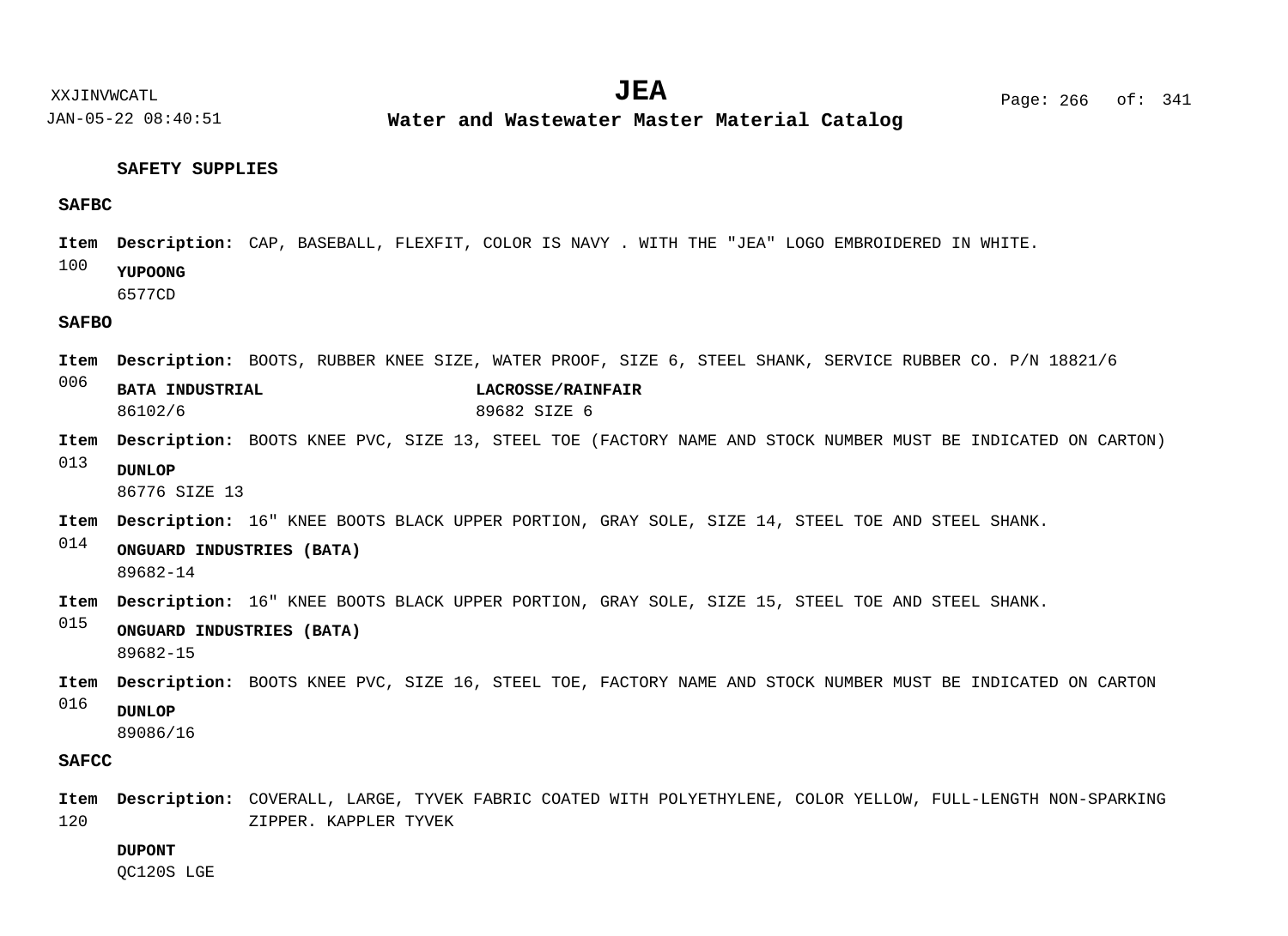## SAFETY SUPPLIES

### SAFBC

**Item** 100 **Description:** CAP, BASEBALL, FLEXFIT, COLOR IS NAVY . WITH THE "JEA" LOGO EMBROIDERED IN WHITE.

**YUPOONG**
6577CD

### SAFBO

**Item** 006 **Description:** BOOTS, RUBBER KNEE SIZE, WATER PROOF, SIZE 6, STEEL SHANK, SERVICE RUBBER CO. P/N 18821/6

**BATA INDUSTRIAL**
86102/6

**LACROSSE/RAINFAIR**
89682 SIZE 6

**Item** 013 **Description:** BOOTS KNEE PVC, SIZE 13, STEEL TOE (FACTORY NAME AND STOCK NUMBER MUST BE INDICATED ON CARTON)

**DUNLOP**
86776 SIZE 13

**Item** 014 **Description:** 16" KNEE BOOTS BLACK UPPER PORTION, GRAY SOLE, SIZE 14, STEEL TOE AND STEEL SHANK.

**ONGUARD INDUSTRIES (BATA)**
89682-14

**Item** 015 **Description:** 16" KNEE BOOTS BLACK UPPER PORTION, GRAY SOLE, SIZE 15, STEEL TOE AND STEEL SHANK.

**ONGUARD INDUSTRIES (BATA)**
89682-15

**Item** 016 **Description:** BOOTS KNEE PVC, SIZE 16, STEEL TOE, FACTORY NAME AND STOCK NUMBER MUST BE INDICATED ON CARTON

**DUNLOP**
89086/16

### SAFCC

**Item** 120 **Description:** COVERALL, LARGE, TYVEK FABRIC COATED WITH POLYETHYLENE, COLOR YELLOW, FULL-LENGTH NON-SPARKING ZIPPER. KAPPLER TYVEK

**DUPONT**
QC120S LGE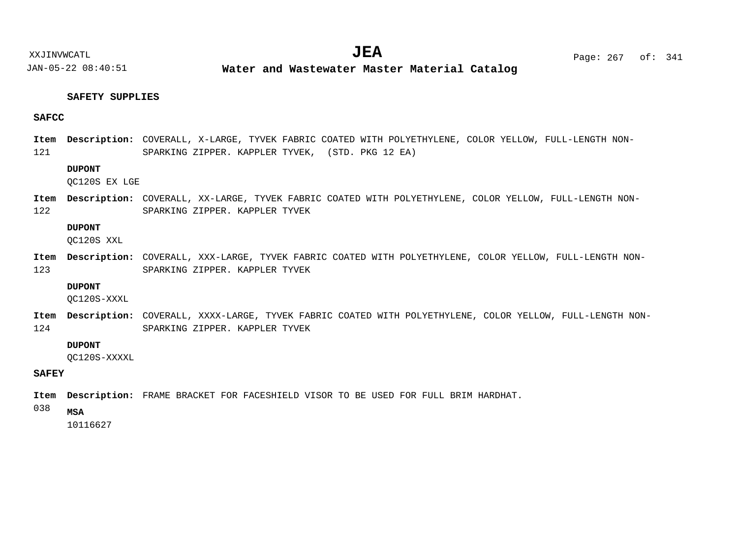## SAFETY SUPPLIES

### SAFCC

**Item** 121 **Description:** COVERALL, X-LARGE, TYVEK FABRIC COATED WITH POLYETHYLENE, COLOR YELLOW, FULL-LENGTH NON-SPARKING ZIPPER. KAPPLER TYVEK, (STD. PKG 12 EA)

**DUPONT**
QC120S EX LGE

**Item** 122 **Description:** COVERALL, XX-LARGE, TYVEK FABRIC COATED WITH POLYETHYLENE, COLOR YELLOW, FULL-LENGTH NON-SPARKING ZIPPER. KAPPLER TYVEK

**DUPONT**
QC120S XXL

**Item** 123 **Description:** COVERALL, XXX-LARGE, TYVEK FABRIC COATED WITH POLYETHYLENE, COLOR YELLOW, FULL-LENGTH NON-SPARKING ZIPPER. KAPPLER TYVEK

**DUPONT**
QC120S-XXXL

**Item** 124 **Description:** COVERALL, XXXX-LARGE, TYVEK FABRIC COATED WITH POLYETHYLENE, COLOR YELLOW, FULL-LENGTH NON-SPARKING ZIPPER. KAPPLER TYVEK

**DUPONT**
QC120S-XXXXL

### SAFEY

**Item** 038 **Description:** FRAME BRACKET FOR FACESHIELD VISOR TO BE USED FOR FULL BRIM HARDHAT.

**MSA**
10116627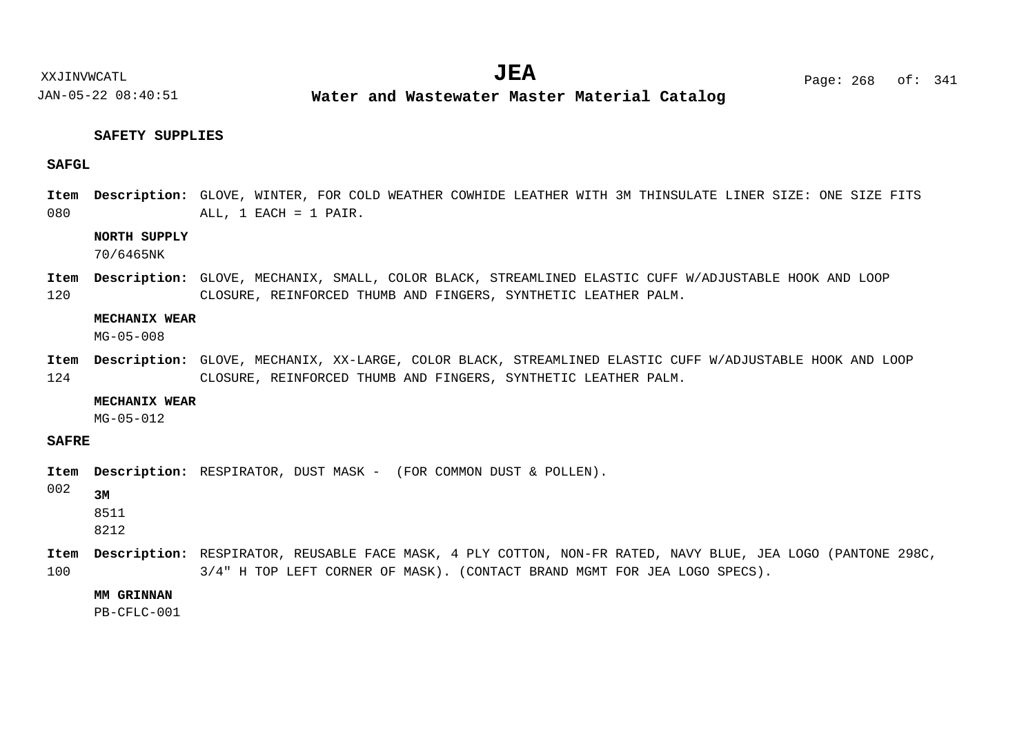## SAFETY SUPPLIES

### SAFGL

**Item** 080 **Description:** GLOVE, WINTER, FOR COLD WEATHER COWHIDE LEATHER WITH 3M THINSULATE LINER SIZE: ONE SIZE FITS ALL, 1 EACH = 1 PAIR.

**NORTH SUPPLY**
70/6465NK

**Item** 120 **Description:** GLOVE, MECHANIX, SMALL, COLOR BLACK, STREAMLINED ELASTIC CUFF W/ADJUSTABLE HOOK AND LOOP CLOSURE, REINFORCED THUMB AND FINGERS, SYNTHETIC LEATHER PALM.

**MECHANIX WEAR**
MG-05-008

**Item** 124 **Description:** GLOVE, MECHANIX, XX-LARGE, COLOR BLACK, STREAMLINED ELASTIC CUFF W/ADJUSTABLE HOOK AND LOOP CLOSURE, REINFORCED THUMB AND FINGERS, SYNTHETIC LEATHER PALM.

**MECHANIX WEAR**
MG-05-012

### SAFRE

**Item** 002 **Description:** RESPIRATOR, DUST MASK - (FOR COMMON DUST & POLLEN).

**3M**
8511
8212

**Item** 100 **Description:** RESPIRATOR, REUSABLE FACE MASK, 4 PLY COTTON, NON-FR RATED, NAVY BLUE, JEA LOGO (PANTONE 298C, 3/4" H TOP LEFT CORNER OF MASK). (CONTACT BRAND MGMT FOR JEA LOGO SPECS).

**MM GRINNAN**
PB-CFLC-001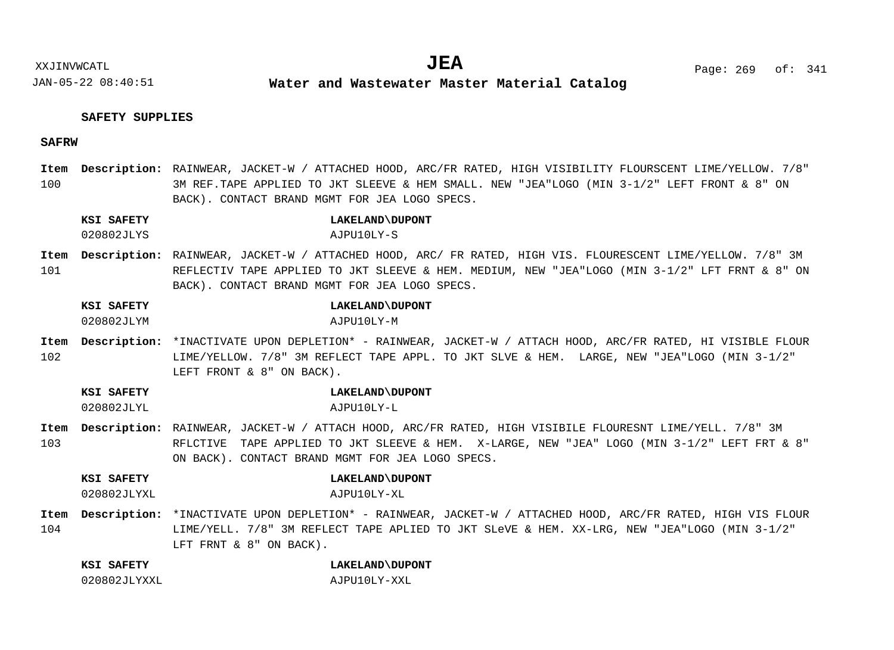**SAFETY SUPPLIES**

**SAFRW**

**Item 100** **Description:** RAINWEAR, JACKET-W / ATTACHED HOOD, ARC/FR RATED, HIGH VISIBILITY FLOURSCENT LIME/YELLOW. 7/8" 3M REF.TAPE APPLIED TO JKT SLEEVE & HEM SMALL. NEW "JEA"LOGO (MIN 3-1/2" LEFT FRONT & 8" ON BACK). CONTACT BRAND MGMT FOR JEA LOGO SPECS.

| KSI SAFETY | LAKELAND\DUPONT |
|---|---|
| 020802JLYS | AJPU10LY-S |

**Item 101** **Description:** RAINWEAR, JACKET-W / ATTACHED HOOD, ARC/ FR RATED, HIGH VIS. FLOURESCENT LIME/YELLOW. 7/8" 3M REFLECTIV TAPE APPLIED TO JKT SLEEVE & HEM. MEDIUM, NEW "JEA"LOGO (MIN 3-1/2" LFT FRNT & 8" ON BACK). CONTACT BRAND MGMT FOR JEA LOGO SPECS.

| KSI SAFETY | LAKELAND\DUPONT |
|---|---|
| 020802JLYM | AJPU10LY-M |

**Item 102** **Description:** *INACTIVATE UPON DEPLETION* - RAINWEAR, JACKET-W / ATTACH HOOD, ARC/FR RATED, HI VISIBLE FLOUR LIME/YELLOW. 7/8" 3M REFLECT TAPE APPL. TO JKT SLVE & HEM. LARGE, NEW "JEA"LOGO (MIN 3-1/2" LEFT FRONT & 8" ON BACK).

| KSI SAFETY | LAKELAND\DUPONT |
|---|---|
| 020802JLYL | AJPU10LY-L |

**Item 103** **Description:** RAINWEAR, JACKET-W / ATTACH HOOD, ARC/FR RATED, HIGH VISIBILE FLOURESNT LIME/YELL. 7/8" 3M RFLCTIVE TAPE APPLIED TO JKT SLEEVE & HEM. X-LARGE, NEW "JEA" LOGO (MIN 3-1/2" LEFT FRT & 8" ON BACK). CONTACT BRAND MGMT FOR JEA LOGO SPECS.

| KSI SAFETY | LAKELAND\DUPONT |
|---|---|
| 020802JLYXL | AJPU10LY-XL |

**Item 104** **Description:** *INACTIVATE UPON DEPLETION* - RAINWEAR, JACKET-W / ATTACHED HOOD, ARC/FR RATED, HIGH VIS FLOUR LIME/YELL. 7/8" 3M REFLECT TAPE APLIED TO JKT SLeVE & HEM. XX-LRG, NEW "JEA"LOGO (MIN 3-1/2" LFT FRNT & 8" ON BACK).

| KSI SAFETY | LAKELAND\DUPONT |
|---|---|
| 020802JLYXXL | AJPU10LY-XXL |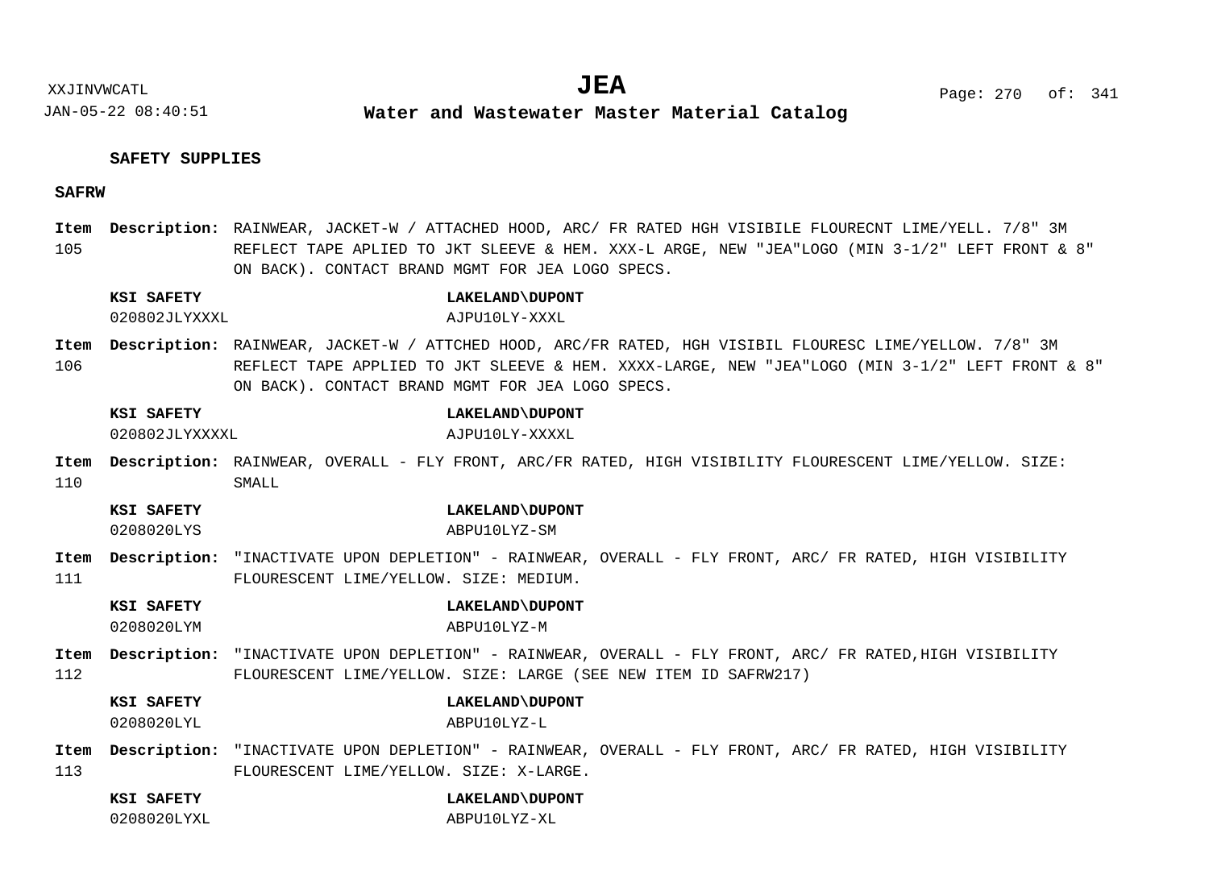## SAFETY SUPPLIES

### SAFRW

**Item 105** **Description:** RAINWEAR, JACKET-W / ATTACHED HOOD, ARC/ FR RATED HGH VISIBILE FLOURECNT LIME/YELL. 7/8" 3M REFLECT TAPE APLIED TO JKT SLEEVE & HEM. XXX-L ARGE, NEW "JEA"LOGO (MIN 3-1/2" LEFT FRONT & 8" ON BACK). CONTACT BRAND MGMT FOR JEA LOGO SPECS.

| KSI SAFETY | LAKELAND\DUPONT |
|---|---|
| 020802JLYXXXL | AJPU10LY-XXXL |

**Item 106** **Description:** RAINWEAR, JACKET-W / ATTCHED HOOD, ARC/FR RATED, HGH VISIBIL FLOURESC LIME/YELLOW. 7/8" 3M REFLECT TAPE APPLIED TO JKT SLEEVE & HEM. XXXX-LARGE, NEW "JEA"LOGO (MIN 3-1/2" LEFT FRONT & 8" ON BACK). CONTACT BRAND MGMT FOR JEA LOGO SPECS.

| KSI SAFETY | LAKELAND\DUPONT |
|---|---|
| 020802JLYXXXXL | AJPU10LY-XXXXL |

**Item 110** **Description:** RAINWEAR, OVERALL - FLY FRONT, ARC/FR RATED, HIGH VISIBILITY FLOURESCENT LIME/YELLOW. SIZE: SMALL

| KSI SAFETY | LAKELAND\DUPONT |
|---|---|
| 0208020LYS | ABPU10LYZ-SM |

**Item 111** **Description:** "INACTIVATE UPON DEPLETION" - RAINWEAR, OVERALL - FLY FRONT, ARC/ FR RATED, HIGH VISIBILITY FLOURESCENT LIME/YELLOW. SIZE: MEDIUM.

| KSI SAFETY | LAKELAND\DUPONT |
|---|---|
| 0208020LYM | ABPU10LYZ-M |

**Item 112** **Description:** "INACTIVATE UPON DEPLETION" - RAINWEAR, OVERALL - FLY FRONT, ARC/ FR RATED,HIGH VISIBILITY FLOURESCENT LIME/YELLOW. SIZE: LARGE (SEE NEW ITEM ID SAFRW217)

| KSI SAFETY | LAKELAND\DUPONT |
|---|---|
| 0208020LYL | ABPU10LYZ-L |

**Item 113** **Description:** "INACTIVATE UPON DEPLETION" - RAINWEAR, OVERALL - FLY FRONT, ARC/ FR RATED, HIGH VISIBILITY FLOURESCENT LIME/YELLOW. SIZE: X-LARGE.

| KSI SAFETY | LAKELAND\DUPONT |
|---|---|
| 0208020LYXL | ABPU10LYZ-XL |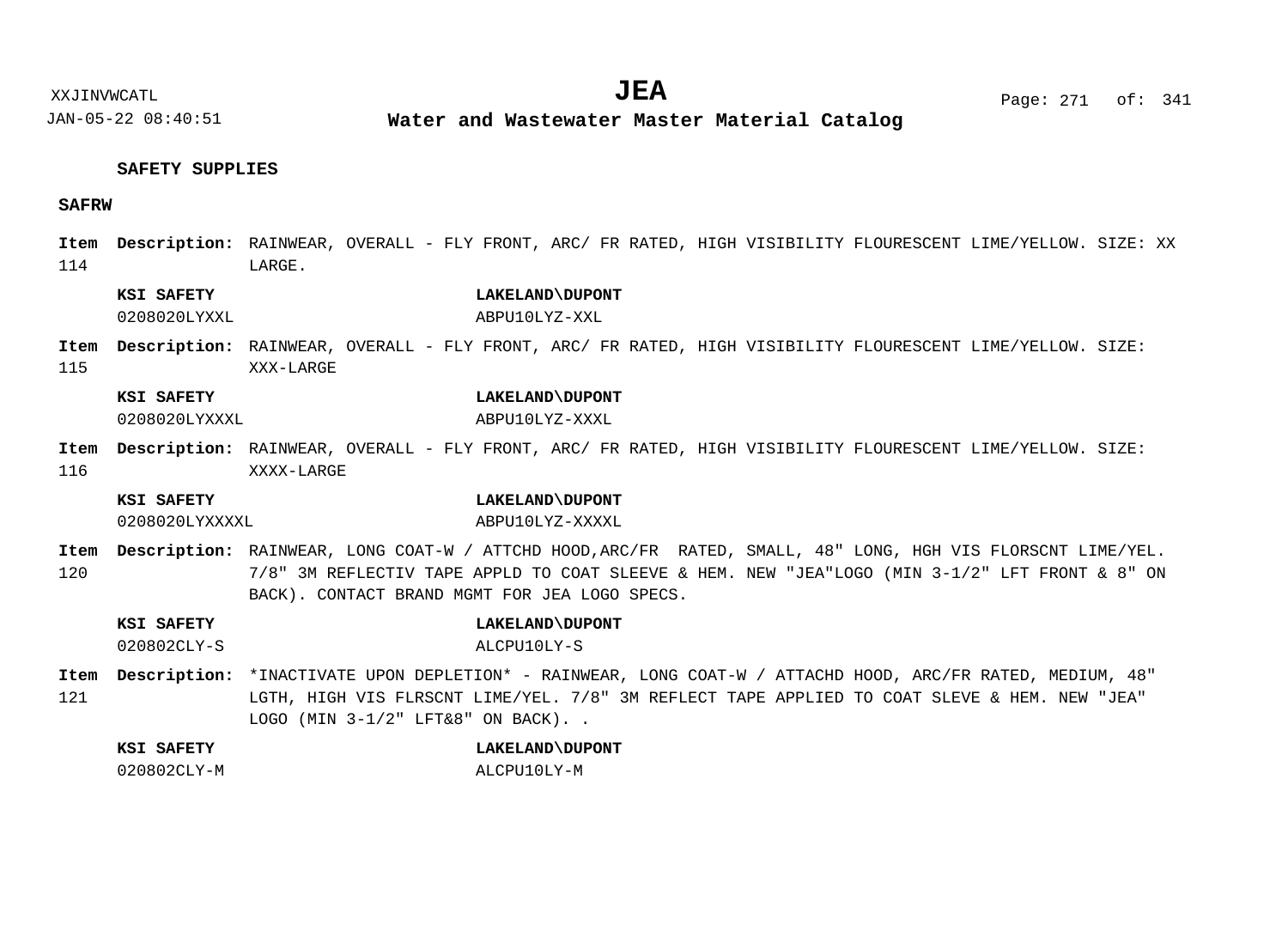## SAFETY SUPPLIES

### SAFRW

**Item 114** **Description:** RAINWEAR, OVERALL - FLY FRONT, ARC/ FR RATED, HIGH VISIBILITY FLOURESCENT LIME/YELLOW. SIZE: XX LARGE.

| KSI SAFETY | LAKELAND\DUPONT |
| --- | --- |
| 0208020LYXXL | ABPU10LYZ-XXL |

**Item 115** **Description:** RAINWEAR, OVERALL - FLY FRONT, ARC/ FR RATED, HIGH VISIBILITY FLOURESCENT LIME/YELLOW. SIZE: XXX-LARGE

| KSI SAFETY | LAKELAND\DUPONT |
| --- | --- |
| 0208020LYXXXL | ABPU10LYZ-XXXL |

**Item 116** **Description:** RAINWEAR, OVERALL - FLY FRONT, ARC/ FR RATED, HIGH VISIBILITY FLOURESCENT LIME/YELLOW. SIZE: XXXX-LARGE

| KSI SAFETY | LAKELAND\DUPONT |
| --- | --- |
| 0208020LYXXXXL | ABPU10LYZ-XXXXL |

**Item 120** **Description:** RAINWEAR, LONG COAT-W / ATTCHD HOOD,ARC/FR RATED, SMALL, 48" LONG, HGH VIS FLORSCNT LIME/YEL. 7/8" 3M REFLECTIV TAPE APPLD TO COAT SLEEVE & HEM. NEW "JEA"LOGO (MIN 3-1/2" LFT FRONT & 8" ON BACK). CONTACT BRAND MGMT FOR JEA LOGO SPECS.

| KSI SAFETY | LAKELAND\DUPONT |
| --- | --- |
| 020802CLY-S | ALCPU10LY-S |

**Item 121** **Description:** *INACTIVATE UPON DEPLETION* - RAINWEAR, LONG COAT-W / ATTACHD HOOD, ARC/FR RATED, MEDIUM, 48" LGTH, HIGH VIS FLRSCNT LIME/YEL. 7/8" 3M REFLECT TAPE APPLIED TO COAT SLEVE & HEM. NEW "JEA" LOGO (MIN 3-1/2" LFT&8" ON BACK). .

| KSI SAFETY | LAKELAND\DUPONT |
| --- | --- |
| 020802CLY-M | ALCPU10LY-M |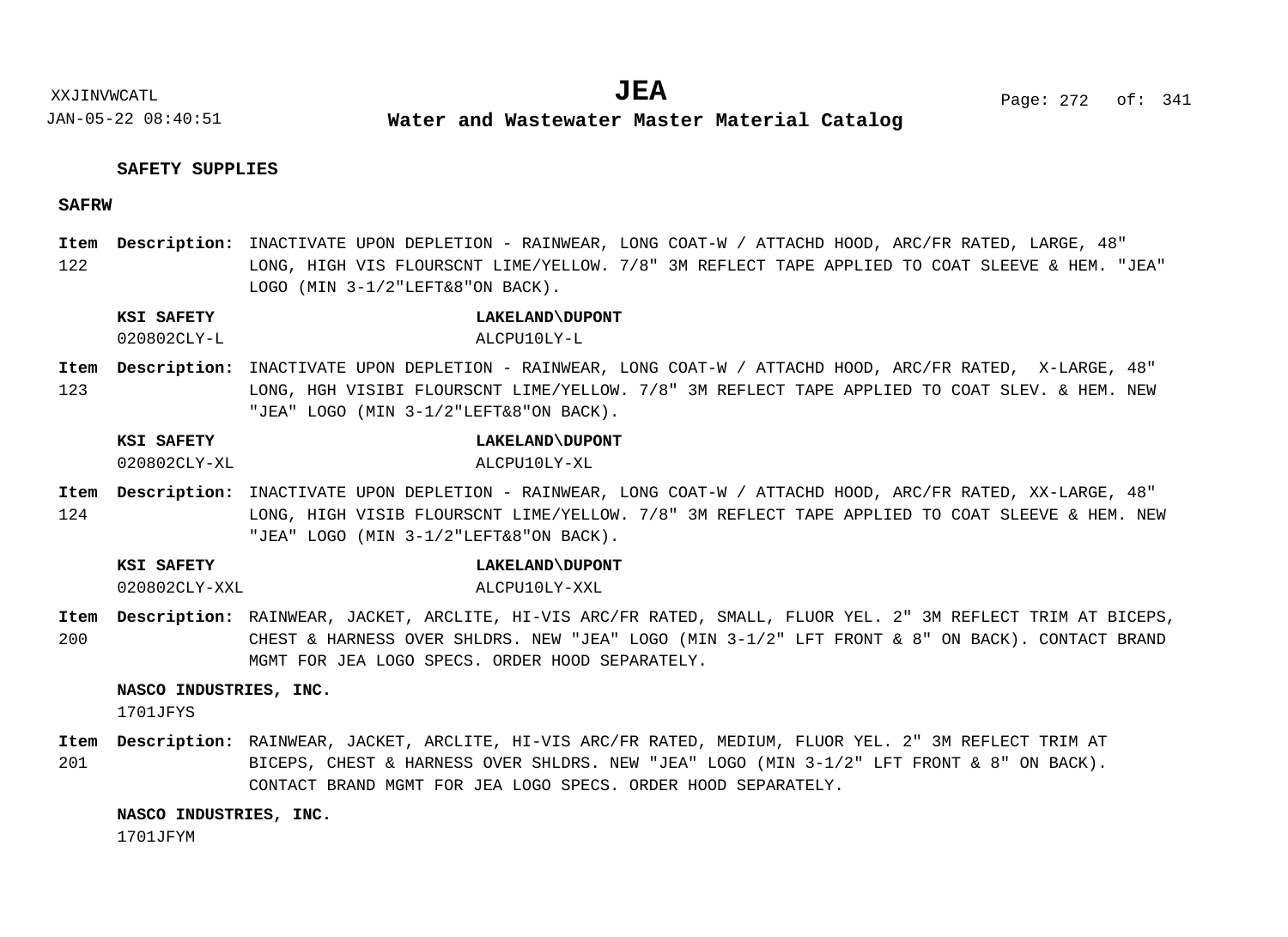## SAFETY SUPPLIES

### SAFRW

**Item 122** **Description:** INACTIVATE UPON DEPLETION - RAINWEAR, LONG COAT-W / ATTACHD HOOD, ARC/FR RATED, LARGE, 48" LONG, HIGH VIS FLOURSCNT LIME/YELLOW. 7/8" 3M REFLECT TAPE APPLIED TO COAT SLEEVE & HEM. "JEA" LOGO (MIN 3-1/2"LEFT&8"ON BACK).

| KSI SAFETY | LAKELAND\DUPONT |
|---|---|
| 020802CLY-L | ALCPU10LY-L |

**Item 123** **Description:** INACTIVATE UPON DEPLETION - RAINWEAR, LONG COAT-W / ATTACHD HOOD, ARC/FR RATED, X-LARGE, 48" LONG, HGH VISIBI FLOURSCNT LIME/YELLOW. 7/8" 3M REFLECT TAPE APPLIED TO COAT SLEV. & HEM. NEW "JEA" LOGO (MIN 3-1/2"LEFT&8"ON BACK).

| KSI SAFETY | LAKELAND\DUPONT |
|---|---|
| 020802CLY-XL | ALCPU10LY-XL |

**Item 124** **Description:** INACTIVATE UPON DEPLETION - RAINWEAR, LONG COAT-W / ATTACHD HOOD, ARC/FR RATED, XX-LARGE, 48" LONG, HIGH VISIB FLOURSCNT LIME/YELLOW. 7/8" 3M REFLECT TAPE APPLIED TO COAT SLEEVE & HEM. NEW "JEA" LOGO (MIN 3-1/2"LEFT&8"ON BACK).

| KSI SAFETY | LAKELAND\DUPONT |
|---|---|
| 020802CLY-XXL | ALCPU10LY-XXL |

**Item 200** **Description:** RAINWEAR, JACKET, ARCLITE, HI-VIS ARC/FR RATED, SMALL, FLUOR YEL. 2" 3M REFLECT TRIM AT BICEPS, CHEST & HARNESS OVER SHLDRS. NEW "JEA" LOGO (MIN 3-1/2" LFT FRONT & 8" ON BACK). CONTACT BRAND MGMT FOR JEA LOGO SPECS. ORDER HOOD SEPARATELY.

**NASCO INDUSTRIES, INC.**
1701JFYS

**Item 201** **Description:** RAINWEAR, JACKET, ARCLITE, HI-VIS ARC/FR RATED, MEDIUM, FLUOR YEL. 2" 3M REFLECT TRIM AT BICEPS, CHEST & HARNESS OVER SHLDRS. NEW "JEA" LOGO (MIN 3-1/2" LFT FRONT & 8" ON BACK). CONTACT BRAND MGMT FOR JEA LOGO SPECS. ORDER HOOD SEPARATELY.

**NASCO INDUSTRIES, INC.**
1701JFYM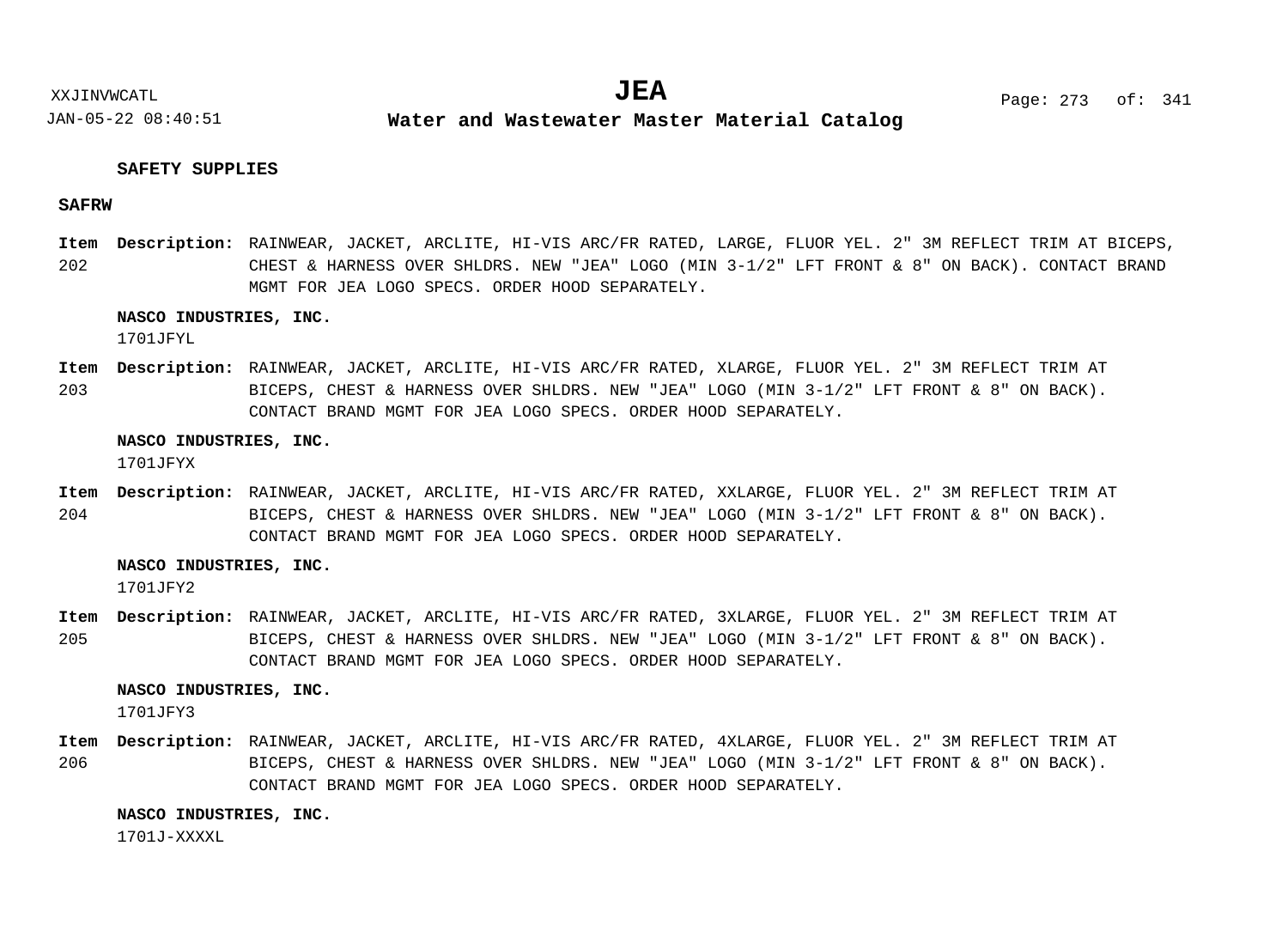**SAFETY SUPPLIES**

**SAFRW**

**Item 202** **Description:** RAINWEAR, JACKET, ARCLITE, HI-VIS ARC/FR RATED, LARGE, FLUOR YEL. 2" 3M REFLECT TRIM AT BICEPS, CHEST & HARNESS OVER SHLDRS. NEW "JEA" LOGO (MIN 3-1/2" LFT FRONT & 8" ON BACK). CONTACT BRAND MGMT FOR JEA LOGO SPECS. ORDER HOOD SEPARATELY.

**NASCO INDUSTRIES, INC.**
1701JFYL

**Item 203** **Description:** RAINWEAR, JACKET, ARCLITE, HI-VIS ARC/FR RATED, XLARGE, FLUOR YEL. 2" 3M REFLECT TRIM AT BICEPS, CHEST & HARNESS OVER SHLDRS. NEW "JEA" LOGO (MIN 3-1/2" LFT FRONT & 8" ON BACK). CONTACT BRAND MGMT FOR JEA LOGO SPECS. ORDER HOOD SEPARATELY.

**NASCO INDUSTRIES, INC.**
1701JFYX

**Item 204** **Description:** RAINWEAR, JACKET, ARCLITE, HI-VIS ARC/FR RATED, XXLARGE, FLUOR YEL. 2" 3M REFLECT TRIM AT BICEPS, CHEST & HARNESS OVER SHLDRS. NEW "JEA" LOGO (MIN 3-1/2" LFT FRONT & 8" ON BACK). CONTACT BRAND MGMT FOR JEA LOGO SPECS. ORDER HOOD SEPARATELY.

**NASCO INDUSTRIES, INC.**
1701JFY2

**Item 205** **Description:** RAINWEAR, JACKET, ARCLITE, HI-VIS ARC/FR RATED, 3XLARGE, FLUOR YEL. 2" 3M REFLECT TRIM AT BICEPS, CHEST & HARNESS OVER SHLDRS. NEW "JEA" LOGO (MIN 3-1/2" LFT FRONT & 8" ON BACK). CONTACT BRAND MGMT FOR JEA LOGO SPECS. ORDER HOOD SEPARATELY.

**NASCO INDUSTRIES, INC.**
1701JFY3

**Item 206** **Description:** RAINWEAR, JACKET, ARCLITE, HI-VIS ARC/FR RATED, 4XLARGE, FLUOR YEL. 2" 3M REFLECT TRIM AT BICEPS, CHEST & HARNESS OVER SHLDRS. NEW "JEA" LOGO (MIN 3-1/2" LFT FRONT & 8" ON BACK). CONTACT BRAND MGMT FOR JEA LOGO SPECS. ORDER HOOD SEPARATELY.

**NASCO INDUSTRIES, INC.**
1701J-XXXXL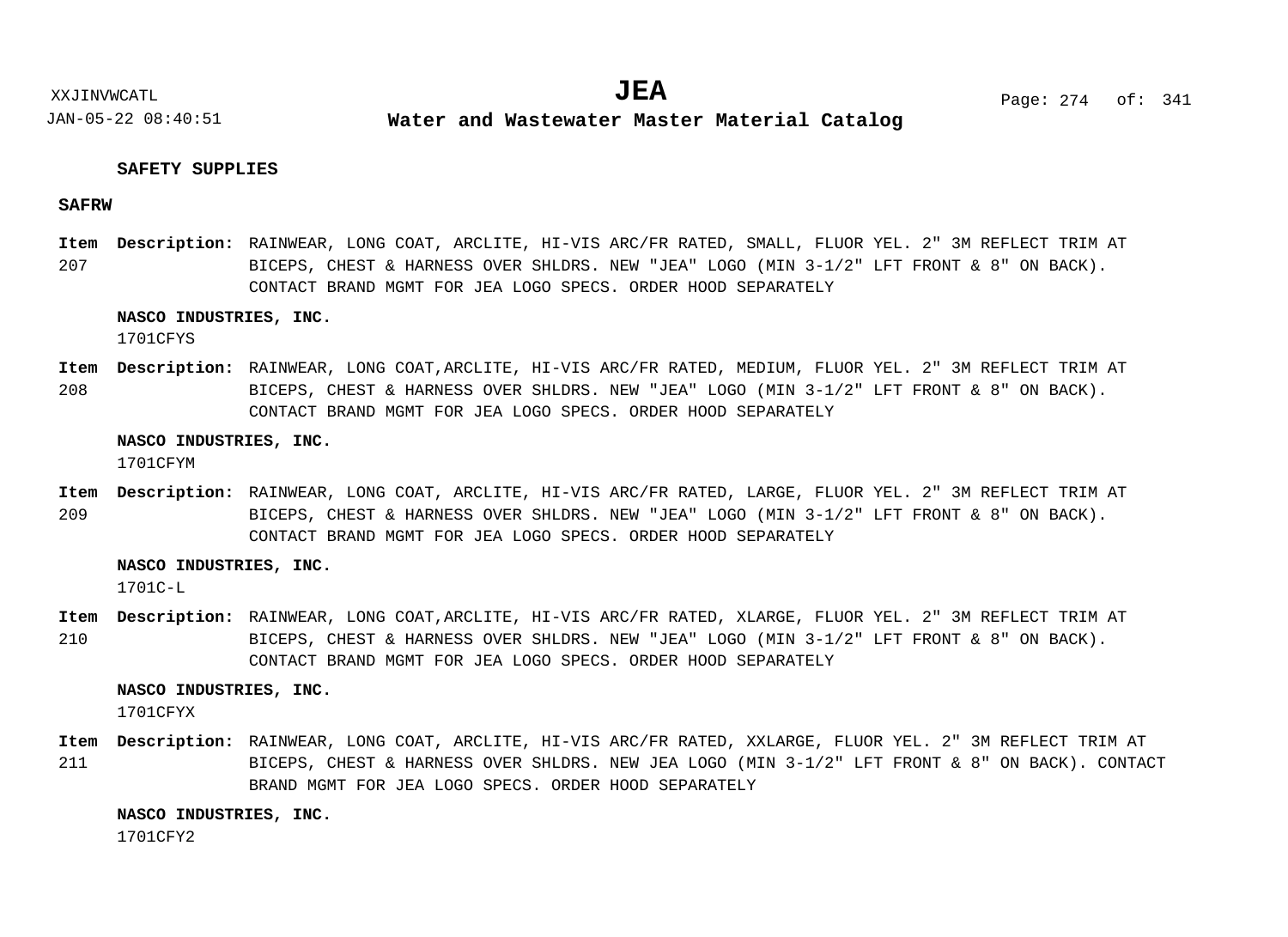**SAFETY SUPPLIES**

**SAFRW**

**Item** 207 **Description:** RAINWEAR, LONG COAT, ARCLITE, HI-VIS ARC/FR RATED, SMALL, FLUOR YEL. 2" 3M REFLECT TRIM AT BICEPS, CHEST & HARNESS OVER SHLDRS. NEW "JEA" LOGO (MIN 3-1/2" LFT FRONT & 8" ON BACK). CONTACT BRAND MGMT FOR JEA LOGO SPECS. ORDER HOOD SEPARATELY

**NASCO INDUSTRIES, INC.**
1701CFYS

**Item** 208 **Description:** RAINWEAR, LONG COAT,ARCLITE, HI-VIS ARC/FR RATED, MEDIUM, FLUOR YEL. 2" 3M REFLECT TRIM AT BICEPS, CHEST & HARNESS OVER SHLDRS. NEW "JEA" LOGO (MIN 3-1/2" LFT FRONT & 8" ON BACK). CONTACT BRAND MGMT FOR JEA LOGO SPECS. ORDER HOOD SEPARATELY

**NASCO INDUSTRIES, INC.**
1701CFYM

**Item** 209 **Description:** RAINWEAR, LONG COAT, ARCLITE, HI-VIS ARC/FR RATED, LARGE, FLUOR YEL. 2" 3M REFLECT TRIM AT BICEPS, CHEST & HARNESS OVER SHLDRS. NEW "JEA" LOGO (MIN 3-1/2" LFT FRONT & 8" ON BACK). CONTACT BRAND MGMT FOR JEA LOGO SPECS. ORDER HOOD SEPARATELY

**NASCO INDUSTRIES, INC.**
1701C-L

**Item** 210 **Description:** RAINWEAR, LONG COAT,ARCLITE, HI-VIS ARC/FR RATED, XLARGE, FLUOR YEL. 2" 3M REFLECT TRIM AT BICEPS, CHEST & HARNESS OVER SHLDRS. NEW "JEA" LOGO (MIN 3-1/2" LFT FRONT & 8" ON BACK). CONTACT BRAND MGMT FOR JEA LOGO SPECS. ORDER HOOD SEPARATELY

**NASCO INDUSTRIES, INC.**
1701CFYX

**Item** 211 **Description:** RAINWEAR, LONG COAT, ARCLITE, HI-VIS ARC/FR RATED, XXLARGE, FLUOR YEL. 2" 3M REFLECT TRIM AT BICEPS, CHEST & HARNESS OVER SHLDRS. NEW JEA LOGO (MIN 3-1/2" LFT FRONT & 8" ON BACK). CONTACT BRAND MGMT FOR JEA LOGO SPECS. ORDER HOOD SEPARATELY

**NASCO INDUSTRIES, INC.**
1701CFY2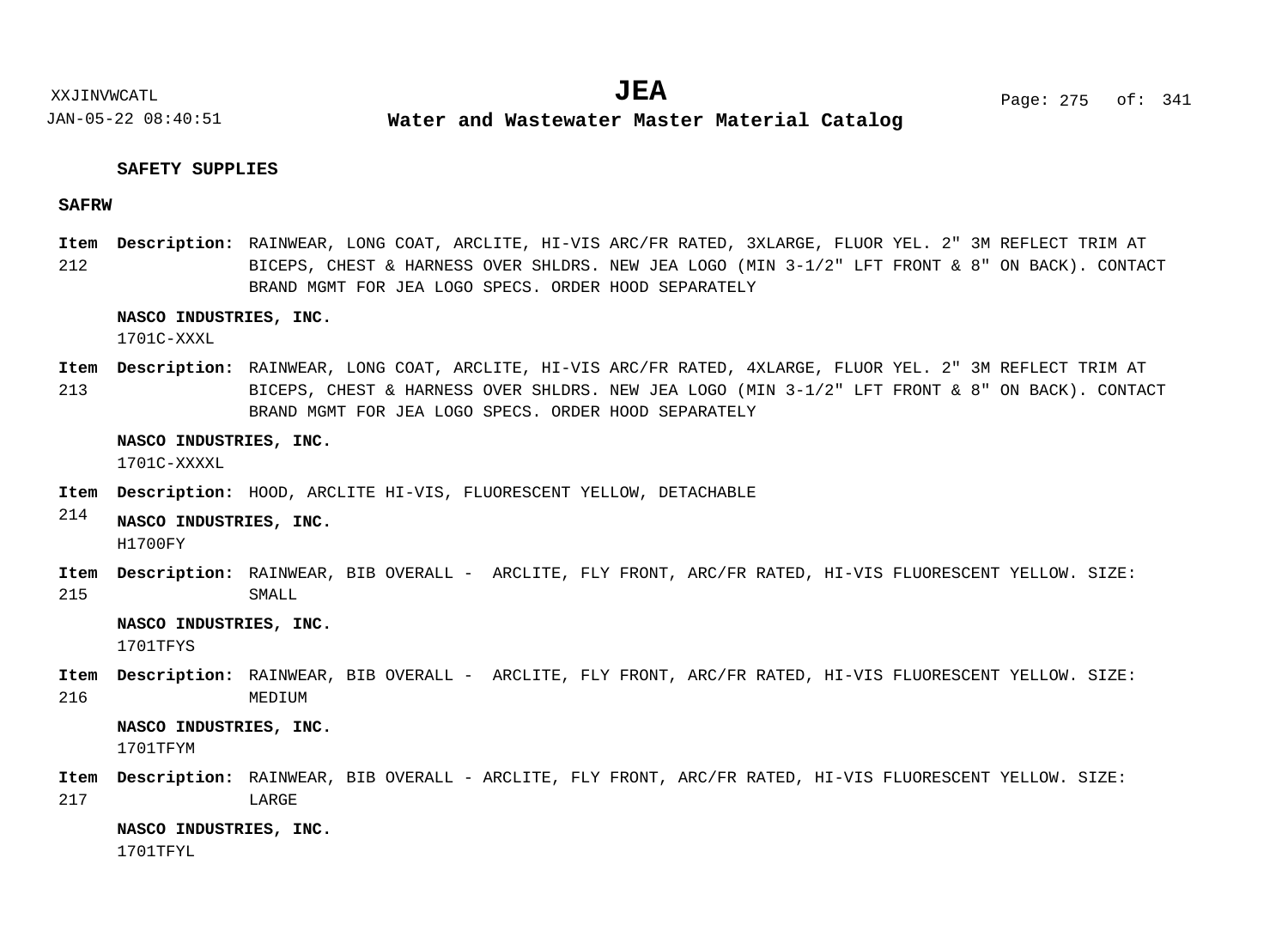## SAFETY SUPPLIES

### SAFRW

**Item 212** **Description:** RAINWEAR, LONG COAT, ARCLITE, HI-VIS ARC/FR RATED, 3XLARGE, FLUOR YEL. 2" 3M REFLECT TRIM AT BICEPS, CHEST & HARNESS OVER SHLDRS. NEW JEA LOGO (MIN 3-1/2" LFT FRONT & 8" ON BACK). CONTACT BRAND MGMT FOR JEA LOGO SPECS. ORDER HOOD SEPARATELY

**NASCO INDUSTRIES, INC.**
1701C-XXXL

**Item 213** **Description:** RAINWEAR, LONG COAT, ARCLITE, HI-VIS ARC/FR RATED, 4XLARGE, FLUOR YEL. 2" 3M REFLECT TRIM AT BICEPS, CHEST & HARNESS OVER SHLDRS. NEW JEA LOGO (MIN 3-1/2" LFT FRONT & 8" ON BACK). CONTACT BRAND MGMT FOR JEA LOGO SPECS. ORDER HOOD SEPARATELY

**NASCO INDUSTRIES, INC.**
1701C-XXXXL

**Item 214** **Description:** HOOD, ARCLITE HI-VIS, FLUORESCENT YELLOW, DETACHABLE

**NASCO INDUSTRIES, INC.**
H1700FY

**Item 215** **Description:** RAINWEAR, BIB OVERALL - ARCLITE, FLY FRONT, ARC/FR RATED, HI-VIS FLUORESCENT YELLOW. SIZE: SMALL

**NASCO INDUSTRIES, INC.**
1701TFYS

**Item 216** **Description:** RAINWEAR, BIB OVERALL - ARCLITE, FLY FRONT, ARC/FR RATED, HI-VIS FLUORESCENT YELLOW. SIZE: MEDIUM

**NASCO INDUSTRIES, INC.**
1701TFYM

**Item 217** **Description:** RAINWEAR, BIB OVERALL - ARCLITE, FLY FRONT, ARC/FR RATED, HI-VIS FLUORESCENT YELLOW. SIZE: LARGE

**NASCO INDUSTRIES, INC.**
1701TFYL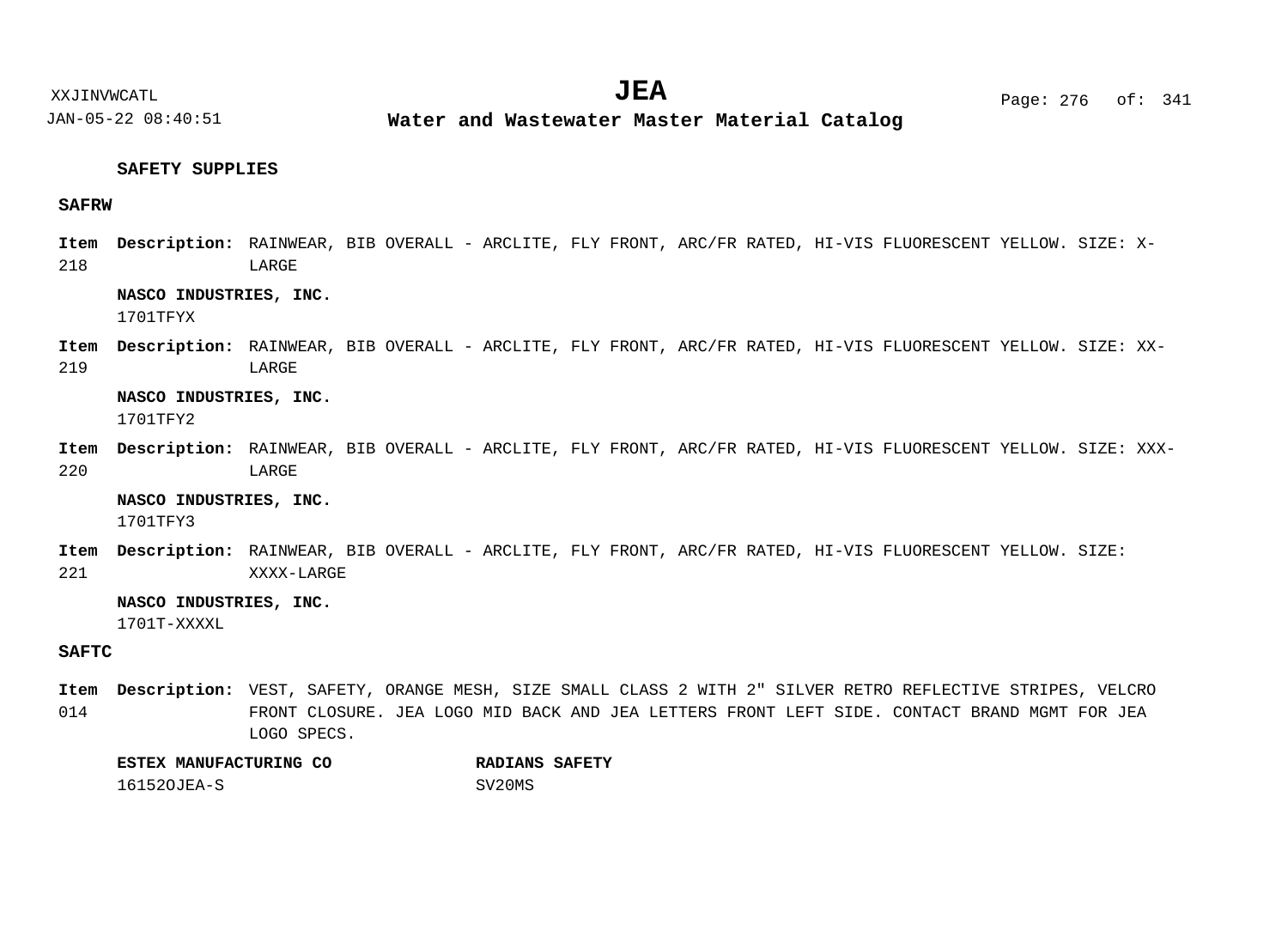**SAFETY SUPPLIES**

**SAFRW**

**Item 218** **Description:** RAINWEAR, BIB OVERALL - ARCLITE, FLY FRONT, ARC/FR RATED, HI-VIS FLUORESCENT YELLOW. SIZE: X-LARGE

**NASCO INDUSTRIES, INC.**
1701TFYX

**Item 219** **Description:** RAINWEAR, BIB OVERALL - ARCLITE, FLY FRONT, ARC/FR RATED, HI-VIS FLUORESCENT YELLOW. SIZE: XX-LARGE

**NASCO INDUSTRIES, INC.**
1701TFY2

**Item 220** **Description:** RAINWEAR, BIB OVERALL - ARCLITE, FLY FRONT, ARC/FR RATED, HI-VIS FLUORESCENT YELLOW. SIZE: XXX-LARGE

**NASCO INDUSTRIES, INC.**
1701TFY3

**Item 221** **Description:** RAINWEAR, BIB OVERALL - ARCLITE, FLY FRONT, ARC/FR RATED, HI-VIS FLUORESCENT YELLOW. SIZE: XXXX-LARGE

**NASCO INDUSTRIES, INC.**
1701T-XXXXL

**SAFTC**

**Item 014** **Description:** VEST, SAFETY, ORANGE MESH, SIZE SMALL CLASS 2 WITH 2" SILVER RETRO REFLECTIVE STRIPES, VELCRO FRONT CLOSURE. JEA LOGO MID BACK AND JEA LETTERS FRONT LEFT SIDE. CONTACT BRAND MGMT FOR JEA LOGO SPECS.

**ESTEX MANUFACTURING CO**
16152OJEA-S

**RADIANS SAFETY**
SV20MS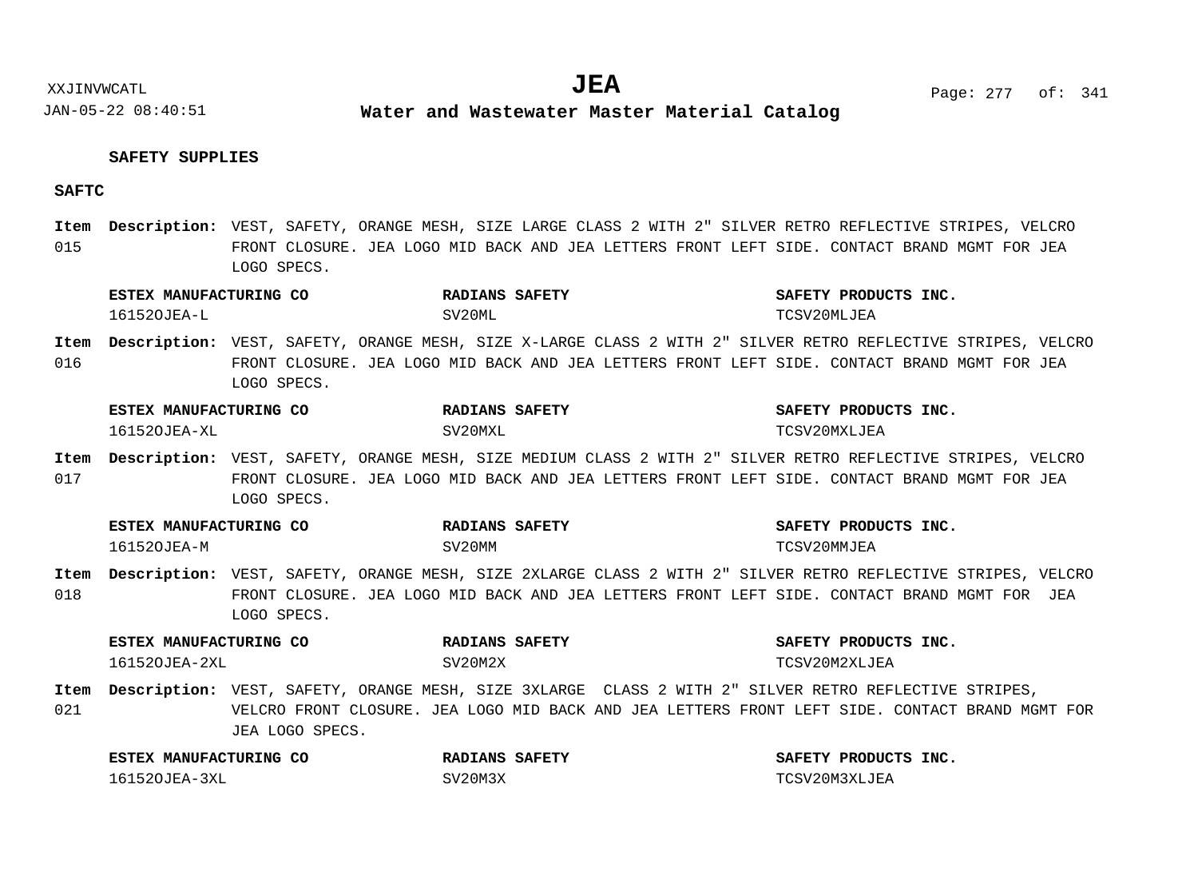**SAFETY SUPPLIES**

**SAFTC**

**Item 015** **Description:** VEST, SAFETY, ORANGE MESH, SIZE LARGE CLASS 2 WITH 2" SILVER RETRO REFLECTIVE STRIPES, VELCRO FRONT CLOSURE. JEA LOGO MID BACK AND JEA LETTERS FRONT LEFT SIDE. CONTACT BRAND MGMT FOR JEA LOGO SPECS.

| ESTEX MANUFACTURING CO | RADIANS SAFETY | SAFETY PRODUCTS INC. |
|---|---|---|
| 16152OJEA-L | SV20ML | TCSV20MLJEA |

**Item 016** **Description:** VEST, SAFETY, ORANGE MESH, SIZE X-LARGE CLASS 2 WITH 2" SILVER RETRO REFLECTIVE STRIPES, VELCRO FRONT CLOSURE. JEA LOGO MID BACK AND JEA LETTERS FRONT LEFT SIDE. CONTACT BRAND MGMT FOR JEA LOGO SPECS.

| ESTEX MANUFACTURING CO | RADIANS SAFETY | SAFETY PRODUCTS INC. |
|---|---|---|
| 16152OJEA-XL | SV20MXL | TCSV20MXLJEA |

**Item 017** **Description:** VEST, SAFETY, ORANGE MESH, SIZE MEDIUM CLASS 2 WITH 2" SILVER RETRO REFLECTIVE STRIPES, VELCRO FRONT CLOSURE. JEA LOGO MID BACK AND JEA LETTERS FRONT LEFT SIDE. CONTACT BRAND MGMT FOR JEA LOGO SPECS.

| ESTEX MANUFACTURING CO | RADIANS SAFETY | SAFETY PRODUCTS INC. |
|---|---|---|
| 16152OJEA-M | SV20MM | TCSV20MMJEA |

**Item 018** **Description:** VEST, SAFETY, ORANGE MESH, SIZE 2XLARGE CLASS 2 WITH 2" SILVER RETRO REFLECTIVE STRIPES, VELCRO FRONT CLOSURE. JEA LOGO MID BACK AND JEA LETTERS FRONT LEFT SIDE. CONTACT BRAND MGMT FOR JEA LOGO SPECS.

| ESTEX MANUFACTURING CO | RADIANS SAFETY | SAFETY PRODUCTS INC. |
|---|---|---|
| 16152OJEA-2XL | SV20M2X | TCSV20M2XLJEA |

**Item 021** **Description:** VEST, SAFETY, ORANGE MESH, SIZE 3XLARGE CLASS 2 WITH 2" SILVER RETRO REFLECTIVE STRIPES, VELCRO FRONT CLOSURE. JEA LOGO MID BACK AND JEA LETTERS FRONT LEFT SIDE. CONTACT BRAND MGMT FOR JEA LOGO SPECS.

| ESTEX MANUFACTURING CO | RADIANS SAFETY | SAFETY PRODUCTS INC. |
|---|---|---|
| 16152OJEA-3XL | SV20M3X | TCSV20M3XLJEA |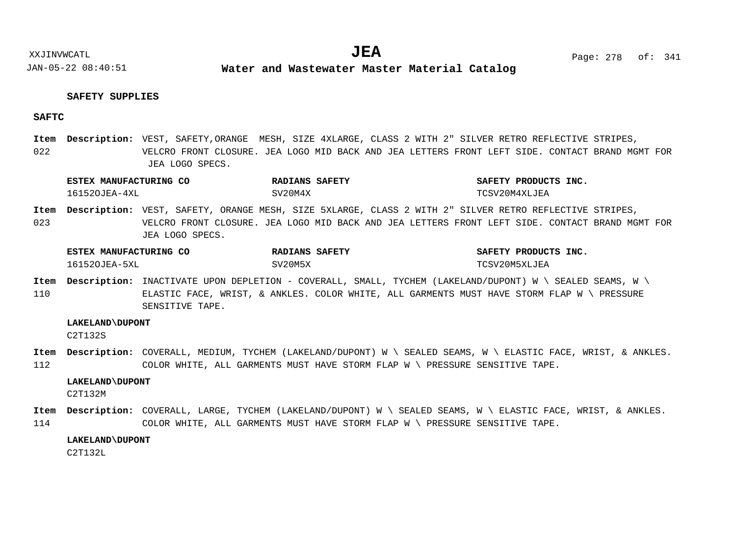## SAFETY SUPPLIES

### SAFTC

**Item 022** **Description:** VEST, SAFETY,ORANGE MESH, SIZE 4XLARGE, CLASS 2 WITH 2" SILVER RETRO REFLECTIVE STRIPES, VELCRO FRONT CLOSURE. JEA LOGO MID BACK AND JEA LETTERS FRONT LEFT SIDE. CONTACT BRAND MGMT FOR JEA LOGO SPECS.

| ESTEX MANUFACTURING CO | RADIANS SAFETY | SAFETY PRODUCTS INC. |
|---|---|---|
| 16152OJEA-4XL | SV20M4X | TCSV20M4XLJEA |

**Item 023** **Description:** VEST, SAFETY, ORANGE MESH, SIZE 5XLARGE, CLASS 2 WITH 2" SILVER RETRO REFLECTIVE STRIPES, VELCRO FRONT CLOSURE. JEA LOGO MID BACK AND JEA LETTERS FRONT LEFT SIDE. CONTACT BRAND MGMT FOR JEA LOGO SPECS.

| ESTEX MANUFACTURING CO | RADIANS SAFETY | SAFETY PRODUCTS INC. |
|---|---|---|
| 16152OJEA-5XL | SV20M5X | TCSV20M5XLJEA |

**Item 110** **Description:** INACTIVATE UPON DEPLETION - COVERALL, SMALL, TYCHEM (LAKELAND/DUPONT) W \ SEALED SEAMS, W \ ELASTIC FACE, WRIST, & ANKLES. COLOR WHITE, ALL GARMENTS MUST HAVE STORM FLAP W \ PRESSURE SENSITIVE TAPE.

| LAKELAND\DUPONT |
|---|
| C2T132S |

**Item 112** **Description:** COVERALL, MEDIUM, TYCHEM (LAKELAND/DUPONT) W \ SEALED SEAMS, W \ ELASTIC FACE, WRIST, & ANKLES. COLOR WHITE, ALL GARMENTS MUST HAVE STORM FLAP W \ PRESSURE SENSITIVE TAPE.

| LAKELAND\DUPONT |
|---|
| C2T132M |

**Item 114** **Description:** COVERALL, LARGE, TYCHEM (LAKELAND/DUPONT) W \ SEALED SEAMS, W \ ELASTIC FACE, WRIST, & ANKLES. COLOR WHITE, ALL GARMENTS MUST HAVE STORM FLAP W \ PRESSURE SENSITIVE TAPE.

| LAKELAND\DUPONT |
|---|
| C2T132L |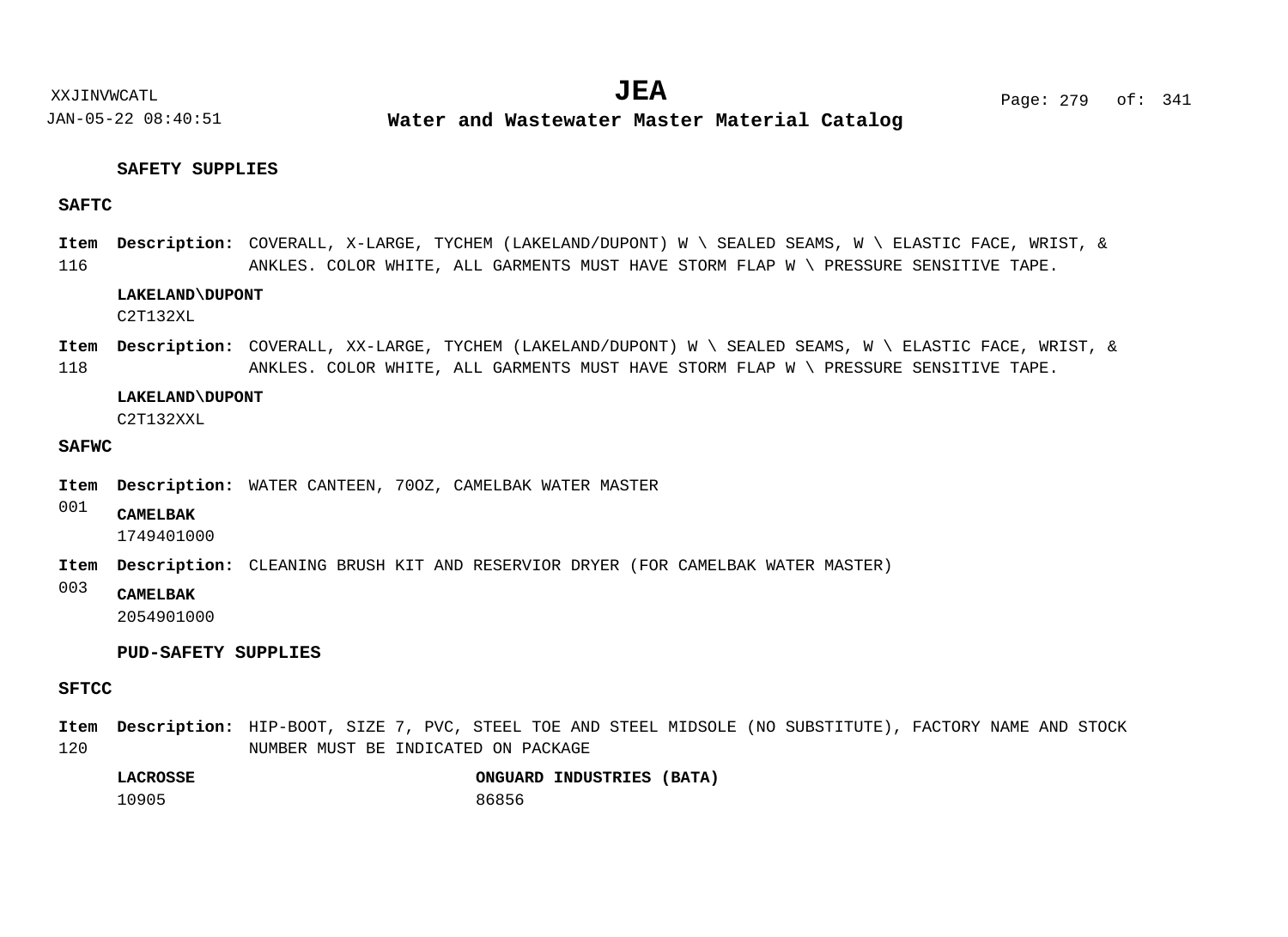## SAFETY SUPPLIES

### SAFTC

**Item** 116 **Description:** COVERALL, X-LARGE, TYCHEM (LAKELAND/DUPONT) W \ SEALED SEAMS, W \ ELASTIC FACE, WRIST, & ANKLES. COLOR WHITE, ALL GARMENTS MUST HAVE STORM FLAP W \ PRESSURE SENSITIVE TAPE.

**LAKELAND\DUPONT**
C2T132XL

**Item** 118 **Description:** COVERALL, XX-LARGE, TYCHEM (LAKELAND/DUPONT) W \ SEALED SEAMS, W \ ELASTIC FACE, WRIST, & ANKLES. COLOR WHITE, ALL GARMENTS MUST HAVE STORM FLAP W \ PRESSURE SENSITIVE TAPE.

**LAKELAND\DUPONT**
C2T132XXL

### SAFWC

**Item** 001 **Description:** WATER CANTEEN, 70OZ, CAMELBAK WATER MASTER

**CAMELBAK**
1749401000

**Item** 003 **Description:** CLEANING BRUSH KIT AND RESERVIOR DRYER (FOR CAMELBAK WATER MASTER)

**CAMELBAK**
2054901000

## PUD-SAFETY SUPPLIES

### SFTCC

**Item** 120 **Description:** HIP-BOOT, SIZE 7, PVC, STEEL TOE AND STEEL MIDSOLE (NO SUBSTITUTE), FACTORY NAME AND STOCK NUMBER MUST BE INDICATED ON PACKAGE

| LACROSSE | ONGUARD INDUSTRIES (BATA) |
|---|---|
| 10905 | 86856 |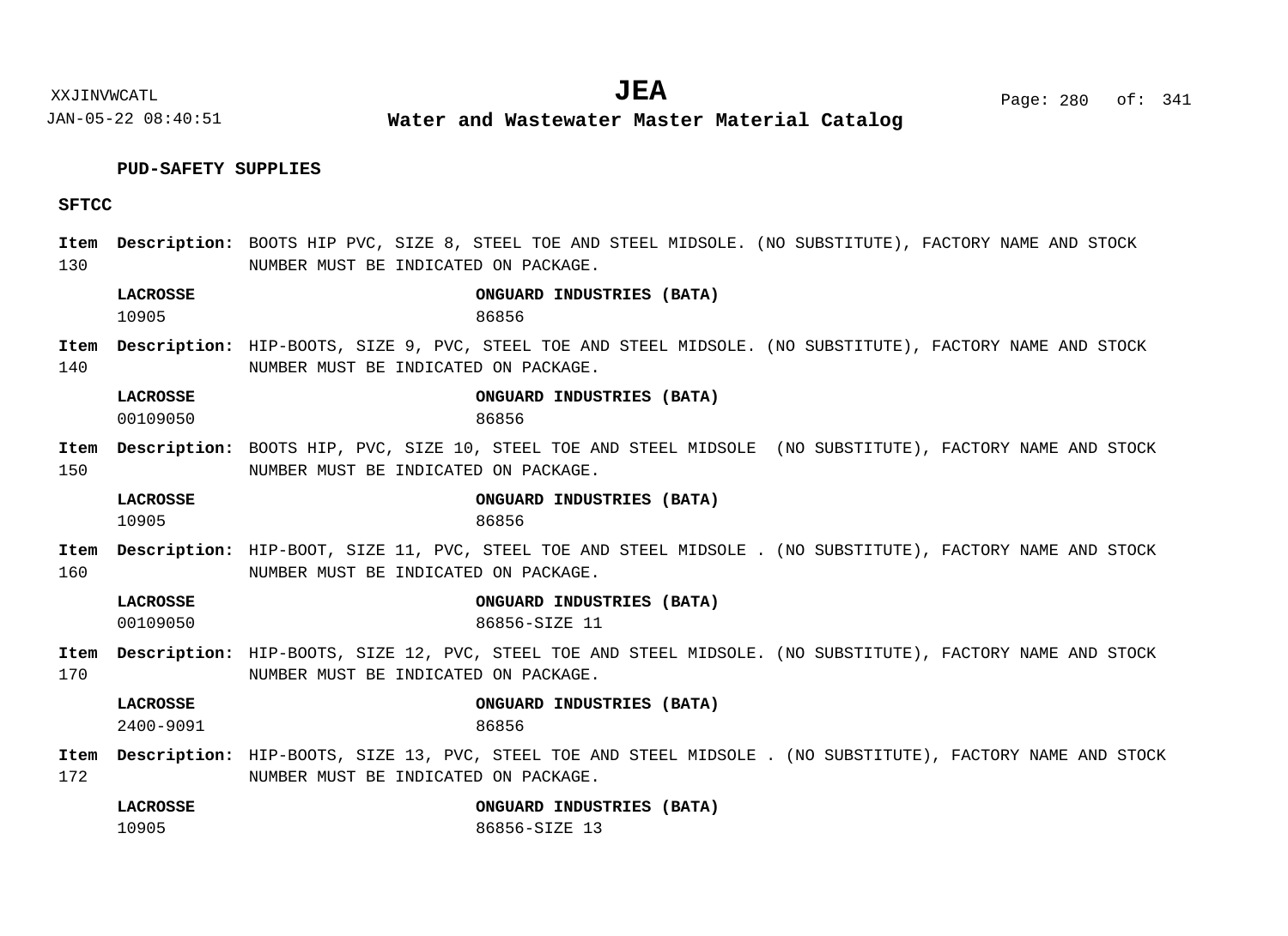**PUD-SAFETY SUPPLIES**

**SFTCC**

**Item 130** **Description:** BOOTS HIP PVC, SIZE 8, STEEL TOE AND STEEL MIDSOLE. (NO SUBSTITUTE), FACTORY NAME AND STOCK NUMBER MUST BE INDICATED ON PACKAGE.

| LACROSSE | ONGUARD INDUSTRIES (BATA) |
|---|---|
| 10905 | 86856 |

**Item 140** **Description:** HIP-BOOTS, SIZE 9, PVC, STEEL TOE AND STEEL MIDSOLE. (NO SUBSTITUTE), FACTORY NAME AND STOCK NUMBER MUST BE INDICATED ON PACKAGE.

| LACROSSE | ONGUARD INDUSTRIES (BATA) |
|---|---|
| 00109050 | 86856 |

**Item 150** **Description:** BOOTS HIP, PVC, SIZE 10, STEEL TOE AND STEEL MIDSOLE (NO SUBSTITUTE), FACTORY NAME AND STOCK NUMBER MUST BE INDICATED ON PACKAGE.

| LACROSSE | ONGUARD INDUSTRIES (BATA) |
|---|---|
| 10905 | 86856 |

**Item 160** **Description:** HIP-BOOT, SIZE 11, PVC, STEEL TOE AND STEEL MIDSOLE . (NO SUBSTITUTE), FACTORY NAME AND STOCK NUMBER MUST BE INDICATED ON PACKAGE.

| LACROSSE | ONGUARD INDUSTRIES (BATA) |
|---|---|
| 00109050 | 86856-SIZE 11 |

**Item 170** **Description:** HIP-BOOTS, SIZE 12, PVC, STEEL TOE AND STEEL MIDSOLE. (NO SUBSTITUTE), FACTORY NAME AND STOCK NUMBER MUST BE INDICATED ON PACKAGE.

| LACROSSE | ONGUARD INDUSTRIES (BATA) |
|---|---|
| 2400-9091 | 86856 |

**Item 172** **Description:** HIP-BOOTS, SIZE 13, PVC, STEEL TOE AND STEEL MIDSOLE . (NO SUBSTITUTE), FACTORY NAME AND STOCK NUMBER MUST BE INDICATED ON PACKAGE.

| LACROSSE | ONGUARD INDUSTRIES (BATA) |
|---|---|
| 10905 | 86856-SIZE 13 |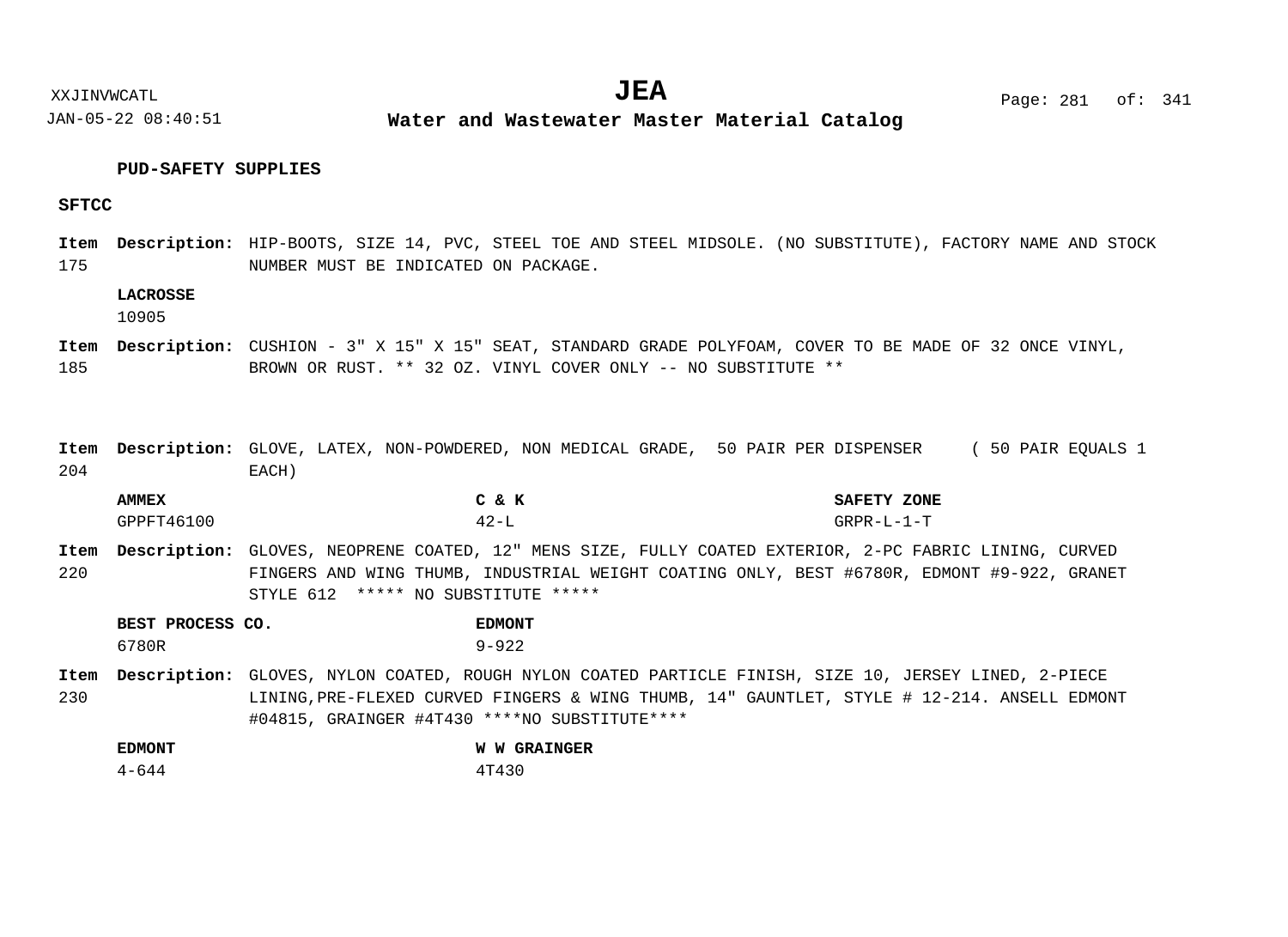**PUD-SAFETY SUPPLIES**

**SFTCC**

**Item** 175 **Description:** HIP-BOOTS, SIZE 14, PVC, STEEL TOE AND STEEL MIDSOLE. (NO SUBSTITUTE), FACTORY NAME AND STOCK NUMBER MUST BE INDICATED ON PACKAGE.

| LACROSSE |
|---|
| 10905 |

**Item** 185 **Description:** CUSHION - 3" X 15" X 15" SEAT, STANDARD GRADE POLYFOAM, COVER TO BE MADE OF 32 ONCE VINYL, BROWN OR RUST. ** 32 OZ. VINYL COVER ONLY -- NO SUBSTITUTE **

**Item** 204 **Description:** GLOVE, LATEX, NON-POWDERED, NON MEDICAL GRADE, 50 PAIR PER DISPENSER ( 50 PAIR EQUALS 1 EACH)

| AMMEX | C & K | SAFETY ZONE |
|---|---|---|
| GPPFT46100 | 42-L | GRPR-L-1-T |

**Item** 220 **Description:** GLOVES, NEOPRENE COATED, 12" MENS SIZE, FULLY COATED EXTERIOR, 2-PC FABRIC LINING, CURVED FINGERS AND WING THUMB, INDUSTRIAL WEIGHT COATING ONLY, BEST #6780R, EDMONT #9-922, GRANET STYLE 612 ***** NO SUBSTITUTE *****

| BEST PROCESS CO. | EDMONT |
|---|---|
| 6780R | 9-922 |

**Item** 230 **Description:** GLOVES, NYLON COATED, ROUGH NYLON COATED PARTICLE FINISH, SIZE 10, JERSEY LINED, 2-PIECE LINING,PRE-FLEXED CURVED FINGERS & WING THUMB, 14" GAUNTLET, STYLE # 12-214. ANSELL EDMONT #04815, GRAINGER #4T430 ****NO SUBSTITUTE****

| EDMONT | W W GRAINGER |
|---|---|
| 4-644 | 4T430 |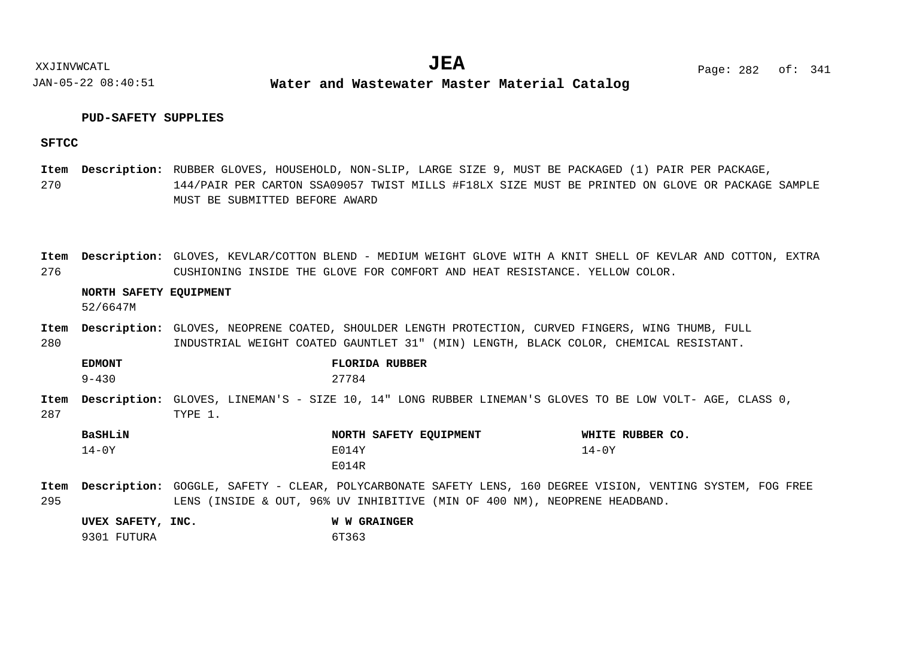**PUD-SAFETY SUPPLIES**

**SFTCC**

**Item 270** **Description:** RUBBER GLOVES, HOUSEHOLD, NON-SLIP, LARGE SIZE 9, MUST BE PACKAGED (1) PAIR PER PACKAGE, 144/PAIR PER CARTON SSA09057 TWIST MILLS #F18LX SIZE MUST BE PRINTED ON GLOVE OR PACKAGE SAMPLE MUST BE SUBMITTED BEFORE AWARD

**Item 276** **Description:** GLOVES, KEVLAR/COTTON BLEND - MEDIUM WEIGHT GLOVE WITH A KNIT SHELL OF KEVLAR AND COTTON, EXTRA CUSHIONING INSIDE THE GLOVE FOR COMFORT AND HEAT RESISTANCE. YELLOW COLOR.

| NORTH SAFETY EQUIPMENT |
|---|
| 52/6647M |

**Item 280** **Description:** GLOVES, NEOPRENE COATED, SHOULDER LENGTH PROTECTION, CURVED FINGERS, WING THUMB, FULL INDUSTRIAL WEIGHT COATED GAUNTLET 31" (MIN) LENGTH, BLACK COLOR, CHEMICAL RESISTANT.

| EDMONT | FLORIDA RUBBER |
|---|---|
| 9-430 | 27784 |

**Item 287** **Description:** GLOVES, LINEMAN'S - SIZE 10, 14" LONG RUBBER LINEMAN'S GLOVES TO BE LOW VOLT- AGE, CLASS 0, TYPE 1.

| BaSHLiN | NORTH SAFETY EQUIPMENT | WHITE RUBBER CO. |
|---|---|---|
| 14-0Y | E014Y | 14-0Y |
| | E014R | |

**Item 295** **Description:** GOGGLE, SAFETY - CLEAR, POLYCARBONATE SAFETY LENS, 160 DEGREE VISION, VENTING SYSTEM, FOG FREE LENS (INSIDE & OUT, 96% UV INHIBITIVE (MIN OF 400 NM), NEOPRENE HEADBAND.

| UVEX SAFETY, INC. | W W GRAINGER |
|---|---|
| 9301 FUTURA | 6T363 |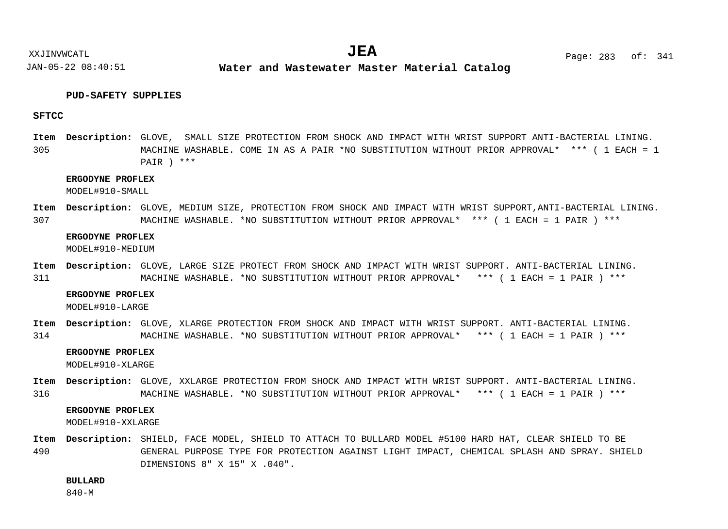**PUD-SAFETY SUPPLIES**

**SFTCC**

**Item** 305 **Description:** GLOVE,  SMALL SIZE PROTECTION FROM SHOCK AND IMPACT WITH WRIST SUPPORT ANTI-BACTERIAL LINING. MACHINE WASHABLE. COME IN AS A PAIR *NO SUBSTITUTION WITHOUT PRIOR APPROVAL*  *** ( 1 EACH = 1 PAIR ) ***

**ERGODYNE PROFLEX**
MODEL#910-SMALL

**Item** 307 **Description:** GLOVE, MEDIUM SIZE, PROTECTION FROM SHOCK AND IMPACT WITH WRIST SUPPORT,ANTI-BACTERIAL LINING. MACHINE WASHABLE. *NO SUBSTITUTION WITHOUT PRIOR APPROVAL*  *** ( 1 EACH = 1 PAIR ) ***

**ERGODYNE PROFLEX**
MODEL#910-MEDIUM

**Item** 311 **Description:** GLOVE, LARGE SIZE PROTECT FROM SHOCK AND IMPACT WITH WRIST SUPPORT. ANTI-BACTERIAL LINING. MACHINE WASHABLE. *NO SUBSTITUTION WITHOUT PRIOR APPROVAL*   *** ( 1 EACH = 1 PAIR ) ***

**ERGODYNE PROFLEX**
MODEL#910-LARGE

**Item** 314 **Description:** GLOVE, XLARGE PROTECTION FROM SHOCK AND IMPACT WITH WRIST SUPPORT. ANTI-BACTERIAL LINING. MACHINE WASHABLE. *NO SUBSTITUTION WITHOUT PRIOR APPROVAL*   *** ( 1 EACH = 1 PAIR ) ***

**ERGODYNE PROFLEX**
MODEL#910-XLARGE

**Item** 316 **Description:** GLOVE, XXLARGE PROTECTION FROM SHOCK AND IMPACT WITH WRIST SUPPORT. ANTI-BACTERIAL LINING. MACHINE WASHABLE. *NO SUBSTITUTION WITHOUT PRIOR APPROVAL*   *** ( 1 EACH = 1 PAIR ) ***

**ERGODYNE PROFLEX**
MODEL#910-XXLARGE

**Item** 490 **Description:** SHIELD, FACE MODEL, SHIELD TO ATTACH TO BULLARD MODEL #5100 HARD HAT, CLEAR SHIELD TO BE GENERAL PURPOSE TYPE FOR PROTECTION AGAINST LIGHT IMPACT, CHEMICAL SPLASH AND SPRAY. SHIELD DIMENSIONS 8" X 15" X .040".

**BULLARD**
840-M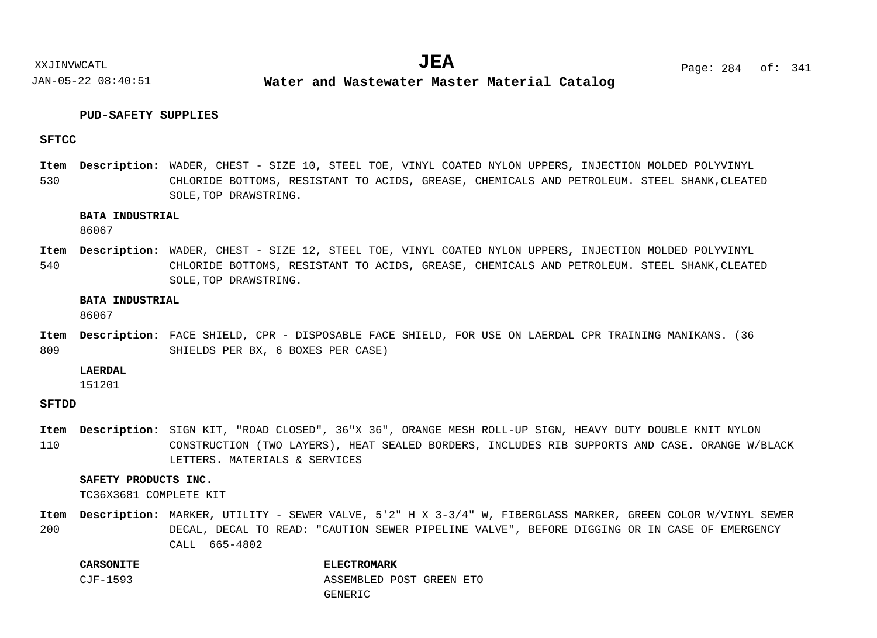**PUD-SAFETY SUPPLIES**

**SFTCC**

**Item** 530 **Description:** WADER, CHEST - SIZE 10, STEEL TOE, VINYL COATED NYLON UPPERS, INJECTION MOLDED POLYVINYL CHLORIDE BOTTOMS, RESISTANT TO ACIDS, GREASE, CHEMICALS AND PETROLEUM. STEEL SHANK,CLEATED SOLE,TOP DRAWSTRING.

**BATA INDUSTRIAL**
86067

**Item** 540 **Description:** WADER, CHEST - SIZE 12, STEEL TOE, VINYL COATED NYLON UPPERS, INJECTION MOLDED POLYVINYL CHLORIDE BOTTOMS, RESISTANT TO ACIDS, GREASE, CHEMICALS AND PETROLEUM. STEEL SHANK,CLEATED SOLE,TOP DRAWSTRING.

**BATA INDUSTRIAL**
86067

**Item** 809 **Description:** FACE SHIELD, CPR - DISPOSABLE FACE SHIELD, FOR USE ON LAERDAL CPR TRAINING MANIKANS. (36 SHIELDS PER BX, 6 BOXES PER CASE)

**LAERDAL**
151201

**SFTDD**

**Item** 110 **Description:** SIGN KIT, "ROAD CLOSED", 36"X 36", ORANGE MESH ROLL-UP SIGN, HEAVY DUTY DOUBLE KNIT NYLON CONSTRUCTION (TWO LAYERS), HEAT SEALED BORDERS, INCLUDES RIB SUPPORTS AND CASE. ORANGE W/BLACK LETTERS. MATERIALS & SERVICES

**SAFETY PRODUCTS INC.**
TC36X3681 COMPLETE KIT

**Item** 200 **Description:** MARKER, UTILITY - SEWER VALVE, 5'2" H X 3-3/4" W, FIBERGLASS MARKER, GREEN COLOR W/VINYL SEWER DECAL, DECAL TO READ: "CAUTION SEWER PIPELINE VALVE", BEFORE DIGGING OR IN CASE OF EMERGENCY CALL 665-4802

**CARSONITE**
CJF-1593

**ELECTROMARK**
ASSEMBLED POST GREEN ETO
GENERIC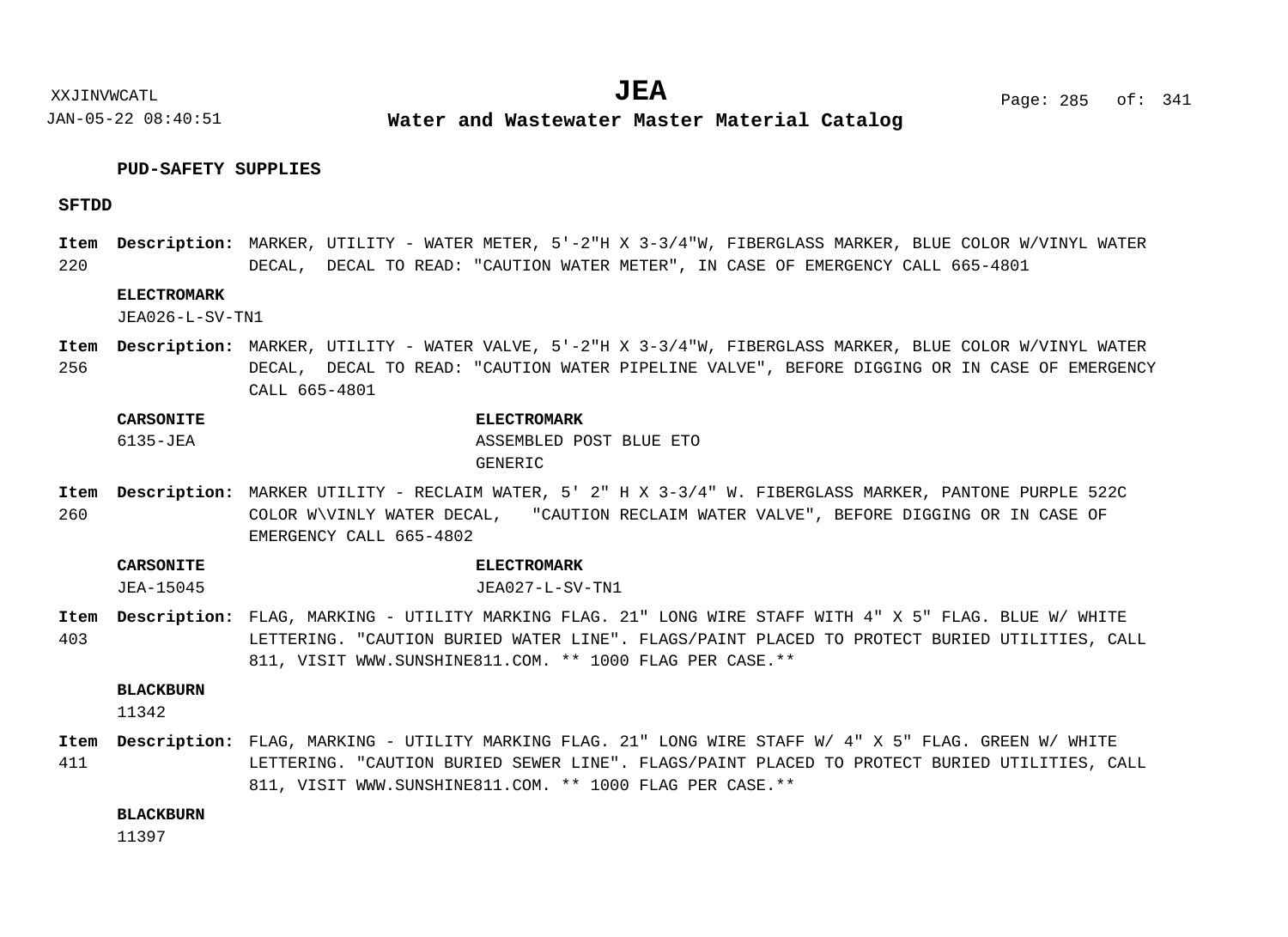**PUD-SAFETY SUPPLIES**

**SFTDD**

**Item 220** **Description:** MARKER, UTILITY - WATER METER, 5'-2"H X 3-3/4"W, FIBERGLASS MARKER, BLUE COLOR W/VINYL WATER DECAL, DECAL TO READ: "CAUTION WATER METER", IN CASE OF EMERGENCY CALL 665-4801

**ELECTROMARK**
JEA026-L-SV-TN1

**Item 256** **Description:** MARKER, UTILITY - WATER VALVE, 5'-2"H X 3-3/4"W, FIBERGLASS MARKER, BLUE COLOR W/VINYL WATER DECAL, DECAL TO READ: "CAUTION WATER PIPELINE VALVE", BEFORE DIGGING OR IN CASE OF EMERGENCY CALL 665-4801

| CARSONITE | ELECTROMARK |
|---|---|
| 6135-JEA | ASSEMBLED POST BLUE ETO GENERIC |

**Item 260** **Description:** MARKER UTILITY - RECLAIM WATER, 5' 2" H X 3-3/4" W. FIBERGLASS MARKER, PANTONE PURPLE 522C COLOR W\VINLY WATER DECAL, "CAUTION RECLAIM WATER VALVE", BEFORE DIGGING OR IN CASE OF EMERGENCY CALL 665-4802

| CARSONITE | ELECTROMARK |
|---|---|
| JEA-15045 | JEA027-L-SV-TN1 |

**Item 403** **Description:** FLAG, MARKING - UTILITY MARKING FLAG. 21" LONG WIRE STAFF WITH 4" X 5" FLAG. BLUE W/ WHITE LETTERING. "CAUTION BURIED WATER LINE". FLAGS/PAINT PLACED TO PROTECT BURIED UTILITIES, CALL 811, VISIT WWW.SUNSHINE811.COM. ** 1000 FLAG PER CASE.**

**BLACKBURN**
11342

**Item 411** **Description:** FLAG, MARKING - UTILITY MARKING FLAG. 21" LONG WIRE STAFF W/ 4" X 5" FLAG. GREEN W/ WHITE LETTERING. "CAUTION BURIED SEWER LINE". FLAGS/PAINT PLACED TO PROTECT BURIED UTILITIES, CALL 811, VISIT WWW.SUNSHINE811.COM. ** 1000 FLAG PER CASE.**

**BLACKBURN**
11397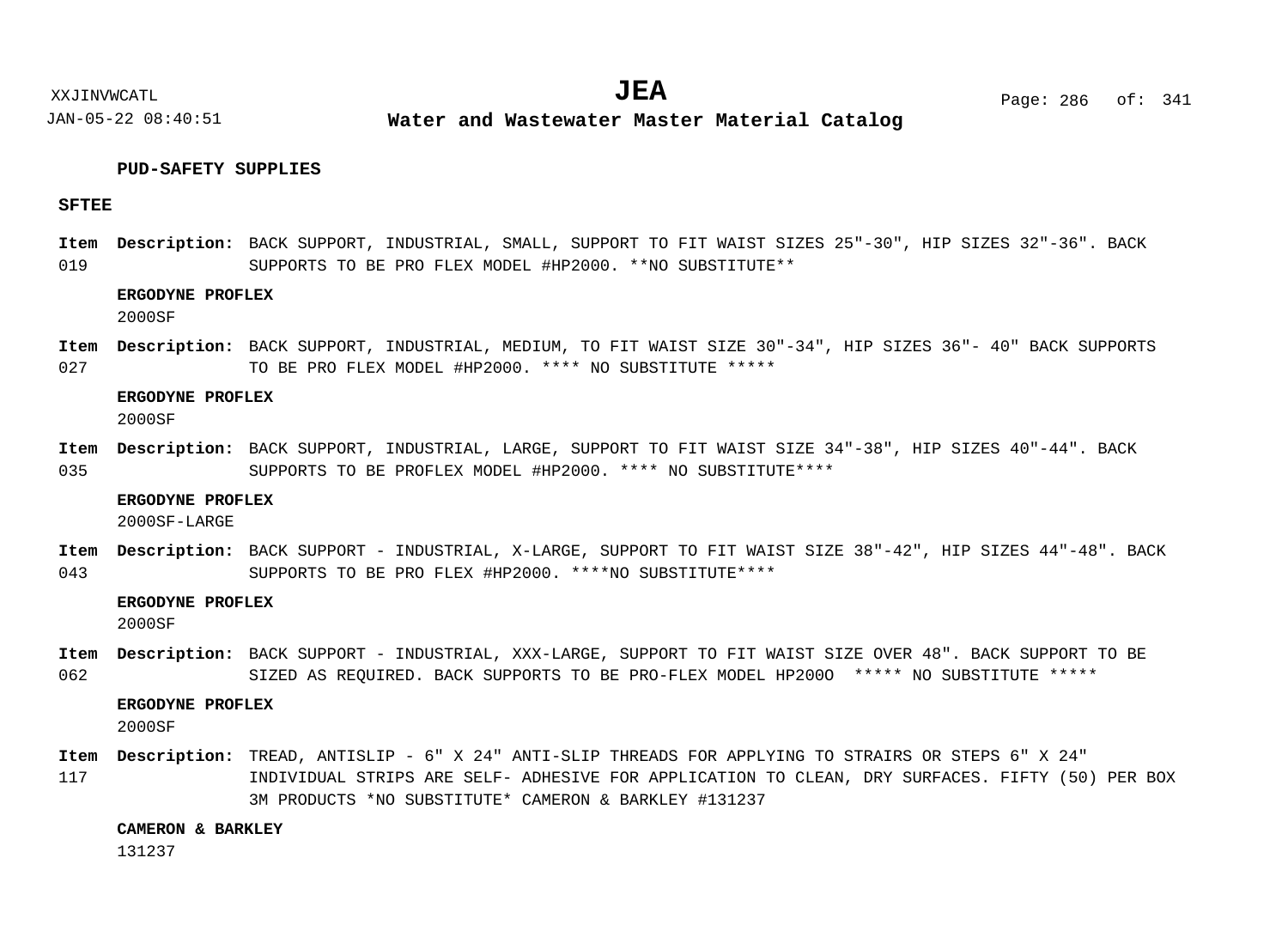**PUD-SAFETY SUPPLIES**

**SFTEE**

**Item** 019 **Description:** BACK SUPPORT, INDUSTRIAL, SMALL, SUPPORT TO FIT WAIST SIZES 25"-30", HIP SIZES 32"-36". BACK SUPPORTS TO BE PRO FLEX MODEL #HP2000. **NO SUBSTITUTE**

**ERGODYNE PROFLEX**
2000SF

**Item** 027 **Description:** BACK SUPPORT, INDUSTRIAL, MEDIUM, TO FIT WAIST SIZE 30"-34", HIP SIZES 36"- 40" BACK SUPPORTS TO BE PRO FLEX MODEL #HP2000. **** NO SUBSTITUTE *****

**ERGODYNE PROFLEX**
2000SF

**Item** 035 **Description:** BACK SUPPORT, INDUSTRIAL, LARGE, SUPPORT TO FIT WAIST SIZE 34"-38", HIP SIZES 40"-44". BACK SUPPORTS TO BE PROFLEX MODEL #HP2000. **** NO SUBSTITUTE****

**ERGODYNE PROFLEX**
2000SF-LARGE

**Item** 043 **Description:** BACK SUPPORT - INDUSTRIAL, X-LARGE, SUPPORT TO FIT WAIST SIZE 38"-42", HIP SIZES 44"-48". BACK SUPPORTS TO BE PRO FLEX #HP2000. ****NO SUBSTITUTE****

**ERGODYNE PROFLEX**
2000SF

**Item** 062 **Description:** BACK SUPPORT - INDUSTRIAL, XXX-LARGE, SUPPORT TO FIT WAIST SIZE OVER 48". BACK SUPPORT TO BE SIZED AS REQUIRED. BACK SUPPORTS TO BE PRO-FLEX MODEL HP200O ***** NO SUBSTITUTE *****

**ERGODYNE PROFLEX**
2000SF

**Item** 117 **Description:** TREAD, ANTISLIP - 6" X 24" ANTI-SLIP THREADS FOR APPLYING TO STRAIRS OR STEPS 6" X 24" INDIVIDUAL STRIPS ARE SELF- ADHESIVE FOR APPLICATION TO CLEAN, DRY SURFACES. FIFTY (50) PER BOX 3M PRODUCTS *NO SUBSTITUTE* CAMERON & BARKLEY #131237

**CAMERON & BARKLEY**
131237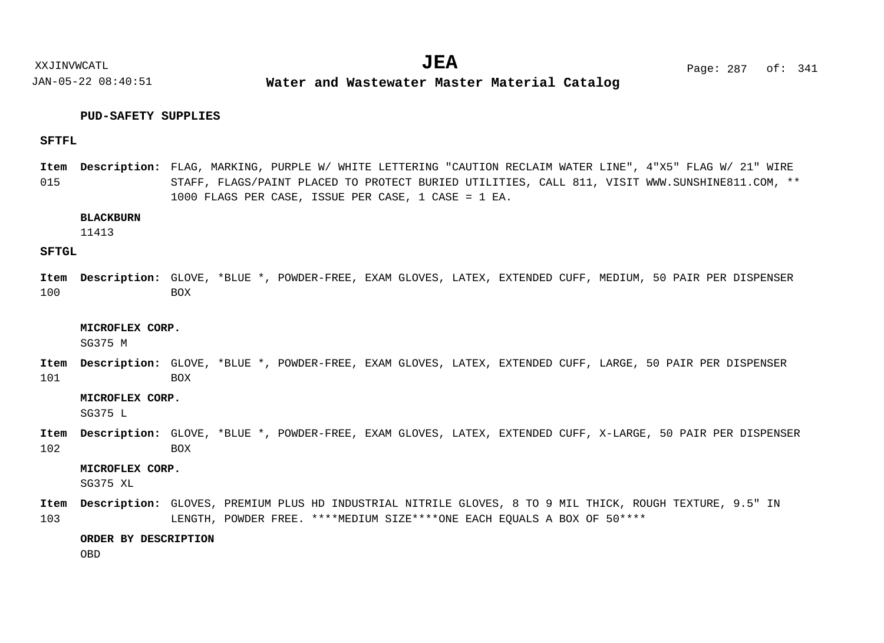## PUD-SAFETY SUPPLIES

### SFTFL

**Item** 015 **Description:** FLAG, MARKING, PURPLE W/ WHITE LETTERING "CAUTION RECLAIM WATER LINE", 4"X5" FLAG W/ 21" WIRE STAFF, FLAGS/PAINT PLACED TO PROTECT BURIED UTILITIES, CALL 811, VISIT WWW.SUNSHINE811.COM, ** 1000 FLAGS PER CASE, ISSUE PER CASE, 1 CASE = 1 EA.

**BLACKBURN**
11413

### SFTGL

**Item** 100 **Description:** GLOVE, *BLUE *, POWDER-FREE, EXAM GLOVES, LATEX, EXTENDED CUFF, MEDIUM, 50 PAIR PER DISPENSER BOX

**MICROFLEX CORP.**
SG375 M

**Item** 101 **Description:** GLOVE, *BLUE *, POWDER-FREE, EXAM GLOVES, LATEX, EXTENDED CUFF, LARGE, 50 PAIR PER DISPENSER BOX

**MICROFLEX CORP.**
SG375 L

**Item** 102 **Description:** GLOVE, *BLUE *, POWDER-FREE, EXAM GLOVES, LATEX, EXTENDED CUFF, X-LARGE, 50 PAIR PER DISPENSER BOX

**MICROFLEX CORP.**
SG375 XL

**Item** 103 **Description:** GLOVES, PREMIUM PLUS HD INDUSTRIAL NITRILE GLOVES, 8 TO 9 MIL THICK, ROUGH TEXTURE, 9.5" IN LENGTH, POWDER FREE. ****MEDIUM SIZE****ONE EACH EQUALS A BOX OF 50****

**ORDER BY DESCRIPTION**
OBD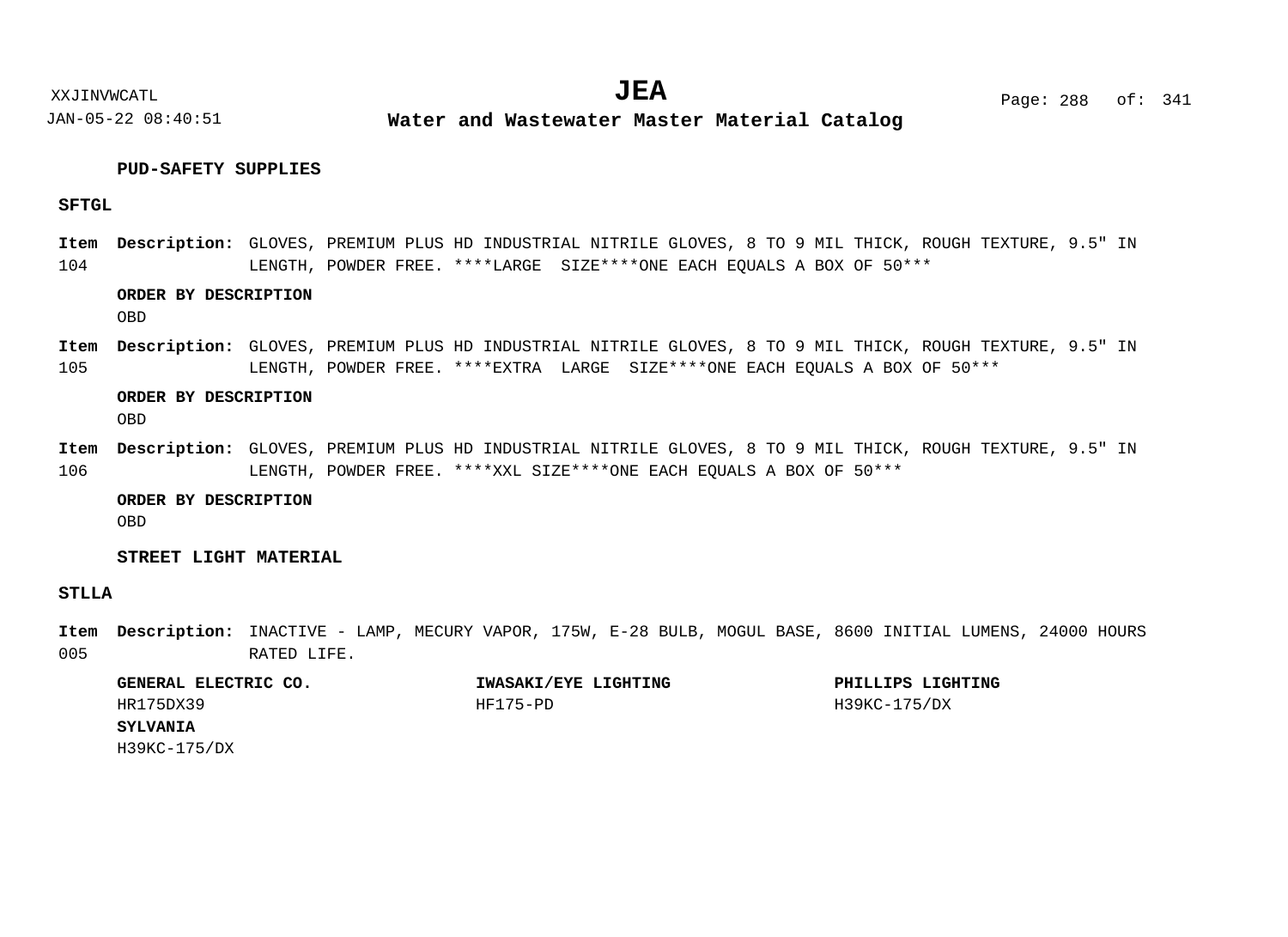**PUD-SAFETY SUPPLIES**

**SFTGL**

**Item 104** **Description:** GLOVES, PREMIUM PLUS HD INDUSTRIAL NITRILE GLOVES, 8 TO 9 MIL THICK, ROUGH TEXTURE, 9.5" IN LENGTH, POWDER FREE. ****LARGE  SIZE****ONE EACH EQUALS A BOX OF 50***

**ORDER BY DESCRIPTION**

OBD

**Item 105** **Description:** GLOVES, PREMIUM PLUS HD INDUSTRIAL NITRILE GLOVES, 8 TO 9 MIL THICK, ROUGH TEXTURE, 9.5" IN LENGTH, POWDER FREE. ****EXTRA  LARGE  SIZE****ONE EACH EQUALS A BOX OF 50***

**ORDER BY DESCRIPTION**

OBD

**Item 106** **Description:** GLOVES, PREMIUM PLUS HD INDUSTRIAL NITRILE GLOVES, 8 TO 9 MIL THICK, ROUGH TEXTURE, 9.5" IN LENGTH, POWDER FREE. ****XXL SIZE****ONE EACH EQUALS A BOX OF 50***

**ORDER BY DESCRIPTION**

OBD

**STREET LIGHT MATERIAL**

**STLLA**

**Item 005** **Description:** INACTIVE - LAMP, MECURY VAPOR, 175W, E-28 BULB, MOGUL BASE, 8600 INITIAL LUMENS, 24000 HOURS RATED LIFE.

| GENERAL ELECTRIC CO. | IWASAKI/EYE LIGHTING | PHILLIPS LIGHTING |
|---|---|---|
| HR175DX39 | HF175-PD | H39KC-175/DX |
| **SYLVANIA** | | |
| H39KC-175/DX | | |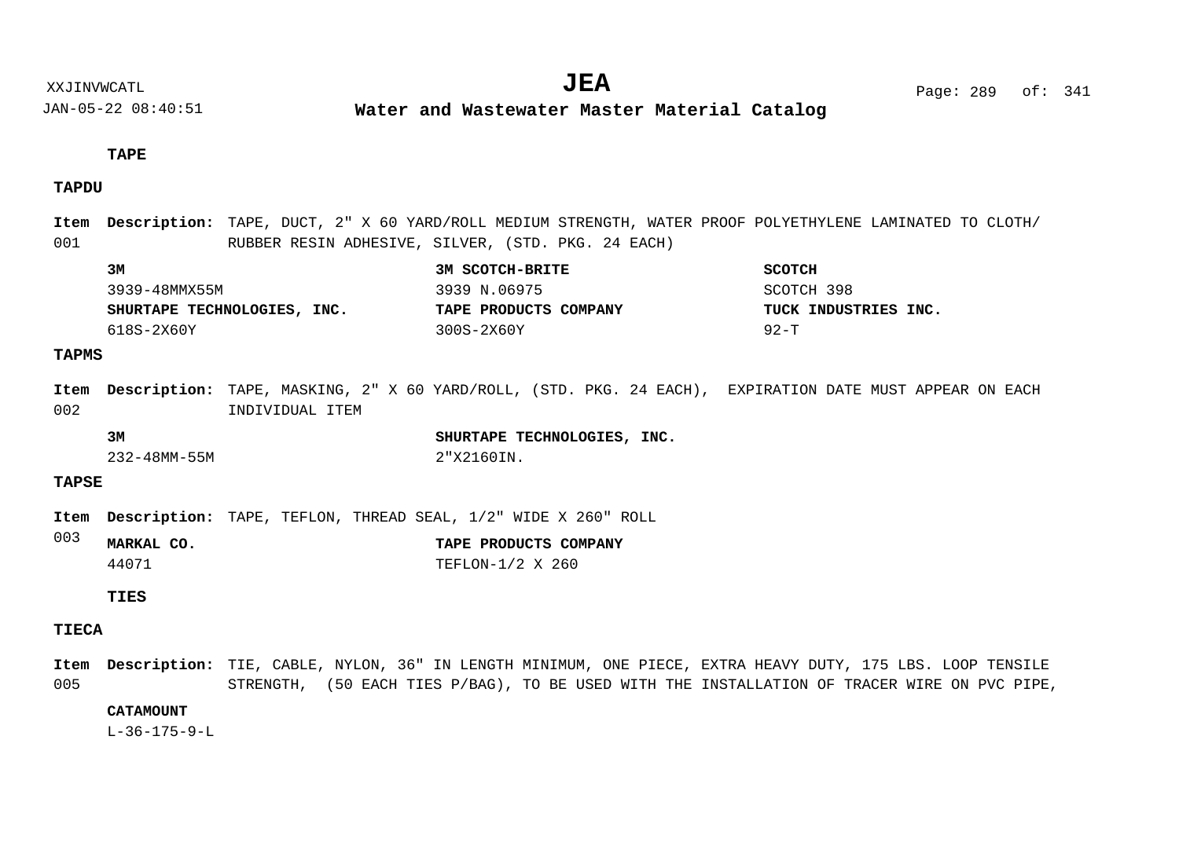### TAPE

#### TAPDU

**Item** 001 **Description:** TAPE, DUCT, 2" X 60 YARD/ROLL MEDIUM STRENGTH, WATER PROOF POLYETHYLENE LAMINATED TO CLOTH/ RUBBER RESIN ADHESIVE, SILVER, (STD. PKG. 24 EACH)

| **3M** | **3M SCOTCH-BRITE** | **SCOTCH** |
|---|---|---|
| 3939-48MMX55M | 3939 N.06975 | SCOTCH 398 |
| **SHURTAPE TECHNOLOGIES, INC.** | **TAPE PRODUCTS COMPANY** | **TUCK INDUSTRIES INC.** |
| 618S-2X60Y | 300S-2X60Y | 92-T |

#### TAPMS

**Item** 002 **Description:** TAPE, MASKING, 2" X 60 YARD/ROLL, (STD. PKG. 24 EACH), EXPIRATION DATE MUST APPEAR ON EACH INDIVIDUAL ITEM

| **3M** | **SHURTAPE TECHNOLOGIES, INC.** |
|---|---|
| 232-48MM-55M | 2"X2160IN. |

#### TAPSE

**Item** 003 **Description:** TAPE, TEFLON, THREAD SEAL, 1/2" WIDE X 260" ROLL

| **MARKAL CO.** | **TAPE PRODUCTS COMPANY** |
|---|---|
| 44071 | TEFLON-1/2 X 260 |

### TIES

#### TIECA

**Item** 005 **Description:** TIE, CABLE, NYLON, 36" IN LENGTH MINIMUM, ONE PIECE, EXTRA HEAVY DUTY, 175 LBS. LOOP TENSILE STRENGTH, (50 EACH TIES P/BAG), TO BE USED WITH THE INSTALLATION OF TRACER WIRE ON PVC PIPE,

| **CATAMOUNT** |
|---|
| L-36-175-9-L |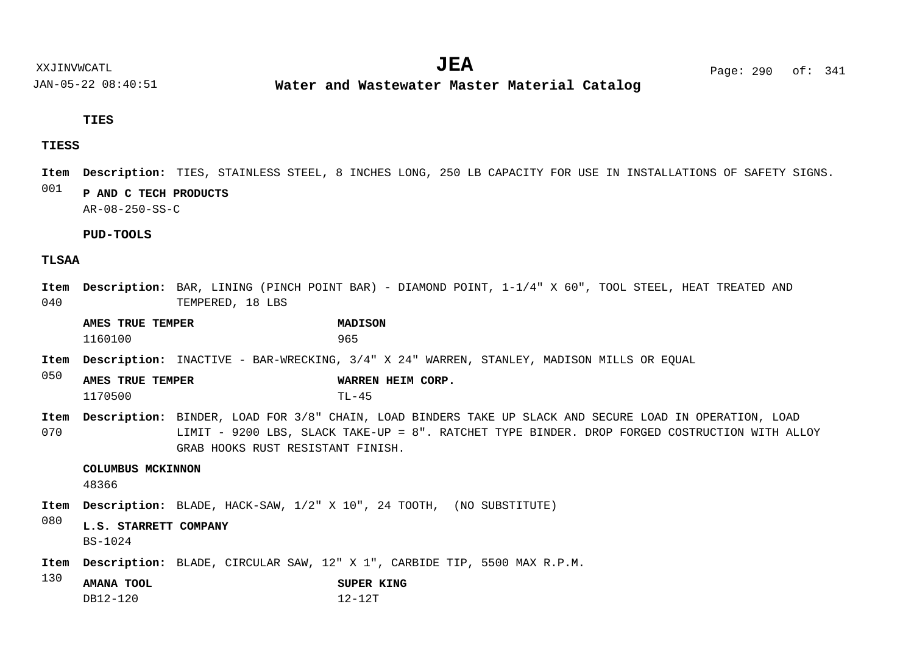**TIES**

**TIESS**

**Item** 001 **Description:** TIES, STAINLESS STEEL, 8 INCHES LONG, 250 LB CAPACITY FOR USE IN INSTALLATIONS OF SAFETY SIGNS.

**P AND C TECH PRODUCTS**
AR-08-250-SS-C

**PUD-TOOLS**

**TLSAA**

**Item** 040 **Description:** BAR, LINING (PINCH POINT BAR) - DIAMOND POINT, 1-1/4" X 60", TOOL STEEL, HEAT TREATED AND TEMPERED, 18 LBS

| AMES TRUE TEMPER | MADISON |
|---|---|
| 1160100 | 965 |

**Item** 050 **Description:** INACTIVE - BAR-WRECKING, 3/4" X 24" WARREN, STANLEY, MADISON MILLS OR EQUAL

| AMES TRUE TEMPER | WARREN HEIM CORP. |
|---|---|
| 1170500 | TL-45 |

**Item** 070 **Description:** BINDER, LOAD FOR 3/8" CHAIN, LOAD BINDERS TAKE UP SLACK AND SECURE LOAD IN OPERATION, LOAD LIMIT - 9200 LBS, SLACK TAKE-UP = 8". RATCHET TYPE BINDER. DROP FORGED COSTRUCTION WITH ALLOY GRAB HOOKS RUST RESISTANT FINISH.

**COLUMBUS MCKINNON**
48366

**Item** 080 **Description:** BLADE, HACK-SAW, 1/2" X 10", 24 TOOTH, (NO SUBSTITUTE)

**L.S. STARRETT COMPANY**
BS-1024

**Item** 130 **Description:** BLADE, CIRCULAR SAW, 12" X 1", CARBIDE TIP, 5500 MAX R.P.M.

| AMANA TOOL | SUPER KING |
|---|---|
| DB12-120 | 12-12T |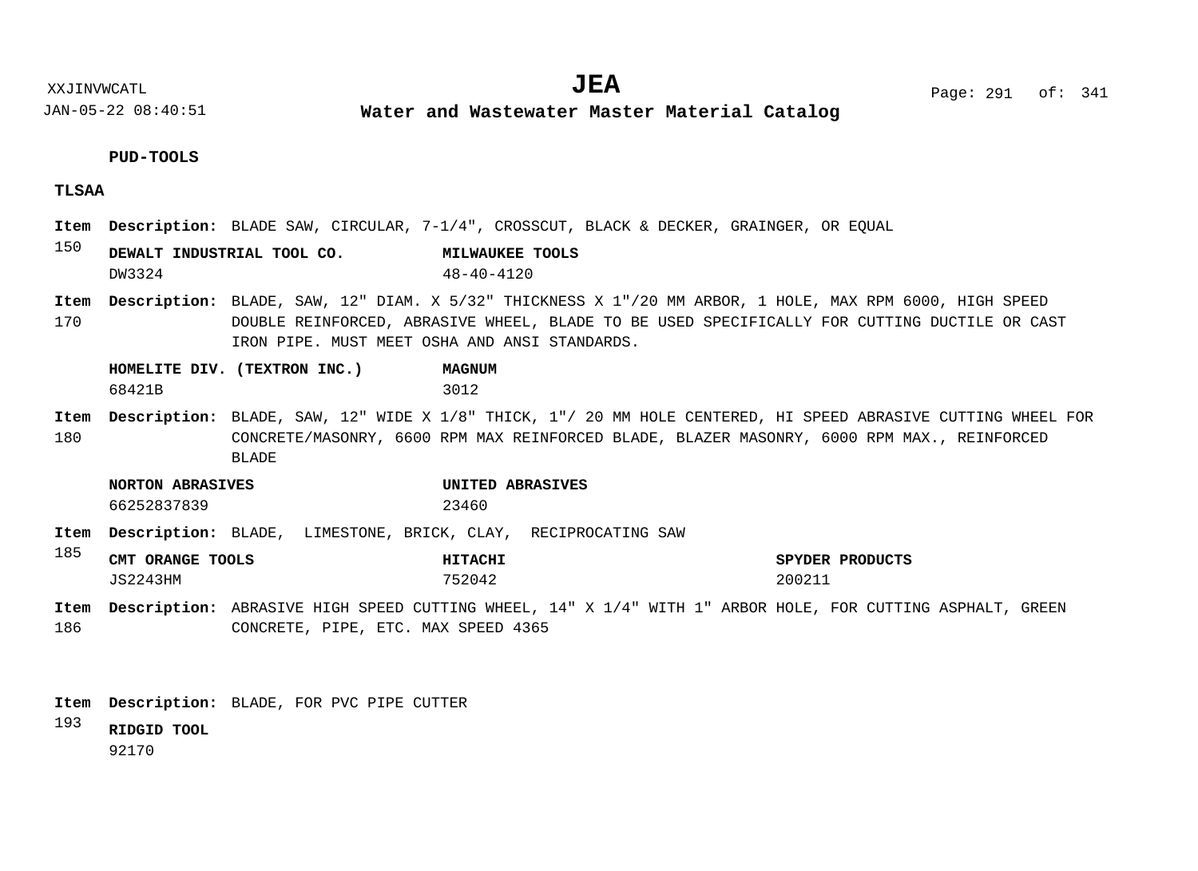**PUD-TOOLS**

**TLSAA**

**Item 150** **Description:** BLADE SAW, CIRCULAR, 7-1/4", CROSSCUT, BLACK & DECKER, GRAINGER, OR EQUAL

| DEWALT INDUSTRIAL TOOL CO. | MILWAUKEE TOOLS |
|---|---|
| DW3324 | 48-40-4120 |

**Item 170** **Description:** BLADE, SAW, 12" DIAM. X 5/32" THICKNESS X 1"/20 MM ARBOR, 1 HOLE, MAX RPM 6000, HIGH SPEED DOUBLE REINFORCED, ABRASIVE WHEEL, BLADE TO BE USED SPECIFICALLY FOR CUTTING DUCTILE OR CAST IRON PIPE. MUST MEET OSHA AND ANSI STANDARDS.

| HOMELITE DIV. (TEXTRON INC.) | MAGNUM |
|---|---|
| 68421B | 3012 |

**Item 180** **Description:** BLADE, SAW, 12" WIDE X 1/8" THICK, 1"/ 20 MM HOLE CENTERED, HI SPEED ABRASIVE CUTTING WHEEL FOR CONCRETE/MASONRY, 6600 RPM MAX REINFORCED BLADE, BLAZER MASONRY, 6000 RPM MAX., REINFORCED BLADE

| NORTON ABRASIVES | UNITED ABRASIVES |
|---|---|
| 66252837839 | 23460 |

**Item 185** **Description:** BLADE, LIMESTONE, BRICK, CLAY, RECIPROCATING SAW

| CMT ORANGE TOOLS | HITACHI | SPYDER PRODUCTS |
|---|---|---|
| JS2243HM | 752042 | 200211 |

**Item 186** **Description:** ABRASIVE HIGH SPEED CUTTING WHEEL, 14" X 1/4" WITH 1" ARBOR HOLE, FOR CUTTING ASPHALT, GREEN CONCRETE, PIPE, ETC. MAX SPEED 4365

**Item 193** **Description:** BLADE, FOR PVC PIPE CUTTER

| RIDGID TOOL |
|---|
| 92170 |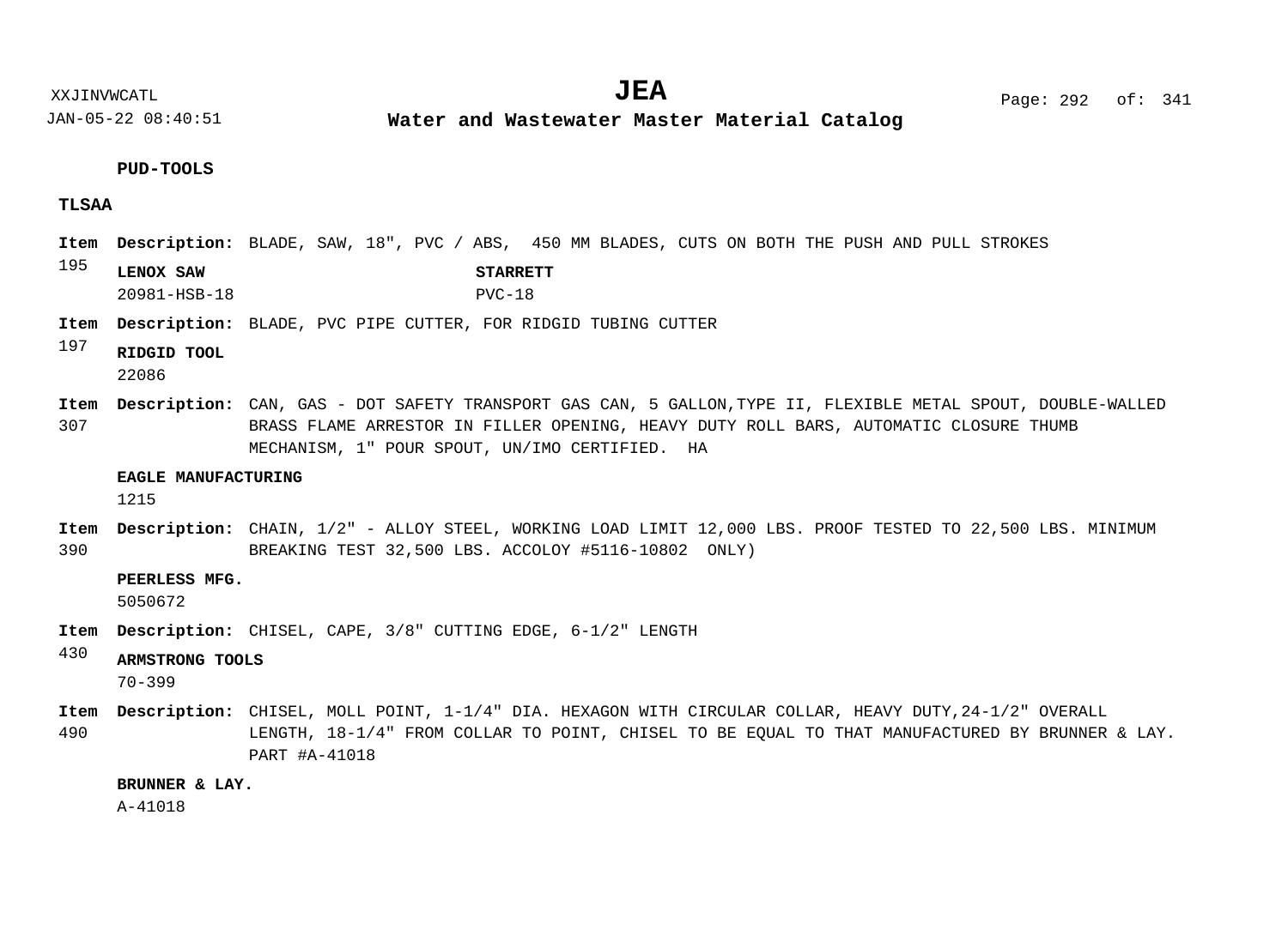**PUD-TOOLS**

**TLSAA**

**Item 195** **Description:** BLADE, SAW, 18", PVC / ABS, 450 MM BLADES, CUTS ON BOTH THE PUSH AND PULL STROKES

| **LENOX SAW** | **STARRETT** |
|---|---|
| 20981-HSB-18 | PVC-18 |

**Item 197** **Description:** BLADE, PVC PIPE CUTTER, FOR RIDGID TUBING CUTTER

**RIDGID TOOL**
22086

**Item 307** **Description:** CAN, GAS - DOT SAFETY TRANSPORT GAS CAN, 5 GALLON,TYPE II, FLEXIBLE METAL SPOUT, DOUBLE-WALLED BRASS FLAME ARRESTOR IN FILLER OPENING, HEAVY DUTY ROLL BARS, AUTOMATIC CLOSURE THUMB MECHANISM, 1" POUR SPOUT, UN/IMO CERTIFIED. HA

**EAGLE MANUFACTURING**
1215

**Item 390** **Description:** CHAIN, 1/2" - ALLOY STEEL, WORKING LOAD LIMIT 12,000 LBS. PROOF TESTED TO 22,500 LBS. MINIMUM BREAKING TEST 32,500 LBS. ACCOLOY #5116-10802 ONLY)

**PEERLESS MFG.**
5050672

**Item 430** **Description:** CHISEL, CAPE, 3/8" CUTTING EDGE, 6-1/2" LENGTH

**ARMSTRONG TOOLS**
70-399

**Item 490** **Description:** CHISEL, MOLL POINT, 1-1/4" DIA. HEXAGON WITH CIRCULAR COLLAR, HEAVY DUTY,24-1/2" OVERALL LENGTH, 18-1/4" FROM COLLAR TO POINT, CHISEL TO BE EQUAL TO THAT MANUFACTURED BY BRUNNER & LAY. PART #A-41018

**BRUNNER & LAY.**
A-41018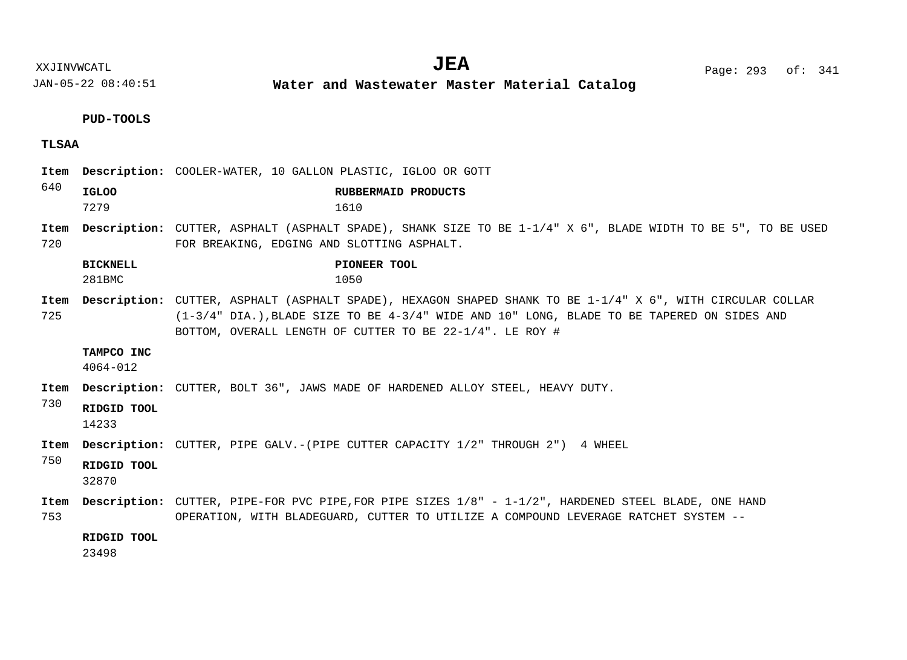**PUD-TOOLS**

**TLSAA**

**Item 640** **Description:** COOLER-WATER, 10 GALLON PLASTIC, IGLOO OR GOTT

| **IGLOO** | **RUBBERMAID PRODUCTS** |
|---|---|
| 7279 | 1610 |

**Item 720** **Description:** CUTTER, ASPHALT (ASPHALT SPADE), SHANK SIZE TO BE 1-1/4" X 6", BLADE WIDTH TO BE 5", TO BE USED FOR BREAKING, EDGING AND SLOTTING ASPHALT.

| **BICKNELL** | **PIONEER TOOL** |
|---|---|
| 281BMC | 1050 |

**Item 725** **Description:** CUTTER, ASPHALT (ASPHALT SPADE), HEXAGON SHAPED SHANK TO BE 1-1/4" X 6", WITH CIRCULAR COLLAR (1-3/4" DIA.),BLADE SIZE TO BE 4-3/4" WIDE AND 10" LONG, BLADE TO BE TAPERED ON SIDES AND BOTTOM, OVERALL LENGTH OF CUTTER TO BE 22-1/4". LE ROY #

**TAMPCO INC**
4064-012

**Item 730** **Description:** CUTTER, BOLT 36", JAWS MADE OF HARDENED ALLOY STEEL, HEAVY DUTY.

**RIDGID TOOL**
14233

**Item 750** **Description:** CUTTER, PIPE GALV.-(PIPE CUTTER CAPACITY 1/2" THROUGH 2") 4 WHEEL

**RIDGID TOOL**
32870

**Item 753** **Description:** CUTTER, PIPE-FOR PVC PIPE,FOR PIPE SIZES 1/8" - 1-1/2", HARDENED STEEL BLADE, ONE HAND OPERATION, WITH BLADEGUARD, CUTTER TO UTILIZE A COMPOUND LEVERAGE RATCHET SYSTEM --

**RIDGID TOOL**
23498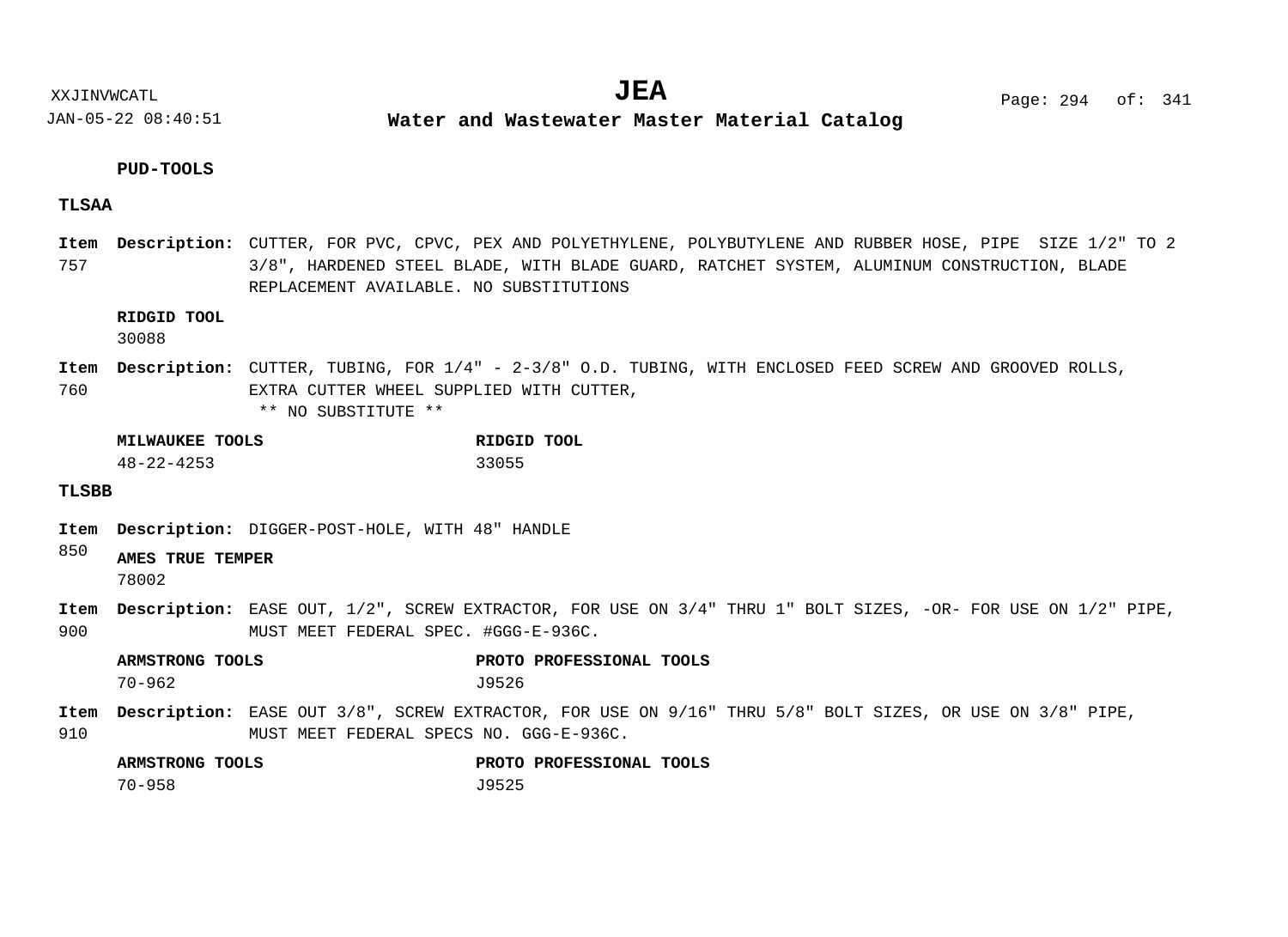### PUD-TOOLS

#### TLSAA

**Item** 757 **Description:** CUTTER, FOR PVC, CPVC, PEX AND POLYETHYLENE, POLYBUTYLENE AND RUBBER HOSE, PIPE SIZE 1/2" TO 2 3/8", HARDENED STEEL BLADE, WITH BLADE GUARD, RATCHET SYSTEM, ALUMINUM CONSTRUCTION, BLADE REPLACEMENT AVAILABLE. NO SUBSTITUTIONS

| RIDGID TOOL |
| --- |
| 30088 |

**Item** 760 **Description:** CUTTER, TUBING, FOR 1/4" - 2-3/8" O.D. TUBING, WITH ENCLOSED FEED SCREW AND GROOVED ROLLS, EXTRA CUTTER WHEEL SUPPLIED WITH CUTTER,
** NO SUBSTITUTE **

| MILWAUKEE TOOLS | RIDGID TOOL |
| --- | --- |
| 48-22-4253 | 33055 |

#### TLSBB

**Item** 850 **Description:** DIGGER-POST-HOLE, WITH 48" HANDLE

| AMES TRUE TEMPER |
| --- |
| 78002 |

**Item** 900 **Description:** EASE OUT, 1/2", SCREW EXTRACTOR, FOR USE ON 3/4" THRU 1" BOLT SIZES, -OR- FOR USE ON 1/2" PIPE, MUST MEET FEDERAL SPEC. #GGG-E-936C.

| ARMSTRONG TOOLS | PROTO PROFESSIONAL TOOLS |
| --- | --- |
| 70-962 | J9526 |

**Item** 910 **Description:** EASE OUT 3/8", SCREW EXTRACTOR, FOR USE ON 9/16" THRU 5/8" BOLT SIZES, OR USE ON 3/8" PIPE, MUST MEET FEDERAL SPECS NO. GGG-E-936C.

| ARMSTRONG TOOLS | PROTO PROFESSIONAL TOOLS |
| --- | --- |
| 70-958 | J9525 |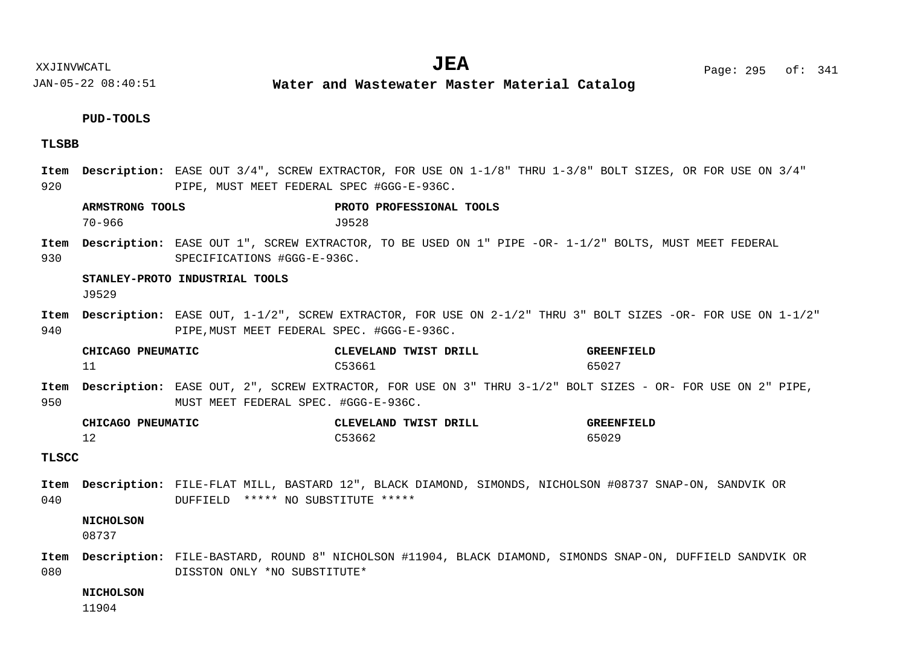**PUD-TOOLS**

**TLSBB**

**Item 920** **Description:** EASE OUT 3/4", SCREW EXTRACTOR, FOR USE ON 1-1/8" THRU 1-3/8" BOLT SIZES, OR FOR USE ON 3/4" PIPE, MUST MEET FEDERAL SPEC #GGG-E-936C.

| ARMSTRONG TOOLS | PROTO PROFESSIONAL TOOLS |
|---|---|
| 70-966 | J9528 |

**Item 930** **Description:** EASE OUT 1", SCREW EXTRACTOR, TO BE USED ON 1" PIPE -OR- 1-1/2" BOLTS, MUST MEET FEDERAL SPECIFICATIONS #GGG-E-936C.

| STANLEY-PROTO INDUSTRIAL TOOLS |
|---|
| J9529 |

**Item 940** **Description:** EASE OUT, 1-1/2", SCREW EXTRACTOR, FOR USE ON 2-1/2" THRU 3" BOLT SIZES -OR- FOR USE ON 1-1/2" PIPE,MUST MEET FEDERAL SPEC. #GGG-E-936C.

| CHICAGO PNEUMATIC | CLEVELAND TWIST DRILL | GREENFIELD |
|---|---|---|
| 11 | C53661 | 65027 |

**Item 950** **Description:** EASE OUT, 2", SCREW EXTRACTOR, FOR USE ON 3" THRU 3-1/2" BOLT SIZES - OR- FOR USE ON 2" PIPE, MUST MEET FEDERAL SPEC. #GGG-E-936C.

| CHICAGO PNEUMATIC | CLEVELAND TWIST DRILL | GREENFIELD |
|---|---|---|
| 12 | C53662 | 65029 |

**TLSCC**

**Item 040** **Description:** FILE-FLAT MILL, BASTARD 12", BLACK DIAMOND, SIMONDS, NICHOLSON #08737 SNAP-ON, SANDVIK OR DUFFIELD ***** NO SUBSTITUTE *****

| NICHOLSON |
|---|
| 08737 |

**Item 080** **Description:** FILE-BASTARD, ROUND 8" NICHOLSON #11904, BLACK DIAMOND, SIMONDS SNAP-ON, DUFFIELD SANDVIK OR DISSTON ONLY *NO SUBSTITUTE*

| NICHOLSON |
|---|
| 11904 |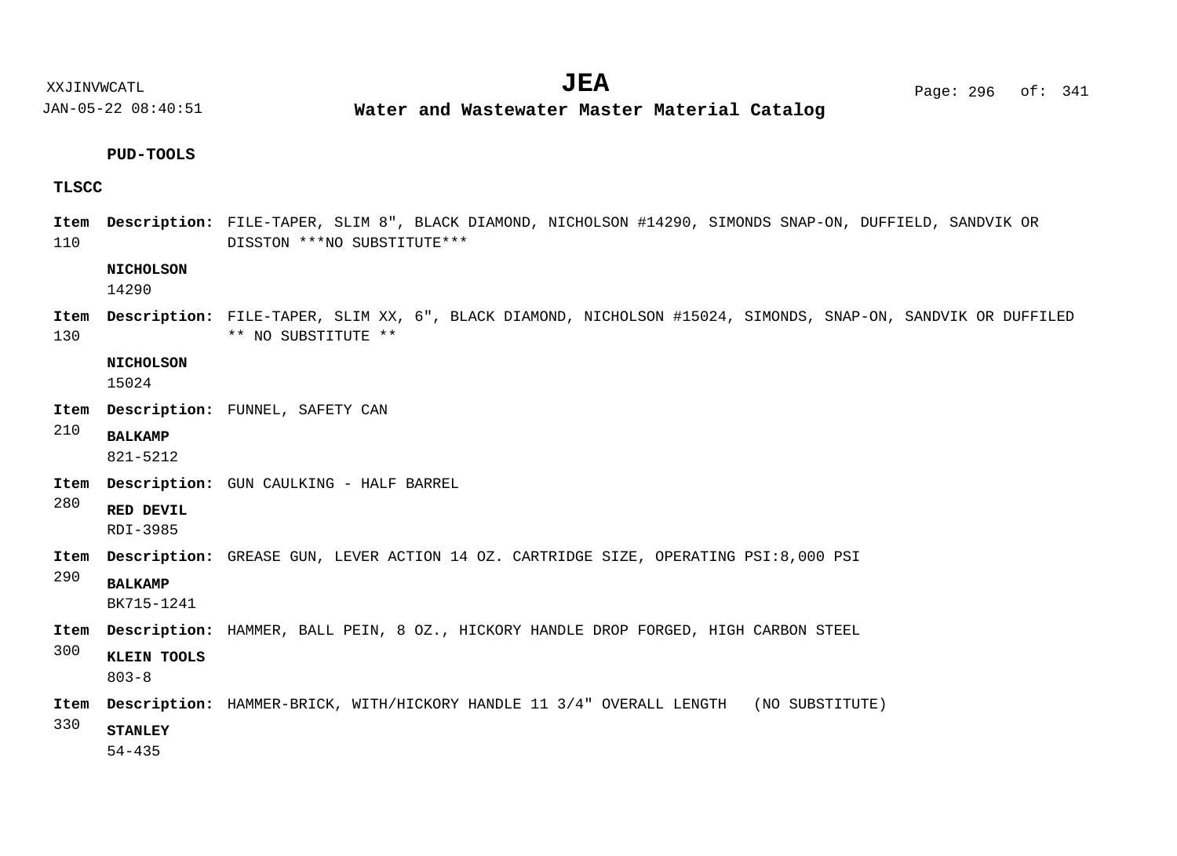**PUD-TOOLS**

**TLSCC**

**Item** 110 **Description:** FILE-TAPER, SLIM 8", BLACK DIAMOND, NICHOLSON #14290, SIMONDS SNAP-ON, DUFFIELD, SANDVIK OR DISSTON ***NO SUBSTITUTE***

**NICHOLSON**
14290

**Item** 130 **Description:** FILE-TAPER, SLIM XX, 6", BLACK DIAMOND, NICHOLSON #15024, SIMONDS, SNAP-ON, SANDVIK OR DUFFILED ** NO SUBSTITUTE **

**NICHOLSON**
15024

**Item** 210 **Description:** FUNNEL, SAFETY CAN

**BALKAMP**
821-5212

**Item** 280 **Description:** GUN CAULKING - HALF BARREL

**RED DEVIL**
RDI-3985

**Item** 290 **Description:** GREASE GUN, LEVER ACTION 14 OZ. CARTRIDGE SIZE, OPERATING PSI:8,000 PSI

**BALKAMP**
BK715-1241

**Item** 300 **Description:** HAMMER, BALL PEIN, 8 OZ., HICKORY HANDLE DROP FORGED, HIGH CARBON STEEL

**KLEIN TOOLS**
803-8

**Item** 330 **Description:** HAMMER-BRICK, WITH/HICKORY HANDLE 11 3/4" OVERALL LENGTH (NO SUBSTITUTE)

**STANLEY**
54-435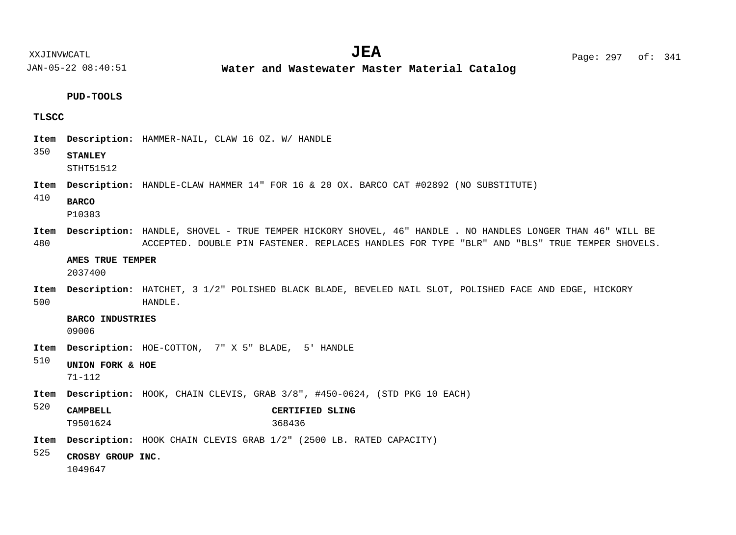**PUD-TOOLS**

**TLSCC**

**Item** 350 **Description:** HAMMER-NAIL, CLAW 16 OZ. W/ HANDLE

**STANLEY**
STHT51512

**Item** 410 **Description:** HANDLE-CLAW HAMMER 14" FOR 16 & 20 OX. BARCO CAT #02892 (NO SUBSTITUTE)

**BARCO**
P10303

**Item** 480 **Description:** HANDLE, SHOVEL - TRUE TEMPER HICKORY SHOVEL, 46" HANDLE . NO HANDLES LONGER THAN 46" WILL BE ACCEPTED. DOUBLE PIN FASTENER. REPLACES HANDLES FOR TYPE "BLR" AND "BLS" TRUE TEMPER SHOVELS.

**AMES TRUE TEMPER**
2037400

**Item** 500 **Description:** HATCHET, 3 1/2" POLISHED BLACK BLADE, BEVELED NAIL SLOT, POLISHED FACE AND EDGE, HICKORY HANDLE.

**BARCO INDUSTRIES**
09006

**Item** 510 **Description:** HOE-COTTON, 7" X 5" BLADE, 5' HANDLE

**UNION FORK & HOE**
71-112

**Item** 520 **Description:** HOOK, CHAIN CLEVIS, GRAB 3/8", #450-0624, (STD PKG 10 EACH)

| **CAMPBELL** | **CERTIFIED SLING** |
|---|---|
| T9501624 | 368436 |

**Item** 525 **Description:** HOOK CHAIN CLEVIS GRAB 1/2" (2500 LB. RATED CAPACITY)

**CROSBY GROUP INC.**
1049647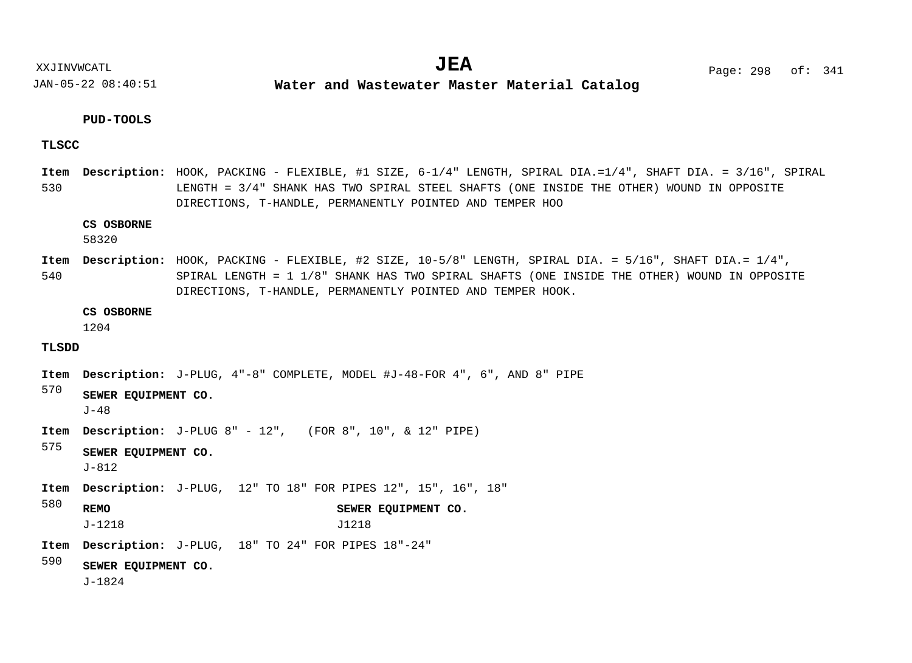**PUD-TOOLS**

**TLSCC**

**Item** 530 **Description:** HOOK, PACKING - FLEXIBLE, #1 SIZE, 6-1/4" LENGTH, SPIRAL DIA.=1/4", SHAFT DIA. = 3/16", SPIRAL LENGTH = 3/4" SHANK HAS TWO SPIRAL STEEL SHAFTS (ONE INSIDE THE OTHER) WOUND IN OPPOSITE DIRECTIONS, T-HANDLE, PERMANENTLY POINTED AND TEMPER HOO

**CS OSBORNE**
58320

**Item** 540 **Description:** HOOK, PACKING - FLEXIBLE, #2 SIZE, 10-5/8" LENGTH, SPIRAL DIA. = 5/16", SHAFT DIA.= 1/4", SPIRAL LENGTH = 1 1/8" SHANK HAS TWO SPIRAL SHAFTS (ONE INSIDE THE OTHER) WOUND IN OPPOSITE DIRECTIONS, T-HANDLE, PERMANENTLY POINTED AND TEMPER HOOK.

**CS OSBORNE**
1204

**TLSDD**

**Item** 570 **Description:** J-PLUG, 4"-8" COMPLETE, MODEL #J-48-FOR 4", 6", AND 8" PIPE

**SEWER EQUIPMENT CO.**
J-48

**Item** 575 **Description:** J-PLUG 8" - 12", (FOR 8", 10", & 12" PIPE)

**SEWER EQUIPMENT CO.**
J-812

**Item** 580 **Description:** J-PLUG, 12" TO 18" FOR PIPES 12", 15", 16", 18"

**REMO**
J-1218

**SEWER EQUIPMENT CO.**
J1218

**Item** 590 **Description:** J-PLUG, 18" TO 24" FOR PIPES 18"-24"

**SEWER EQUIPMENT CO.**
J-1824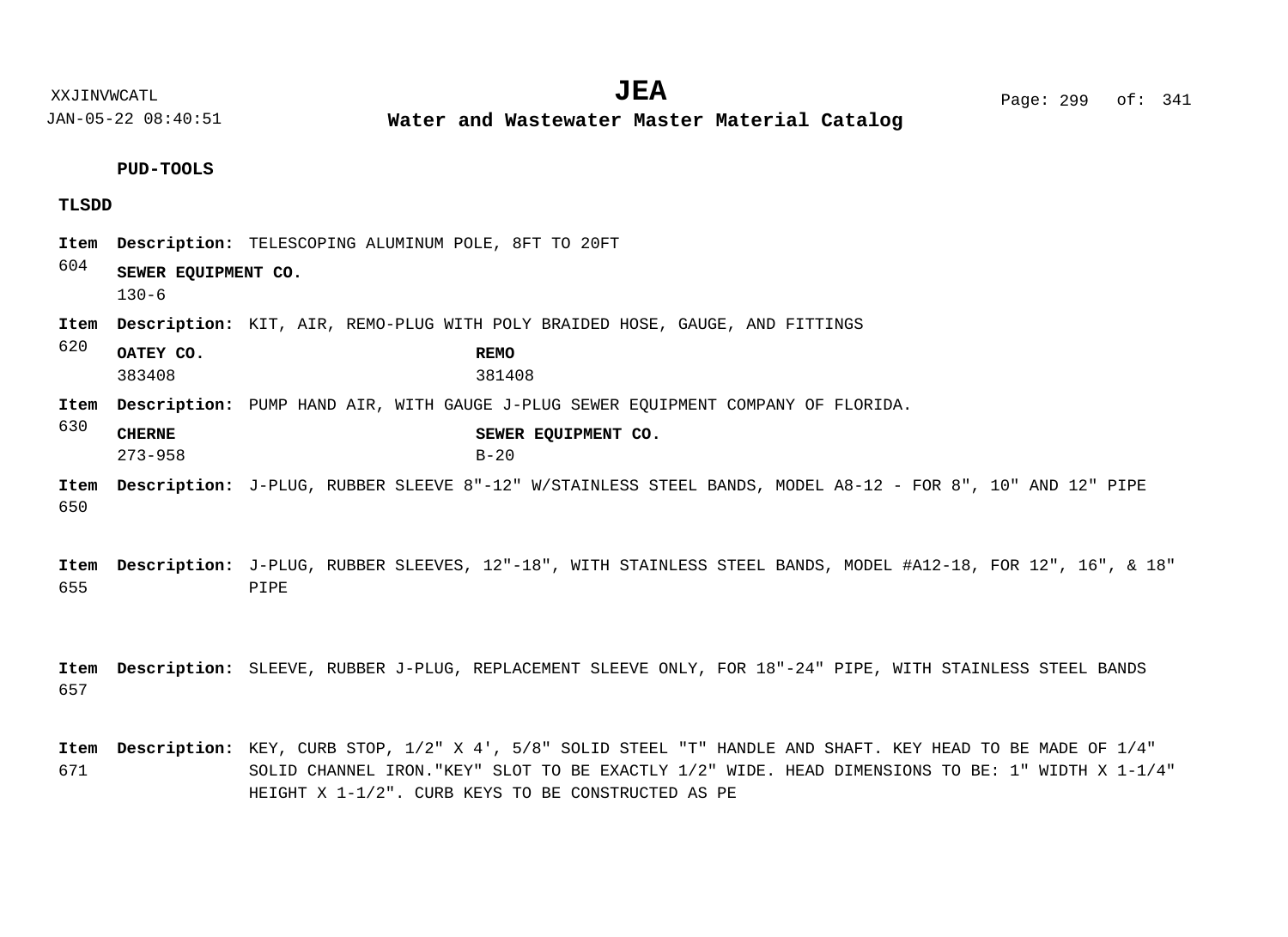**PUD-TOOLS**

**TLSDD**

**Item** 604 **Description:** TELESCOPING ALUMINUM POLE, 8FT TO 20FT

**SEWER EQUIPMENT CO.**
130-6

**Item** 620 **Description:** KIT, AIR, REMO-PLUG WITH POLY BRAIDED HOSE, GAUGE, AND FITTINGS

| **OATEY CO.** | **REMO** |
|---|---|
| 383408 | 381408 |

**Item** 630 **Description:** PUMP HAND AIR, WITH GAUGE J-PLUG SEWER EQUIPMENT COMPANY OF FLORIDA.

| **CHERNE** | **SEWER EQUIPMENT CO.** |
|---|---|
| 273-958 | B-20 |

**Item** 650 **Description:** J-PLUG, RUBBER SLEEVE 8"-12" W/STAINLESS STEEL BANDS, MODEL A8-12 - FOR 8", 10" AND 12" PIPE

**Item** 655 **Description:** J-PLUG, RUBBER SLEEVES, 12"-18", WITH STAINLESS STEEL BANDS, MODEL #A12-18, FOR 12", 16", & 18" PIPE

**Item** 657 **Description:** SLEEVE, RUBBER J-PLUG, REPLACEMENT SLEEVE ONLY, FOR 18"-24" PIPE, WITH STAINLESS STEEL BANDS

**Item** 671 **Description:** KEY, CURB STOP, 1/2" X 4', 5/8" SOLID STEEL "T" HANDLE AND SHAFT. KEY HEAD TO BE MADE OF 1/4" SOLID CHANNEL IRON."KEY" SLOT TO BE EXACTLY 1/2" WIDE. HEAD DIMENSIONS TO BE: 1" WIDTH X 1-1/4" HEIGHT X 1-1/2". CURB KEYS TO BE CONSTRUCTED AS PE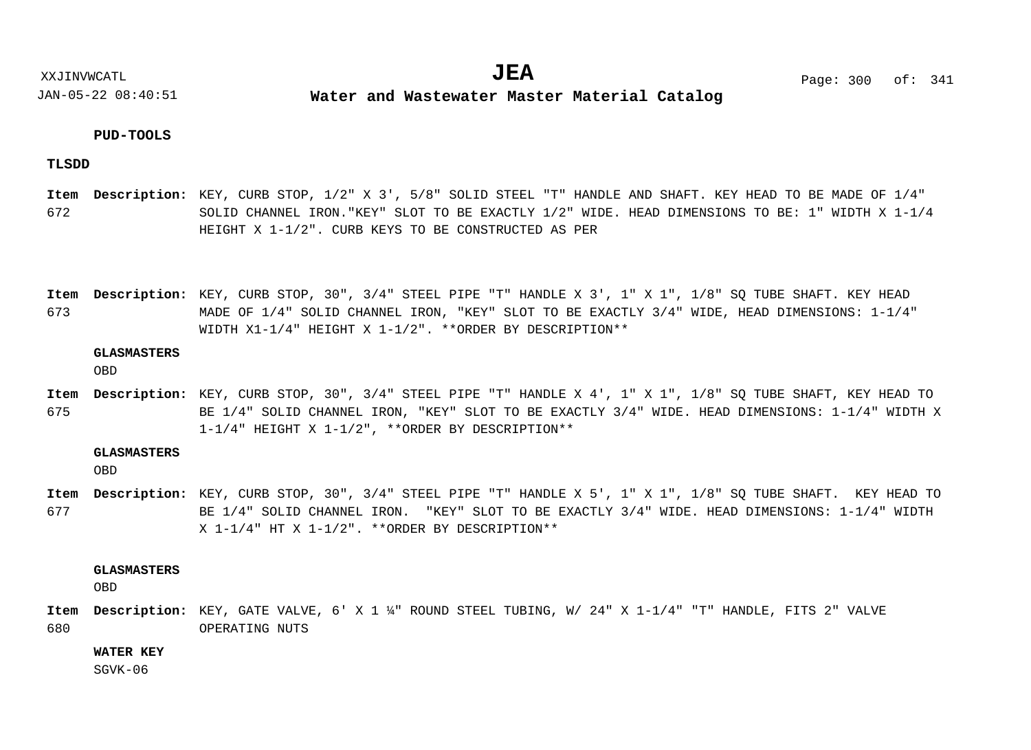**PUD-TOOLS**

**TLSDD**

**Item 672** **Description:** KEY, CURB STOP, 1/2" X 3', 5/8" SOLID STEEL "T" HANDLE AND SHAFT. KEY HEAD TO BE MADE OF 1/4" SOLID CHANNEL IRON."KEY" SLOT TO BE EXACTLY 1/2" WIDE. HEAD DIMENSIONS TO BE: 1" WIDTH X 1-1/4 HEIGHT X 1-1/2". CURB KEYS TO BE CONSTRUCTED AS PER

**Item 673** **Description:** KEY, CURB STOP, 30", 3/4" STEEL PIPE "T" HANDLE X 3', 1" X 1", 1/8" SQ TUBE SHAFT. KEY HEAD MADE OF 1/4" SOLID CHANNEL IRON, "KEY" SLOT TO BE EXACTLY 3/4" WIDE, HEAD DIMENSIONS: 1-1/4" WIDTH X1-1/4" HEIGHT X 1-1/2". **ORDER BY DESCRIPTION**

**GLASMASTERS**
OBD

**Item 675** **Description:** KEY, CURB STOP, 30", 3/4" STEEL PIPE "T" HANDLE X 4', 1" X 1", 1/8" SQ TUBE SHAFT, KEY HEAD TO BE 1/4" SOLID CHANNEL IRON, "KEY" SLOT TO BE EXACTLY 3/4" WIDE. HEAD DIMENSIONS: 1-1/4" WIDTH X 1-1/4" HEIGHT X 1-1/2", **ORDER BY DESCRIPTION**

**GLASMASTERS**
OBD

**Item 677** **Description:** KEY, CURB STOP, 30", 3/4" STEEL PIPE "T" HANDLE X 5', 1" X 1", 1/8" SQ TUBE SHAFT. KEY HEAD TO BE 1/4" SOLID CHANNEL IRON. "KEY" SLOT TO BE EXACTLY 3/4" WIDE. HEAD DIMENSIONS: 1-1/4" WIDTH X 1-1/4" HT X 1-1/2". **ORDER BY DESCRIPTION**

**GLASMASTERS**
OBD

**Item 680** **Description:** KEY, GATE VALVE, 6' X 1 ¼" ROUND STEEL TUBING, W/ 24" X 1-1/4" "T" HANDLE, FITS 2" VALVE OPERATING NUTS

**WATER KEY**
SGVK-06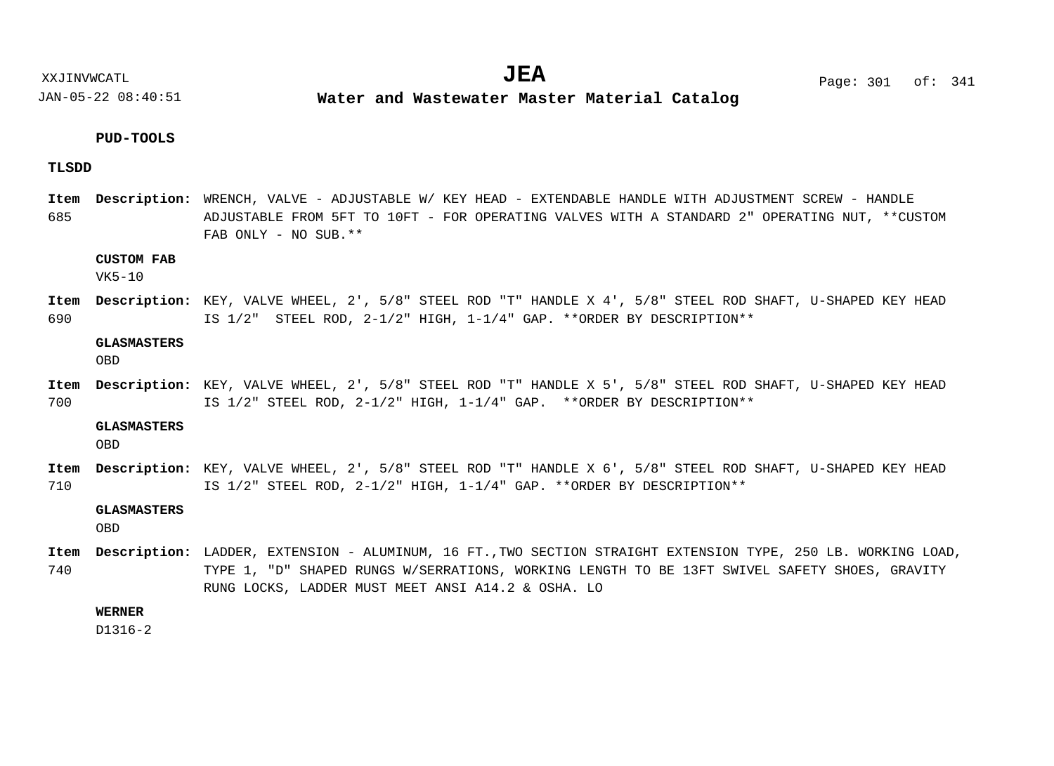**PUD-TOOLS**

**TLSDD**

**Item** 685 **Description:** WRENCH, VALVE - ADJUSTABLE W/ KEY HEAD - EXTENDABLE HANDLE WITH ADJUSTMENT SCREW - HANDLE ADJUSTABLE FROM 5FT TO 10FT - FOR OPERATING VALVES WITH A STANDARD 2" OPERATING NUT, **CUSTOM FAB ONLY - NO SUB.**

**CUSTOM FAB**
VK5-10

**Item** 690 **Description:** KEY, VALVE WHEEL, 2', 5/8" STEEL ROD "T" HANDLE X 4', 5/8" STEEL ROD SHAFT, U-SHAPED KEY HEAD IS 1/2"  STEEL ROD, 2-1/2" HIGH, 1-1/4" GAP. **ORDER BY DESCRIPTION**

**GLASMASTERS**
OBD

**Item** 700 **Description:** KEY, VALVE WHEEL, 2', 5/8" STEEL ROD "T" HANDLE X 5', 5/8" STEEL ROD SHAFT, U-SHAPED KEY HEAD IS 1/2" STEEL ROD, 2-1/2" HIGH, 1-1/4" GAP.  **ORDER BY DESCRIPTION**

**GLASMASTERS**
OBD

**Item** 710 **Description:** KEY, VALVE WHEEL, 2', 5/8" STEEL ROD "T" HANDLE X 6', 5/8" STEEL ROD SHAFT, U-SHAPED KEY HEAD IS 1/2" STEEL ROD, 2-1/2" HIGH, 1-1/4" GAP. **ORDER BY DESCRIPTION**

**GLASMASTERS**
OBD

**Item** 740 **Description:** LADDER, EXTENSION - ALUMINUM, 16 FT.,TWO SECTION STRAIGHT EXTENSION TYPE, 250 LB. WORKING LOAD, TYPE 1, "D" SHAPED RUNGS W/SERRATIONS, WORKING LENGTH TO BE 13FT SWIVEL SAFETY SHOES, GRAVITY RUNG LOCKS, LADDER MUST MEET ANSI A14.2 & OSHA. LO

**WERNER**
D1316-2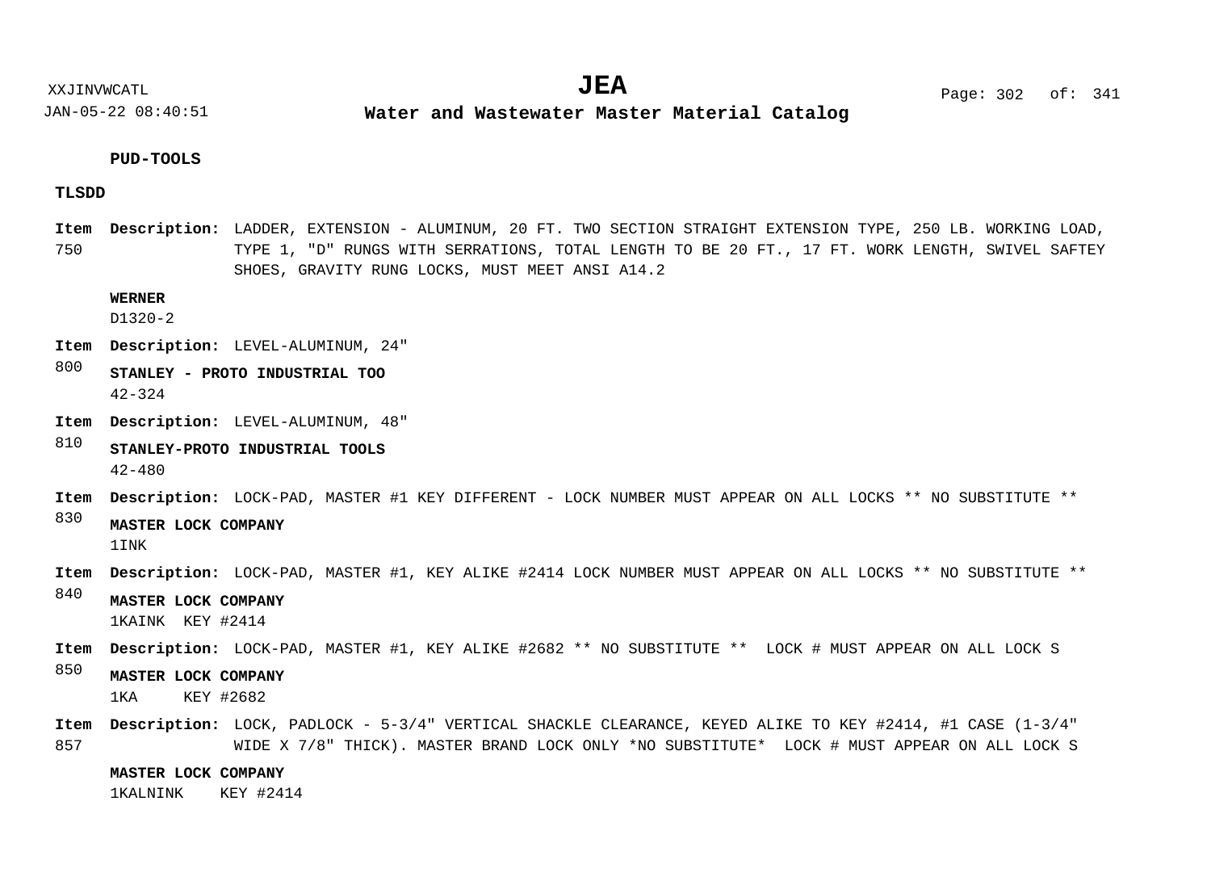**PUD-TOOLS**

**TLSDD**

**Item** 750 **Description:** LADDER, EXTENSION - ALUMINUM, 20 FT. TWO SECTION STRAIGHT EXTENSION TYPE, 250 LB. WORKING LOAD, TYPE 1, "D" RUNGS WITH SERRATIONS, TOTAL LENGTH TO BE 20 FT., 17 FT. WORK LENGTH, SWIVEL SAFTEY SHOES, GRAVITY RUNG LOCKS, MUST MEET ANSI A14.2

**WERNER**
D1320-2

**Item** 800 **Description:** LEVEL-ALUMINUM, 24"

**STANLEY - PROTO INDUSTRIAL TOO**
42-324

**Item** 810 **Description:** LEVEL-ALUMINUM, 48"

**STANLEY-PROTO INDUSTRIAL TOOLS**
42-480

**Item** 830 **Description:** LOCK-PAD, MASTER #1 KEY DIFFERENT - LOCK NUMBER MUST APPEAR ON ALL LOCKS ** NO SUBSTITUTE **

**MASTER LOCK COMPANY**
1INK

**Item** 840 **Description:** LOCK-PAD, MASTER #1, KEY ALIKE #2414 LOCK NUMBER MUST APPEAR ON ALL LOCKS ** NO SUBSTITUTE **

**MASTER LOCK COMPANY**
1KAINK KEY #2414

**Item** 850 **Description:** LOCK-PAD, MASTER #1, KEY ALIKE #2682 ** NO SUBSTITUTE ** LOCK # MUST APPEAR ON ALL LOCK S

**MASTER LOCK COMPANY**
1KA KEY #2682

**Item** 857 **Description:** LOCK, PADLOCK - 5-3/4" VERTICAL SHACKLE CLEARANCE, KEYED ALIKE TO KEY #2414, #1 CASE (1-3/4" WIDE X 7/8" THICK). MASTER BRAND LOCK ONLY *NO SUBSTITUTE* LOCK # MUST APPEAR ON ALL LOCK S

**MASTER LOCK COMPANY**
1KALNINK KEY #2414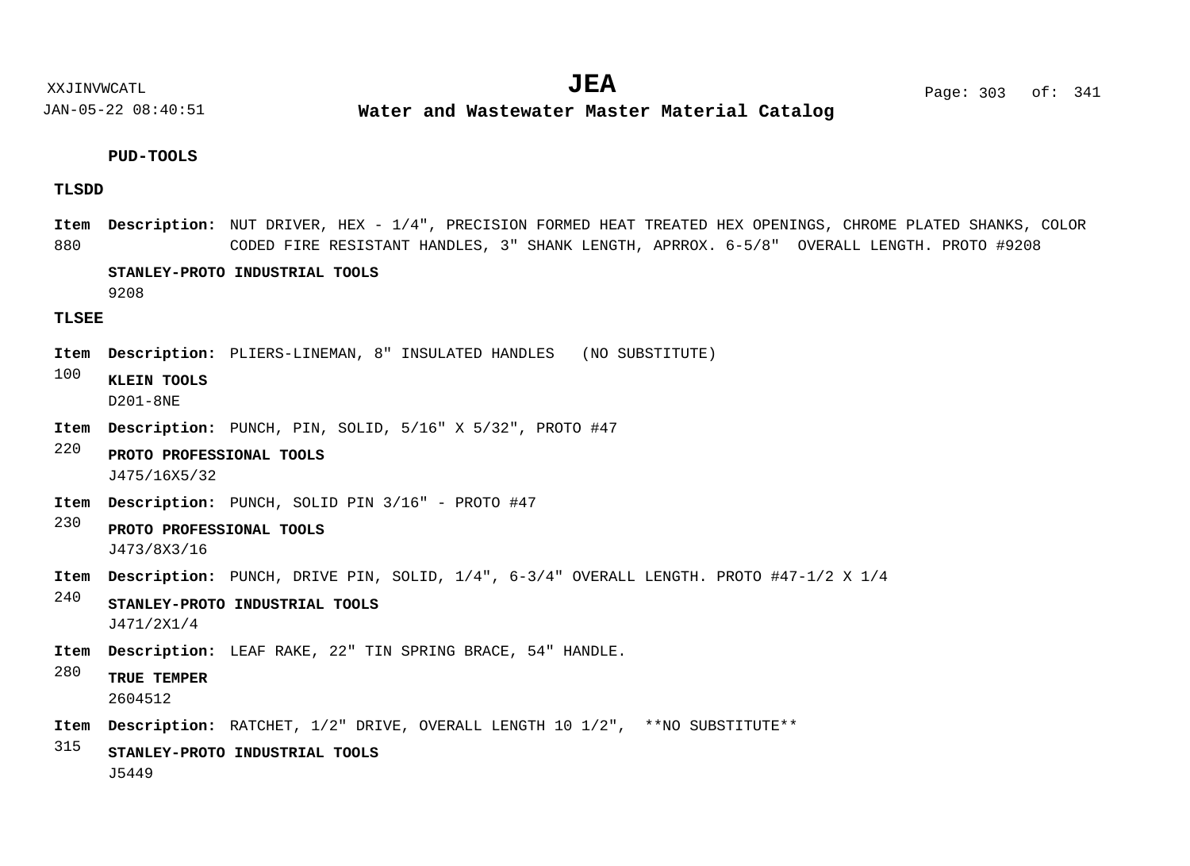**PUD-TOOLS**

**TLSDD**

**Item 880** **Description:** NUT DRIVER, HEX - 1/4", PRECISION FORMED HEAT TREATED HEX OPENINGS, CHROME PLATED SHANKS, COLOR CODED FIRE RESISTANT HANDLES, 3" SHANK LENGTH, APRROX. 6-5/8" OVERALL LENGTH. PROTO #9208

**STANLEY-PROTO INDUSTRIAL TOOLS**
9208

**TLSEE**

**Item 100** **Description:** PLIERS-LINEMAN, 8" INSULATED HANDLES (NO SUBSTITUTE)

**KLEIN TOOLS**
D201-8NE

**Item 220** **Description:** PUNCH, PIN, SOLID, 5/16" X 5/32", PROTO #47

**PROTO PROFESSIONAL TOOLS**
J475/16X5/32

**Item 230** **Description:** PUNCH, SOLID PIN 3/16" - PROTO #47

**PROTO PROFESSIONAL TOOLS**
J473/8X3/16

**Item 240** **Description:** PUNCH, DRIVE PIN, SOLID, 1/4", 6-3/4" OVERALL LENGTH. PROTO #47-1/2 X 1/4

**STANLEY-PROTO INDUSTRIAL TOOLS**
J471/2X1/4

**Item 280** **Description:** LEAF RAKE, 22" TIN SPRING BRACE, 54" HANDLE.

**TRUE TEMPER**
2604512

**Item 315** **Description:** RATCHET, 1/2" DRIVE, OVERALL LENGTH 10 1/2", **NO SUBSTITUTE**

**STANLEY-PROTO INDUSTRIAL TOOLS**
J5449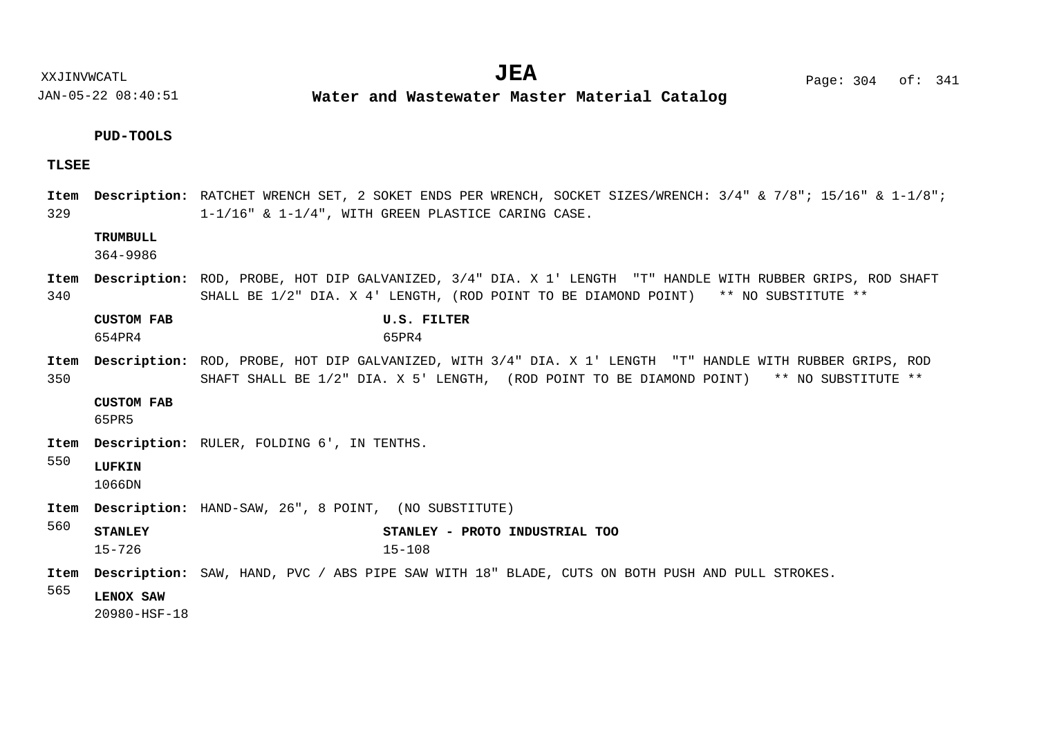**PUD-TOOLS**

**TLSEE**

**Item 329** **Description:** RATCHET WRENCH SET, 2 SOKET ENDS PER WRENCH, SOCKET SIZES/WRENCH: 3/4" & 7/8"; 15/16" & 1-1/8"; 1-1/16" & 1-1/4", WITH GREEN PLASTICE CARING CASE.

**TRUMBULL**
364-9986

**Item 340** **Description:** ROD, PROBE, HOT DIP GALVANIZED, 3/4" DIA. X 1' LENGTH "T" HANDLE WITH RUBBER GRIPS, ROD SHAFT SHALL BE 1/2" DIA. X 4' LENGTH, (ROD POINT TO BE DIAMOND POINT) ** NO SUBSTITUTE **

| **CUSTOM FAB** | **U.S. FILTER** |
|---|---|
| 654PR4 | 65PR4 |

**Item 350** **Description:** ROD, PROBE, HOT DIP GALVANIZED, WITH 3/4" DIA. X 1' LENGTH "T" HANDLE WITH RUBBER GRIPS, ROD SHAFT SHALL BE 1/2" DIA. X 5' LENGTH, (ROD POINT TO BE DIAMOND POINT) ** NO SUBSTITUTE **

**CUSTOM FAB**
65PR5

**Item 550** **Description:** RULER, FOLDING 6', IN TENTHS.

**LUFKIN**
1066DN

**Item 560** **Description:** HAND-SAW, 26", 8 POINT, (NO SUBSTITUTE)

| **STANLEY** | **STANLEY - PROTO INDUSTRIAL TOO** |
|---|---|
| 15-726 | 15-108 |

**Item 565** **Description:** SAW, HAND, PVC / ABS PIPE SAW WITH 18" BLADE, CUTS ON BOTH PUSH AND PULL STROKES.

**LENOX SAW**
20980-HSF-18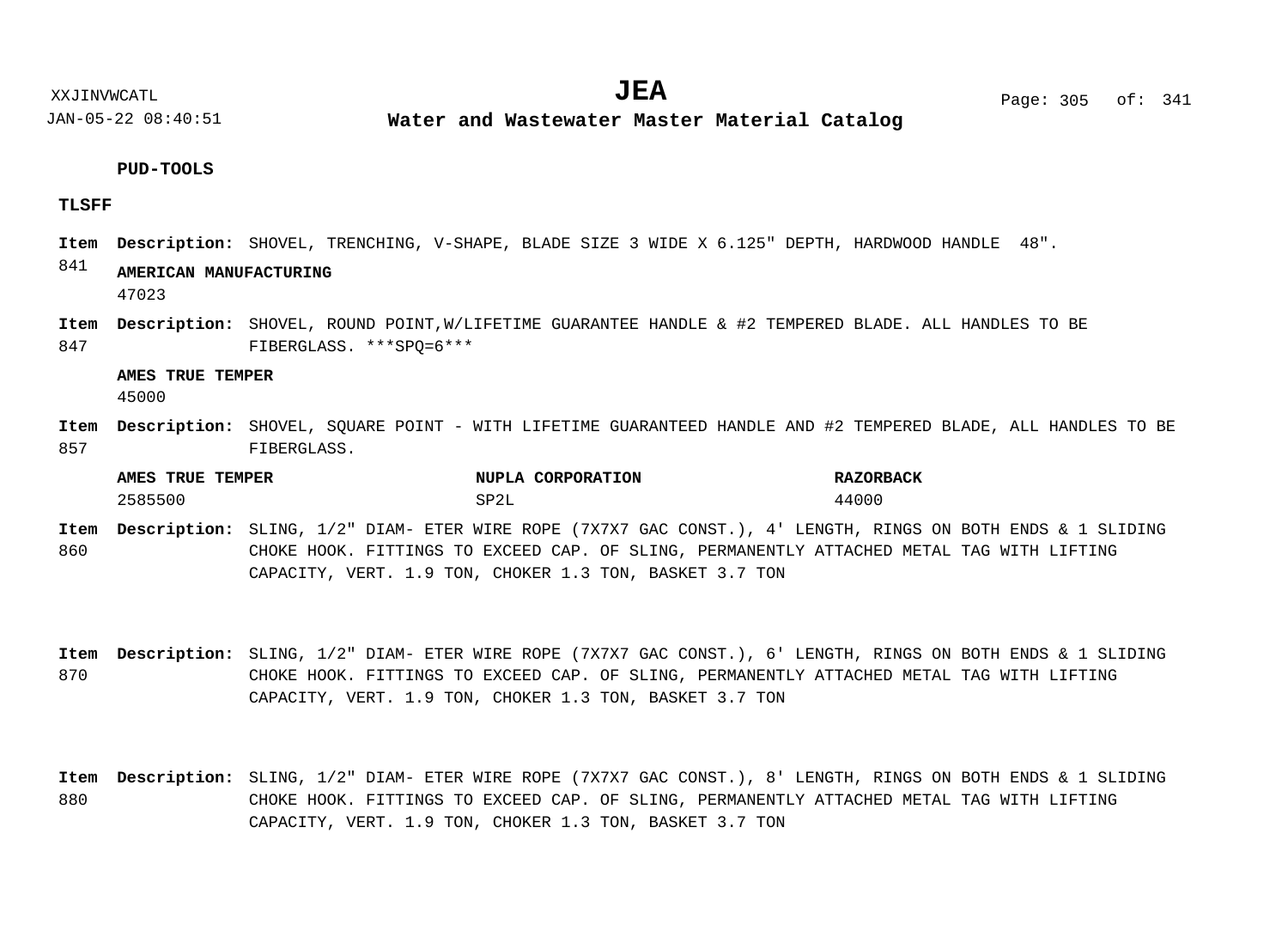**PUD-TOOLS**

**TLSFF**

**Item 841** **Description:** SHOVEL, TRENCHING, V-SHAPE, BLADE SIZE 3 WIDE X 6.125" DEPTH, HARDWOOD HANDLE 48".

**AMERICAN MANUFACTURING**
47023

**Item 847** **Description:** SHOVEL, ROUND POINT,W/LIFETIME GUARANTEE HANDLE & #2 TEMPERED BLADE. ALL HANDLES TO BE FIBERGLASS. ***SPQ=6***

**AMES TRUE TEMPER**
45000

**Item 857** **Description:** SHOVEL, SQUARE POINT - WITH LIFETIME GUARANTEED HANDLE AND #2 TEMPERED BLADE, ALL HANDLES TO BE FIBERGLASS.

| AMES TRUE TEMPER | NUPLA CORPORATION | RAZORBACK |
|---|---|---|
| 2585500 | SP2L | 44000 |

**Item 860** **Description:** SLING, 1/2" DIAM- ETER WIRE ROPE (7X7X7 GAC CONST.), 4' LENGTH, RINGS ON BOTH ENDS & 1 SLIDING CHOKE HOOK. FITTINGS TO EXCEED CAP. OF SLING, PERMANENTLY ATTACHED METAL TAG WITH LIFTING CAPACITY, VERT. 1.9 TON, CHOKER 1.3 TON, BASKET 3.7 TON

**Item 870** **Description:** SLING, 1/2" DIAM- ETER WIRE ROPE (7X7X7 GAC CONST.), 6' LENGTH, RINGS ON BOTH ENDS & 1 SLIDING CHOKE HOOK. FITTINGS TO EXCEED CAP. OF SLING, PERMANENTLY ATTACHED METAL TAG WITH LIFTING CAPACITY, VERT. 1.9 TON, CHOKER 1.3 TON, BASKET 3.7 TON

**Item 880** **Description:** SLING, 1/2" DIAM- ETER WIRE ROPE (7X7X7 GAC CONST.), 8' LENGTH, RINGS ON BOTH ENDS & 1 SLIDING CHOKE HOOK. FITTINGS TO EXCEED CAP. OF SLING, PERMANENTLY ATTACHED METAL TAG WITH LIFTING CAPACITY, VERT. 1.9 TON, CHOKER 1.3 TON, BASKET 3.7 TON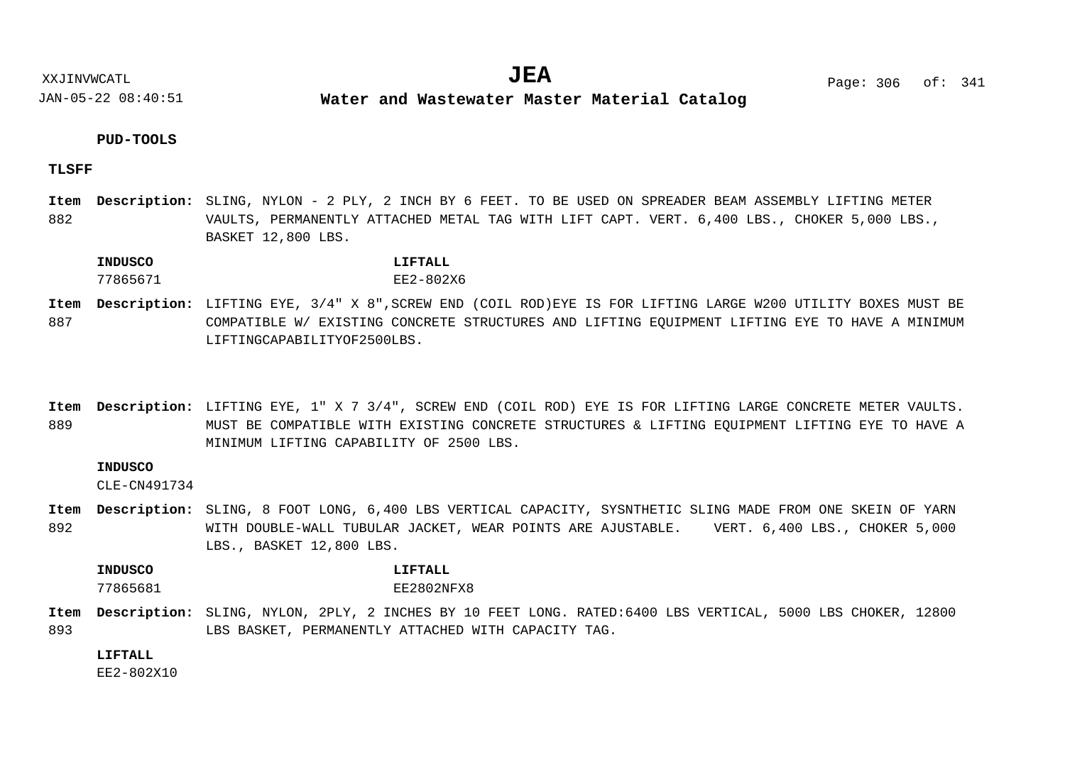**PUD-TOOLS**

**TLSFF**

**Item 882** **Description:** SLING, NYLON - 2 PLY, 2 INCH BY 6 FEET. TO BE USED ON SPREADER BEAM ASSEMBLY LIFTING METER VAULTS, PERMANENTLY ATTACHED METAL TAG WITH LIFT CAPT. VERT. 6,400 LBS., CHOKER 5,000 LBS., BASKET 12,800 LBS.

| **INDUSCO** | **LIFTALL** |
|---|---|
| 77865671 | EE2-802X6 |

**Item 887** **Description:** LIFTING EYE, 3/4" X 8",SCREW END (COIL ROD)EYE IS FOR LIFTING LARGE W200 UTILITY BOXES MUST BE COMPATIBLE W/ EXISTING CONCRETE STRUCTURES AND LIFTING EQUIPMENT LIFTING EYE TO HAVE A MINIMUM LIFTINGCAPABILITYOF2500LBS.

**Item 889** **Description:** LIFTING EYE, 1" X 7 3/4", SCREW END (COIL ROD) EYE IS FOR LIFTING LARGE CONCRETE METER VAULTS. MUST BE COMPATIBLE WITH EXISTING CONCRETE STRUCTURES & LIFTING EQUIPMENT LIFTING EYE TO HAVE A MINIMUM LIFTING CAPABILITY OF 2500 LBS.

| **INDUSCO** |
|---|
| CLE-CN491734 |

**Item 892** **Description:** SLING, 8 FOOT LONG, 6,400 LBS VERTICAL CAPACITY, SYSNTHETIC SLING MADE FROM ONE SKEIN OF YARN WITH DOUBLE-WALL TUBULAR JACKET, WEAR POINTS ARE AJUSTABLE. VERT. 6,400 LBS., CHOKER 5,000 LBS., BASKET 12,800 LBS.

| **INDUSCO** | **LIFTALL** |
|---|---|
| 77865681 | EE2802NFX8 |

**Item 893** **Description:** SLING, NYLON, 2PLY, 2 INCHES BY 10 FEET LONG. RATED:6400 LBS VERTICAL, 5000 LBS CHOKER, 12800 LBS BASKET, PERMANENTLY ATTACHED WITH CAPACITY TAG.

| **LIFTALL** |
|---|
| EE2-802X10 |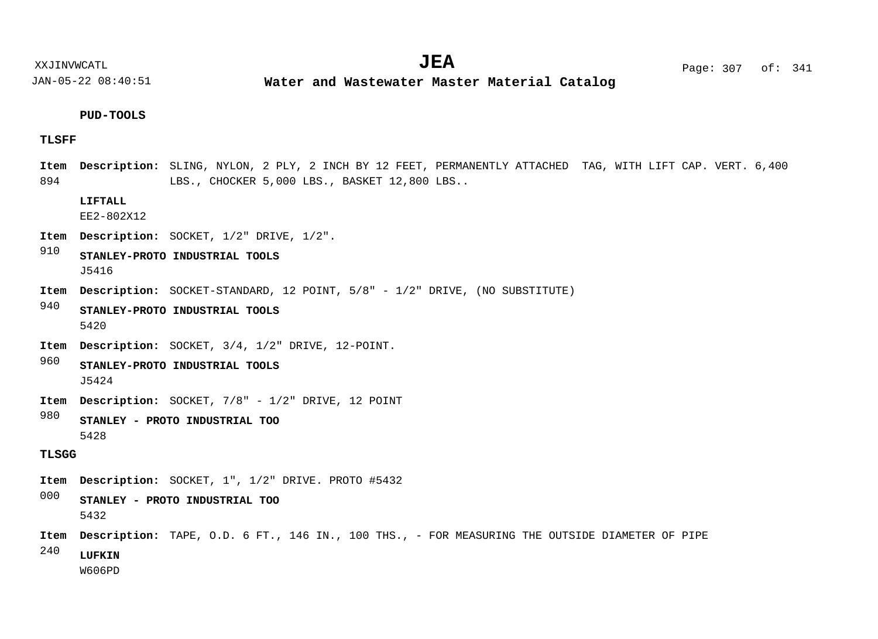**PUD-TOOLS**

**TLSFF**

**Item** 894 **Description:** SLING, NYLON, 2 PLY, 2 INCH BY 12 FEET, PERMANENTLY ATTACHED TAG, WITH LIFT CAP. VERT. 6,400 LBS., CHOCKER 5,000 LBS., BASKET 12,800 LBS..

**LIFTALL**
EE2-802X12

**Item** 910 **Description:** SOCKET, 1/2" DRIVE, 1/2".

**STANLEY-PROTO INDUSTRIAL TOOLS**
J5416

**Item** 940 **Description:** SOCKET-STANDARD, 12 POINT, 5/8" - 1/2" DRIVE, (NO SUBSTITUTE)

**STANLEY-PROTO INDUSTRIAL TOOLS**
5420

**Item** 960 **Description:** SOCKET, 3/4, 1/2" DRIVE, 12-POINT.

**STANLEY-PROTO INDUSTRIAL TOOLS**
J5424

**Item** 980 **Description:** SOCKET, 7/8" - 1/2" DRIVE, 12 POINT

**STANLEY - PROTO INDUSTRIAL TOO**
5428

**TLSGG**

**Item** 000 **Description:** SOCKET, 1", 1/2" DRIVE. PROTO #5432

**STANLEY - PROTO INDUSTRIAL TOO**
5432

**Item** 240 **Description:** TAPE, O.D. 6 FT., 146 IN., 100 THS., - FOR MEASURING THE OUTSIDE DIAMETER OF PIPE

**LUFKIN**
W606PD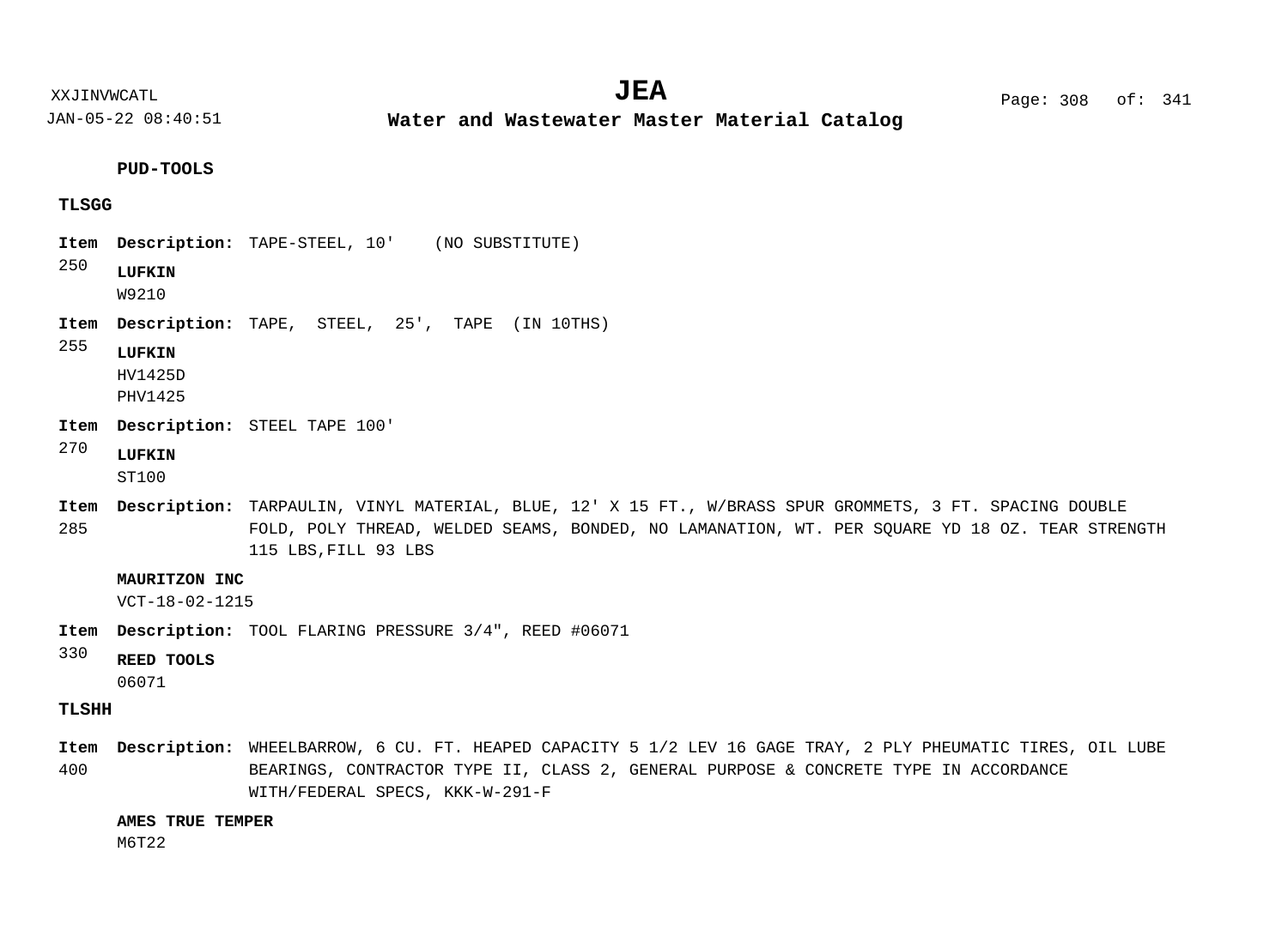**PUD-TOOLS**

**TLSGG**

**Item** 250 **Description:** TAPE-STEEL, 10' (NO SUBSTITUTE)

**LUFKIN**
W9210

**Item** 255 **Description:** TAPE, STEEL, 25', TAPE (IN 10THS)

**LUFKIN**
HV1425D
PHV1425

**Item** 270 **Description:** STEEL TAPE 100'

**LUFKIN**
ST100

**Item** 285 **Description:** TARPAULIN, VINYL MATERIAL, BLUE, 12' X 15 FT., W/BRASS SPUR GROMMETS, 3 FT. SPACING DOUBLE FOLD, POLY THREAD, WELDED SEAMS, BONDED, NO LAMANATION, WT. PER SQUARE YD 18 OZ. TEAR STRENGTH 115 LBS,FILL 93 LBS

**MAURITZON INC**
VCT-18-02-1215

**Item** 330 **Description:** TOOL FLARING PRESSURE 3/4", REED #06071

**REED TOOLS**
06071

**TLSHH**

**Item** 400 **Description:** WHEELBARROW, 6 CU. FT. HEAPED CAPACITY 5 1/2 LEV 16 GAGE TRAY, 2 PLY PHEUMATIC TIRES, OIL LUBE BEARINGS, CONTRACTOR TYPE II, CLASS 2, GENERAL PURPOSE & CONCRETE TYPE IN ACCORDANCE WITH/FEDERAL SPECS, KKK-W-291-F

**AMES TRUE TEMPER**
M6T22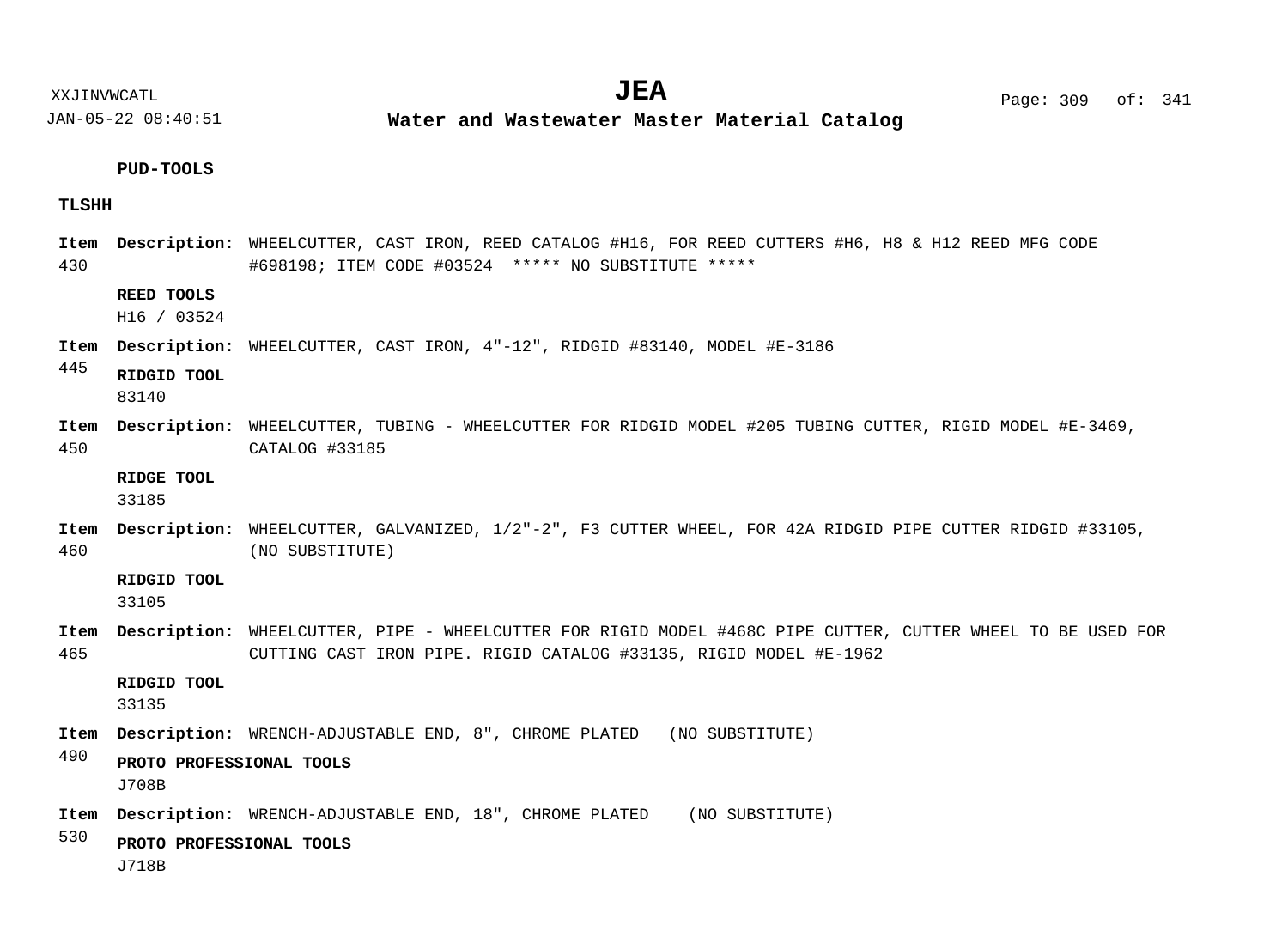**PUD-TOOLS**

**TLSHH**

**Item 430** **Description:** WHEELCUTTER, CAST IRON, REED CATALOG #H16, FOR REED CUTTERS #H6, H8 & H12 REED MFG CODE #698198; ITEM CODE #03524 ***** NO SUBSTITUTE *****

**REED TOOLS**
H16 / 03524

**Item 445** **Description:** WHEELCUTTER, CAST IRON, 4"-12", RIDGID #83140, MODEL #E-3186

**RIDGID TOOL**
83140

**Item 450** **Description:** WHEELCUTTER, TUBING - WHEELCUTTER FOR RIDGID MODEL #205 TUBING CUTTER, RIGID MODEL #E-3469, CATALOG #33185

**RIDGE TOOL**
33185

**Item 460** **Description:** WHEELCUTTER, GALVANIZED, 1/2"-2", F3 CUTTER WHEEL, FOR 42A RIDGID PIPE CUTTER RIDGID #33105, (NO SUBSTITUTE)

**RIDGID TOOL**
33105

**Item 465** **Description:** WHEELCUTTER, PIPE - WHEELCUTTER FOR RIGID MODEL #468C PIPE CUTTER, CUTTER WHEEL TO BE USED FOR CUTTING CAST IRON PIPE. RIGID CATALOG #33135, RIGID MODEL #E-1962

**RIDGID TOOL**
33135

**Item 490** **Description:** WRENCH-ADJUSTABLE END, 8", CHROME PLATED (NO SUBSTITUTE)

**PROTO PROFESSIONAL TOOLS**
J708B

**Item 530** **Description:** WRENCH-ADJUSTABLE END, 18", CHROME PLATED (NO SUBSTITUTE)

**PROTO PROFESSIONAL TOOLS**
J718B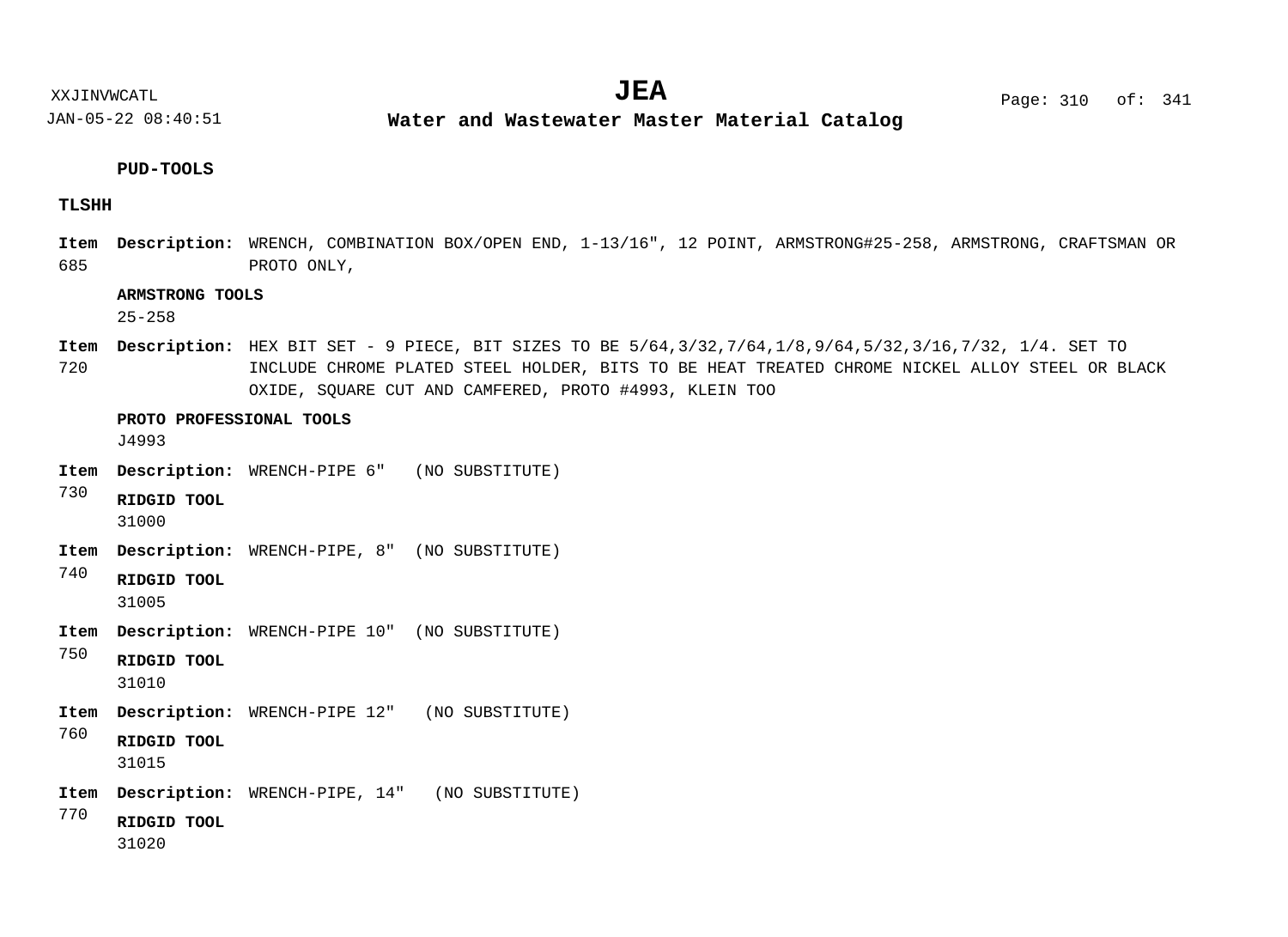**PUD-TOOLS**

**TLSHH**

**Item** 685 **Description:** WRENCH, COMBINATION BOX/OPEN END, 1-13/16", 12 POINT, ARMSTRONG#25-258, ARMSTRONG, CRAFTSMAN OR PROTO ONLY,

**ARMSTRONG TOOLS**
25-258

**Item** 720 **Description:** HEX BIT SET - 9 PIECE, BIT SIZES TO BE 5/64,3/32,7/64,1/8,9/64,5/32,3/16,7/32, 1/4. SET TO INCLUDE CHROME PLATED STEEL HOLDER, BITS TO BE HEAT TREATED CHROME NICKEL ALLOY STEEL OR BLACK OXIDE, SQUARE CUT AND CAMFERED, PROTO #4993, KLEIN TOO

**PROTO PROFESSIONAL TOOLS**
J4993

**Item** 730 **Description:** WRENCH-PIPE 6" (NO SUBSTITUTE)

**RIDGID TOOL**
31000

**Item** 740 **Description:** WRENCH-PIPE, 8" (NO SUBSTITUTE)

**RIDGID TOOL**
31005

**Item** 750 **Description:** WRENCH-PIPE 10" (NO SUBSTITUTE)

**RIDGID TOOL**
31010

**Item** 760 **Description:** WRENCH-PIPE 12" (NO SUBSTITUTE)

**RIDGID TOOL**
31015

**Item** 770 **Description:** WRENCH-PIPE, 14" (NO SUBSTITUTE)

**RIDGID TOOL**
31020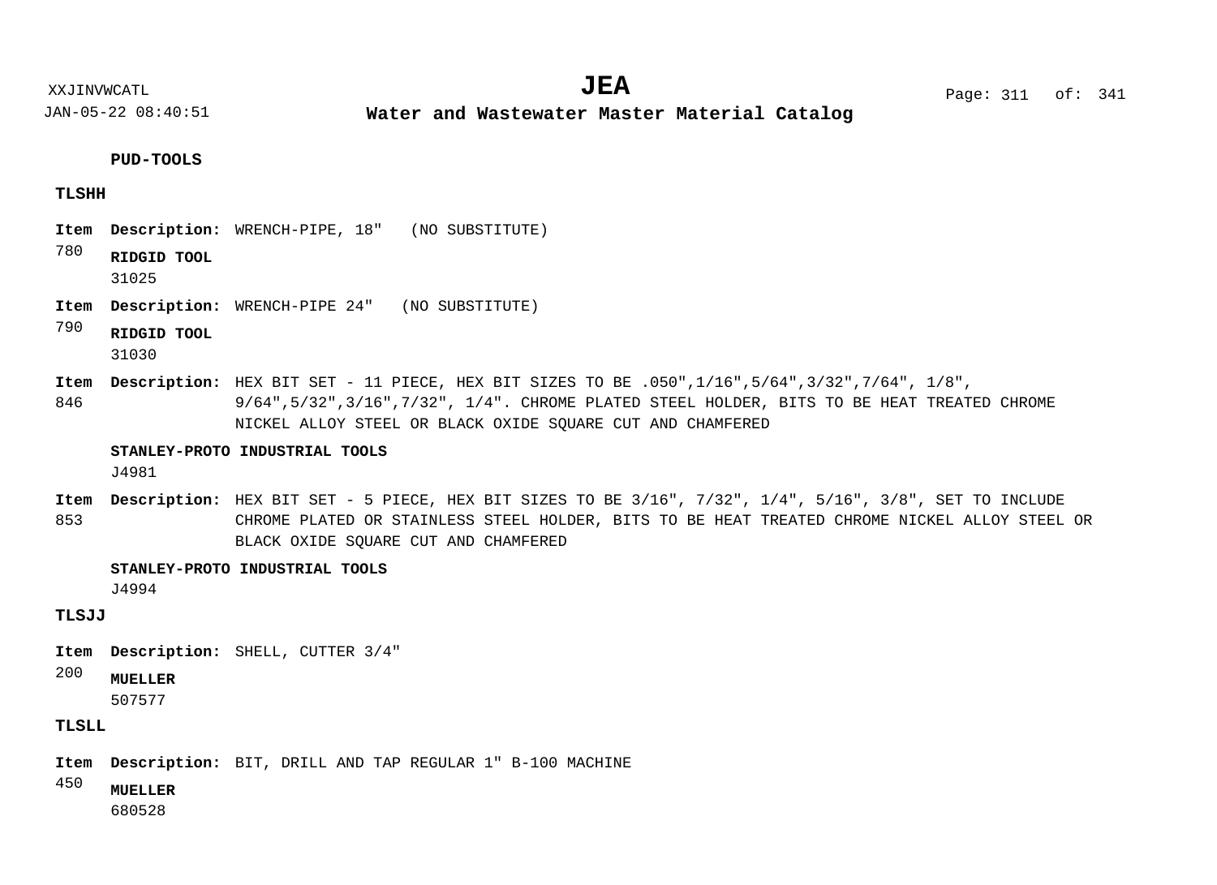**PUD-TOOLS**

**TLSHH**

**Item** 780 **Description:** WRENCH-PIPE, 18"   (NO SUBSTITUTE)

**RIDGID TOOL**
31025

**Item** 790 **Description:** WRENCH-PIPE 24"   (NO SUBSTITUTE)

**RIDGID TOOL**
31030

**Item** 846 **Description:** HEX BIT SET - 11 PIECE, HEX BIT SIZES TO BE .050",1/16",5/64",3/32",7/64", 1/8", 9/64",5/32",3/16",7/32", 1/4". CHROME PLATED STEEL HOLDER, BITS TO BE HEAT TREATED CHROME NICKEL ALLOY STEEL OR BLACK OXIDE SQUARE CUT AND CHAMFERED

**STANLEY-PROTO INDUSTRIAL TOOLS**
J4981

**Item** 853 **Description:** HEX BIT SET - 5 PIECE, HEX BIT SIZES TO BE 3/16", 7/32", 1/4", 5/16", 3/8", SET TO INCLUDE CHROME PLATED OR STAINLESS STEEL HOLDER, BITS TO BE HEAT TREATED CHROME NICKEL ALLOY STEEL OR BLACK OXIDE SQUARE CUT AND CHAMFERED

**STANLEY-PROTO INDUSTRIAL TOOLS**
J4994

**TLSJJ**

**Item** 200 **Description:** SHELL, CUTTER 3/4"

**MUELLER**
507577

**TLSLL**

**Item** 450 **Description:** BIT, DRILL AND TAP REGULAR 1" B-100 MACHINE

**MUELLER**
680528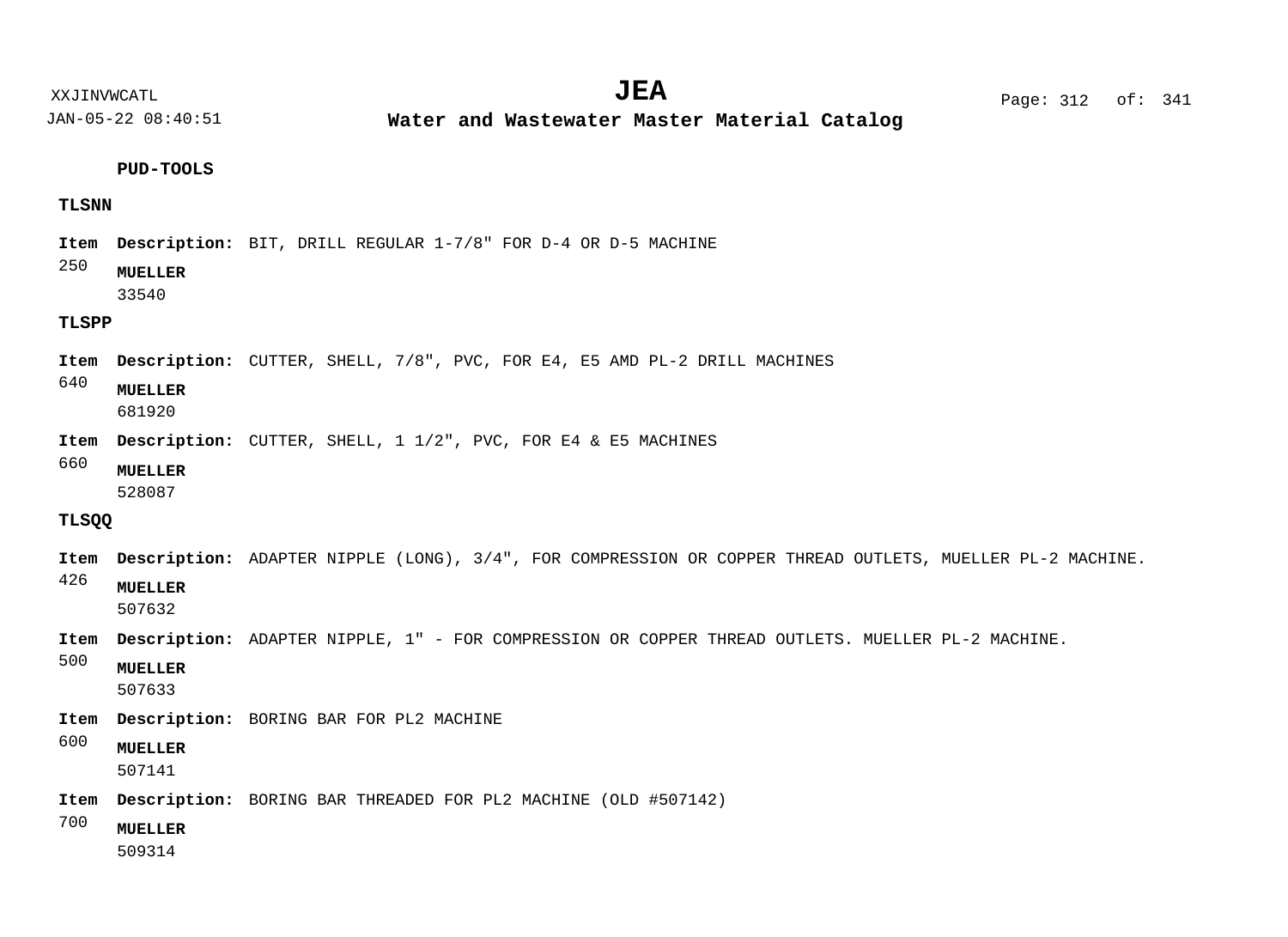**PUD-TOOLS**

**TLSNN**

**Item** 250 **Description:** BIT, DRILL REGULAR 1-7/8" FOR D-4 OR D-5 MACHINE

**MUELLER**
33540

**TLSPP**

**Item** 640 **Description:** CUTTER, SHELL, 7/8", PVC, FOR E4, E5 AMD PL-2 DRILL MACHINES

**MUELLER**
681920

**Item** 660 **Description:** CUTTER, SHELL, 1 1/2", PVC, FOR E4 & E5 MACHINES

**MUELLER**
528087

**TLSQQ**

**Item** 426 **Description:** ADAPTER NIPPLE (LONG), 3/4", FOR COMPRESSION OR COPPER THREAD OUTLETS, MUELLER PL-2 MACHINE.

**MUELLER**
507632

**Item** 500 **Description:** ADAPTER NIPPLE, 1" - FOR COMPRESSION OR COPPER THREAD OUTLETS. MUELLER PL-2 MACHINE.

**MUELLER**
507633

**Item** 600 **Description:** BORING BAR FOR PL2 MACHINE

**MUELLER**
507141

**Item** 700 **Description:** BORING BAR THREADED FOR PL2 MACHINE (OLD #507142)

**MUELLER**
509314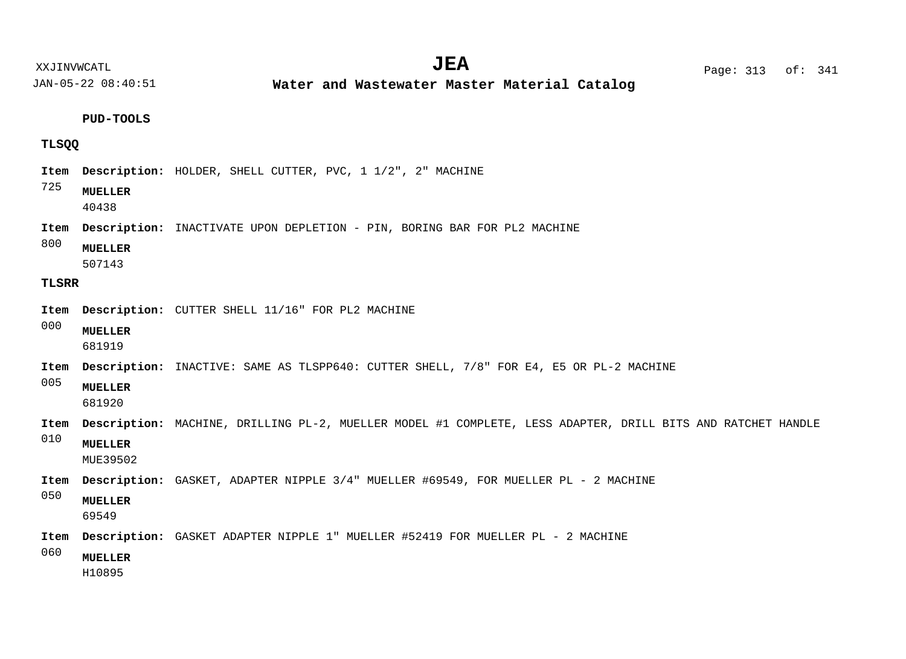**PUD-TOOLS**

**TLSQQ**

**Item** 725 **Description:** HOLDER, SHELL CUTTER, PVC, 1 1/2", 2" MACHINE

**MUELLER**
40438

**Item** 800 **Description:** INACTIVATE UPON DEPLETION - PIN, BORING BAR FOR PL2 MACHINE

**MUELLER**
507143

**TLSRR**

**Item** 000 **Description:** CUTTER SHELL 11/16" FOR PL2 MACHINE

**MUELLER**
681919

**Item** 005 **Description:** INACTIVE: SAME AS TLSPP640: CUTTER SHELL, 7/8" FOR E4, E5 OR PL-2 MACHINE

**MUELLER**
681920

**Item** 010 **Description:** MACHINE, DRILLING PL-2, MUELLER MODEL #1 COMPLETE, LESS ADAPTER, DRILL BITS AND RATCHET HANDLE

**MUELLER**
MUE39502

**Item** 050 **Description:** GASKET, ADAPTER NIPPLE 3/4" MUELLER #69549, FOR MUELLER PL - 2 MACHINE

**MUELLER**
69549

**Item** 060 **Description:** GASKET ADAPTER NIPPLE 1" MUELLER #52419 FOR MUELLER PL - 2 MACHINE

**MUELLER**
H10895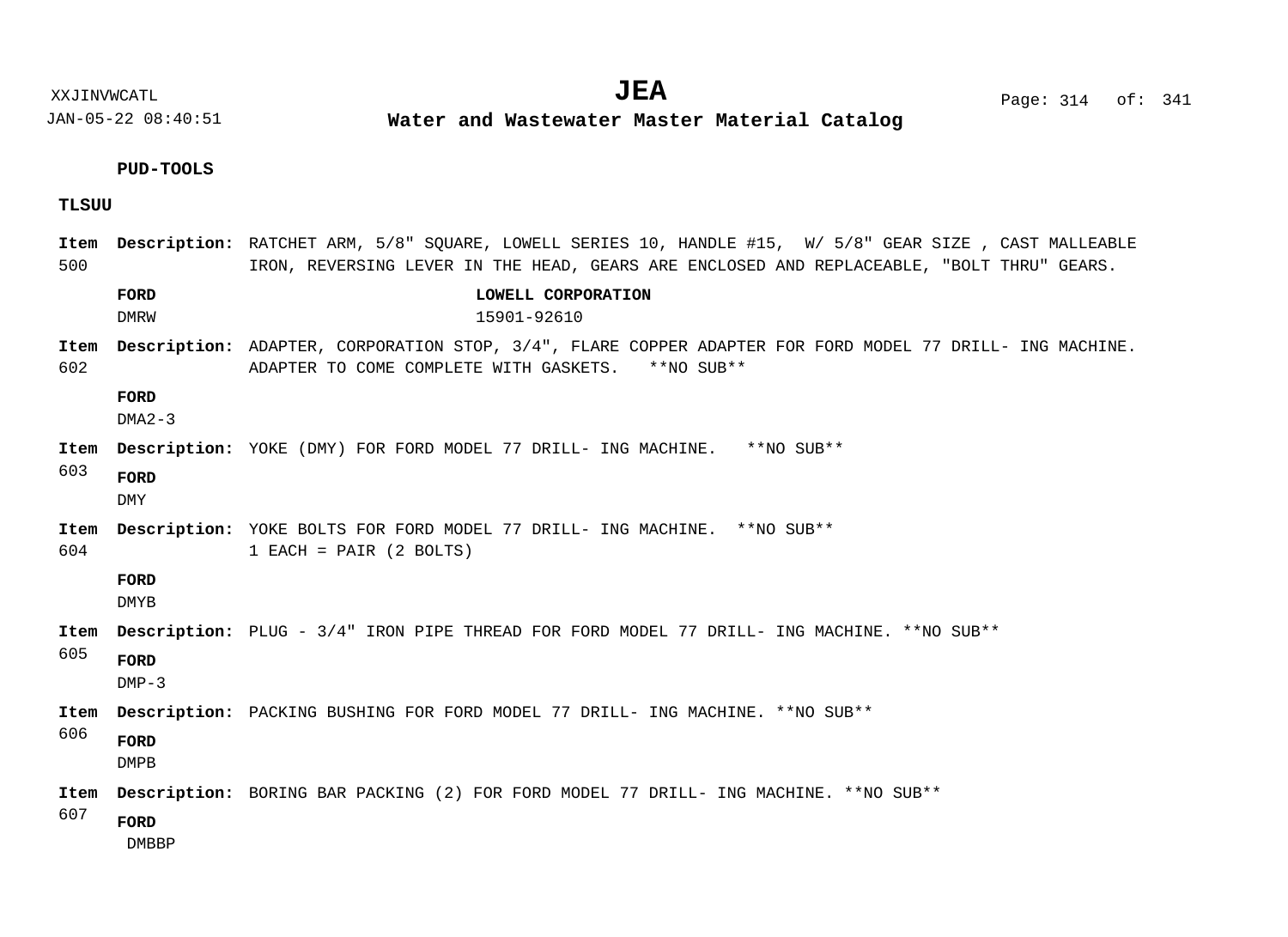**PUD-TOOLS**

**TLSUU**

**Item 500** **Description:** RATCHET ARM, 5/8" SQUARE, LOWELL SERIES 10, HANDLE #15, W/ 5/8" GEAR SIZE , CAST MALLEABLE IRON, REVERSING LEVER IN THE HEAD, GEARS ARE ENCLOSED AND REPLACEABLE, "BOLT THRU" GEARS.

| FORD | LOWELL CORPORATION |
|---|---|
| DMRW | 15901-92610 |

**Item 602** **Description:** ADAPTER, CORPORATION STOP, 3/4", FLARE COPPER ADAPTER FOR FORD MODEL 77 DRILL- ING MACHINE. ADAPTER TO COME COMPLETE WITH GASKETS. **NO SUB**

| FORD |
|---|
| DMA2-3 |

**Item 603** **Description:** YOKE (DMY) FOR FORD MODEL 77 DRILL- ING MACHINE. **NO SUB**

| FORD |
|---|
| DMY |

**Item 604** **Description:** YOKE BOLTS FOR FORD MODEL 77 DRILL- ING MACHINE. **NO SUB**
1 EACH = PAIR (2 BOLTS)

| FORD |
|---|
| DMYB |

**Item 605** **Description:** PLUG - 3/4" IRON PIPE THREAD FOR FORD MODEL 77 DRILL- ING MACHINE. **NO SUB**

| FORD |
|---|
| DMP-3 |

**Item 606** **Description:** PACKING BUSHING FOR FORD MODEL 77 DRILL- ING MACHINE. **NO SUB**

| FORD |
|---|
| DMPB |

**Item 607** **Description:** BORING BAR PACKING (2) FOR FORD MODEL 77 DRILL- ING MACHINE. **NO SUB**

| FORD |
|---|
| DMBBP |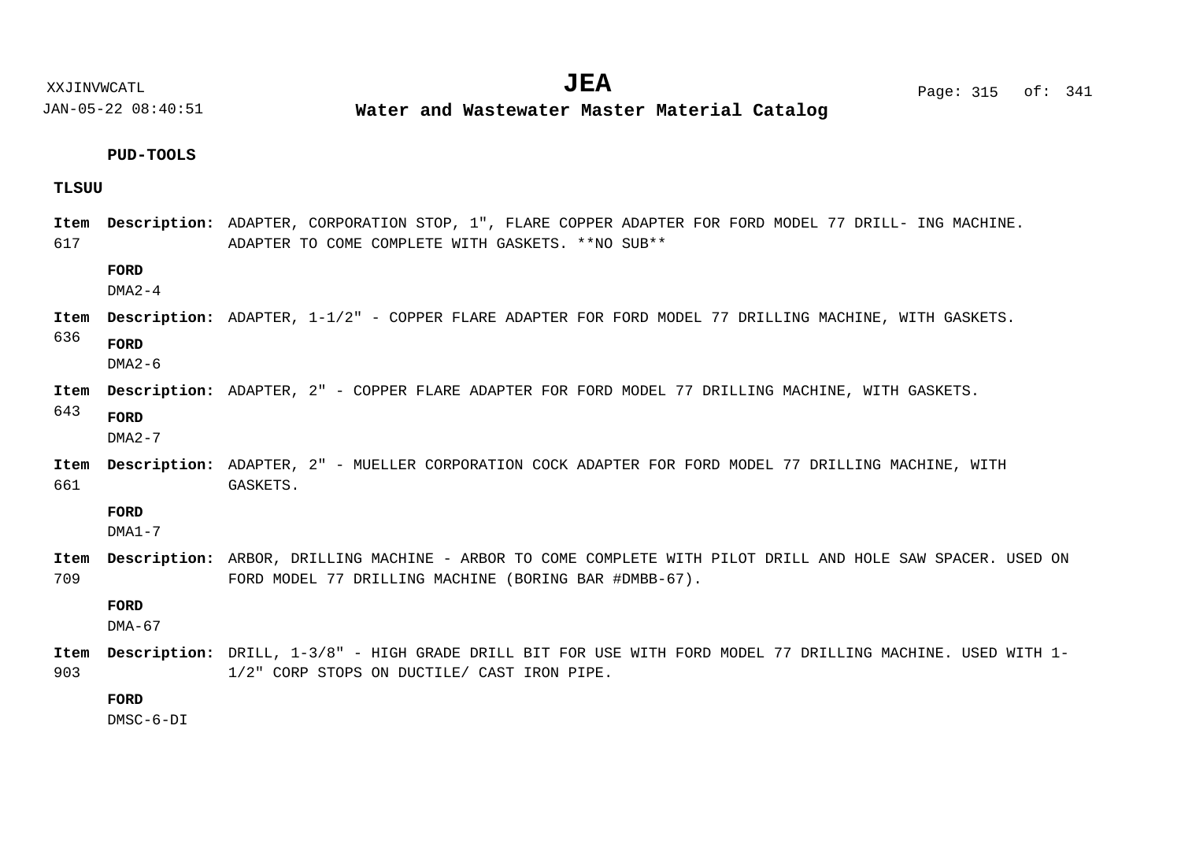**PUD-TOOLS**

**TLSUU**

**Item 617** **Description:** ADAPTER, CORPORATION STOP, 1", FLARE COPPER ADAPTER FOR FORD MODEL 77 DRILL- ING MACHINE. ADAPTER TO COME COMPLETE WITH GASKETS. **NO SUB**

**FORD**
DMA2-4

**Item 636** **Description:** ADAPTER, 1-1/2" - COPPER FLARE ADAPTER FOR FORD MODEL 77 DRILLING MACHINE, WITH GASKETS.

**FORD**
DMA2-6

**Item 643** **Description:** ADAPTER, 2" - COPPER FLARE ADAPTER FOR FORD MODEL 77 DRILLING MACHINE, WITH GASKETS.

**FORD**
DMA2-7

**Item 661** **Description:** ADAPTER, 2" - MUELLER CORPORATION COCK ADAPTER FOR FORD MODEL 77 DRILLING MACHINE, WITH GASKETS.

**FORD**
DMA1-7

**Item 709** **Description:** ARBOR, DRILLING MACHINE - ARBOR TO COME COMPLETE WITH PILOT DRILL AND HOLE SAW SPACER. USED ON FORD MODEL 77 DRILLING MACHINE (BORING BAR #DMBB-67).

**FORD**
DMA-67

**Item 903** **Description:** DRILL, 1-3/8" - HIGH GRADE DRILL BIT FOR USE WITH FORD MODEL 77 DRILLING MACHINE. USED WITH 1-1/2" CORP STOPS ON DUCTILE/ CAST IRON PIPE.

**FORD**
DMSC-6-DI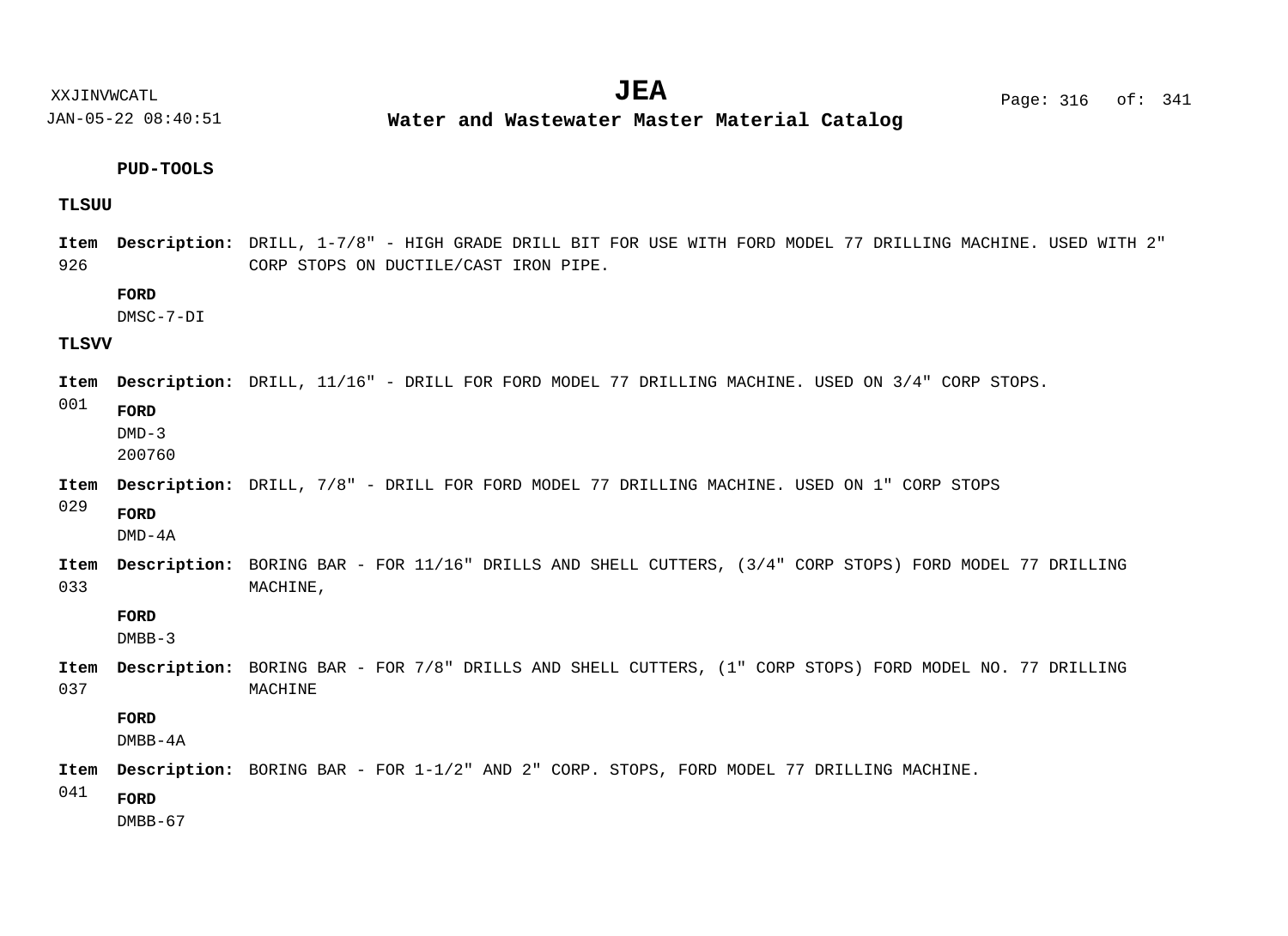**PUD-TOOLS**

**TLSUU**

**Item** 926 **Description:** DRILL, 1-7/8" - HIGH GRADE DRILL BIT FOR USE WITH FORD MODEL 77 DRILLING MACHINE. USED WITH 2" CORP STOPS ON DUCTILE/CAST IRON PIPE.

**FORD**
DMSC-7-DI

**TLSVV**

**Item** 001 **Description:** DRILL, 11/16" - DRILL FOR FORD MODEL 77 DRILLING MACHINE. USED ON 3/4" CORP STOPS.

**FORD**
DMD-3
200760

**Item** 029 **Description:** DRILL, 7/8" - DRILL FOR FORD MODEL 77 DRILLING MACHINE. USED ON 1" CORP STOPS

**FORD**
DMD-4A

**Item** 033 **Description:** BORING BAR - FOR 11/16" DRILLS AND SHELL CUTTERS, (3/4" CORP STOPS) FORD MODEL 77 DRILLING MACHINE,

**FORD**
DMBB-3

**Item** 037 **Description:** BORING BAR - FOR 7/8" DRILLS AND SHELL CUTTERS, (1" CORP STOPS) FORD MODEL NO. 77 DRILLING MACHINE

**FORD**
DMBB-4A

**Item** 041 **Description:** BORING BAR - FOR 1-1/2" AND 2" CORP. STOPS, FORD MODEL 77 DRILLING MACHINE.

**FORD**
DMBB-67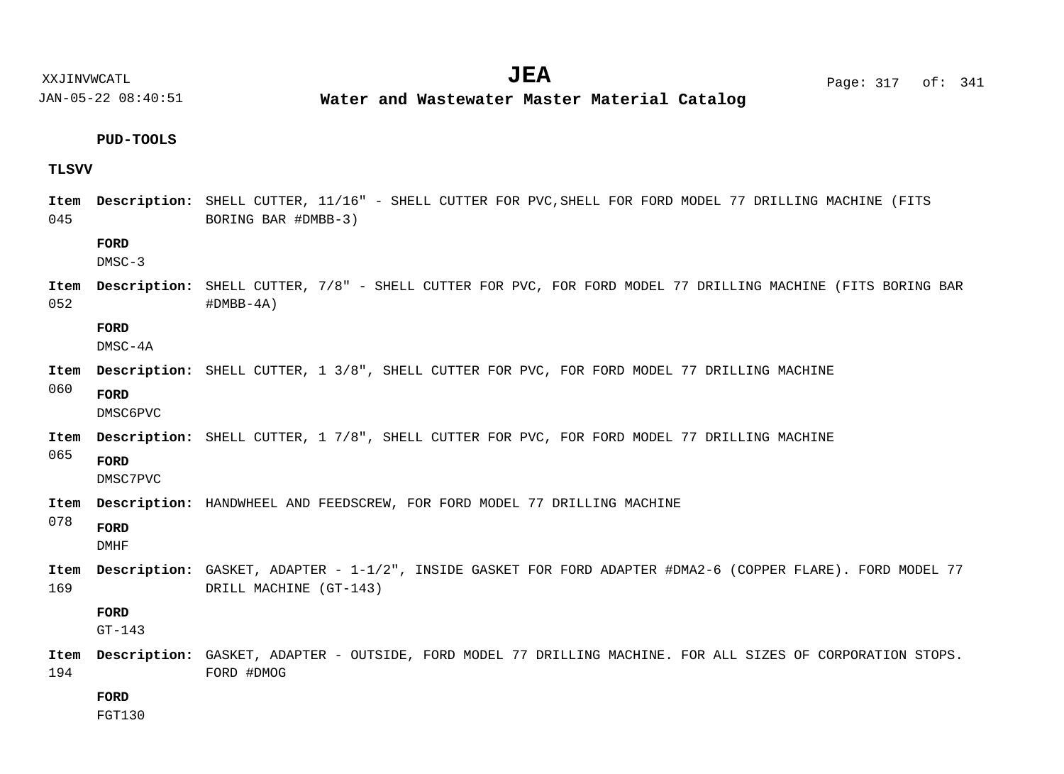**PUD-TOOLS**

**TLSVV**

**Item 045** **Description:** SHELL CUTTER, 11/16" - SHELL CUTTER FOR PVC,SHELL FOR FORD MODEL 77 DRILLING MACHINE (FITS BORING BAR #DMBB-3)

**FORD**
DMSC-3

**Item 052** **Description:** SHELL CUTTER, 7/8" - SHELL CUTTER FOR PVC, FOR FORD MODEL 77 DRILLING MACHINE (FITS BORING BAR #DMBB-4A)

**FORD**
DMSC-4A

**Item 060** **Description:** SHELL CUTTER, 1 3/8", SHELL CUTTER FOR PVC, FOR FORD MODEL 77 DRILLING MACHINE

**FORD**
DMSC6PVC

**Item 065** **Description:** SHELL CUTTER, 1 7/8", SHELL CUTTER FOR PVC, FOR FORD MODEL 77 DRILLING MACHINE

**FORD**
DMSC7PVC

**Item 078** **Description:** HANDWHEEL AND FEEDSCREW, FOR FORD MODEL 77 DRILLING MACHINE

**FORD**
DMHF

**Item 169** **Description:** GASKET, ADAPTER - 1-1/2", INSIDE GASKET FOR FORD ADAPTER #DMA2-6 (COPPER FLARE). FORD MODEL 77 DRILL MACHINE (GT-143)

**FORD**
GT-143

**Item 194** **Description:** GASKET, ADAPTER - OUTSIDE, FORD MODEL 77 DRILLING MACHINE. FOR ALL SIZES OF CORPORATION STOPS. FORD #DMOG

**FORD**
FGT130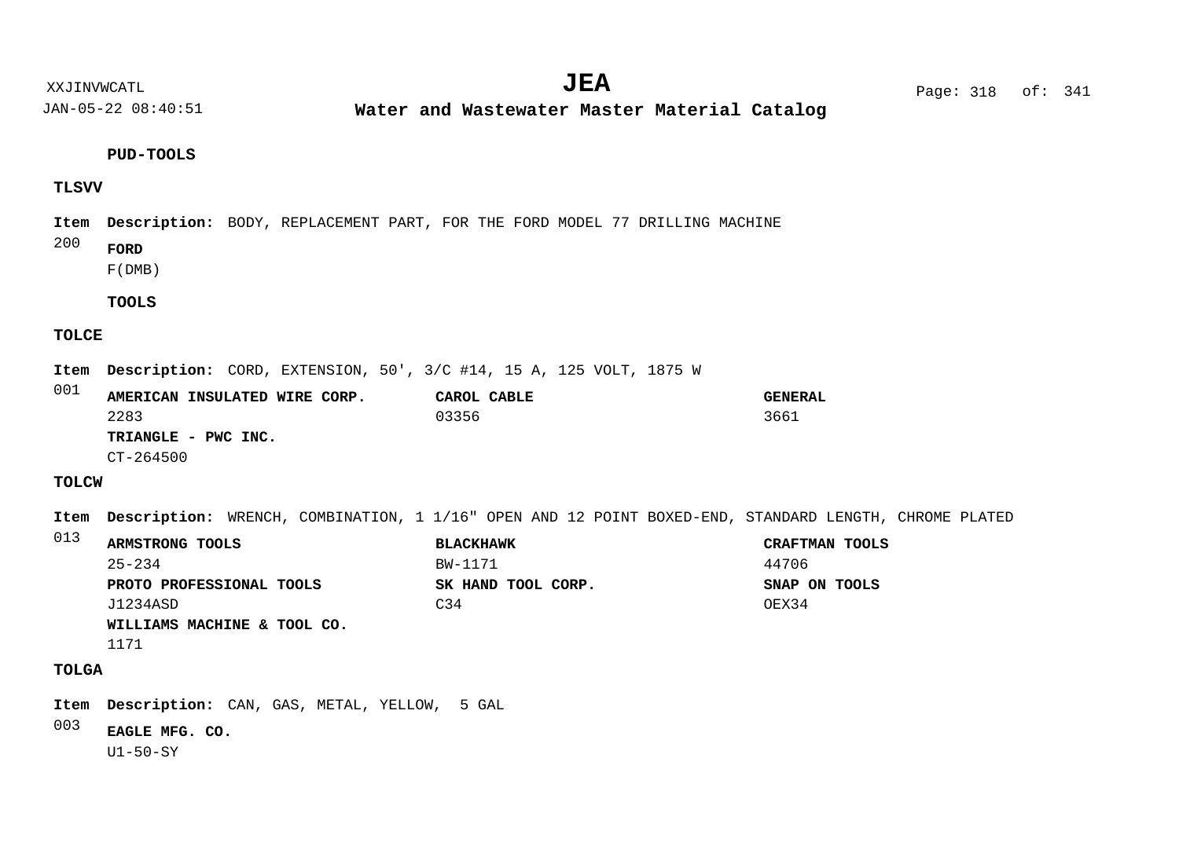**PUD-TOOLS**

**TLSVV**

**Item 200** **Description:** BODY, REPLACEMENT PART, FOR THE FORD MODEL 77 DRILLING MACHINE

| Manufacturer | Part No. |
|---|---|
| **FORD** | F(DMB) |

**TOOLS**

**TOLCE**

**Item 001** **Description:** CORD, EXTENSION, 50', 3/C #14, 15 A, 125 VOLT, 1875 W

| Manufacturer | Part No. |
|---|---|
| **AMERICAN INSULATED WIRE CORP.** | 2283 |
| **CAROL CABLE** | 03356 |
| **GENERAL** | 3661 |
| **TRIANGLE - PWC INC.** | CT-264500 |

**TOLCW**

**Item 013** **Description:** WRENCH, COMBINATION, 1 1/16" OPEN AND 12 POINT BOXED-END, STANDARD LENGTH, CHROME PLATED

| Manufacturer | Part No. |
|---|---|
| **ARMSTRONG TOOLS** | 25-234 |
| **BLACKHAWK** | BW-1171 |
| **CRAFTMAN TOOLS** | 44706 |
| **PROTO PROFESSIONAL TOOLS** | J1234ASD |
| **SK HAND TOOL CORP.** | C34 |
| **SNAP ON TOOLS** | OEX34 |
| **WILLIAMS MACHINE & TOOL CO.** | 1171 |

**TOLGA**

**Item 003** **Description:** CAN, GAS, METAL, YELLOW,  5 GAL

| Manufacturer | Part No. |
|---|---|
| **EAGLE MFG. CO.** | U1-50-SY |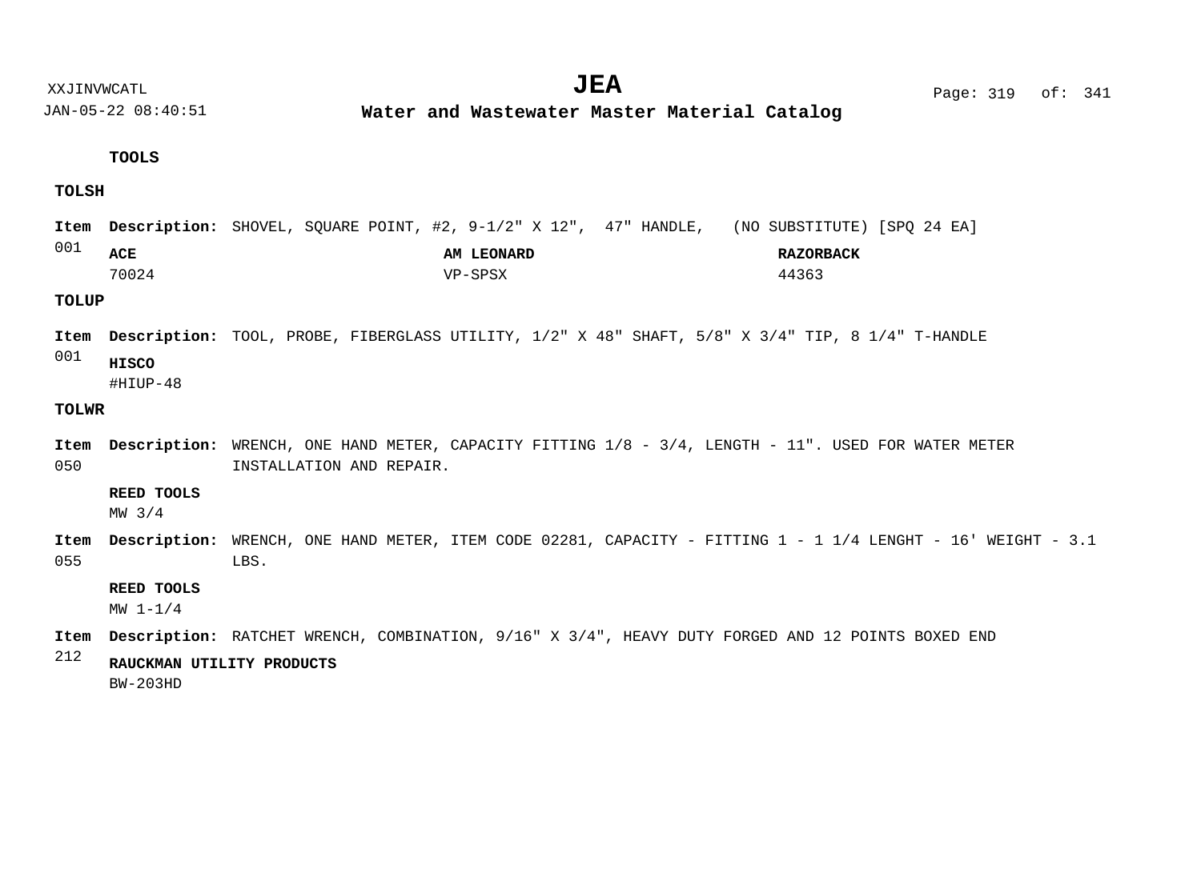## TOOLS

### TOLSH

**Item** 001 **Description:** SHOVEL, SQUARE POINT, #2, 9-1/2" X 12", 47" HANDLE, (NO SUBSTITUTE) [SPQ 24 EA]

| ACE | AM LEONARD | RAZORBACK |
| --- | --- | --- |
| 70024 | VP-SPSX | 44363 |

### TOLUP

**Item** 001 **Description:** TOOL, PROBE, FIBERGLASS UTILITY, 1/2" X 48" SHAFT, 5/8" X 3/4" TIP, 8 1/4" T-HANDLE

**HISCO**
#HIUP-48

### TOLWR

**Item** 050 **Description:** WRENCH, ONE HAND METER, CAPACITY FITTING 1/8 - 3/4, LENGTH - 11". USED FOR WATER METER INSTALLATION AND REPAIR.

**REED TOOLS**
MW 3/4

**Item** 055 **Description:** WRENCH, ONE HAND METER, ITEM CODE 02281, CAPACITY - FITTING 1 - 1 1/4 LENGHT - 16' WEIGHT - 3.1 LBS.

**REED TOOLS**
MW 1-1/4

**Item** 212 **Description:** RATCHET WRENCH, COMBINATION, 9/16" X 3/4", HEAVY DUTY FORGED AND 12 POINTS BOXED END

**RAUCKMAN UTILITY PRODUCTS**
BW-203HD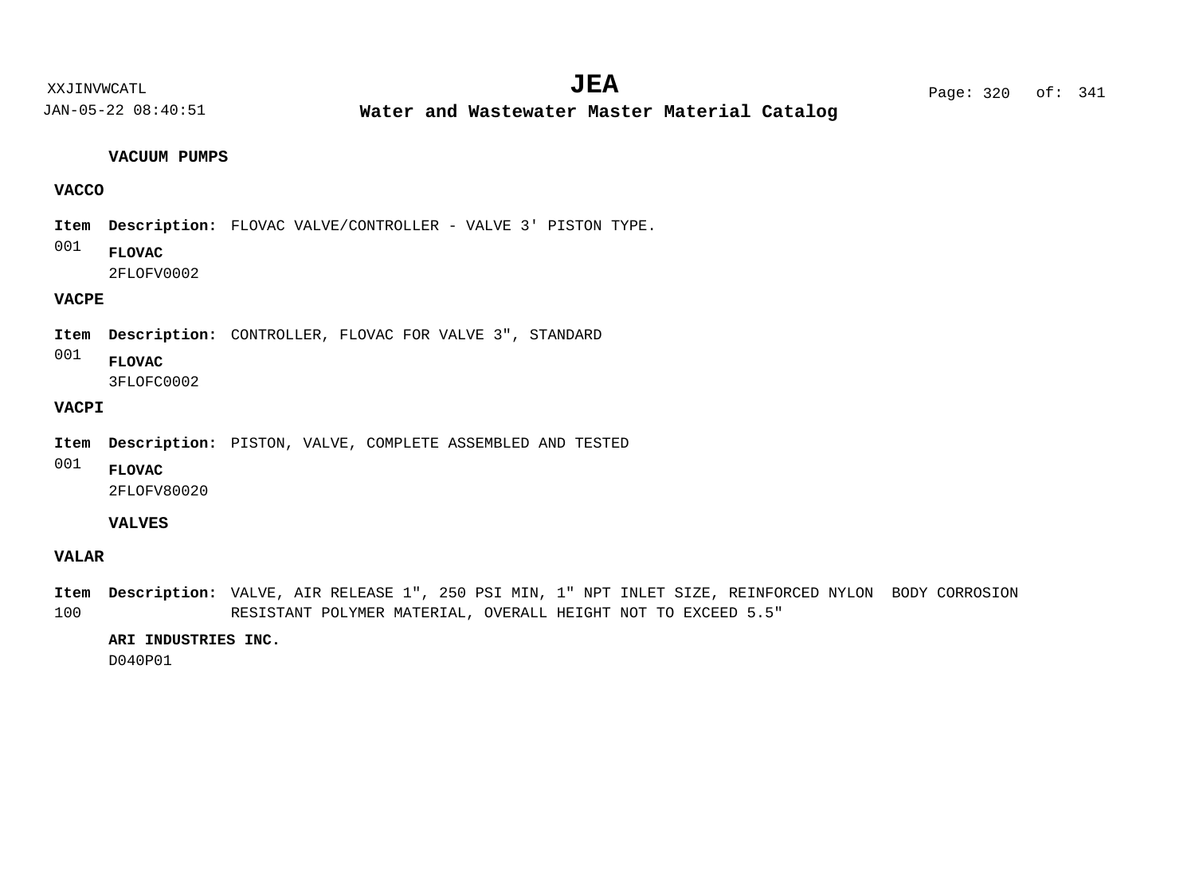### VACUUM PUMPS

#### VACCO

**Item** **Description:** FLOVAC VALVE/CONTROLLER - VALVE 3' PISTON TYPE.
001

**FLOVAC**
2FLOFV0002

#### VACPE

**Item** **Description:** CONTROLLER, FLOVAC FOR VALVE 3", STANDARD
001

**FLOVAC**
3FLOFC0002

#### VACPI

**Item** **Description:** PISTON, VALVE, COMPLETE ASSEMBLED AND TESTED
001

**FLOVAC**
2FLOFV80020

### VALVES

#### VALAR

**Item** **Description:** VALVE, AIR RELEASE 1", 250 PSI MIN, 1" NPT INLET SIZE, REINFORCED NYLON BODY CORROSION RESISTANT POLYMER MATERIAL, OVERALL HEIGHT NOT TO EXCEED 5.5"
100

**ARI INDUSTRIES INC.**
D040P01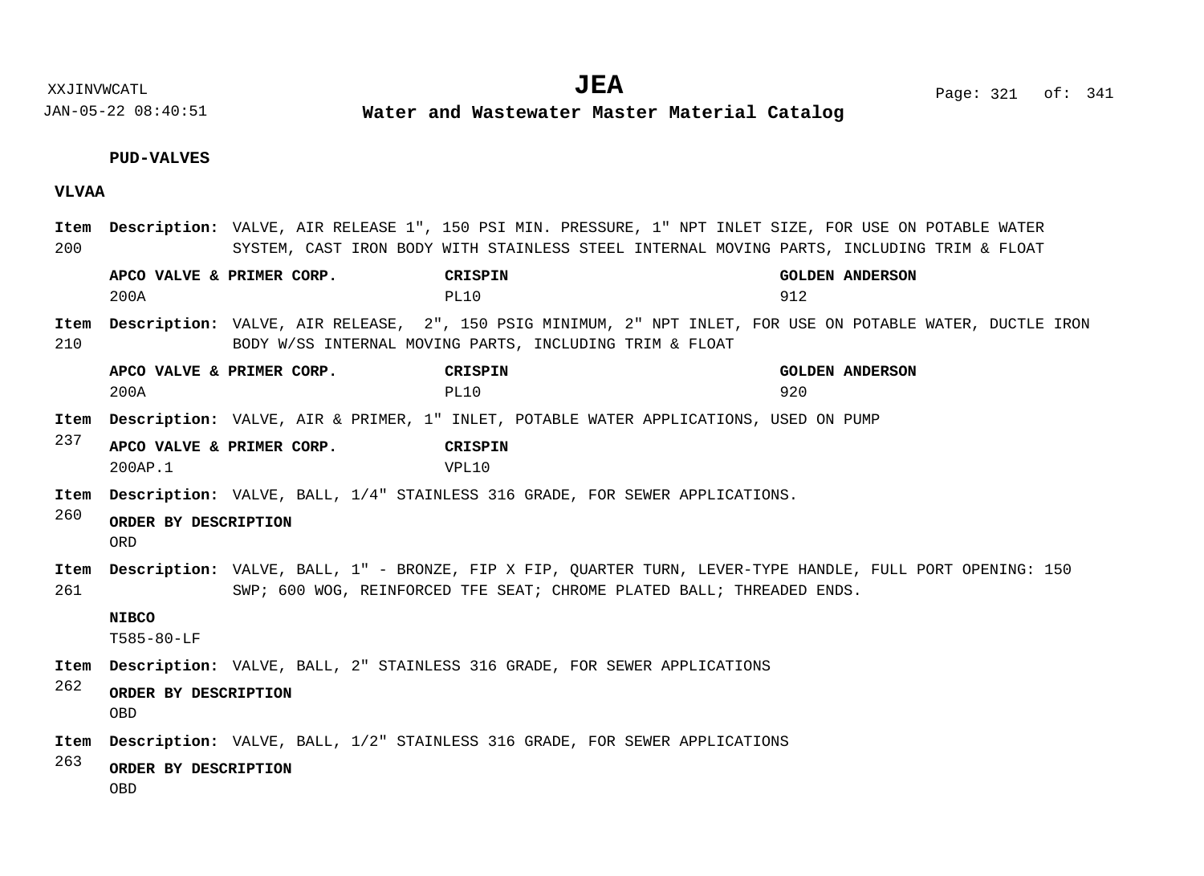## PUD-VALVES

### VLVAA

**Item 200** **Description:** VALVE, AIR RELEASE 1", 150 PSI MIN. PRESSURE, 1" NPT INLET SIZE, FOR USE ON POTABLE WATER SYSTEM, CAST IRON BODY WITH STAINLESS STEEL INTERNAL MOVING PARTS, INCLUDING TRIM & FLOAT

| APCO VALVE & PRIMER CORP. | CRISPIN | GOLDEN ANDERSON |
|---|---|---|
| 200A | PL10 | 912 |

**Item 210** **Description:** VALVE, AIR RELEASE,  2", 150 PSIG MINIMUM, 2" NPT INLET, FOR USE ON POTABLE WATER, DUCTLE IRON BODY W/SS INTERNAL MOVING PARTS, INCLUDING TRIM & FLOAT

| APCO VALVE & PRIMER CORP. | CRISPIN | GOLDEN ANDERSON |
|---|---|---|
| 200A | PL10 | 920 |

**Item 237** **Description:** VALVE, AIR & PRIMER, 1" INLET, POTABLE WATER APPLICATIONS, USED ON PUMP

| APCO VALVE & PRIMER CORP. | CRISPIN |
|---|---|
| 200AP.1 | VPL10 |

**Item 260** **Description:** VALVE, BALL, 1/4" STAINLESS 316 GRADE, FOR SEWER APPLICATIONS.

| ORDER BY DESCRIPTION |
|---|
| ORD |

**Item 261** **Description:** VALVE, BALL, 1" - BRONZE, FIP X FIP, QUARTER TURN, LEVER-TYPE HANDLE, FULL PORT OPENING: 150 SWP; 600 WOG, REINFORCED TFE SEAT; CHROME PLATED BALL; THREADED ENDS.

| NIBCO |
|---|
| T585-80-LF |

**Item 262** **Description:** VALVE, BALL, 2" STAINLESS 316 GRADE, FOR SEWER APPLICATIONS

| ORDER BY DESCRIPTION |
|---|
| OBD |

**Item 263** **Description:** VALVE, BALL, 1/2" STAINLESS 316 GRADE, FOR SEWER APPLICATIONS

| ORDER BY DESCRIPTION |
|---|
| OBD |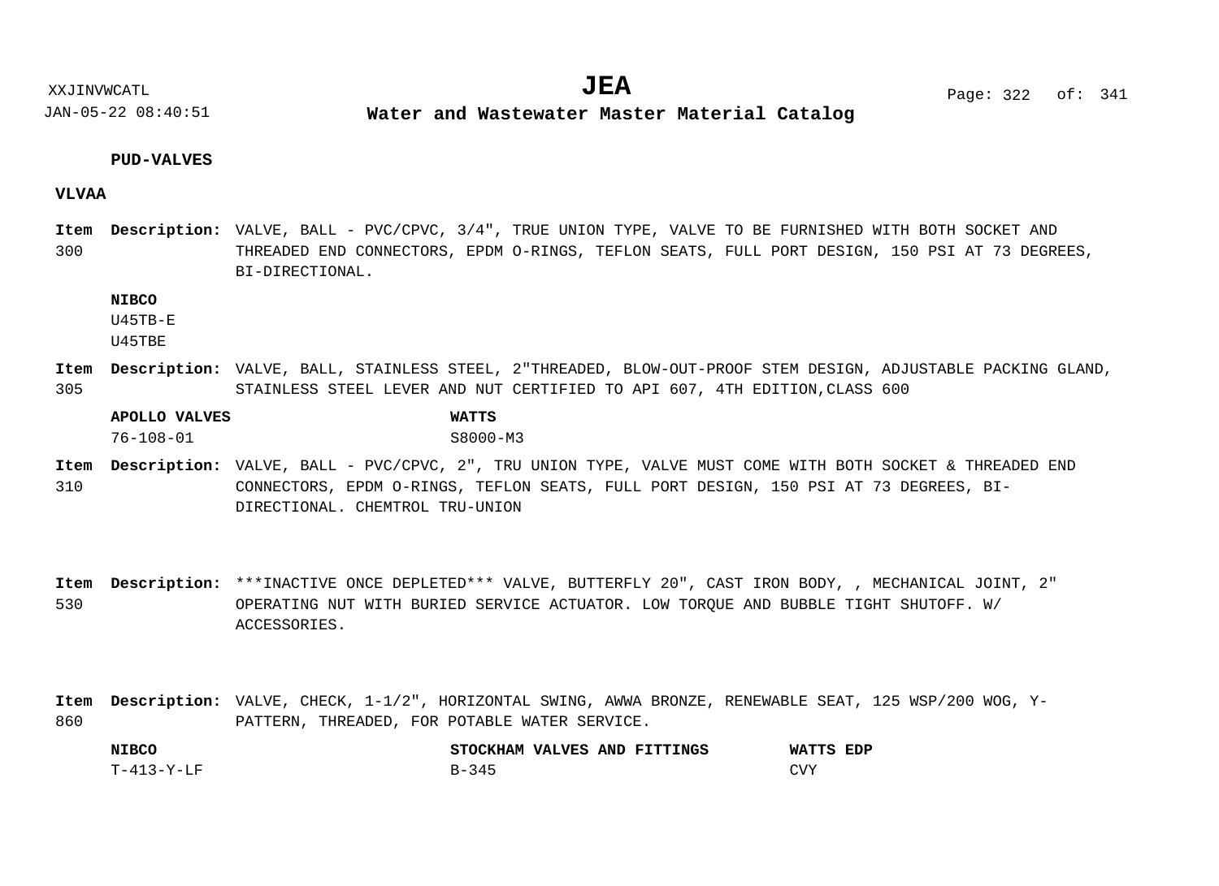**PUD-VALVES**

**VLVAA**

**Item 300** **Description:** VALVE, BALL - PVC/CPVC, 3/4", TRUE UNION TYPE, VALVE TO BE FURNISHED WITH BOTH SOCKET AND THREADED END CONNECTORS, EPDM O-RINGS, TEFLON SEATS, FULL PORT DESIGN, 150 PSI AT 73 DEGREES, BI-DIRECTIONAL.

**NIBCO**
U45TB-E
U45TBE

**Item 305** **Description:** VALVE, BALL, STAINLESS STEEL, 2"THREADED, BLOW-OUT-PROOF STEM DESIGN, ADJUSTABLE PACKING GLAND, STAINLESS STEEL LEVER AND NUT CERTIFIED TO API 607, 4TH EDITION,CLASS 600

| APOLLO VALVES | WATTS |
|---|---|
| 76-108-01 | S8000-M3 |

**Item 310** **Description:** VALVE, BALL - PVC/CPVC, 2", TRU UNION TYPE, VALVE MUST COME WITH BOTH SOCKET & THREADED END CONNECTORS, EPDM O-RINGS, TEFLON SEATS, FULL PORT DESIGN, 150 PSI AT 73 DEGREES, BI-DIRECTIONAL. CHEMTROL TRU-UNION

**Item 530** **Description:** ***INACTIVE ONCE DEPLETED*** VALVE, BUTTERFLY 20", CAST IRON BODY, , MECHANICAL JOINT, 2" OPERATING NUT WITH BURIED SERVICE ACTUATOR. LOW TORQUE AND BUBBLE TIGHT SHUTOFF. W/ ACCESSORIES.

**Item 860** **Description:** VALVE, CHECK, 1-1/2", HORIZONTAL SWING, AWWA BRONZE, RENEWABLE SEAT, 125 WSP/200 WOG, Y-PATTERN, THREADED, FOR POTABLE WATER SERVICE.

| NIBCO | STOCKHAM VALVES AND FITTINGS | WATTS EDP |
|---|---|---|
| T-413-Y-LF | B-345 | CVY |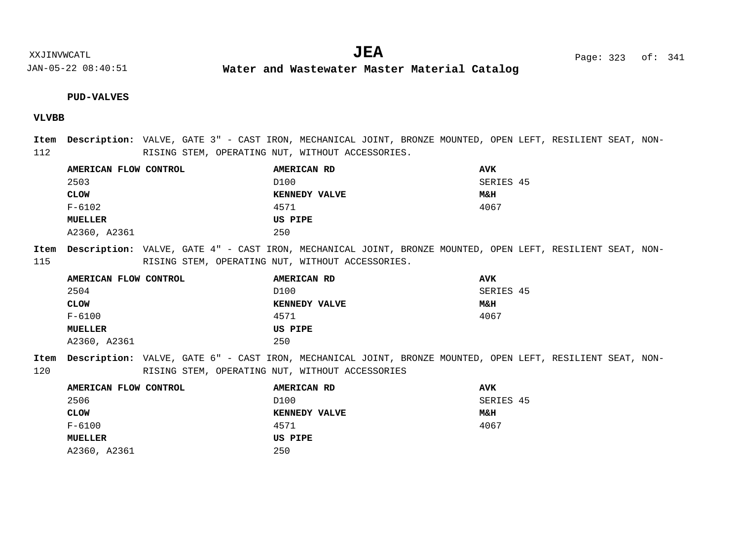**PUD-VALVES**

**VLVBB**

**Item 112** **Description:** VALVE, GATE 3" - CAST IRON, MECHANICAL JOINT, BRONZE MOUNTED, OPEN LEFT, RESILIENT SEAT, NON-RISING STEM, OPERATING NUT, WITHOUT ACCESSORIES.

| **AMERICAN FLOW CONTROL** | **AMERICAN RD** | **AVK** |
|---|---|---|
| 2503 | D100 | SERIES 45 |
| **CLOW** | **KENNEDY VALVE** | **M&H** |
| F-6102 | 4571 | 4067 |
| **MUELLER** | **US PIPE** | |
| A2360, A2361 | 250 | |

**Item 115** **Description:** VALVE, GATE 4" - CAST IRON, MECHANICAL JOINT, BRONZE MOUNTED, OPEN LEFT, RESILIENT SEAT, NON-RISING STEM, OPERATING NUT, WITHOUT ACCESSORIES.

| **AMERICAN FLOW CONTROL** | **AMERICAN RD** | **AVK** |
|---|---|---|
| 2504 | D100 | SERIES 45 |
| **CLOW** | **KENNEDY VALVE** | **M&H** |
| F-6100 | 4571 | 4067 |
| **MUELLER** | **US PIPE** | |
| A2360, A2361 | 250 | |

**Item 120** **Description:** VALVE, GATE 6" - CAST IRON, MECHANICAL JOINT, BRONZE MOUNTED, OPEN LEFT, RESILIENT SEAT, NON-RISING STEM, OPERATING NUT, WITHOUT ACCESSORIES

| **AMERICAN FLOW CONTROL** | **AMERICAN RD** | **AVK** |
|---|---|---|
| 2506 | D100 | SERIES 45 |
| **CLOW** | **KENNEDY VALVE** | **M&H** |
| F-6100 | 4571 | 4067 |
| **MUELLER** | **US PIPE** | |
| A2360, A2361 | 250 | |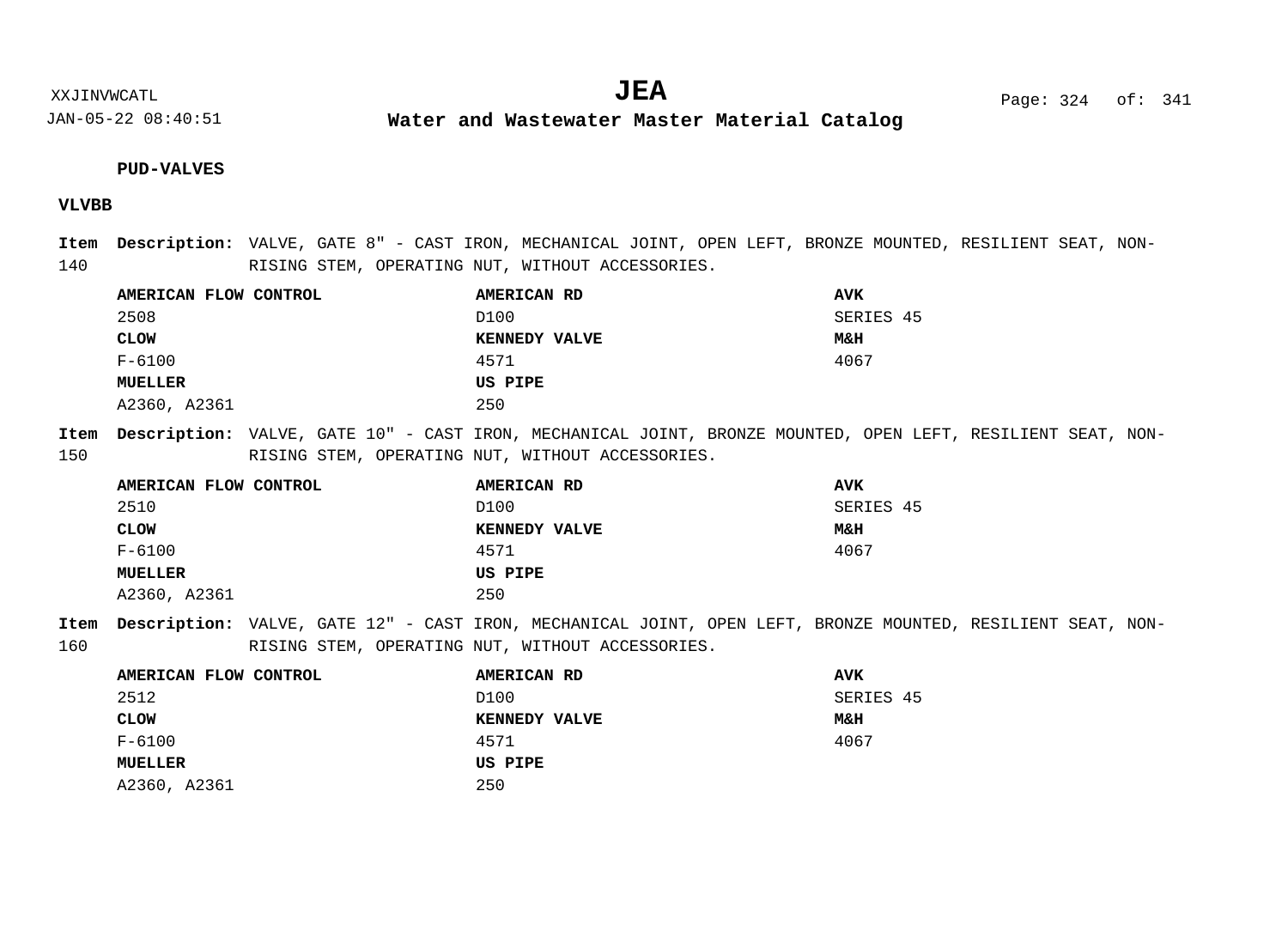**PUD-VALVES**

**VLVBB**

**Item 140** **Description:** VALVE, GATE 8" - CAST IRON, MECHANICAL JOINT, OPEN LEFT, BRONZE MOUNTED, RESILIENT SEAT, NON-RISING STEM, OPERATING NUT, WITHOUT ACCESSORIES.

| **AMERICAN FLOW CONTROL** | **AMERICAN RD** | **AVK** |
|---|---|---|
| 2508 | D100 | SERIES 45 |
| **CLOW** | **KENNEDY VALVE** | **M&H** |
| F-6100 | 4571 | 4067 |
| **MUELLER** | **US PIPE** | |
| A2360, A2361 | 250 | |

**Item 150** **Description:** VALVE, GATE 10" - CAST IRON, MECHANICAL JOINT, BRONZE MOUNTED, OPEN LEFT, RESILIENT SEAT, NON-RISING STEM, OPERATING NUT, WITHOUT ACCESSORIES.

| **AMERICAN FLOW CONTROL** | **AMERICAN RD** | **AVK** |
|---|---|---|
| 2510 | D100 | SERIES 45 |
| **CLOW** | **KENNEDY VALVE** | **M&H** |
| F-6100 | 4571 | 4067 |
| **MUELLER** | **US PIPE** | |
| A2360, A2361 | 250 | |

**Item 160** **Description:** VALVE, GATE 12" - CAST IRON, MECHANICAL JOINT, OPEN LEFT, BRONZE MOUNTED, RESILIENT SEAT, NON-RISING STEM, OPERATING NUT, WITHOUT ACCESSORIES.

| **AMERICAN FLOW CONTROL** | **AMERICAN RD** | **AVK** |
|---|---|---|
| 2512 | D100 | SERIES 45 |
| **CLOW** | **KENNEDY VALVE** | **M&H** |
| F-6100 | 4571 | 4067 |
| **MUELLER** | **US PIPE** | |
| A2360, A2361 | 250 | |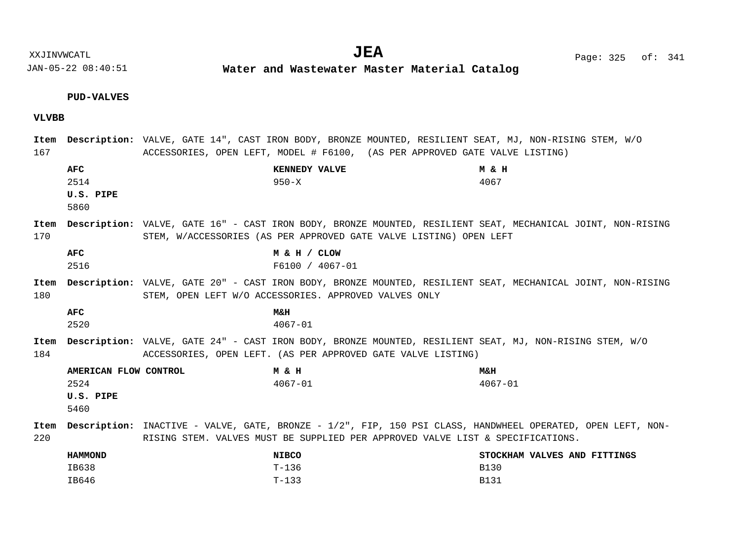**PUD-VALVES**

**VLVBB**

**Item 167** **Description:** VALVE, GATE 14", CAST IRON BODY, BRONZE MOUNTED, RESILIENT SEAT, MJ, NON-RISING STEM, W/O ACCESSORIES, OPEN LEFT, MODEL # F6100, (AS PER APPROVED GATE VALVE LISTING)

| AFC | KENNEDY VALVE | M & H |
|---|---|---|
| 2514 | 950-X | 4067 |
| **U.S. PIPE** | | |
| 5860 | | |

**Item 170** **Description:** VALVE, GATE 16" - CAST IRON BODY, BRONZE MOUNTED, RESILIENT SEAT, MECHANICAL JOINT, NON-RISING STEM, W/ACCESSORIES (AS PER APPROVED GATE VALVE LISTING) OPEN LEFT

| AFC | M & H / CLOW |
|---|---|
| 2516 | F6100 / 4067-01 |

**Item 180** **Description:** VALVE, GATE 20" - CAST IRON BODY, BRONZE MOUNTED, RESILIENT SEAT, MECHANICAL JOINT, NON-RISING STEM, OPEN LEFT W/O ACCESSORIES. APPROVED VALVES ONLY

| AFC | M&H |
|---|---|
| 2520 | 4067-01 |

**Item 184** **Description:** VALVE, GATE 24" - CAST IRON BODY, BRONZE MOUNTED, RESILIENT SEAT, MJ, NON-RISING STEM, W/O ACCESSORIES, OPEN LEFT. (AS PER APPROVED GATE VALVE LISTING)

| AMERICAN FLOW CONTROL | M & H | M&H |
|---|---|---|
| 2524 | 4067-01 | 4067-01 |
| **U.S. PIPE** | | |
| 5460 | | |

**Item 220** **Description:** INACTIVE - VALVE, GATE, BRONZE - 1/2", FIP, 150 PSI CLASS, HANDWHEEL OPERATED, OPEN LEFT, NON-RISING STEM. VALVES MUST BE SUPPLIED PER APPROVED VALVE LIST & SPECIFICATIONS.

| HAMMOND | NIBCO | STOCKHAM VALVES AND FITTINGS |
|---|---|---|
| IB638 | T-136 | B130 |
| IB646 | T-133 | B131 |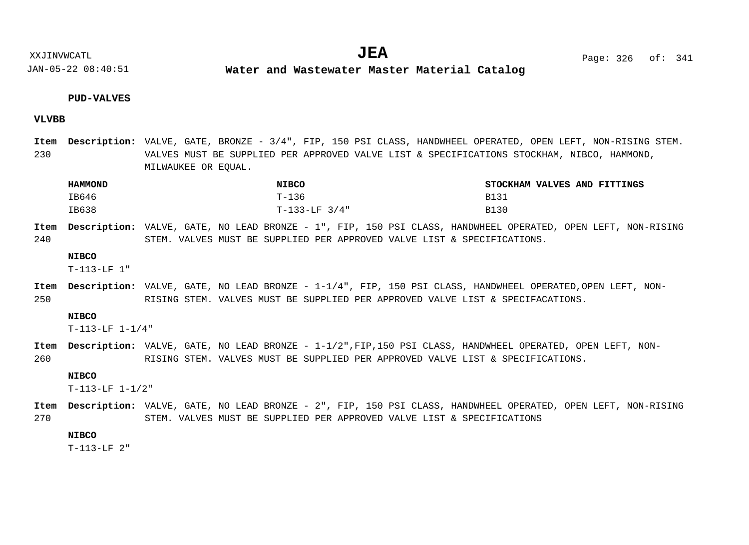**PUD-VALVES**

**VLVBB**

**Item 230** **Description:** VALVE, GATE, BRONZE - 3/4", FIP, 150 PSI CLASS, HANDWHEEL OPERATED, OPEN LEFT, NON-RISING STEM. VALVES MUST BE SUPPLIED PER APPROVED VALVE LIST & SPECIFICATIONS STOCKHAM, NIBCO, HAMMOND, MILWAUKEE OR EQUAL.

| HAMMOND | NIBCO | STOCKHAM VALVES AND FITTINGS |
|---|---|---|
| IB646 | T-136 | B131 |
| IB638 | T-133-LF 3/4" | B130 |

**Item 240** **Description:** VALVE, GATE, NO LEAD BRONZE - 1", FIP, 150 PSI CLASS, HANDWHEEL OPERATED, OPEN LEFT, NON-RISING STEM. VALVES MUST BE SUPPLIED PER APPROVED VALVE LIST & SPECIFICATIONS.

**NIBCO**
T-113-LF 1"

**Item 250** **Description:** VALVE, GATE, NO LEAD BRONZE - 1-1/4", FIP, 150 PSI CLASS, HANDWHEEL OPERATED,OPEN LEFT, NON-RISING STEM. VALVES MUST BE SUPPLIED PER APPROVED VALVE LIST & SPECIFACATIONS.

**NIBCO**
T-113-LF 1-1/4"

**Item 260** **Description:** VALVE, GATE, NO LEAD BRONZE - 1-1/2",FIP,150 PSI CLASS, HANDWHEEL OPERATED, OPEN LEFT, NON-RISING STEM. VALVES MUST BE SUPPLIED PER APPROVED VALVE LIST & SPECIFICATIONS.

**NIBCO**
T-113-LF 1-1/2"

**Item 270** **Description:** VALVE, GATE, NO LEAD BRONZE - 2", FIP, 150 PSI CLASS, HANDWHEEL OPERATED, OPEN LEFT, NON-RISING STEM. VALVES MUST BE SUPPLIED PER APPROVED VALVE LIST & SPECIFICATIONS

**NIBCO**
T-113-LF 2"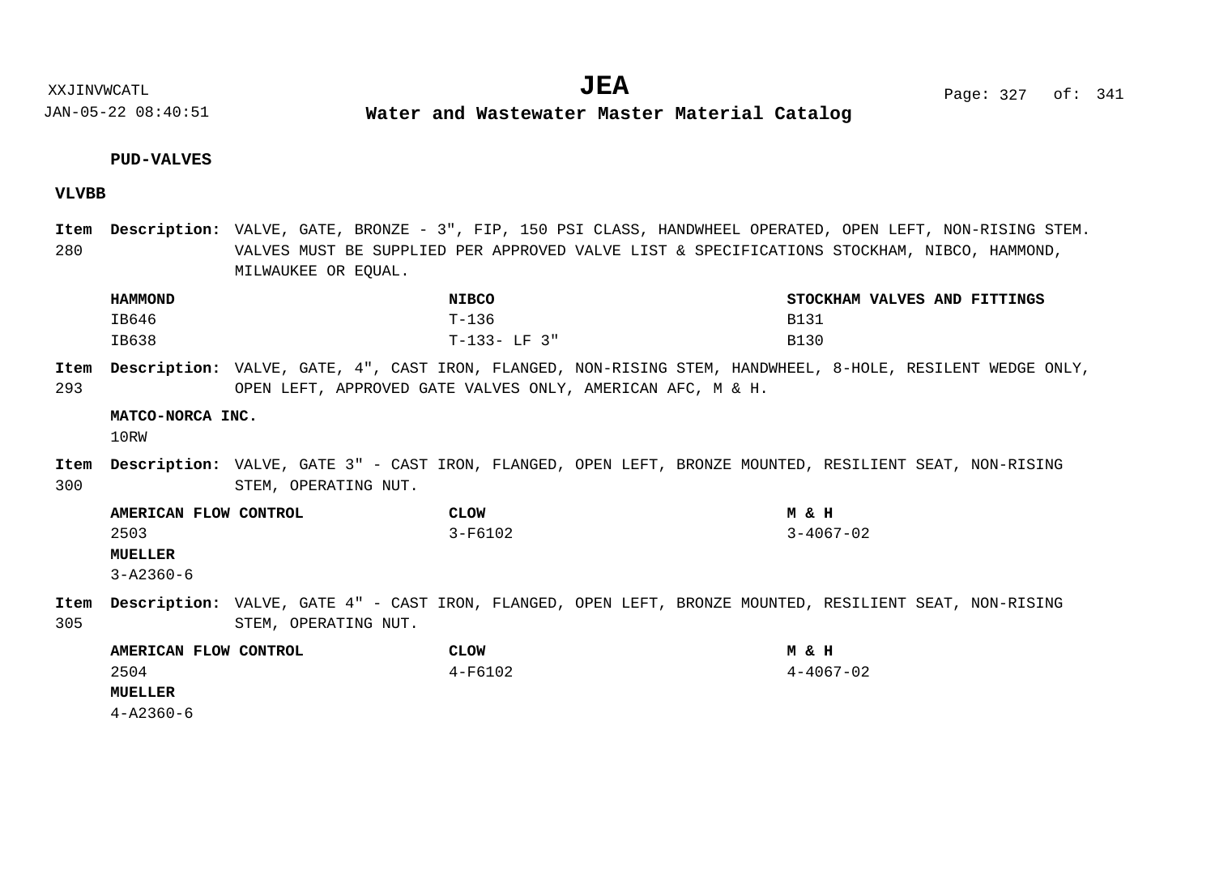**PUD-VALVES**

**VLVBB**

**Item 280** **Description:** VALVE, GATE, BRONZE - 3", FIP, 150 PSI CLASS, HANDWHEEL OPERATED, OPEN LEFT, NON-RISING STEM. VALVES MUST BE SUPPLIED PER APPROVED VALVE LIST & SPECIFICATIONS STOCKHAM, NIBCO, HAMMOND, MILWAUKEE OR EQUAL.

| HAMMOND | NIBCO | STOCKHAM VALVES AND FITTINGS |
|---|---|---|
| IB646 | T-136 | B131 |
| IB638 | T-133- LF 3" | B130 |

**Item 293** **Description:** VALVE, GATE, 4", CAST IRON, FLANGED, NON-RISING STEM, HANDWHEEL, 8-HOLE, RESILENT WEDGE ONLY, OPEN LEFT, APPROVED GATE VALVES ONLY, AMERICAN AFC, M & H.

| MATCO-NORCA INC. |
|---|
| 10RW |

**Item 300** **Description:** VALVE, GATE 3" - CAST IRON, FLANGED, OPEN LEFT, BRONZE MOUNTED, RESILIENT SEAT, NON-RISING STEM, OPERATING NUT.

| AMERICAN FLOW CONTROL | CLOW | M & H |
|---|---|---|
| 2503 | 3-F6102 | 3-4067-02 |
| **MUELLER** | | |
| 3-A2360-6 | | |

**Item 305** **Description:** VALVE, GATE 4" - CAST IRON, FLANGED, OPEN LEFT, BRONZE MOUNTED, RESILIENT SEAT, NON-RISING STEM, OPERATING NUT.

| AMERICAN FLOW CONTROL | CLOW | M & H |
|---|---|---|
| 2504 | 4-F6102 | 4-4067-02 |
| **MUELLER** | | |
| 4-A2360-6 | | |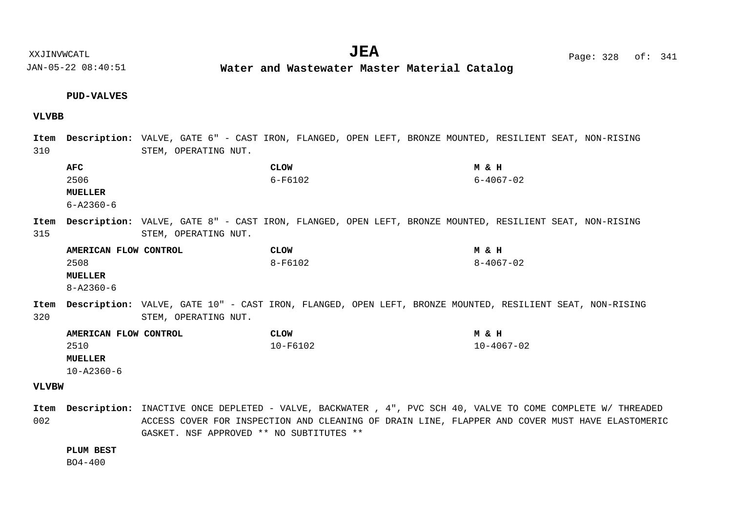**PUD-VALVES**

**VLVBB**

**Item** 310 **Description:** VALVE, GATE 6" - CAST IRON, FLANGED, OPEN LEFT, BRONZE MOUNTED, RESILIENT SEAT, NON-RISING STEM, OPERATING NUT.

| AFC | CLOW | M & H |
|---|---|---|
| 2506 | 6-F6102 | 6-4067-02 |
| **MUELLER** | | |
| 6-A2360-6 | | |

**Item** 315 **Description:** VALVE, GATE 8" - CAST IRON, FLANGED, OPEN LEFT, BRONZE MOUNTED, RESILIENT SEAT, NON-RISING STEM, OPERATING NUT.

| AMERICAN FLOW CONTROL | CLOW | M & H |
|---|---|---|
| 2508 | 8-F6102 | 8-4067-02 |
| **MUELLER** | | |
| 8-A2360-6 | | |

**Item** 320 **Description:** VALVE, GATE 10" - CAST IRON, FLANGED, OPEN LEFT, BRONZE MOUNTED, RESILIENT SEAT, NON-RISING STEM, OPERATING NUT.

| AMERICAN FLOW CONTROL | CLOW | M & H |
|---|---|---|
| 2510 | 10-F6102 | 10-4067-02 |
| **MUELLER** | | |
| 10-A2360-6 | | |

**VLVBW**

**Item** 002 **Description:** INACTIVE ONCE DEPLETED - VALVE, BACKWATER , 4", PVC SCH 40, VALVE TO COME COMPLETE W/ THREADED ACCESS COVER FOR INSPECTION AND CLEANING OF DRAIN LINE, FLAPPER AND COVER MUST HAVE ELASTOMERIC GASKET. NSF APPROVED ** NO SUBTITUTES **

**PLUM BEST**

BO4-400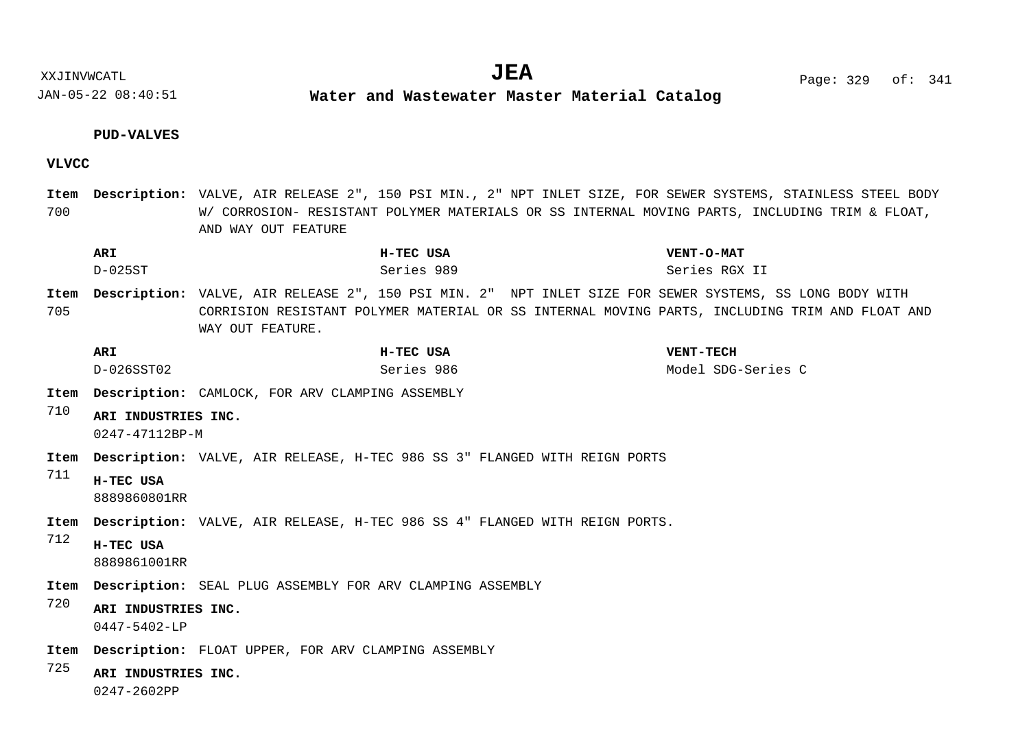**PUD-VALVES**

**VLVCC**

**Item 700** **Description:** VALVE, AIR RELEASE 2", 150 PSI MIN., 2" NPT INLET SIZE, FOR SEWER SYSTEMS, STAINLESS STEEL BODY W/ CORROSION- RESISTANT POLYMER MATERIALS OR SS INTERNAL MOVING PARTS, INCLUDING TRIM & FLOAT, AND WAY OUT FEATURE

| ARI | H-TEC USA | VENT-O-MAT |
|---|---|---|
| D-025ST | Series 989 | Series RGX II |

**Item 705** **Description:** VALVE, AIR RELEASE 2", 150 PSI MIN. 2" NPT INLET SIZE FOR SEWER SYSTEMS, SS LONG BODY WITH CORRISION RESISTANT POLYMER MATERIAL OR SS INTERNAL MOVING PARTS, INCLUDING TRIM AND FLOAT AND WAY OUT FEATURE.

| ARI | H-TEC USA | VENT-TECH |
|---|---|---|
| D-026SST02 | Series 986 | Model SDG-Series C |

**Item 710** **Description:** CAMLOCK, FOR ARV CLAMPING ASSEMBLY

**ARI INDUSTRIES INC.**
0247-47112BP-M

**Item 711** **Description:** VALVE, AIR RELEASE, H-TEC 986 SS 3" FLANGED WITH REIGN PORTS

**H-TEC USA**
8889860801RR

**Item 712** **Description:** VALVE, AIR RELEASE, H-TEC 986 SS 4" FLANGED WITH REIGN PORTS.

**H-TEC USA**
8889861001RR

**Item 720** **Description:** SEAL PLUG ASSEMBLY FOR ARV CLAMPING ASSEMBLY

**ARI INDUSTRIES INC.**
0447-5402-LP

**Item 725** **Description:** FLOAT UPPER, FOR ARV CLAMPING ASSEMBLY

**ARI INDUSTRIES INC.**
0247-2602PP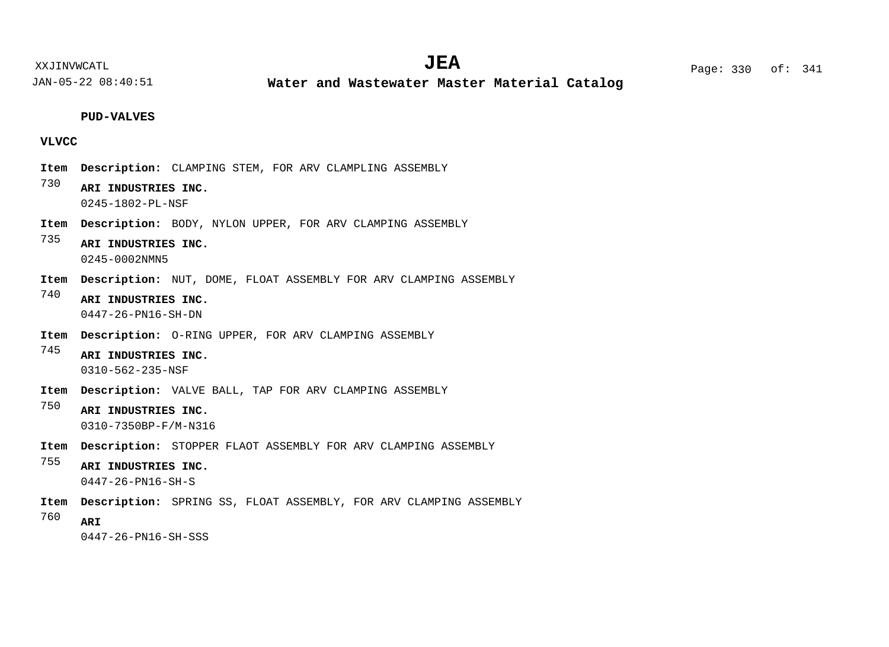**PUD-VALVES**

**VLVCC**

**Item** 730 **Description:** CLAMPING STEM, FOR ARV CLAMPLING ASSEMBLY

**ARI INDUSTRIES INC.**
0245-1802-PL-NSF

**Item** 735 **Description:** BODY, NYLON UPPER, FOR ARV CLAMPING ASSEMBLY

**ARI INDUSTRIES INC.**
0245-0002NMN5

**Item** 740 **Description:** NUT, DOME, FLOAT ASSEMBLY FOR ARV CLAMPING ASSEMBLY

**ARI INDUSTRIES INC.**
0447-26-PN16-SH-DN

**Item** 745 **Description:** O-RING UPPER, FOR ARV CLAMPING ASSEMBLY

**ARI INDUSTRIES INC.**
0310-562-235-NSF

**Item** 750 **Description:** VALVE BALL, TAP FOR ARV CLAMPING ASSEMBLY

**ARI INDUSTRIES INC.**
0310-7350BP-F/M-N316

**Item** 755 **Description:** STOPPER FLAOT ASSEMBLY FOR ARV CLAMPING ASSEMBLY

**ARI INDUSTRIES INC.**
0447-26-PN16-SH-S

**Item** 760 **Description:** SPRING SS, FLOAT ASSEMBLY, FOR ARV CLAMPING ASSEMBLY

**ARI**
0447-26-PN16-SH-SSS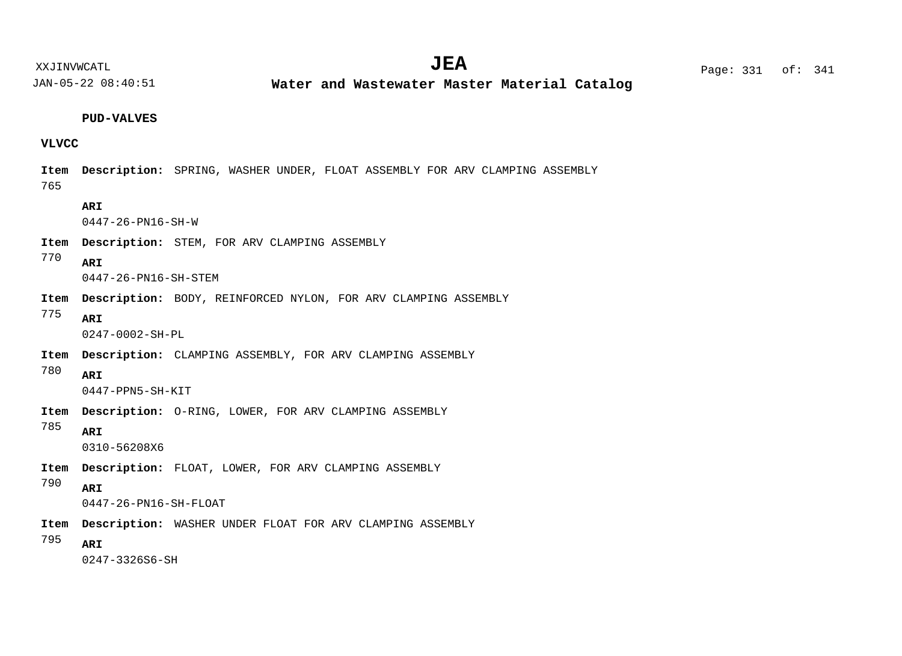**PUD-VALVES**

**VLVCC**

**Item** 765 **Description:** SPRING, WASHER UNDER, FLOAT ASSEMBLY FOR ARV CLAMPING ASSEMBLY

**ARI**
0447-26-PN16-SH-W

**Item** 770 **Description:** STEM, FOR ARV CLAMPING ASSEMBLY

**ARI**
0447-26-PN16-SH-STEM

**Item** 775 **Description:** BODY, REINFORCED NYLON, FOR ARV CLAMPING ASSEMBLY

**ARI**
0247-0002-SH-PL

**Item** 780 **Description:** CLAMPING ASSEMBLY, FOR ARV CLAMPING ASSEMBLY

**ARI**
0447-PPN5-SH-KIT

**Item** 785 **Description:** O-RING, LOWER, FOR ARV CLAMPING ASSEMBLY

**ARI**
0310-56208X6

**Item** 790 **Description:** FLOAT, LOWER, FOR ARV CLAMPING ASSEMBLY

**ARI**
0447-26-PN16-SH-FLOAT

**Item** 795 **Description:** WASHER UNDER FLOAT FOR ARV CLAMPING ASSEMBLY

**ARI**
0247-3326S6-SH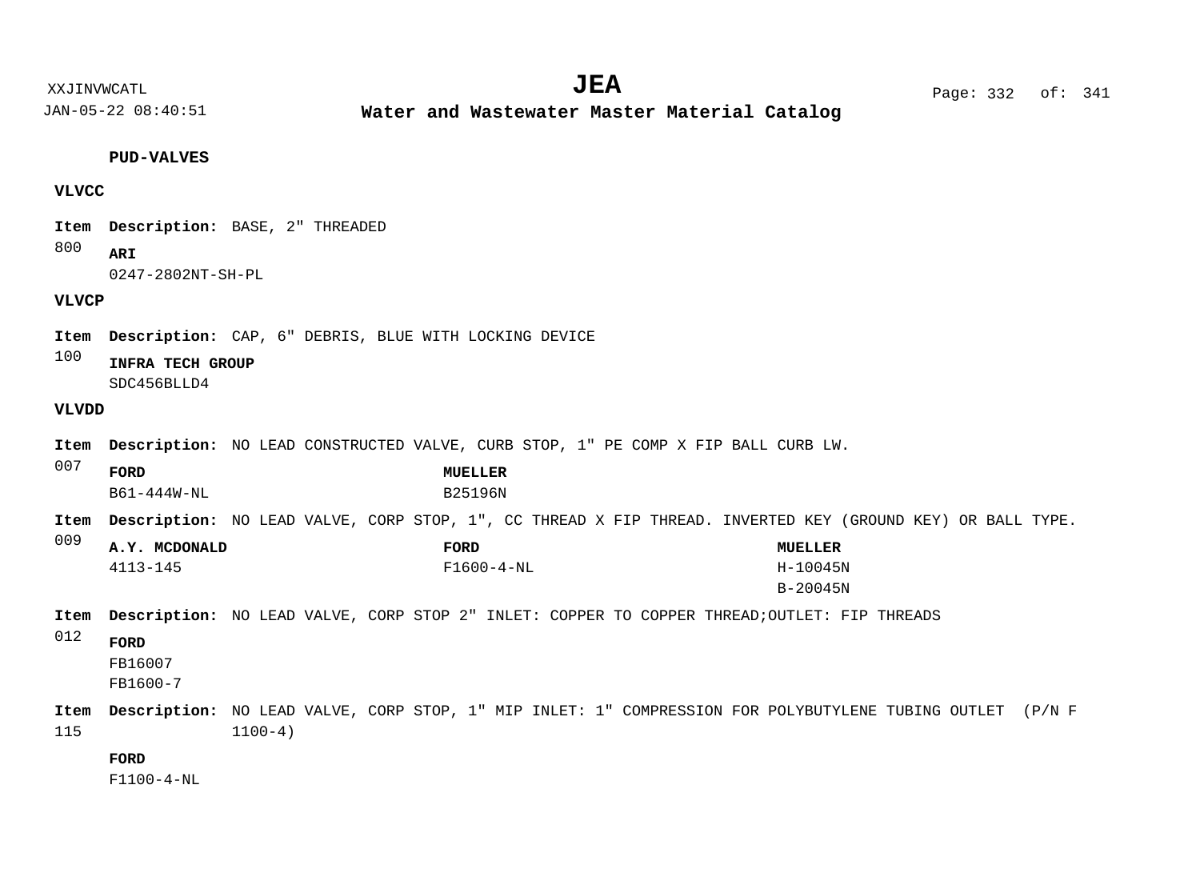**PUD-VALVES**

**VLVCC**

**Item** 800 **Description:** BASE, 2" THREADED

**ARI**
0247-2802NT-SH-PL

**VLVCP**

**Item** 100 **Description:** CAP, 6" DEBRIS, BLUE WITH LOCKING DEVICE

**INFRA TECH GROUP**
SDC456BLLD4

**VLVDD**

**Item** 007 **Description:** NO LEAD CONSTRUCTED VALVE, CURB STOP, 1" PE COMP X FIP BALL CURB LW.

| FORD | MUELLER |
|---|---|
| B61-444W-NL | B25196N |

**Item** 009 **Description:** NO LEAD VALVE, CORP STOP, 1", CC THREAD X FIP THREAD. INVERTED KEY (GROUND KEY) OR BALL TYPE.

| A.Y. MCDONALD | FORD | MUELLER |
|---|---|---|
| 4113-145 | F1600-4-NL | H-10045N |
| | | B-20045N |

**Item** 012 **Description:** NO LEAD VALVE, CORP STOP 2" INLET: COPPER TO COPPER THREAD;OUTLET: FIP THREADS

**FORD**
FB16007
FB1600-7

**Item** 115 **Description:** NO LEAD VALVE, CORP STOP, 1" MIP INLET: 1" COMPRESSION FOR POLYBUTYLENE TUBING OUTLET (P/N F 1100-4)

**FORD**
F1100-4-NL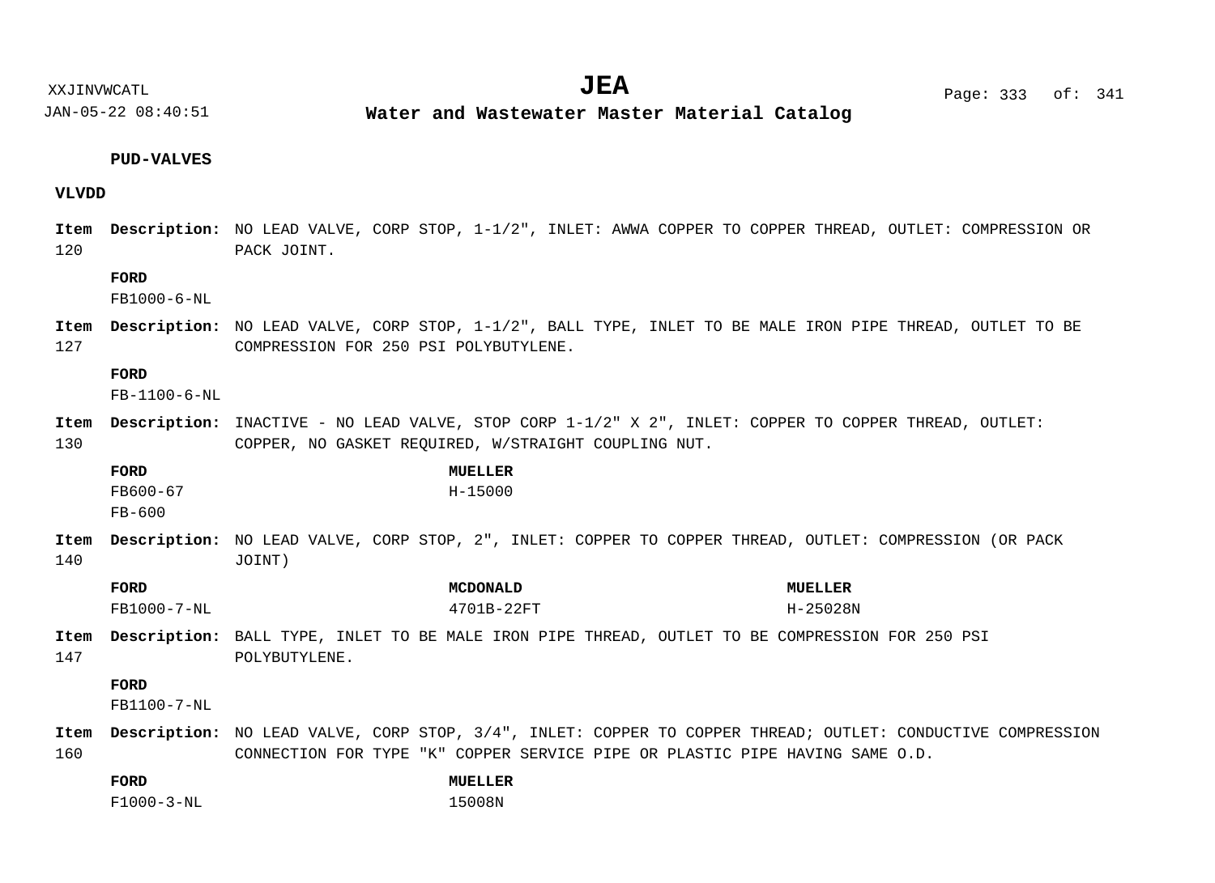**PUD-VALVES**

**VLVDD**

**Item 120** **Description:** NO LEAD VALVE, CORP STOP, 1-1/2", INLET: AWWA COPPER TO COPPER THREAD, OUTLET: COMPRESSION OR PACK JOINT.

**FORD**
FB1000-6-NL

**Item 127** **Description:** NO LEAD VALVE, CORP STOP, 1-1/2", BALL TYPE, INLET TO BE MALE IRON PIPE THREAD, OUTLET TO BE COMPRESSION FOR 250 PSI POLYBUTYLENE.

**FORD**
FB-1100-6-NL

**Item 130** **Description:** INACTIVE - NO LEAD VALVE, STOP CORP 1-1/2" X 2", INLET: COPPER TO COPPER THREAD, OUTLET: COPPER, NO GASKET REQUIRED, W/STRAIGHT COUPLING NUT.

| FORD | MUELLER |
|---|---|
| FB600-67 | H-15000 |
| FB-600 | |

**Item 140** **Description:** NO LEAD VALVE, CORP STOP, 2", INLET: COPPER TO COPPER THREAD, OUTLET: COMPRESSION (OR PACK JOINT)

| FORD | MCDONALD | MUELLER |
|---|---|---|
| FB1000-7-NL | 4701B-22FT | H-25028N |

**Item 147** **Description:** BALL TYPE, INLET TO BE MALE IRON PIPE THREAD, OUTLET TO BE COMPRESSION FOR 250 PSI POLYBUTYLENE.

**FORD**
FB1100-7-NL

**Item 160** **Description:** NO LEAD VALVE, CORP STOP, 3/4", INLET: COPPER TO COPPER THREAD; OUTLET: CONDUCTIVE COMPRESSION CONNECTION FOR TYPE "K" COPPER SERVICE PIPE OR PLASTIC PIPE HAVING SAME O.D.

| FORD | MUELLER |
|---|---|
| F1000-3-NL | 15008N |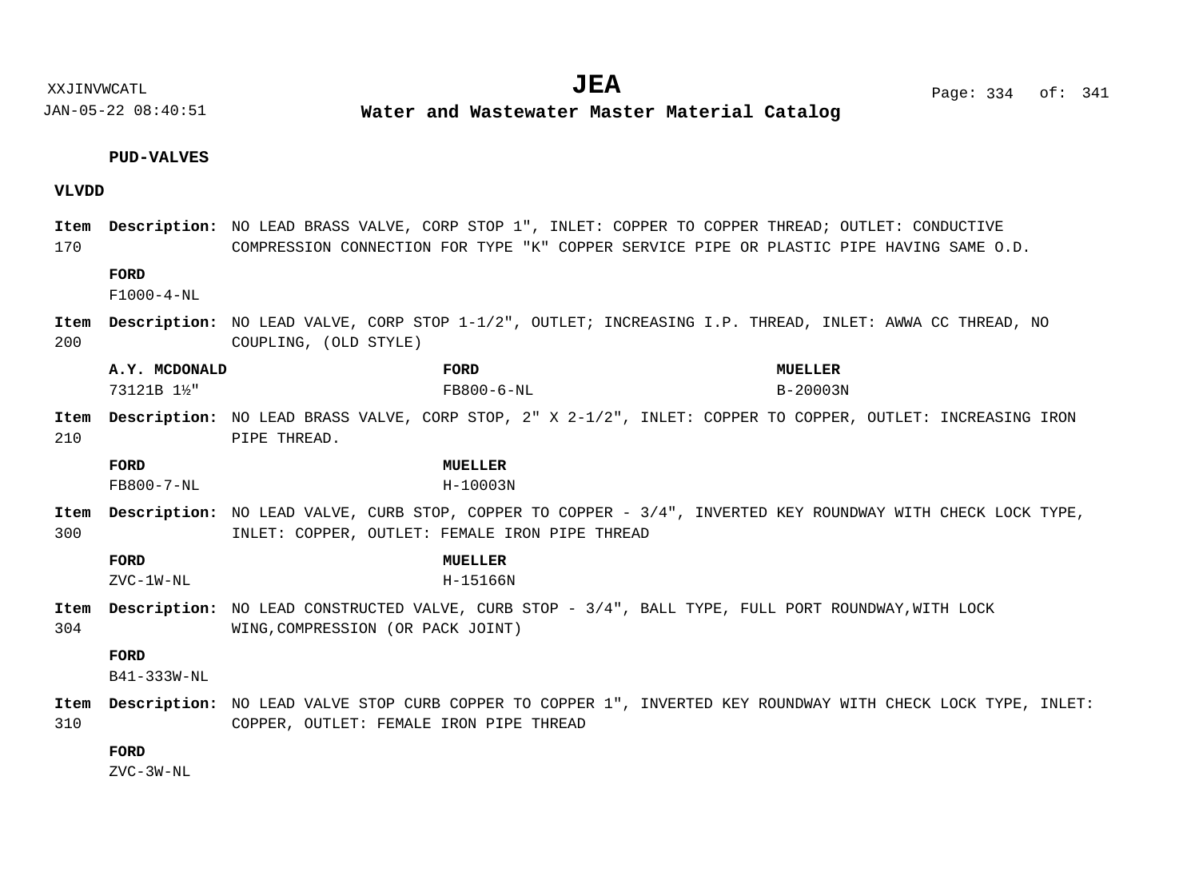**PUD-VALVES**

**VLVDD**

**Item 170** **Description:** NO LEAD BRASS VALVE, CORP STOP 1", INLET: COPPER TO COPPER THREAD; OUTLET: CONDUCTIVE COMPRESSION CONNECTION FOR TYPE "K" COPPER SERVICE PIPE OR PLASTIC PIPE HAVING SAME O.D.

| FORD |
|---|
| F1000-4-NL |

**Item 200** **Description:** NO LEAD VALVE, CORP STOP 1-1/2", OUTLET; INCREASING I.P. THREAD, INLET: AWWA CC THREAD, NO COUPLING, (OLD STYLE)

| A.Y. MCDONALD | FORD | MUELLER |
|---|---|---|
| 73121B 1½" | FB800-6-NL | B-20003N |

**Item 210** **Description:** NO LEAD BRASS VALVE, CORP STOP, 2" X 2-1/2", INLET: COPPER TO COPPER, OUTLET: INCREASING IRON PIPE THREAD.

| FORD | MUELLER |
|---|---|
| FB800-7-NL | H-10003N |

**Item 300** **Description:** NO LEAD VALVE, CURB STOP, COPPER TO COPPER - 3/4", INVERTED KEY ROUNDWAY WITH CHECK LOCK TYPE, INLET: COPPER, OUTLET: FEMALE IRON PIPE THREAD

| FORD | MUELLER |
|---|---|
| ZVC-1W-NL | H-15166N |

**Item 304** **Description:** NO LEAD CONSTRUCTED VALVE, CURB STOP - 3/4", BALL TYPE, FULL PORT ROUNDWAY,WITH LOCK WING,COMPRESSION (OR PACK JOINT)

| FORD |
|---|
| B41-333W-NL |

**Item 310** **Description:** NO LEAD VALVE STOP CURB COPPER TO COPPER 1", INVERTED KEY ROUNDWAY WITH CHECK LOCK TYPE, INLET: COPPER, OUTLET: FEMALE IRON PIPE THREAD

| FORD |
|---|
| ZVC-3W-NL |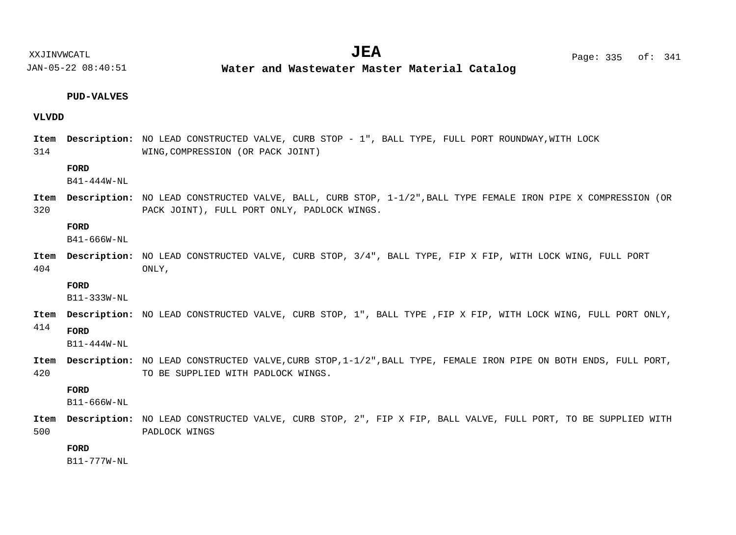**PUD-VALVES**

**VLVDD**

**Item** 314 **Description:** NO LEAD CONSTRUCTED VALVE, CURB STOP - 1", BALL TYPE, FULL PORT ROUNDWAY,WITH LOCK WING,COMPRESSION (OR PACK JOINT)

**FORD**
B41-444W-NL

**Item** 320 **Description:** NO LEAD CONSTRUCTED VALVE, BALL, CURB STOP, 1-1/2",BALL TYPE FEMALE IRON PIPE X COMPRESSION (OR PACK JOINT), FULL PORT ONLY, PADLOCK WINGS.

**FORD**
B41-666W-NL

**Item** 404 **Description:** NO LEAD CONSTRUCTED VALVE, CURB STOP, 3/4", BALL TYPE, FIP X FIP, WITH LOCK WING, FULL PORT ONLY,

**FORD**
B11-333W-NL

**Item** 414 **Description:** NO LEAD CONSTRUCTED VALVE, CURB STOP, 1", BALL TYPE ,FIP X FIP, WITH LOCK WING, FULL PORT ONLY,

**FORD**
B11-444W-NL

**Item** 420 **Description:** NO LEAD CONSTRUCTED VALVE,CURB STOP,1-1/2",BALL TYPE, FEMALE IRON PIPE ON BOTH ENDS, FULL PORT, TO BE SUPPLIED WITH PADLOCK WINGS.

**FORD**
B11-666W-NL

**Item** 500 **Description:** NO LEAD CONSTRUCTED VALVE, CURB STOP, 2", FIP X FIP, BALL VALVE, FULL PORT, TO BE SUPPLIED WITH PADLOCK WINGS

**FORD**
B11-777W-NL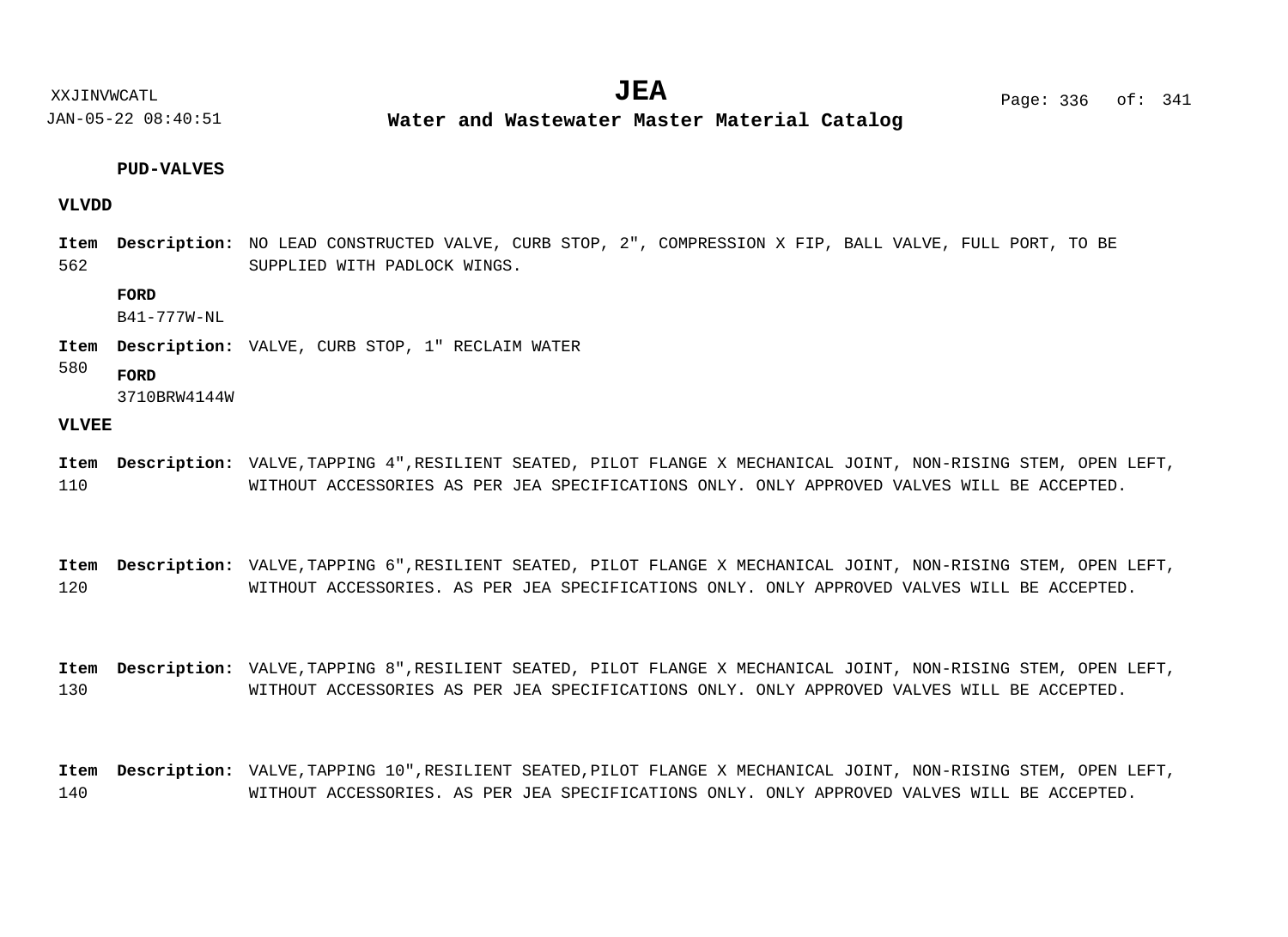**PUD-VALVES**

**VLVDD**

**Item** 562 **Description:** NO LEAD CONSTRUCTED VALVE, CURB STOP, 2", COMPRESSION X FIP, BALL VALVE, FULL PORT, TO BE SUPPLIED WITH PADLOCK WINGS.

**FORD**
B41-777W-NL

**Item** 580 **Description:** VALVE, CURB STOP, 1" RECLAIM WATER

**FORD**
3710BRW4144W

**VLVEE**

**Item** 110 **Description:** VALVE,TAPPING 4",RESILIENT SEATED, PILOT FLANGE X MECHANICAL JOINT, NON-RISING STEM, OPEN LEFT, WITHOUT ACCESSORIES AS PER JEA SPECIFICATIONS ONLY. ONLY APPROVED VALVES WILL BE ACCEPTED.

**Item** 120 **Description:** VALVE,TAPPING 6",RESILIENT SEATED, PILOT FLANGE X MECHANICAL JOINT, NON-RISING STEM, OPEN LEFT, WITHOUT ACCESSORIES. AS PER JEA SPECIFICATIONS ONLY. ONLY APPROVED VALVES WILL BE ACCEPTED.

**Item** 130 **Description:** VALVE,TAPPING 8",RESILIENT SEATED, PILOT FLANGE X MECHANICAL JOINT, NON-RISING STEM, OPEN LEFT, WITHOUT ACCESSORIES AS PER JEA SPECIFICATIONS ONLY. ONLY APPROVED VALVES WILL BE ACCEPTED.

**Item** 140 **Description:** VALVE,TAPPING 10",RESILIENT SEATED,PILOT FLANGE X MECHANICAL JOINT, NON-RISING STEM, OPEN LEFT, WITHOUT ACCESSORIES. AS PER JEA SPECIFICATIONS ONLY. ONLY APPROVED VALVES WILL BE ACCEPTED.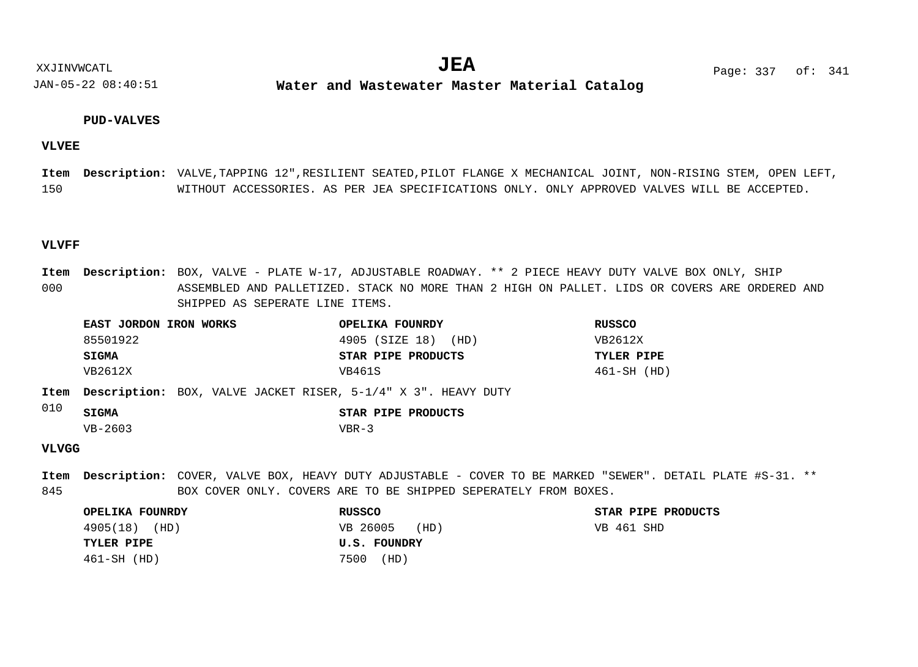## PUD-VALVES

### VLVEE

**Item** 150 **Description:** VALVE,TAPPING 12",RESILIENT SEATED,PILOT FLANGE X MECHANICAL JOINT, NON-RISING STEM, OPEN LEFT, WITHOUT ACCESSORIES. AS PER JEA SPECIFICATIONS ONLY. ONLY APPROVED VALVES WILL BE ACCEPTED.

### VLVFF

**Item** 000 **Description:** BOX, VALVE - PLATE W-17, ADJUSTABLE ROADWAY. ** 2 PIECE HEAVY DUTY VALVE BOX ONLY, SHIP ASSEMBLED AND PALLETIZED. STACK NO MORE THAN 2 HIGH ON PALLET. LIDS OR COVERS ARE ORDERED AND SHIPPED AS SEPERATE LINE ITEMS.

| **EAST JORDON IRON WORKS** | **OPELIKA FOUNRDY** | **RUSSCO** |
|---|---|---|
| 85501922 | 4905 (SIZE 18) (HD) | VB2612X |
| **SIGMA** | **STAR PIPE PRODUCTS** | **TYLER PIPE** |
| VB2612X | VB461S | 461-SH (HD) |

**Item** 010 **Description:** BOX, VALVE JACKET RISER, 5-1/4" X 3". HEAVY DUTY

| **SIGMA** | **STAR PIPE PRODUCTS** |
|---|---|
| VB-2603 | VBR-3 |

### VLVGG

**Item** 845 **Description:** COVER, VALVE BOX, HEAVY DUTY ADJUSTABLE - COVER TO BE MARKED "SEWER". DETAIL PLATE #S-31. ** BOX COVER ONLY. COVERS ARE TO BE SHIPPED SEPERATELY FROM BOXES.

| **OPELIKA FOUNRDY** | **RUSSCO** | **STAR PIPE PRODUCTS** |
|---|---|---|
| 4905(18) (HD) | VB 26005 (HD) | VB 461 SHD |
| **TYLER PIPE** | **U.S. FOUNDRY** | |
| 461-SH (HD) | 7500 (HD) | |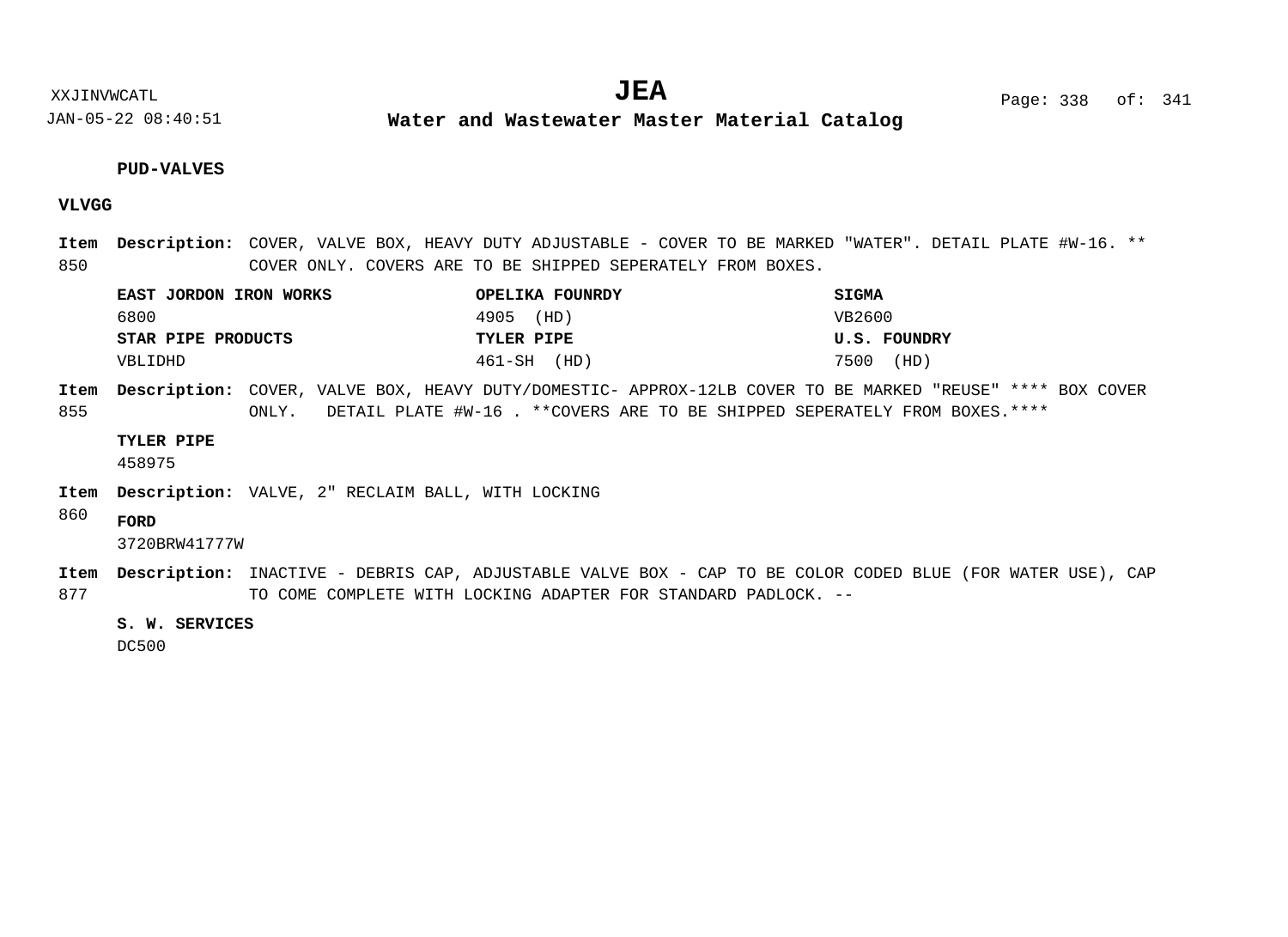**PUD-VALVES**

**VLVGG**

**Item 850** **Description:** COVER, VALVE BOX, HEAVY DUTY ADJUSTABLE - COVER TO BE MARKED "WATER". DETAIL PLATE #W-16. ** COVER ONLY. COVERS ARE TO BE SHIPPED SEPERATELY FROM BOXES.

| **EAST JORDON IRON WORKS** | **OPELIKA FOUNRDY** | **SIGMA** |
|---|---|---|
| 6800 | 4905 (HD) | VB2600 |
| **STAR PIPE PRODUCTS** | **TYLER PIPE** | **U.S. FOUNDRY** |
| VBLIDHD | 461-SH (HD) | 7500 (HD) |

**Item 855** **Description:** COVER, VALVE BOX, HEAVY DUTY/DOMESTIC- APPROX-12LB COVER TO BE MARKED "REUSE" **** BOX COVER ONLY. DETAIL PLATE #W-16 . **COVERS ARE TO BE SHIPPED SEPERATELY FROM BOXES.****

**TYLER PIPE**
458975

**Item 860** **Description:** VALVE, 2" RECLAIM BALL, WITH LOCKING

**FORD**
3720BRW41777W

**Item 877** **Description:** INACTIVE - DEBRIS CAP, ADJUSTABLE VALVE BOX - CAP TO BE COLOR CODED BLUE (FOR WATER USE), CAP TO COME COMPLETE WITH LOCKING ADAPTER FOR STANDARD PADLOCK. --

**S. W. SERVICES**
DC500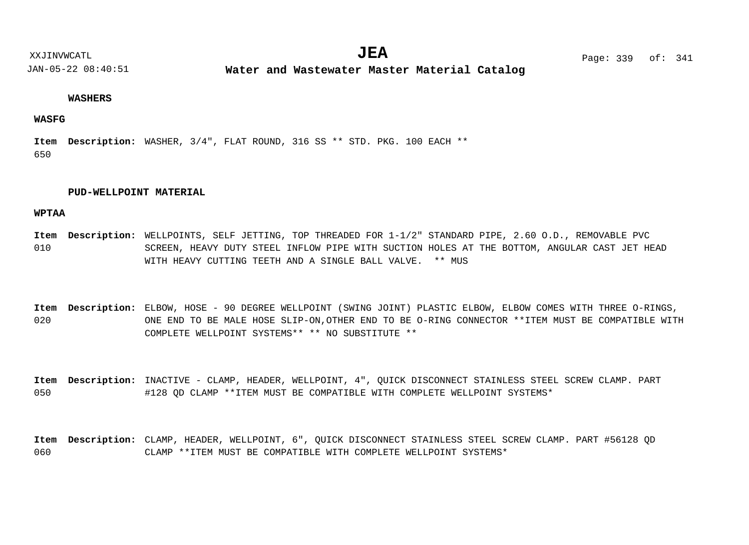## WASHERS

### WASFG

**Item** 650 **Description:** WASHER, 3/4", FLAT ROUND, 316 SS ** STD. PKG. 100 EACH **

## PUD-WELLPOINT MATERIAL

### WPTAA

**Item** 010 **Description:** WELLPOINTS, SELF JETTING, TOP THREADED FOR 1-1/2" STANDARD PIPE, 2.60 O.D., REMOVABLE PVC SCREEN, HEAVY DUTY STEEL INFLOW PIPE WITH SUCTION HOLES AT THE BOTTOM, ANGULAR CAST JET HEAD WITH HEAVY CUTTING TEETH AND A SINGLE BALL VALVE. ** MUS

**Item** 020 **Description:** ELBOW, HOSE - 90 DEGREE WELLPOINT (SWING JOINT) PLASTIC ELBOW, ELBOW COMES WITH THREE O-RINGS, ONE END TO BE MALE HOSE SLIP-ON,OTHER END TO BE O-RING CONNECTOR **ITEM MUST BE COMPATIBLE WITH COMPLETE WELLPOINT SYSTEMS** ** NO SUBSTITUTE **

**Item** 050 **Description:** INACTIVE - CLAMP, HEADER, WELLPOINT, 4", QUICK DISCONNECT STAINLESS STEEL SCREW CLAMP. PART #128 QD CLAMP **ITEM MUST BE COMPATIBLE WITH COMPLETE WELLPOINT SYSTEMS*

**Item** 060 **Description:** CLAMP, HEADER, WELLPOINT, 6", QUICK DISCONNECT STAINLESS STEEL SCREW CLAMP. PART #56128 QD CLAMP **ITEM MUST BE COMPATIBLE WITH COMPLETE WELLPOINT SYSTEMS*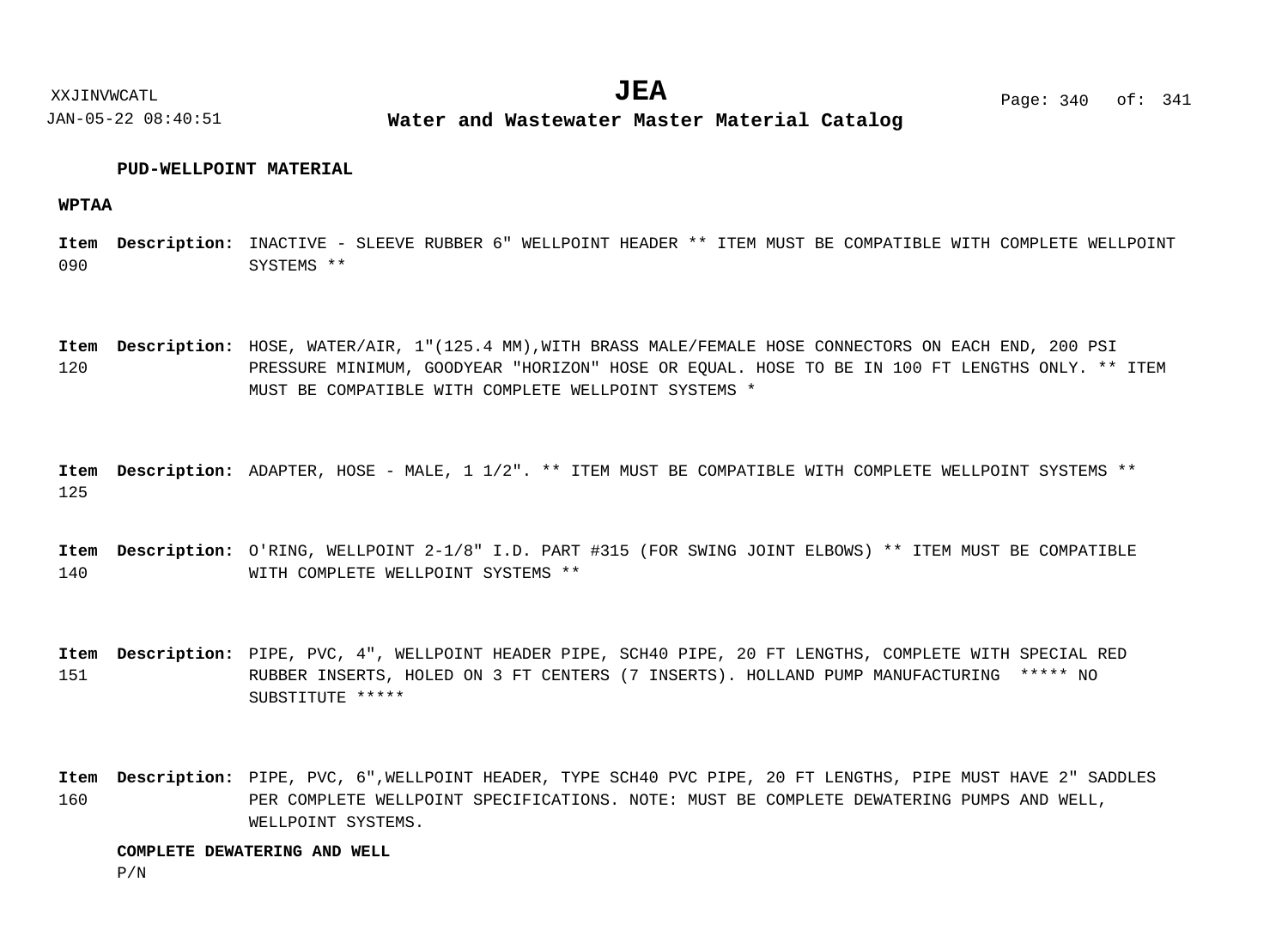**PUD-WELLPOINT MATERIAL**

**WPTAA**

**Item 090** **Description:** INACTIVE - SLEEVE RUBBER 6" WELLPOINT HEADER ** ITEM MUST BE COMPATIBLE WITH COMPLETE WELLPOINT SYSTEMS **

**Item 120** **Description:** HOSE, WATER/AIR, 1"(125.4 MM),WITH BRASS MALE/FEMALE HOSE CONNECTORS ON EACH END, 200 PSI PRESSURE MINIMUM, GOODYEAR "HORIZON" HOSE OR EQUAL. HOSE TO BE IN 100 FT LENGTHS ONLY. ** ITEM MUST BE COMPATIBLE WITH COMPLETE WELLPOINT SYSTEMS *

**Item 125** **Description:** ADAPTER, HOSE - MALE, 1 1/2". ** ITEM MUST BE COMPATIBLE WITH COMPLETE WELLPOINT SYSTEMS **

**Item 140** **Description:** O'RING, WELLPOINT 2-1/8" I.D. PART #315 (FOR SWING JOINT ELBOWS) ** ITEM MUST BE COMPATIBLE WITH COMPLETE WELLPOINT SYSTEMS **

**Item 151** **Description:** PIPE, PVC, 4", WELLPOINT HEADER PIPE, SCH40 PIPE, 20 FT LENGTHS, COMPLETE WITH SPECIAL RED RUBBER INSERTS, HOLED ON 3 FT CENTERS (7 INSERTS). HOLLAND PUMP MANUFACTURING ***** NO SUBSTITUTE *****

**Item 160** **Description:** PIPE, PVC, 6",WELLPOINT HEADER, TYPE SCH40 PVC PIPE, 20 FT LENGTHS, PIPE MUST HAVE 2" SADDLES PER COMPLETE WELLPOINT SPECIFICATIONS. NOTE: MUST BE COMPLETE DEWATERING PUMPS AND WELL, WELLPOINT SYSTEMS.

**COMPLETE DEWATERING AND WELL**

P/N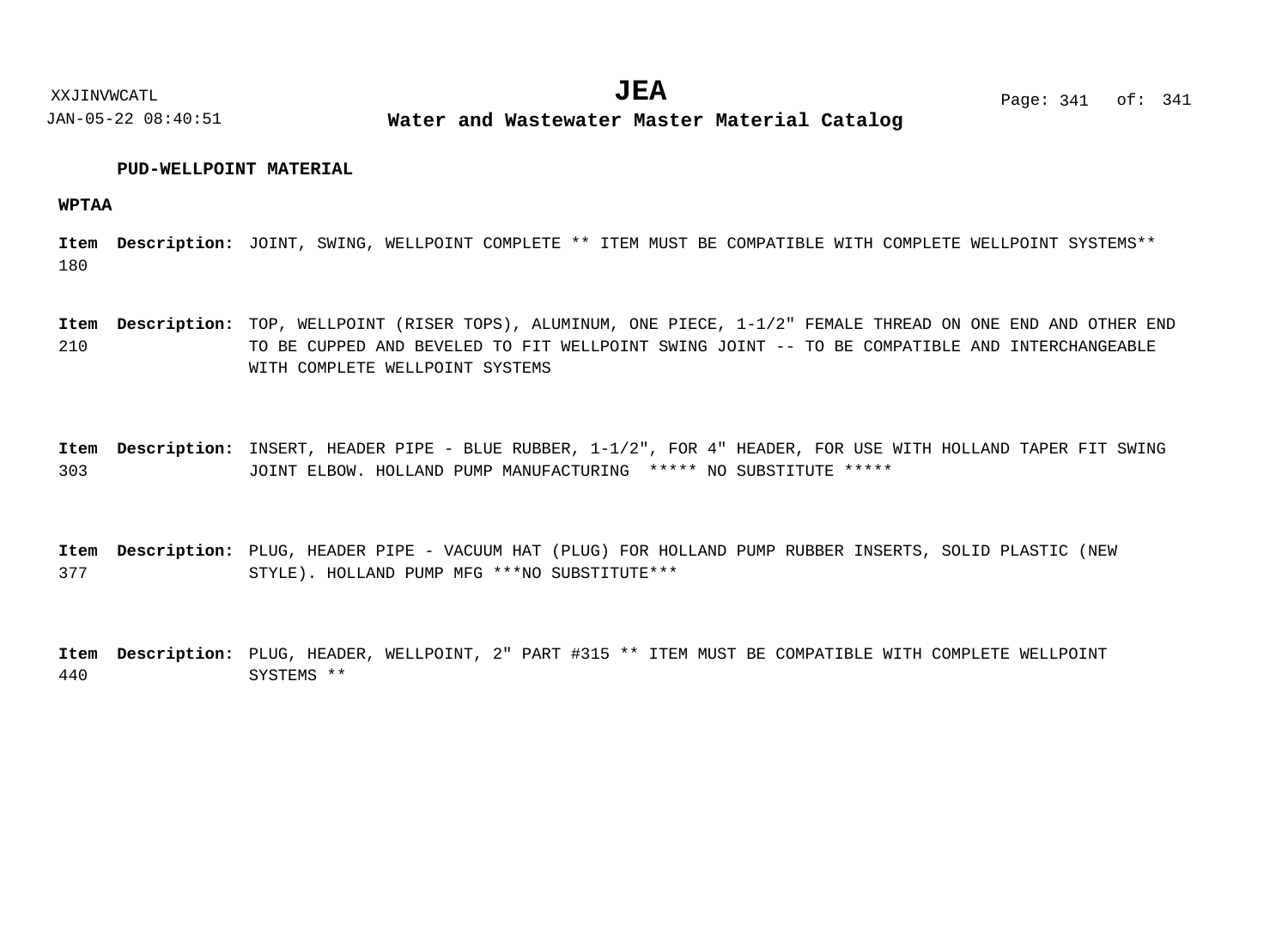**PUD-WELLPOINT MATERIAL**

**WPTAA**

| Item | Description |
|---|---|
| 180 | JOINT, SWING, WELLPOINT COMPLETE ** ITEM MUST BE COMPATIBLE WITH COMPLETE WELLPOINT SYSTEMS** |
| 210 | TOP, WELLPOINT (RISER TOPS), ALUMINUM, ONE PIECE, 1-1/2" FEMALE THREAD ON ONE END AND OTHER END TO BE CUPPED AND BEVELED TO FIT WELLPOINT SWING JOINT -- TO BE COMPATIBLE AND INTERCHANGEABLE WITH COMPLETE WELLPOINT SYSTEMS |
| 303 | INSERT, HEADER PIPE - BLUE RUBBER, 1-1/2", FOR 4" HEADER, FOR USE WITH HOLLAND TAPER FIT SWING JOINT ELBOW. HOLLAND PUMP MANUFACTURING ***** NO SUBSTITUTE ***** |
| 377 | PLUG, HEADER PIPE - VACUUM HAT (PLUG) FOR HOLLAND PUMP RUBBER INSERTS, SOLID PLASTIC (NEW STYLE). HOLLAND PUMP MFG ***NO SUBSTITUTE*** |
| 440 | PLUG, HEADER, WELLPOINT, 2" PART #315 ** ITEM MUST BE COMPATIBLE WITH COMPLETE WELLPOINT SYSTEMS ** |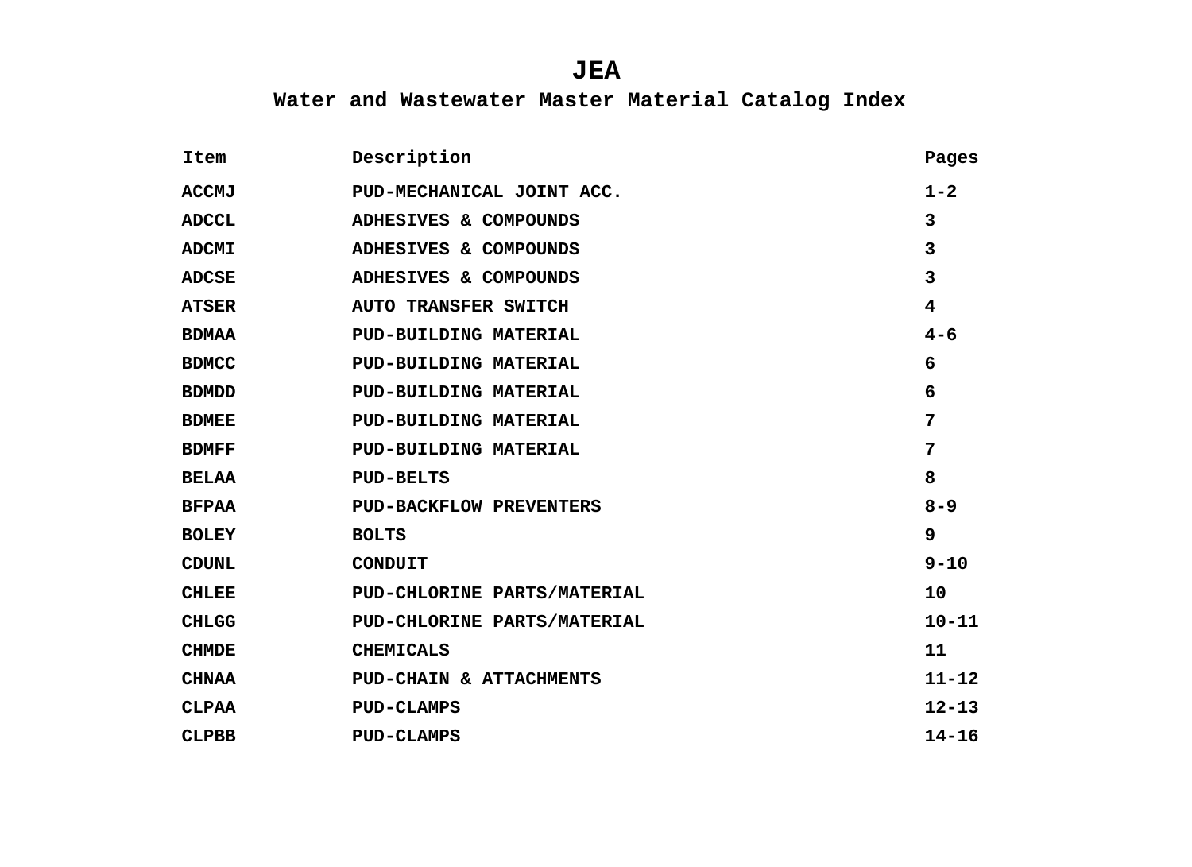# JEA

## Water and Wastewater Master Material Catalog Index

| Item | Description | Pages |
|---|---|---|
| ACCMJ | PUD-MECHANICAL JOINT ACC. | 1-2 |
| ADCCL | ADHESIVES & COMPOUNDS | 3 |
| ADCMI | ADHESIVES & COMPOUNDS | 3 |
| ADCSE | ADHESIVES & COMPOUNDS | 3 |
| ATSER | AUTO TRANSFER SWITCH | 4 |
| BDMAA | PUD-BUILDING MATERIAL | 4-6 |
| BDMCC | PUD-BUILDING MATERIAL | 6 |
| BDMDD | PUD-BUILDING MATERIAL | 6 |
| BDMEE | PUD-BUILDING MATERIAL | 7 |
| BDMFF | PUD-BUILDING MATERIAL | 7 |
| BELAA | PUD-BELTS | 8 |
| BFPAA | PUD-BACKFLOW PREVENTERS | 8-9 |
| BOLEY | BOLTS | 9 |
| CDUNL | CONDUIT | 9-10 |
| CHLEE | PUD-CHLORINE PARTS/MATERIAL | 10 |
| CHLGG | PUD-CHLORINE PARTS/MATERIAL | 10-11 |
| CHMDE | CHEMICALS | 11 |
| CHNAA | PUD-CHAIN & ATTACHMENTS | 11-12 |
| CLPAA | PUD-CLAMPS | 12-13 |
| CLPBB | PUD-CLAMPS | 14-16 |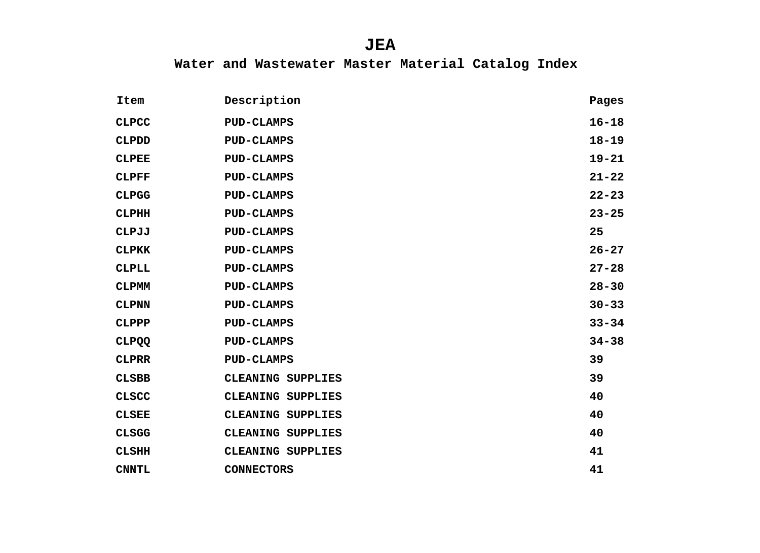# JEA

## Water and Wastewater Master Material Catalog Index

| Item | Description | Pages |
|---|---|---|
| CLPCC | PUD-CLAMPS | 16-18 |
| CLPDD | PUD-CLAMPS | 18-19 |
| CLPEE | PUD-CLAMPS | 19-21 |
| CLPFF | PUD-CLAMPS | 21-22 |
| CLPGG | PUD-CLAMPS | 22-23 |
| CLPHH | PUD-CLAMPS | 23-25 |
| CLPJJ | PUD-CLAMPS | 25 |
| CLPKK | PUD-CLAMPS | 26-27 |
| CLPLL | PUD-CLAMPS | 27-28 |
| CLPMM | PUD-CLAMPS | 28-30 |
| CLPNN | PUD-CLAMPS | 30-33 |
| CLPPP | PUD-CLAMPS | 33-34 |
| CLPQQ | PUD-CLAMPS | 34-38 |
| CLPRR | PUD-CLAMPS | 39 |
| CLSBB | CLEANING SUPPLIES | 39 |
| CLSCC | CLEANING SUPPLIES | 40 |
| CLSEE | CLEANING SUPPLIES | 40 |
| CLSGG | CLEANING SUPPLIES | 40 |
| CLSHH | CLEANING SUPPLIES | 41 |
| CNNTL | CONNECTORS | 41 |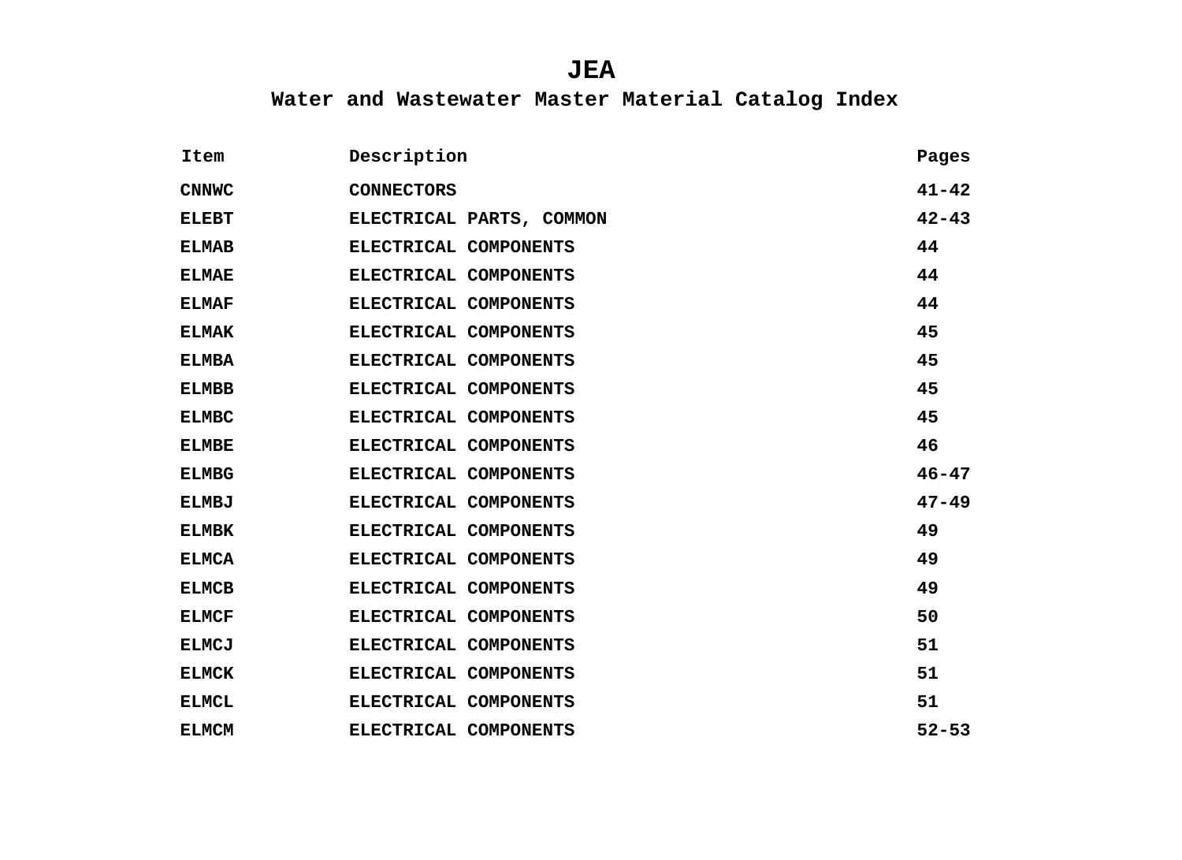# JEA

## Water and Wastewater Master Material Catalog Index

| Item | Description | Pages |
|---|---|---|
| CNNWC | CONNECTORS | 41-42 |
| ELEBT | ELECTRICAL PARTS, COMMON | 42-43 |
| ELMAB | ELECTRICAL COMPONENTS | 44 |
| ELMAE | ELECTRICAL COMPONENTS | 44 |
| ELMAF | ELECTRICAL COMPONENTS | 44 |
| ELMAK | ELECTRICAL COMPONENTS | 45 |
| ELMBA | ELECTRICAL COMPONENTS | 45 |
| ELMBB | ELECTRICAL COMPONENTS | 45 |
| ELMBC | ELECTRICAL COMPONENTS | 45 |
| ELMBE | ELECTRICAL COMPONENTS | 46 |
| ELMBG | ELECTRICAL COMPONENTS | 46-47 |
| ELMBJ | ELECTRICAL COMPONENTS | 47-49 |
| ELMBK | ELECTRICAL COMPONENTS | 49 |
| ELMCA | ELECTRICAL COMPONENTS | 49 |
| ELMCB | ELECTRICAL COMPONENTS | 49 |
| ELMCF | ELECTRICAL COMPONENTS | 50 |
| ELMCJ | ELECTRICAL COMPONENTS | 51 |
| ELMCK | ELECTRICAL COMPONENTS | 51 |
| ELMCL | ELECTRICAL COMPONENTS | 51 |
| ELMCM | ELECTRICAL COMPONENTS | 52-53 |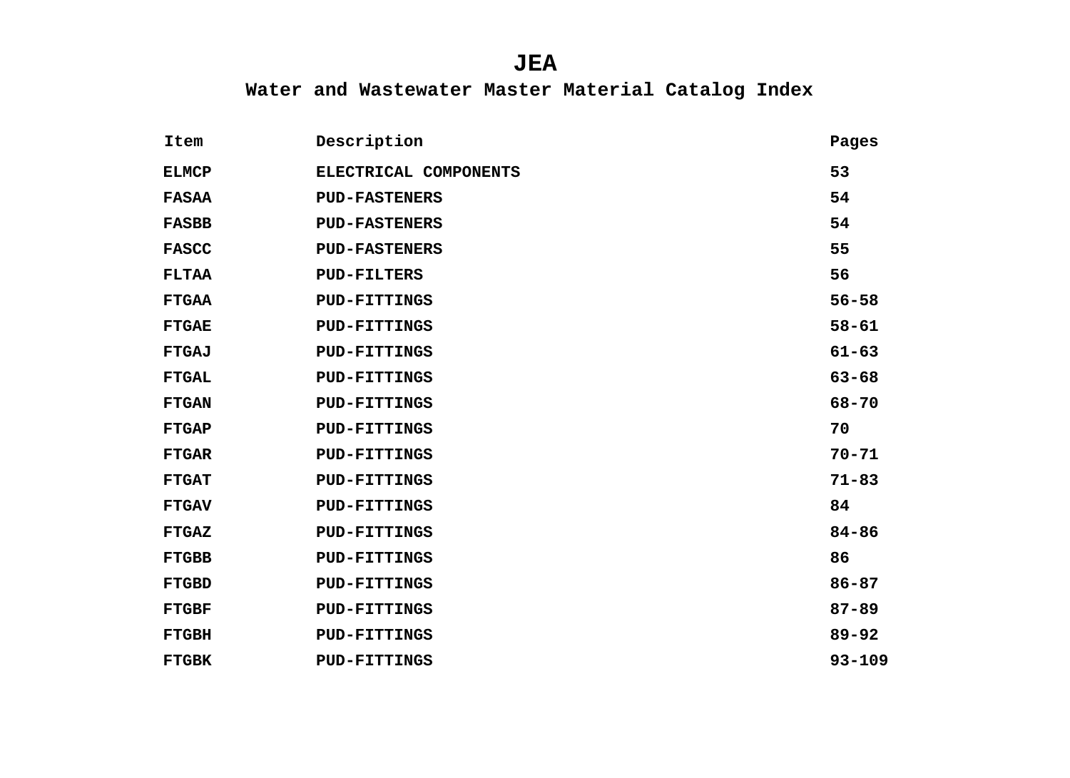# JEA

## Water and Wastewater Master Material Catalog Index

| Item | Description | Pages |
|---|---|---|
| ELMCP | ELECTRICAL COMPONENTS | 53 |
| FASAA | PUD-FASTENERS | 54 |
| FASBB | PUD-FASTENERS | 54 |
| FASCC | PUD-FASTENERS | 55 |
| FLTAA | PUD-FILTERS | 56 |
| FTGAA | PUD-FITTINGS | 56-58 |
| FTGAE | PUD-FITTINGS | 58-61 |
| FTGAJ | PUD-FITTINGS | 61-63 |
| FTGAL | PUD-FITTINGS | 63-68 |
| FTGAN | PUD-FITTINGS | 68-70 |
| FTGAP | PUD-FITTINGS | 70 |
| FTGAR | PUD-FITTINGS | 70-71 |
| FTGAT | PUD-FITTINGS | 71-83 |
| FTGAV | PUD-FITTINGS | 84 |
| FTGAZ | PUD-FITTINGS | 84-86 |
| FTGBB | PUD-FITTINGS | 86 |
| FTGBD | PUD-FITTINGS | 86-87 |
| FTGBF | PUD-FITTINGS | 87-89 |
| FTGBH | PUD-FITTINGS | 89-92 |
| FTGBK | PUD-FITTINGS | 93-109 |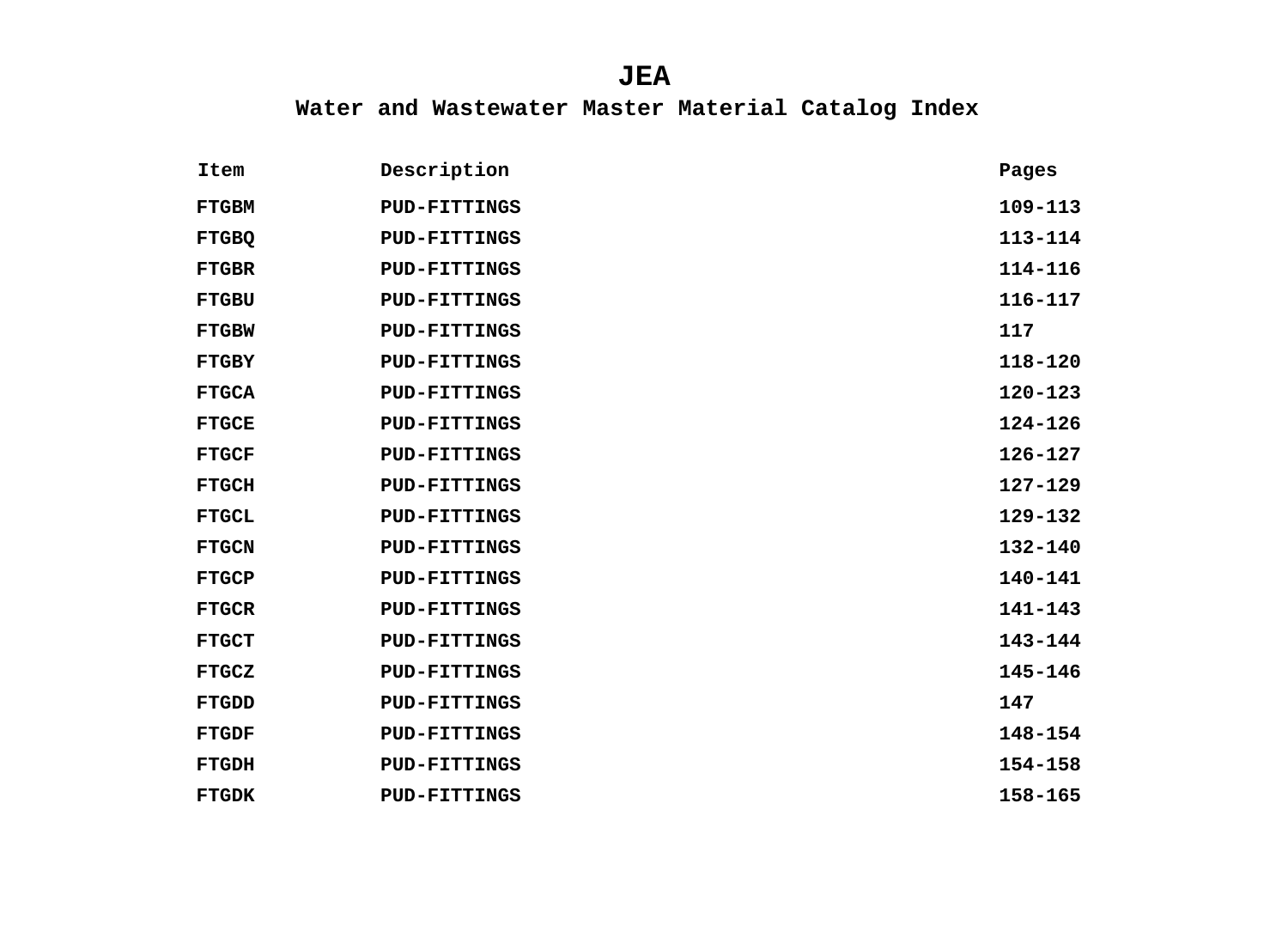# JEA

## Water and Wastewater Master Material Catalog Index

| Item | Description | Pages |
|---|---|---|
| FTGBM | PUD-FITTINGS | 109-113 |
| FTGBQ | PUD-FITTINGS | 113-114 |
| FTGBR | PUD-FITTINGS | 114-116 |
| FTGBU | PUD-FITTINGS | 116-117 |
| FTGBW | PUD-FITTINGS | 117 |
| FTGBY | PUD-FITTINGS | 118-120 |
| FTGCA | PUD-FITTINGS | 120-123 |
| FTGCE | PUD-FITTINGS | 124-126 |
| FTGCF | PUD-FITTINGS | 126-127 |
| FTGCH | PUD-FITTINGS | 127-129 |
| FTGCL | PUD-FITTINGS | 129-132 |
| FTGCN | PUD-FITTINGS | 132-140 |
| FTGCP | PUD-FITTINGS | 140-141 |
| FTGCR | PUD-FITTINGS | 141-143 |
| FTGCT | PUD-FITTINGS | 143-144 |
| FTGCZ | PUD-FITTINGS | 145-146 |
| FTGDD | PUD-FITTINGS | 147 |
| FTGDF | PUD-FITTINGS | 148-154 |
| FTGDH | PUD-FITTINGS | 154-158 |
| FTGDK | PUD-FITTINGS | 158-165 |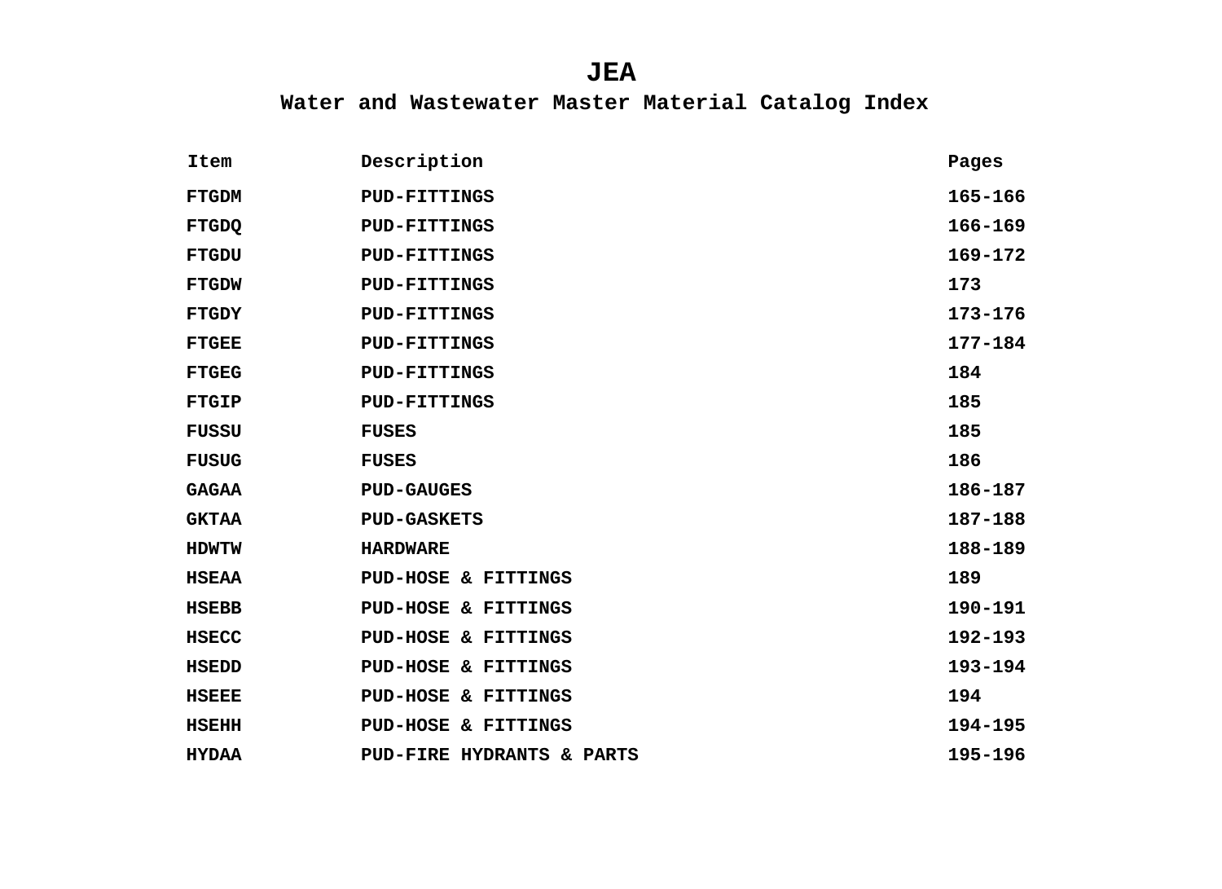# JEA

## Water and Wastewater Master Material Catalog Index

| Item | Description | Pages |
|---|---|---|
| FTGDM | PUD-FITTINGS | 165-166 |
| FTGDQ | PUD-FITTINGS | 166-169 |
| FTGDU | PUD-FITTINGS | 169-172 |
| FTGDW | PUD-FITTINGS | 173 |
| FTGDY | PUD-FITTINGS | 173-176 |
| FTGEE | PUD-FITTINGS | 177-184 |
| FTGEG | PUD-FITTINGS | 184 |
| FTGIP | PUD-FITTINGS | 185 |
| FUSSU | FUSES | 185 |
| FUSUG | FUSES | 186 |
| GAGAA | PUD-GAUGES | 186-187 |
| GKTAA | PUD-GASKETS | 187-188 |
| HDWTW | HARDWARE | 188-189 |
| HSEAA | PUD-HOSE & FITTINGS | 189 |
| HSEBB | PUD-HOSE & FITTINGS | 190-191 |
| HSECC | PUD-HOSE & FITTINGS | 192-193 |
| HSEDD | PUD-HOSE & FITTINGS | 193-194 |
| HSEEE | PUD-HOSE & FITTINGS | 194 |
| HSEHH | PUD-HOSE & FITTINGS | 194-195 |
| HYDAA | PUD-FIRE HYDRANTS & PARTS | 195-196 |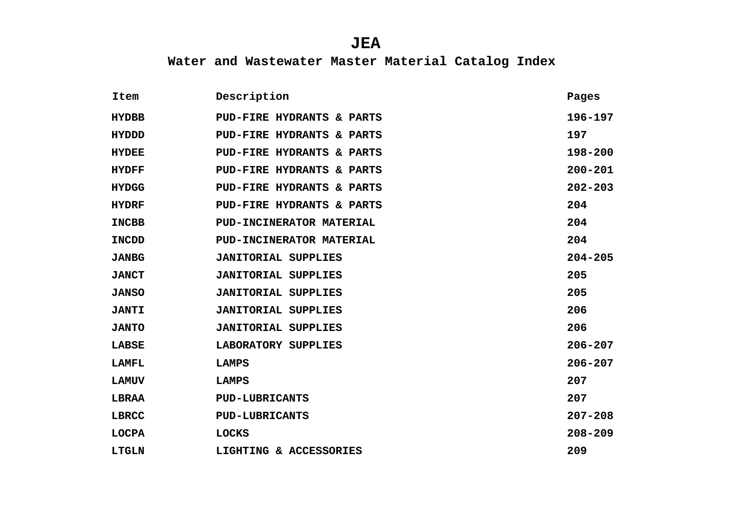# JEA

## Water and Wastewater Master Material Catalog Index

| Item | Description | Pages |
|---|---|---|
| HYDBB | PUD-FIRE HYDRANTS & PARTS | 196-197 |
| HYDDD | PUD-FIRE HYDRANTS & PARTS | 197 |
| HYDEE | PUD-FIRE HYDRANTS & PARTS | 198-200 |
| HYDFF | PUD-FIRE HYDRANTS & PARTS | 200-201 |
| HYDGG | PUD-FIRE HYDRANTS & PARTS | 202-203 |
| HYDRF | PUD-FIRE HYDRANTS & PARTS | 204 |
| INCBB | PUD-INCINERATOR MATERIAL | 204 |
| INCDD | PUD-INCINERATOR MATERIAL | 204 |
| JANBG | JANITORIAL SUPPLIES | 204-205 |
| JANCT | JANITORIAL SUPPLIES | 205 |
| JANSO | JANITORIAL SUPPLIES | 205 |
| JANTI | JANITORIAL SUPPLIES | 206 |
| JANTO | JANITORIAL SUPPLIES | 206 |
| LABSE | LABORATORY SUPPLIES | 206-207 |
| LAMFL | LAMPS | 206-207 |
| LAMUV | LAMPS | 207 |
| LBRAA | PUD-LUBRICANTS | 207 |
| LBRCC | PUD-LUBRICANTS | 207-208 |
| LOCPA | LOCKS | 208-209 |
| LTGLN | LIGHTING & ACCESSORIES | 209 |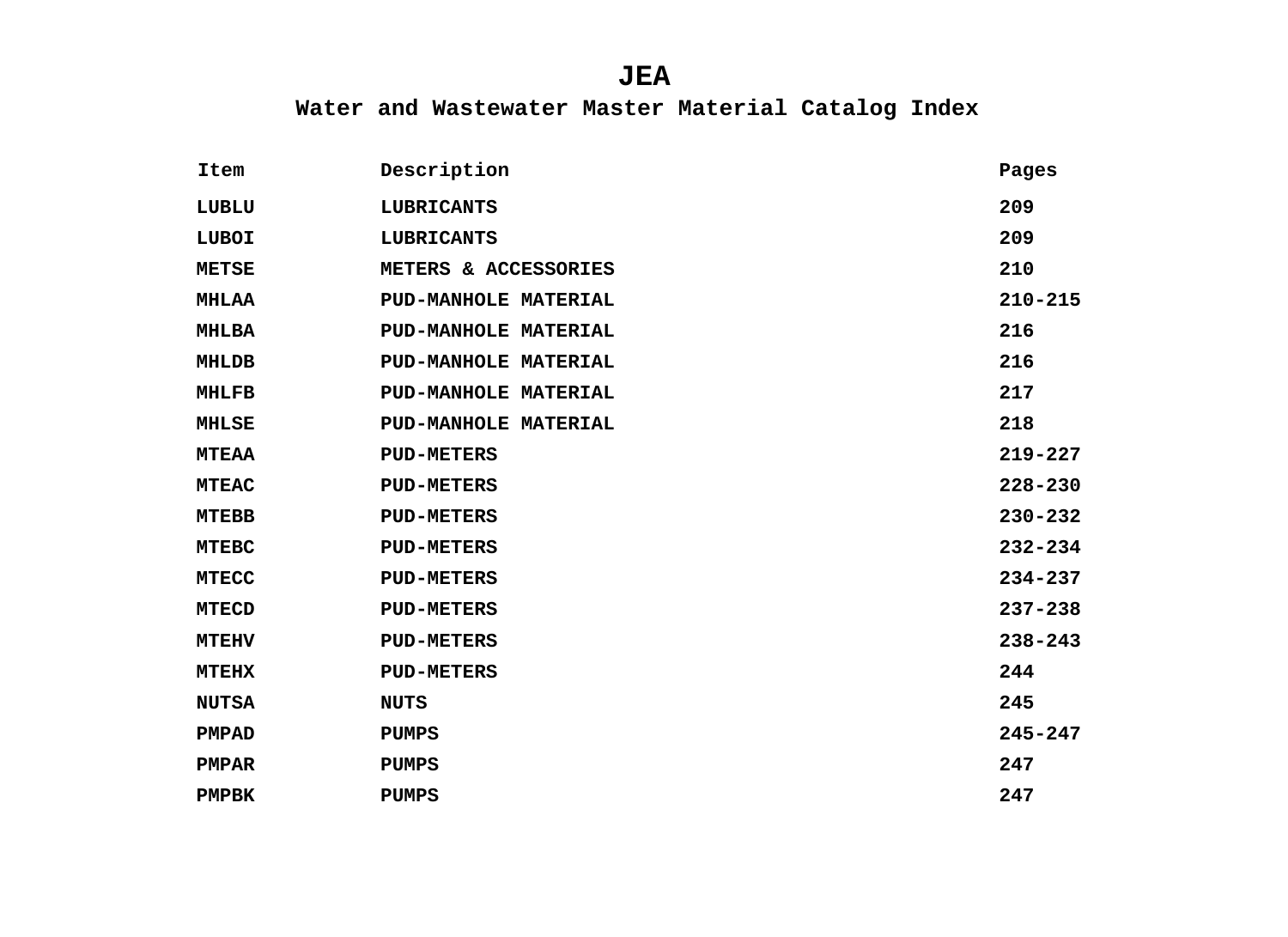# JEA

## Water and Wastewater Master Material Catalog Index

| Item | Description | Pages |
|---|---|---|
| LUBLU | LUBRICANTS | 209 |
| LUBOI | LUBRICANTS | 209 |
| METSE | METERS & ACCESSORIES | 210 |
| MHLAA | PUD-MANHOLE MATERIAL | 210-215 |
| MHLBA | PUD-MANHOLE MATERIAL | 216 |
| MHLDB | PUD-MANHOLE MATERIAL | 216 |
| MHLFB | PUD-MANHOLE MATERIAL | 217 |
| MHLSE | PUD-MANHOLE MATERIAL | 218 |
| MTEAA | PUD-METERS | 219-227 |
| MTEAC | PUD-METERS | 228-230 |
| MTEBB | PUD-METERS | 230-232 |
| MTEBC | PUD-METERS | 232-234 |
| MTECC | PUD-METERS | 234-237 |
| MTECD | PUD-METERS | 237-238 |
| MTEHV | PUD-METERS | 238-243 |
| MTEHX | PUD-METERS | 244 |
| NUTSA | NUTS | 245 |
| PMPAD | PUMPS | 245-247 |
| PMPAR | PUMPS | 247 |
| PMPBK | PUMPS | 247 |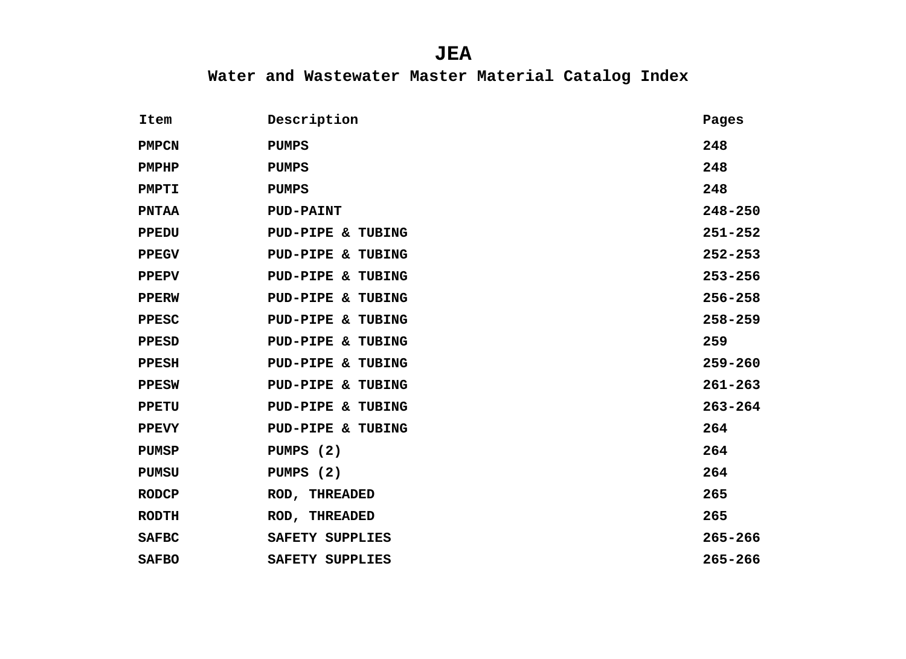# JEA

## Water and Wastewater Master Material Catalog Index

| Item | Description | Pages |
| --- | --- | --- |
| PMPCN | PUMPS | 248 |
| PMPHP | PUMPS | 248 |
| PMPTI | PUMPS | 248 |
| PNTAA | PUD-PAINT | 248-250 |
| PPEDU | PUD-PIPE & TUBING | 251-252 |
| PPEGV | PUD-PIPE & TUBING | 252-253 |
| PPEPV | PUD-PIPE & TUBING | 253-256 |
| PPERW | PUD-PIPE & TUBING | 256-258 |
| PPESC | PUD-PIPE & TUBING | 258-259 |
| PPESD | PUD-PIPE & TUBING | 259 |
| PPESH | PUD-PIPE & TUBING | 259-260 |
| PPESW | PUD-PIPE & TUBING | 261-263 |
| PPETU | PUD-PIPE & TUBING | 263-264 |
| PPEVY | PUD-PIPE & TUBING | 264 |
| PUMSP | PUMPS (2) | 264 |
| PUMSU | PUMPS (2) | 264 |
| RODCP | ROD, THREADED | 265 |
| RODTH | ROD, THREADED | 265 |
| SAFBC | SAFETY SUPPLIES | 265-266 |
| SAFBO | SAFETY SUPPLIES | 265-266 |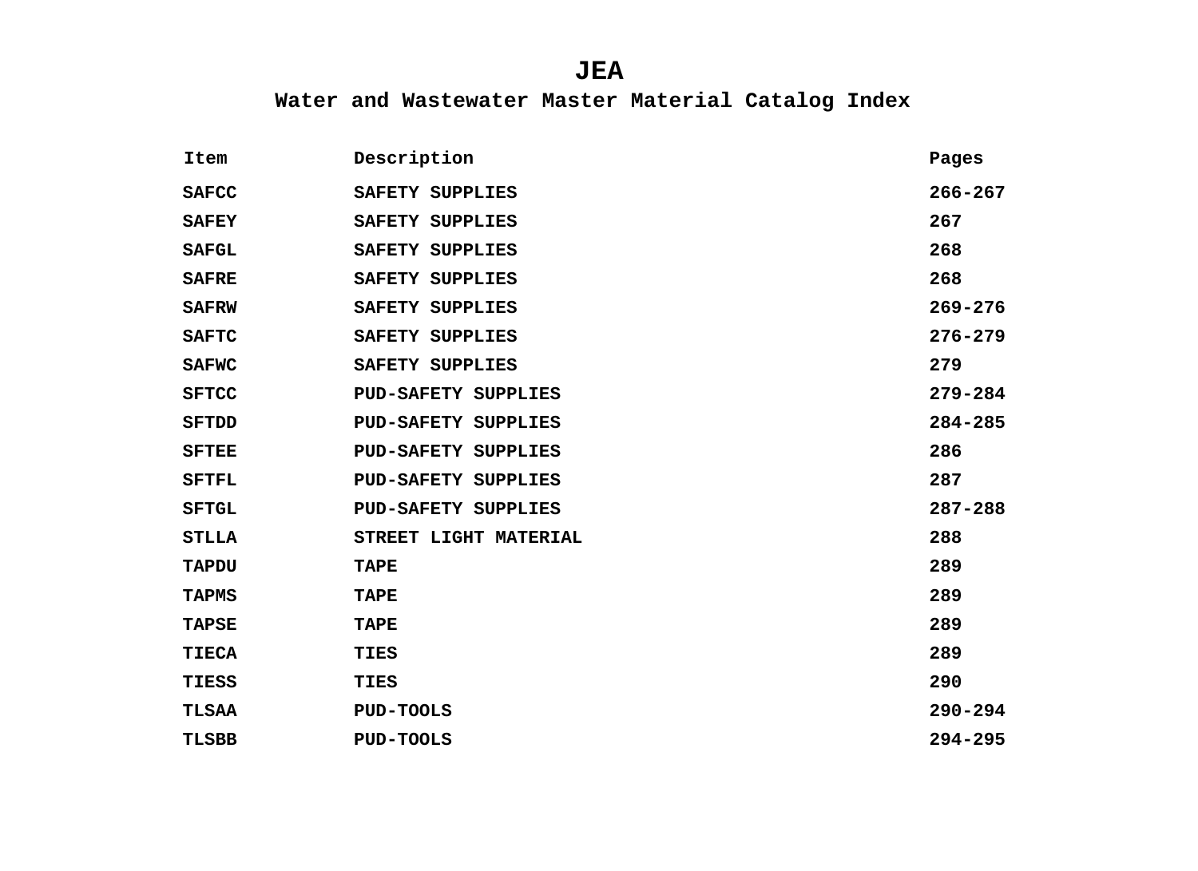# JEA

## Water and Wastewater Master Material Catalog Index

| Item | Description | Pages |
|---|---|---|
| SAFCC | SAFETY SUPPLIES | 266-267 |
| SAFEY | SAFETY SUPPLIES | 267 |
| SAFGL | SAFETY SUPPLIES | 268 |
| SAFRE | SAFETY SUPPLIES | 268 |
| SAFRW | SAFETY SUPPLIES | 269-276 |
| SAFTC | SAFETY SUPPLIES | 276-279 |
| SAFWC | SAFETY SUPPLIES | 279 |
| SFTCC | PUD-SAFETY SUPPLIES | 279-284 |
| SFTDD | PUD-SAFETY SUPPLIES | 284-285 |
| SFTEE | PUD-SAFETY SUPPLIES | 286 |
| SFTFL | PUD-SAFETY SUPPLIES | 287 |
| SFTGL | PUD-SAFETY SUPPLIES | 287-288 |
| STLLA | STREET LIGHT MATERIAL | 288 |
| TAPDU | TAPE | 289 |
| TAPMS | TAPE | 289 |
| TAPSE | TAPE | 289 |
| TIECA | TIES | 289 |
| TIESS | TIES | 290 |
| TLSAA | PUD-TOOLS | 290-294 |
| TLSBB | PUD-TOOLS | 294-295 |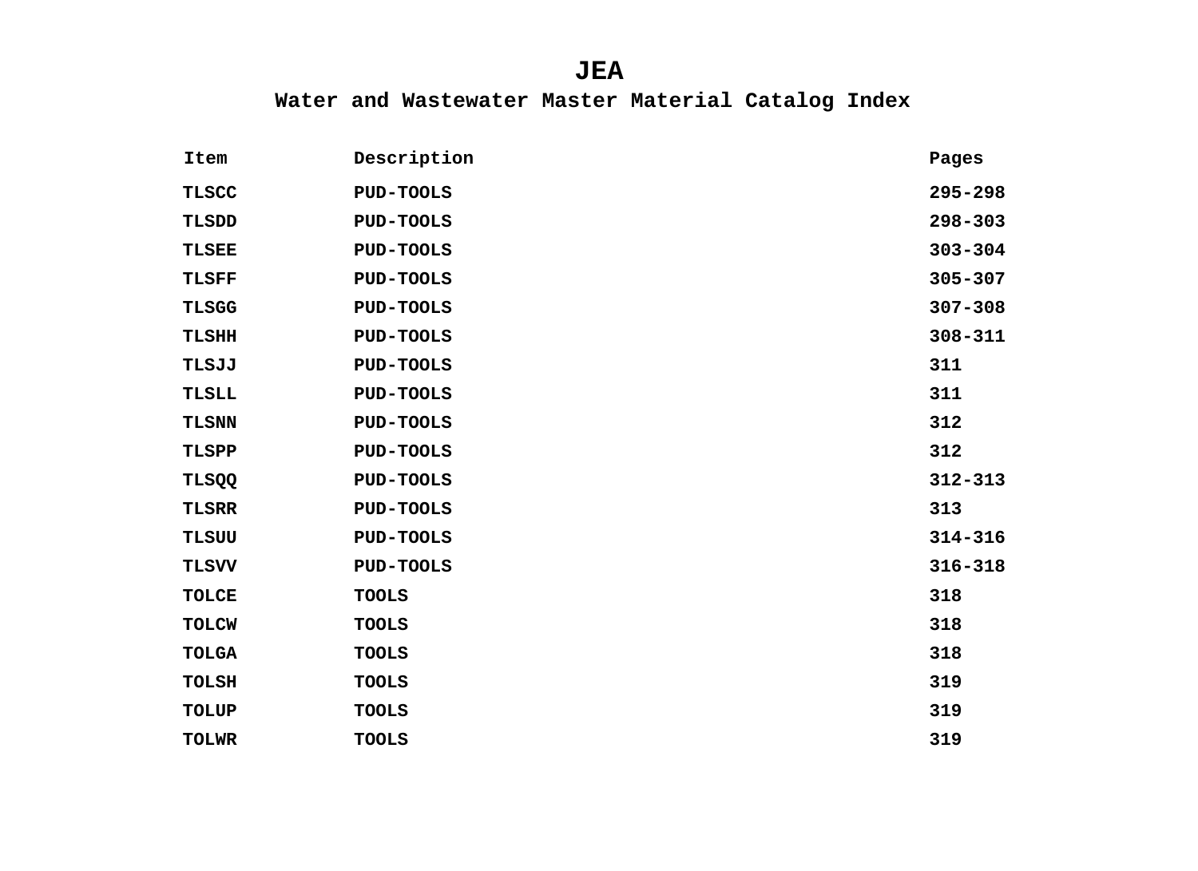# JEA

## Water and Wastewater Master Material Catalog Index

| Item | Description | Pages |
| --- | --- | --- |
| TLSCC | PUD-TOOLS | 295-298 |
| TLSDD | PUD-TOOLS | 298-303 |
| TLSEE | PUD-TOOLS | 303-304 |
| TLSFF | PUD-TOOLS | 305-307 |
| TLSGG | PUD-TOOLS | 307-308 |
| TLSHH | PUD-TOOLS | 308-311 |
| TLSJJ | PUD-TOOLS | 311 |
| TLSLL | PUD-TOOLS | 311 |
| TLSNN | PUD-TOOLS | 312 |
| TLSPP | PUD-TOOLS | 312 |
| TLSQQ | PUD-TOOLS | 312-313 |
| TLSRR | PUD-TOOLS | 313 |
| TLSUU | PUD-TOOLS | 314-316 |
| TLSVV | PUD-TOOLS | 316-318 |
| TOLCE | TOOLS | 318 |
| TOLCW | TOOLS | 318 |
| TOLGA | TOOLS | 318 |
| TOLSH | TOOLS | 319 |
| TOLUP | TOOLS | 319 |
| TOLWR | TOOLS | 319 |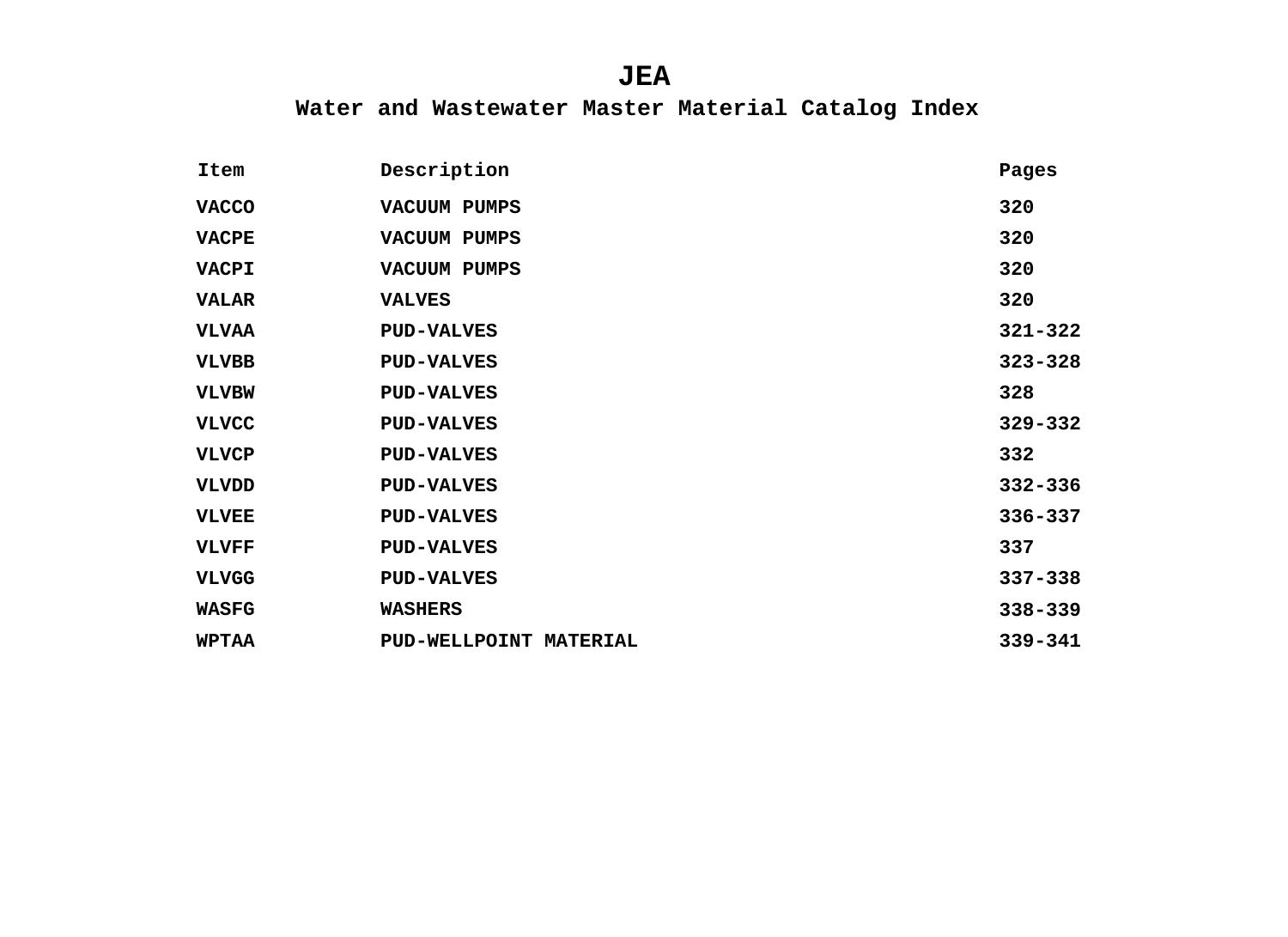# JEA

## Water and Wastewater Master Material Catalog Index

| Item | Description | Pages |
|---|---|---|
| VACCO | VACUUM PUMPS | 320 |
| VACPE | VACUUM PUMPS | 320 |
| VACPI | VACUUM PUMPS | 320 |
| VALAR | VALVES | 320 |
| VLVAA | PUD-VALVES | 321-322 |
| VLVBB | PUD-VALVES | 323-328 |
| VLVBW | PUD-VALVES | 328 |
| VLVCC | PUD-VALVES | 329-332 |
| VLVCP | PUD-VALVES | 332 |
| VLVDD | PUD-VALVES | 332-336 |
| VLVEE | PUD-VALVES | 336-337 |
| VLVFF | PUD-VALVES | 337 |
| VLVGG | PUD-VALVES | 337-338 |
| WASFG | WASHERS | 338-339 |
| WPTAA | PUD-WELLPOINT MATERIAL | 339-341 |